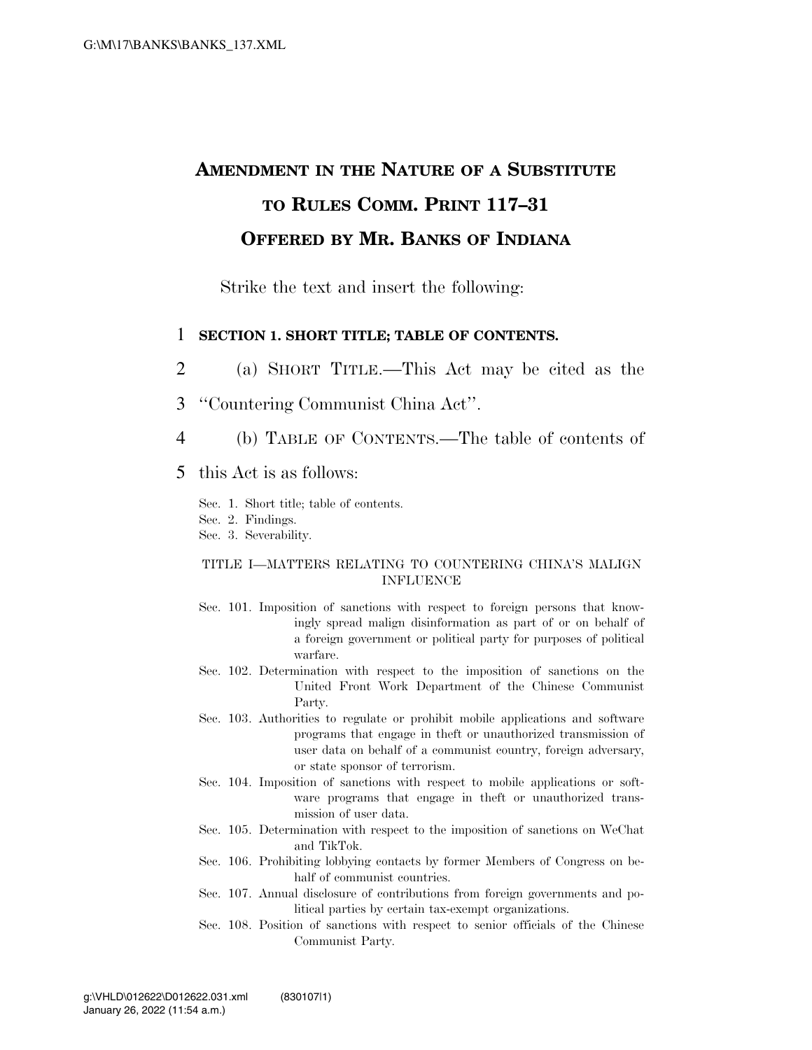# AMENDMENT IN THE NATURE OF A SUBSTITUTE TO RULES COMM. PRINT 117–31 OFFERED BY MR. BANKS OF INDIANA

Strike the text and insert the following:

**SECTION 1. SHORT TITLE; TABLE OF CONTENTS.**

(a) SHORT TITLE.—This Act may be cited as the "Countering Communist China Act".

(b) TABLE OF CONTENTS.—The table of contents of this Act is as follows:

Sec. 1. Short title; table of contents.
Sec. 2. Findings.
Sec. 3. Severability.

TITLE I—MATTERS RELATING TO COUNTERING CHINA'S MALIGN INFLUENCE

Sec. 101. Imposition of sanctions with respect to foreign persons that knowingly spread malign disinformation as part of or on behalf of a foreign government or political party for purposes of political warfare.
Sec. 102. Determination with respect to the imposition of sanctions on the United Front Work Department of the Chinese Communist Party.
Sec. 103. Authorities to regulate or prohibit mobile applications and software programs that engage in theft or unauthorized transmission of user data on behalf of a communist country, foreign adversary, or state sponsor of terrorism.
Sec. 104. Imposition of sanctions with respect to mobile applications or software programs that engage in theft or unauthorized transmission of user data.
Sec. 105. Determination with respect to the imposition of sanctions on WeChat and TikTok.
Sec. 106. Prohibiting lobbying contacts by former Members of Congress on behalf of communist countries.
Sec. 107. Annual disclosure of contributions from foreign governments and political parties by certain tax-exempt organizations.
Sec. 108. Position of sanctions with respect to senior officials of the Chinese Communist Party.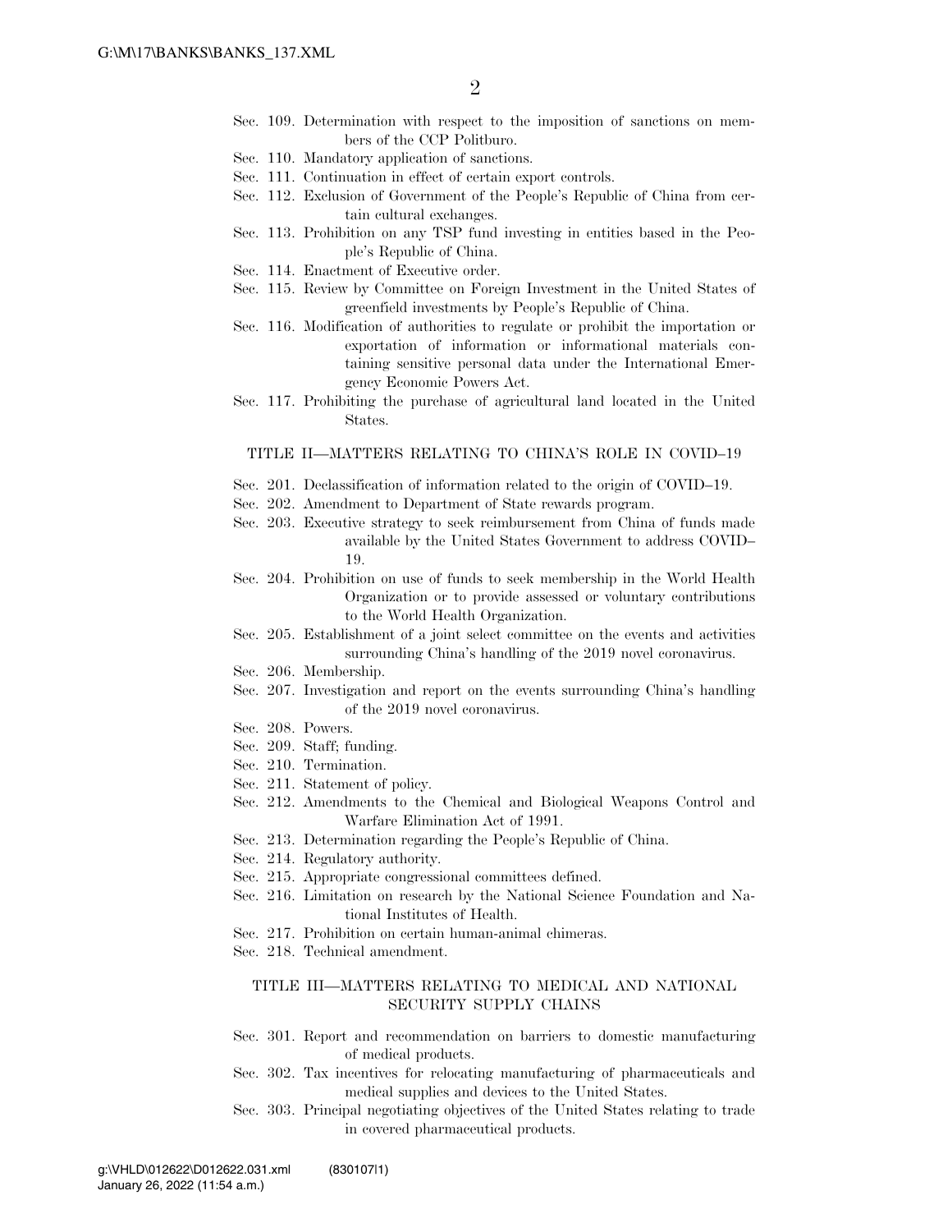Sec. 109. Determination with respect to the imposition of sanctions on members of the CCP Politburo.
Sec. 110. Mandatory application of sanctions.
Sec. 111. Continuation in effect of certain export controls.
Sec. 112. Exclusion of Government of the People's Republic of China from certain cultural exchanges.
Sec. 113. Prohibition on any TSP fund investing in entities based in the People's Republic of China.
Sec. 114. Enactment of Executive order.
Sec. 115. Review by Committee on Foreign Investment in the United States of greenfield investments by People's Republic of China.
Sec. 116. Modification of authorities to regulate or prohibit the importation or exportation of information or informational materials containing sensitive personal data under the International Emergency Economic Powers Act.
Sec. 117. Prohibiting the purchase of agricultural land located in the United States.

TITLE II—MATTERS RELATING TO CHINA'S ROLE IN COVID–19

Sec. 201. Declassification of information related to the origin of COVID–19.
Sec. 202. Amendment to Department of State rewards program.
Sec. 203. Executive strategy to seek reimbursement from China of funds made available by the United States Government to address COVID–19.
Sec. 204. Prohibition on use of funds to seek membership in the World Health Organization or to provide assessed or voluntary contributions to the World Health Organization.
Sec. 205. Establishment of a joint select committee on the events and activities surrounding China's handling of the 2019 novel coronavirus.
Sec. 206. Membership.
Sec. 207. Investigation and report on the events surrounding China's handling of the 2019 novel coronavirus.
Sec. 208. Powers.
Sec. 209. Staff; funding.
Sec. 210. Termination.
Sec. 211. Statement of policy.
Sec. 212. Amendments to the Chemical and Biological Weapons Control and Warfare Elimination Act of 1991.
Sec. 213. Determination regarding the People's Republic of China.
Sec. 214. Regulatory authority.
Sec. 215. Appropriate congressional committees defined.
Sec. 216. Limitation on research by the National Science Foundation and National Institutes of Health.
Sec. 217. Prohibition on certain human-animal chimeras.
Sec. 218. Technical amendment.

TITLE III—MATTERS RELATING TO MEDICAL AND NATIONAL SECURITY SUPPLY CHAINS

Sec. 301. Report and recommendation on barriers to domestic manufacturing of medical products.
Sec. 302. Tax incentives for relocating manufacturing of pharmaceuticals and medical supplies and devices to the United States.
Sec. 303. Principal negotiating objectives of the United States relating to trade in covered pharmaceutical products.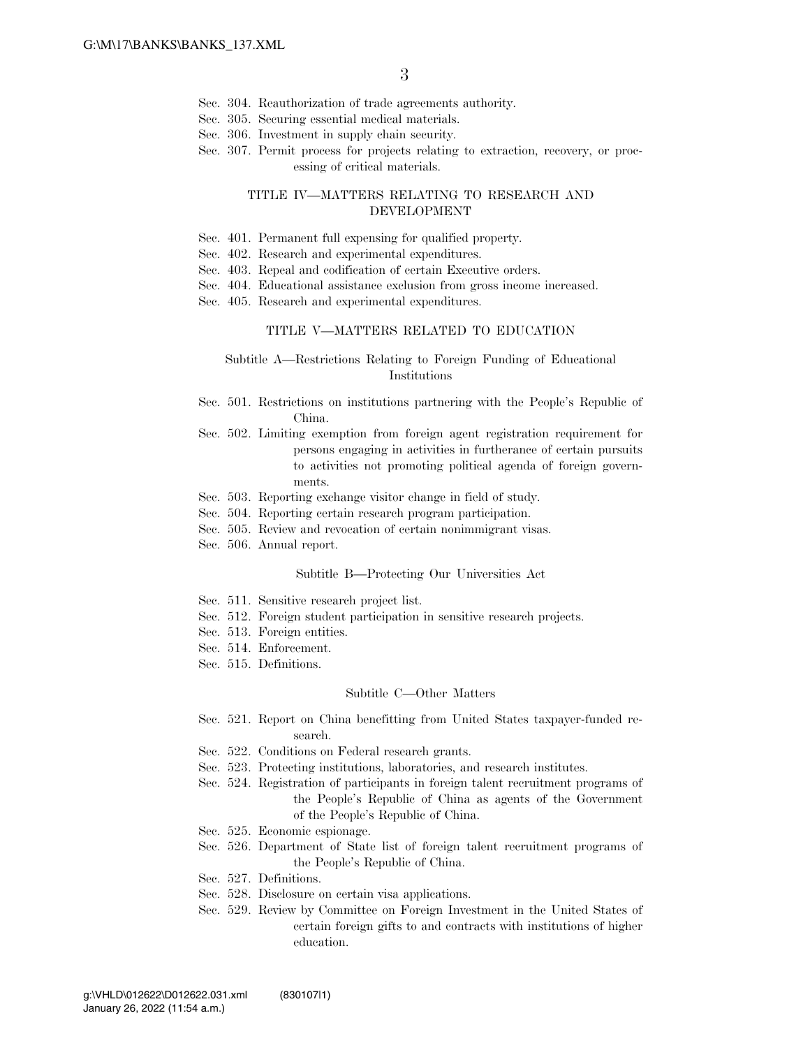Sec. 304. Reauthorization of trade agreements authority.
Sec. 305. Securing essential medical materials.
Sec. 306. Investment in supply chain security.
Sec. 307. Permit process for projects relating to extraction, recovery, or processing of critical materials.

### TITLE IV—MATTERS RELATING TO RESEARCH AND DEVELOPMENT

Sec. 401. Permanent full expensing for qualified property.
Sec. 402. Research and experimental expenditures.
Sec. 403. Repeal and codification of certain Executive orders.
Sec. 404. Educational assistance exclusion from gross income increased.
Sec. 405. Research and experimental expenditures.

### TITLE V—MATTERS RELATED TO EDUCATION

#### Subtitle A—Restrictions Relating to Foreign Funding of Educational Institutions

Sec. 501. Restrictions on institutions partnering with the People's Republic of China.
Sec. 502. Limiting exemption from foreign agent registration requirement for persons engaging in activities in furtherance of certain pursuits to activities not promoting political agenda of foreign governments.
Sec. 503. Reporting exchange visitor change in field of study.
Sec. 504. Reporting certain research program participation.
Sec. 505. Review and revocation of certain nonimmigrant visas.
Sec. 506. Annual report.

#### Subtitle B—Protecting Our Universities Act

Sec. 511. Sensitive research project list.
Sec. 512. Foreign student participation in sensitive research projects.
Sec. 513. Foreign entities.
Sec. 514. Enforcement.
Sec. 515. Definitions.

#### Subtitle C—Other Matters

Sec. 521. Report on China benefitting from United States taxpayer-funded research.
Sec. 522. Conditions on Federal research grants.
Sec. 523. Protecting institutions, laboratories, and research institutes.
Sec. 524. Registration of participants in foreign talent recruitment programs of the People's Republic of China as agents of the Government of the People's Republic of China.
Sec. 525. Economic espionage.
Sec. 526. Department of State list of foreign talent recruitment programs of the People's Republic of China.
Sec. 527. Definitions.
Sec. 528. Disclosure on certain visa applications.
Sec. 529. Review by Committee on Foreign Investment in the United States of certain foreign gifts to and contracts with institutions of higher education.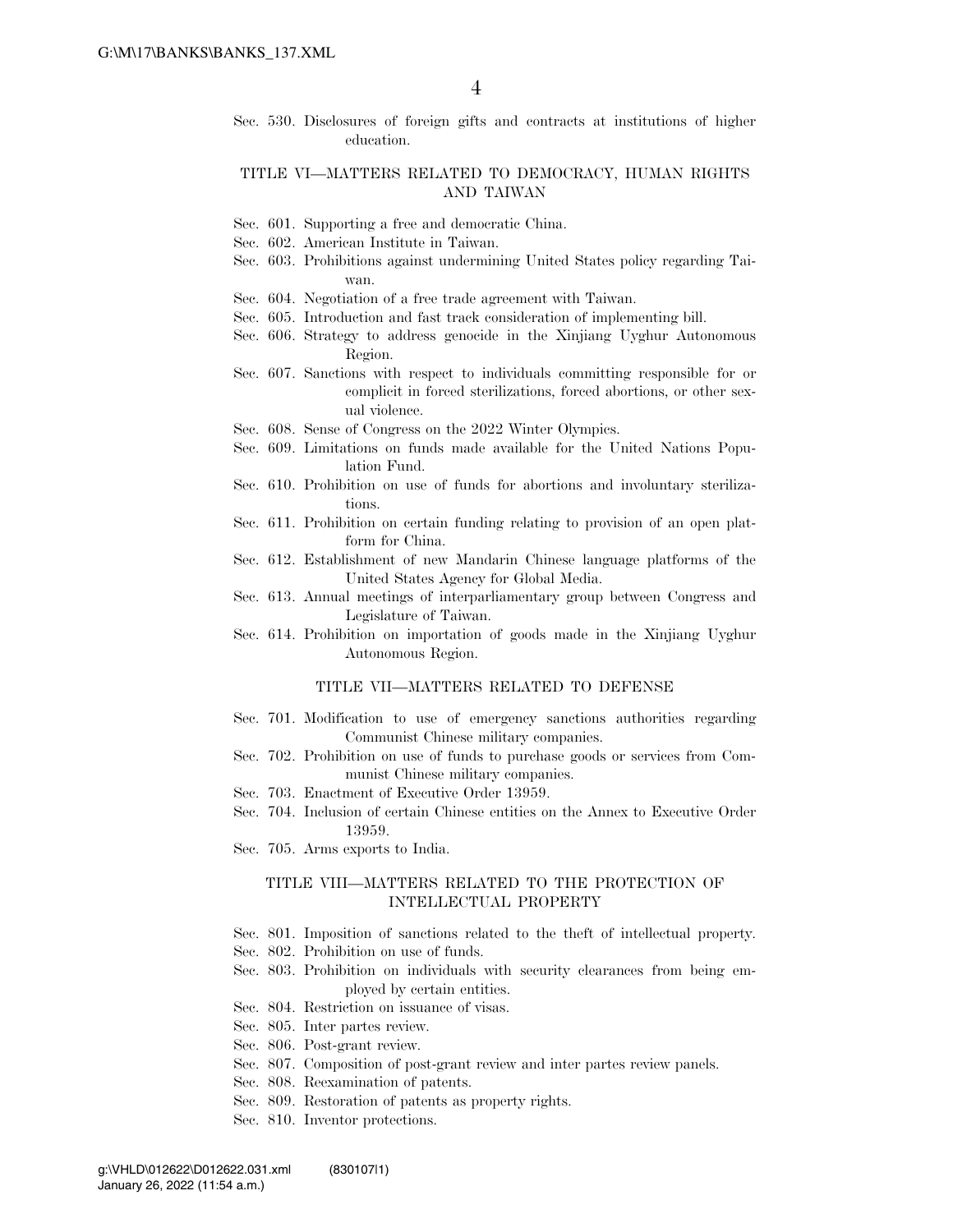Sec. 530. Disclosures of foreign gifts and contracts at institutions of higher education.

TITLE VI—MATTERS RELATED TO DEMOCRACY, HUMAN RIGHTS AND TAIWAN

Sec. 601. Supporting a free and democratic China.
Sec. 602. American Institute in Taiwan.
Sec. 603. Prohibitions against undermining United States policy regarding Taiwan.
Sec. 604. Negotiation of a free trade agreement with Taiwan.
Sec. 605. Introduction and fast track consideration of implementing bill.
Sec. 606. Strategy to address genocide in the Xinjiang Uyghur Autonomous Region.
Sec. 607. Sanctions with respect to individuals committing responsible for or complicit in forced sterilizations, forced abortions, or other sexual violence.
Sec. 608. Sense of Congress on the 2022 Winter Olympics.
Sec. 609. Limitations on funds made available for the United Nations Population Fund.
Sec. 610. Prohibition on use of funds for abortions and involuntary sterilizations.
Sec. 611. Prohibition on certain funding relating to provision of an open platform for China.
Sec. 612. Establishment of new Mandarin Chinese language platforms of the United States Agency for Global Media.
Sec. 613. Annual meetings of interparliamentary group between Congress and Legislature of Taiwan.
Sec. 614. Prohibition on importation of goods made in the Xinjiang Uyghur Autonomous Region.

TITLE VII—MATTERS RELATED TO DEFENSE

Sec. 701. Modification to use of emergency sanctions authorities regarding Communist Chinese military companies.
Sec. 702. Prohibition on use of funds to purchase goods or services from Communist Chinese military companies.
Sec. 703. Enactment of Executive Order 13959.
Sec. 704. Inclusion of certain Chinese entities on the Annex to Executive Order 13959.
Sec. 705. Arms exports to India.

TITLE VIII—MATTERS RELATED TO THE PROTECTION OF INTELLECTUAL PROPERTY

Sec. 801. Imposition of sanctions related to the theft of intellectual property.
Sec. 802. Prohibition on use of funds.
Sec. 803. Prohibition on individuals with security clearances from being employed by certain entities.
Sec. 804. Restriction on issuance of visas.
Sec. 805. Inter partes review.
Sec. 806. Post-grant review.
Sec. 807. Composition of post-grant review and inter partes review panels.
Sec. 808. Reexamination of patents.
Sec. 809. Restoration of patents as property rights.
Sec. 810. Inventor protections.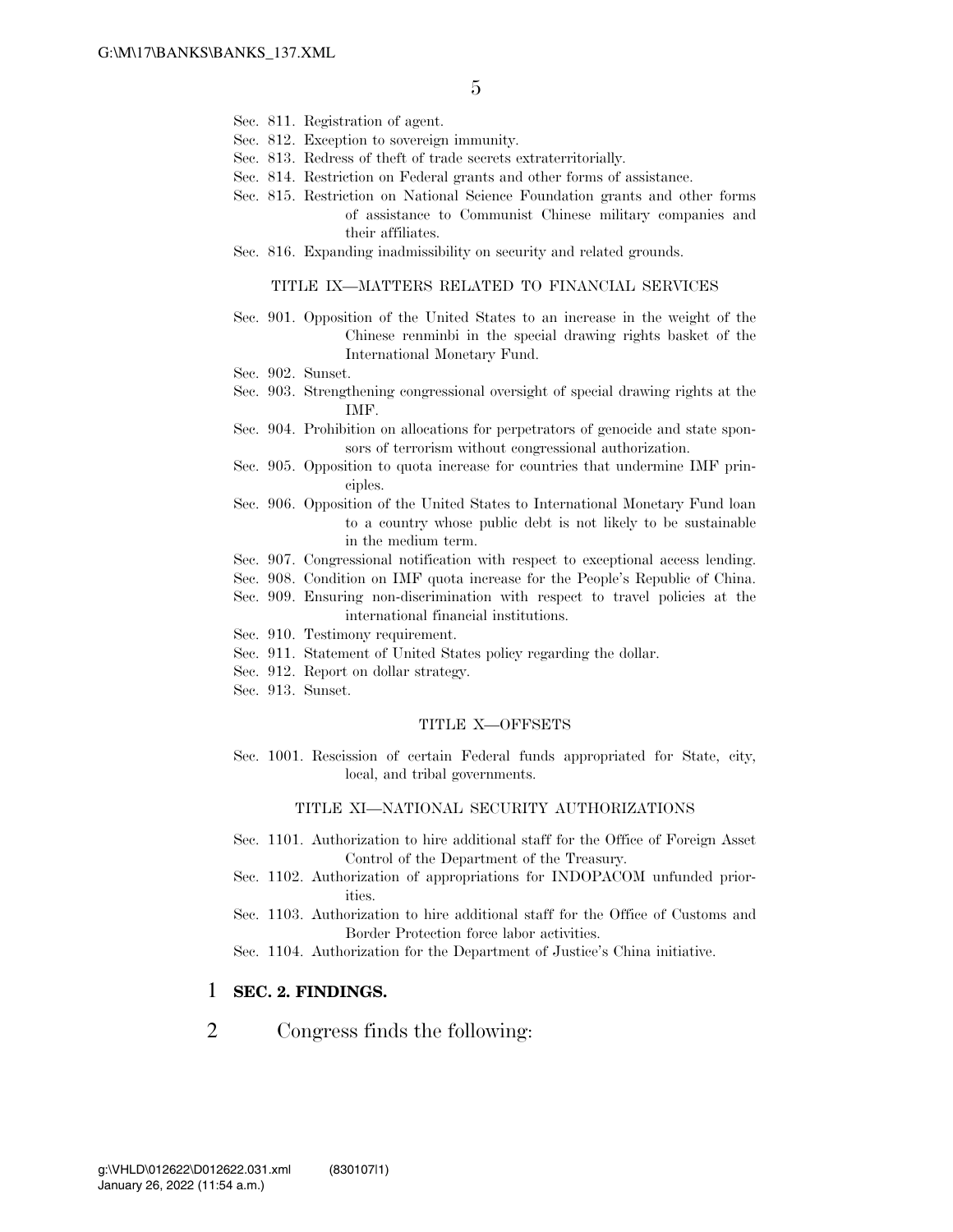Sec. 811. Registration of agent.
Sec. 812. Exception to sovereign immunity.
Sec. 813. Redress of theft of trade secrets extraterritorially.
Sec. 814. Restriction on Federal grants and other forms of assistance.
Sec. 815. Restriction on National Science Foundation grants and other forms of assistance to Communist Chinese military companies and their affiliates.
Sec. 816. Expanding inadmissibility on security and related grounds.

TITLE IX—MATTERS RELATED TO FINANCIAL SERVICES

Sec. 901. Opposition of the United States to an increase in the weight of the Chinese renminbi in the special drawing rights basket of the International Monetary Fund.
Sec. 902. Sunset.
Sec. 903. Strengthening congressional oversight of special drawing rights at the IMF.
Sec. 904. Prohibition on allocations for perpetrators of genocide and state sponsors of terrorism without congressional authorization.
Sec. 905. Opposition to quota increase for countries that undermine IMF principles.
Sec. 906. Opposition of the United States to International Monetary Fund loan to a country whose public debt is not likely to be sustainable in the medium term.
Sec. 907. Congressional notification with respect to exceptional access lending.
Sec. 908. Condition on IMF quota increase for the People's Republic of China.
Sec. 909. Ensuring non-discrimination with respect to travel policies at the international financial institutions.
Sec. 910. Testimony requirement.
Sec. 911. Statement of United States policy regarding the dollar.
Sec. 912. Report on dollar strategy.
Sec. 913. Sunset.

TITLE X—OFFSETS

Sec. 1001. Rescission of certain Federal funds appropriated for State, city, local, and tribal governments.

TITLE XI—NATIONAL SECURITY AUTHORIZATIONS

Sec. 1101. Authorization to hire additional staff for the Office of Foreign Asset Control of the Department of the Treasury.
Sec. 1102. Authorization of appropriations for INDOPACOM unfunded priorities.
Sec. 1103. Authorization to hire additional staff for the Office of Customs and Border Protection force labor activities.
Sec. 1104. Authorization for the Department of Justice's China initiative.

1 **SEC. 2. FINDINGS.**

2 Congress finds the following: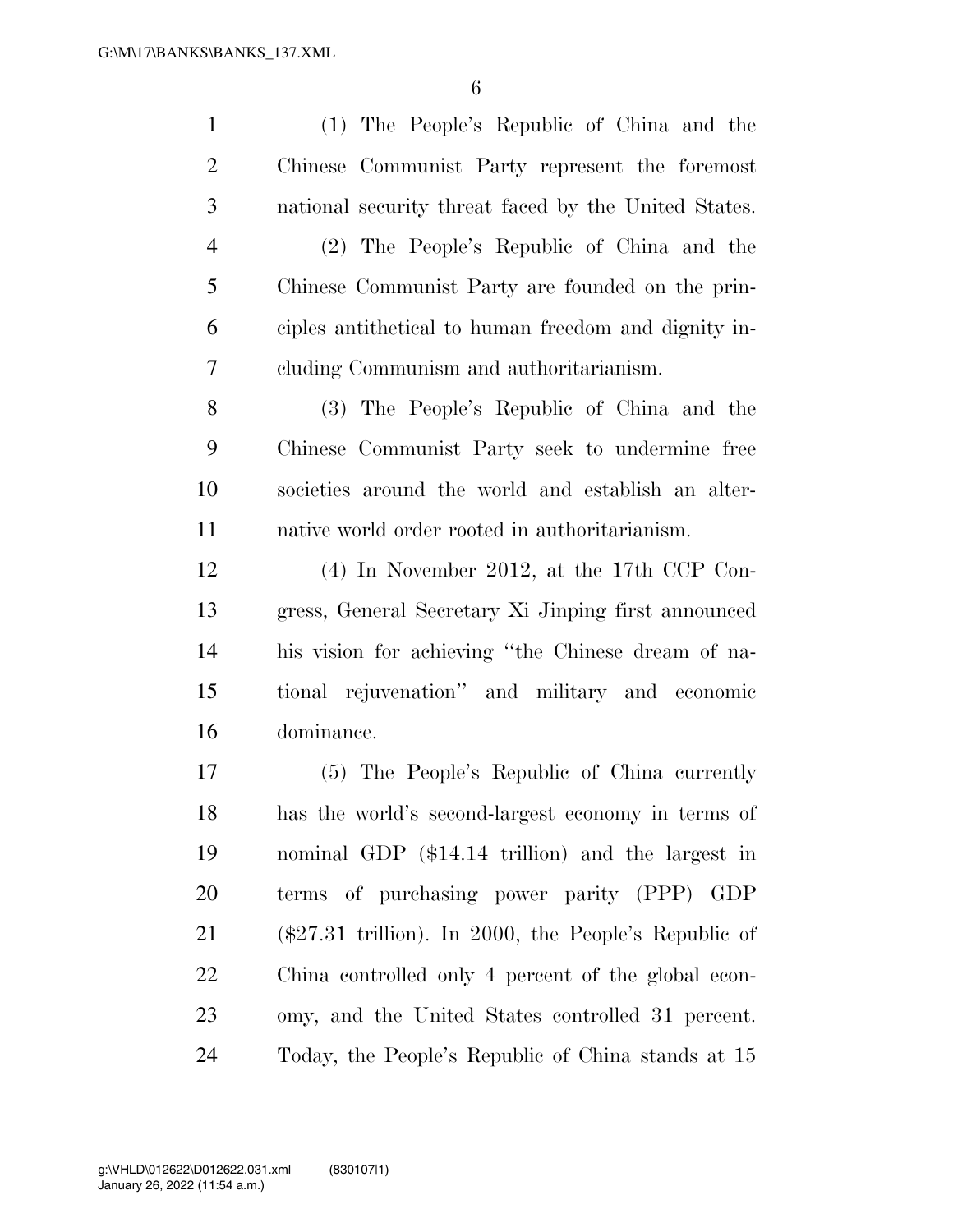(1) The People's Republic of China and the Chinese Communist Party represent the foremost national security threat faced by the United States.

(2) The People's Republic of China and the Chinese Communist Party are founded on the principles antithetical to human freedom and dignity including Communism and authoritarianism.

(3) The People's Republic of China and the Chinese Communist Party seek to undermine free societies around the world and establish an alternative world order rooted in authoritarianism.

(4) In November 2012, at the 17th CCP Congress, General Secretary Xi Jinping first announced his vision for achieving "the Chinese dream of national rejuvenation" and military and economic dominance.

(5) The People's Republic of China currently has the world's second-largest economy in terms of nominal GDP ($14.14 trillion) and the largest in terms of purchasing power parity (PPP) GDP ($27.31 trillion). In 2000, the People's Republic of China controlled only 4 percent of the global economy, and the United States controlled 31 percent. Today, the People's Republic of China stands at 15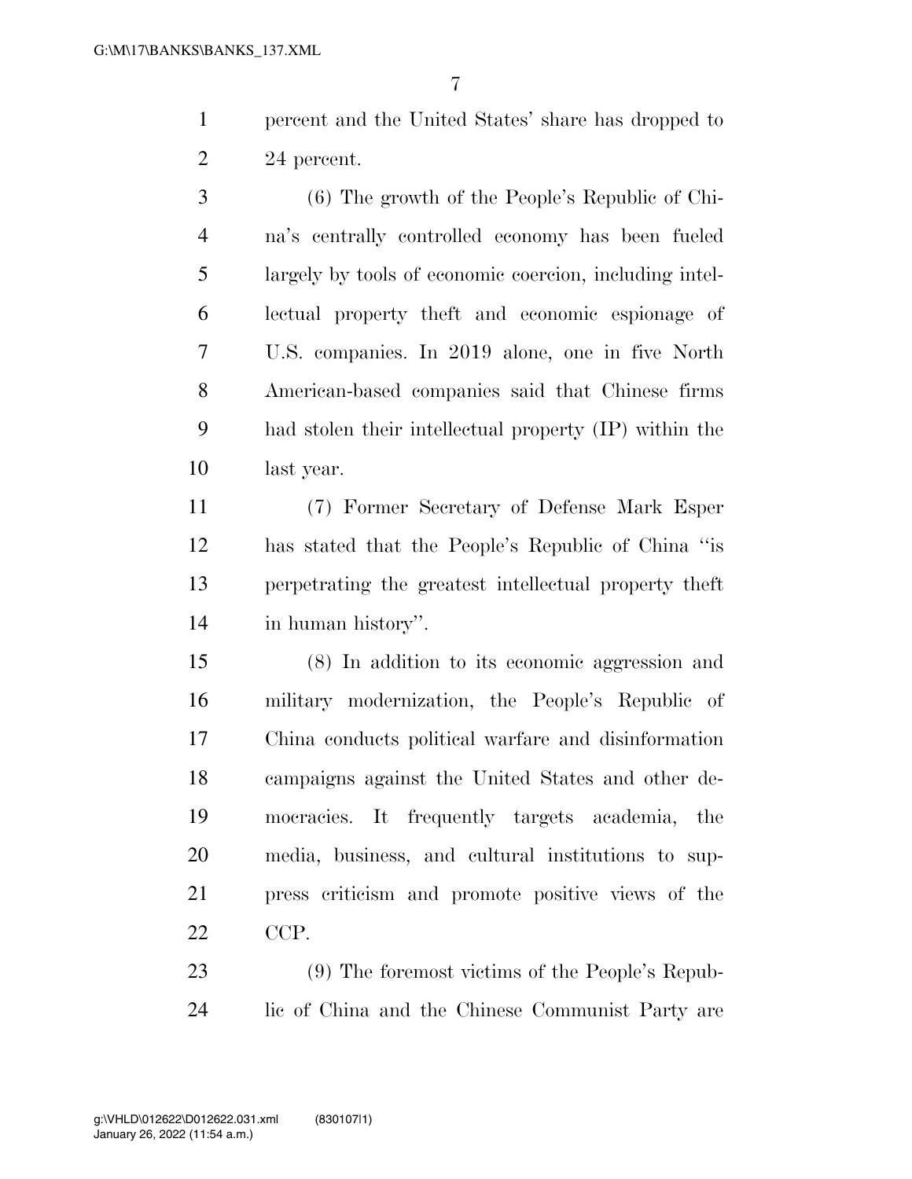percent and the United States' share has dropped to 24 percent.

(6) The growth of the People's Republic of China's centrally controlled economy has been fueled largely by tools of economic coercion, including intellectual property theft and economic espionage of U.S. companies. In 2019 alone, one in five North American-based companies said that Chinese firms had stolen their intellectual property (IP) within the last year.

(7) Former Secretary of Defense Mark Esper has stated that the People's Republic of China "is perpetrating the greatest intellectual property theft in human history".

(8) In addition to its economic aggression and military modernization, the People's Republic of China conducts political warfare and disinformation campaigns against the United States and other democracies. It frequently targets academia, the media, business, and cultural institutions to suppress criticism and promote positive views of the CCP.

(9) The foremost victims of the People's Republic of China and the Chinese Communist Party are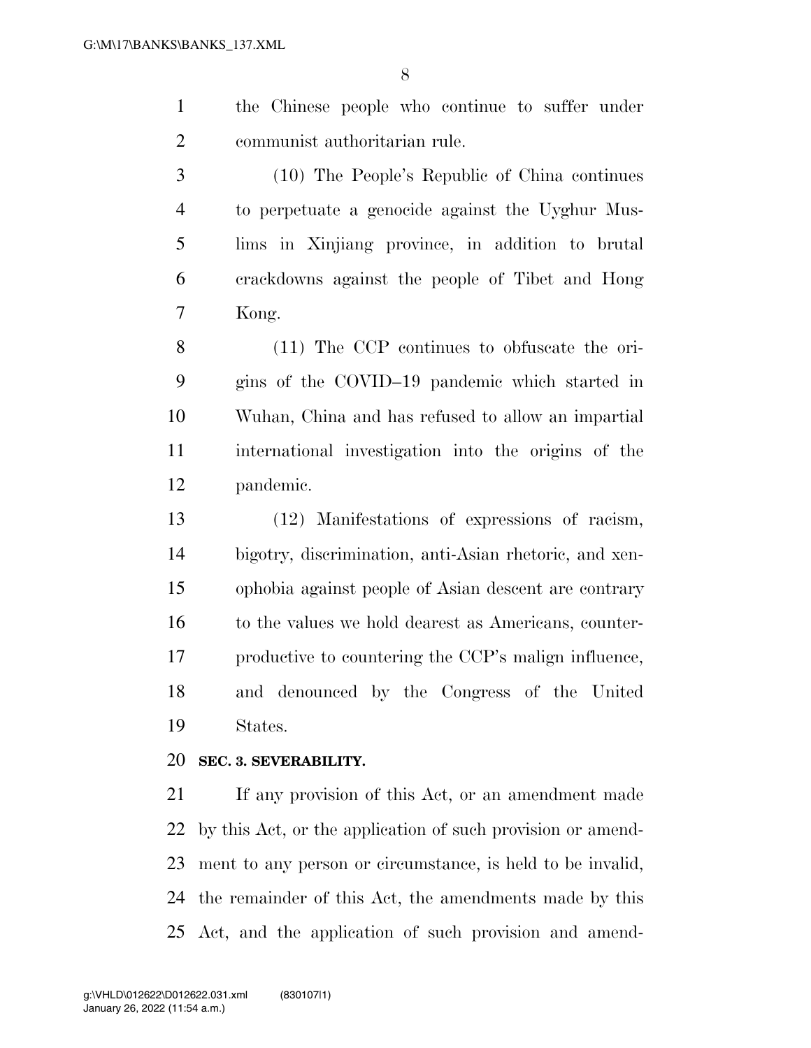the Chinese people who continue to suffer under communist authoritarian rule.

(10) The People's Republic of China continues to perpetuate a genocide against the Uyghur Muslims in Xinjiang province, in addition to brutal crackdowns against the people of Tibet and Hong Kong.

(11) The CCP continues to obfuscate the origins of the COVID–19 pandemic which started in Wuhan, China and has refused to allow an impartial international investigation into the origins of the pandemic.

(12) Manifestations of expressions of racism, bigotry, discrimination, anti-Asian rhetoric, and xenophobia against people of Asian descent are contrary to the values we hold dearest as Americans, counterproductive to countering the CCP's malign influence, and denounced by the Congress of the United States.

**SEC. 3. SEVERABILITY.**

If any provision of this Act, or an amendment made by this Act, or the application of such provision or amendment to any person or circumstance, is held to be invalid, the remainder of this Act, the amendments made by this Act, and the application of such provision and amend-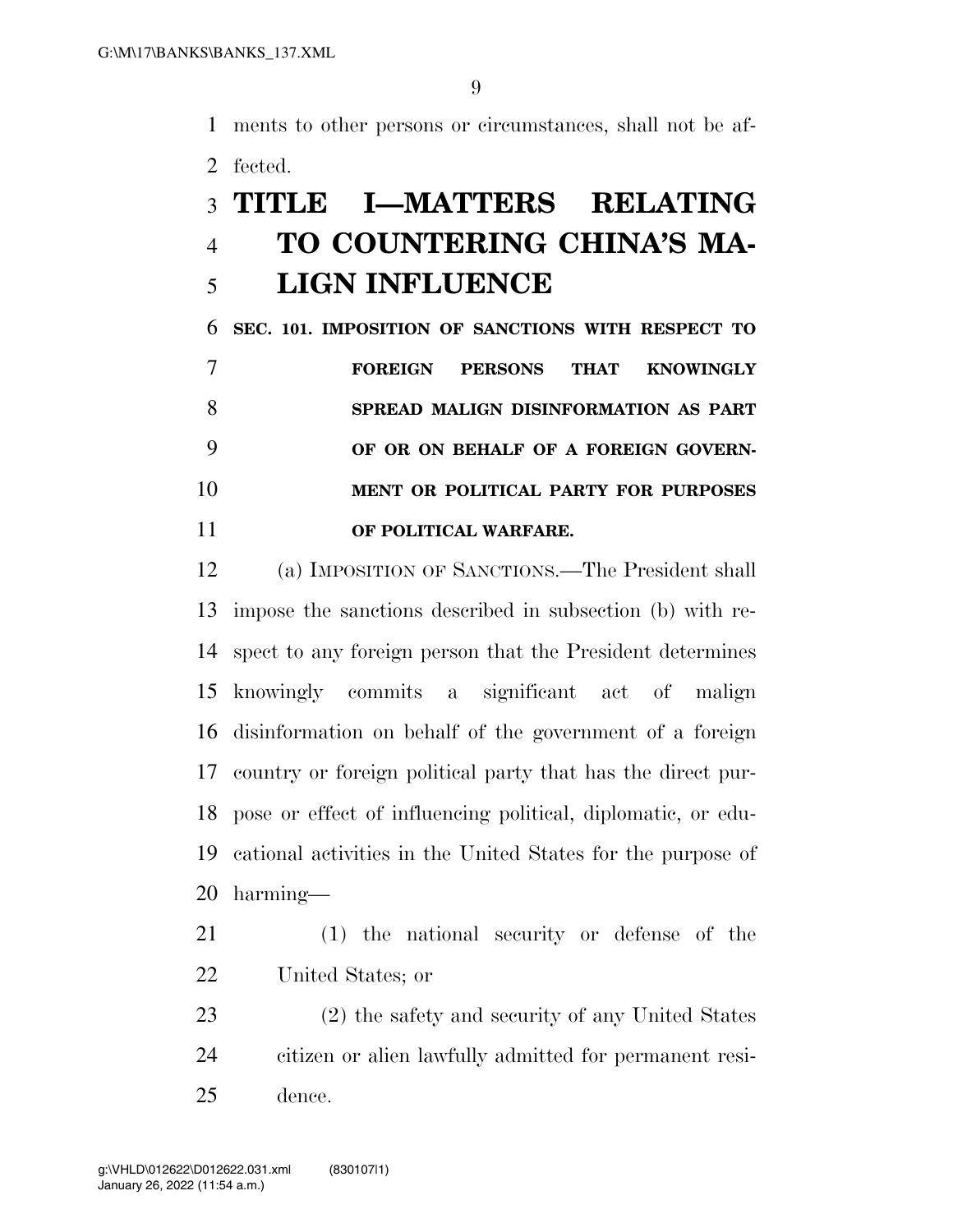ments to other persons or circumstances, shall not be affected.

# TITLE I—MATTERS RELATING TO COUNTERING CHINA'S MALIGN INFLUENCE

### SEC. 101. IMPOSITION OF SANCTIONS WITH RESPECT TO FOREIGN PERSONS THAT KNOWINGLY SPREAD MALIGN DISINFORMATION AS PART OF OR ON BEHALF OF A FOREIGN GOVERNMENT OR POLITICAL PARTY FOR PURPOSES OF POLITICAL WARFARE.

(a) IMPOSITION OF SANCTIONS.—The President shall impose the sanctions described in subsection (b) with respect to any foreign person that the President determines knowingly commits a significant act of malign disinformation on behalf of the government of a foreign country or foreign political party that has the direct purpose or effect of influencing political, diplomatic, or educational activities in the United States for the purpose of harming—

(1) the national security or defense of the United States; or

(2) the safety and security of any United States citizen or alien lawfully admitted for permanent residence.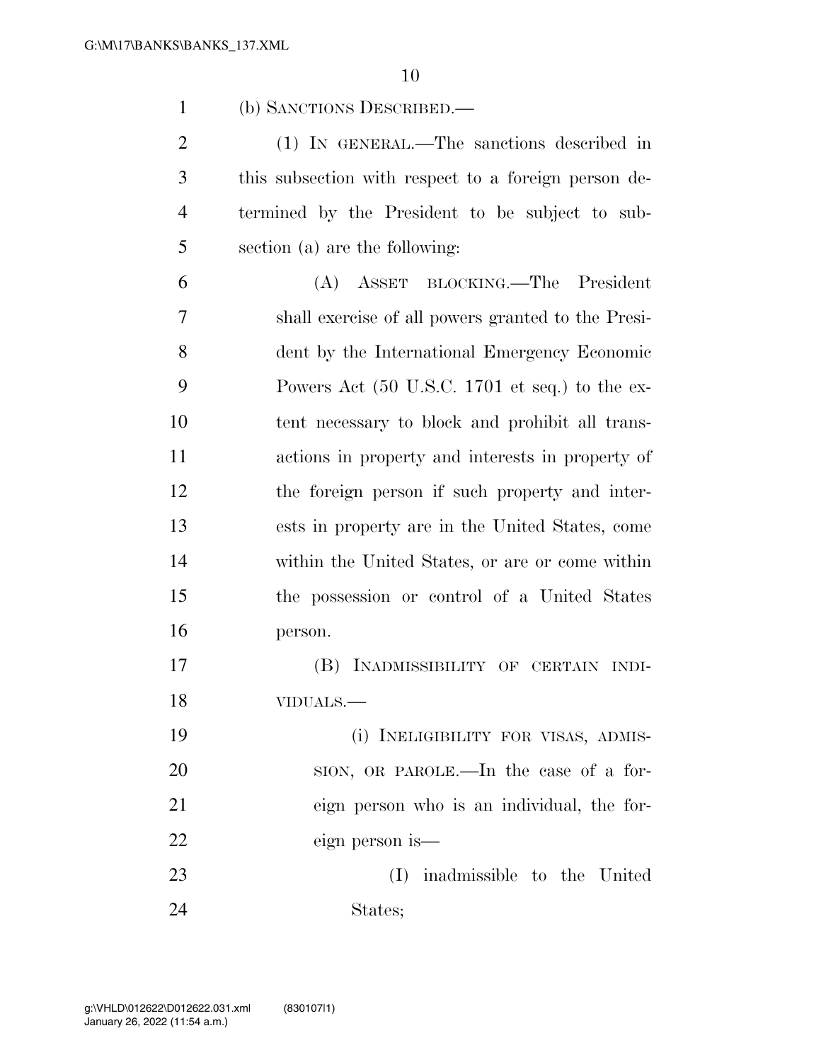(b) SANCTIONS DESCRIBED.—

(1) IN GENERAL.—The sanctions described in this subsection with respect to a foreign person determined by the President to be subject to subsection (a) are the following:

(A) ASSET BLOCKING.—The President shall exercise of all powers granted to the President by the International Emergency Economic Powers Act (50 U.S.C. 1701 et seq.) to the extent necessary to block and prohibit all transactions in property and interests in property of the foreign person if such property and interests in property are in the United States, come within the United States, or are or come within the possession or control of a United States person.

(B) INADMISSIBILITY OF CERTAIN INDIVIDUALS.—

(i) INELIGIBILITY FOR VISAS, ADMISSION, OR PAROLE.—In the case of a foreign person who is an individual, the foreign person is—

(I) inadmissible to the United States;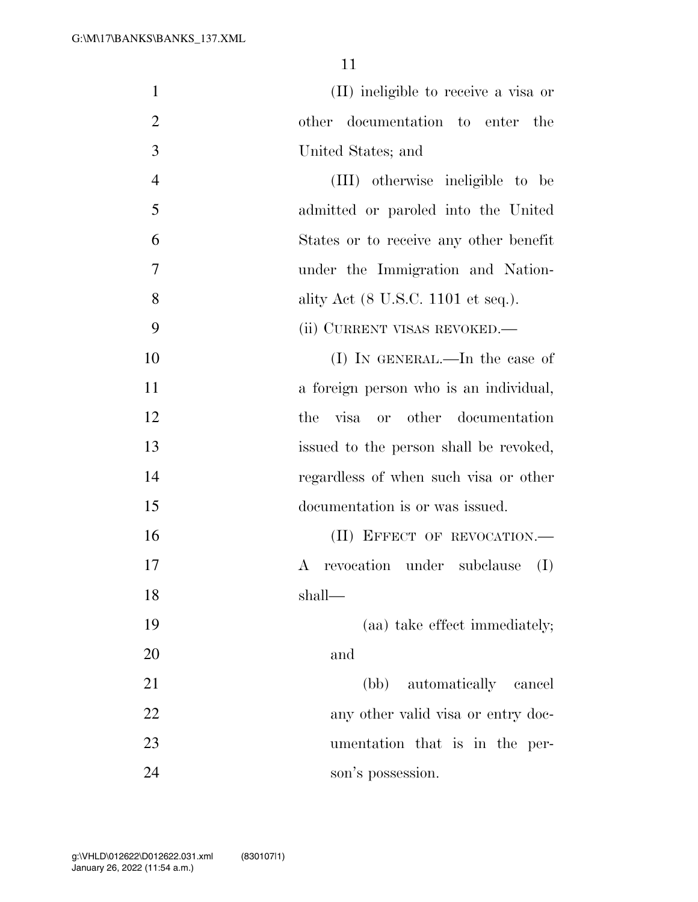(II) ineligible to receive a visa or other documentation to enter the United States; and

(III) otherwise ineligible to be admitted or paroled into the United States or to receive any other benefit under the Immigration and Nationality Act (8 U.S.C. 1101 et seq.).

(ii) CURRENT VISAS REVOKED.—

(I) IN GENERAL.—In the case of a foreign person who is an individual, the visa or other documentation issued to the person shall be revoked, regardless of when such visa or other documentation is or was issued.

(II) EFFECT OF REVOCATION.—A revocation under subclause (I) shall—

(aa) take effect immediately; and

(bb) automatically cancel any other valid visa or entry documentation that is in the person's possession.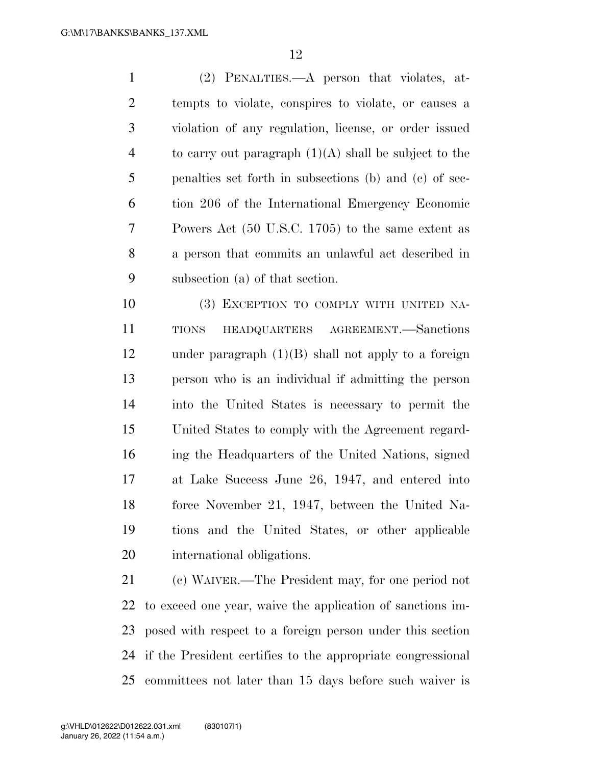(2) PENALTIES.—A person that violates, attempts to violate, conspires to violate, or causes a violation of any regulation, license, or order issued to carry out paragraph (1)(A) shall be subject to the penalties set forth in subsections (b) and (c) of section 206 of the International Emergency Economic Powers Act (50 U.S.C. 1705) to the same extent as a person that commits an unlawful act described in subsection (a) of that section.

(3) EXCEPTION TO COMPLY WITH UNITED NATIONS HEADQUARTERS AGREEMENT.—Sanctions under paragraph (1)(B) shall not apply to a foreign person who is an individual if admitting the person into the United States is necessary to permit the United States to comply with the Agreement regarding the Headquarters of the United Nations, signed at Lake Success June 26, 1947, and entered into force November 21, 1947, between the United Nations and the United States, or other applicable international obligations.

(c) WAIVER.—The President may, for one period not to exceed one year, waive the application of sanctions imposed with respect to a foreign person under this section if the President certifies to the appropriate congressional committees not later than 15 days before such waiver is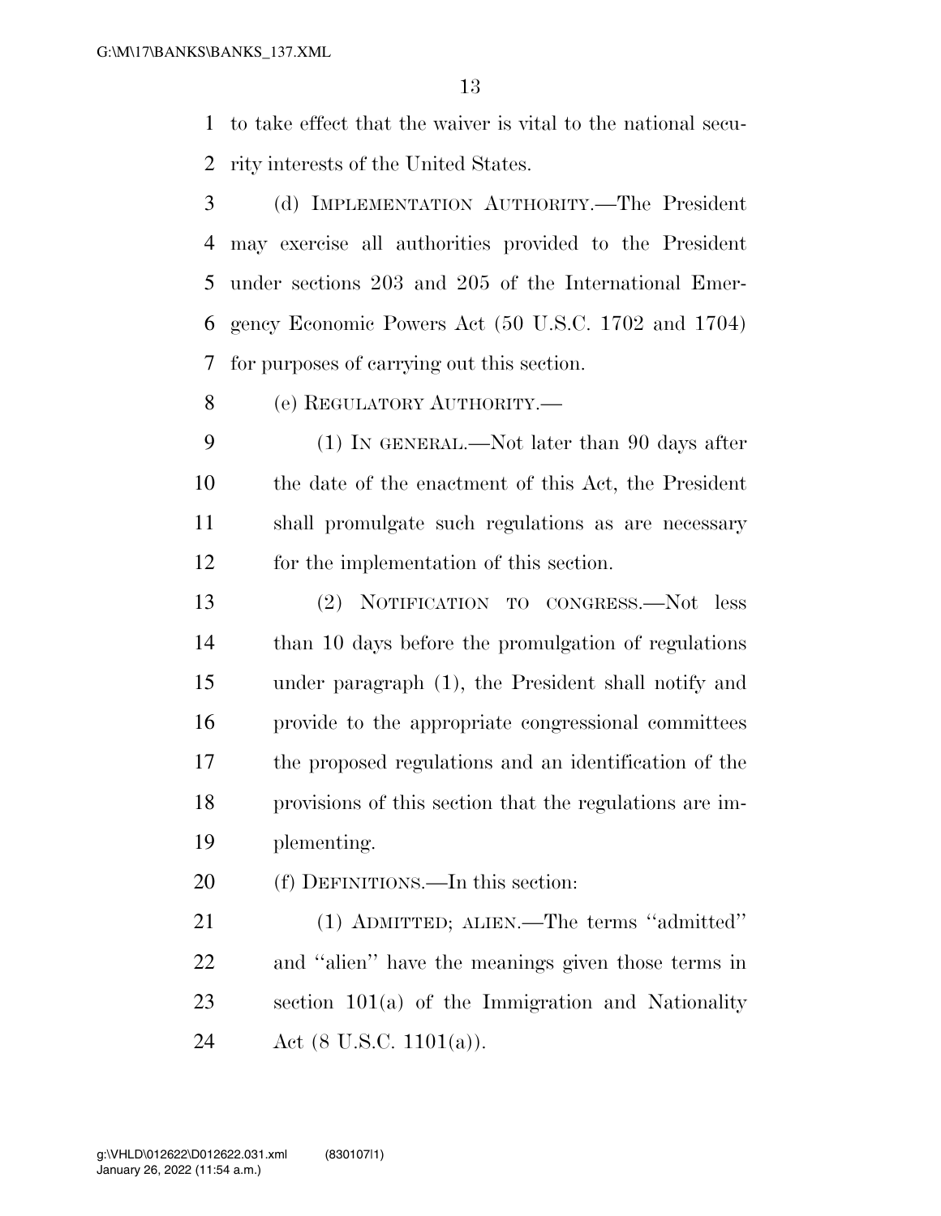to take effect that the waiver is vital to the national security interests of the United States.

(d) IMPLEMENTATION AUTHORITY.—The President may exercise all authorities provided to the President under sections 203 and 205 of the International Emergency Economic Powers Act (50 U.S.C. 1702 and 1704) for purposes of carrying out this section.

(e) REGULATORY AUTHORITY.—

(1) IN GENERAL.—Not later than 90 days after the date of the enactment of this Act, the President shall promulgate such regulations as are necessary for the implementation of this section.

(2) NOTIFICATION TO CONGRESS.—Not less than 10 days before the promulgation of regulations under paragraph (1), the President shall notify and provide to the appropriate congressional committees the proposed regulations and an identification of the provisions of this section that the regulations are implementing.

(f) DEFINITIONS.—In this section:

(1) ADMITTED; ALIEN.—The terms ''admitted'' and ''alien'' have the meanings given those terms in section 101(a) of the Immigration and Nationality Act (8 U.S.C. 1101(a)).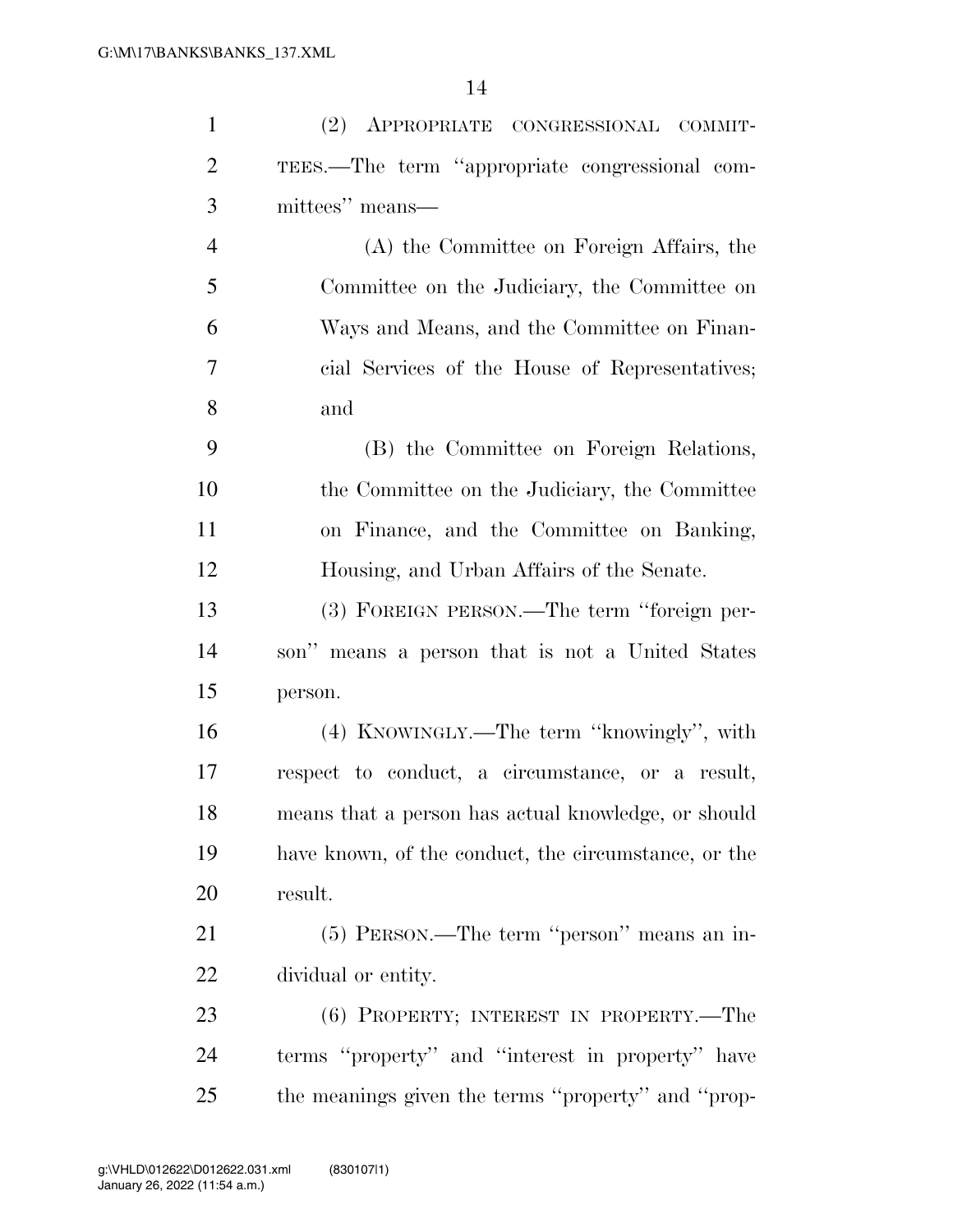(2) APPROPRIATE CONGRESSIONAL COMMITTEES.—The term ''appropriate congressional committees'' means—

(A) the Committee on Foreign Affairs, the Committee on the Judiciary, the Committee on Ways and Means, and the Committee on Financial Services of the House of Representatives; and

(B) the Committee on Foreign Relations, the Committee on the Judiciary, the Committee on Finance, and the Committee on Banking, Housing, and Urban Affairs of the Senate.

(3) FOREIGN PERSON.—The term ''foreign person'' means a person that is not a United States person.

(4) KNOWINGLY.—The term ''knowingly'', with respect to conduct, a circumstance, or a result, means that a person has actual knowledge, or should have known, of the conduct, the circumstance, or the result.

(5) PERSON.—The term ''person'' means an individual or entity.

(6) PROPERTY; INTEREST IN PROPERTY.—The terms ''property'' and ''interest in property'' have the meanings given the terms ''property'' and ''prop-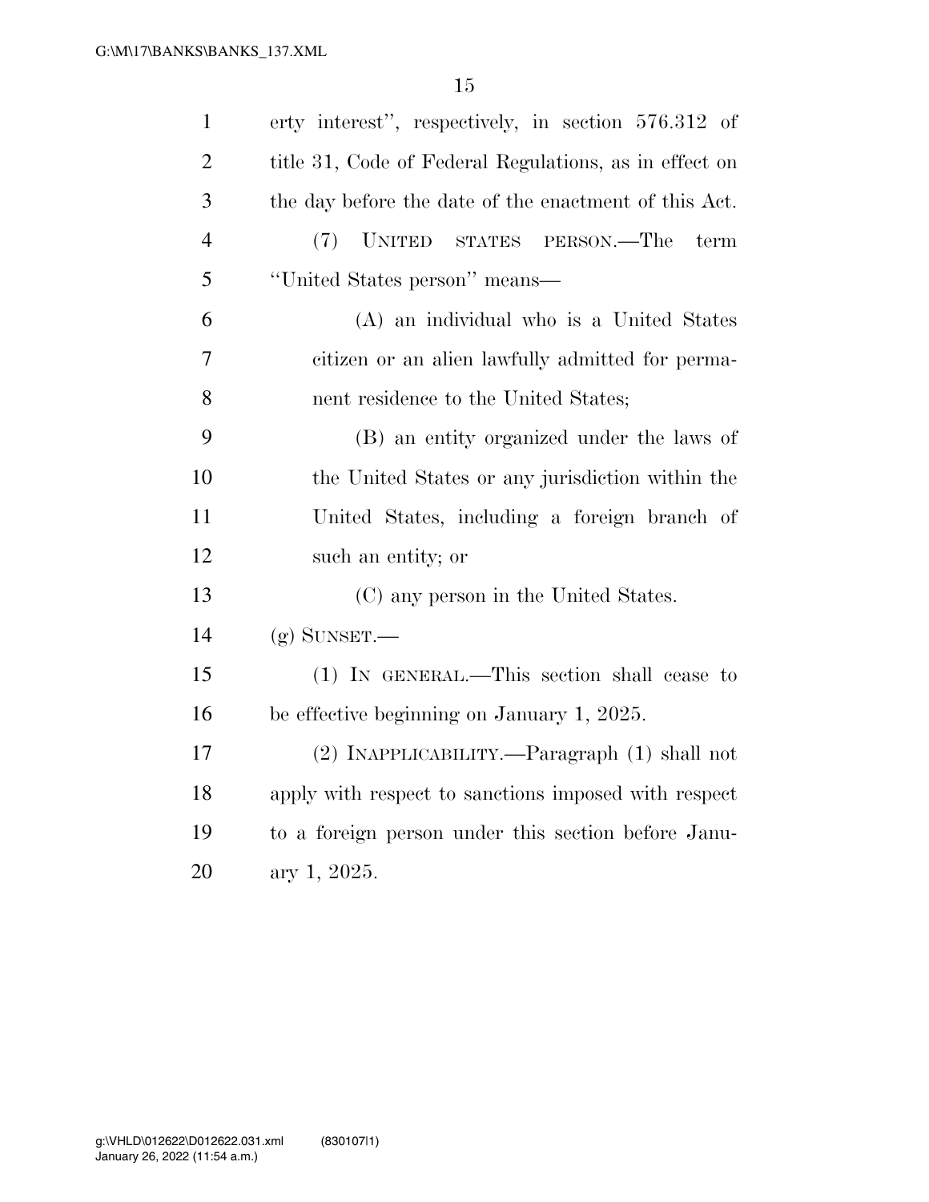erty interest", respectively, in section 576.312 of title 31, Code of Federal Regulations, as in effect on the day before the date of the enactment of this Act.

(7) UNITED STATES PERSON.—The term "United States person" means—

(A) an individual who is a United States citizen or an alien lawfully admitted for permanent residence to the United States;

(B) an entity organized under the laws of the United States or any jurisdiction within the United States, including a foreign branch of such an entity; or

(C) any person in the United States.

(g) SUNSET.—

(1) IN GENERAL.—This section shall cease to be effective beginning on January 1, 2025.

(2) INAPPLICABILITY.—Paragraph (1) shall not apply with respect to sanctions imposed with respect to a foreign person under this section before January 1, 2025.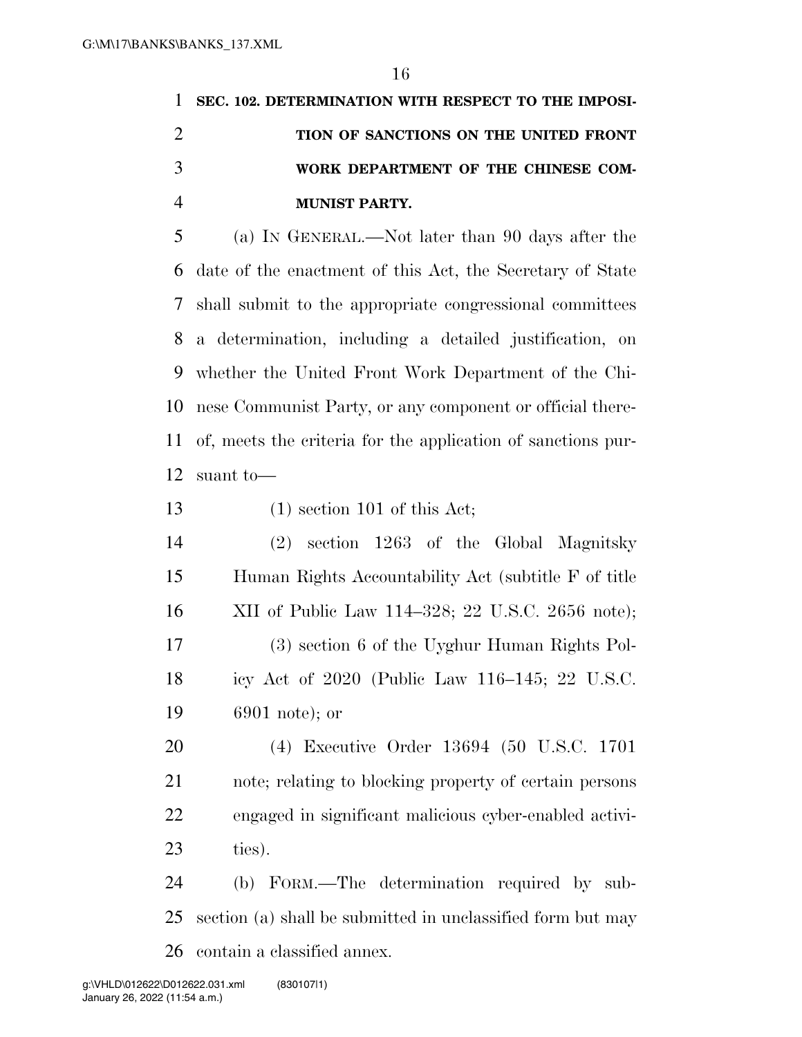**SEC. 102. DETERMINATION WITH RESPECT TO THE IMPOSITION OF SANCTIONS ON THE UNITED FRONT WORK DEPARTMENT OF THE CHINESE COMMUNIST PARTY.**

(a) IN GENERAL.—Not later than 90 days after the date of the enactment of this Act, the Secretary of State shall submit to the appropriate congressional committees a determination, including a detailed justification, on whether the United Front Work Department of the Chinese Communist Party, or any component or official thereof, meets the criteria for the application of sanctions pursuant to—

(1) section 101 of this Act;

(2) section 1263 of the Global Magnitsky Human Rights Accountability Act (subtitle F of title XII of Public Law 114–328; 22 U.S.C. 2656 note);

(3) section 6 of the Uyghur Human Rights Policy Act of 2020 (Public Law 116–145; 22 U.S.C. 6901 note); or

(4) Executive Order 13694 (50 U.S.C. 1701 note; relating to blocking property of certain persons engaged in significant malicious cyber-enabled activities).

(b) FORM.—The determination required by subsection (a) shall be submitted in unclassified form but may contain a classified annex.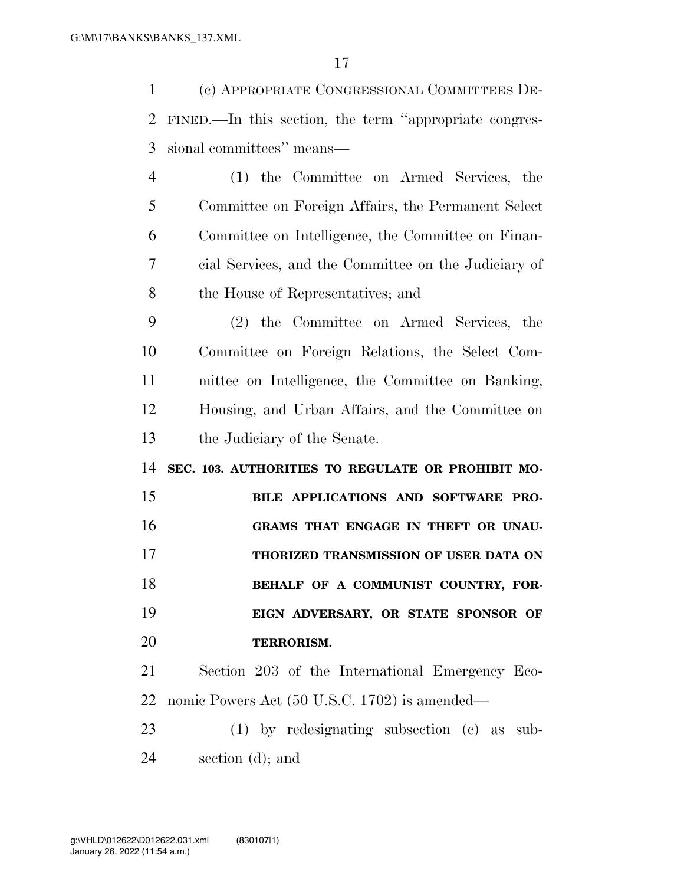(c) APPROPRIATE CONGRESSIONAL COMMITTEES DEFINED.—In this section, the term ''appropriate congressional committees'' means—

(1) the Committee on Armed Services, the Committee on Foreign Affairs, the Permanent Select Committee on Intelligence, the Committee on Financial Services, and the Committee on the Judiciary of the House of Representatives; and

(2) the Committee on Armed Services, the Committee on Foreign Relations, the Select Committee on Intelligence, the Committee on Banking, Housing, and Urban Affairs, and the Committee on the Judiciary of the Senate.

**SEC. 103. AUTHORITIES TO REGULATE OR PROHIBIT MOBILE APPLICATIONS AND SOFTWARE PROGRAMS THAT ENGAGE IN THEFT OR UNAUTHORIZED TRANSMISSION OF USER DATA ON BEHALF OF A COMMUNIST COUNTRY, FOREIGN ADVERSARY, OR STATE SPONSOR OF TERRORISM.**

Section 203 of the International Emergency Economic Powers Act (50 U.S.C. 1702) is amended—

(1) by redesignating subsection (c) as subsection (d); and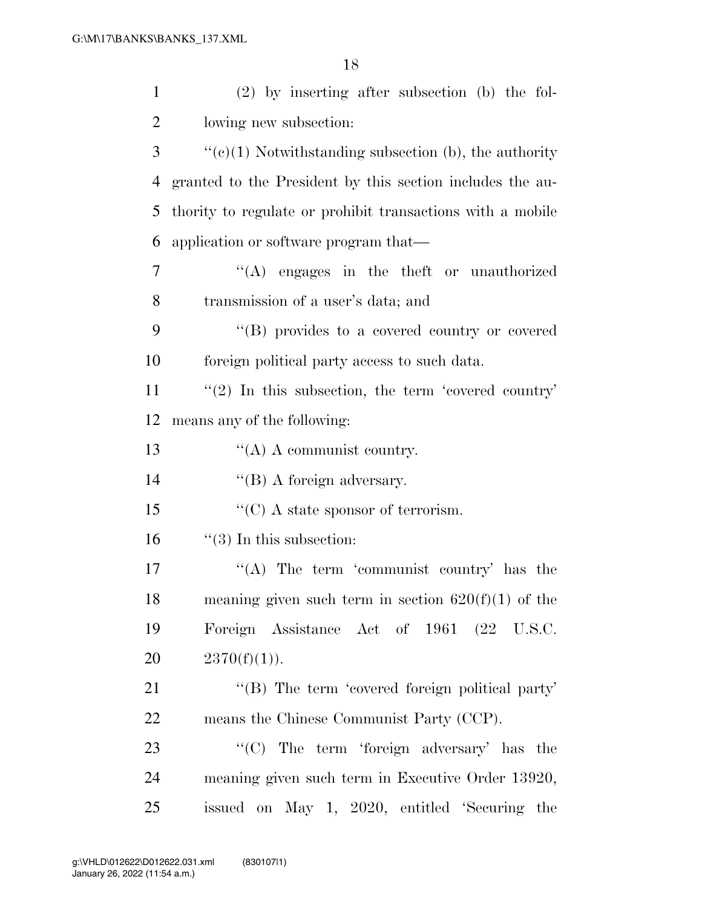(2) by inserting after subsection (b) the following new subsection:

''(c)(1) Notwithstanding subsection (b), the authority granted to the President by this section includes the authority to regulate or prohibit transactions with a mobile application or software program that—

''(A) engages in the theft or unauthorized transmission of a user's data; and

''(B) provides to a covered country or covered foreign political party access to such data.

''(2) In this subsection, the term 'covered country' means any of the following:

''(A) A communist country.

''(B) A foreign adversary.

''(C) A state sponsor of terrorism.

''(3) In this subsection:

''(A) The term 'communist country' has the meaning given such term in section 620(f)(1) of the Foreign Assistance Act of 1961 (22 U.S.C. 2370(f)(1)).

''(B) The term 'covered foreign political party' means the Chinese Communist Party (CCP).

''(C) The term 'foreign adversary' has the meaning given such term in Executive Order 13920, issued on May 1, 2020, entitled 'Securing the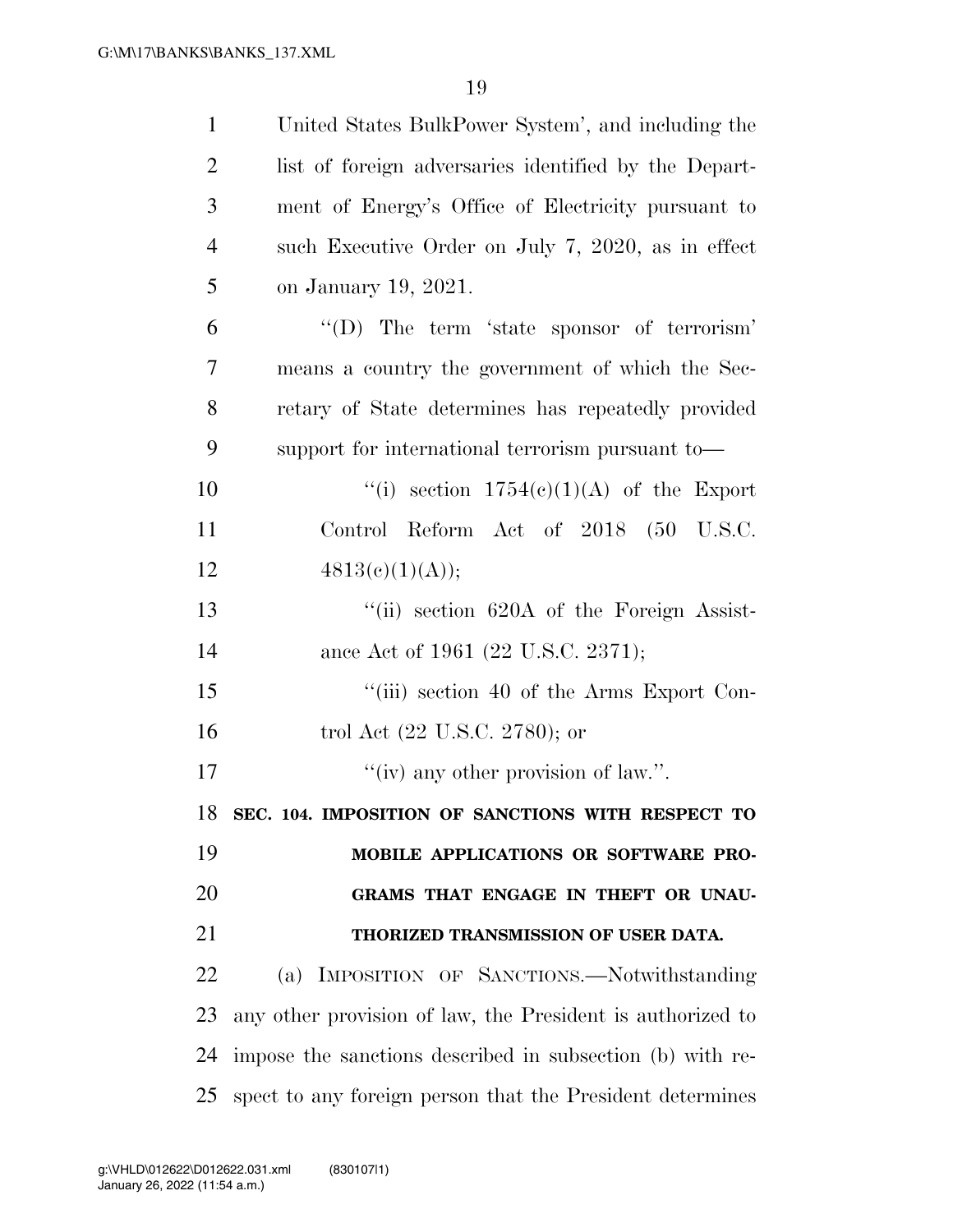United States BulkPower System', and including the list of foreign adversaries identified by the Department of Energy's Office of Electricity pursuant to such Executive Order on July 7, 2020, as in effect on January 19, 2021.

"(D) The term 'state sponsor of terrorism' means a country the government of which the Secretary of State determines has repeatedly provided support for international terrorism pursuant to—

"(i) section 1754(c)(1)(A) of the Export Control Reform Act of 2018 (50 U.S.C. 4813(c)(1)(A));

"(ii) section 620A of the Foreign Assistance Act of 1961 (22 U.S.C. 2371);

"(iii) section 40 of the Arms Export Control Act (22 U.S.C. 2780); or

"(iv) any other provision of law.".

**SEC. 104. IMPOSITION OF SANCTIONS WITH RESPECT TO MOBILE APPLICATIONS OR SOFTWARE PROGRAMS THAT ENGAGE IN THEFT OR UNAUTHORIZED TRANSMISSION OF USER DATA.**

(a) IMPOSITION OF SANCTIONS.—Notwithstanding any other provision of law, the President is authorized to impose the sanctions described in subsection (b) with respect to any foreign person that the President determines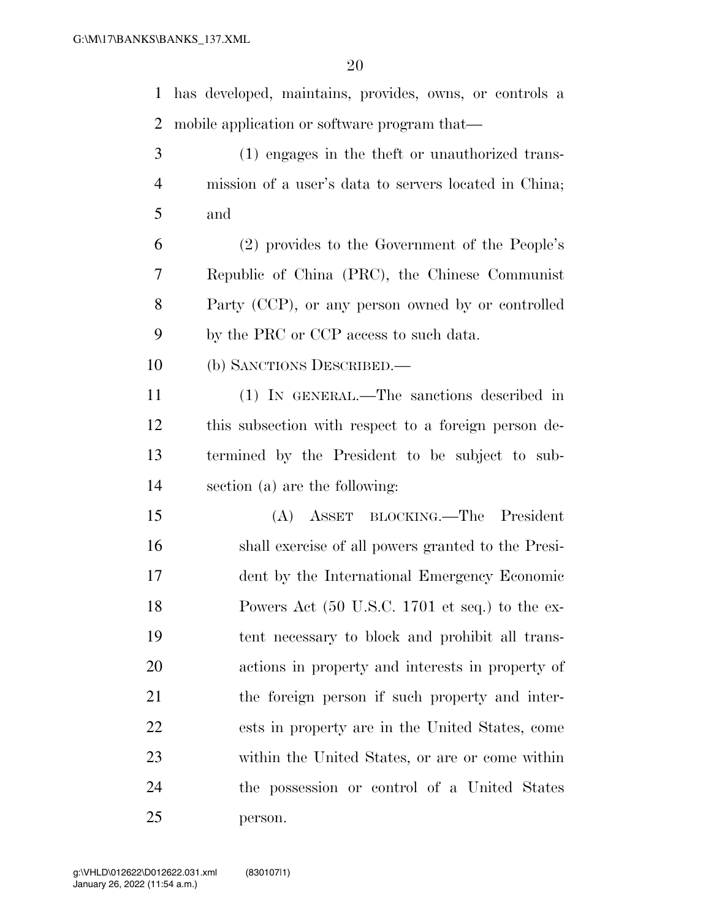has developed, maintains, provides, owns, or controls a mobile application or software program that—

(1) engages in the theft or unauthorized transmission of a user's data to servers located in China; and

(2) provides to the Government of the People's Republic of China (PRC), the Chinese Communist Party (CCP), or any person owned by or controlled by the PRC or CCP access to such data.

(b) SANCTIONS DESCRIBED.—

(1) IN GENERAL.—The sanctions described in this subsection with respect to a foreign person determined by the President to be subject to subsection (a) are the following:

(A) ASSET BLOCKING.—The President shall exercise of all powers granted to the President by the International Emergency Economic Powers Act (50 U.S.C. 1701 et seq.) to the extent necessary to block and prohibit all transactions in property and interests in property of the foreign person if such property and interests in property are in the United States, come within the United States, or are or come within the possession or control of a United States person.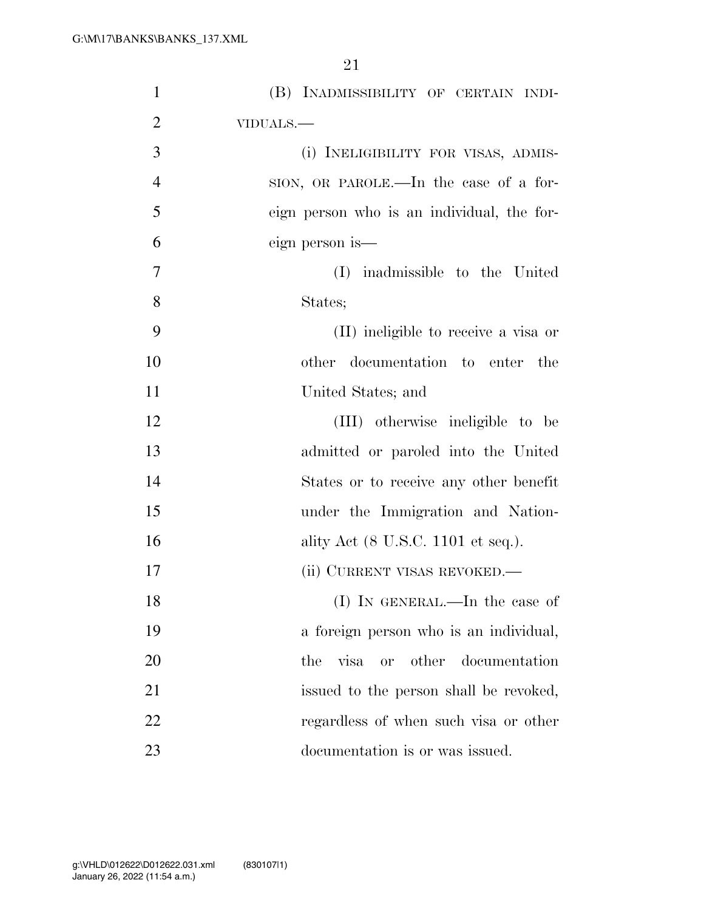(B) INADMISSIBILITY OF CERTAIN INDIVIDUALS.—

(i) INELIGIBILITY FOR VISAS, ADMISSION, OR PAROLE.—In the case of a foreign person who is an individual, the foreign person is—

(I) inadmissible to the United States;

(II) ineligible to receive a visa or other documentation to enter the United States; and

(III) otherwise ineligible to be admitted or paroled into the United States or to receive any other benefit under the Immigration and Nationality Act (8 U.S.C. 1101 et seq.).

(ii) CURRENT VISAS REVOKED.—

(I) IN GENERAL.—In the case of a foreign person who is an individual, the visa or other documentation issued to the person shall be revoked, regardless of when such visa or other documentation is or was issued.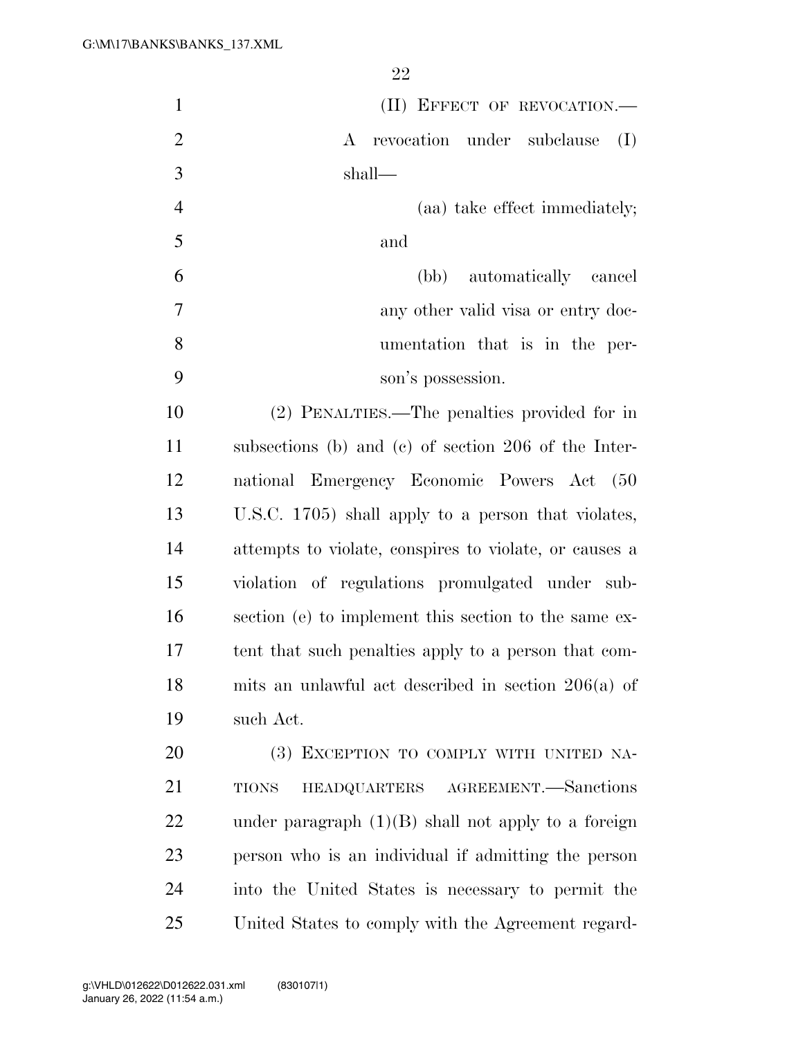(II) EFFECT OF REVOCATION.—A revocation under subclause (I) shall—

(aa) take effect immediately; and

(bb) automatically cancel any other valid visa or entry documentation that is in the person's possession.

(2) PENALTIES.—The penalties provided for in subsections (b) and (c) of section 206 of the International Emergency Economic Powers Act (50 U.S.C. 1705) shall apply to a person that violates, attempts to violate, conspires to violate, or causes a violation of regulations promulgated under subsection (e) to implement this section to the same extent that such penalties apply to a person that commits an unlawful act described in section 206(a) of such Act.

(3) EXCEPTION TO COMPLY WITH UNITED NATIONS HEADQUARTERS AGREEMENT.—Sanctions under paragraph (1)(B) shall not apply to a foreign person who is an individual if admitting the person into the United States is necessary to permit the United States to comply with the Agreement regard-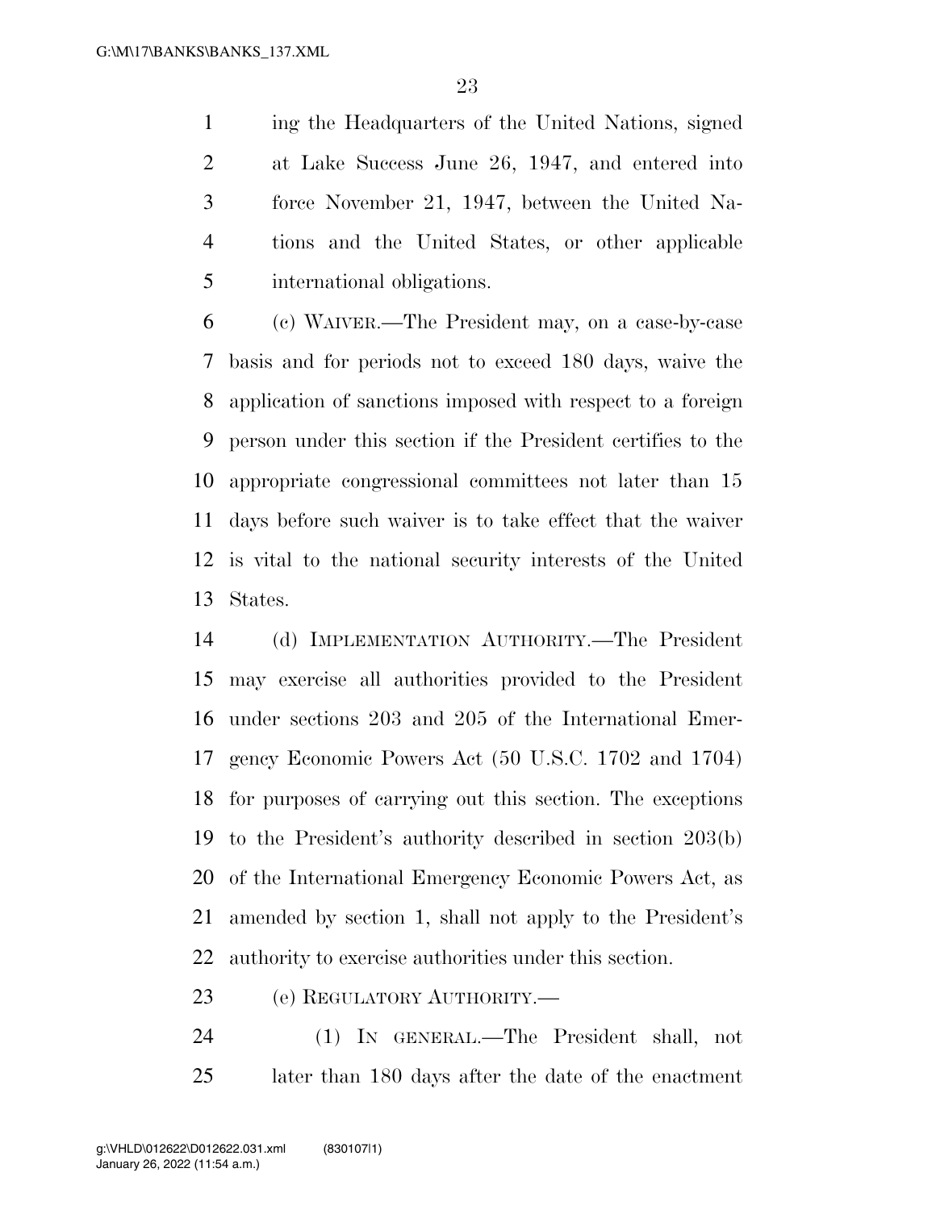ing the Headquarters of the United Nations, signed at Lake Success June 26, 1947, and entered into force November 21, 1947, between the United Nations and the United States, or other applicable international obligations.

(c) WAIVER.—The President may, on a case-by-case basis and for periods not to exceed 180 days, waive the application of sanctions imposed with respect to a foreign person under this section if the President certifies to the appropriate congressional committees not later than 15 days before such waiver is to take effect that the waiver is vital to the national security interests of the United States.

(d) IMPLEMENTATION AUTHORITY.—The President may exercise all authorities provided to the President under sections 203 and 205 of the International Emergency Economic Powers Act (50 U.S.C. 1702 and 1704) for purposes of carrying out this section. The exceptions to the President's authority described in section 203(b) of the International Emergency Economic Powers Act, as amended by section 1, shall not apply to the President's authority to exercise authorities under this section.

(e) REGULATORY AUTHORITY.—

(1) IN GENERAL.—The President shall, not later than 180 days after the date of the enactment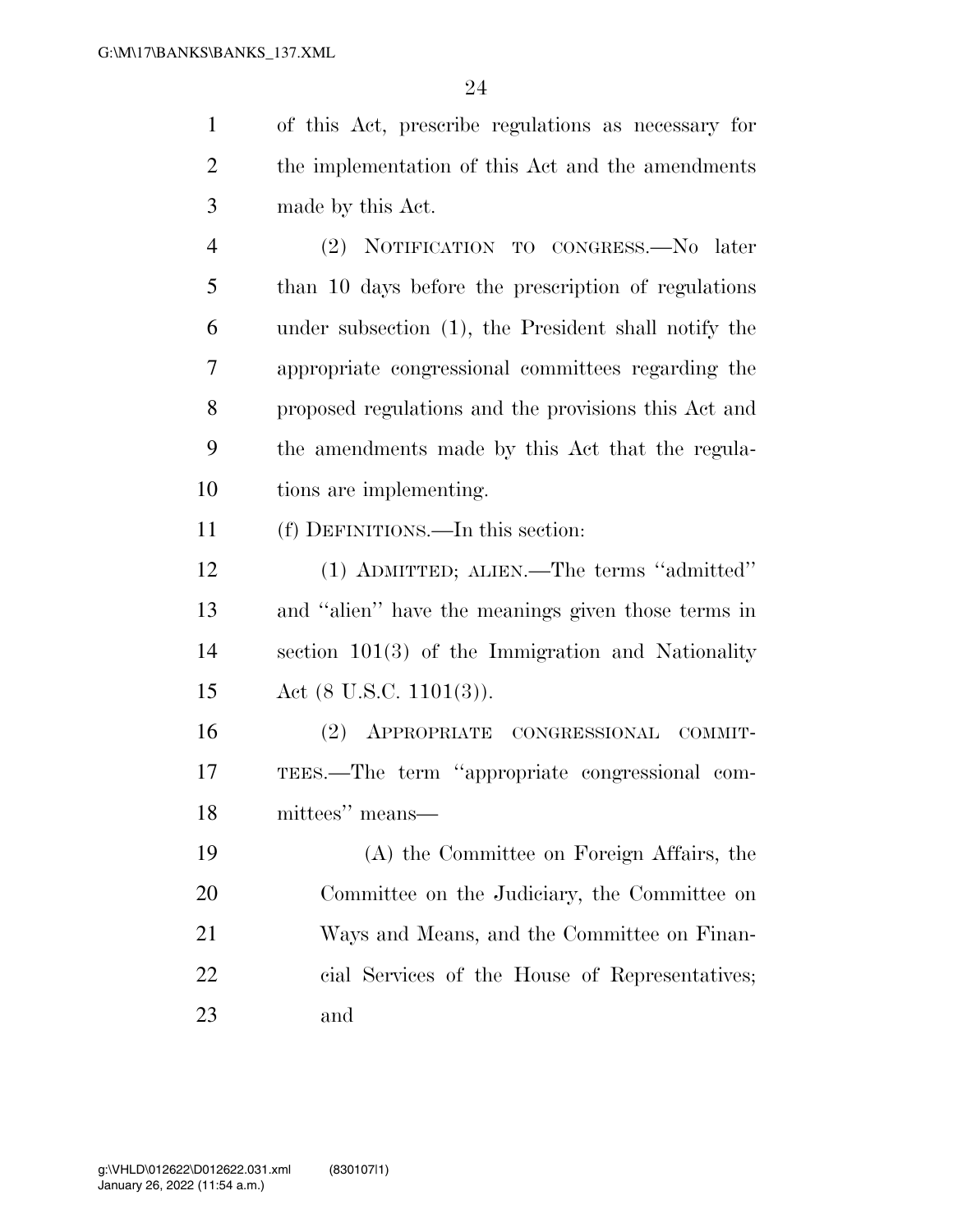of this Act, prescribe regulations as necessary for the implementation of this Act and the amendments made by this Act.

(2) NOTIFICATION TO CONGRESS.—No later than 10 days before the prescription of regulations under subsection (1), the President shall notify the appropriate congressional committees regarding the proposed regulations and the provisions this Act and the amendments made by this Act that the regulations are implementing.

(f) DEFINITIONS.—In this section:

(1) ADMITTED; ALIEN.—The terms ''admitted'' and ''alien'' have the meanings given those terms in section 101(3) of the Immigration and Nationality Act (8 U.S.C. 1101(3)).

(2) APPROPRIATE CONGRESSIONAL COMMITTEES.—The term ''appropriate congressional committees'' means—

(A) the Committee on Foreign Affairs, the Committee on the Judiciary, the Committee on Ways and Means, and the Committee on Financial Services of the House of Representatives; and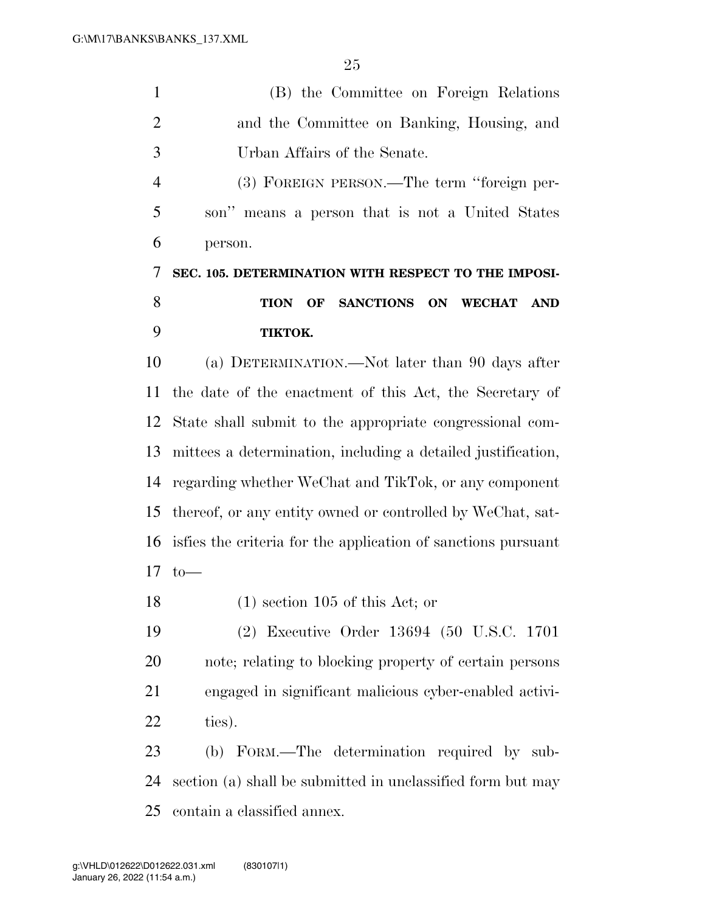(B) the Committee on Foreign Relations and the Committee on Banking, Housing, and Urban Affairs of the Senate.

(3) FOREIGN PERSON.—The term ''foreign person'' means a person that is not a United States person.

**SEC. 105. DETERMINATION WITH RESPECT TO THE IMPOSITION OF SANCTIONS ON WECHAT AND TIKTOK.**

(a) DETERMINATION.—Not later than 90 days after the date of the enactment of this Act, the Secretary of State shall submit to the appropriate congressional committees a determination, including a detailed justification, regarding whether WeChat and TikTok, or any component thereof, or any entity owned or controlled by WeChat, satisfies the criteria for the application of sanctions pursuant to—

(1) section 105 of this Act; or

(2) Executive Order 13694 (50 U.S.C. 1701 note; relating to blocking property of certain persons engaged in significant malicious cyber-enabled activities).

(b) FORM.—The determination required by subsection (a) shall be submitted in unclassified form but may contain a classified annex.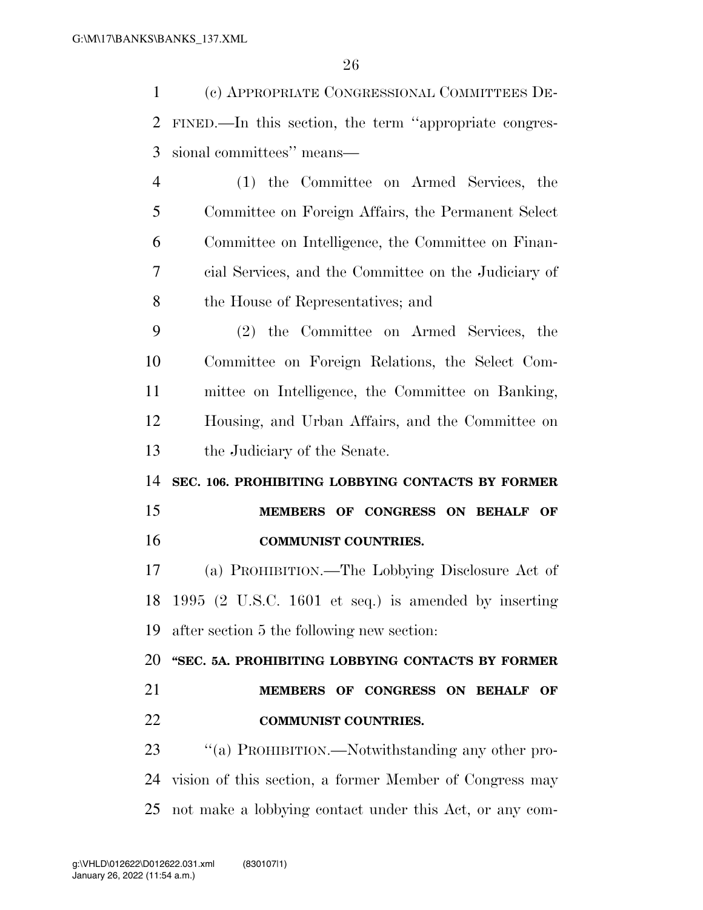(c) APPROPRIATE CONGRESSIONAL COMMITTEES DEFINED.—In this section, the term ''appropriate congressional committees'' means—

(1) the Committee on Armed Services, the Committee on Foreign Affairs, the Permanent Select Committee on Intelligence, the Committee on Financial Services, and the Committee on the Judiciary of the House of Representatives; and

(2) the Committee on Armed Services, the Committee on Foreign Relations, the Select Committee on Intelligence, the Committee on Banking, Housing, and Urban Affairs, and the Committee on the Judiciary of the Senate.

**SEC. 106. PROHIBITING LOBBYING CONTACTS BY FORMER MEMBERS OF CONGRESS ON BEHALF OF COMMUNIST COUNTRIES.**

(a) PROHIBITION.—The Lobbying Disclosure Act of 1995 (2 U.S.C. 1601 et seq.) is amended by inserting after section 5 the following new section:

**''SEC. 5A. PROHIBITING LOBBYING CONTACTS BY FORMER MEMBERS OF CONGRESS ON BEHALF OF COMMUNIST COUNTRIES.**

''(a) PROHIBITION.—Notwithstanding any other provision of this section, a former Member of Congress may not make a lobbying contact under this Act, or any com-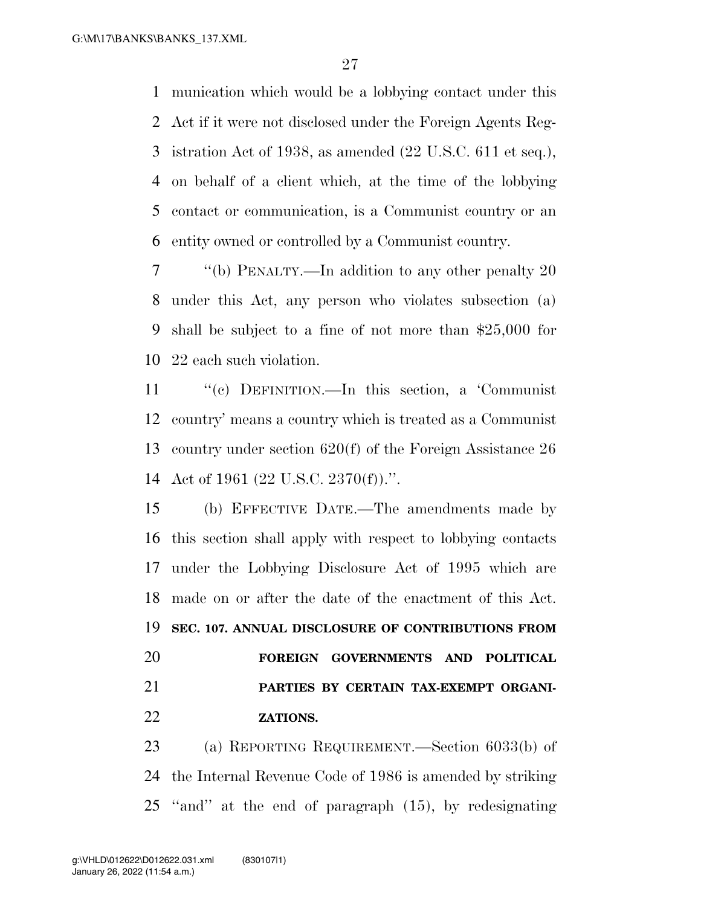munication which would be a lobbying contact under this Act if it were not disclosed under the Foreign Agents Registration Act of 1938, as amended (22 U.S.C. 611 et seq.), on behalf of a client which, at the time of the lobbying contact or communication, is a Communist country or an entity owned or controlled by a Communist country.

"(b) PENALTY.—In addition to any other penalty 20 under this Act, any person who violates subsection (a) shall be subject to a fine of not more than $25,000 for 22 each such violation.

"(c) DEFINITION.—In this section, a 'Communist country' means a country which is treated as a Communist country under section 620(f) of the Foreign Assistance 26 Act of 1961 (22 U.S.C. 2370(f)).".

(b) EFFECTIVE DATE.—The amendments made by this section shall apply with respect to lobbying contacts under the Lobbying Disclosure Act of 1995 which are made on or after the date of the enactment of this Act.

**SEC. 107. ANNUAL DISCLOSURE OF CONTRIBUTIONS FROM FOREIGN GOVERNMENTS AND POLITICAL PARTIES BY CERTAIN TAX-EXEMPT ORGANIZATIONS.**

(a) REPORTING REQUIREMENT.—Section 6033(b) of the Internal Revenue Code of 1986 is amended by striking "and" at the end of paragraph (15), by redesignating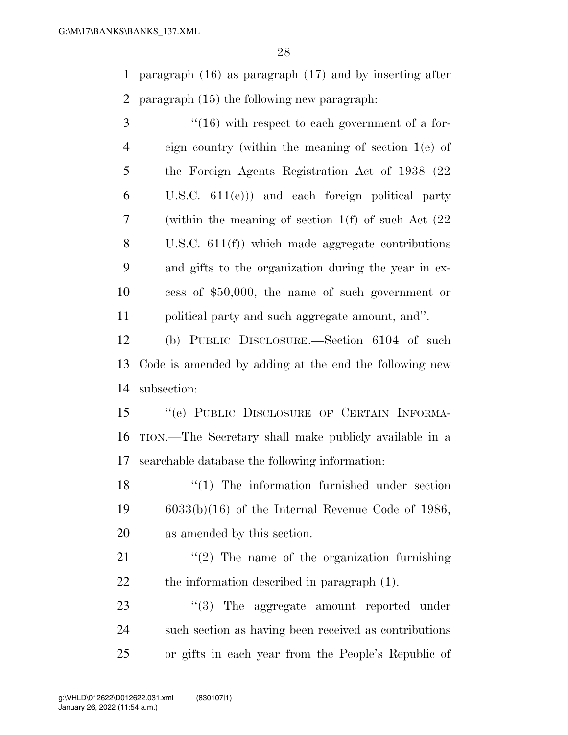paragraph (16) as paragraph (17) and by inserting after paragraph (15) the following new paragraph:

"(16) with respect to each government of a foreign country (within the meaning of section 1(e) of the Foreign Agents Registration Act of 1938 (22 U.S.C. 611(e))) and each foreign political party (within the meaning of section 1(f) of such Act (22 U.S.C. 611(f)) which made aggregate contributions and gifts to the organization during the year in excess of $50,000, the name of such government or political party and such aggregate amount, and".

(b) PUBLIC DISCLOSURE.—Section 6104 of such Code is amended by adding at the end the following new subsection:

"(e) PUBLIC DISCLOSURE OF CERTAIN INFORMATION.—The Secretary shall make publicly available in a searchable database the following information:

"(1) The information furnished under section 6033(b)(16) of the Internal Revenue Code of 1986, as amended by this section.

"(2) The name of the organization furnishing the information described in paragraph (1).

"(3) The aggregate amount reported under such section as having been received as contributions or gifts in each year from the People's Republic of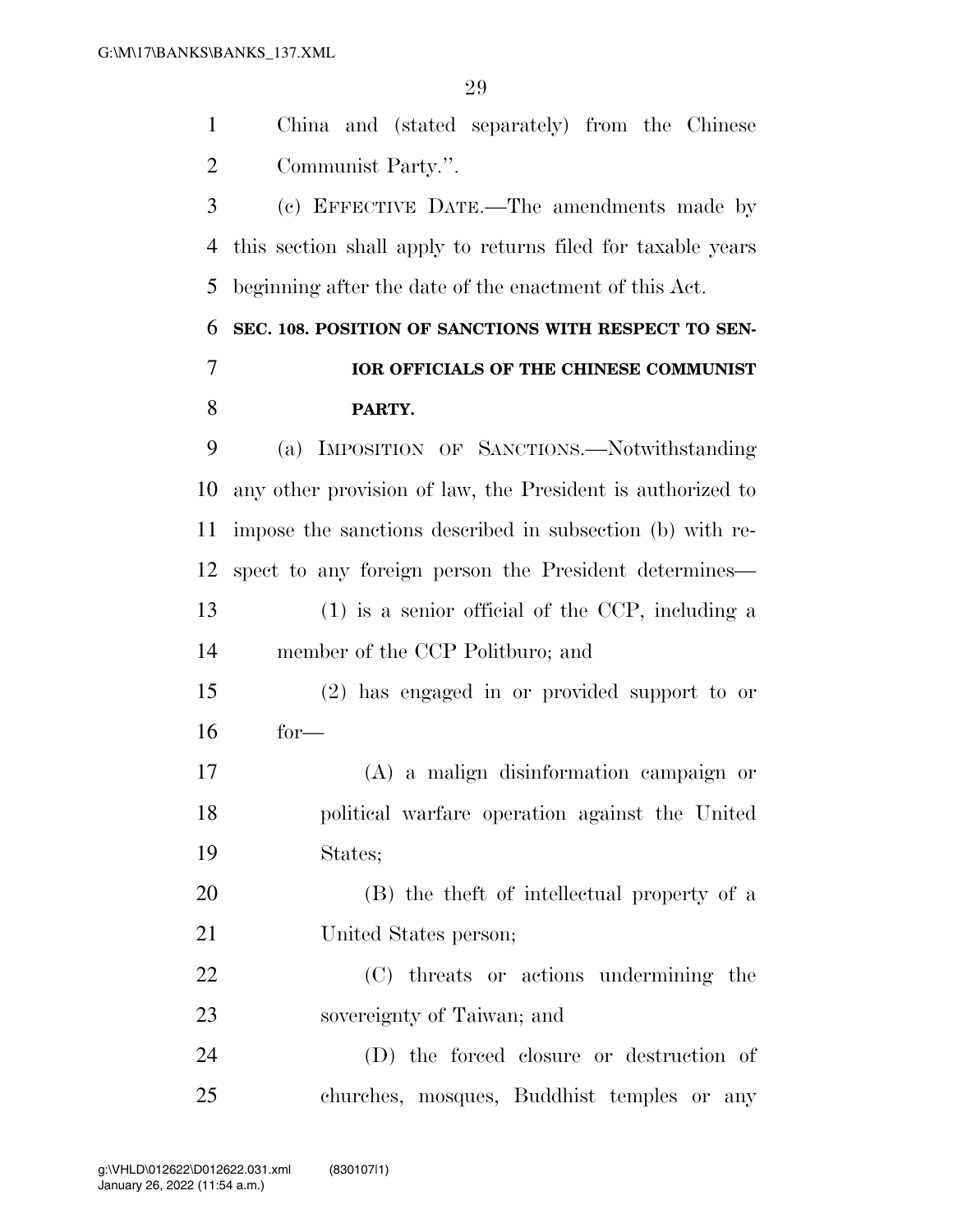China and (stated separately) from the Chinese Communist Party.''.

(c) EFFECTIVE DATE.—The amendments made by this section shall apply to returns filed for taxable years beginning after the date of the enactment of this Act.

### SEC. 108. POSITION OF SANCTIONS WITH RESPECT TO SENIOR OFFICIALS OF THE CHINESE COMMUNIST PARTY.

(a) IMPOSITION OF SANCTIONS.—Notwithstanding any other provision of law, the President is authorized to impose the sanctions described in subsection (b) with respect to any foreign person the President determines—

(1) is a senior official of the CCP, including a member of the CCP Politburo; and

(2) has engaged in or provided support to or for—

(A) a malign disinformation campaign or political warfare operation against the United States;

(B) the theft of intellectual property of a United States person;

(C) threats or actions undermining the sovereignty of Taiwan; and

(D) the forced closure or destruction of churches, mosques, Buddhist temples or any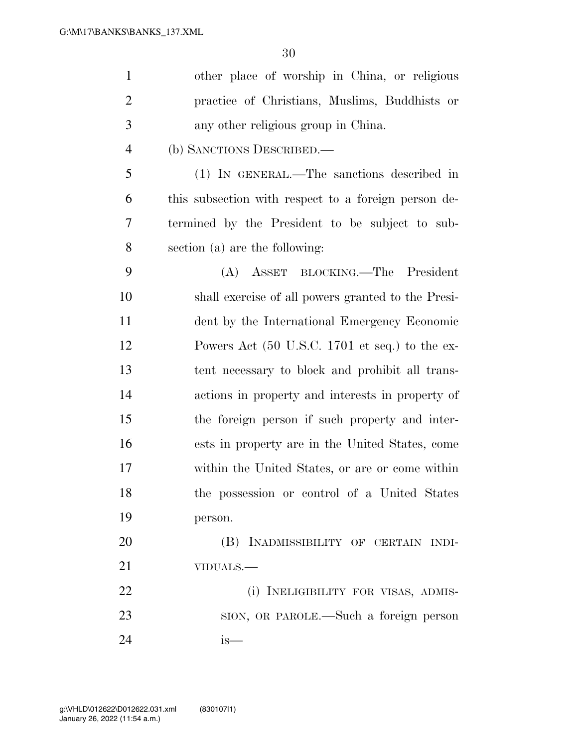other place of worship in China, or religious practice of Christians, Muslims, Buddhists or any other religious group in China.

(b) SANCTIONS DESCRIBED.—

(1) IN GENERAL.—The sanctions described in this subsection with respect to a foreign person determined by the President to be subject to subsection (a) are the following:

(A) ASSET BLOCKING.—The President shall exercise of all powers granted to the President by the International Emergency Economic Powers Act (50 U.S.C. 1701 et seq.) to the extent necessary to block and prohibit all transactions in property and interests in property of the foreign person if such property and interests in property are in the United States, come within the United States, or are or come within the possession or control of a United States person.

(B) INADMISSIBILITY OF CERTAIN INDIVIDUALS.—

(i) INELIGIBILITY FOR VISAS, ADMISSION, OR PAROLE.—Such a foreign person is—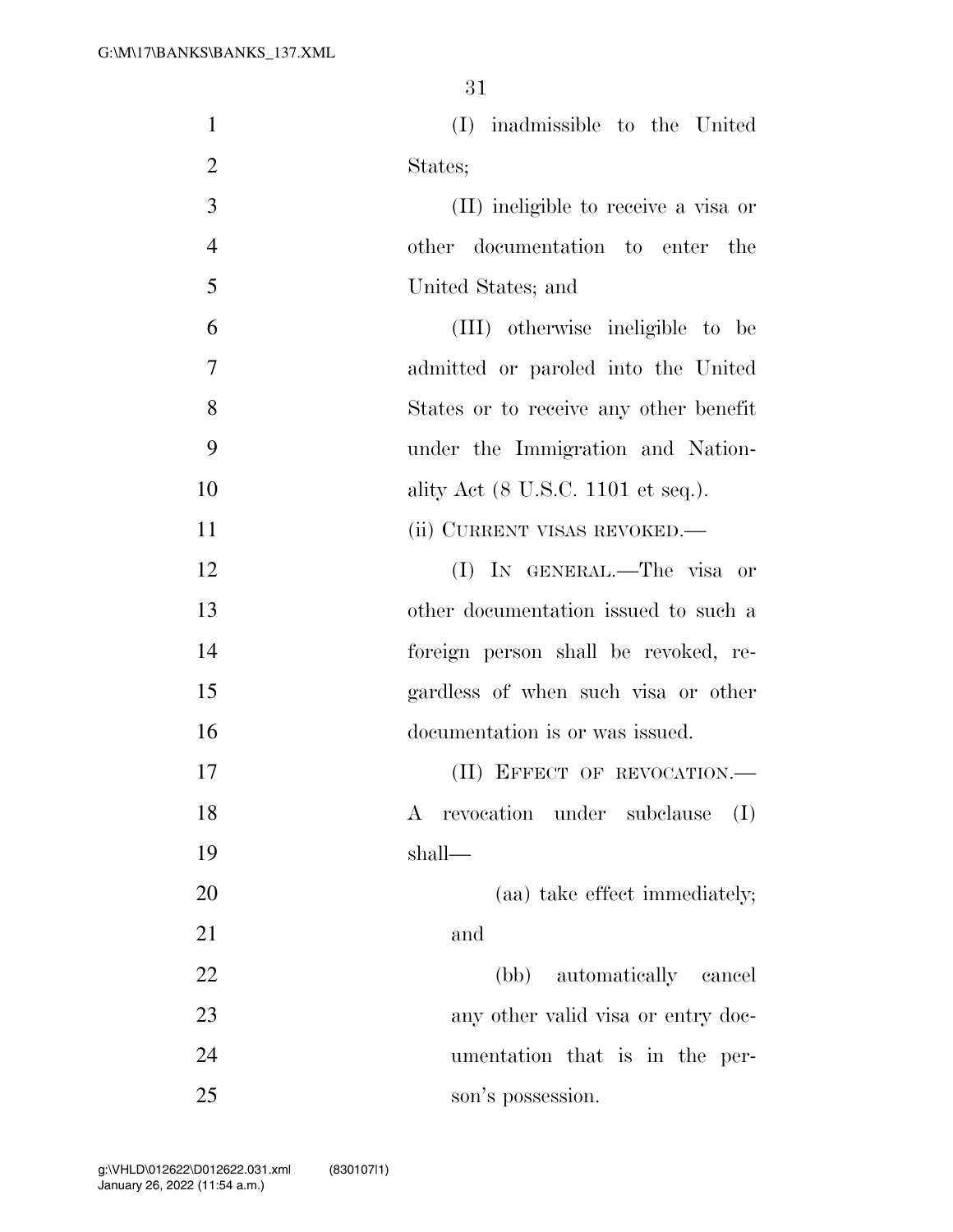(I) inadmissible to the United States;

(II) ineligible to receive a visa or other documentation to enter the United States; and

(III) otherwise ineligible to be admitted or paroled into the United States or to receive any other benefit under the Immigration and Nationality Act (8 U.S.C. 1101 et seq.).

(ii) CURRENT VISAS REVOKED.—

(I) IN GENERAL.—The visa or other documentation issued to such a foreign person shall be revoked, regardless of when such visa or other documentation is or was issued.

(II) EFFECT OF REVOCATION.—A revocation under subclause (I) shall—

(aa) take effect immediately; and

(bb) automatically cancel any other valid visa or entry documentation that is in the person's possession.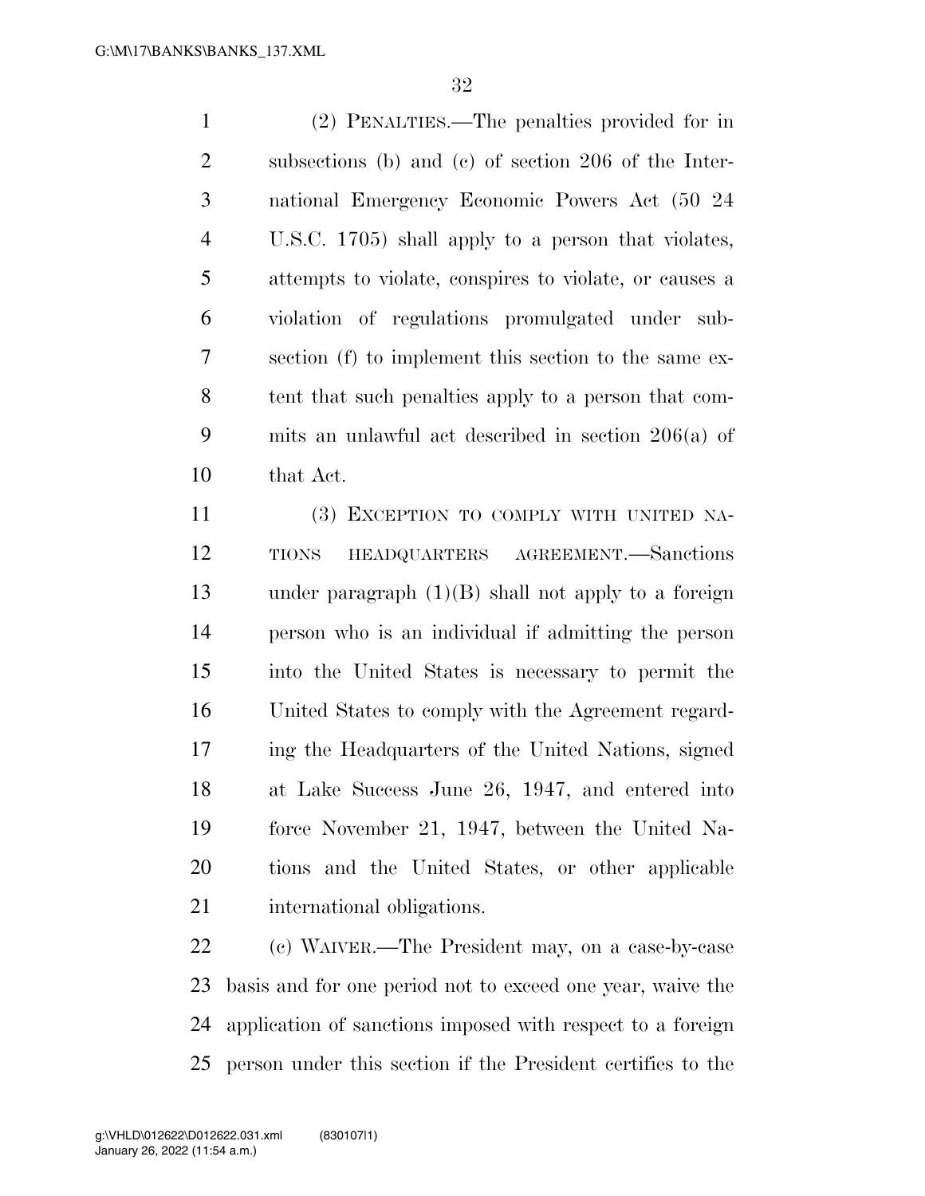(2) PENALTIES.—The penalties provided for in subsections (b) and (c) of section 206 of the International Emergency Economic Powers Act (50 24 U.S.C. 1705) shall apply to a person that violates, attempts to violate, conspires to violate, or causes a violation of regulations promulgated under subsection (f) to implement this section to the same extent that such penalties apply to a person that commits an unlawful act described in section 206(a) of that Act.

(3) EXCEPTION TO COMPLY WITH UNITED NATIONS HEADQUARTERS AGREEMENT.—Sanctions under paragraph (1)(B) shall not apply to a foreign person who is an individual if admitting the person into the United States is necessary to permit the United States to comply with the Agreement regarding the Headquarters of the United Nations, signed at Lake Success June 26, 1947, and entered into force November 21, 1947, between the United Nations and the United States, or other applicable international obligations.

(c) WAIVER.—The President may, on a case-by-case basis and for one period not to exceed one year, waive the application of sanctions imposed with respect to a foreign person under this section if the President certifies to the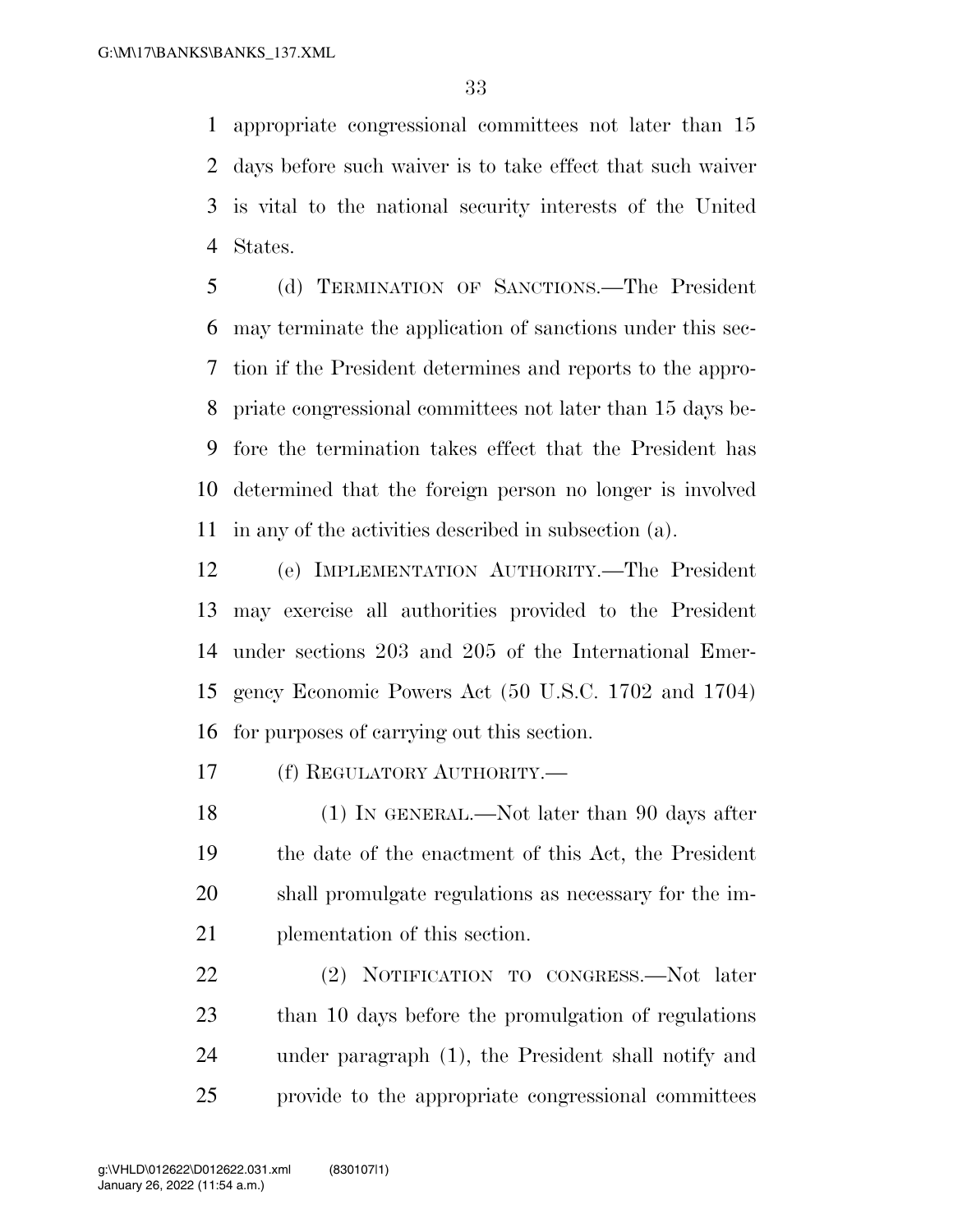appropriate congressional committees not later than 15 days before such waiver is to take effect that such waiver is vital to the national security interests of the United States.

(d) TERMINATION OF SANCTIONS.—The President may terminate the application of sanctions under this section if the President determines and reports to the appropriate congressional committees not later than 15 days before the termination takes effect that the President has determined that the foreign person no longer is involved in any of the activities described in subsection (a).

(e) IMPLEMENTATION AUTHORITY.—The President may exercise all authorities provided to the President under sections 203 and 205 of the International Emergency Economic Powers Act (50 U.S.C. 1702 and 1704) for purposes of carrying out this section.

(f) REGULATORY AUTHORITY.—

(1) IN GENERAL.—Not later than 90 days after the date of the enactment of this Act, the President shall promulgate regulations as necessary for the implementation of this section.

(2) NOTIFICATION TO CONGRESS.—Not later than 10 days before the promulgation of regulations under paragraph (1), the President shall notify and provide to the appropriate congressional committees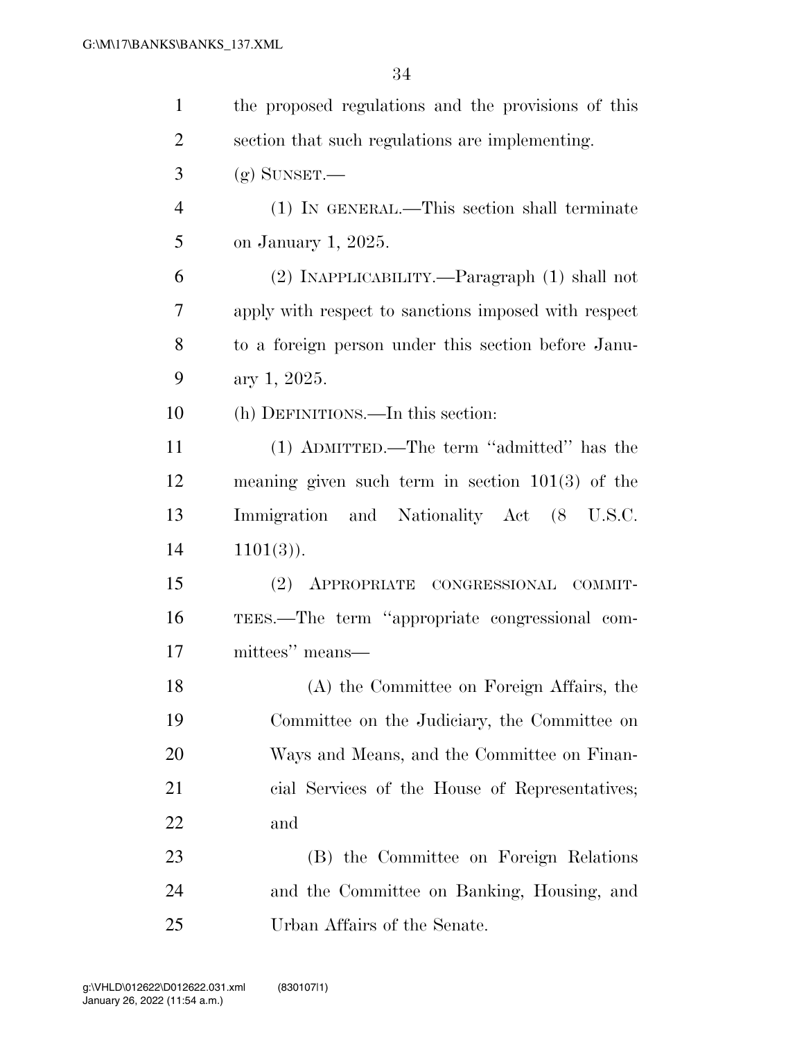the proposed regulations and the provisions of this section that such regulations are implementing.

(g) SUNSET.—

(1) IN GENERAL.—This section shall terminate on January 1, 2025.

(2) INAPPLICABILITY.—Paragraph (1) shall not apply with respect to sanctions imposed with respect to a foreign person under this section before January 1, 2025.

(h) DEFINITIONS.—In this section:

(1) ADMITTED.—The term "admitted" has the meaning given such term in section 101(3) of the Immigration and Nationality Act (8 U.S.C. 1101(3)).

(2) APPROPRIATE CONGRESSIONAL COMMITTEES.—The term "appropriate congressional committees" means—

(A) the Committee on Foreign Affairs, the Committee on the Judiciary, the Committee on Ways and Means, and the Committee on Financial Services of the House of Representatives; and

(B) the Committee on Foreign Relations and the Committee on Banking, Housing, and Urban Affairs of the Senate.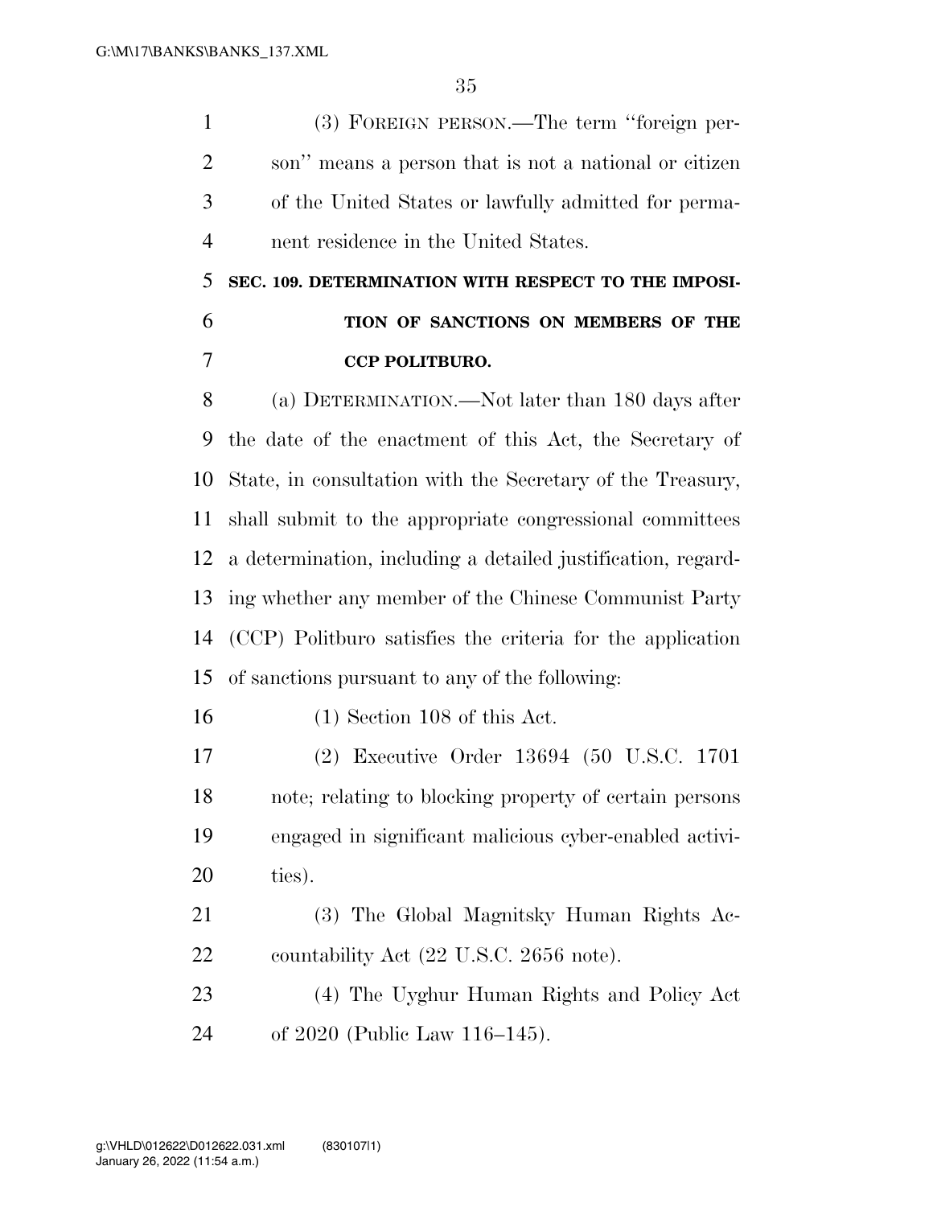(3) FOREIGN PERSON.—The term "foreign person" means a person that is not a national or citizen of the United States or lawfully admitted for permanent residence in the United States.

### SEC. 109. DETERMINATION WITH RESPECT TO THE IMPOSITION OF SANCTIONS ON MEMBERS OF THE CCP POLITBURO.

(a) DETERMINATION.—Not later than 180 days after the date of the enactment of this Act, the Secretary of State, in consultation with the Secretary of the Treasury, shall submit to the appropriate congressional committees a determination, including a detailed justification, regarding whether any member of the Chinese Communist Party (CCP) Politburo satisfies the criteria for the application of sanctions pursuant to any of the following:

(1) Section 108 of this Act.

(2) Executive Order 13694 (50 U.S.C. 1701 note; relating to blocking property of certain persons engaged in significant malicious cyber-enabled activities).

(3) The Global Magnitsky Human Rights Accountability Act (22 U.S.C. 2656 note).

(4) The Uyghur Human Rights and Policy Act of 2020 (Public Law 116–145).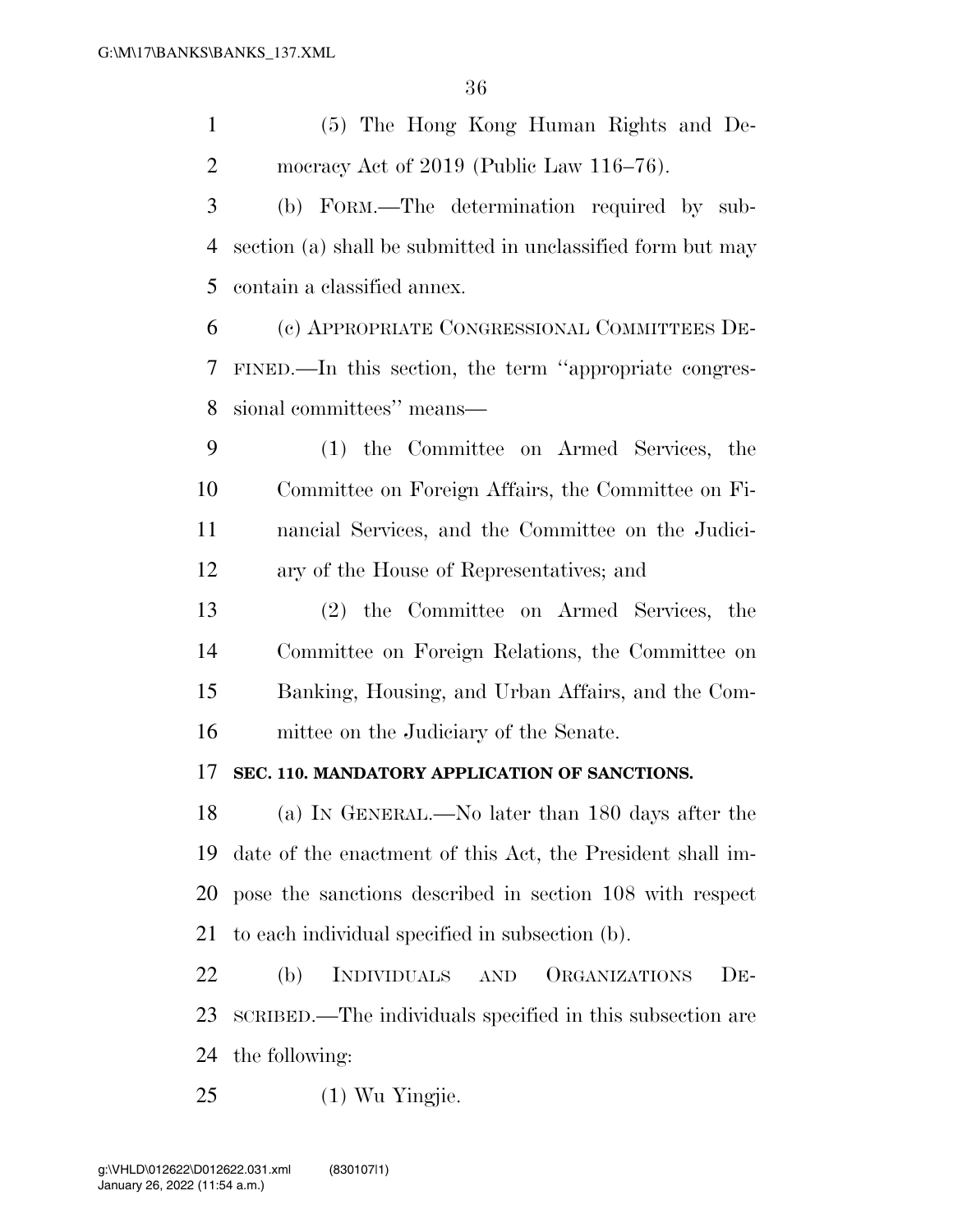(5) The Hong Kong Human Rights and Democracy Act of 2019 (Public Law 116–76).

(b) FORM.—The determination required by subsection (a) shall be submitted in unclassified form but may contain a classified annex.

(c) APPROPRIATE CONGRESSIONAL COMMITTEES DEFINED.—In this section, the term ''appropriate congressional committees'' means—

(1) the Committee on Armed Services, the Committee on Foreign Affairs, the Committee on Financial Services, and the Committee on the Judiciary of the House of Representatives; and

(2) the Committee on Armed Services, the Committee on Foreign Relations, the Committee on Banking, Housing, and Urban Affairs, and the Committee on the Judiciary of the Senate.

**SEC. 110. MANDATORY APPLICATION OF SANCTIONS.**

(a) IN GENERAL.—No later than 180 days after the date of the enactment of this Act, the President shall impose the sanctions described in section 108 with respect to each individual specified in subsection (b).

(b) INDIVIDUALS AND ORGANIZATIONS DESCRIBED.—The individuals specified in this subsection are the following:

(1) Wu Yingjie.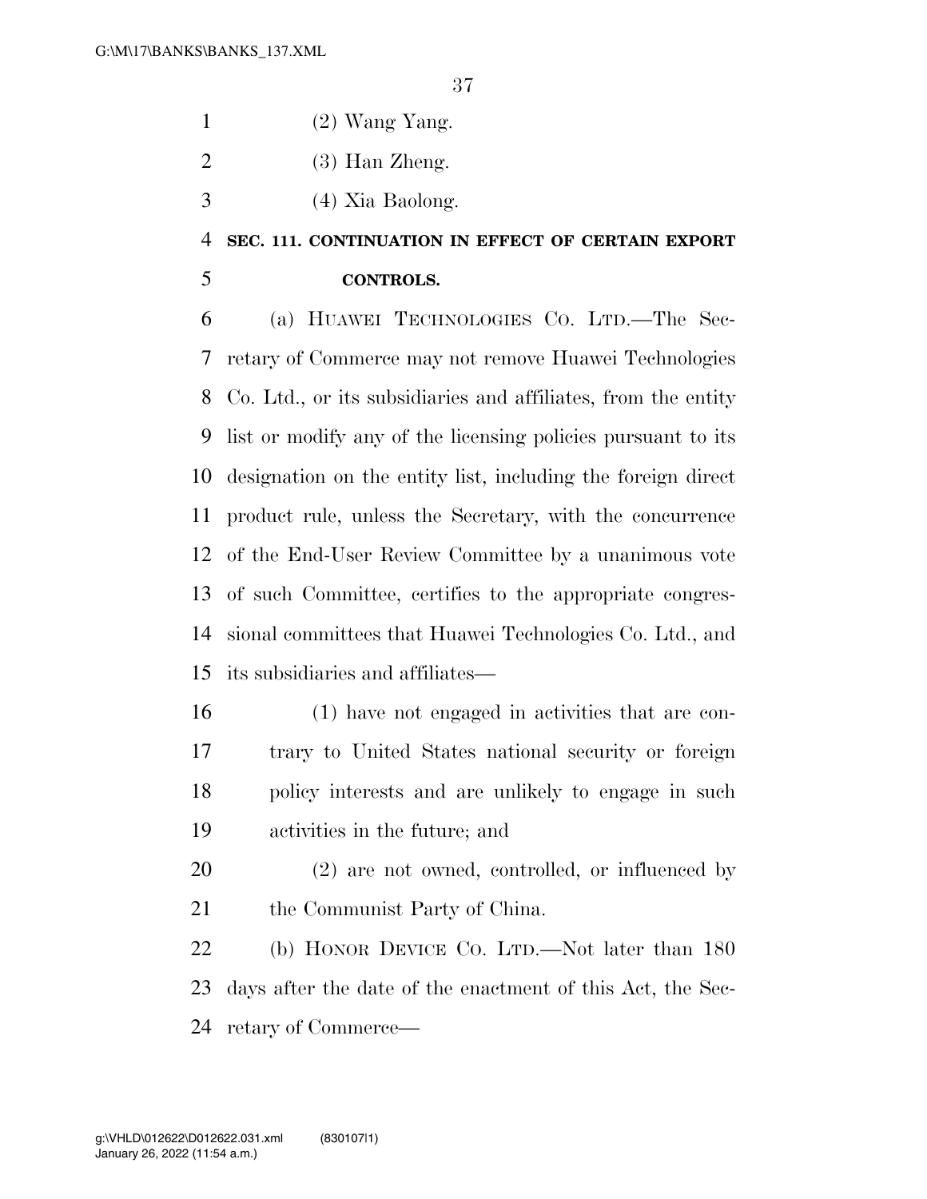(2) Wang Yang.

(3) Han Zheng.

(4) Xia Baolong.

**SEC. 111. CONTINUATION IN EFFECT OF CERTAIN EXPORT CONTROLS.**

(a) HUAWEI TECHNOLOGIES CO. LTD.—The Secretary of Commerce may not remove Huawei Technologies Co. Ltd., or its subsidiaries and affiliates, from the entity list or modify any of the licensing policies pursuant to its designation on the entity list, including the foreign direct product rule, unless the Secretary, with the concurrence of the End-User Review Committee by a unanimous vote of such Committee, certifies to the appropriate congressional committees that Huawei Technologies Co. Ltd., and its subsidiaries and affiliates—

(1) have not engaged in activities that are contrary to United States national security or foreign policy interests and are unlikely to engage in such activities in the future; and

(2) are not owned, controlled, or influenced by the Communist Party of China.

(b) HONOR DEVICE CO. LTD.—Not later than 180 days after the date of the enactment of this Act, the Secretary of Commerce—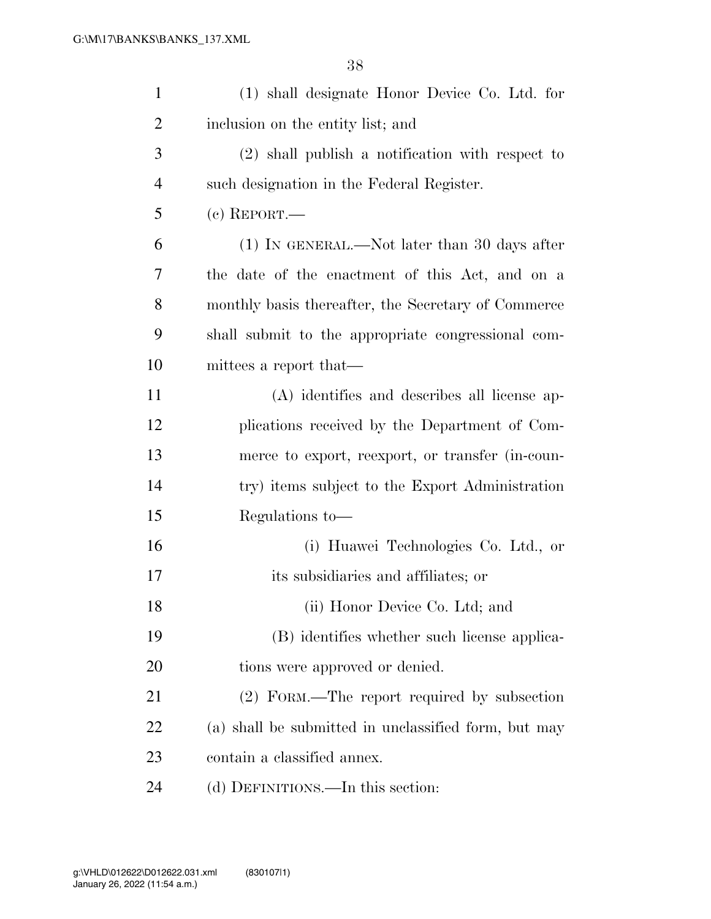(1) shall designate Honor Device Co. Ltd. for inclusion on the entity list; and

(2) shall publish a notification with respect to such designation in the Federal Register.

(c) REPORT.—

(1) IN GENERAL.—Not later than 30 days after the date of the enactment of this Act, and on a monthly basis thereafter, the Secretary of Commerce shall submit to the appropriate congressional committees a report that—

(A) identifies and describes all license applications received by the Department of Commerce to export, reexport, or transfer (in-country) items subject to the Export Administration Regulations to—

(i) Huawei Technologies Co. Ltd., or its subsidiaries and affiliates; or

(ii) Honor Device Co. Ltd; and

(B) identifies whether such license applications were approved or denied.

(2) FORM.—The report required by subsection (a) shall be submitted in unclassified form, but may contain a classified annex.

(d) DEFINITIONS.—In this section: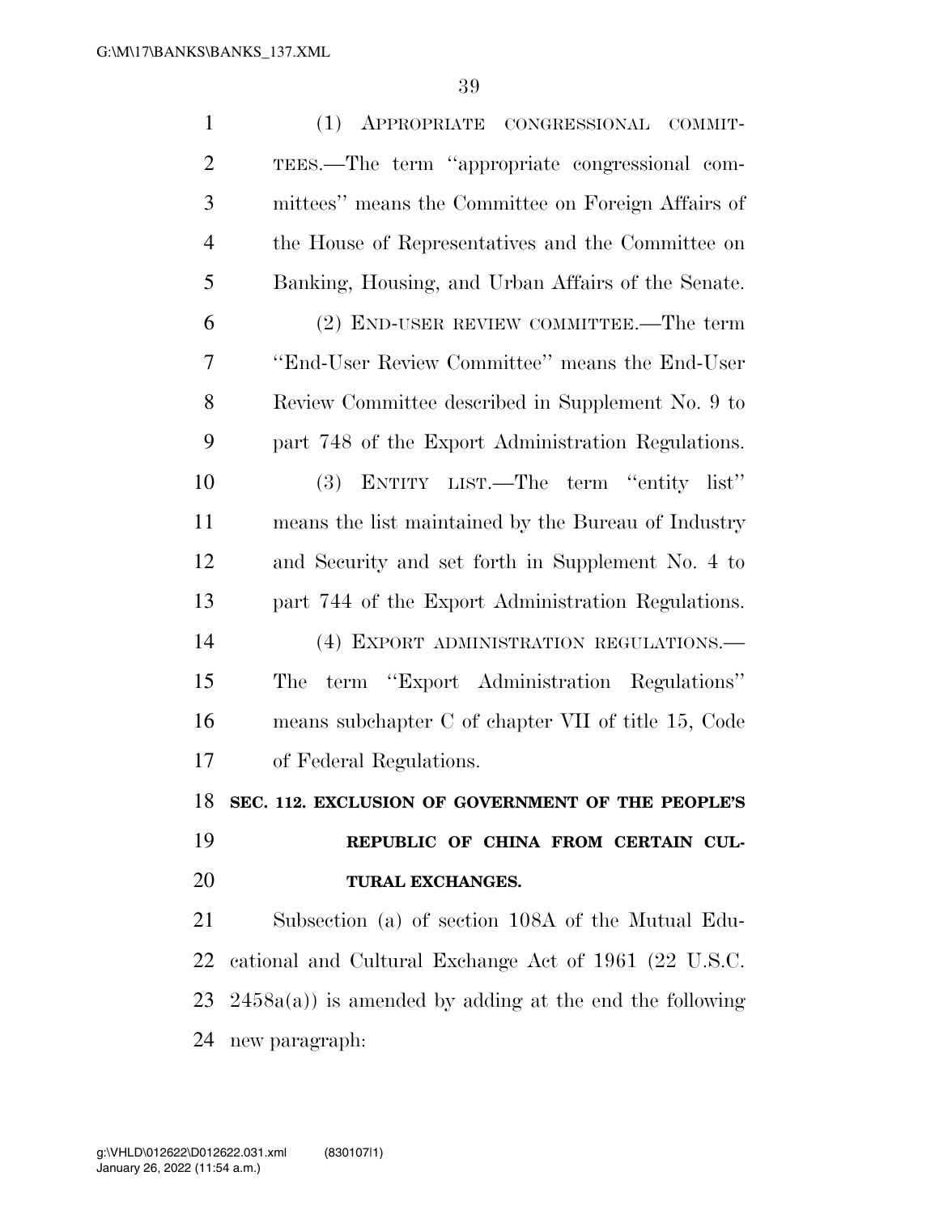(1) APPROPRIATE CONGRESSIONAL COMMITTEES.—The term ''appropriate congressional committees'' means the Committee on Foreign Affairs of the House of Representatives and the Committee on Banking, Housing, and Urban Affairs of the Senate.

(2) END-USER REVIEW COMMITTEE.—The term ''End-User Review Committee'' means the End-User Review Committee described in Supplement No. 9 to part 748 of the Export Administration Regulations.

(3) ENTITY LIST.—The term ''entity list'' means the list maintained by the Bureau of Industry and Security and set forth in Supplement No. 4 to part 744 of the Export Administration Regulations.

(4) EXPORT ADMINISTRATION REGULATIONS.—The term ''Export Administration Regulations'' means subchapter C of chapter VII of title 15, Code of Federal Regulations.

**SEC. 112. EXCLUSION OF GOVERNMENT OF THE PEOPLE'S REPUBLIC OF CHINA FROM CERTAIN CULTURAL EXCHANGES.**

Subsection (a) of section 108A of the Mutual Educational and Cultural Exchange Act of 1961 (22 U.S.C. 2458a(a)) is amended by adding at the end the following new paragraph: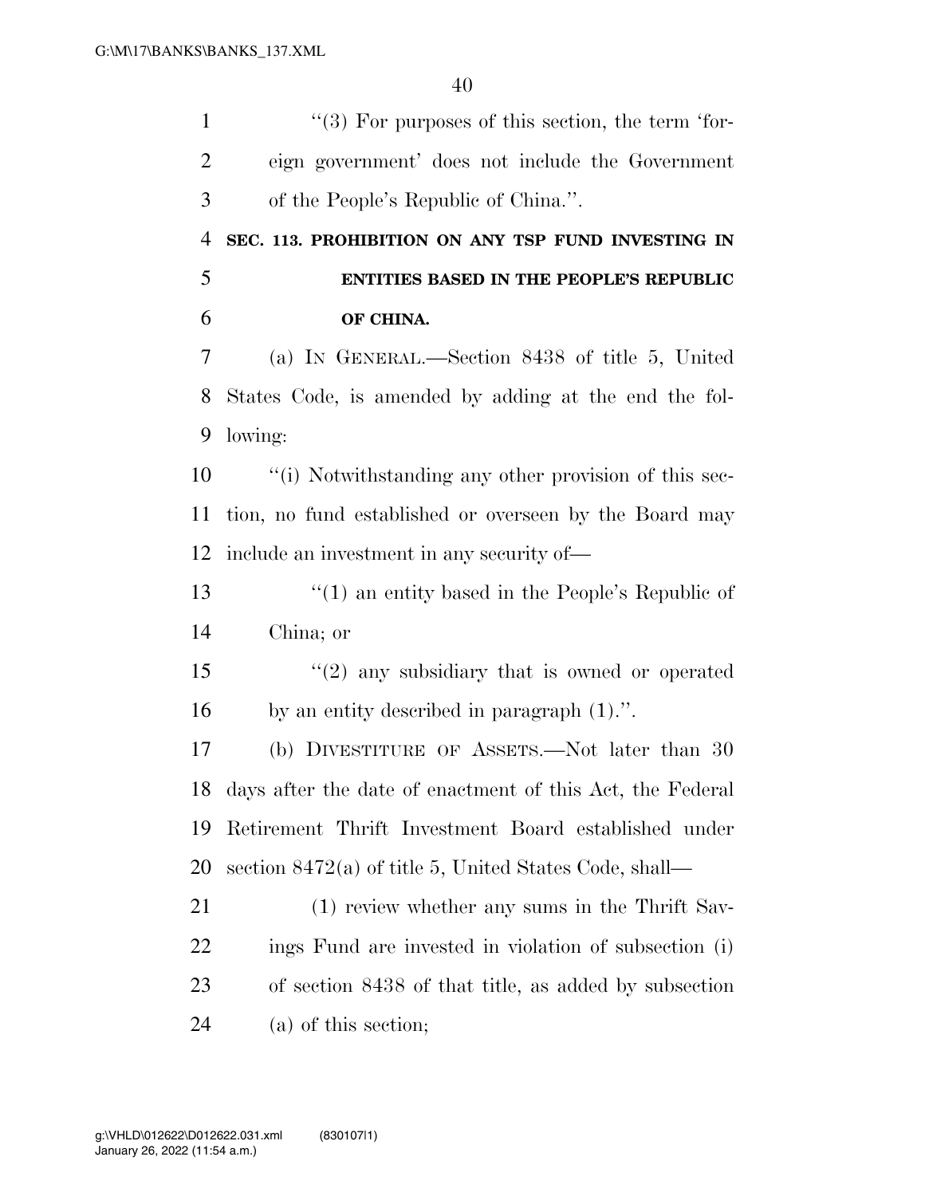"(3) For purposes of this section, the term 'foreign government' does not include the Government of the People's Republic of China.".

**SEC. 113. PROHIBITION ON ANY TSP FUND INVESTING IN ENTITIES BASED IN THE PEOPLE'S REPUBLIC OF CHINA.**

(a) IN GENERAL.—Section 8438 of title 5, United States Code, is amended by adding at the end the following:

"(i) Notwithstanding any other provision of this section, no fund established or overseen by the Board may include an investment in any security of—

"(1) an entity based in the People's Republic of China; or

"(2) any subsidiary that is owned or operated by an entity described in paragraph (1).".

(b) DIVESTITURE OF ASSETS.—Not later than 30 days after the date of enactment of this Act, the Federal Retirement Thrift Investment Board established under section 8472(a) of title 5, United States Code, shall—

(1) review whether any sums in the Thrift Savings Fund are invested in violation of subsection (i) of section 8438 of that title, as added by subsection (a) of this section;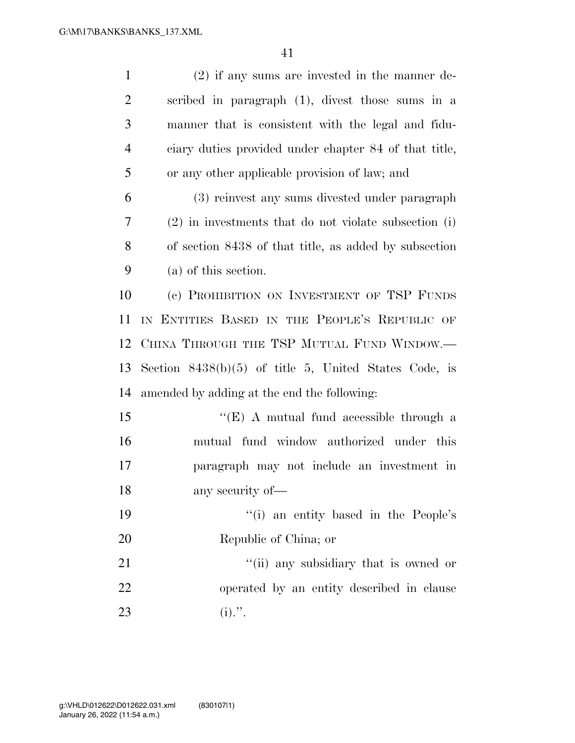(2) if any sums are invested in the manner described in paragraph (1), divest those sums in a manner that is consistent with the legal and fiduciary duties provided under chapter 84 of that title, or any other applicable provision of law; and

(3) reinvest any sums divested under paragraph (2) in investments that do not violate subsection (i) of section 8438 of that title, as added by subsection (a) of this section.

(c) PROHIBITION ON INVESTMENT OF TSP FUNDS IN ENTITIES BASED IN THE PEOPLE'S REPUBLIC OF CHINA THROUGH THE TSP MUTUAL FUND WINDOW.—Section 8438(b)(5) of title 5, United States Code, is amended by adding at the end the following:

"(E) A mutual fund accessible through a mutual fund window authorized under this paragraph may not include an investment in any security of—

"(i) an entity based in the People's Republic of China; or

"(ii) any subsidiary that is owned or operated by an entity described in clause (i).".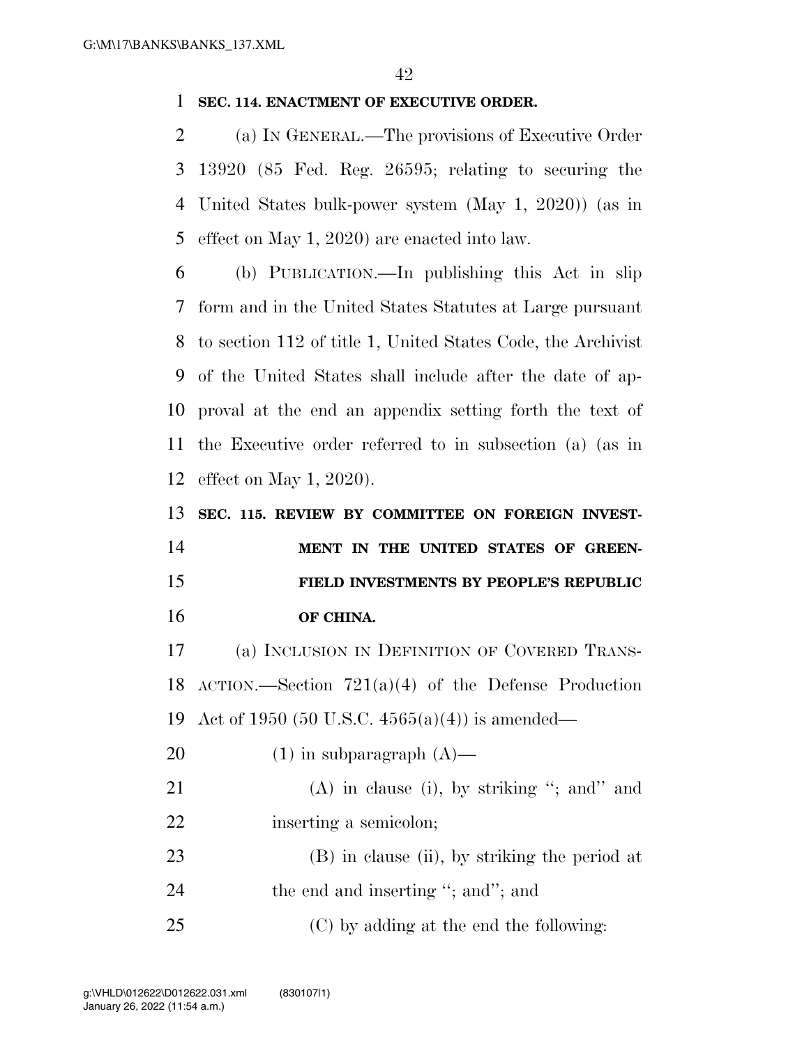**SEC. 114. ENACTMENT OF EXECUTIVE ORDER.**

(a) IN GENERAL.—The provisions of Executive Order 13920 (85 Fed. Reg. 26595; relating to securing the United States bulk-power system (May 1, 2020)) (as in effect on May 1, 2020) are enacted into law.

(b) PUBLICATION.—In publishing this Act in slip form and in the United States Statutes at Large pursuant to section 112 of title 1, United States Code, the Archivist of the United States shall include after the date of approval at the end an appendix setting forth the text of the Executive order referred to in subsection (a) (as in effect on May 1, 2020).

**SEC. 115. REVIEW BY COMMITTEE ON FOREIGN INVESTMENT IN THE UNITED STATES OF GREENFIELD INVESTMENTS BY PEOPLE'S REPUBLIC OF CHINA.**

(a) INCLUSION IN DEFINITION OF COVERED TRANSACTION.—Section 721(a)(4) of the Defense Production Act of 1950 (50 U.S.C. 4565(a)(4)) is amended—

(1) in subparagraph (A)—

(A) in clause (i), by striking "; and" and inserting a semicolon;

(B) in clause (ii), by striking the period at the end and inserting "; and"; and

(C) by adding at the end the following: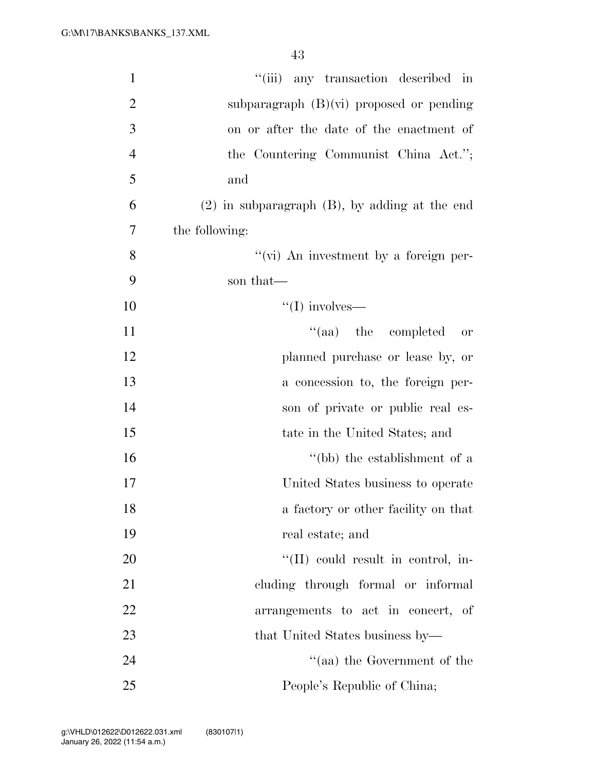"(iii) any transaction described in subparagraph (B)(vi) proposed or pending on or after the date of the enactment of the Countering Communist China Act."; and

(2) in subparagraph (B), by adding at the end the following:

"(vi) An investment by a foreign person that—

"(I) involves—

"(aa) the completed or planned purchase or lease by, or a concession to, the foreign person of private or public real estate in the United States; and

"(bb) the establishment of a United States business to operate a factory or other facility on that real estate; and

"(II) could result in control, including through formal or informal arrangements to act in concert, of that United States business by—

"(aa) the Government of the People's Republic of China;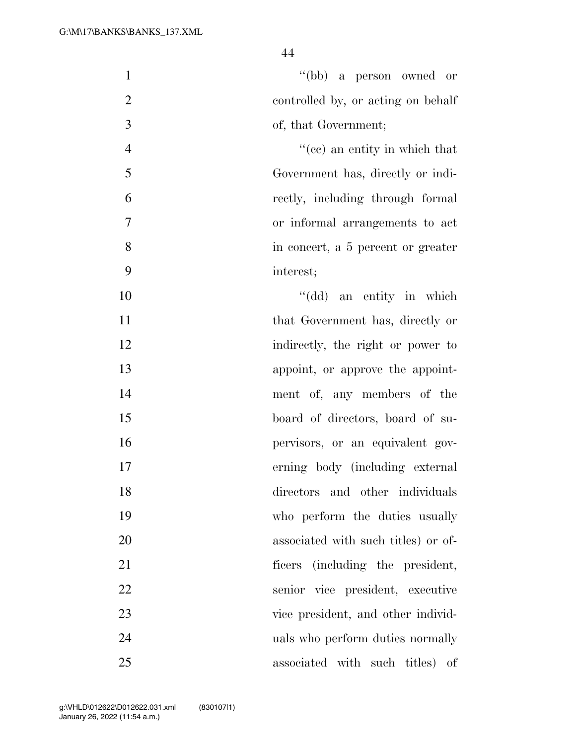''(bb) a person owned or controlled by, or acting on behalf of, that Government;

''(cc) an entity in which that Government has, directly or indirectly, including through formal or informal arrangements to act in concert, a 5 percent or greater interest;

''(dd) an entity in which that Government has, directly or indirectly, the right or power to appoint, or approve the appointment of, any members of the board of directors, board of supervisors, or an equivalent governing body (including external directors and other individuals who perform the duties usually associated with such titles) or officers (including the president, senior vice president, executive vice president, and other individuals who perform duties normally associated with such titles) of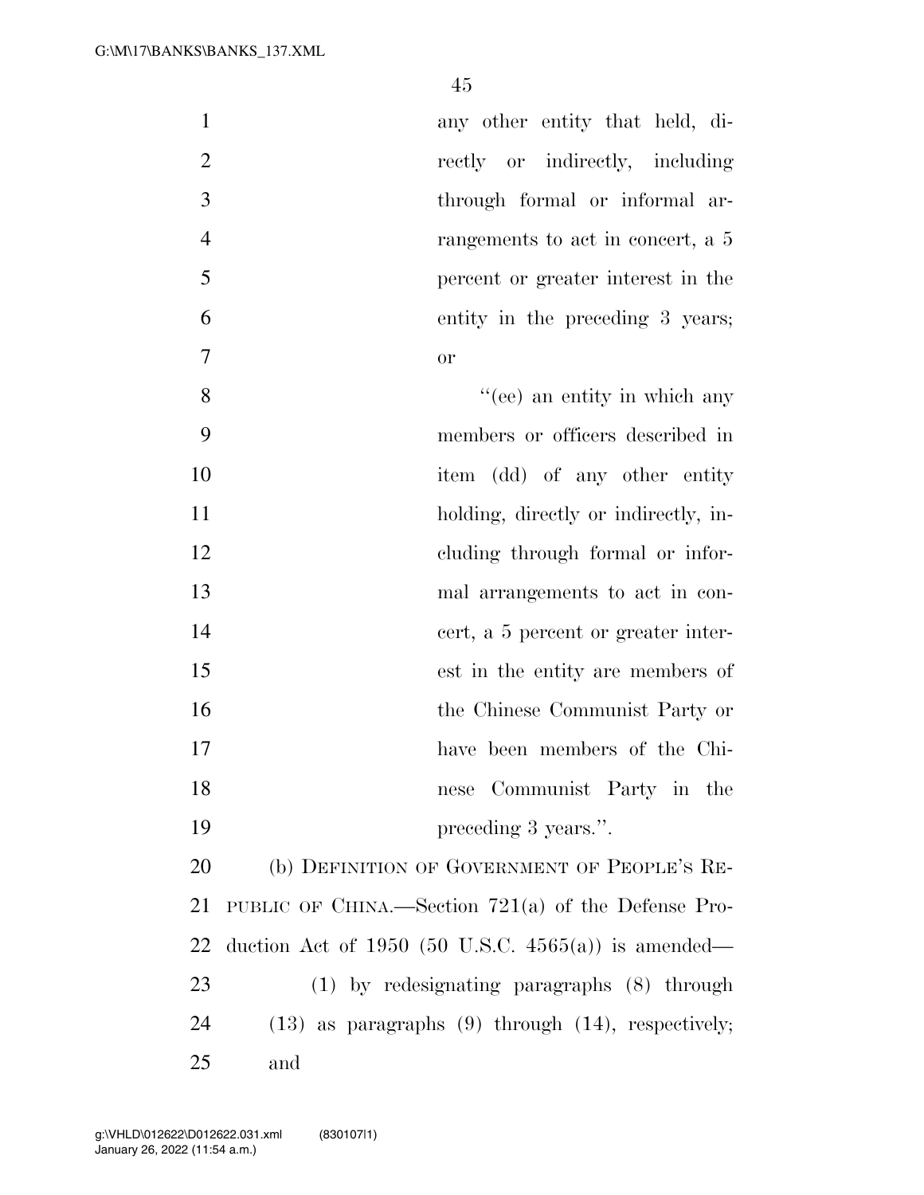any other entity that held, directly or indirectly, including through formal or informal arrangements to act in concert, a 5 percent or greater interest in the entity in the preceding 3 years; or

"(ee) an entity in which any members or officers described in item (dd) of any other entity holding, directly or indirectly, including through formal or informal arrangements to act in concert, a 5 percent or greater interest in the entity are members of the Chinese Communist Party or have been members of the Chinese Communist Party in the preceding 3 years.".

(b) DEFINITION OF GOVERNMENT OF PEOPLE'S REPUBLIC OF CHINA.—Section 721(a) of the Defense Production Act of 1950 (50 U.S.C. 4565(a)) is amended—

(1) by redesignating paragraphs (8) through (13) as paragraphs (9) through (14), respectively; and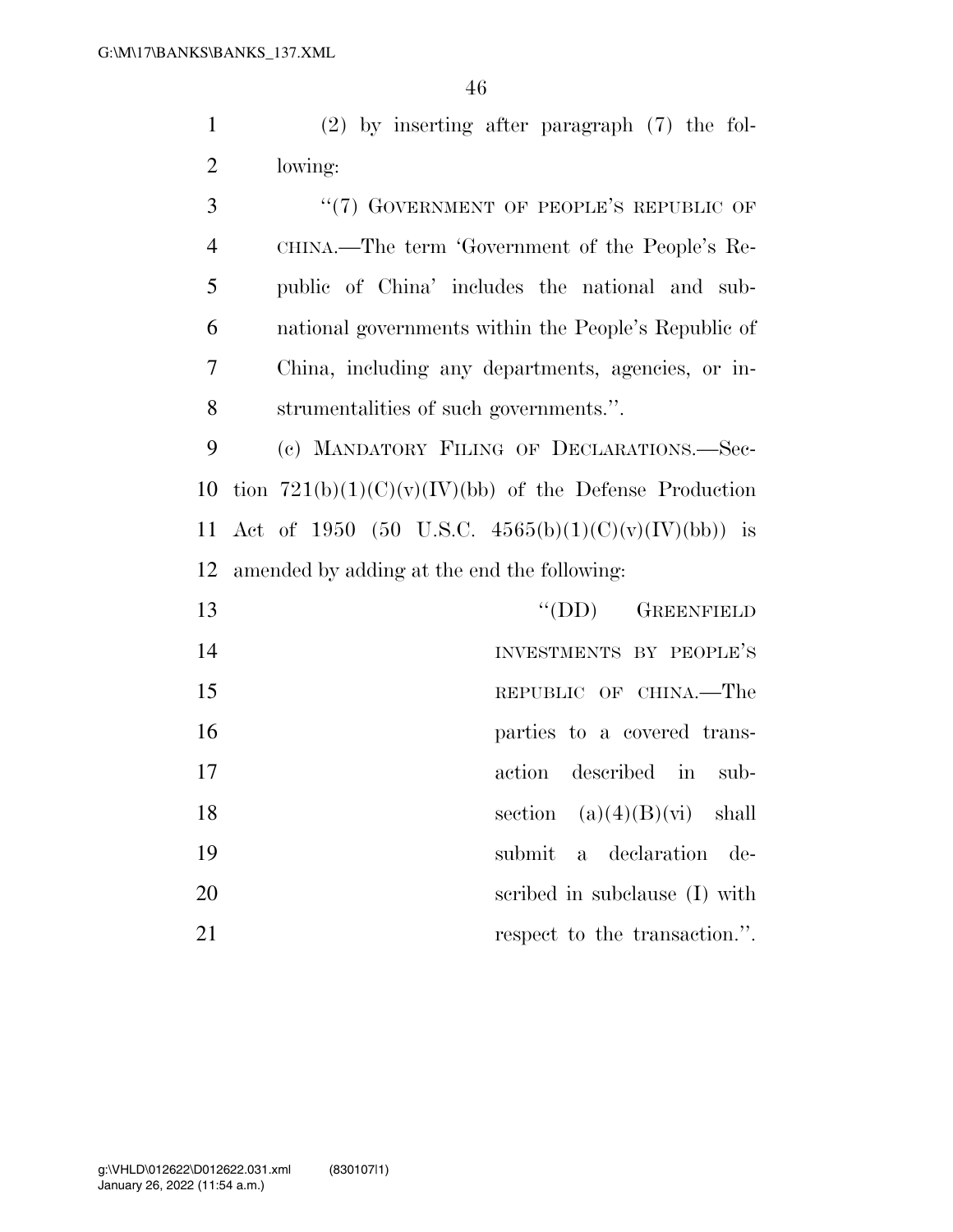(2) by inserting after paragraph (7) the following:

"(7) GOVERNMENT OF PEOPLE'S REPUBLIC OF CHINA.—The term 'Government of the People's Republic of China' includes the national and subnational governments within the People's Republic of China, including any departments, agencies, or instrumentalities of such governments.".

(c) MANDATORY FILING OF DECLARATIONS.—Section 721(b)(1)(C)(v)(IV)(bb) of the Defense Production Act of 1950 (50 U.S.C. 4565(b)(1)(C)(v)(IV)(bb)) is amended by adding at the end the following:

"(DD) GREENFIELD INVESTMENTS BY PEOPLE'S REPUBLIC OF CHINA.—The parties to a covered transaction described in subsection (a)(4)(B)(vi) shall submit a declaration described in subclause (I) with respect to the transaction.".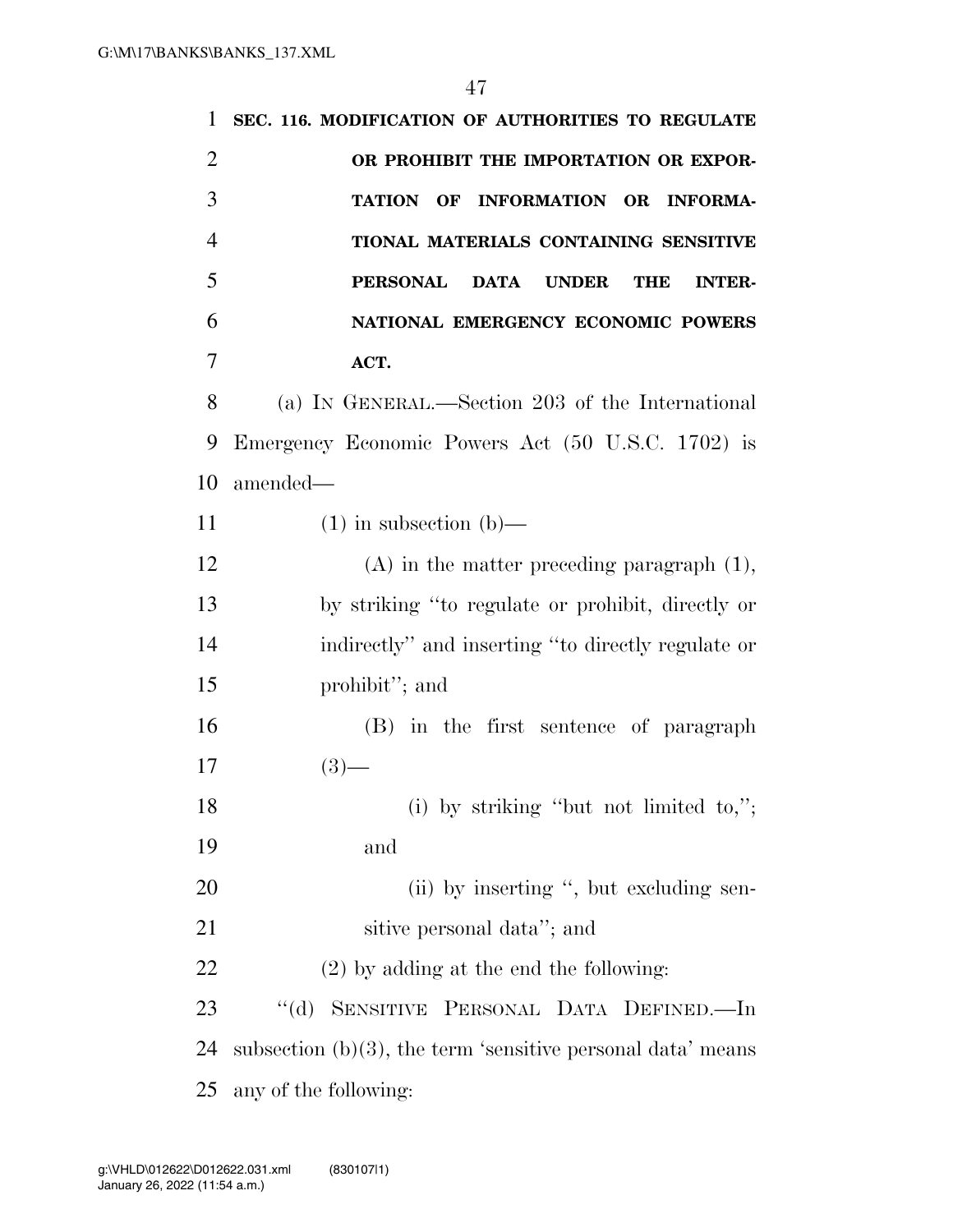**SEC. 116. MODIFICATION OF AUTHORITIES TO REGULATE OR PROHIBIT THE IMPORTATION OR EXPORTATION OF INFORMATION OR INFORMATIONAL MATERIALS CONTAINING SENSITIVE PERSONAL DATA UNDER THE INTERNATIONAL EMERGENCY ECONOMIC POWERS ACT.**

(a) IN GENERAL.—Section 203 of the International Emergency Economic Powers Act (50 U.S.C. 1702) is amended—

(1) in subsection (b)—

(A) in the matter preceding paragraph (1), by striking "to regulate or prohibit, directly or indirectly" and inserting "to directly regulate or prohibit"; and

(B) in the first sentence of paragraph (3)—

(i) by striking "but not limited to,"; and

(ii) by inserting ", but excluding sensitive personal data"; and

(2) by adding at the end the following:

"(d) SENSITIVE PERSONAL DATA DEFINED.—In subsection (b)(3), the term 'sensitive personal data' means any of the following: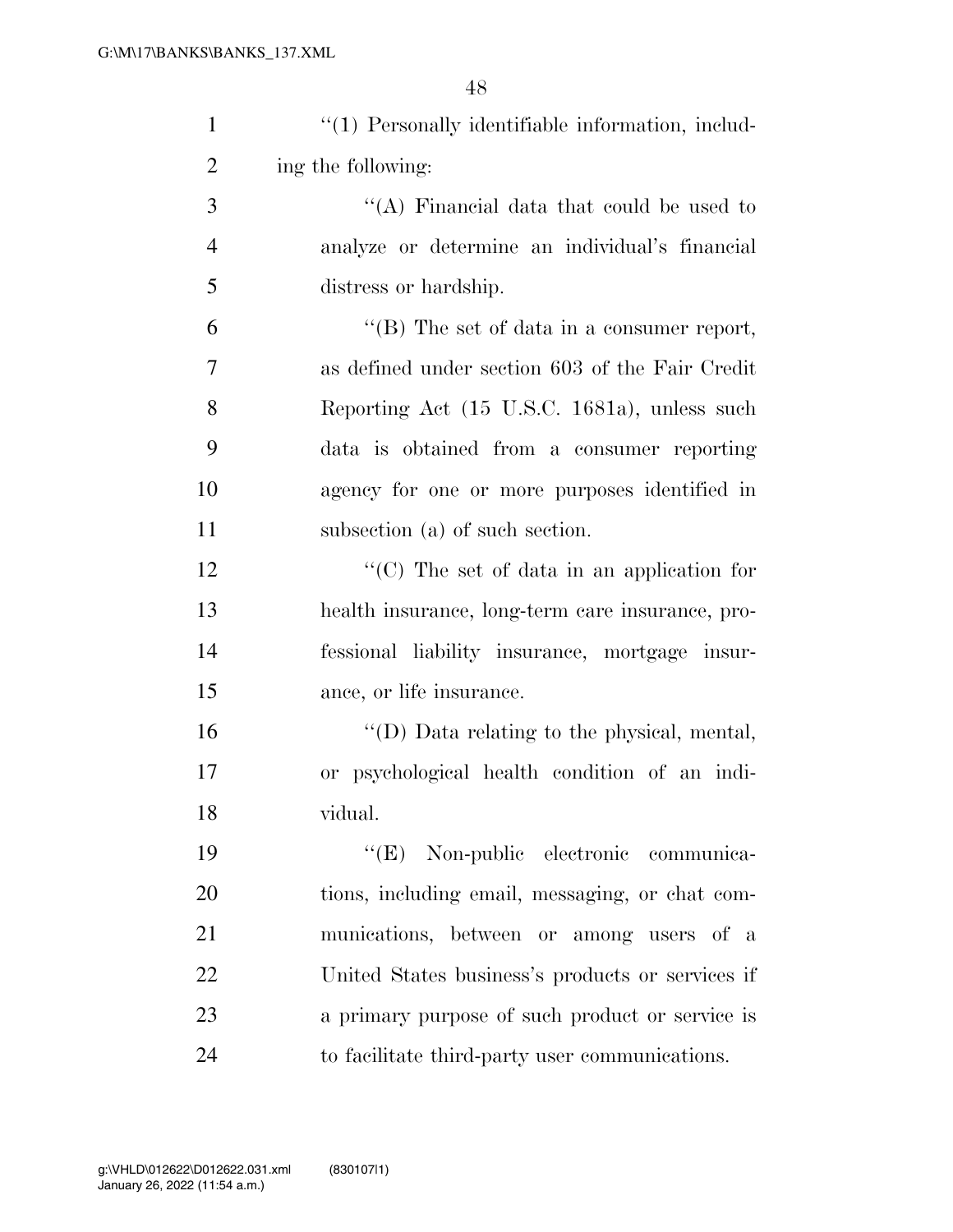''(1) Personally identifiable information, including the following:

''(A) Financial data that could be used to analyze or determine an individual's financial distress or hardship.

''(B) The set of data in a consumer report, as defined under section 603 of the Fair Credit Reporting Act (15 U.S.C. 1681a), unless such data is obtained from a consumer reporting agency for one or more purposes identified in subsection (a) of such section.

''(C) The set of data in an application for health insurance, long-term care insurance, professional liability insurance, mortgage insurance, or life insurance.

''(D) Data relating to the physical, mental, or psychological health condition of an individual.

''(E) Non-public electronic communications, including email, messaging, or chat communications, between or among users of a United States business's products or services if a primary purpose of such product or service is to facilitate third-party user communications.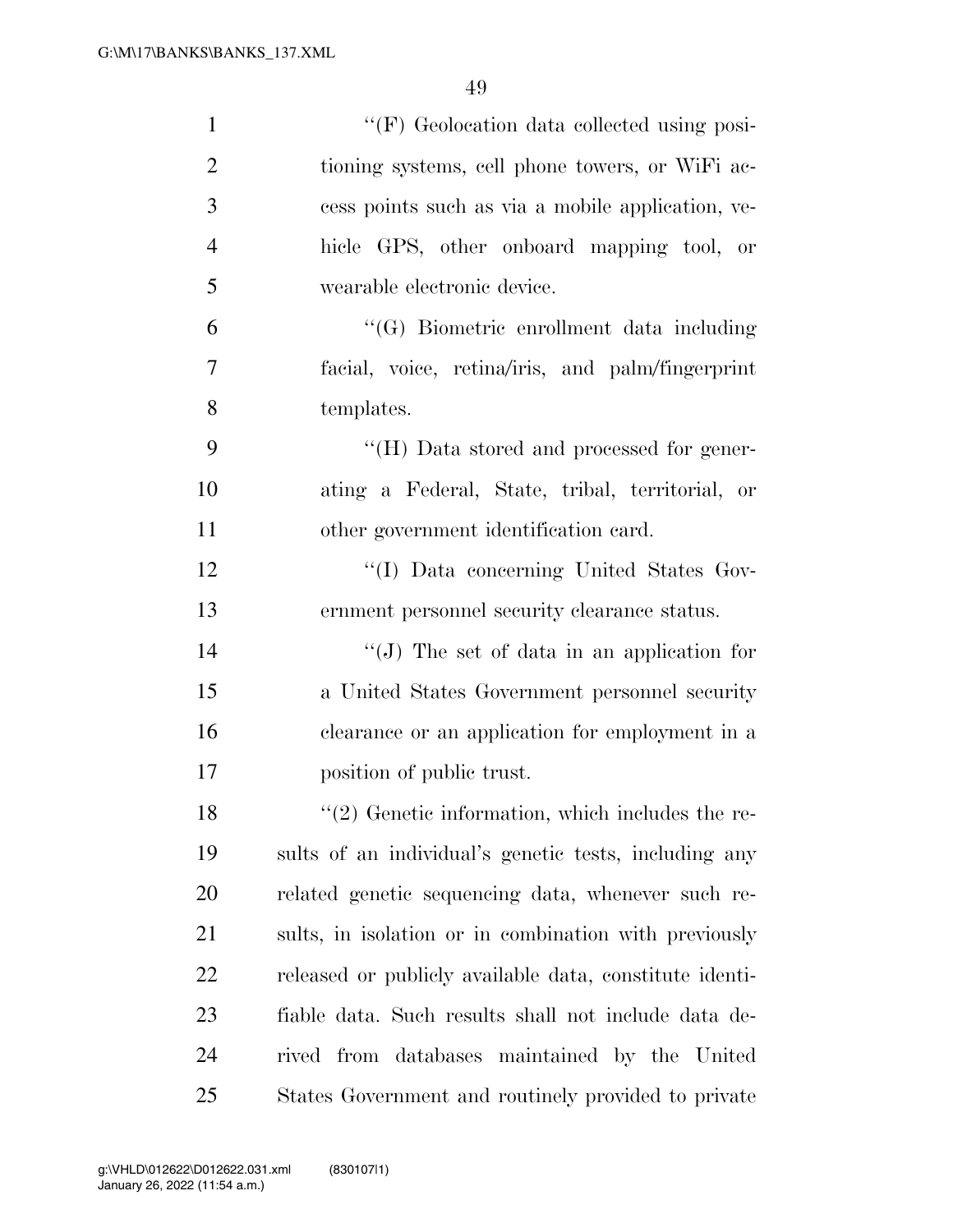"(F) Geolocation data collected using positioning systems, cell phone towers, or WiFi access points such as via a mobile application, vehicle GPS, other onboard mapping tool, or wearable electronic device.

"(G) Biometric enrollment data including facial, voice, retina/iris, and palm/fingerprint templates.

"(H) Data stored and processed for generating a Federal, State, tribal, territorial, or other government identification card.

"(I) Data concerning United States Government personnel security clearance status.

"(J) The set of data in an application for a United States Government personnel security clearance or an application for employment in a position of public trust.

"(2) Genetic information, which includes the results of an individual's genetic tests, including any related genetic sequencing data, whenever such results, in isolation or in combination with previously released or publicly available data, constitute identifiable data. Such results shall not include data derived from databases maintained by the United States Government and routinely provided to private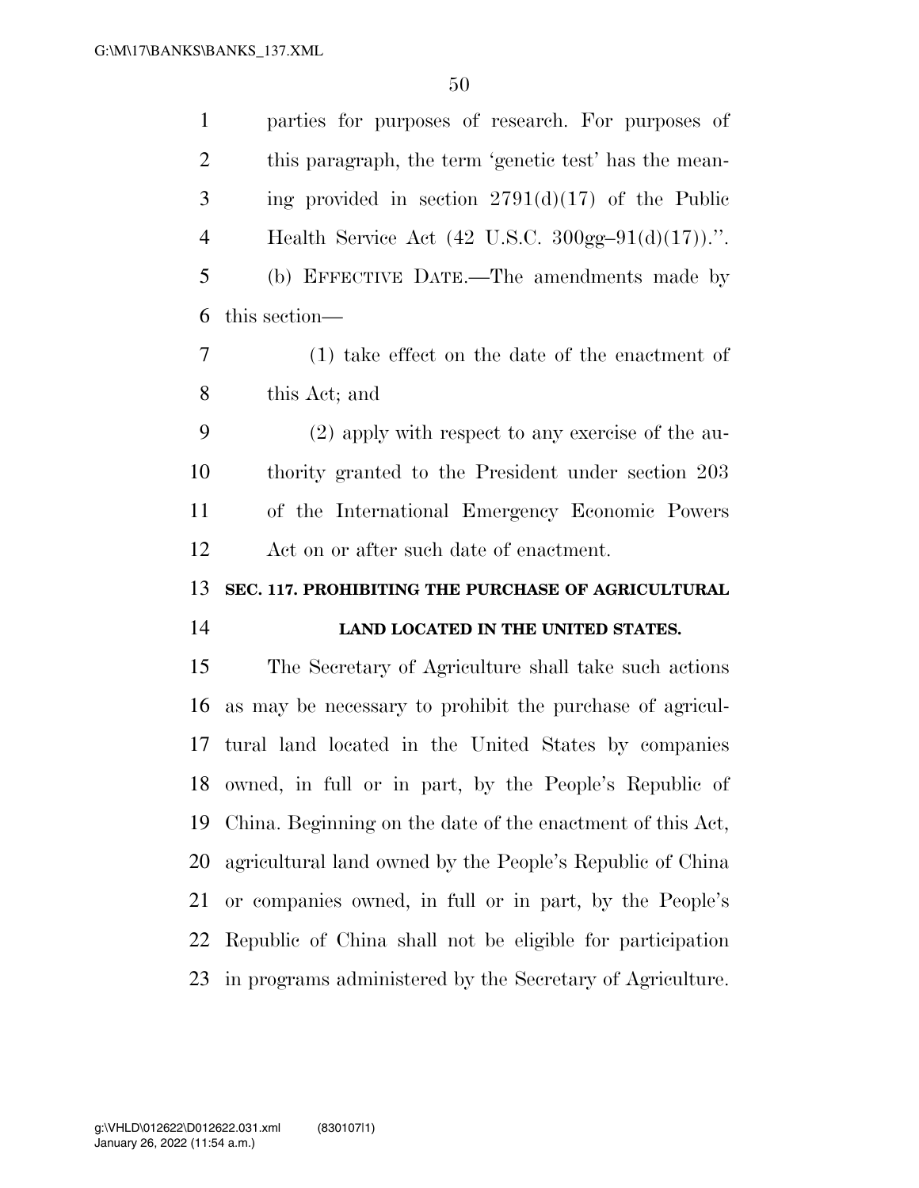parties for purposes of research. For purposes of this paragraph, the term 'genetic test' has the meaning provided in section 2791(d)(17) of the Public Health Service Act (42 U.S.C. 300gg–91(d)(17)).''.

(b) EFFECTIVE DATE.—The amendments made by this section—

(1) take effect on the date of the enactment of this Act; and

(2) apply with respect to any exercise of the authority granted to the President under section 203 of the International Emergency Economic Powers Act on or after such date of enactment.

### SEC. 117. PROHIBITING THE PURCHASE OF AGRICULTURAL LAND LOCATED IN THE UNITED STATES.

The Secretary of Agriculture shall take such actions as may be necessary to prohibit the purchase of agricultural land located in the United States by companies owned, in full or in part, by the People's Republic of China. Beginning on the date of the enactment of this Act, agricultural land owned by the People's Republic of China or companies owned, in full or in part, by the People's Republic of China shall not be eligible for participation in programs administered by the Secretary of Agriculture.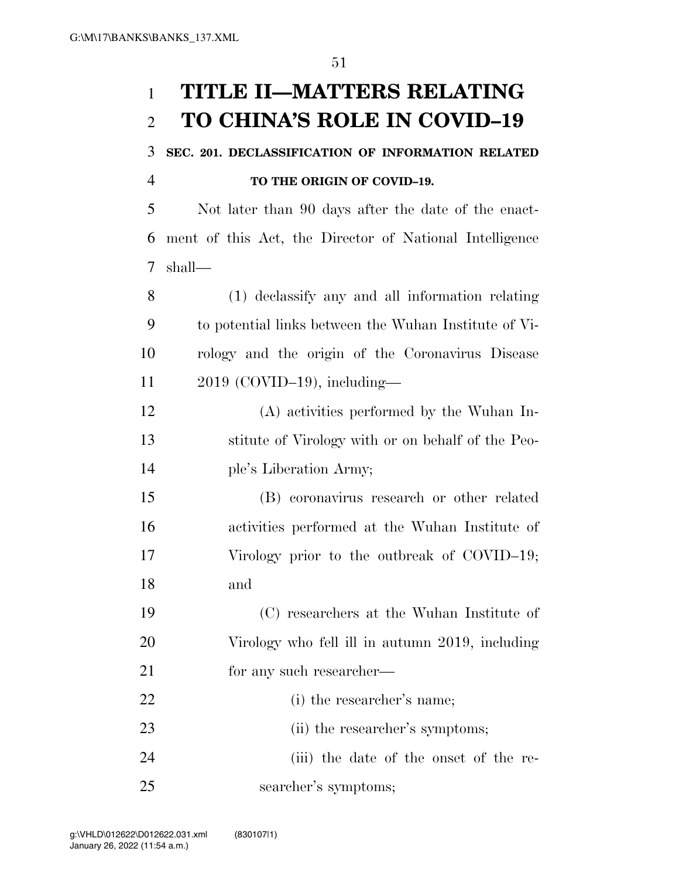# TITLE II—MATTERS RELATING TO CHINA'S ROLE IN COVID–19

## SEC. 201. DECLASSIFICATION OF INFORMATION RELATED TO THE ORIGIN OF COVID–19.

Not later than 90 days after the date of the enactment of this Act, the Director of National Intelligence shall—

(1) declassify any and all information relating to potential links between the Wuhan Institute of Virology and the origin of the Coronavirus Disease 2019 (COVID–19), including—

(A) activities performed by the Wuhan Institute of Virology with or on behalf of the People's Liberation Army;

(B) coronavirus research or other related activities performed at the Wuhan Institute of Virology prior to the outbreak of COVID–19; and

(C) researchers at the Wuhan Institute of Virology who fell ill in autumn 2019, including for any such researcher—

(i) the researcher's name;

(ii) the researcher's symptoms;

(iii) the date of the onset of the researcher's symptoms;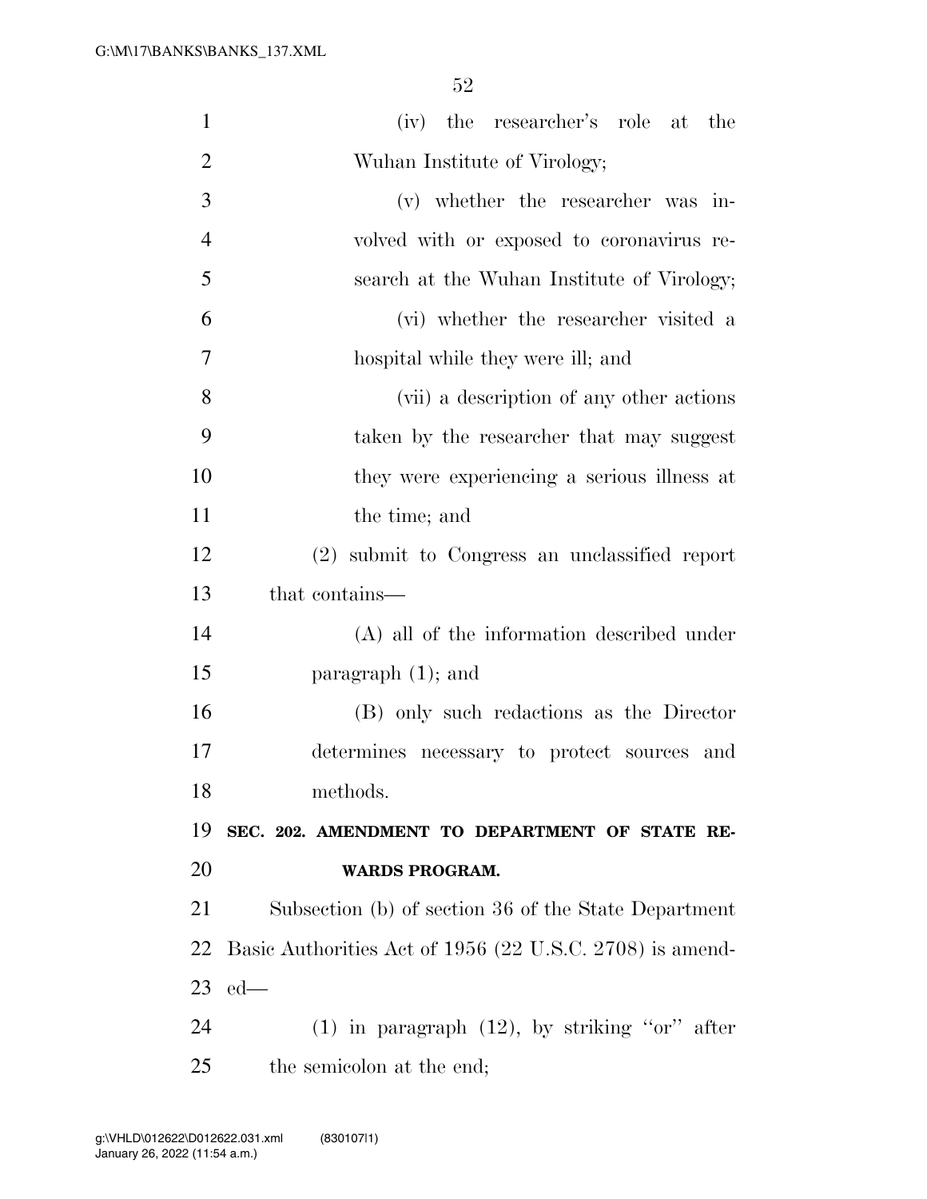(iv) the researcher's role at the Wuhan Institute of Virology;

(v) whether the researcher was involved with or exposed to coronavirus research at the Wuhan Institute of Virology;

(vi) whether the researcher visited a hospital while they were ill; and

(vii) a description of any other actions taken by the researcher that may suggest they were experiencing a serious illness at the time; and

(2) submit to Congress an unclassified report that contains—

(A) all of the information described under paragraph (1); and

(B) only such redactions as the Director determines necessary to protect sources and methods.

**SEC. 202. AMENDMENT TO DEPARTMENT OF STATE REWARDS PROGRAM.**

Subsection (b) of section 36 of the State Department Basic Authorities Act of 1956 (22 U.S.C. 2708) is amended—

(1) in paragraph (12), by striking ''or'' after the semicolon at the end;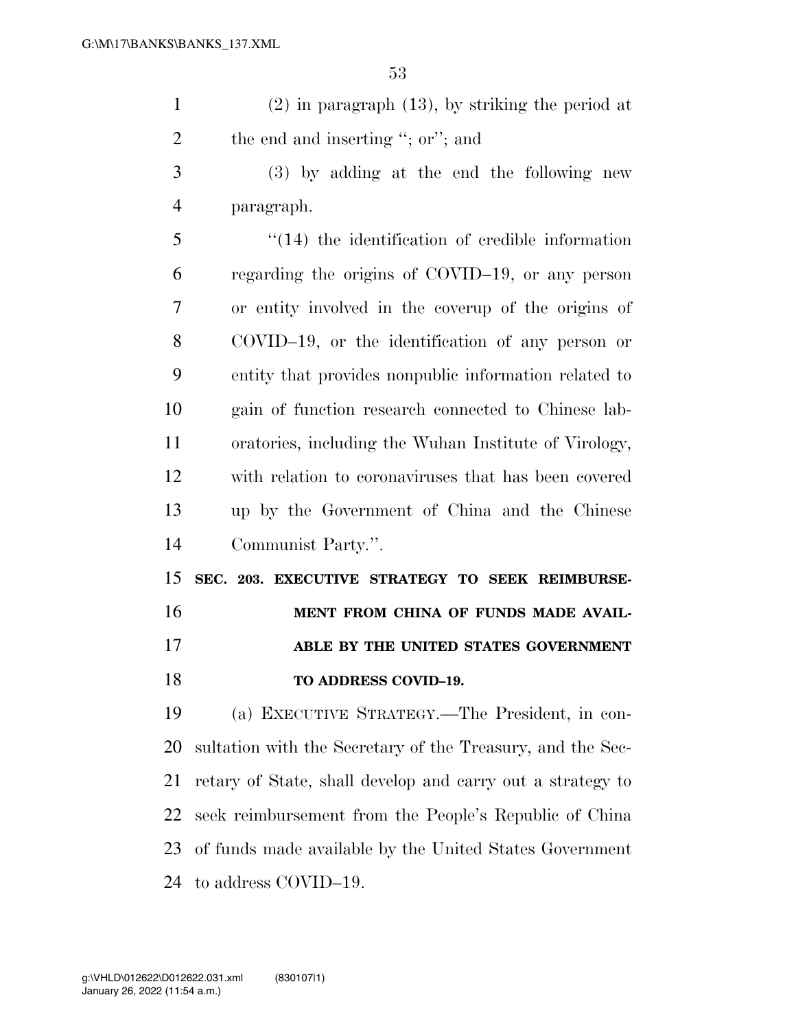(2) in paragraph (13), by striking the period at the end and inserting "; or"; and

(3) by adding at the end the following new paragraph.

"(14) the identification of credible information regarding the origins of COVID–19, or any person or entity involved in the coverup of the origins of COVID–19, or the identification of any person or entity that provides nonpublic information related to gain of function research connected to Chinese laboratories, including the Wuhan Institute of Virology, with relation to coronaviruses that has been covered up by the Government of China and the Chinese Communist Party.".

**SEC. 203. EXECUTIVE STRATEGY TO SEEK REIMBURSEMENT FROM CHINA OF FUNDS MADE AVAILABLE BY THE UNITED STATES GOVERNMENT TO ADDRESS COVID–19.**

(a) EXECUTIVE STRATEGY.—The President, in consultation with the Secretary of the Treasury, and the Secretary of State, shall develop and carry out a strategy to seek reimbursement from the People's Republic of China of funds made available by the United States Government to address COVID–19.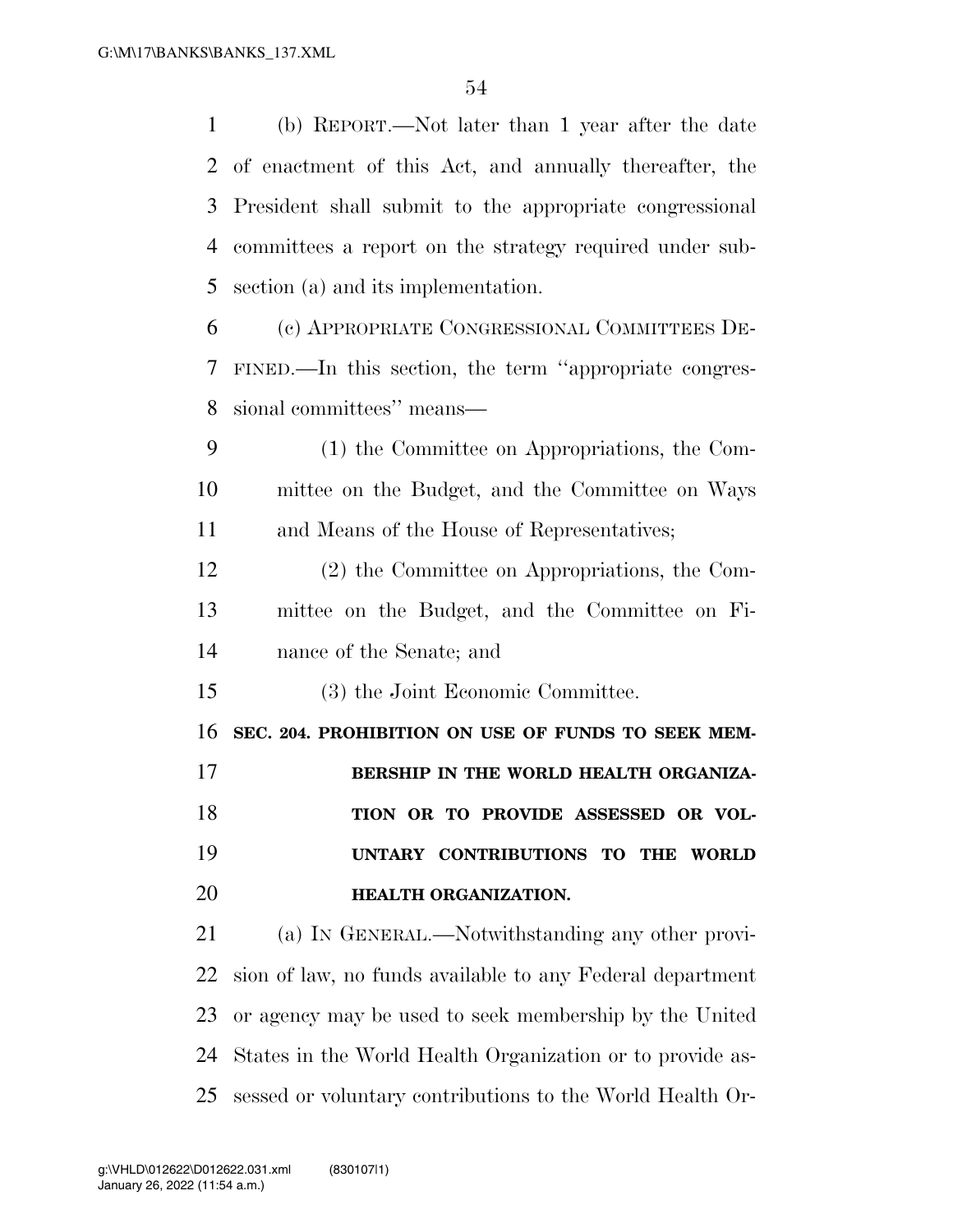(b) REPORT.—Not later than 1 year after the date of enactment of this Act, and annually thereafter, the President shall submit to the appropriate congressional committees a report on the strategy required under subsection (a) and its implementation.

(c) APPROPRIATE CONGRESSIONAL COMMITTEES DEFINED.—In this section, the term ''appropriate congressional committees'' means—

(1) the Committee on Appropriations, the Committee on the Budget, and the Committee on Ways and Means of the House of Representatives;

(2) the Committee on Appropriations, the Committee on the Budget, and the Committee on Finance of the Senate; and

(3) the Joint Economic Committee.

**SEC. 204. PROHIBITION ON USE OF FUNDS TO SEEK MEMBERSHIP IN THE WORLD HEALTH ORGANIZATION OR TO PROVIDE ASSESSED OR VOLUNTARY CONTRIBUTIONS TO THE WORLD HEALTH ORGANIZATION.**

(a) IN GENERAL.—Notwithstanding any other provision of law, no funds available to any Federal department or agency may be used to seek membership by the United States in the World Health Organization or to provide assessed or voluntary contributions to the World Health Or-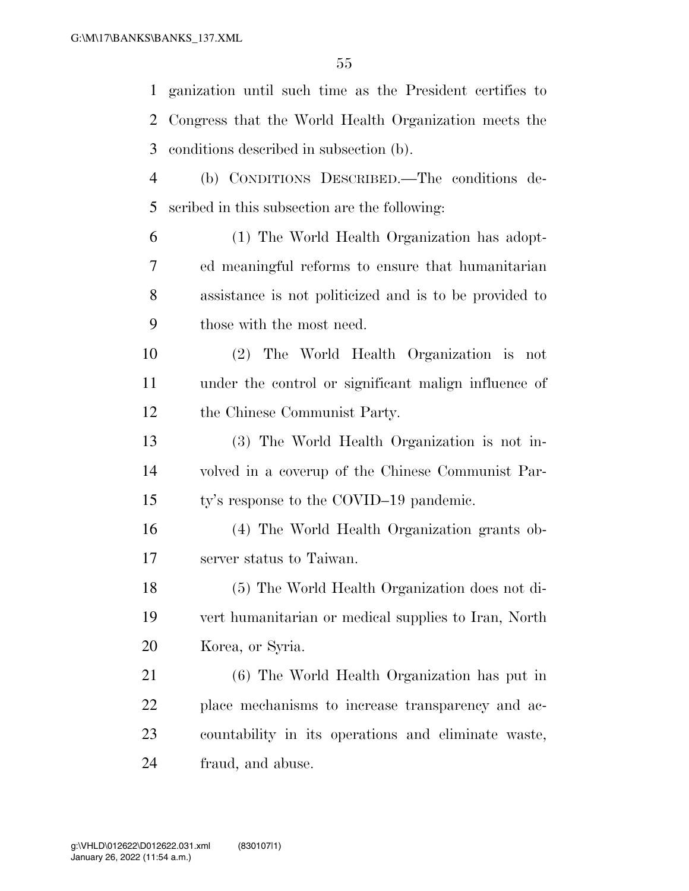ganization until such time as the President certifies to Congress that the World Health Organization meets the conditions described in subsection (b).

(b) CONDITIONS DESCRIBED.—The conditions described in this subsection are the following:

(1) The World Health Organization has adopted meaningful reforms to ensure that humanitarian assistance is not politicized and is to be provided to those with the most need.

(2) The World Health Organization is not under the control or significant malign influence of the Chinese Communist Party.

(3) The World Health Organization is not involved in a coverup of the Chinese Communist Party's response to the COVID–19 pandemic.

(4) The World Health Organization grants observer status to Taiwan.

(5) The World Health Organization does not divert humanitarian or medical supplies to Iran, North Korea, or Syria.

(6) The World Health Organization has put in place mechanisms to increase transparency and accountability in its operations and eliminate waste, fraud, and abuse.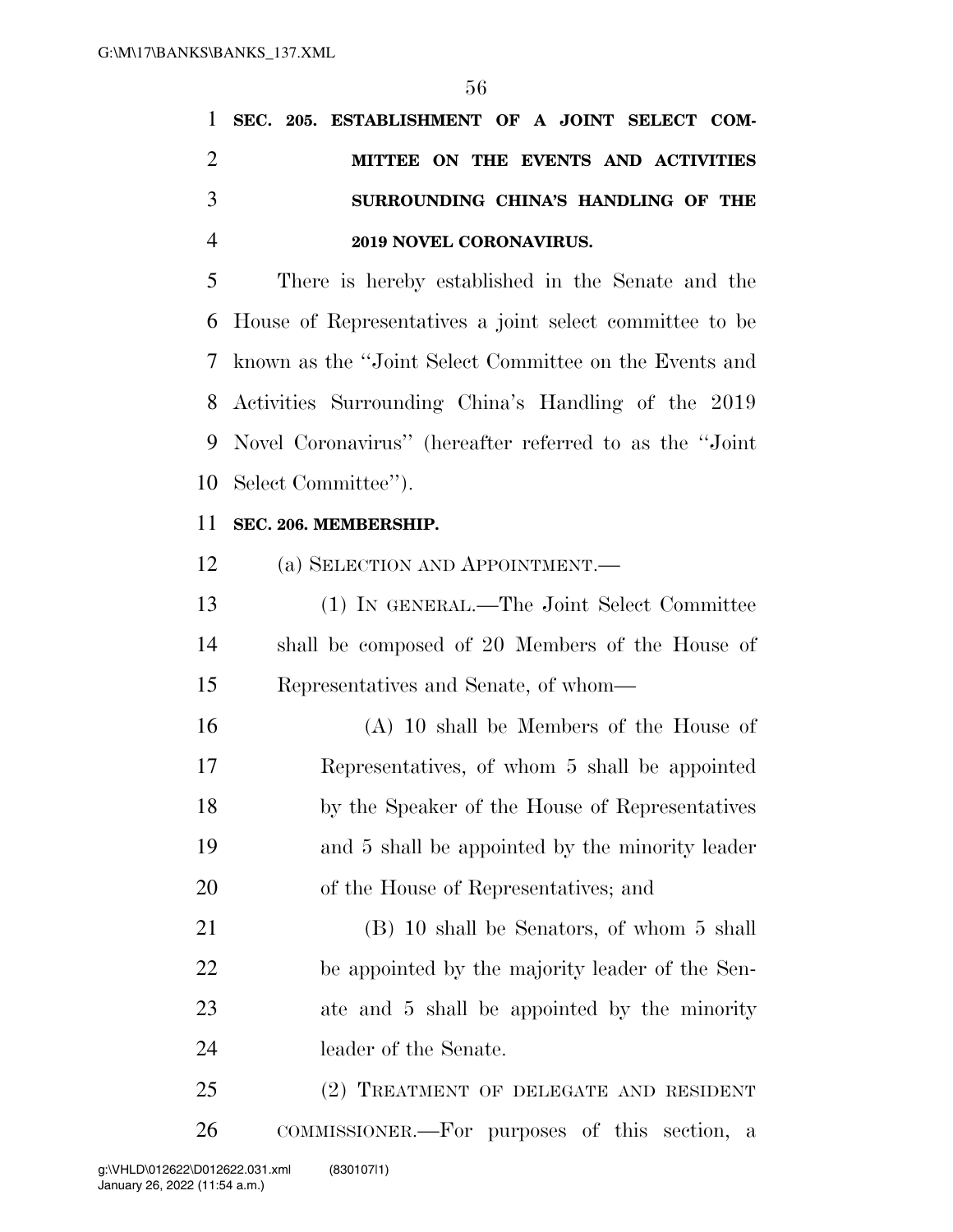**SEC. 205. ESTABLISHMENT OF A JOINT SELECT COMMITTEE ON THE EVENTS AND ACTIVITIES SURROUNDING CHINA'S HANDLING OF THE 2019 NOVEL CORONAVIRUS.**

There is hereby established in the Senate and the House of Representatives a joint select committee to be known as the "Joint Select Committee on the Events and Activities Surrounding China's Handling of the 2019 Novel Coronavirus" (hereafter referred to as the "Joint Select Committee").

**SEC. 206. MEMBERSHIP.**

(a) SELECTION AND APPOINTMENT.—

(1) IN GENERAL.—The Joint Select Committee shall be composed of 20 Members of the House of Representatives and Senate, of whom—

(A) 10 shall be Members of the House of Representatives, of whom 5 shall be appointed by the Speaker of the House of Representatives and 5 shall be appointed by the minority leader of the House of Representatives; and

(B) 10 shall be Senators, of whom 5 shall be appointed by the majority leader of the Senate and 5 shall be appointed by the minority leader of the Senate.

(2) TREATMENT OF DELEGATE AND RESIDENT COMMISSIONER.—For purposes of this section, a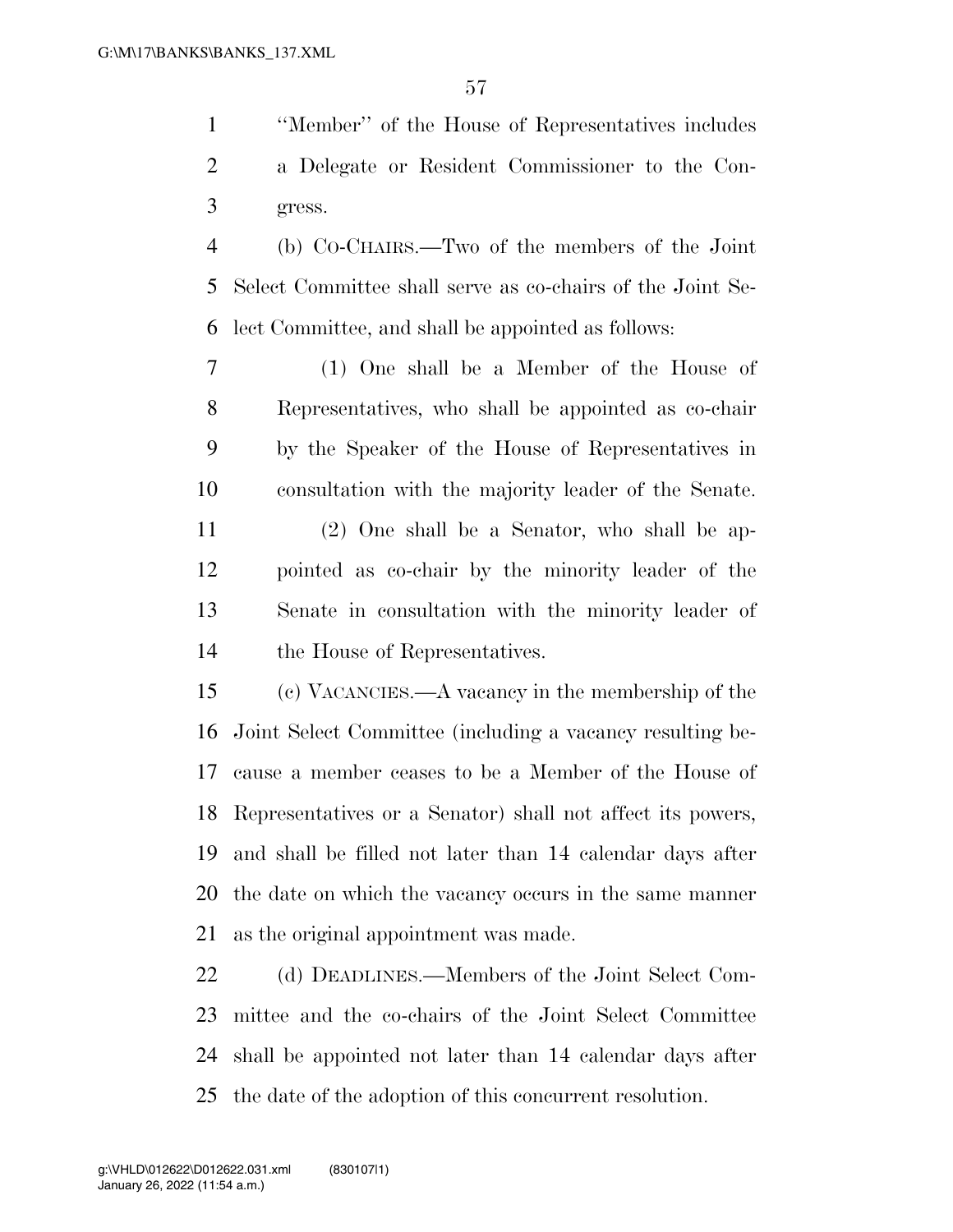"Member" of the House of Representatives includes a Delegate or Resident Commissioner to the Congress.

(b) CO-CHAIRS.—Two of the members of the Joint Select Committee shall serve as co-chairs of the Joint Select Committee, and shall be appointed as follows:

(1) One shall be a Member of the House of Representatives, who shall be appointed as co-chair by the Speaker of the House of Representatives in consultation with the majority leader of the Senate.

(2) One shall be a Senator, who shall be appointed as co-chair by the minority leader of the Senate in consultation with the minority leader of the House of Representatives.

(c) VACANCIES.—A vacancy in the membership of the Joint Select Committee (including a vacancy resulting because a member ceases to be a Member of the House of Representatives or a Senator) shall not affect its powers, and shall be filled not later than 14 calendar days after the date on which the vacancy occurs in the same manner as the original appointment was made.

(d) DEADLINES.—Members of the Joint Select Committee and the co-chairs of the Joint Select Committee shall be appointed not later than 14 calendar days after the date of the adoption of this concurrent resolution.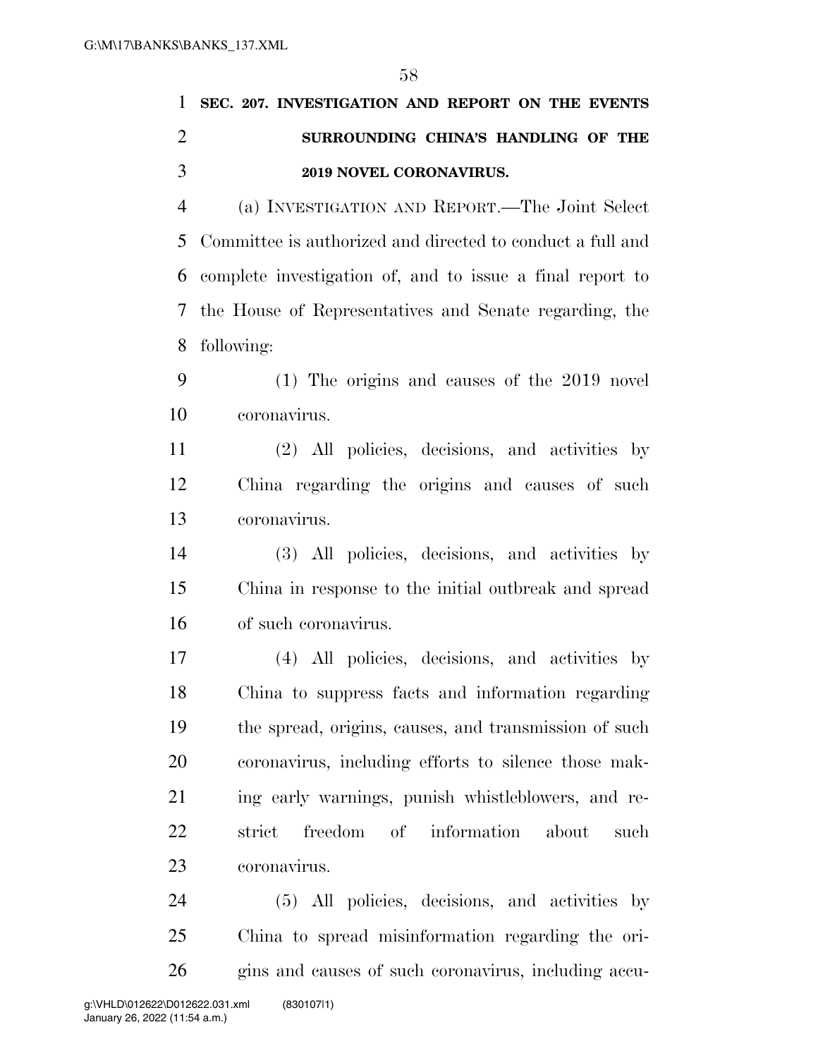**SEC. 207. INVESTIGATION AND REPORT ON THE EVENTS SURROUNDING CHINA'S HANDLING OF THE 2019 NOVEL CORONAVIRUS.**

(a) INVESTIGATION AND REPORT.—The Joint Select Committee is authorized and directed to conduct a full and complete investigation of, and to issue a final report to the House of Representatives and Senate regarding, the following:

(1) The origins and causes of the 2019 novel coronavirus.

(2) All policies, decisions, and activities by China regarding the origins and causes of such coronavirus.

(3) All policies, decisions, and activities by China in response to the initial outbreak and spread of such coronavirus.

(4) All policies, decisions, and activities by China to suppress facts and information regarding the spread, origins, causes, and transmission of such coronavirus, including efforts to silence those making early warnings, punish whistleblowers, and restrict freedom of information about such coronavirus.

(5) All policies, decisions, and activities by China to spread misinformation regarding the origins and causes of such coronavirus, including accu-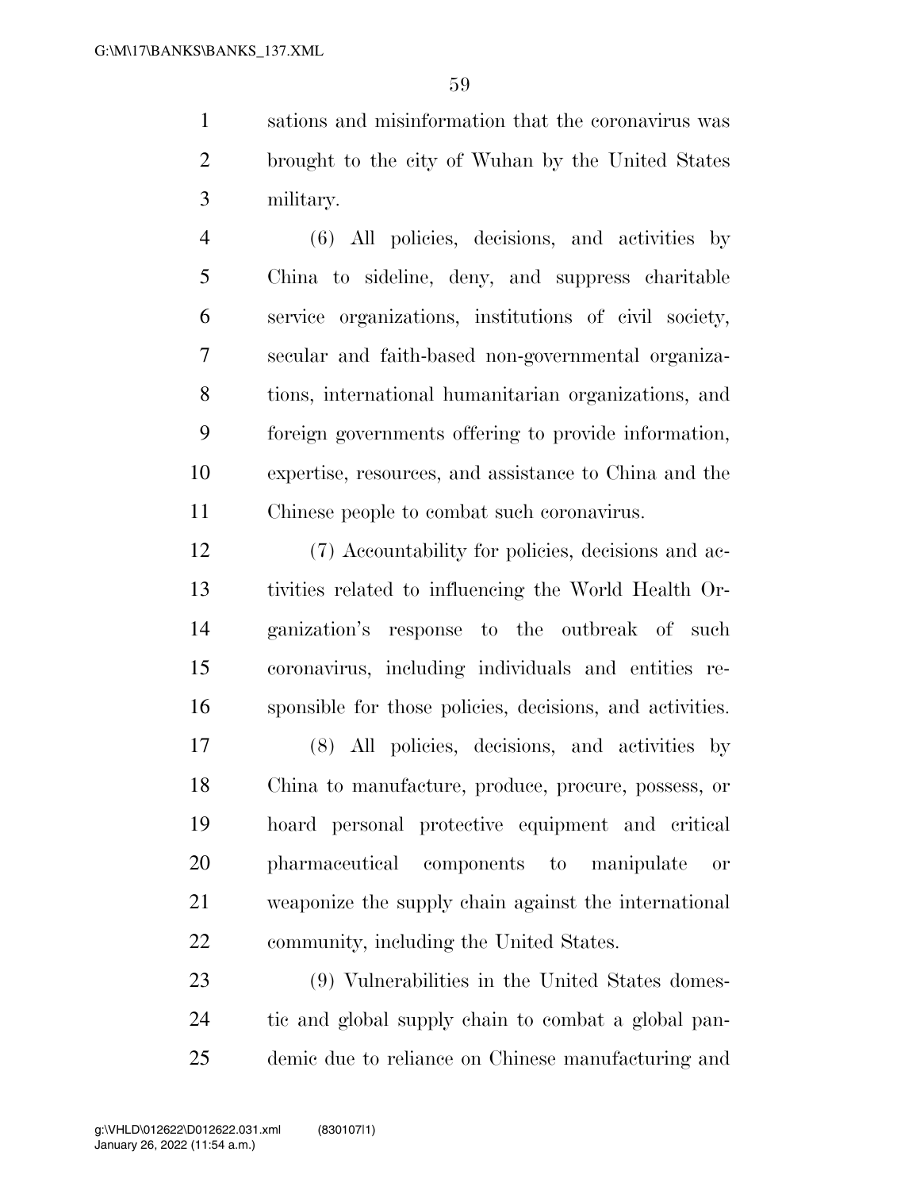sations and misinformation that the coronavirus was brought to the city of Wuhan by the United States military.

(6) All policies, decisions, and activities by China to sideline, deny, and suppress charitable service organizations, institutions of civil society, secular and faith-based non-governmental organizations, international humanitarian organizations, and foreign governments offering to provide information, expertise, resources, and assistance to China and the Chinese people to combat such coronavirus.

(7) Accountability for policies, decisions and activities related to influencing the World Health Organization's response to the outbreak of such coronavirus, including individuals and entities responsible for those policies, decisions, and activities.

(8) All policies, decisions, and activities by China to manufacture, produce, procure, possess, or hoard personal protective equipment and critical pharmaceutical components to manipulate or weaponize the supply chain against the international community, including the United States.

(9) Vulnerabilities in the United States domestic and global supply chain to combat a global pandemic due to reliance on Chinese manufacturing and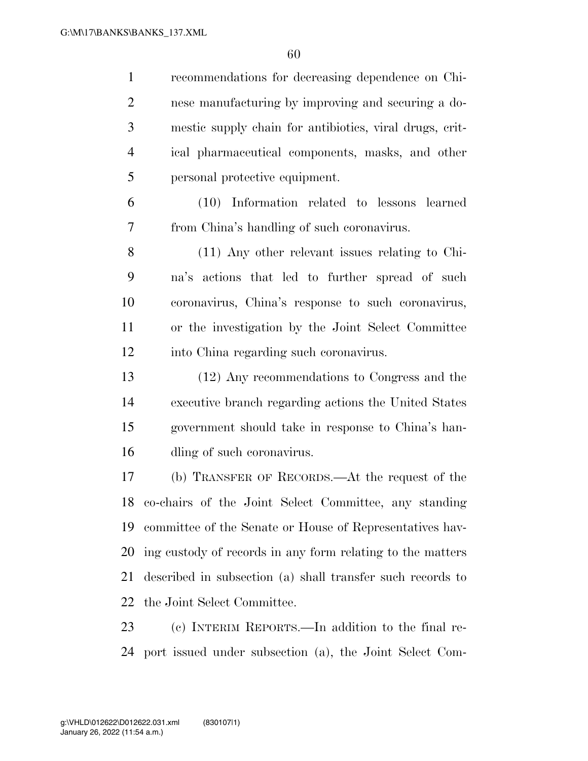recommendations for decreasing dependence on Chinese manufacturing by improving and securing a domestic supply chain for antibiotics, viral drugs, critical pharmaceutical components, masks, and other personal protective equipment.

(10) Information related to lessons learned from China's handling of such coronavirus.

(11) Any other relevant issues relating to China's actions that led to further spread of such coronavirus, China's response to such coronavirus, or the investigation by the Joint Select Committee into China regarding such coronavirus.

(12) Any recommendations to Congress and the executive branch regarding actions the United States government should take in response to China's handling of such coronavirus.

(b) TRANSFER OF RECORDS.—At the request of the co-chairs of the Joint Select Committee, any standing committee of the Senate or House of Representatives having custody of records in any form relating to the matters described in subsection (a) shall transfer such records to the Joint Select Committee.

(c) INTERIM REPORTS.—In addition to the final report issued under subsection (a), the Joint Select Com-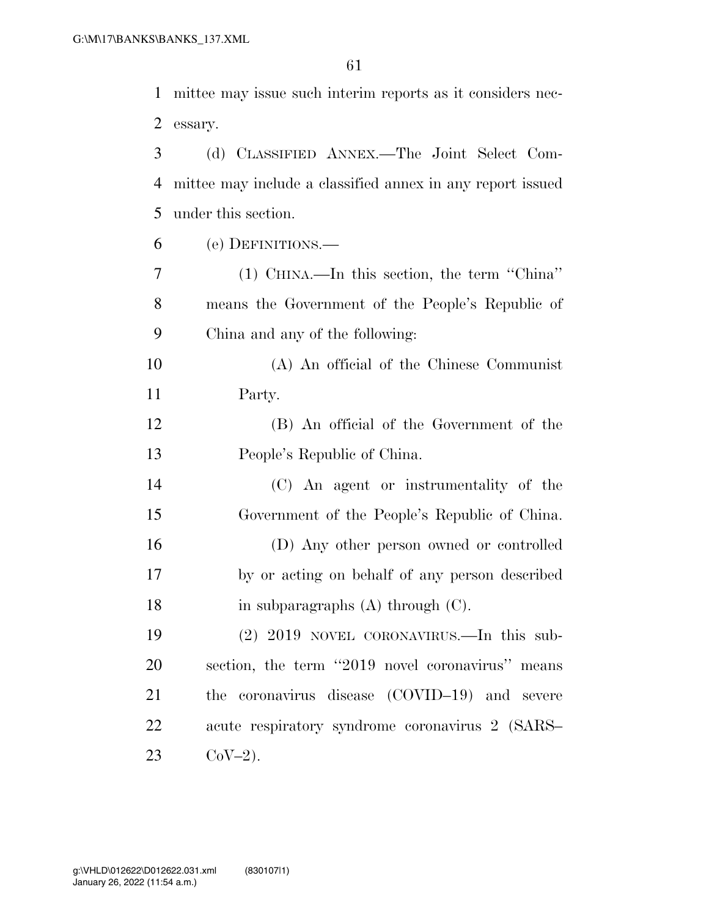mittee may issue such interim reports as it considers necessary.

(d) CLASSIFIED ANNEX.—The Joint Select Committee may include a classified annex in any report issued under this section.

(e) DEFINITIONS.—

(1) CHINA.—In this section, the term ''China'' means the Government of the People's Republic of China and any of the following:

(A) An official of the Chinese Communist Party.

(B) An official of the Government of the People's Republic of China.

(C) An agent or instrumentality of the Government of the People's Republic of China.

(D) Any other person owned or controlled by or acting on behalf of any person described in subparagraphs (A) through (C).

(2) 2019 NOVEL CORONAVIRUS.—In this subsection, the term ''2019 novel coronavirus'' means the coronavirus disease (COVID–19) and severe acute respiratory syndrome coronavirus 2 (SARS–CoV–2).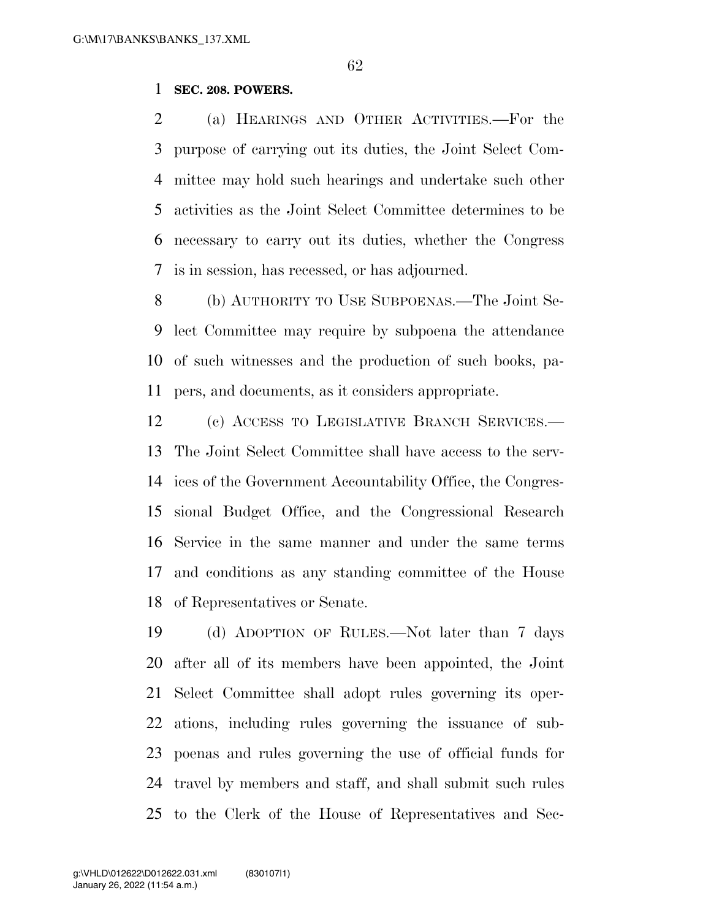**SEC. 208. POWERS.**

(a) HEARINGS AND OTHER ACTIVITIES.—For the purpose of carrying out its duties, the Joint Select Committee may hold such hearings and undertake such other activities as the Joint Select Committee determines to be necessary to carry out its duties, whether the Congress is in session, has recessed, or has adjourned.

(b) AUTHORITY TO USE SUBPOENAS.—The Joint Select Committee may require by subpoena the attendance of such witnesses and the production of such books, papers, and documents, as it considers appropriate.

(c) ACCESS TO LEGISLATIVE BRANCH SERVICES.—The Joint Select Committee shall have access to the services of the Government Accountability Office, the Congressional Budget Office, and the Congressional Research Service in the same manner and under the same terms and conditions as any standing committee of the House of Representatives or Senate.

(d) ADOPTION OF RULES.—Not later than 7 days after all of its members have been appointed, the Joint Select Committee shall adopt rules governing its operations, including rules governing the issuance of subpoenas and rules governing the use of official funds for travel by members and staff, and shall submit such rules to the Clerk of the House of Representatives and Sec-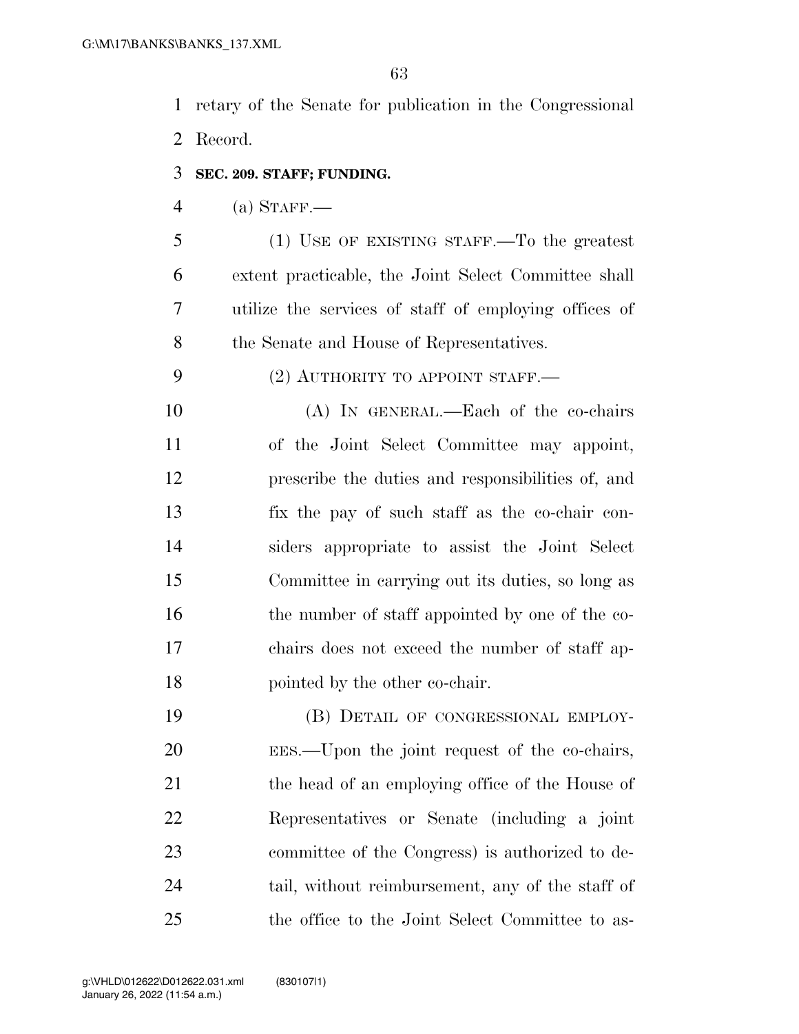retary of the Senate for publication in the Congressional Record.

**SEC. 209. STAFF; FUNDING.**

(a) STAFF.—

(1) USE OF EXISTING STAFF.—To the greatest extent practicable, the Joint Select Committee shall utilize the services of staff of employing offices of the Senate and House of Representatives.

(2) AUTHORITY TO APPOINT STAFF.—

(A) IN GENERAL.—Each of the co-chairs of the Joint Select Committee may appoint, prescribe the duties and responsibilities of, and fix the pay of such staff as the co-chair considers appropriate to assist the Joint Select Committee in carrying out its duties, so long as the number of staff appointed by one of the co-chairs does not exceed the number of staff appointed by the other co-chair.

(B) DETAIL OF CONGRESSIONAL EMPLOYEES.—Upon the joint request of the co-chairs, the head of an employing office of the House of Representatives or Senate (including a joint committee of the Congress) is authorized to detail, without reimbursement, any of the staff of the office to the Joint Select Committee to as-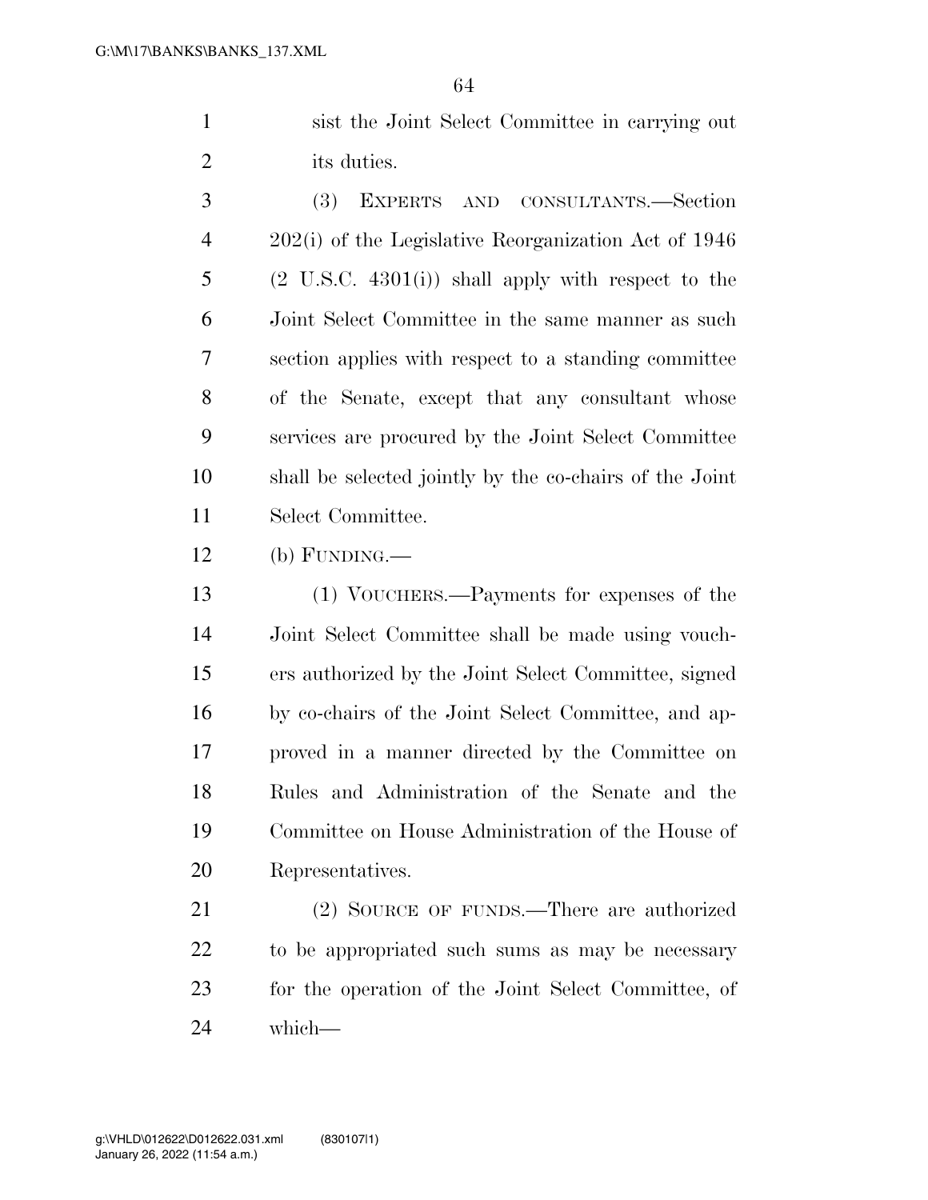sist the Joint Select Committee in carrying out its duties.

(3) EXPERTS AND CONSULTANTS.—Section 202(i) of the Legislative Reorganization Act of 1946 (2 U.S.C. 4301(i)) shall apply with respect to the Joint Select Committee in the same manner as such section applies with respect to a standing committee of the Senate, except that any consultant whose services are procured by the Joint Select Committee shall be selected jointly by the co-chairs of the Joint Select Committee.

(b) FUNDING.—

(1) VOUCHERS.—Payments for expenses of the Joint Select Committee shall be made using vouchers authorized by the Joint Select Committee, signed by co-chairs of the Joint Select Committee, and approved in a manner directed by the Committee on Rules and Administration of the Senate and the Committee on House Administration of the House of Representatives.

(2) SOURCE OF FUNDS.—There are authorized to be appropriated such sums as may be necessary for the operation of the Joint Select Committee, of which—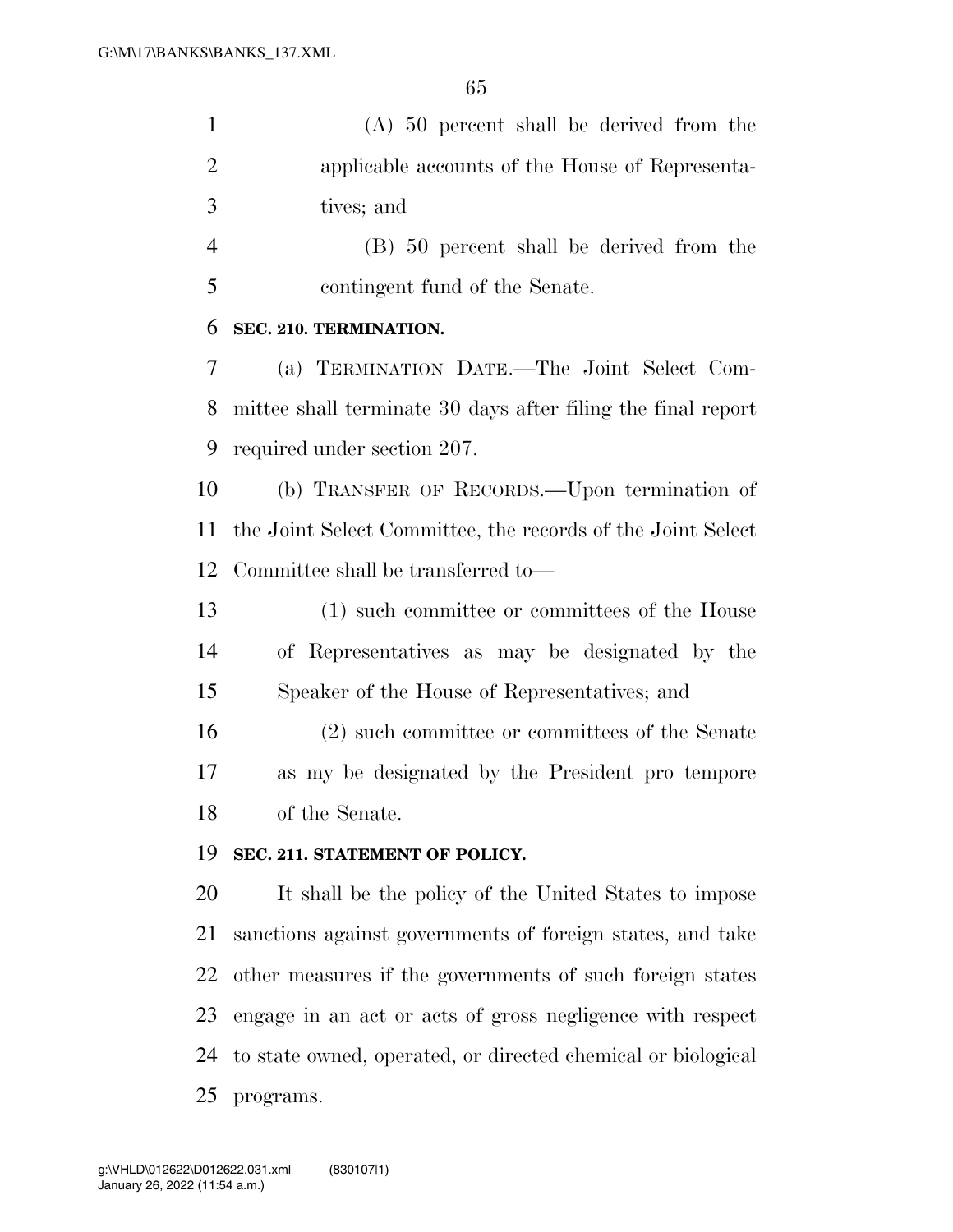(A) 50 percent shall be derived from the applicable accounts of the House of Representatives; and

(B) 50 percent shall be derived from the contingent fund of the Senate.

**SEC. 210. TERMINATION.**

(a) TERMINATION DATE.—The Joint Select Committee shall terminate 30 days after filing the final report required under section 207.

(b) TRANSFER OF RECORDS.—Upon termination of the Joint Select Committee, the records of the Joint Select Committee shall be transferred to—

(1) such committee or committees of the House of Representatives as may be designated by the Speaker of the House of Representatives; and

(2) such committee or committees of the Senate as my be designated by the President pro tempore of the Senate.

**SEC. 211. STATEMENT OF POLICY.**

It shall be the policy of the United States to impose sanctions against governments of foreign states, and take other measures if the governments of such foreign states engage in an act or acts of gross negligence with respect to state owned, operated, or directed chemical or biological programs.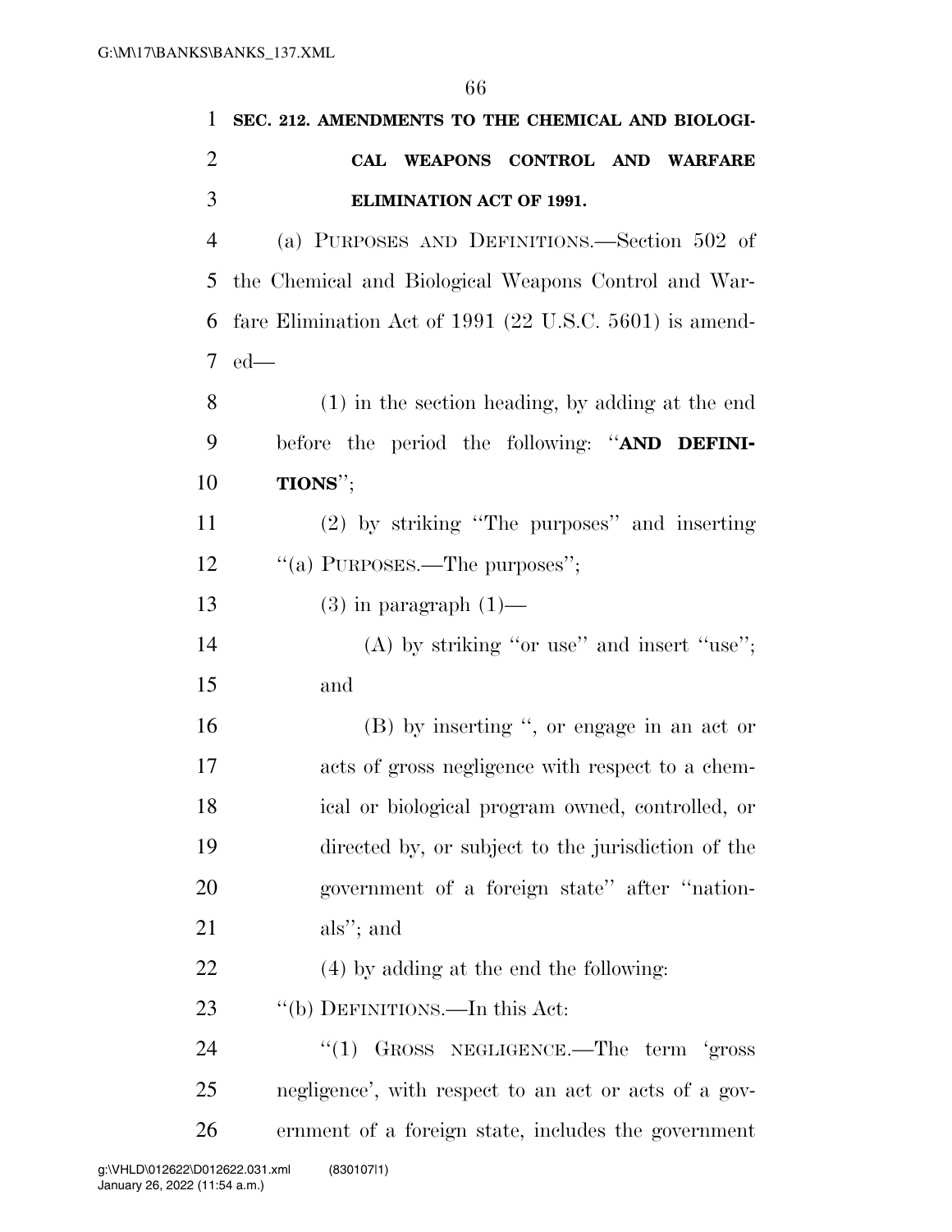**SEC. 212. AMENDMENTS TO THE CHEMICAL AND BIOLOGICAL WEAPONS CONTROL AND WARFARE ELIMINATION ACT OF 1991.**

(a) PURPOSES AND DEFINITIONS.—Section 502 of the Chemical and Biological Weapons Control and Warfare Elimination Act of 1991 (22 U.S.C. 5601) is amended—

(1) in the section heading, by adding at the end before the period the following: ''**AND DEFINITIONS**'';

(2) by striking ''The purposes'' and inserting ''(a) PURPOSES.—The purposes'';

(3) in paragraph (1)—

(A) by striking ''or use'' and insert ''use''; and

(B) by inserting '', or engage in an act or acts of gross negligence with respect to a chemical or biological program owned, controlled, or directed by, or subject to the jurisdiction of the government of a foreign state'' after ''nationals''; and

(4) by adding at the end the following:

''(b) DEFINITIONS.—In this Act:

''(1) GROSS NEGLIGENCE.—The term 'gross negligence', with respect to an act or acts of a government of a foreign state, includes the government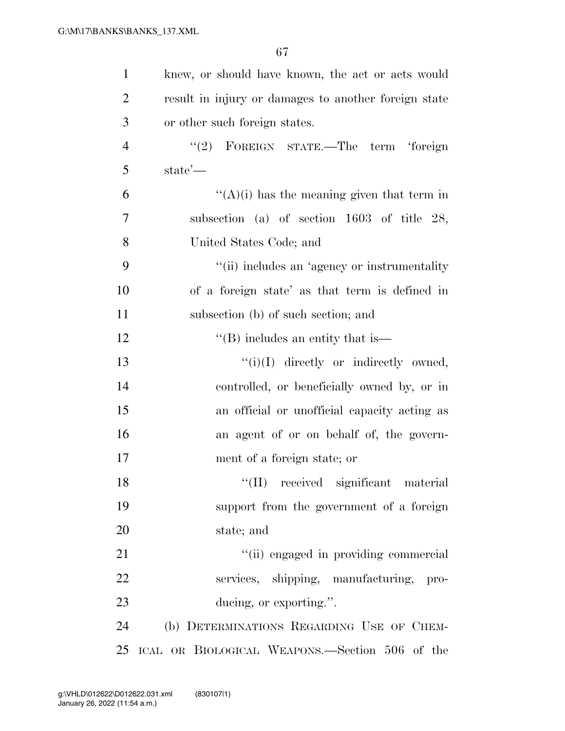knew, or should have known, the act or acts would result in injury or damages to another foreign state or other such foreign states.

"(2) FOREIGN STATE.—The term 'foreign state'—

"(A)(i) has the meaning given that term in subsection (a) of section 1603 of title 28, United States Code; and

"(ii) includes an 'agency or instrumentality of a foreign state' as that term is defined in subsection (b) of such section; and

"(B) includes an entity that is—

"(i)(I) directly or indirectly owned, controlled, or beneficially owned by, or in an official or unofficial capacity acting as an agent of or on behalf of, the government of a foreign state; or

"(II) received significant material support from the government of a foreign state; and

"(ii) engaged in providing commercial services, shipping, manufacturing, producing, or exporting.".

(b) DETERMINATIONS REGARDING USE OF CHEMICAL OR BIOLOGICAL WEAPONS.—Section 506 of the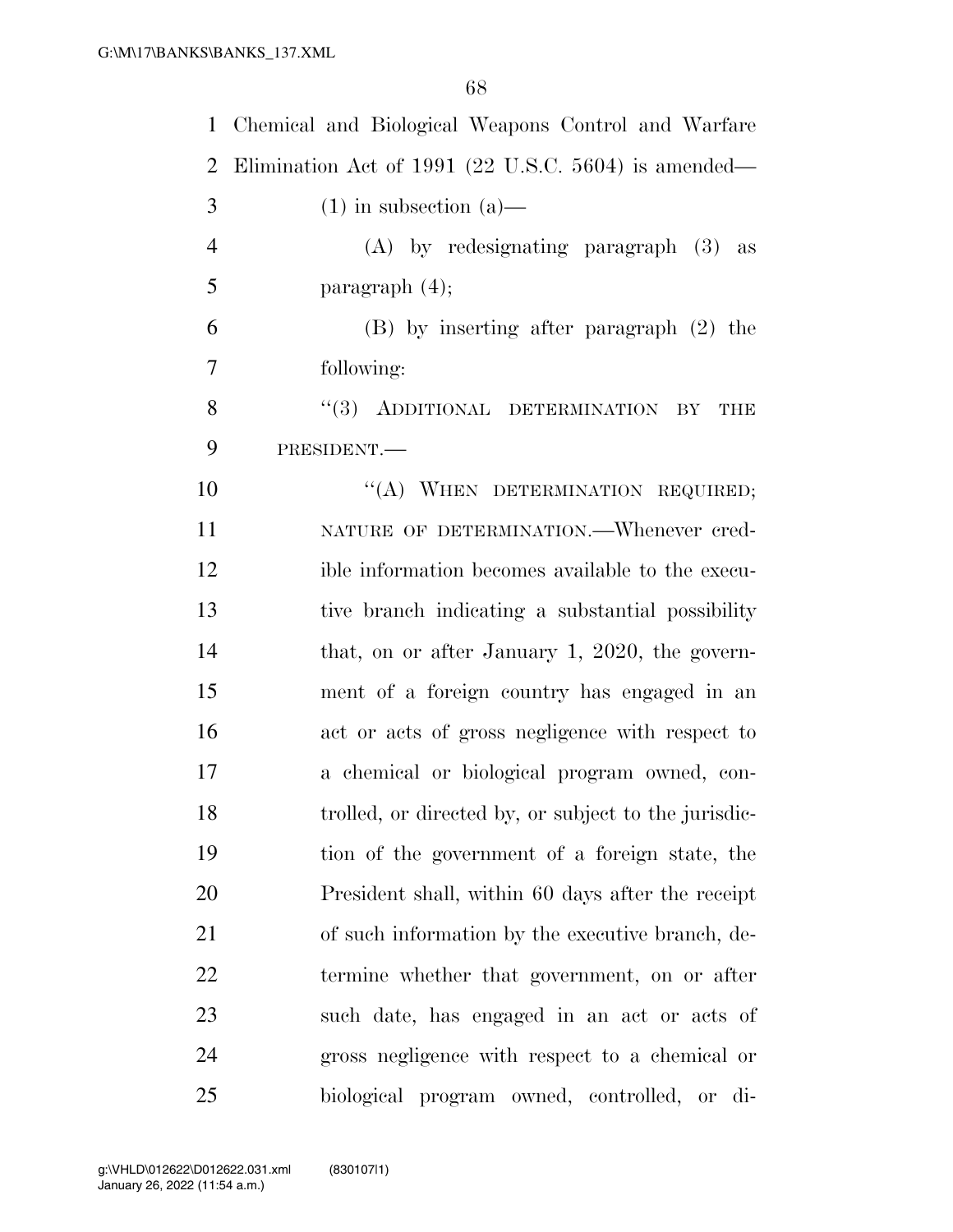Chemical and Biological Weapons Control and Warfare Elimination Act of 1991 (22 U.S.C. 5604) is amended—

(1) in subsection (a)—

(A) by redesignating paragraph (3) as paragraph (4);

(B) by inserting after paragraph (2) the following:

"(3) ADDITIONAL DETERMINATION BY THE PRESIDENT.—

"(A) WHEN DETERMINATION REQUIRED; NATURE OF DETERMINATION.—Whenever credible information becomes available to the executive branch indicating a substantial possibility that, on or after January 1, 2020, the government of a foreign country has engaged in an act or acts of gross negligence with respect to a chemical or biological program owned, controlled, or directed by, or subject to the jurisdiction of the government of a foreign state, the President shall, within 60 days after the receipt of such information by the executive branch, determine whether that government, on or after such date, has engaged in an act or acts of gross negligence with respect to a chemical or biological program owned, controlled, or di-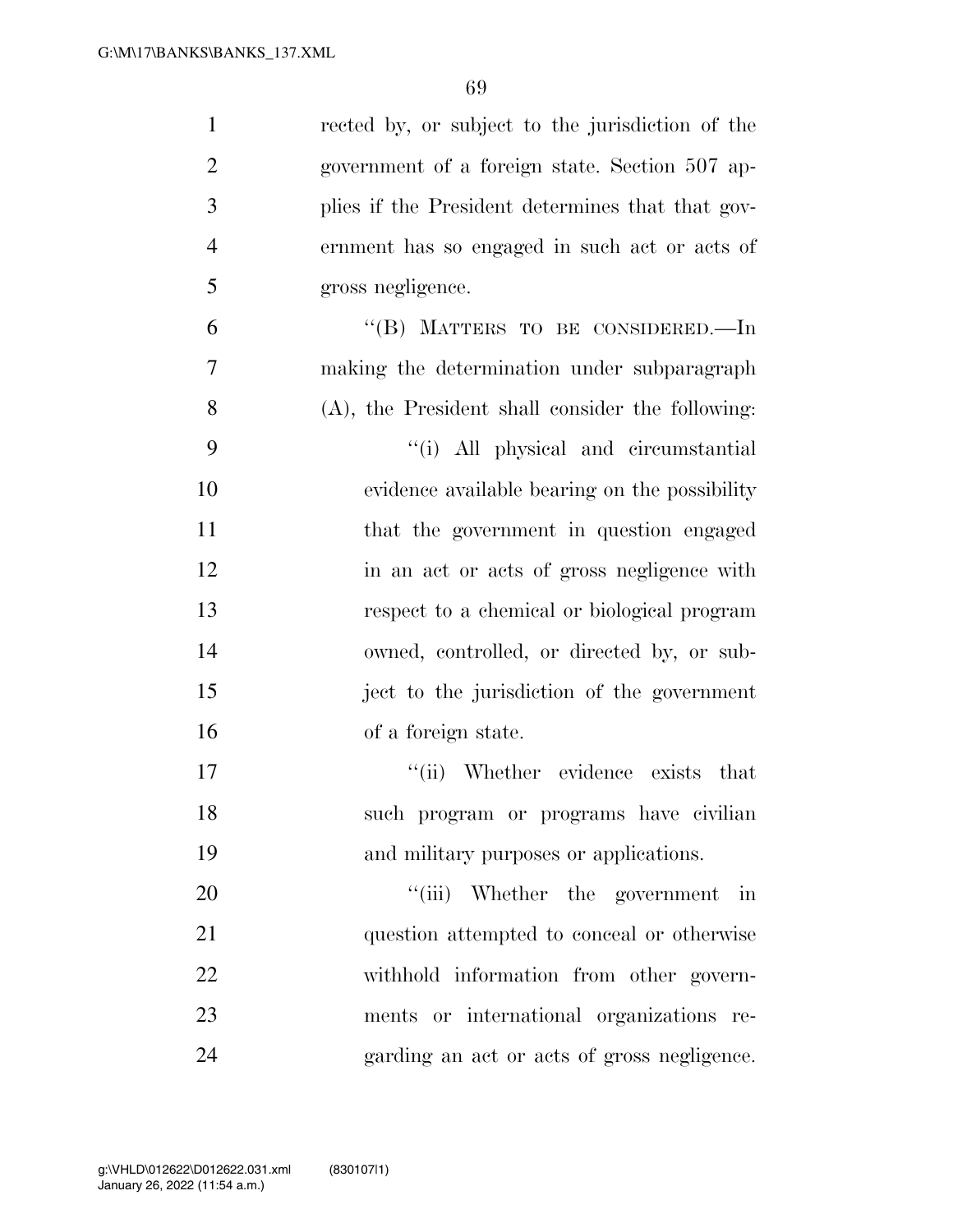rected by, or subject to the jurisdiction of the government of a foreign state. Section 507 applies if the President determines that that government has so engaged in such act or acts of gross negligence.

"(B) MATTERS TO BE CONSIDERED.—In making the determination under subparagraph (A), the President shall consider the following:

"(i) All physical and circumstantial evidence available bearing on the possibility that the government in question engaged in an act or acts of gross negligence with respect to a chemical or biological program owned, controlled, or directed by, or subject to the jurisdiction of the government of a foreign state.

"(ii) Whether evidence exists that such program or programs have civilian and military purposes or applications.

"(iii) Whether the government in question attempted to conceal or otherwise withhold information from other governments or international organizations regarding an act or acts of gross negligence.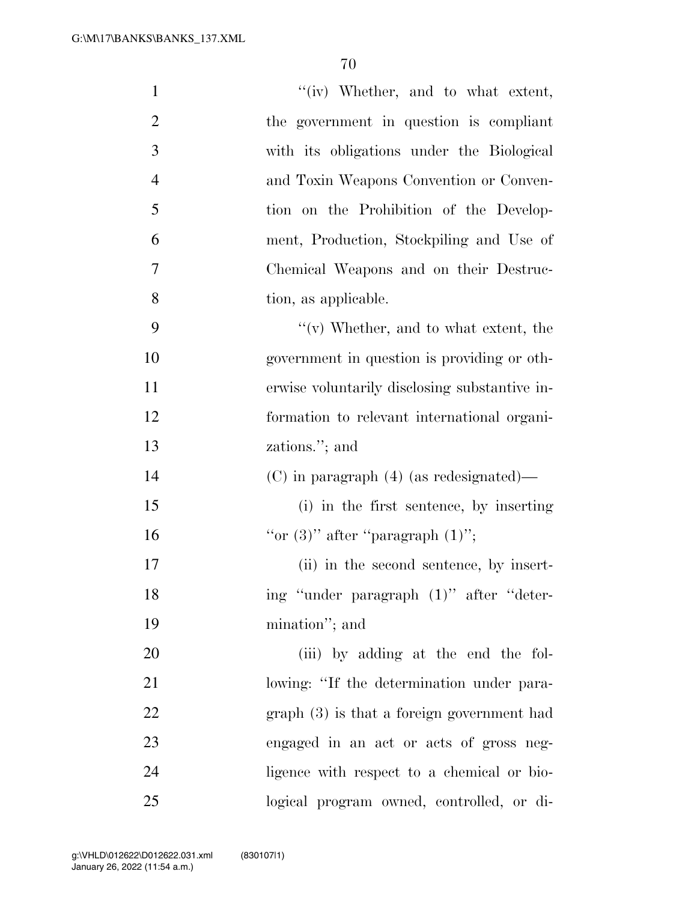"(iv) Whether, and to what extent, the government in question is compliant with its obligations under the Biological and Toxin Weapons Convention or Convention on the Prohibition of the Development, Production, Stockpiling and Use of Chemical Weapons and on their Destruction, as applicable.

"(v) Whether, and to what extent, the government in question is providing or otherwise voluntarily disclosing substantive information to relevant international organizations."; and

(C) in paragraph (4) (as redesignated)—

(i) in the first sentence, by inserting "or (3)" after "paragraph (1)";

(ii) in the second sentence, by inserting "under paragraph (1)" after "determination"; and

(iii) by adding at the end the following: "If the determination under paragraph (3) is that a foreign government had engaged in an act or acts of gross negligence with respect to a chemical or biological program owned, controlled, or di-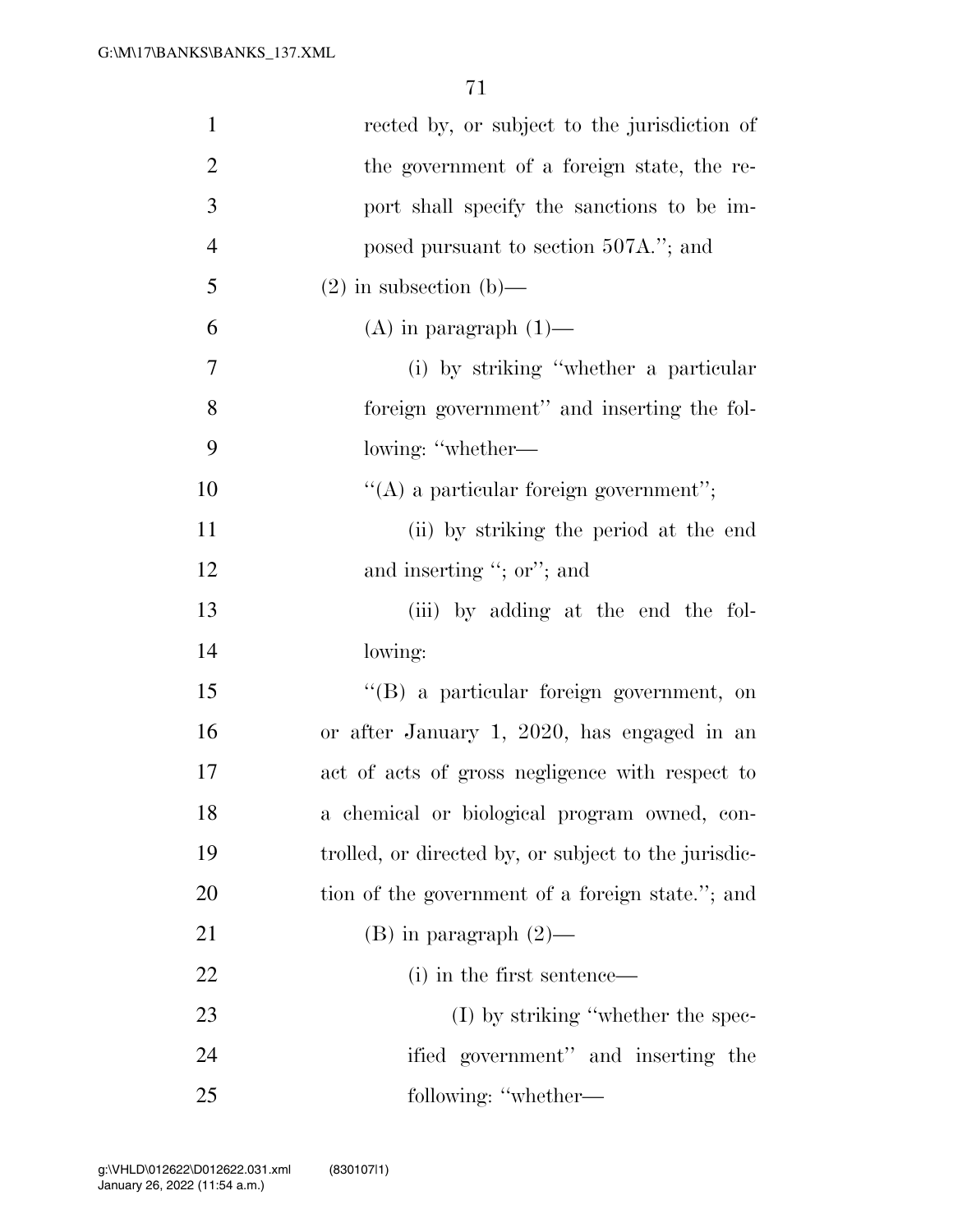rected by, or subject to the jurisdiction of the government of a foreign state, the report shall specify the sanctions to be imposed pursuant to section 507A.''; and

(2) in subsection (b)—

(A) in paragraph (1)—

(i) by striking ''whether a particular foreign government'' and inserting the following: ''whether—

''(A) a particular foreign government'';

(ii) by striking the period at the end and inserting ''; or''; and

(iii) by adding at the end the following:

''(B) a particular foreign government, on or after January 1, 2020, has engaged in an act of acts of gross negligence with respect to a chemical or biological program owned, controlled, or directed by, or subject to the jurisdiction of the government of a foreign state.''; and

(B) in paragraph (2)—

(i) in the first sentence—

(I) by striking ''whether the specified government'' and inserting the following: ''whether—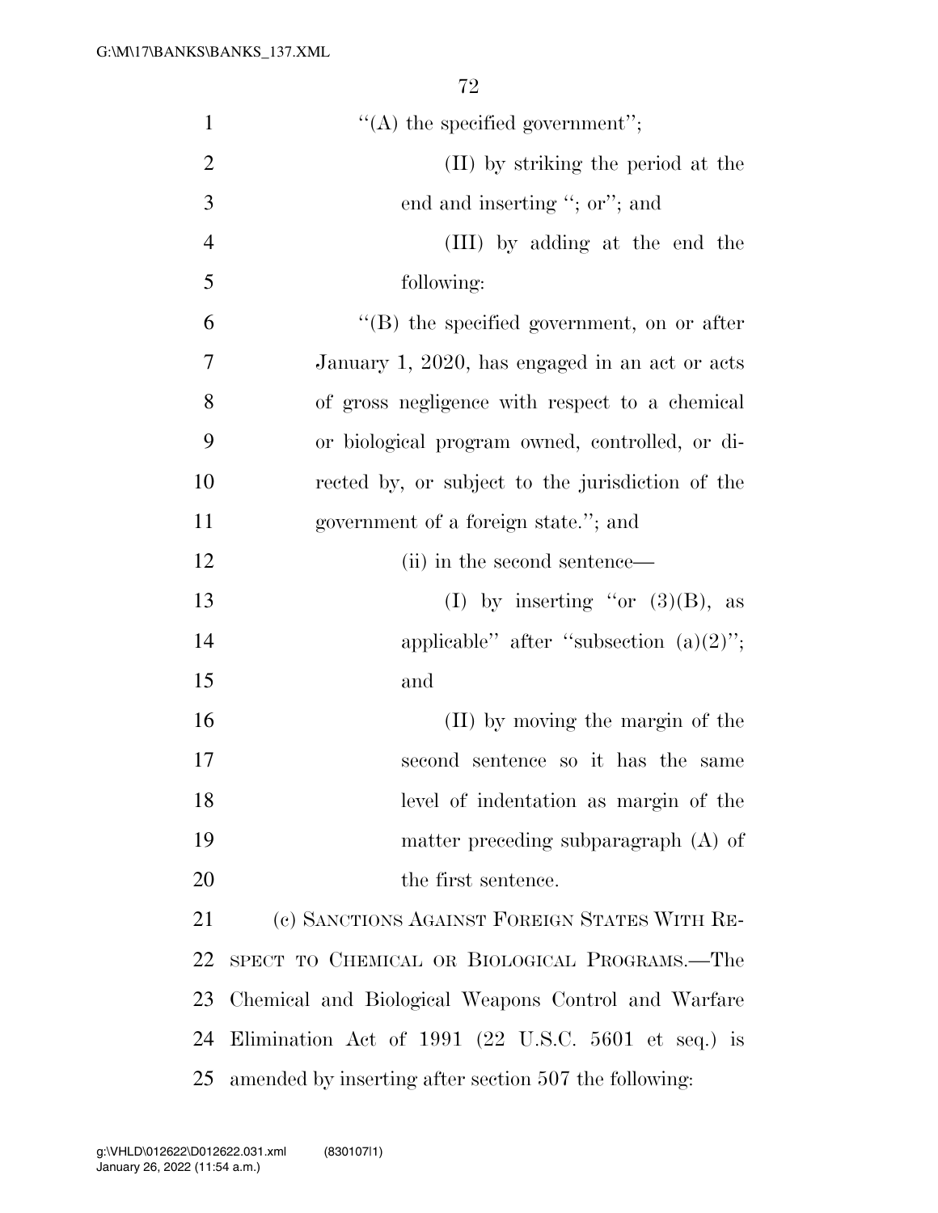"(A) the specified government";

(II) by striking the period at the end and inserting "; or"; and

(III) by adding at the end the following:

"(B) the specified government, on or after January 1, 2020, has engaged in an act or acts of gross negligence with respect to a chemical or biological program owned, controlled, or directed by, or subject to the jurisdiction of the government of a foreign state."; and

(ii) in the second sentence—

(I) by inserting "or (3)(B), as applicable" after "subsection (a)(2)"; and

(II) by moving the margin of the second sentence so it has the same level of indentation as margin of the matter preceding subparagraph (A) of the first sentence.

(c) SANCTIONS AGAINST FOREIGN STATES WITH RESPECT TO CHEMICAL OR BIOLOGICAL PROGRAMS.—The Chemical and Biological Weapons Control and Warfare Elimination Act of 1991 (22 U.S.C. 5601 et seq.) is amended by inserting after section 507 the following: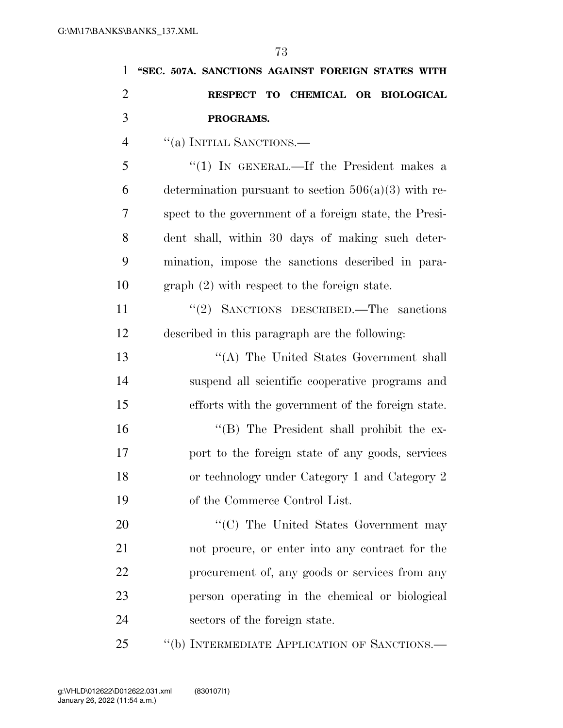**"SEC. 507A. SANCTIONS AGAINST FOREIGN STATES WITH RESPECT TO CHEMICAL OR BIOLOGICAL PROGRAMS.**

"(a) INITIAL SANCTIONS.—

"(1) IN GENERAL.—If the President makes a determination pursuant to section 506(a)(3) with respect to the government of a foreign state, the President shall, within 30 days of making such determination, impose the sanctions described in paragraph (2) with respect to the foreign state.

"(2) SANCTIONS DESCRIBED.—The sanctions described in this paragraph are the following:

"(A) The United States Government shall suspend all scientific cooperative programs and efforts with the government of the foreign state.

"(B) The President shall prohibit the export to the foreign state of any goods, services or technology under Category 1 and Category 2 of the Commerce Control List.

"(C) The United States Government may not procure, or enter into any contract for the procurement of, any goods or services from any person operating in the chemical or biological sectors of the foreign state.

"(b) INTERMEDIATE APPLICATION OF SANCTIONS.—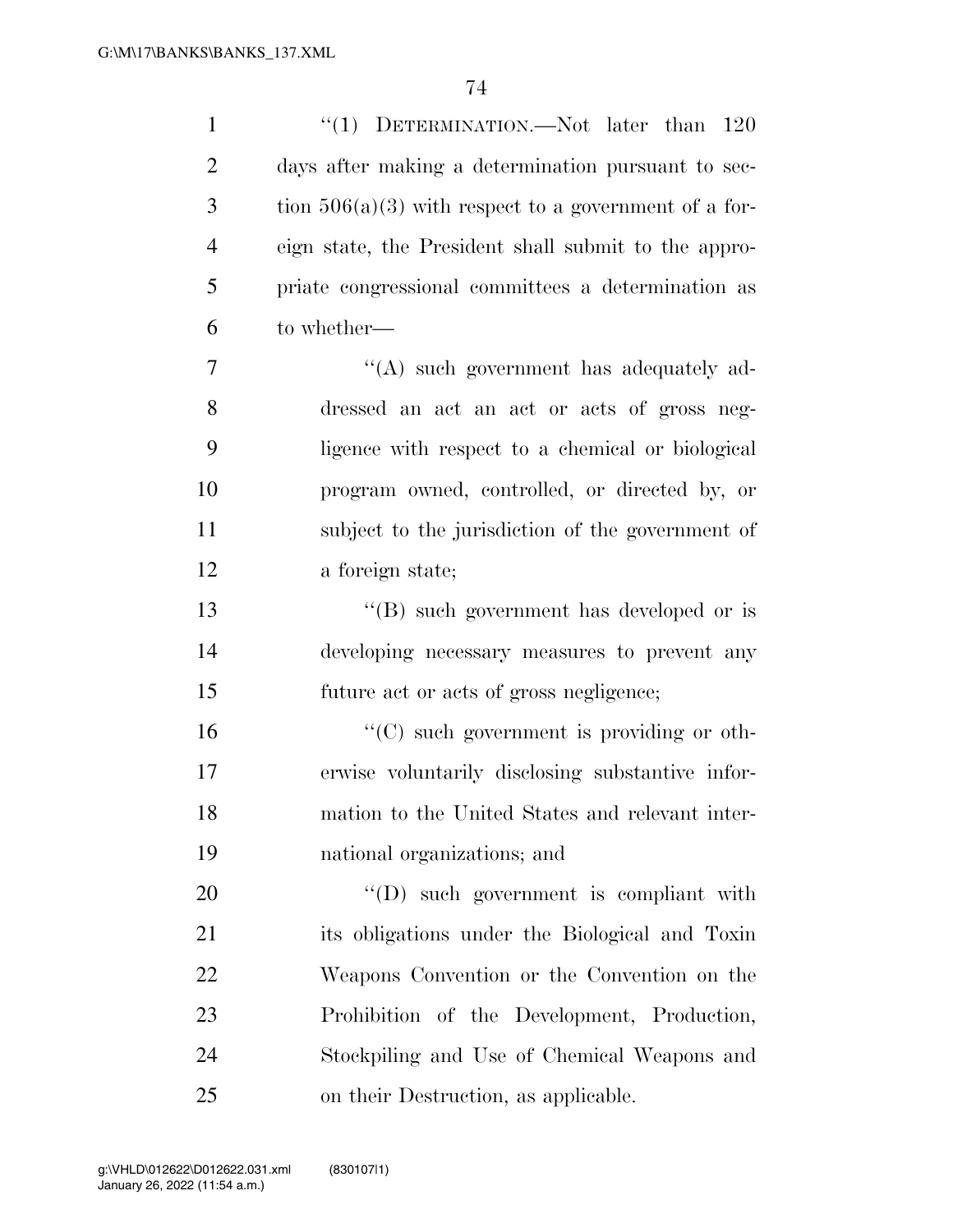"(1) DETERMINATION.—Not later than 120 days after making a determination pursuant to section 506(a)(3) with respect to a government of a foreign state, the President shall submit to the appropriate congressional committees a determination as to whether—

"(A) such government has adequately addressed an act an act or acts of gross negligence with respect to a chemical or biological program owned, controlled, or directed by, or subject to the jurisdiction of the government of a foreign state;

"(B) such government has developed or is developing necessary measures to prevent any future act or acts of gross negligence;

"(C) such government is providing or otherwise voluntarily disclosing substantive information to the United States and relevant international organizations; and

"(D) such government is compliant with its obligations under the Biological and Toxin Weapons Convention or the Convention on the Prohibition of the Development, Production, Stockpiling and Use of Chemical Weapons and on their Destruction, as applicable.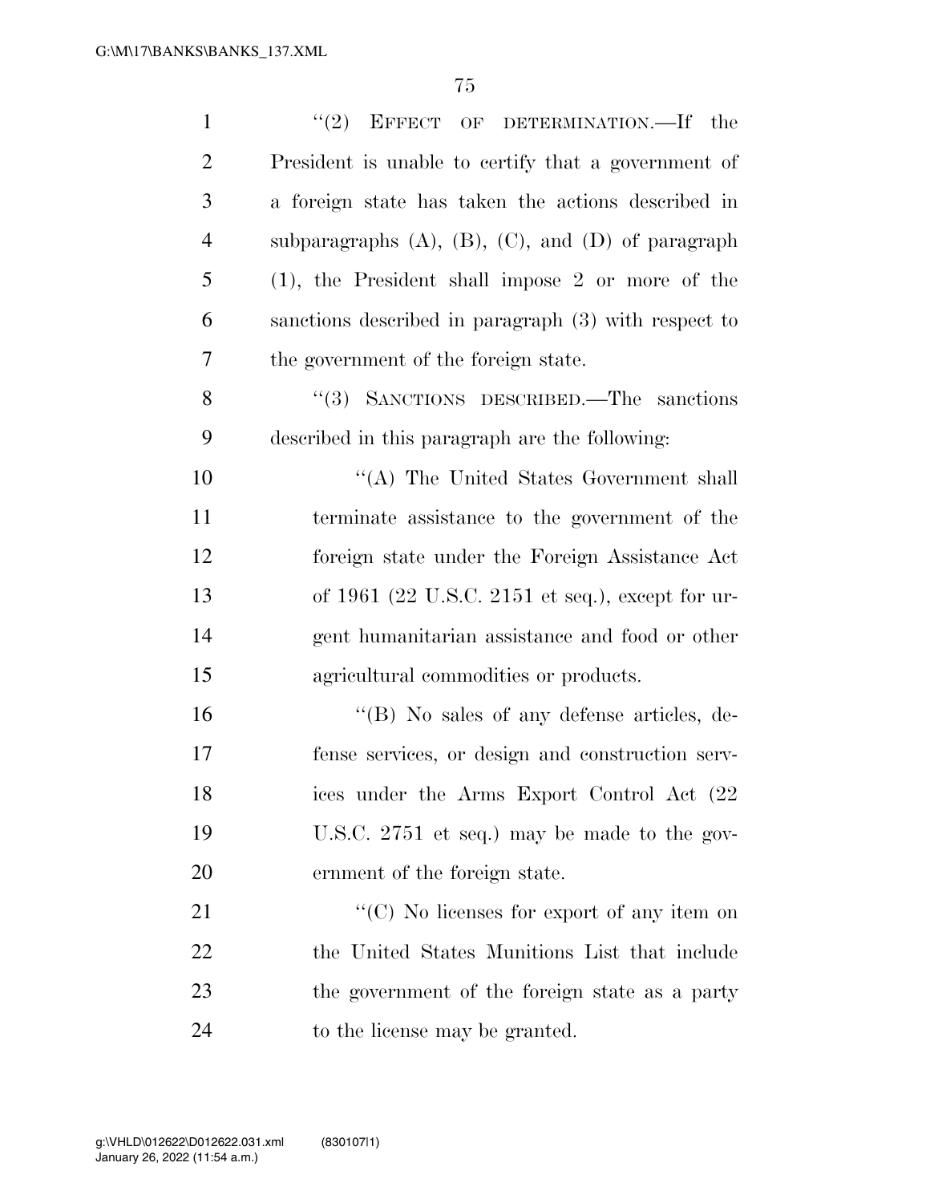''(2) EFFECT OF DETERMINATION.—If the President is unable to certify that a government of a foreign state has taken the actions described in subparagraphs (A), (B), (C), and (D) of paragraph (1), the President shall impose 2 or more of the sanctions described in paragraph (3) with respect to the government of the foreign state.

''(3) SANCTIONS DESCRIBED.—The sanctions described in this paragraph are the following:

''(A) The United States Government shall terminate assistance to the government of the foreign state under the Foreign Assistance Act of 1961 (22 U.S.C. 2151 et seq.), except for urgent humanitarian assistance and food or other agricultural commodities or products.

''(B) No sales of any defense articles, defense services, or design and construction services under the Arms Export Control Act (22 U.S.C. 2751 et seq.) may be made to the government of the foreign state.

''(C) No licenses for export of any item on the United States Munitions List that include the government of the foreign state as a party to the license may be granted.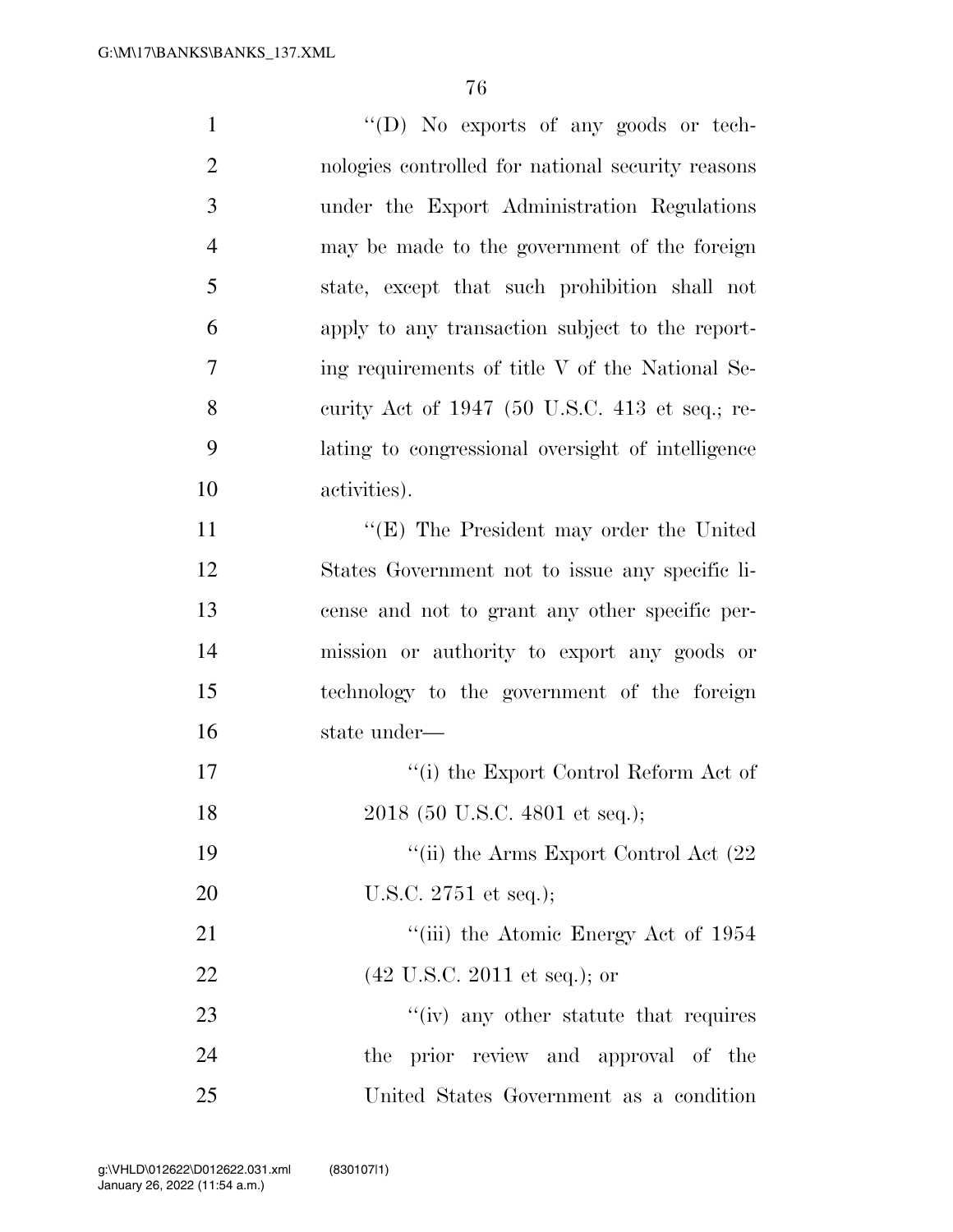''(D) No exports of any goods or technologies controlled for national security reasons under the Export Administration Regulations may be made to the government of the foreign state, except that such prohibition shall not apply to any transaction subject to the reporting requirements of title V of the National Security Act of 1947 (50 U.S.C. 413 et seq.; relating to congressional oversight of intelligence activities).

''(E) The President may order the United States Government not to issue any specific license and not to grant any other specific permission or authority to export any goods or technology to the government of the foreign state under—

''(i) the Export Control Reform Act of 2018 (50 U.S.C. 4801 et seq.);

''(ii) the Arms Export Control Act (22 U.S.C. 2751 et seq.);

''(iii) the Atomic Energy Act of 1954 (42 U.S.C. 2011 et seq.); or

''(iv) any other statute that requires the prior review and approval of the United States Government as a condition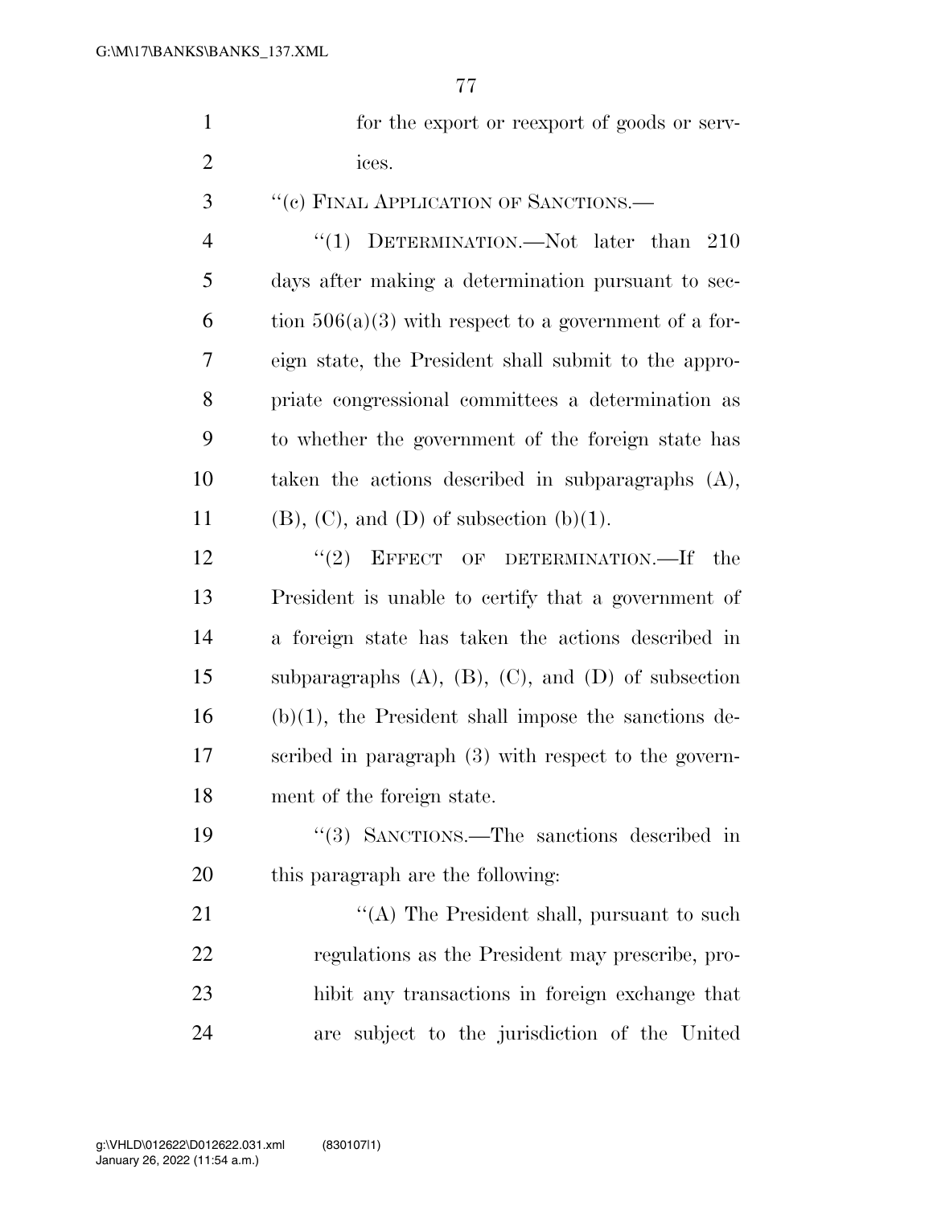for the export or reexport of goods or services.

''(c) FINAL APPLICATION OF SANCTIONS.—

''(1) DETERMINATION.—Not later than 210 days after making a determination pursuant to section 506(a)(3) with respect to a government of a foreign state, the President shall submit to the appropriate congressional committees a determination as to whether the government of the foreign state has taken the actions described in subparagraphs (A), (B), (C), and (D) of subsection (b)(1).

''(2) EFFECT OF DETERMINATION.—If the President is unable to certify that a government of a foreign state has taken the actions described in subparagraphs (A), (B), (C), and (D) of subsection (b)(1), the President shall impose the sanctions described in paragraph (3) with respect to the government of the foreign state.

''(3) SANCTIONS.—The sanctions described in this paragraph are the following:

''(A) The President shall, pursuant to such regulations as the President may prescribe, prohibit any transactions in foreign exchange that are subject to the jurisdiction of the United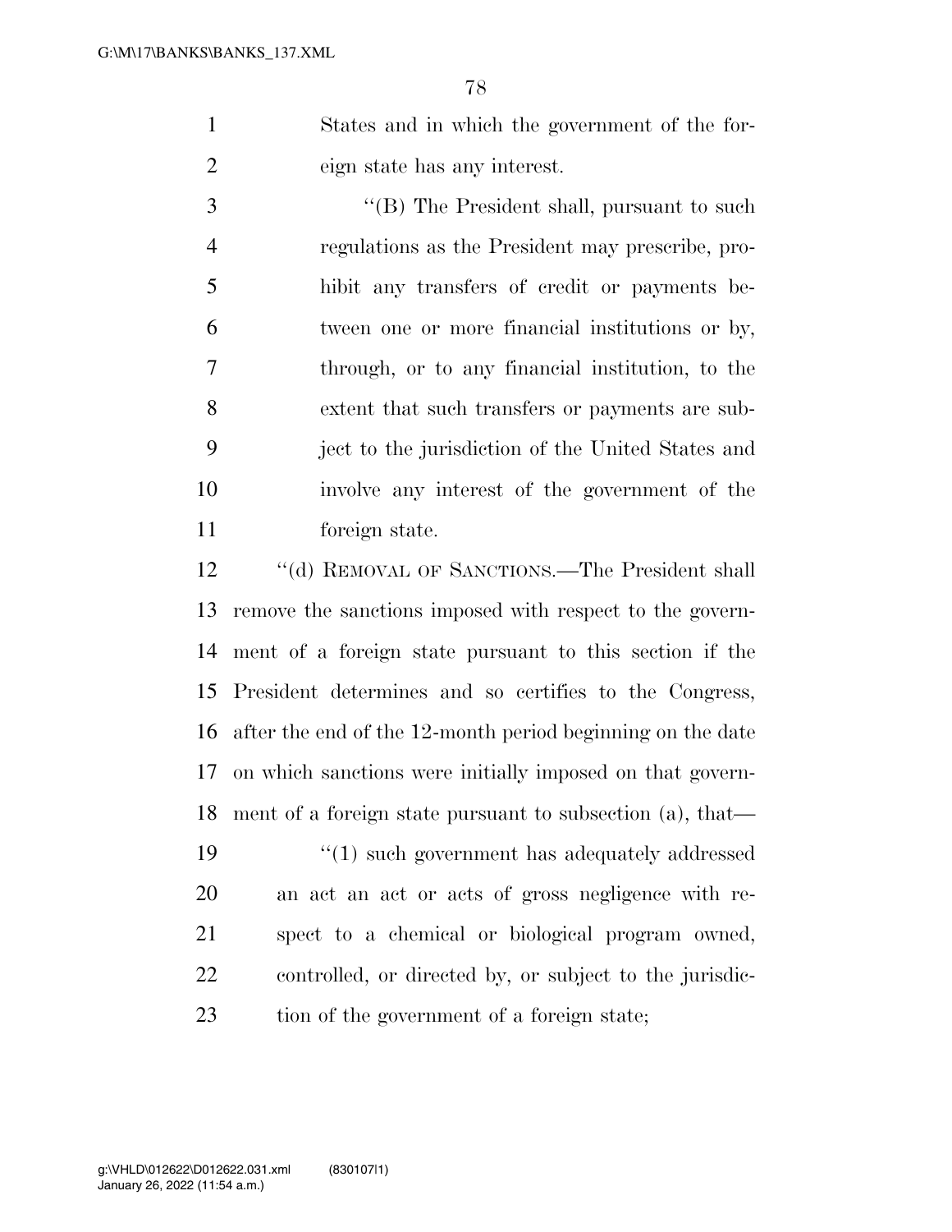States and in which the government of the foreign state has any interest.

"(B) The President shall, pursuant to such regulations as the President may prescribe, prohibit any transfers of credit or payments between one or more financial institutions or by, through, or to any financial institution, to the extent that such transfers or payments are subject to the jurisdiction of the United States and involve any interest of the government of the foreign state.

"(d) REMOVAL OF SANCTIONS.—The President shall remove the sanctions imposed with respect to the government of a foreign state pursuant to this section if the President determines and so certifies to the Congress, after the end of the 12-month period beginning on the date on which sanctions were initially imposed on that government of a foreign state pursuant to subsection (a), that—

"(1) such government has adequately addressed an act an act or acts of gross negligence with respect to a chemical or biological program owned, controlled, or directed by, or subject to the jurisdiction of the government of a foreign state;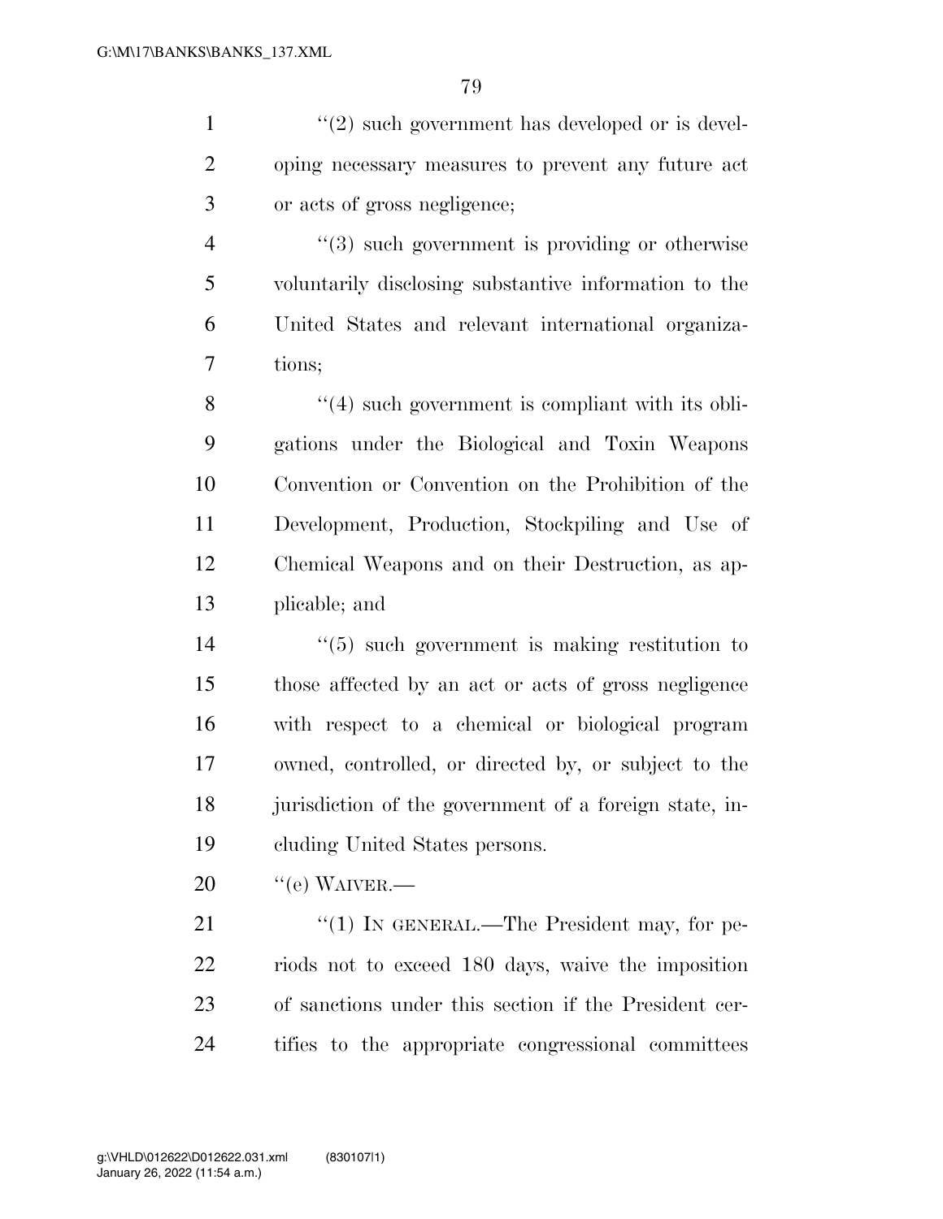"(2) such government has developed or is developing necessary measures to prevent any future act or acts of gross negligence;

"(3) such government is providing or otherwise voluntarily disclosing substantive information to the United States and relevant international organizations;

"(4) such government is compliant with its obligations under the Biological and Toxin Weapons Convention or Convention on the Prohibition of the Development, Production, Stockpiling and Use of Chemical Weapons and on their Destruction, as applicable; and

"(5) such government is making restitution to those affected by an act or acts of gross negligence with respect to a chemical or biological program owned, controlled, or directed by, or subject to the jurisdiction of the government of a foreign state, including United States persons.

"(e) WAIVER.—

"(1) IN GENERAL.—The President may, for periods not to exceed 180 days, waive the imposition of sanctions under this section if the President certifies to the appropriate congressional committees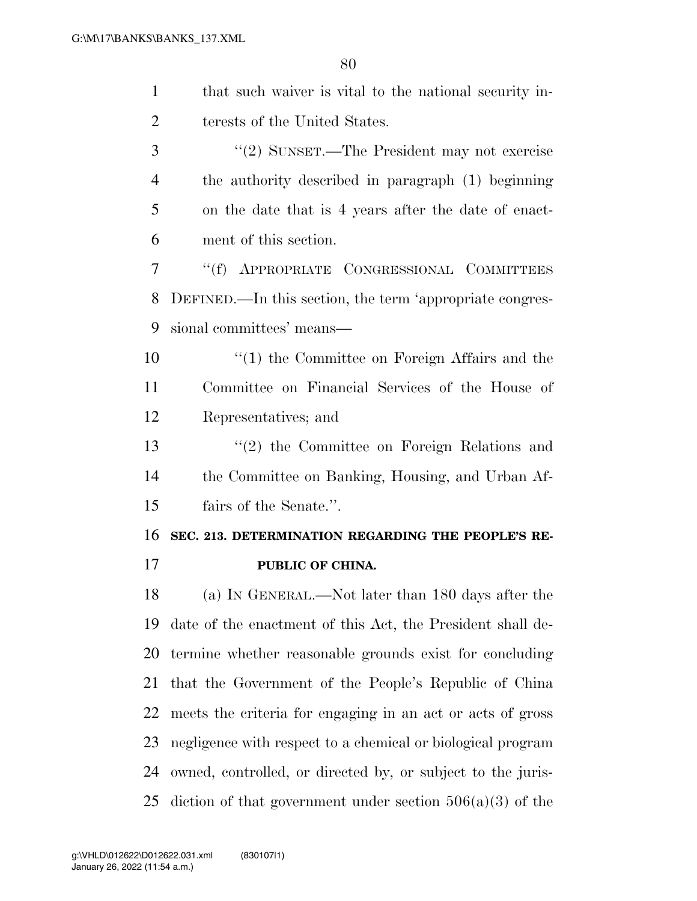that such waiver is vital to the national security interests of the United States.

"(2) SUNSET.—The President may not exercise the authority described in paragraph (1) beginning on the date that is 4 years after the date of enactment of this section.

"(f) APPROPRIATE CONGRESSIONAL COMMITTEES DEFINED.—In this section, the term 'appropriate congressional committees' means—

"(1) the Committee on Foreign Affairs and the Committee on Financial Services of the House of Representatives; and

"(2) the Committee on Foreign Relations and the Committee on Banking, Housing, and Urban Affairs of the Senate.".

**SEC. 213. DETERMINATION REGARDING THE PEOPLE'S REPUBLIC OF CHINA.**

(a) IN GENERAL.—Not later than 180 days after the date of the enactment of this Act, the President shall determine whether reasonable grounds exist for concluding that the Government of the People's Republic of China meets the criteria for engaging in an act or acts of gross negligence with respect to a chemical or biological program owned, controlled, or directed by, or subject to the jurisdiction of that government under section 506(a)(3) of the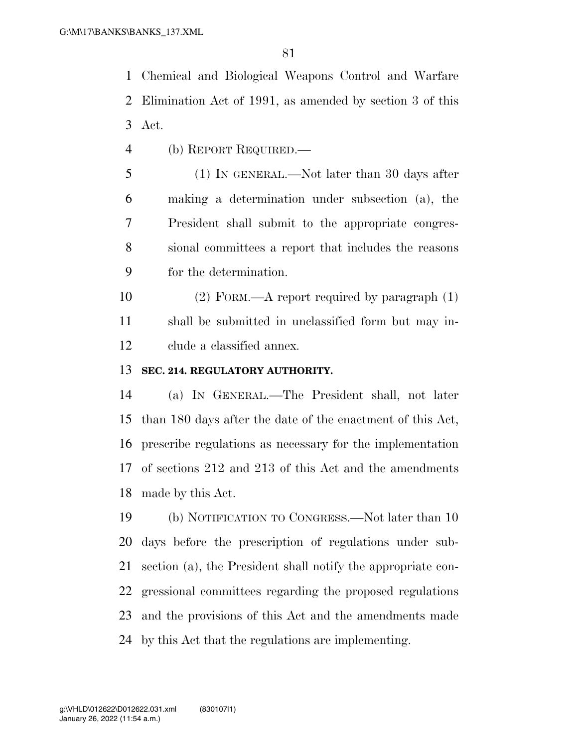Chemical and Biological Weapons Control and Warfare Elimination Act of 1991, as amended by section 3 of this Act.

(b) REPORT REQUIRED.—

(1) IN GENERAL.—Not later than 30 days after making a determination under subsection (a), the President shall submit to the appropriate congressional committees a report that includes the reasons for the determination.

(2) FORM.—A report required by paragraph (1) shall be submitted in unclassified form but may include a classified annex.

**SEC. 214. REGULATORY AUTHORITY.**

(a) IN GENERAL.—The President shall, not later than 180 days after the date of the enactment of this Act, prescribe regulations as necessary for the implementation of sections 212 and 213 of this Act and the amendments made by this Act.

(b) NOTIFICATION TO CONGRESS.—Not later than 10 days before the prescription of regulations under subsection (a), the President shall notify the appropriate congressional committees regarding the proposed regulations and the provisions of this Act and the amendments made by this Act that the regulations are implementing.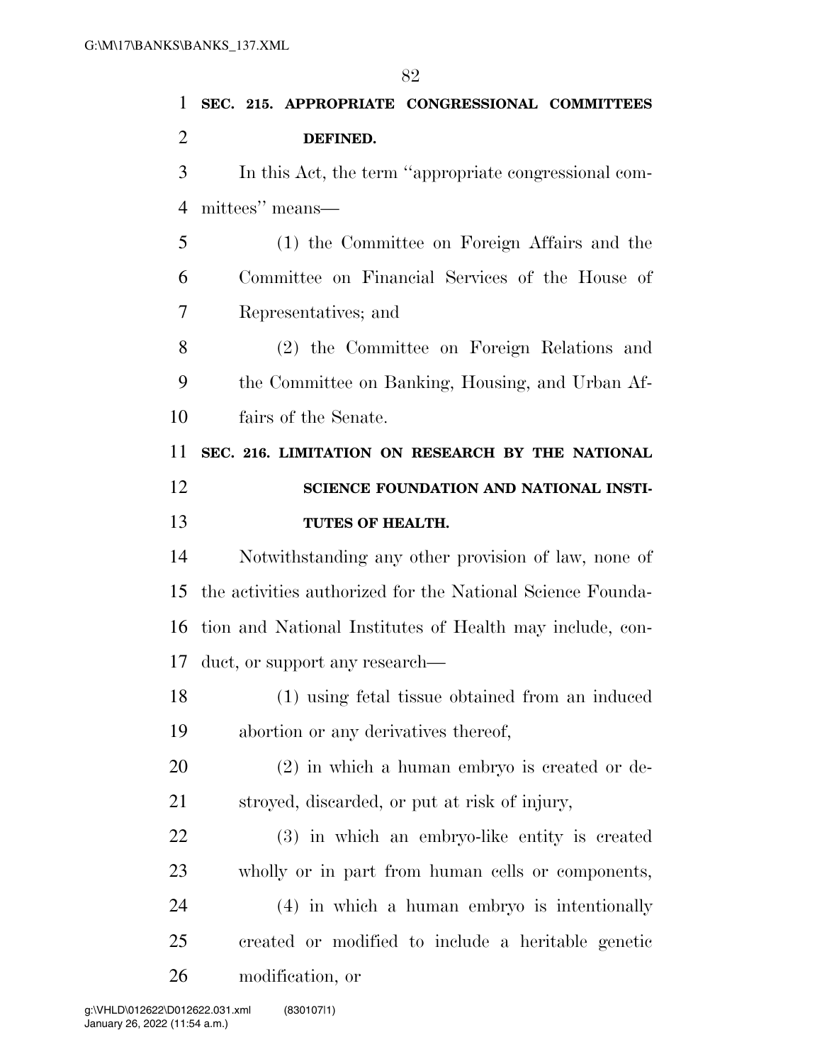**SEC. 215. APPROPRIATE CONGRESSIONAL COMMITTEES DEFINED.**

In this Act, the term ''appropriate congressional committees'' means—

(1) the Committee on Foreign Affairs and the Committee on Financial Services of the House of Representatives; and

(2) the Committee on Foreign Relations and the Committee on Banking, Housing, and Urban Affairs of the Senate.

**SEC. 216. LIMITATION ON RESEARCH BY THE NATIONAL SCIENCE FOUNDATION AND NATIONAL INSTITUTES OF HEALTH.**

Notwithstanding any other provision of law, none of the activities authorized for the National Science Foundation and National Institutes of Health may include, conduct, or support any research—

(1) using fetal tissue obtained from an induced abortion or any derivatives thereof,

(2) in which a human embryo is created or destroyed, discarded, or put at risk of injury,

(3) in which an embryo-like entity is created wholly or in part from human cells or components,

(4) in which a human embryo is intentionally created or modified to include a heritable genetic modification, or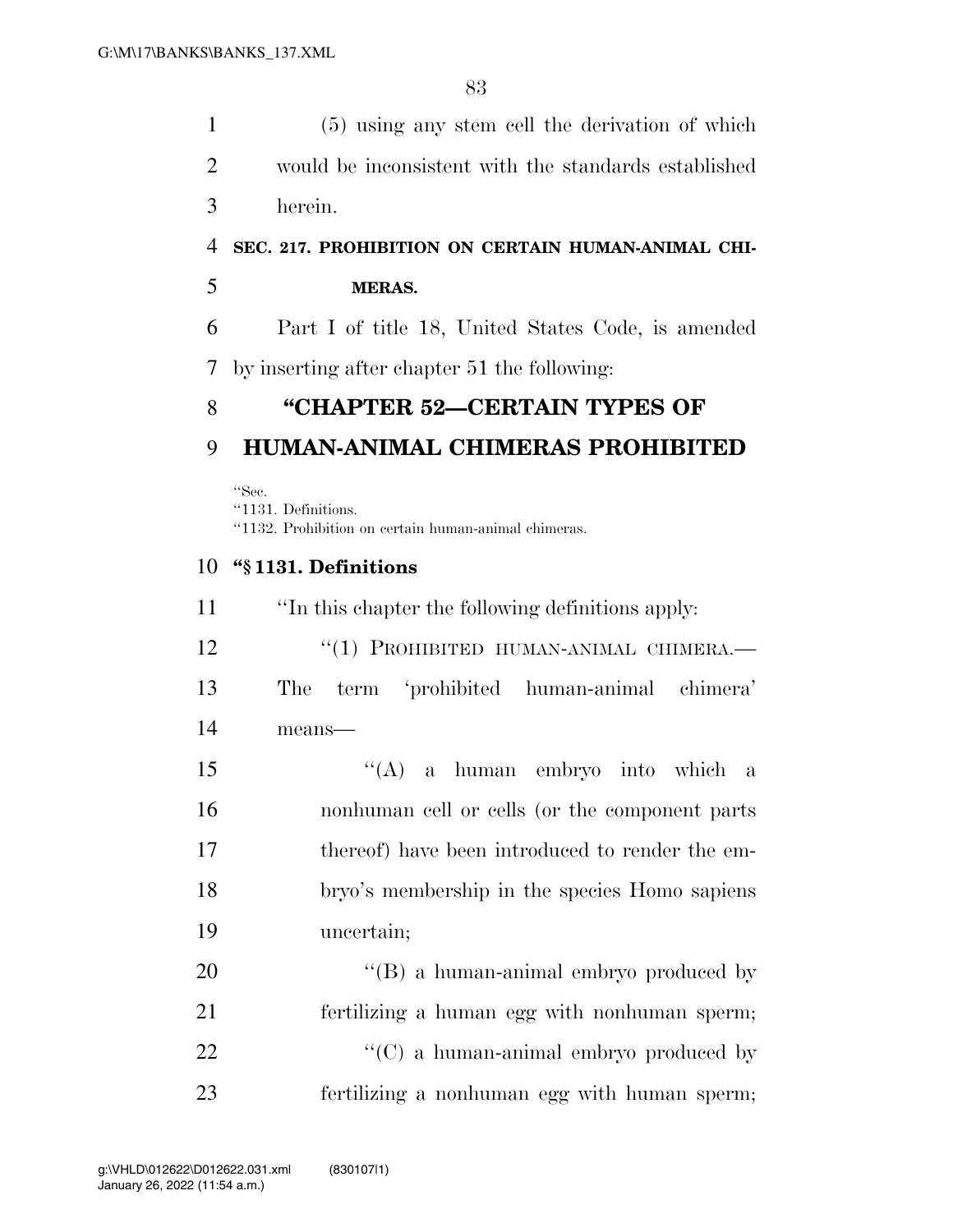(5) using any stem cell the derivation of which would be inconsistent with the standards established herein.

**SEC. 217. PROHIBITION ON CERTAIN HUMAN-ANIMAL CHIMERAS.**

Part I of title 18, United States Code, is amended by inserting after chapter 51 the following:

## "CHAPTER 52—CERTAIN TYPES OF HUMAN-ANIMAL CHIMERAS PROHIBITED

"Sec.
"1131. Definitions.
"1132. Prohibition on certain human-animal chimeras.

### "§ 1131. Definitions

"In this chapter the following definitions apply:

"(1) PROHIBITED HUMAN-ANIMAL CHIMERA.— The term 'prohibited human-animal chimera' means—

"(A) a human embryo into which a nonhuman cell or cells (or the component parts thereof) have been introduced to render the embryo's membership in the species Homo sapiens uncertain;

"(B) a human-animal embryo produced by fertilizing a human egg with nonhuman sperm;

"(C) a human-animal embryo produced by fertilizing a nonhuman egg with human sperm;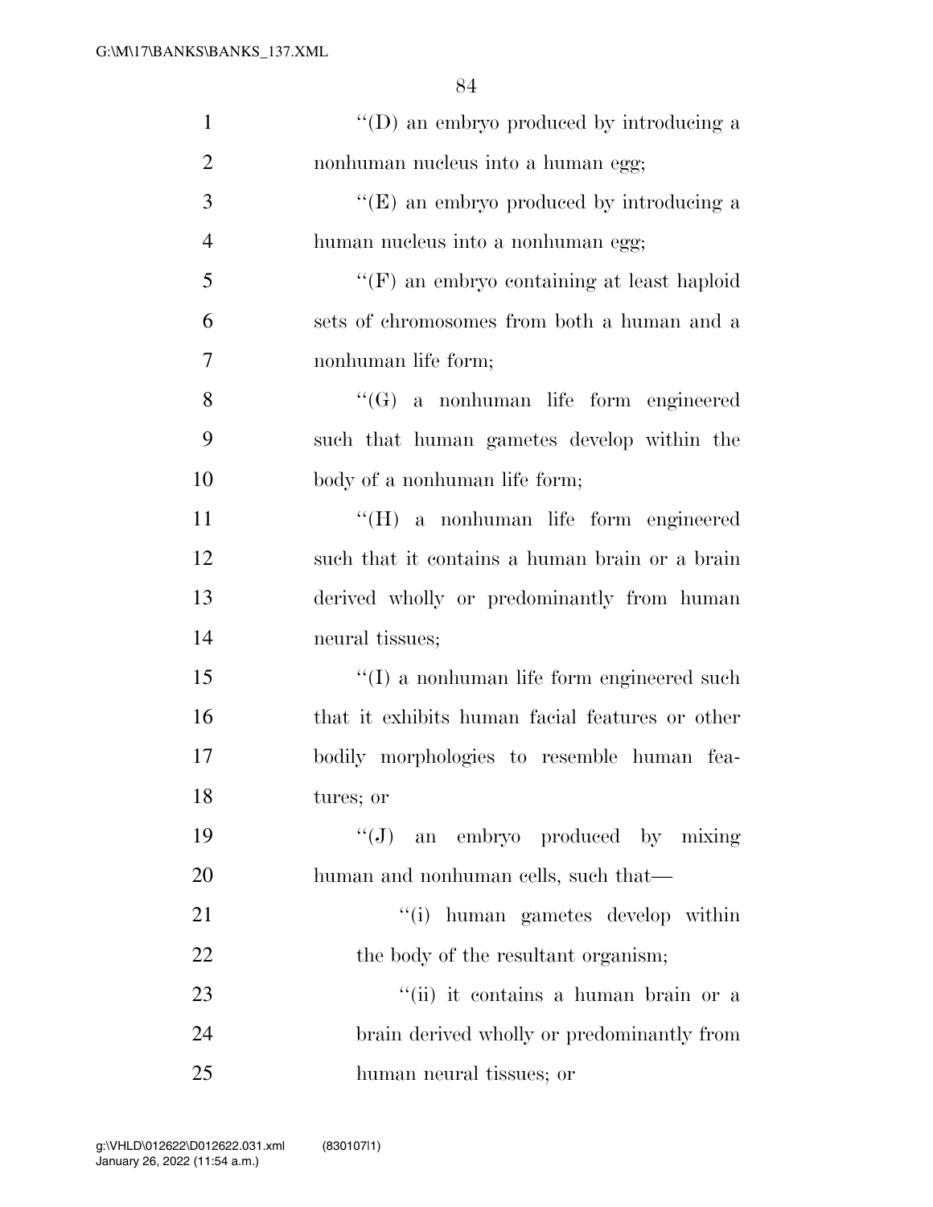''(D) an embryo produced by introducing a nonhuman nucleus into a human egg;

''(E) an embryo produced by introducing a human nucleus into a nonhuman egg;

''(F) an embryo containing at least haploid sets of chromosomes from both a human and a nonhuman life form;

''(G) a nonhuman life form engineered such that human gametes develop within the body of a nonhuman life form;

''(H) a nonhuman life form engineered such that it contains a human brain or a brain derived wholly or predominantly from human neural tissues;

''(I) a nonhuman life form engineered such that it exhibits human facial features or other bodily morphologies to resemble human features; or

''(J) an embryo produced by mixing human and nonhuman cells, such that—

''(i) human gametes develop within the body of the resultant organism;

''(ii) it contains a human brain or a brain derived wholly or predominantly from human neural tissues; or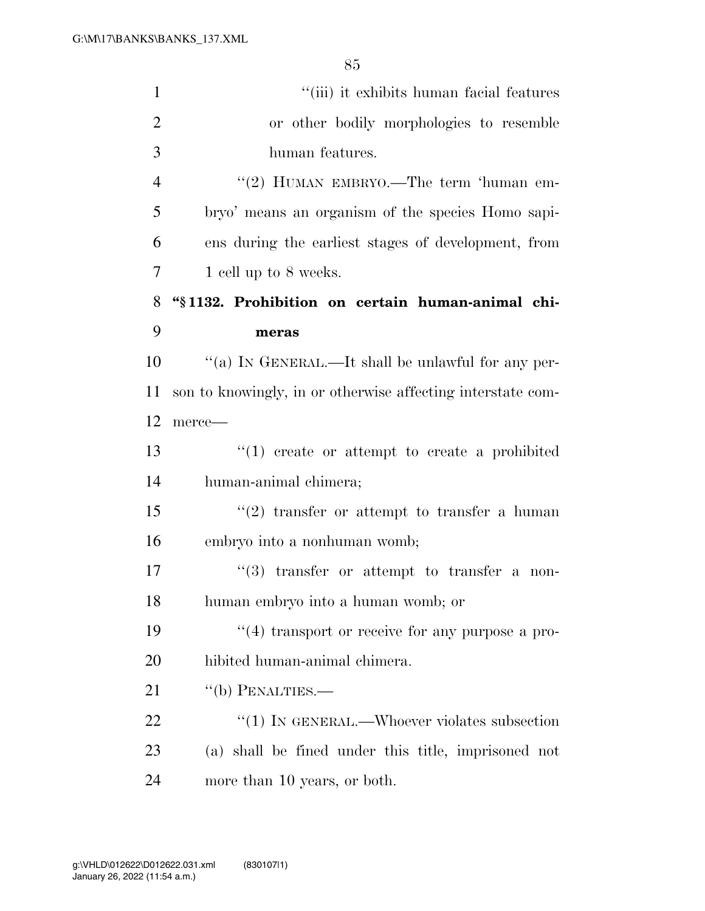"(iii) it exhibits human facial features or other bodily morphologies to resemble human features.

"(2) HUMAN EMBRYO.—The term 'human embryo' means an organism of the species Homo sapiens during the earliest stages of development, from 1 cell up to 8 weeks.

**"§ 1132. Prohibition on certain human-animal chimeras**

"(a) IN GENERAL.—It shall be unlawful for any person to knowingly, in or otherwise affecting interstate commerce—

"(1) create or attempt to create a prohibited human-animal chimera;

"(2) transfer or attempt to transfer a human embryo into a nonhuman womb;

"(3) transfer or attempt to transfer a nonhuman embryo into a human womb; or

"(4) transport or receive for any purpose a prohibited human-animal chimera.

"(b) PENALTIES.—

"(1) IN GENERAL.—Whoever violates subsection (a) shall be fined under this title, imprisoned not more than 10 years, or both.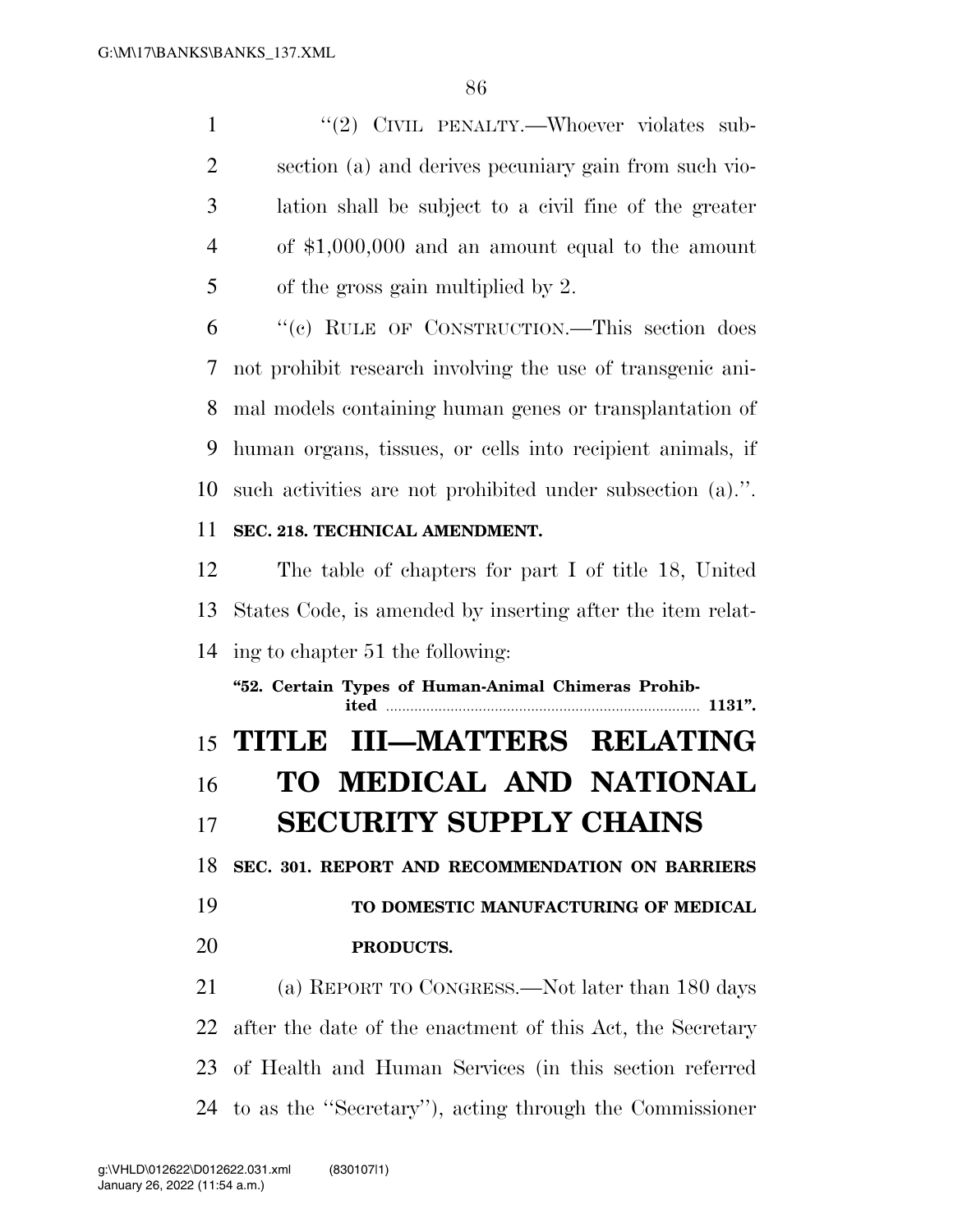"(2) CIVIL PENALTY.—Whoever violates subsection (a) and derives pecuniary gain from such violation shall be subject to a civil fine of the greater of $1,000,000 and an amount equal to the amount of the gross gain multiplied by 2.

"(c) RULE OF CONSTRUCTION.—This section does not prohibit research involving the use of transgenic animal models containing human genes or transplantation of human organs, tissues, or cells into recipient animals, if such activities are not prohibited under subsection (a).".

**SEC. 218. TECHNICAL AMENDMENT.**

The table of chapters for part I of title 18, United States Code, is amended by inserting after the item relating to chapter 51 the following:

**"52. Certain Types of Human-Animal Chimeras Prohibited ....... 1131".**

# TITLE III—MATTERS RELATING TO MEDICAL AND NATIONAL SECURITY SUPPLY CHAINS

**SEC. 301. REPORT AND RECOMMENDATION ON BARRIERS TO DOMESTIC MANUFACTURING OF MEDICAL PRODUCTS.**

(a) REPORT TO CONGRESS.—Not later than 180 days after the date of the enactment of this Act, the Secretary of Health and Human Services (in this section referred to as the "Secretary"), acting through the Commissioner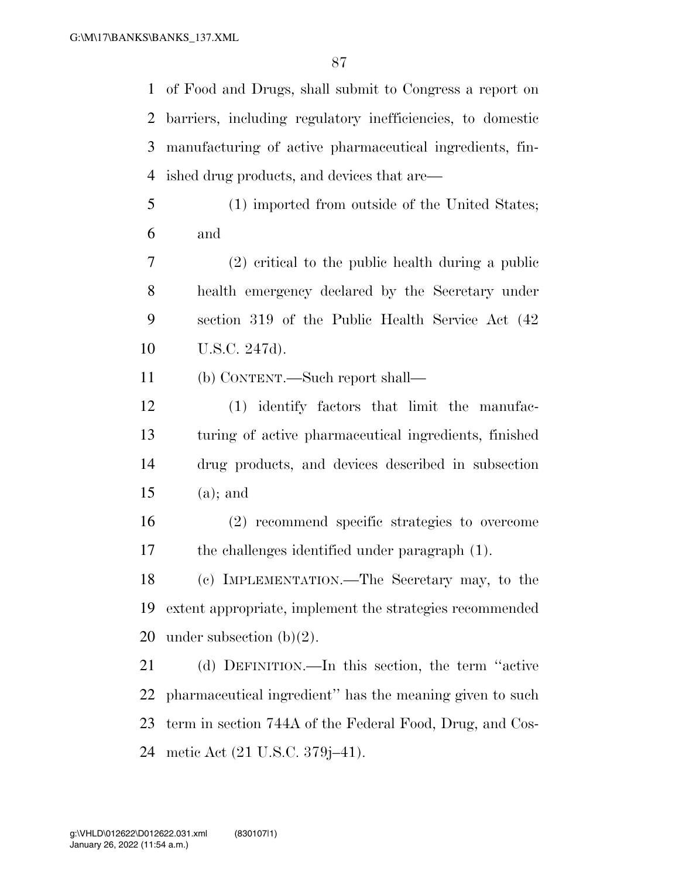of Food and Drugs, shall submit to Congress a report on barriers, including regulatory inefficiencies, to domestic manufacturing of active pharmaceutical ingredients, finished drug products, and devices that are—

(1) imported from outside of the United States; and

(2) critical to the public health during a public health emergency declared by the Secretary under section 319 of the Public Health Service Act (42 U.S.C. 247d).

(b) CONTENT.—Such report shall—

(1) identify factors that limit the manufacturing of active pharmaceutical ingredients, finished drug products, and devices described in subsection (a); and

(2) recommend specific strategies to overcome the challenges identified under paragraph (1).

(c) IMPLEMENTATION.—The Secretary may, to the extent appropriate, implement the strategies recommended under subsection (b)(2).

(d) DEFINITION.—In this section, the term ''active pharmaceutical ingredient'' has the meaning given to such term in section 744A of the Federal Food, Drug, and Cosmetic Act (21 U.S.C. 379j–41).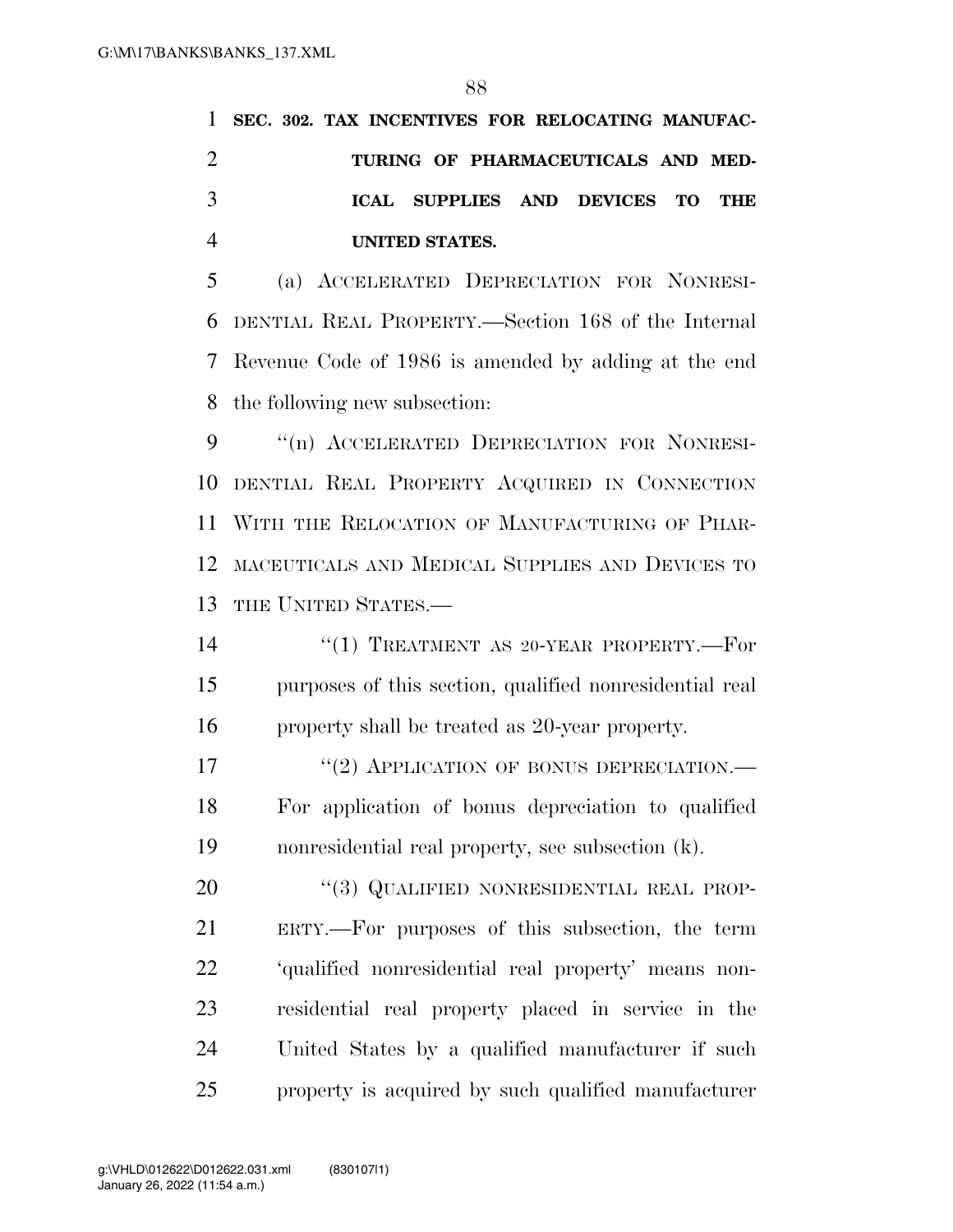**SEC. 302. TAX INCENTIVES FOR RELOCATING MANUFACTURING OF PHARMACEUTICALS AND MEDICAL SUPPLIES AND DEVICES TO THE UNITED STATES.**

(a) ACCELERATED DEPRECIATION FOR NONRESIDENTIAL REAL PROPERTY.—Section 168 of the Internal Revenue Code of 1986 is amended by adding at the end the following new subsection:

"(n) ACCELERATED DEPRECIATION FOR NONRESIDENTIAL REAL PROPERTY ACQUIRED IN CONNECTION WITH THE RELOCATION OF MANUFACTURING OF PHARMACEUTICALS AND MEDICAL SUPPLIES AND DEVICES TO THE UNITED STATES.—

"(1) TREATMENT AS 20-YEAR PROPERTY.—For purposes of this section, qualified nonresidential real property shall be treated as 20-year property.

"(2) APPLICATION OF BONUS DEPRECIATION.—For application of bonus depreciation to qualified nonresidential real property, see subsection (k).

"(3) QUALIFIED NONRESIDENTIAL REAL PROPERTY.—For purposes of this subsection, the term 'qualified nonresidential real property' means nonresidential real property placed in service in the United States by a qualified manufacturer if such property is acquired by such qualified manufacturer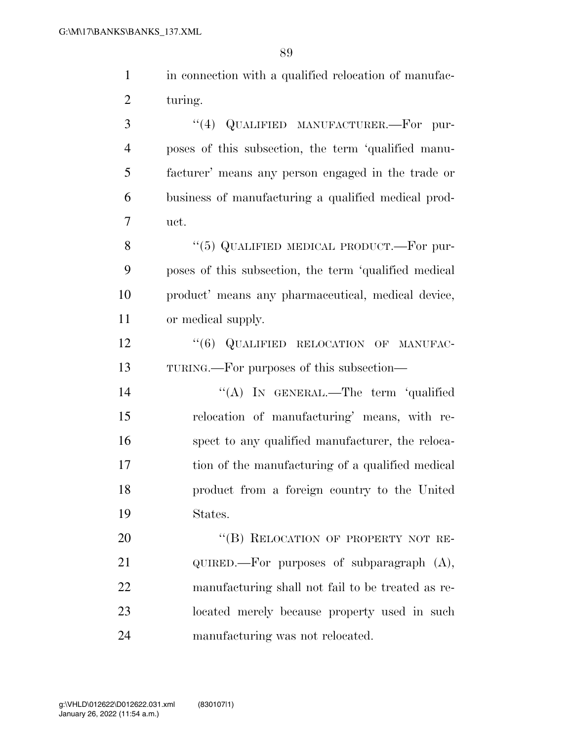in connection with a qualified relocation of manufacturing.

"(4) QUALIFIED MANUFACTURER.—For purposes of this subsection, the term 'qualified manufacturer' means any person engaged in the trade or business of manufacturing a qualified medical product.

"(5) QUALIFIED MEDICAL PRODUCT.—For purposes of this subsection, the term 'qualified medical product' means any pharmaceutical, medical device, or medical supply.

"(6) QUALIFIED RELOCATION OF MANUFACTURING.—For purposes of this subsection—

"(A) IN GENERAL.—The term 'qualified relocation of manufacturing' means, with respect to any qualified manufacturer, the relocation of the manufacturing of a qualified medical product from a foreign country to the United States.

"(B) RELOCATION OF PROPERTY NOT REQUIRED.—For purposes of subparagraph (A), manufacturing shall not fail to be treated as relocated merely because property used in such manufacturing was not relocated.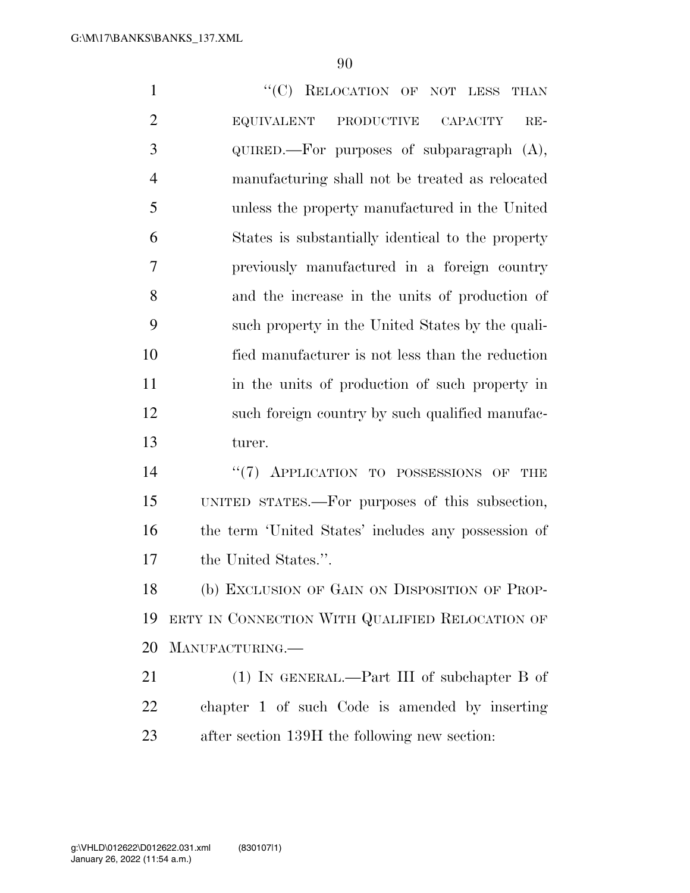"(C) RELOCATION OF NOT LESS THAN EQUIVALENT PRODUCTIVE CAPACITY REQUIRED.—For purposes of subparagraph (A), manufacturing shall not be treated as relocated unless the property manufactured in the United States is substantially identical to the property previously manufactured in a foreign country and the increase in the units of production of such property in the United States by the qualified manufacturer is not less than the reduction in the units of production of such property in such foreign country by such qualified manufacturer.

"(7) APPLICATION TO POSSESSIONS OF THE UNITED STATES.—For purposes of this subsection, the term 'United States' includes any possession of the United States.".

(b) EXCLUSION OF GAIN ON DISPOSITION OF PROPERTY IN CONNECTION WITH QUALIFIED RELOCATION OF MANUFACTURING.—

(1) IN GENERAL.—Part III of subchapter B of chapter 1 of such Code is amended by inserting after section 139H the following new section: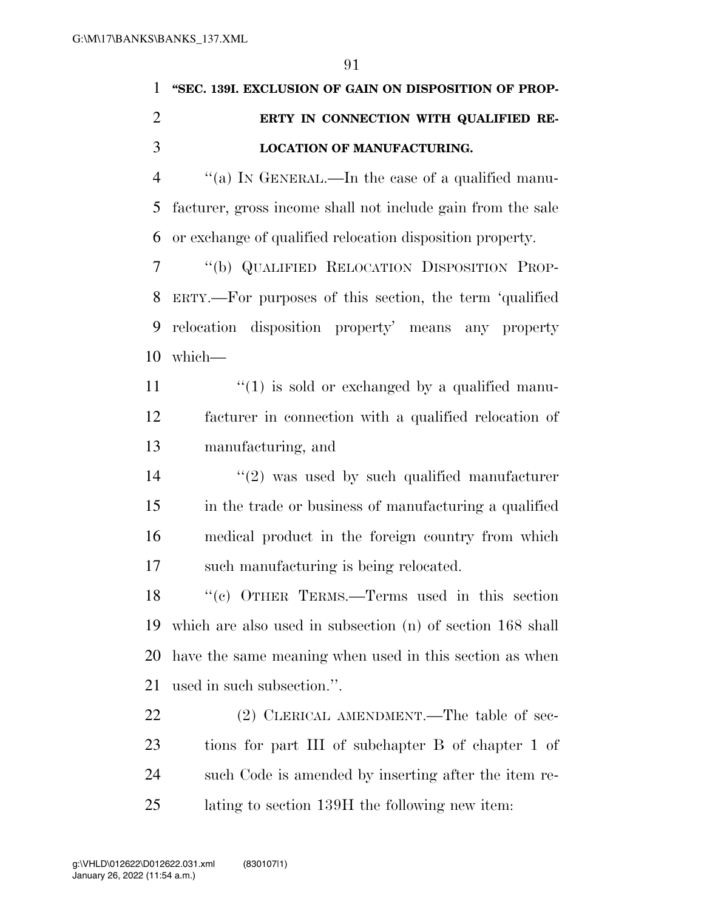**"SEC. 139I. EXCLUSION OF GAIN ON DISPOSITION OF PROPERTY IN CONNECTION WITH QUALIFIED RELOCATION OF MANUFACTURING.**

"(a) IN GENERAL.—In the case of a qualified manufacturer, gross income shall not include gain from the sale or exchange of qualified relocation disposition property.

"(b) QUALIFIED RELOCATION DISPOSITION PROPERTY.—For purposes of this section, the term 'qualified relocation disposition property' means any property which—

"(1) is sold or exchanged by a qualified manufacturer in connection with a qualified relocation of manufacturing, and

"(2) was used by such qualified manufacturer in the trade or business of manufacturing a qualified medical product in the foreign country from which such manufacturing is being relocated.

"(c) OTHER TERMS.—Terms used in this section which are also used in subsection (n) of section 168 shall have the same meaning when used in this section as when used in such subsection.".

(2) CLERICAL AMENDMENT.—The table of sections for part III of subchapter B of chapter 1 of such Code is amended by inserting after the item relating to section 139H the following new item: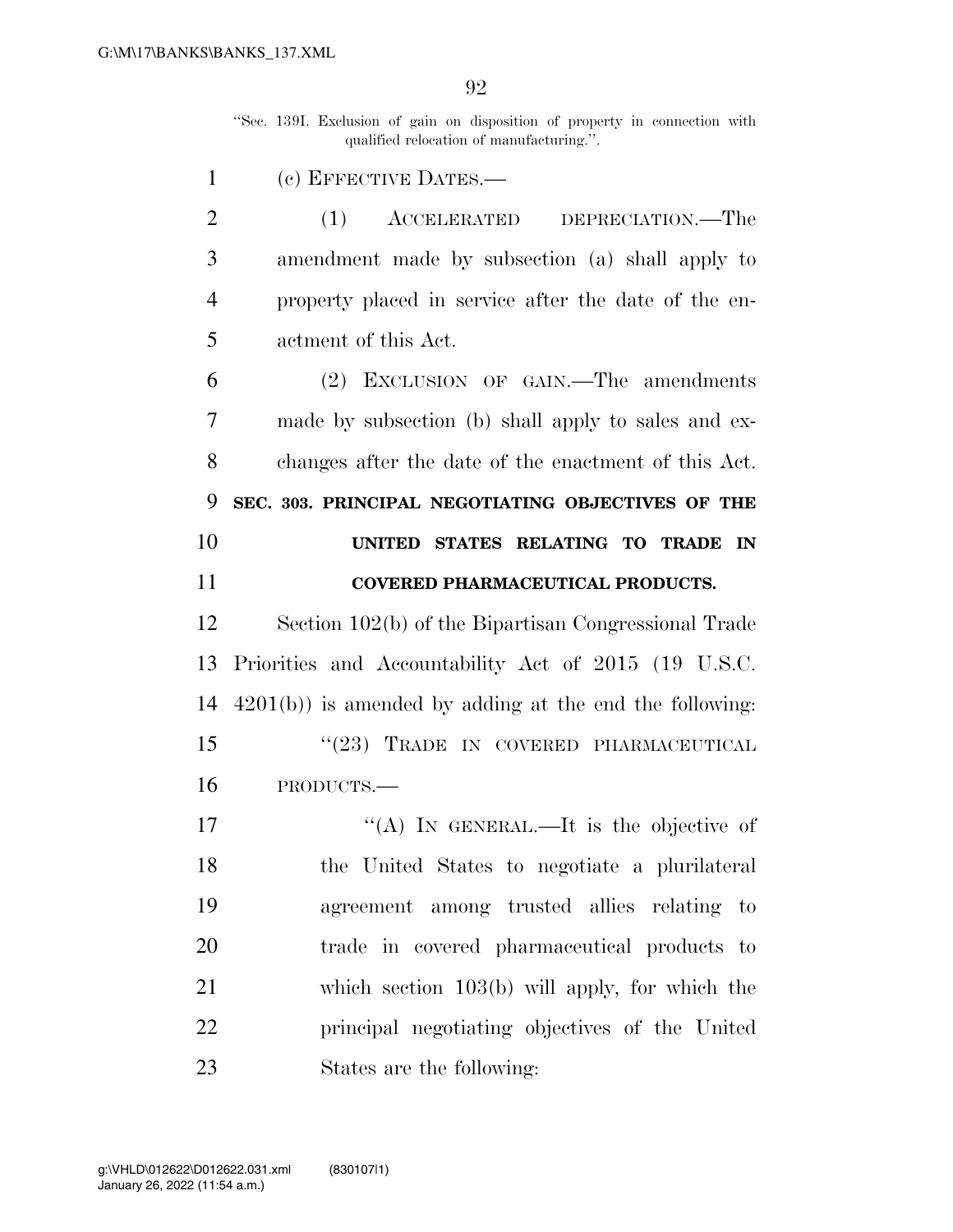"Sec. 139I. Exclusion of gain on disposition of property in connection with qualified relocation of manufacturing.".

(c) EFFECTIVE DATES.—

(1) ACCELERATED DEPRECIATION.—The amendment made by subsection (a) shall apply to property placed in service after the date of the enactment of this Act.

(2) EXCLUSION OF GAIN.—The amendments made by subsection (b) shall apply to sales and exchanges after the date of the enactment of this Act.

**SEC. 303. PRINCIPAL NEGOTIATING OBJECTIVES OF THE UNITED STATES RELATING TO TRADE IN COVERED PHARMACEUTICAL PRODUCTS.**

Section 102(b) of the Bipartisan Congressional Trade Priorities and Accountability Act of 2015 (19 U.S.C. 4201(b)) is amended by adding at the end the following:

"(23) TRADE IN COVERED PHARMACEUTICAL PRODUCTS.—

"(A) IN GENERAL.—It is the objective of the United States to negotiate a plurilateral agreement among trusted allies relating to trade in covered pharmaceutical products to which section 103(b) will apply, for which the principal negotiating objectives of the United States are the following: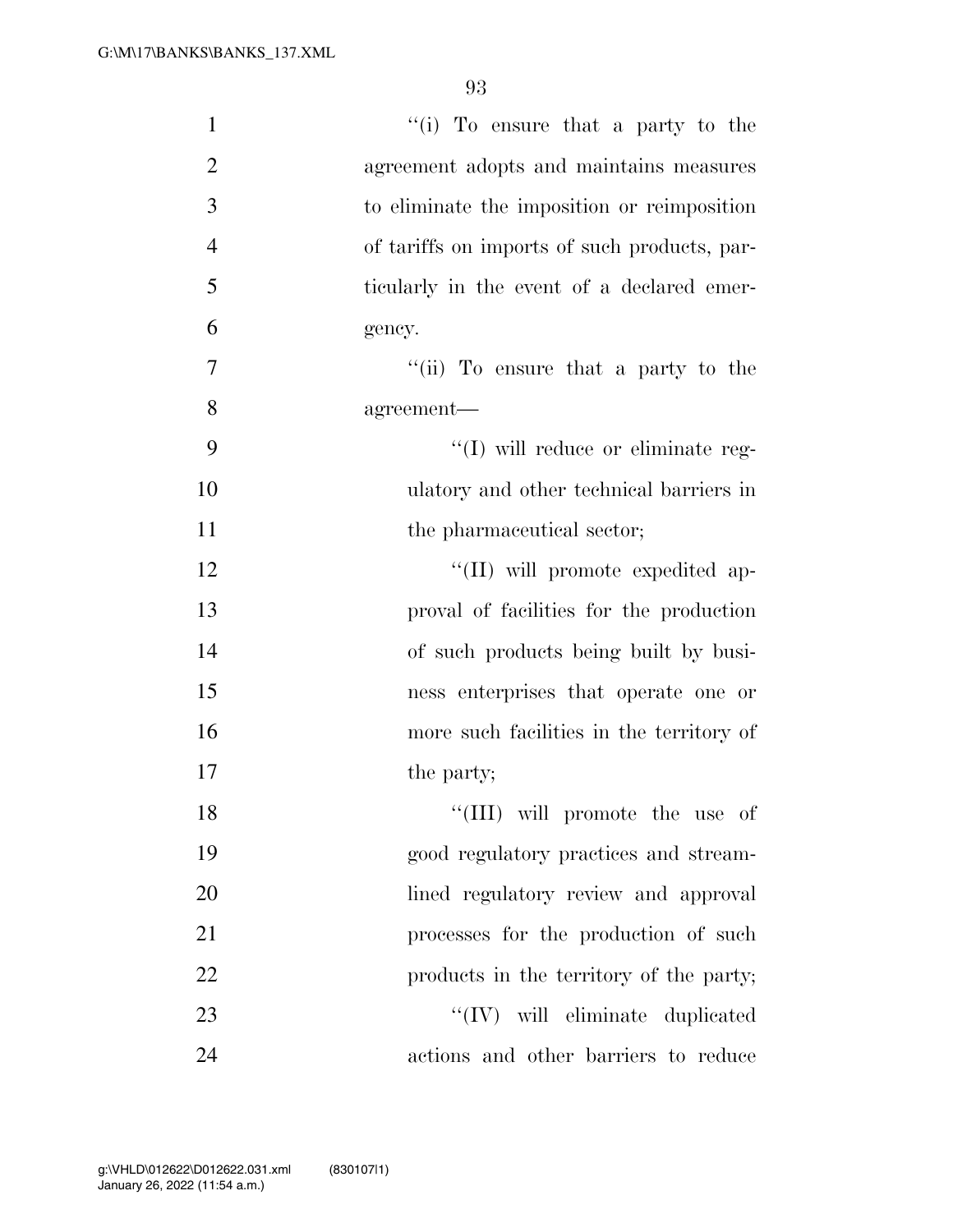''(i) To ensure that a party to the agreement adopts and maintains measures to eliminate the imposition or reimposition of tariffs on imports of such products, particularly in the event of a declared emergency.

''(ii) To ensure that a party to the agreement—

''(I) will reduce or eliminate regulatory and other technical barriers in the pharmaceutical sector;

''(II) will promote expedited approval of facilities for the production of such products being built by business enterprises that operate one or more such facilities in the territory of the party;

''(III) will promote the use of good regulatory practices and streamlined regulatory review and approval processes for the production of such products in the territory of the party;

''(IV) will eliminate duplicated actions and other barriers to reduce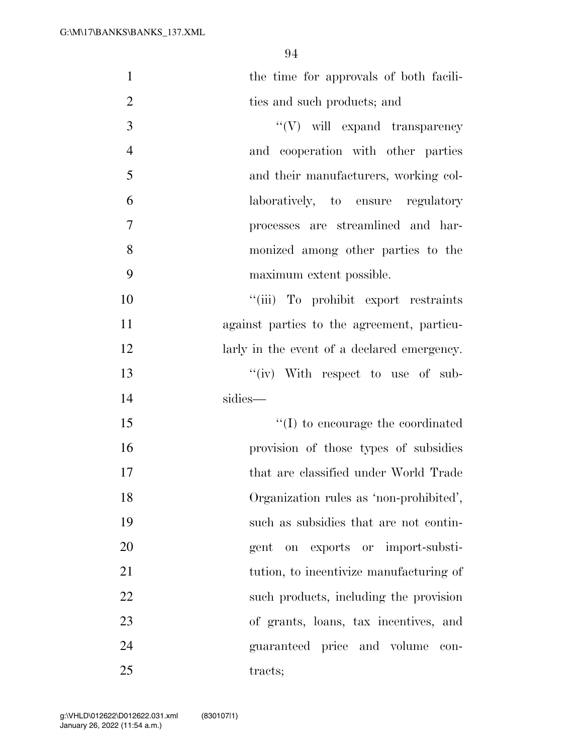the time for approvals of both facilities and such products; and

"(V) will expand transparency and cooperation with other parties and their manufacturers, working collaboratively, to ensure regulatory processes are streamlined and harmonized among other parties to the maximum extent possible.

"(iii) To prohibit export restraints against parties to the agreement, particularly in the event of a declared emergency.

"(iv) With respect to use of subsidies—

"(I) to encourage the coordinated provision of those types of subsidies that are classified under World Trade Organization rules as 'non-prohibited', such as subsidies that are not contingent on exports or import-substitution, to incentivize manufacturing of such products, including the provision of grants, loans, tax incentives, and guaranteed price and volume contracts;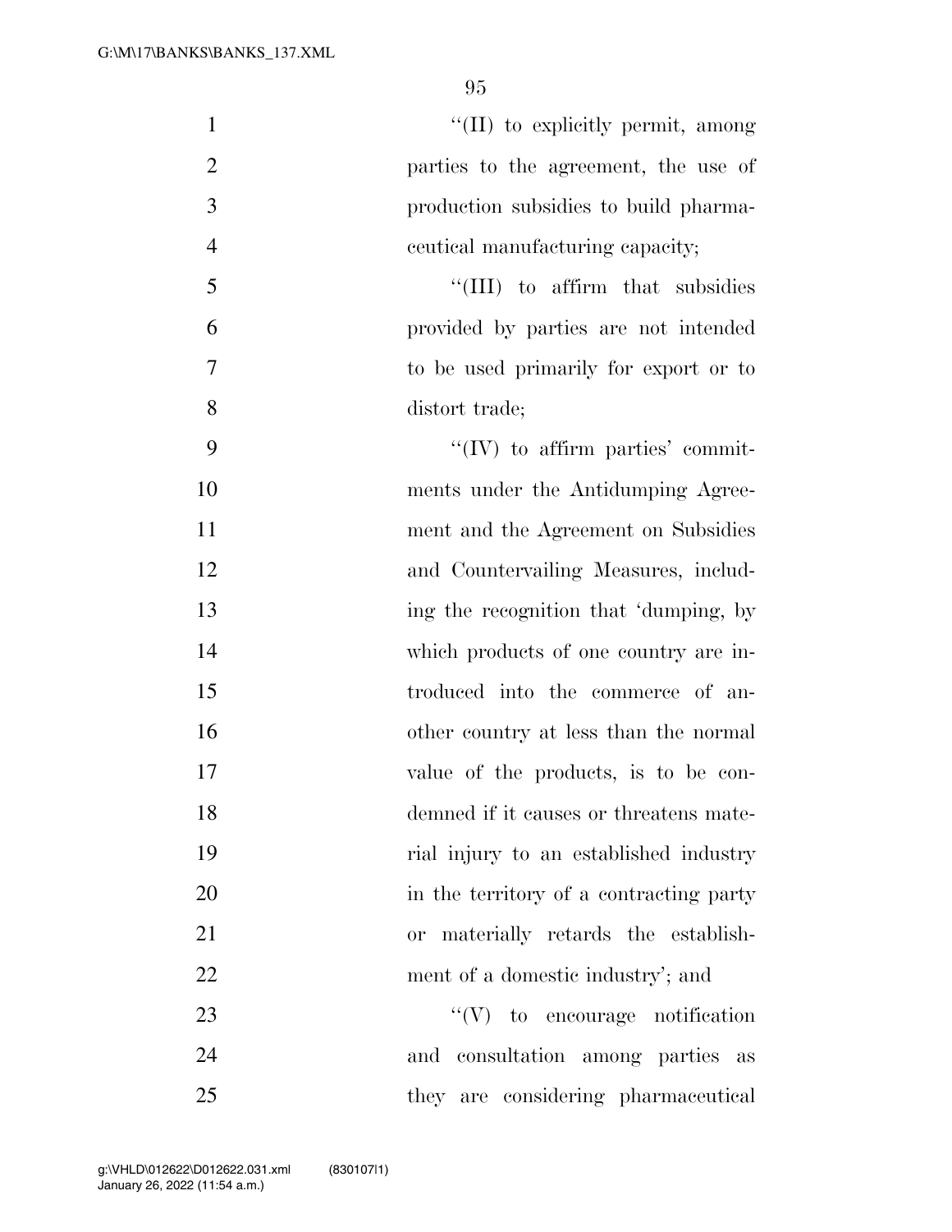''(II) to explicitly permit, among parties to the agreement, the use of production subsidies to build pharmaceutical manufacturing capacity;

''(III) to affirm that subsidies provided by parties are not intended to be used primarily for export or to distort trade;

''(IV) to affirm parties' commitments under the Antidumping Agreement and the Agreement on Subsidies and Countervailing Measures, including the recognition that 'dumping, by which products of one country are introduced into the commerce of another country at less than the normal value of the products, is to be condemned if it causes or threatens material injury to an established industry in the territory of a contracting party or materially retards the establishment of a domestic industry'; and

''(V) to encourage notification and consultation among parties as they are considering pharmaceutical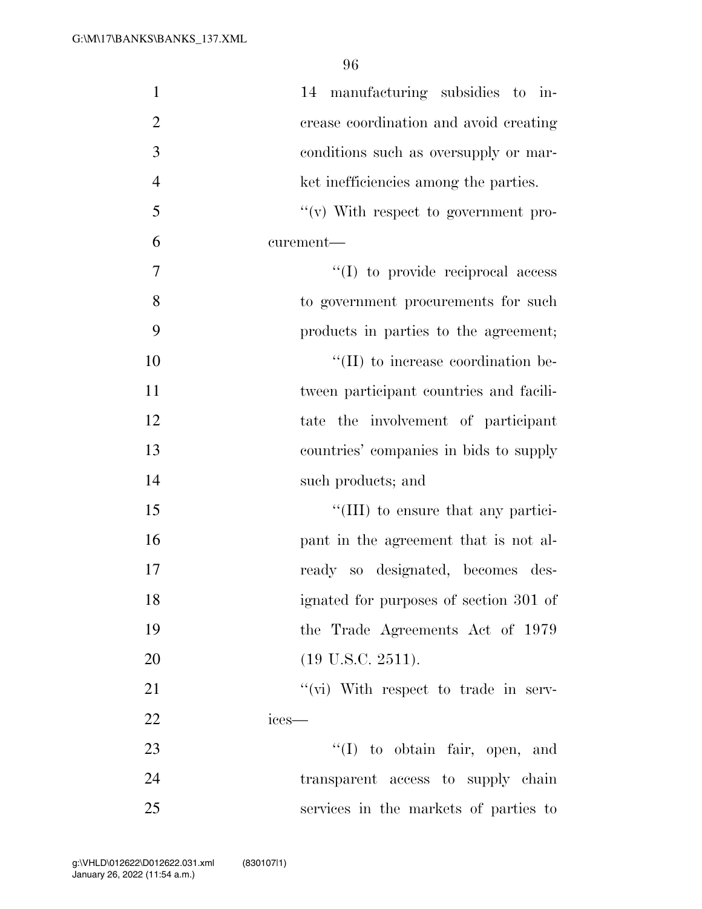14 manufacturing subsidies to increase coordination and avoid creating conditions such as oversupply or market inefficiencies among the parties.

"(v) With respect to government procurement—

"(I) to provide reciprocal access to government procurements for such products in parties to the agreement;

"(II) to increase coordination between participant countries and facilitate the involvement of participant countries' companies in bids to supply such products; and

"(III) to ensure that any participant in the agreement that is not already so designated, becomes designated for purposes of section 301 of the Trade Agreements Act of 1979 (19 U.S.C. 2511).

"(vi) With respect to trade in services—

"(I) to obtain fair, open, and transparent access to supply chain services in the markets of parties to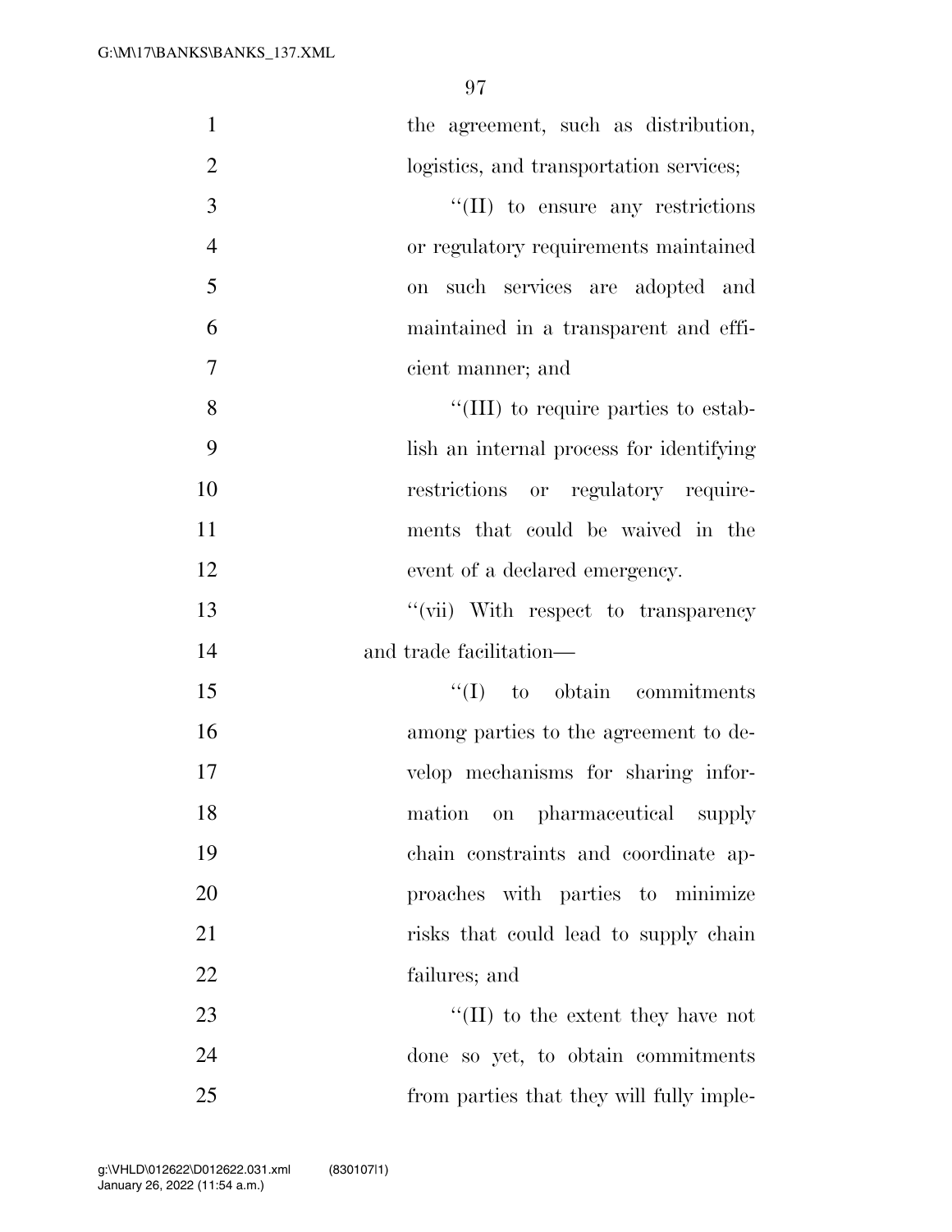the agreement, such as distribution, logistics, and transportation services;

"(II) to ensure any restrictions or regulatory requirements maintained on such services are adopted and maintained in a transparent and efficient manner; and

"(III) to require parties to establish an internal process for identifying restrictions or regulatory requirements that could be waived in the event of a declared emergency.

"(vii) With respect to transparency and trade facilitation—

"(I) to obtain commitments among parties to the agreement to develop mechanisms for sharing information on pharmaceutical supply chain constraints and coordinate approaches with parties to minimize risks that could lead to supply chain failures; and

"(II) to the extent they have not done so yet, to obtain commitments from parties that they will fully imple-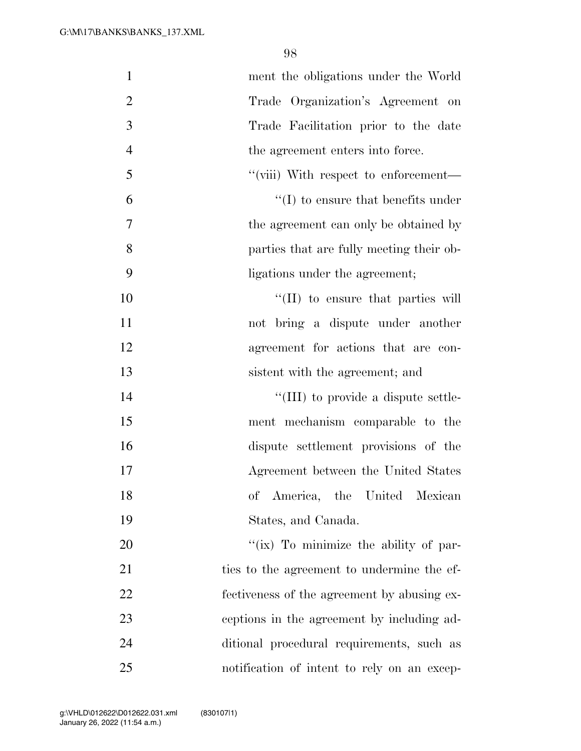ment the obligations under the World Trade Organization's Agreement on Trade Facilitation prior to the date the agreement enters into force.

"(viii) With respect to enforcement—

"(I) to ensure that benefits under the agreement can only be obtained by parties that are fully meeting their obligations under the agreement;

"(II) to ensure that parties will not bring a dispute under another agreement for actions that are consistent with the agreement; and

"(III) to provide a dispute settlement mechanism comparable to the dispute settlement provisions of the Agreement between the United States of America, the United Mexican States, and Canada.

"(ix) To minimize the ability of parties to the agreement to undermine the effectiveness of the agreement by abusing exceptions in the agreement by including additional procedural requirements, such as notification of intent to rely on an excep-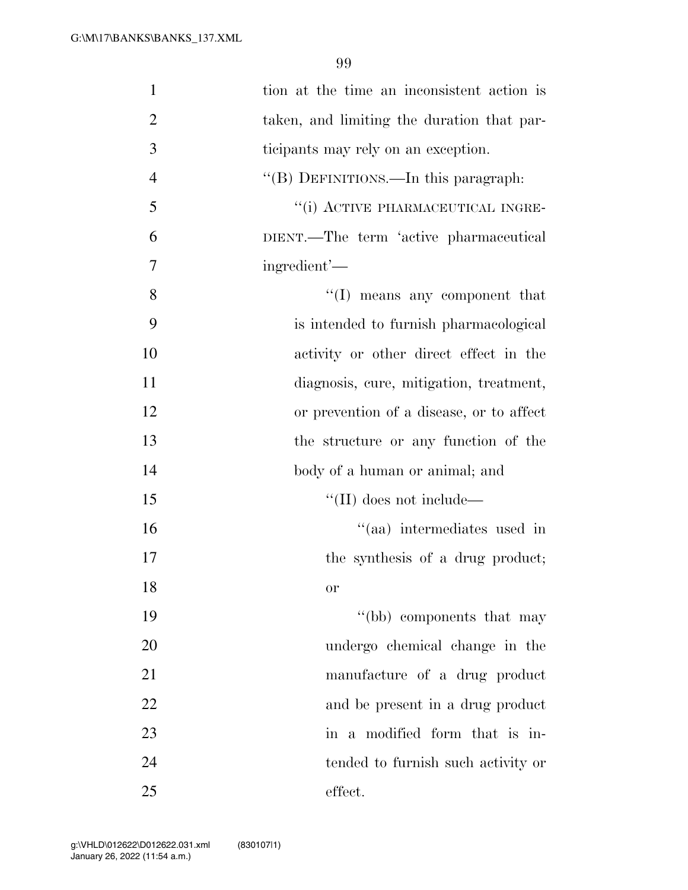tion at the time an inconsistent action is taken, and limiting the duration that participants may rely on an exception.

"(B) DEFINITIONS.—In this paragraph:

"(i) ACTIVE PHARMACEUTICAL INGREDIENT.—The term 'active pharmaceutical ingredient'—

"(I) means any component that is intended to furnish pharmacological activity or other direct effect in the diagnosis, cure, mitigation, treatment, or prevention of a disease, or to affect the structure or any function of the body of a human or animal; and

"(II) does not include—

"(aa) intermediates used in the synthesis of a drug product; or

"(bb) components that may undergo chemical change in the manufacture of a drug product and be present in a drug product in a modified form that is intended to furnish such activity or effect.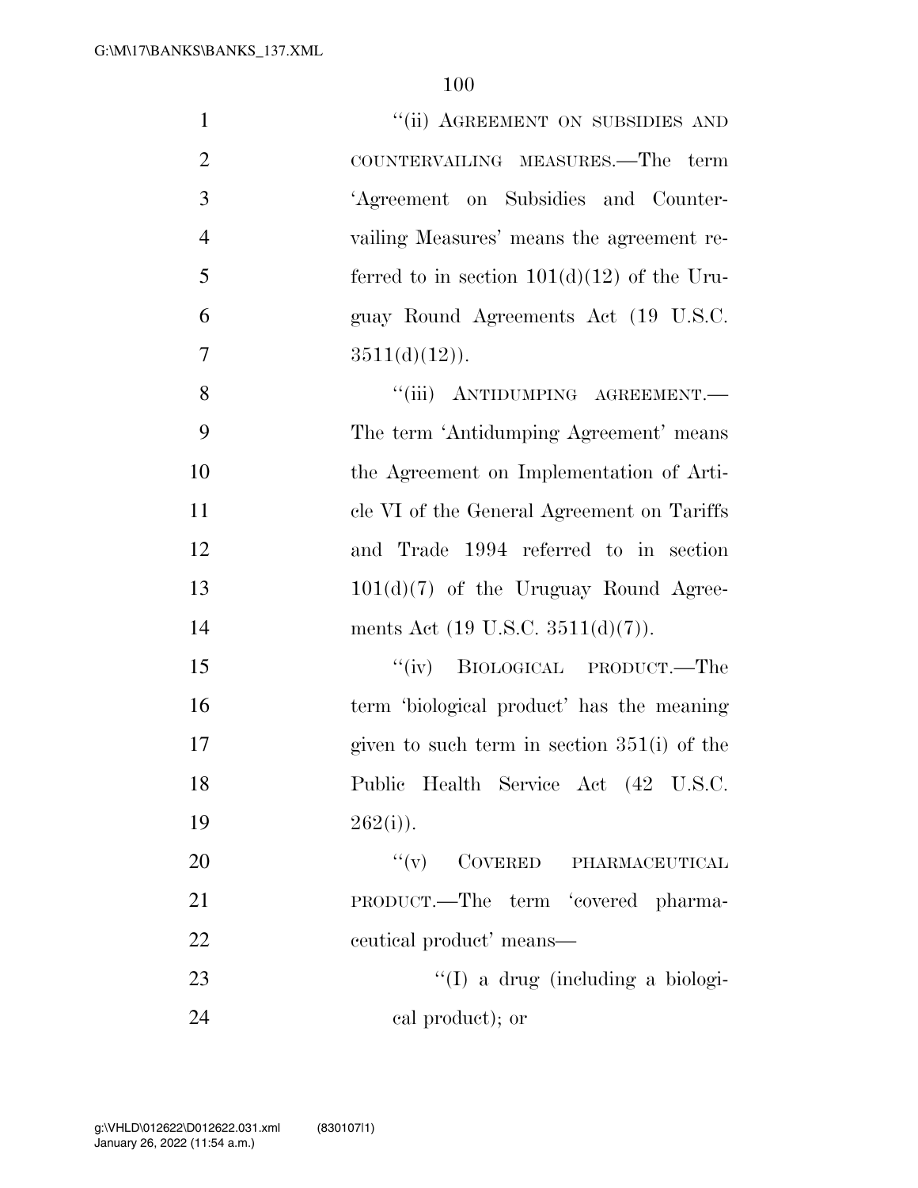"(ii) AGREEMENT ON SUBSIDIES AND COUNTERVAILING MEASURES.—The term 'Agreement on Subsidies and Countervailing Measures' means the agreement referred to in section 101(d)(12) of the Uruguay Round Agreements Act (19 U.S.C. 3511(d)(12)).

"(iii) ANTIDUMPING AGREEMENT.—The term 'Antidumping Agreement' means the Agreement on Implementation of Article VI of the General Agreement on Tariffs and Trade 1994 referred to in section 101(d)(7) of the Uruguay Round Agreements Act (19 U.S.C. 3511(d)(7)).

"(iv) BIOLOGICAL PRODUCT.—The term 'biological product' has the meaning given to such term in section 351(i) of the Public Health Service Act (42 U.S.C. 262(i)).

"(v) COVERED PHARMACEUTICAL PRODUCT.—The term 'covered pharmaceutical product' means—

"(I) a drug (including a biological product); or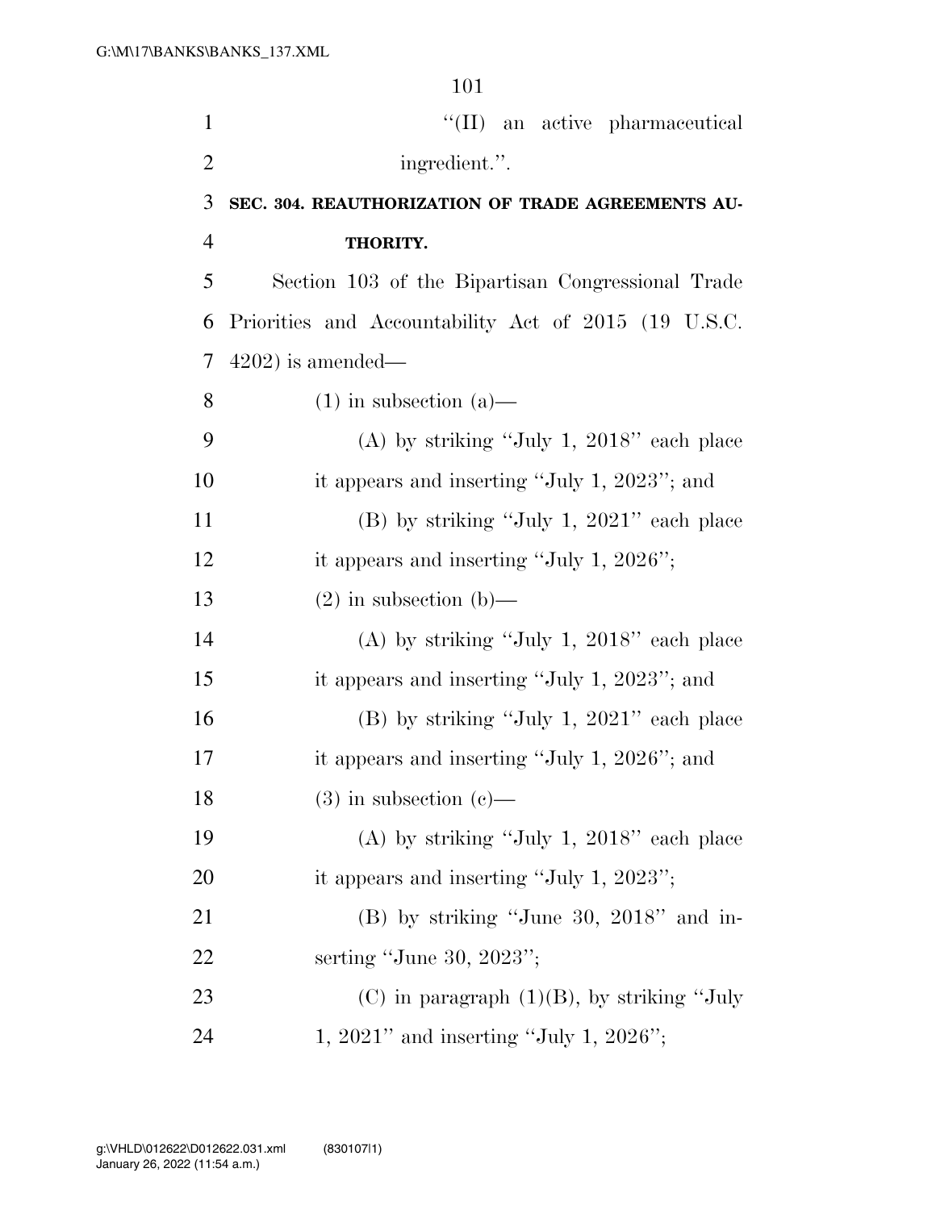"(II) an active pharmaceutical ingredient.".

**SEC. 304. REAUTHORIZATION OF TRADE AGREEMENTS AUTHORITY.**

Section 103 of the Bipartisan Congressional Trade Priorities and Accountability Act of 2015 (19 U.S.C. 4202) is amended—

(1) in subsection (a)—

(A) by striking "July 1, 2018" each place it appears and inserting "July 1, 2023"; and

(B) by striking "July 1, 2021" each place it appears and inserting "July 1, 2026";

(2) in subsection (b)—

(A) by striking "July 1, 2018" each place it appears and inserting "July 1, 2023"; and

(B) by striking "July 1, 2021" each place it appears and inserting "July 1, 2026"; and

(3) in subsection (c)—

(A) by striking "July 1, 2018" each place it appears and inserting "July 1, 2023";

(B) by striking "June 30, 2018" and inserting "June 30, 2023";

(C) in paragraph (1)(B), by striking "July 1, 2021" and inserting "July 1, 2026";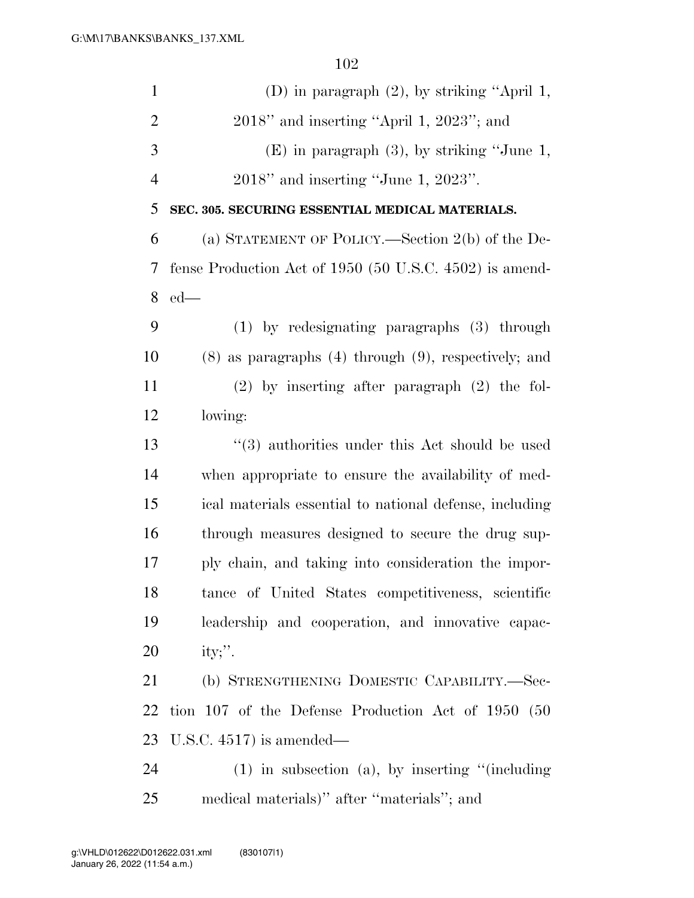(D) in paragraph (2), by striking ''April 1, 2018'' and inserting ''April 1, 2023''; and

(E) in paragraph (3), by striking ''June 1, 2018'' and inserting ''June 1, 2023''.

**SEC. 305. SECURING ESSENTIAL MEDICAL MATERIALS.**

(a) STATEMENT OF POLICY.—Section 2(b) of the Defense Production Act of 1950 (50 U.S.C. 4502) is amended—

(1) by redesignating paragraphs (3) through (8) as paragraphs (4) through (9), respectively; and

(2) by inserting after paragraph (2) the following:

''(3) authorities under this Act should be used when appropriate to ensure the availability of medical materials essential to national defense, including through measures designed to secure the drug supply chain, and taking into consideration the importance of United States competitiveness, scientific leadership and cooperation, and innovative capacity;''.

(b) STRENGTHENING DOMESTIC CAPABILITY.—Section 107 of the Defense Production Act of 1950 (50 U.S.C. 4517) is amended—

(1) in subsection (a), by inserting ''(including medical materials)'' after ''materials''; and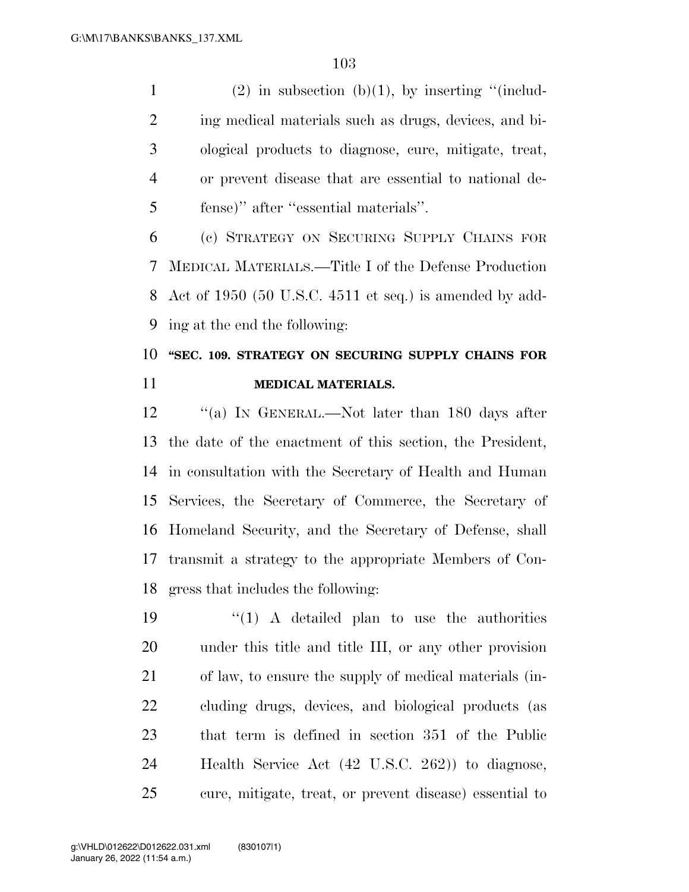(2) in subsection (b)(1), by inserting "(including medical materials such as drugs, devices, and biological products to diagnose, cure, mitigate, treat, or prevent disease that are essential to national defense)" after "essential materials".

(c) STRATEGY ON SECURING SUPPLY CHAINS FOR MEDICAL MATERIALS.—Title I of the Defense Production Act of 1950 (50 U.S.C. 4511 et seq.) is amended by adding at the end the following:

**"SEC. 109. STRATEGY ON SECURING SUPPLY CHAINS FOR MEDICAL MATERIALS.**

"(a) IN GENERAL.—Not later than 180 days after the date of the enactment of this section, the President, in consultation with the Secretary of Health and Human Services, the Secretary of Commerce, the Secretary of Homeland Security, and the Secretary of Defense, shall transmit a strategy to the appropriate Members of Congress that includes the following:

"(1) A detailed plan to use the authorities under this title and title III, or any other provision of law, to ensure the supply of medical materials (including drugs, devices, and biological products (as that term is defined in section 351 of the Public Health Service Act (42 U.S.C. 262)) to diagnose, cure, mitigate, treat, or prevent disease) essential to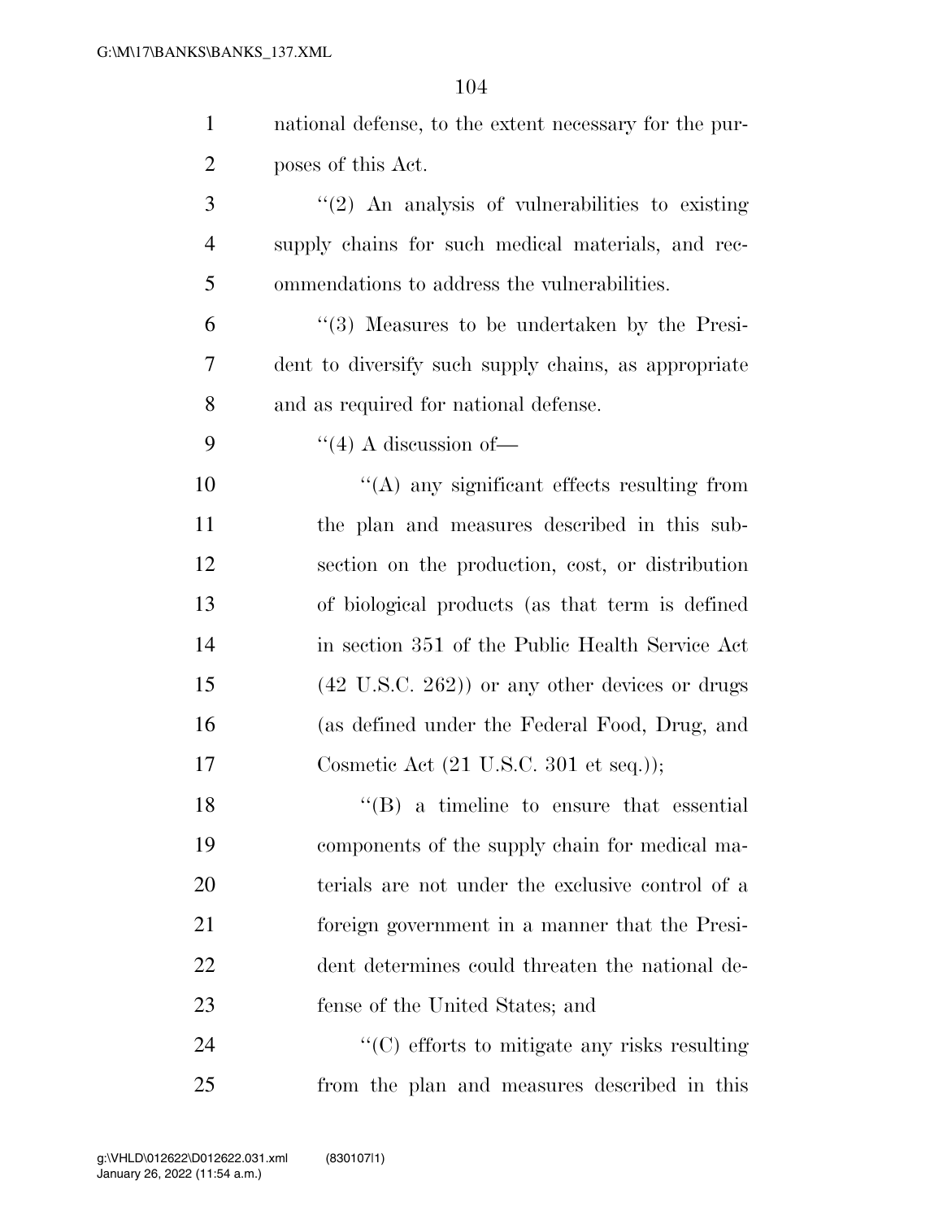national defense, to the extent necessary for the purposes of this Act.

"(2) An analysis of vulnerabilities to existing supply chains for such medical materials, and recommendations to address the vulnerabilities.

"(3) Measures to be undertaken by the President to diversify such supply chains, as appropriate and as required for national defense.

"(4) A discussion of—

"(A) any significant effects resulting from the plan and measures described in this subsection on the production, cost, or distribution of biological products (as that term is defined in section 351 of the Public Health Service Act (42 U.S.C. 262)) or any other devices or drugs (as defined under the Federal Food, Drug, and Cosmetic Act (21 U.S.C. 301 et seq.));

"(B) a timeline to ensure that essential components of the supply chain for medical materials are not under the exclusive control of a foreign government in a manner that the President determines could threaten the national defense of the United States; and

"(C) efforts to mitigate any risks resulting from the plan and measures described in this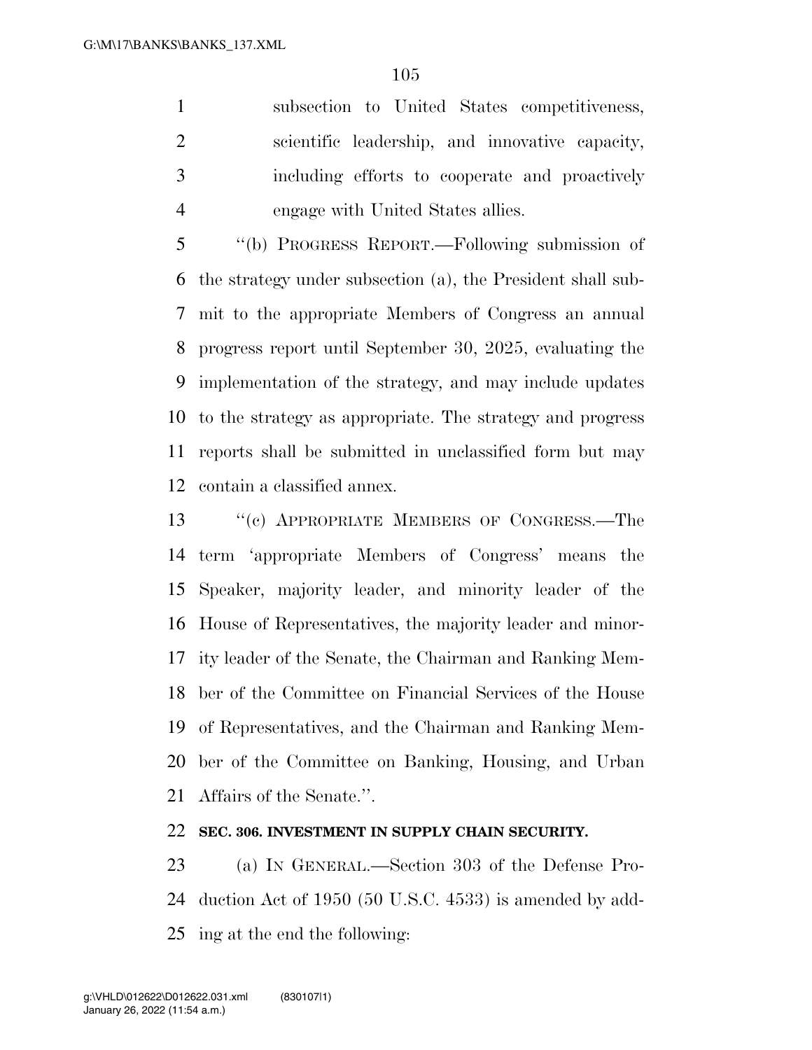subsection to United States competitiveness, scientific leadership, and innovative capacity, including efforts to cooperate and proactively engage with United States allies.

"(b) PROGRESS REPORT.—Following submission of the strategy under subsection (a), the President shall submit to the appropriate Members of Congress an annual progress report until September 30, 2025, evaluating the implementation of the strategy, and may include updates to the strategy as appropriate. The strategy and progress reports shall be submitted in unclassified form but may contain a classified annex.

"(c) APPROPRIATE MEMBERS OF CONGRESS.—The term 'appropriate Members of Congress' means the Speaker, majority leader, and minority leader of the House of Representatives, the majority leader and minority leader of the Senate, the Chairman and Ranking Member of the Committee on Financial Services of the House of Representatives, and the Chairman and Ranking Member of the Committee on Banking, Housing, and Urban Affairs of the Senate.".

**SEC. 306. INVESTMENT IN SUPPLY CHAIN SECURITY.**

(a) IN GENERAL.—Section 303 of the Defense Production Act of 1950 (50 U.S.C. 4533) is amended by adding at the end the following: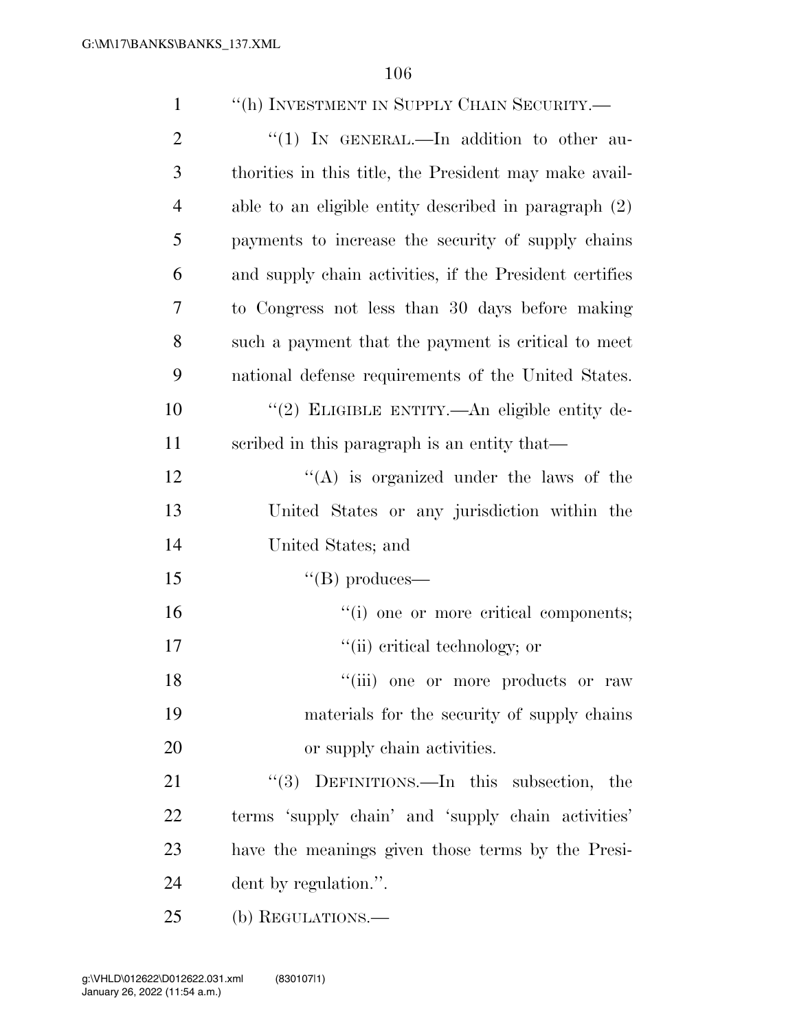"(h) INVESTMENT IN SUPPLY CHAIN SECURITY.—

"(1) IN GENERAL.—In addition to other authorities in this title, the President may make available to an eligible entity described in paragraph (2) payments to increase the security of supply chains and supply chain activities, if the President certifies to Congress not less than 30 days before making such a payment that the payment is critical to meet national defense requirements of the United States.

"(2) ELIGIBLE ENTITY.—An eligible entity described in this paragraph is an entity that—

"(A) is organized under the laws of the United States or any jurisdiction within the United States; and

"(B) produces—

"(i) one or more critical components;

"(ii) critical technology; or

"(iii) one or more products or raw materials for the security of supply chains or supply chain activities.

"(3) DEFINITIONS.—In this subsection, the terms 'supply chain' and 'supply chain activities' have the meanings given those terms by the President by regulation.".

(b) REGULATIONS.—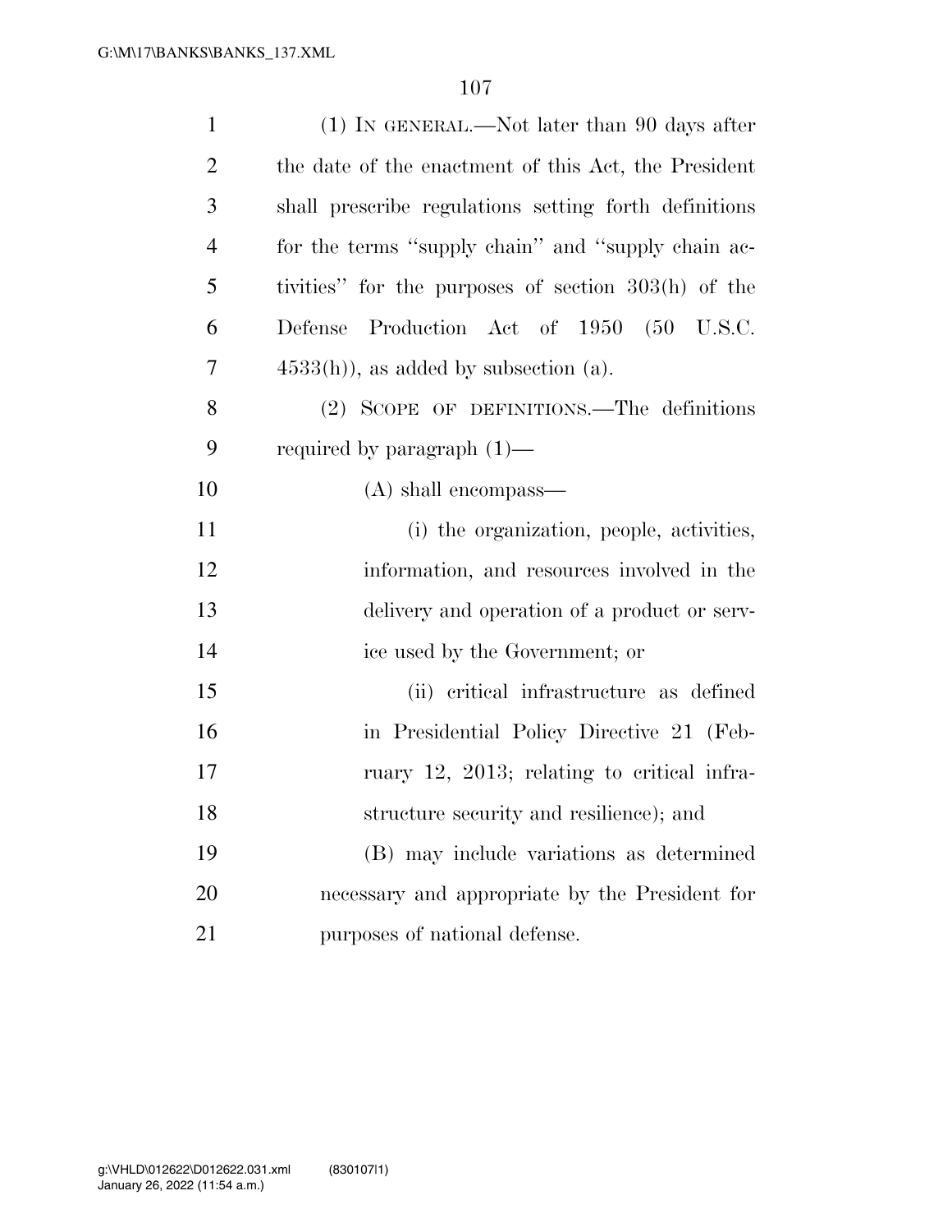(1) IN GENERAL.—Not later than 90 days after the date of the enactment of this Act, the President shall prescribe regulations setting forth definitions for the terms "supply chain" and "supply chain activities" for the purposes of section 303(h) of the Defense Production Act of 1950 (50 U.S.C. 4533(h)), as added by subsection (a).

(2) SCOPE OF DEFINITIONS.—The definitions required by paragraph (1)—

(A) shall encompass—

(i) the organization, people, activities, information, and resources involved in the delivery and operation of a product or service used by the Government; or

(ii) critical infrastructure as defined in Presidential Policy Directive 21 (February 12, 2013; relating to critical infrastructure security and resilience); and

(B) may include variations as determined necessary and appropriate by the President for purposes of national defense.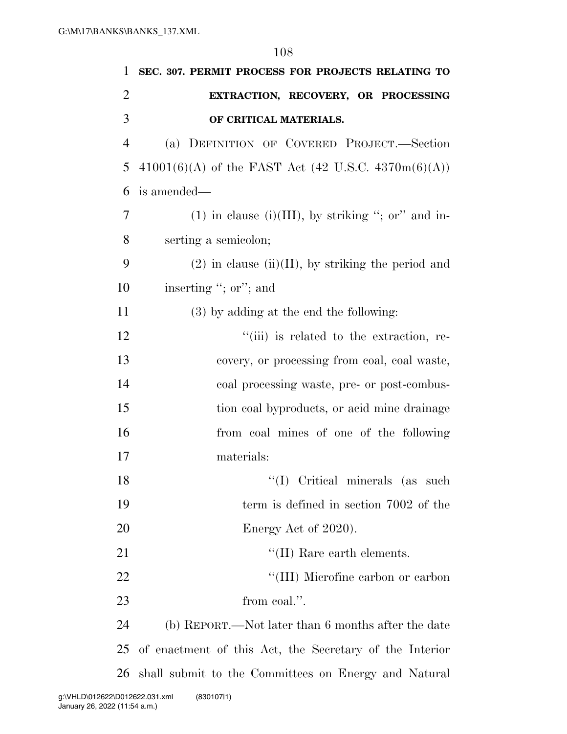**SEC. 307. PERMIT PROCESS FOR PROJECTS RELATING TO EXTRACTION, RECOVERY, OR PROCESSING OF CRITICAL MATERIALS.**

(a) DEFINITION OF COVERED PROJECT.—Section 41001(6)(A) of the FAST Act (42 U.S.C. 4370m(6)(A)) is amended—

(1) in clause (i)(III), by striking "; or" and inserting a semicolon;

(2) in clause (ii)(II), by striking the period and inserting "; or"; and

(3) by adding at the end the following:

"(iii) is related to the extraction, recovery, or processing from coal, coal waste, coal processing waste, pre- or post-combustion coal byproducts, or acid mine drainage from coal mines of one of the following materials:

"(I) Critical minerals (as such term is defined in section 7002 of the Energy Act of 2020).

"(II) Rare earth elements.

"(III) Microfine carbon or carbon from coal.".

(b) REPORT.—Not later than 6 months after the date of enactment of this Act, the Secretary of the Interior shall submit to the Committees on Energy and Natural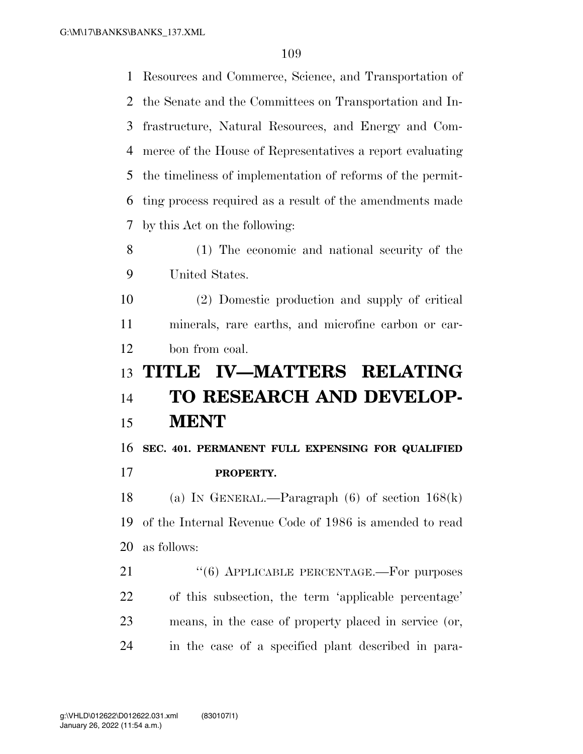Resources and Commerce, Science, and Transportation of the Senate and the Committees on Transportation and Infrastructure, Natural Resources, and Energy and Commerce of the House of Representatives a report evaluating the timeliness of implementation of reforms of the permitting process required as a result of the amendments made by this Act on the following:

(1) The economic and national security of the United States.

(2) Domestic production and supply of critical minerals, rare earths, and microfine carbon or carbon from coal.

# TITLE IV—MATTERS RELATING TO RESEARCH AND DEVELOPMENT

### SEC. 401. PERMANENT FULL EXPENSING FOR QUALIFIED PROPERTY.

(a) IN GENERAL.—Paragraph (6) of section 168(k) of the Internal Revenue Code of 1986 is amended to read as follows:

"(6) APPLICABLE PERCENTAGE.—For purposes of this subsection, the term 'applicable percentage' means, in the case of property placed in service (or, in the case of a specified plant described in para-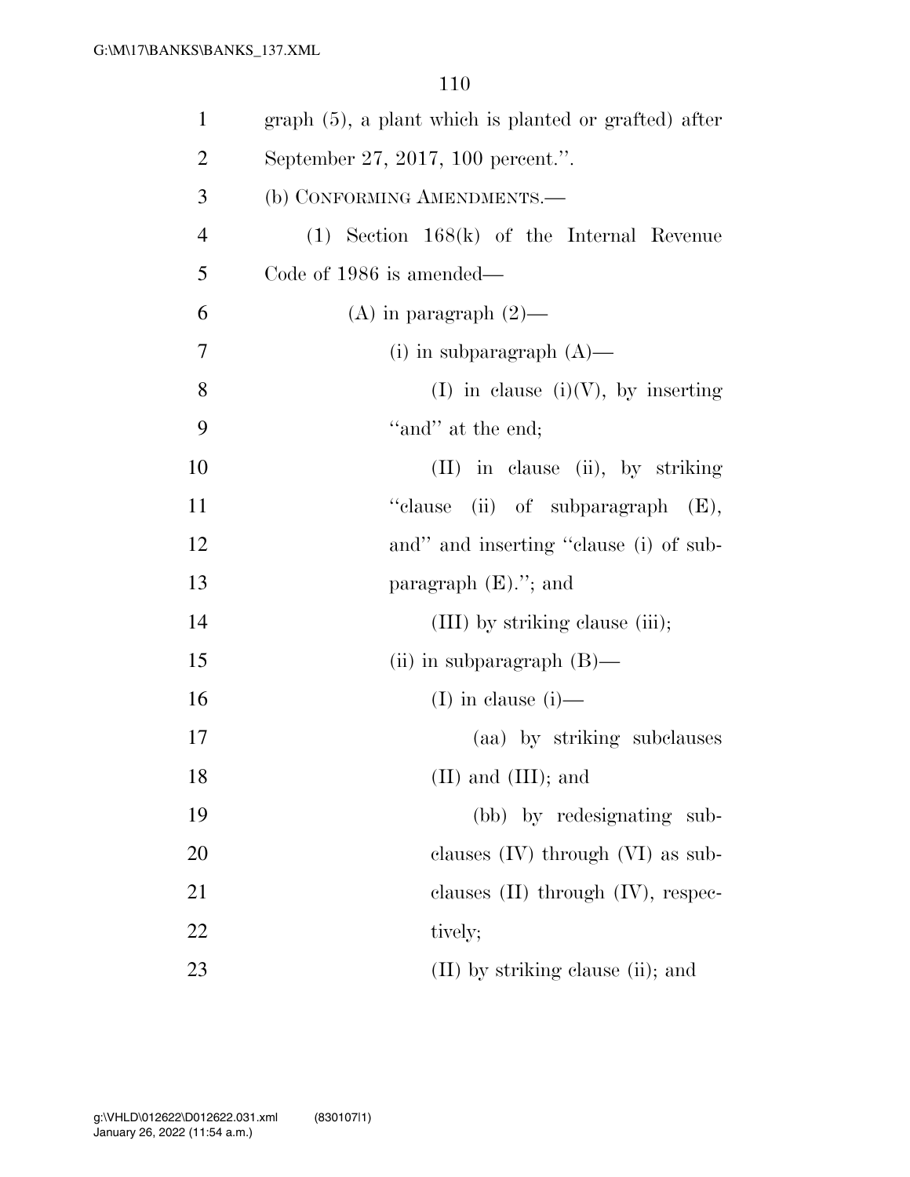graph (5), a plant which is planted or grafted) after September 27, 2017, 100 percent.''.

(b) CONFORMING AMENDMENTS.—

(1) Section 168(k) of the Internal Revenue Code of 1986 is amended—

(A) in paragraph (2)—

(i) in subparagraph (A)—

(I) in clause (i)(V), by inserting ''and'' at the end;

(II) in clause (ii), by striking ''clause (ii) of subparagraph (E), and'' and inserting ''clause (i) of subparagraph (E).''; and

(III) by striking clause (iii);

(ii) in subparagraph (B)—

(I) in clause (i)—

(aa) by striking subclauses (II) and (III); and

(bb) by redesignating subclauses (IV) through (VI) as subclauses (II) through (IV), respectively;

(II) by striking clause (ii); and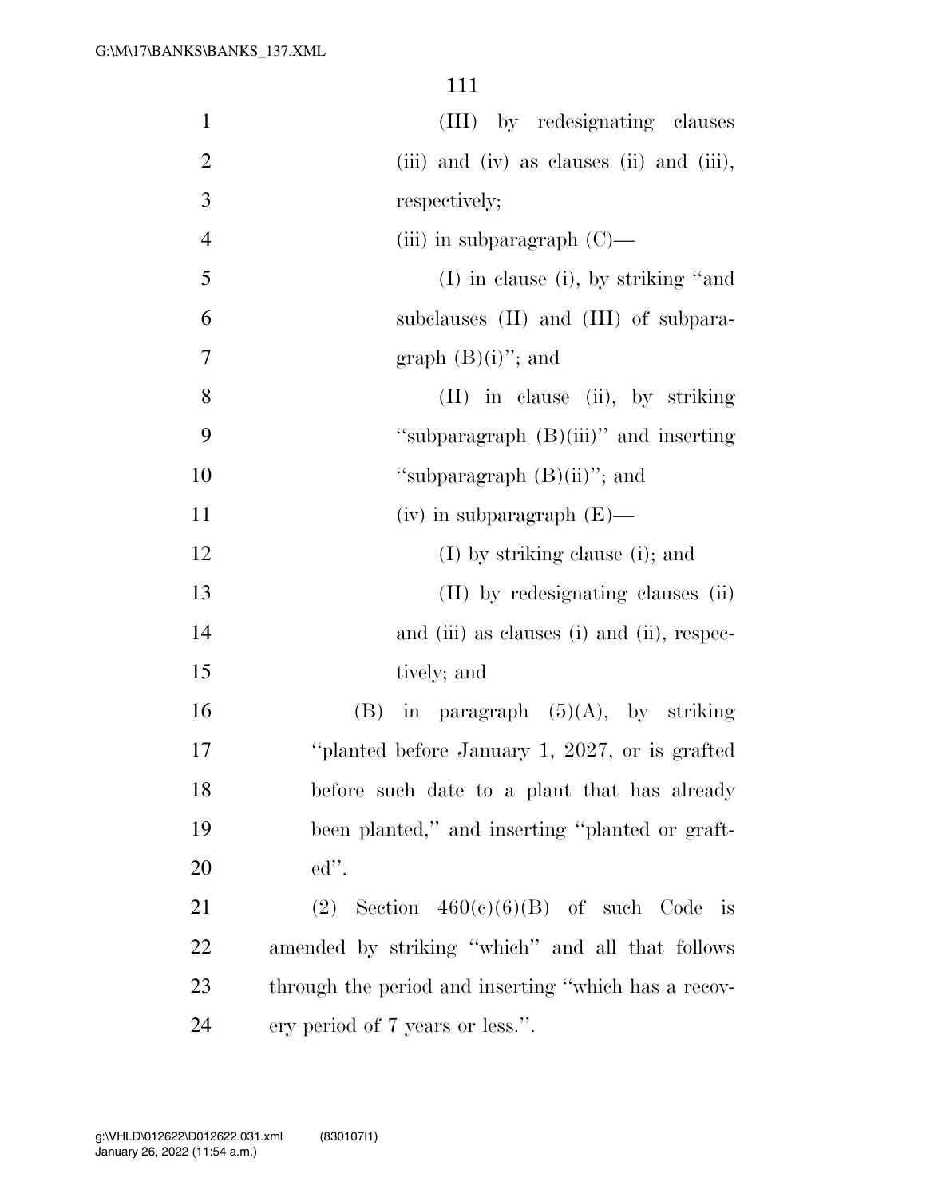(III) by redesignating clauses (iii) and (iv) as clauses (ii) and (iii), respectively;

(iii) in subparagraph (C)—

(I) in clause (i), by striking ''and subclauses (II) and (III) of subparagraph (B)(i)''; and

(II) in clause (ii), by striking ''subparagraph (B)(iii)'' and inserting ''subparagraph (B)(ii)''; and

(iv) in subparagraph (E)—

(I) by striking clause (i); and

(II) by redesignating clauses (ii) and (iii) as clauses (i) and (ii), respectively; and

(B) in paragraph (5)(A), by striking ''planted before January 1, 2027, or is grafted before such date to a plant that has already been planted,'' and inserting ''planted or grafted''.

(2) Section 460(c)(6)(B) of such Code is amended by striking ''which'' and all that follows through the period and inserting ''which has a recovery period of 7 years or less.''.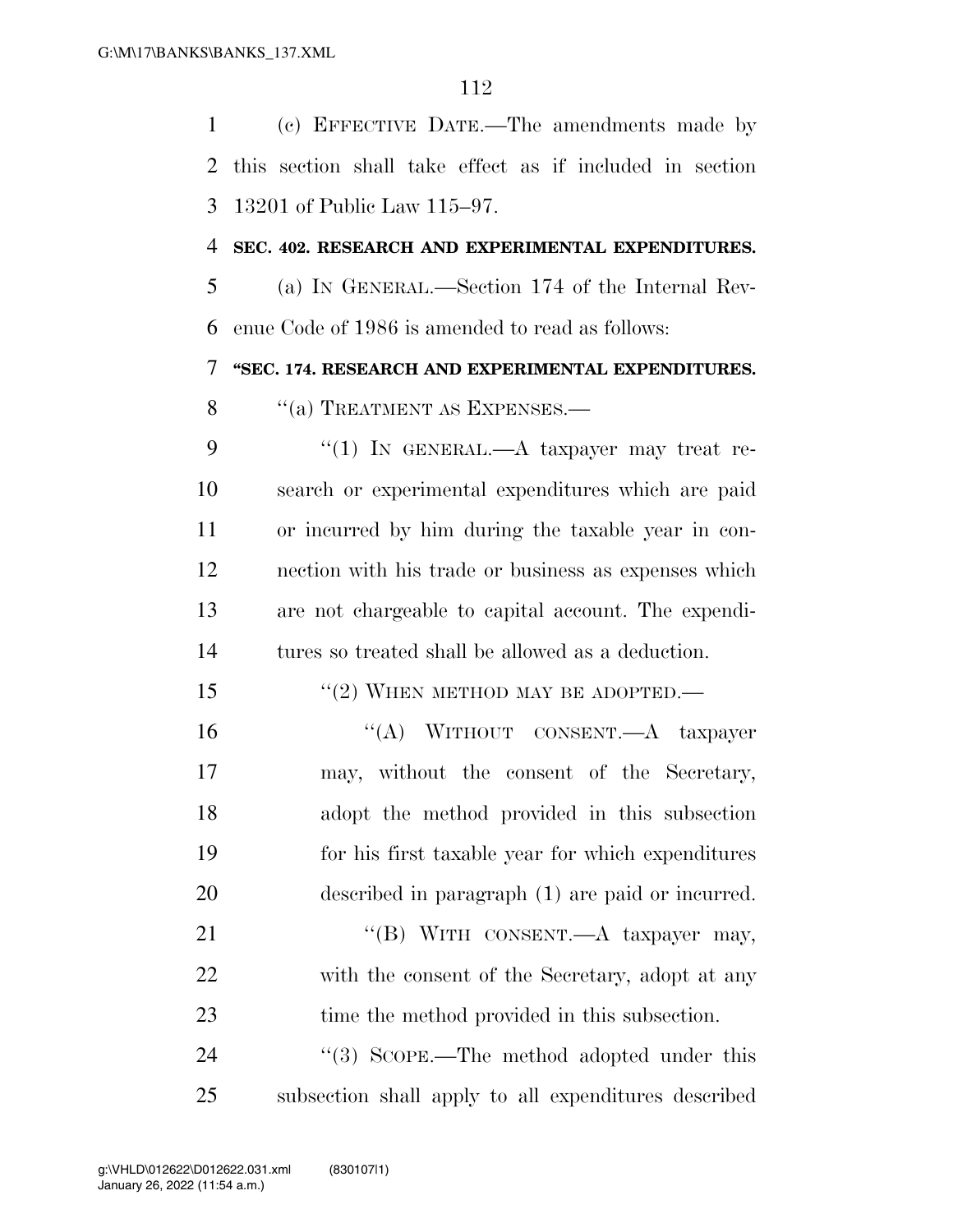(c) EFFECTIVE DATE.—The amendments made by this section shall take effect as if included in section 13201 of Public Law 115–97.

**SEC. 402. RESEARCH AND EXPERIMENTAL EXPENDITURES.**

(a) IN GENERAL.—Section 174 of the Internal Revenue Code of 1986 is amended to read as follows:

**"SEC. 174. RESEARCH AND EXPERIMENTAL EXPENDITURES.**

"(a) TREATMENT AS EXPENSES.—

"(1) IN GENERAL.—A taxpayer may treat research or experimental expenditures which are paid or incurred by him during the taxable year in connection with his trade or business as expenses which are not chargeable to capital account. The expenditures so treated shall be allowed as a deduction.

"(2) WHEN METHOD MAY BE ADOPTED.—

"(A) WITHOUT CONSENT.—A taxpayer may, without the consent of the Secretary, adopt the method provided in this subsection for his first taxable year for which expenditures described in paragraph (1) are paid or incurred.

"(B) WITH CONSENT.—A taxpayer may, with the consent of the Secretary, adopt at any time the method provided in this subsection.

"(3) SCOPE.—The method adopted under this subsection shall apply to all expenditures described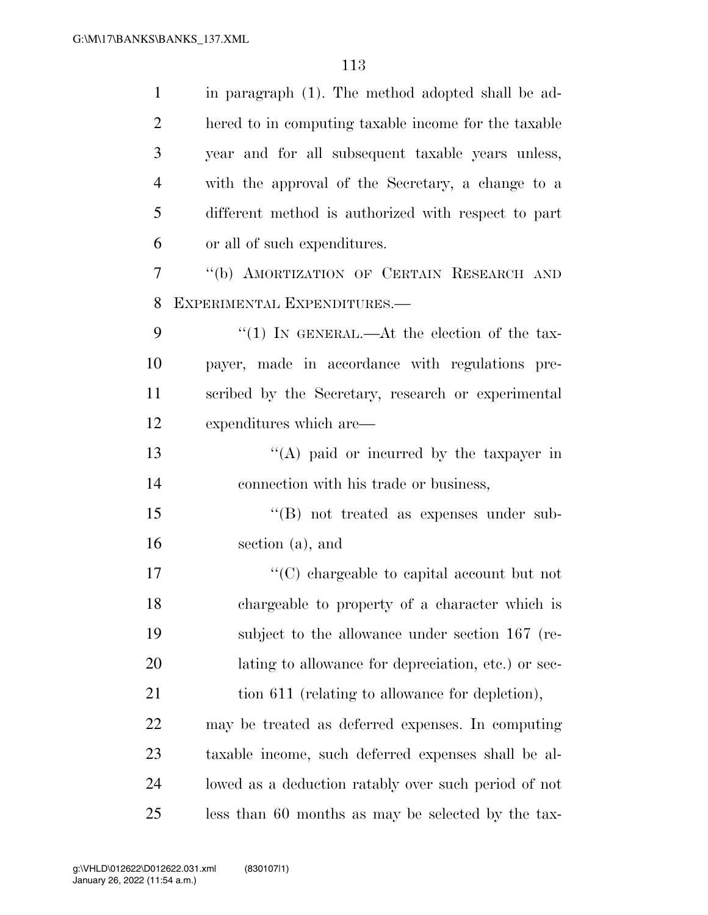in paragraph (1). The method adopted shall be adhered to in computing taxable income for the taxable year and for all subsequent taxable years unless, with the approval of the Secretary, a change to a different method is authorized with respect to part or all of such expenditures.

"(b) AMORTIZATION OF CERTAIN RESEARCH AND EXPERIMENTAL EXPENDITURES.—

"(1) IN GENERAL.—At the election of the taxpayer, made in accordance with regulations prescribed by the Secretary, research or experimental expenditures which are—

"(A) paid or incurred by the taxpayer in connection with his trade or business,

"(B) not treated as expenses under subsection (a), and

"(C) chargeable to capital account but not chargeable to property of a character which is subject to the allowance under section 167 (relating to allowance for depreciation, etc.) or section 611 (relating to allowance for depletion),

may be treated as deferred expenses. In computing taxable income, such deferred expenses shall be allowed as a deduction ratably over such period of not less than 60 months as may be selected by the tax-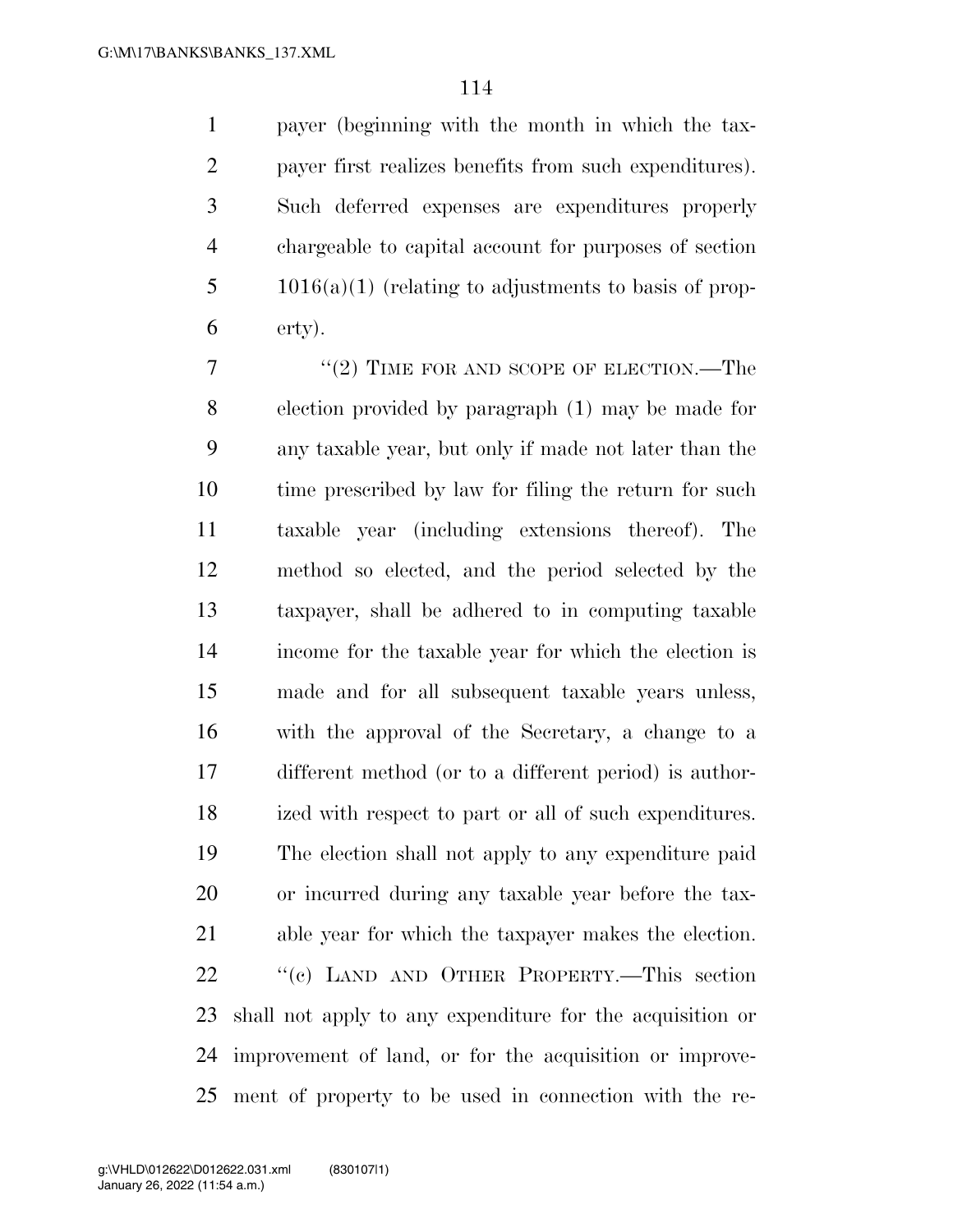payer (beginning with the month in which the taxpayer first realizes benefits from such expenditures). Such deferred expenses are expenditures properly chargeable to capital account for purposes of section 1016(a)(1) (relating to adjustments to basis of property).

"(2) TIME FOR AND SCOPE OF ELECTION.—The election provided by paragraph (1) may be made for any taxable year, but only if made not later than the time prescribed by law for filing the return for such taxable year (including extensions thereof). The method so elected, and the period selected by the taxpayer, shall be adhered to in computing taxable income for the taxable year for which the election is made and for all subsequent taxable years unless, with the approval of the Secretary, a change to a different method (or to a different period) is authorized with respect to part or all of such expenditures. The election shall not apply to any expenditure paid or incurred during any taxable year before the taxable year for which the taxpayer makes the election.

"(c) LAND AND OTHER PROPERTY.—This section shall not apply to any expenditure for the acquisition or improvement of land, or for the acquisition or improvement of property to be used in connection with the re-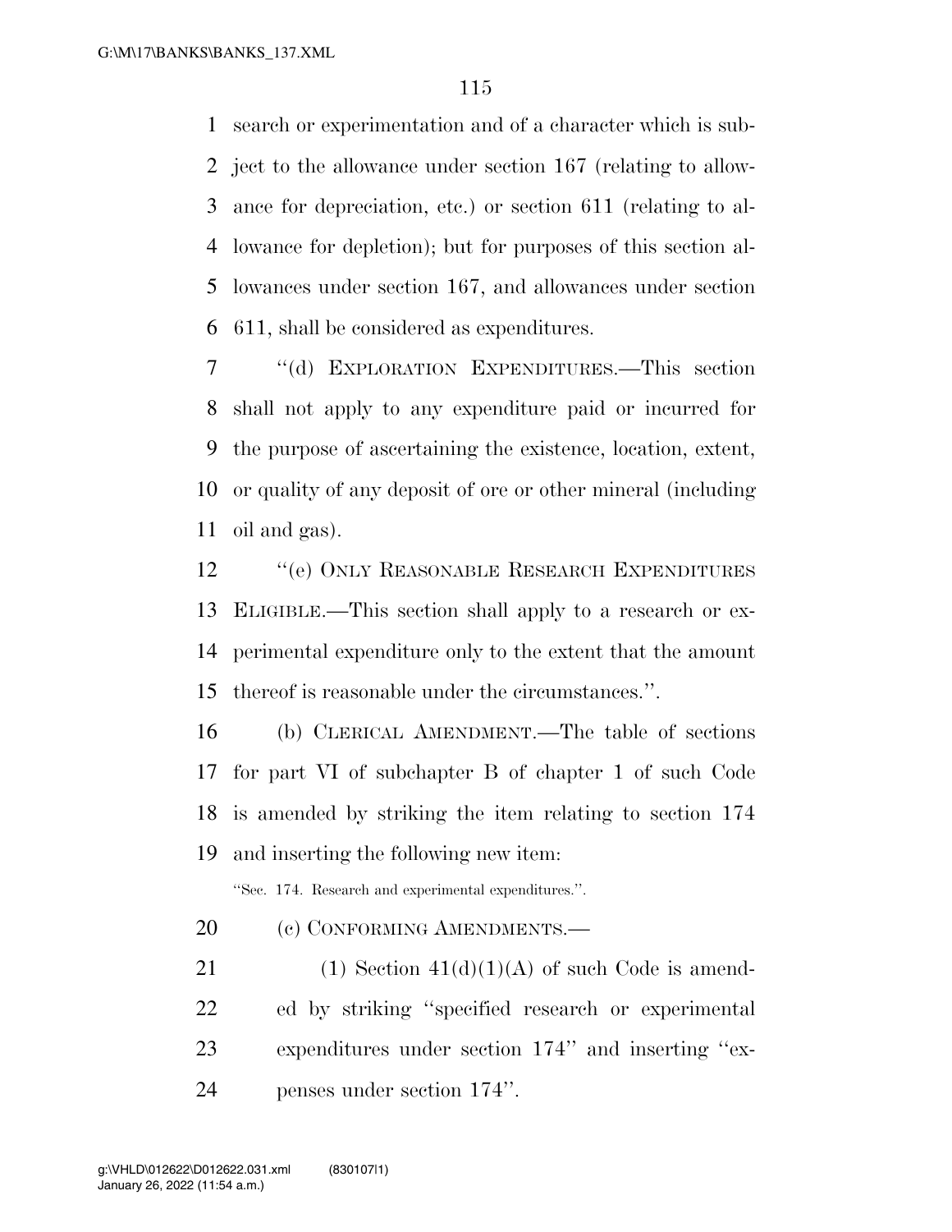search or experimentation and of a character which is subject to the allowance under section 167 (relating to allowance for depreciation, etc.) or section 611 (relating to allowance for depletion); but for purposes of this section allowances under section 167, and allowances under section 611, shall be considered as expenditures.

"(d) EXPLORATION EXPENDITURES.—This section shall not apply to any expenditure paid or incurred for the purpose of ascertaining the existence, location, extent, or quality of any deposit of ore or other mineral (including oil and gas).

"(e) ONLY REASONABLE RESEARCH EXPENDITURES ELIGIBLE.—This section shall apply to a research or experimental expenditure only to the extent that the amount thereof is reasonable under the circumstances.".

(b) CLERICAL AMENDMENT.—The table of sections for part VI of subchapter B of chapter 1 of such Code is amended by striking the item relating to section 174 and inserting the following new item:

"Sec. 174. Research and experimental expenditures.".

(c) CONFORMING AMENDMENTS.—

(1) Section 41(d)(1)(A) of such Code is amended by striking "specified research or experimental expenditures under section 174" and inserting "expenses under section 174".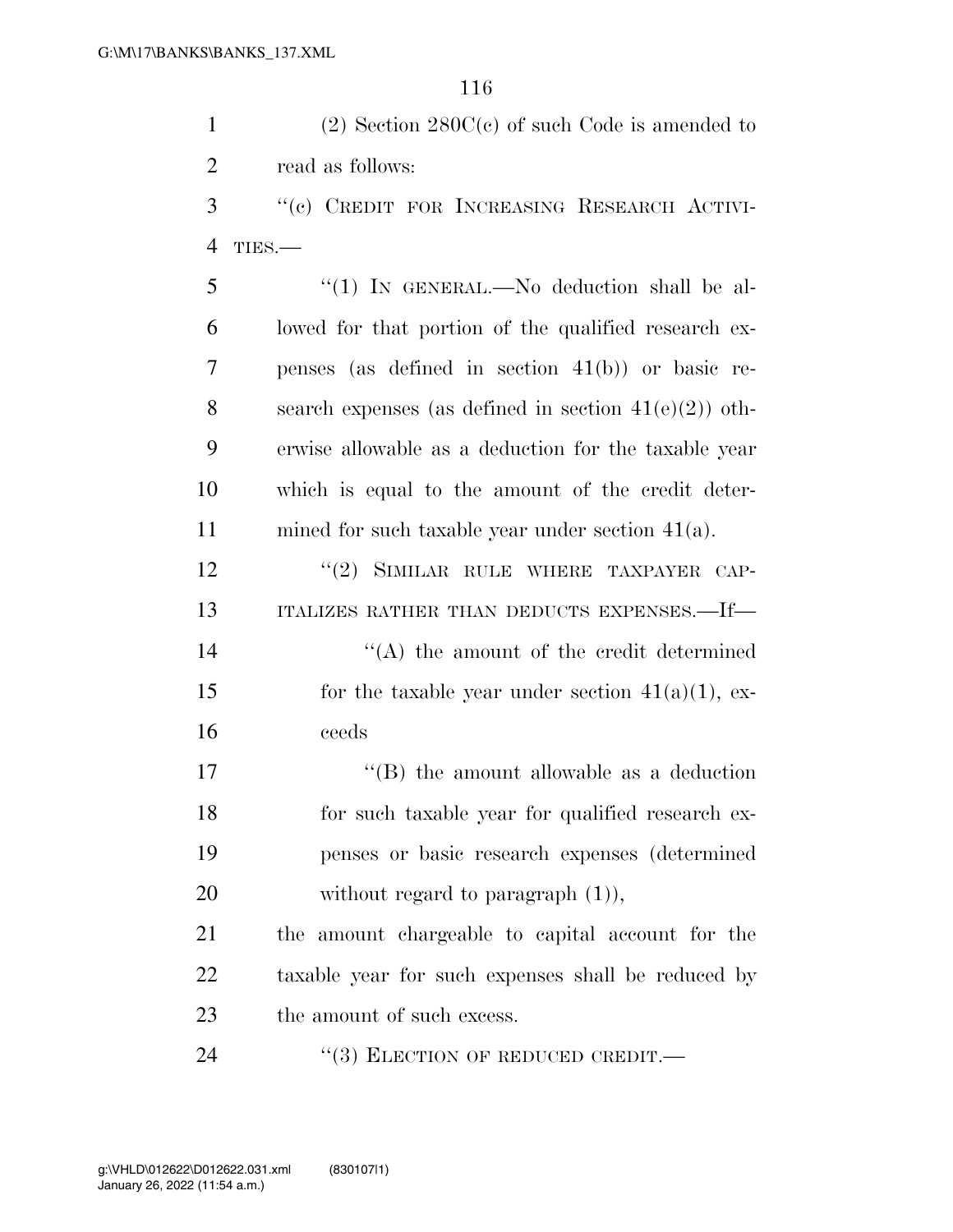(2) Section 280C(c) of such Code is amended to read as follows:

"(c) CREDIT FOR INCREASING RESEARCH ACTIVITIES.—

"(1) IN GENERAL.—No deduction shall be allowed for that portion of the qualified research expenses (as defined in section 41(b)) or basic research expenses (as defined in section 41(e)(2)) otherwise allowable as a deduction for the taxable year which is equal to the amount of the credit determined for such taxable year under section 41(a).

"(2) SIMILAR RULE WHERE TAXPAYER CAPITALIZES RATHER THAN DEDUCTS EXPENSES.—If—

"(A) the amount of the credit determined for the taxable year under section 41(a)(1), exceeds

"(B) the amount allowable as a deduction for such taxable year for qualified research expenses or basic research expenses (determined without regard to paragraph (1)),

the amount chargeable to capital account for the taxable year for such expenses shall be reduced by the amount of such excess.

"(3) ELECTION OF REDUCED CREDIT.—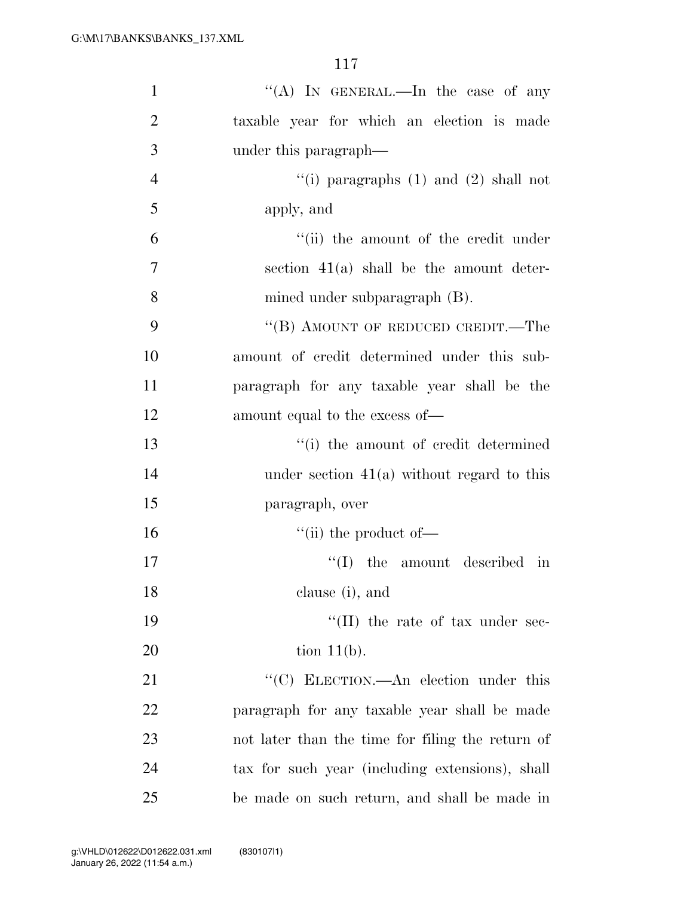"(A) IN GENERAL.—In the case of any taxable year for which an election is made under this paragraph—

"(i) paragraphs (1) and (2) shall not apply, and

"(ii) the amount of the credit under section 41(a) shall be the amount determined under subparagraph (B).

"(B) AMOUNT OF REDUCED CREDIT.—The amount of credit determined under this subparagraph for any taxable year shall be the amount equal to the excess of—

"(i) the amount of credit determined under section 41(a) without regard to this paragraph, over

"(ii) the product of—

"(I) the amount described in clause (i), and

"(II) the rate of tax under section 11(b).

"(C) ELECTION.—An election under this paragraph for any taxable year shall be made not later than the time for filing the return of tax for such year (including extensions), shall be made on such return, and shall be made in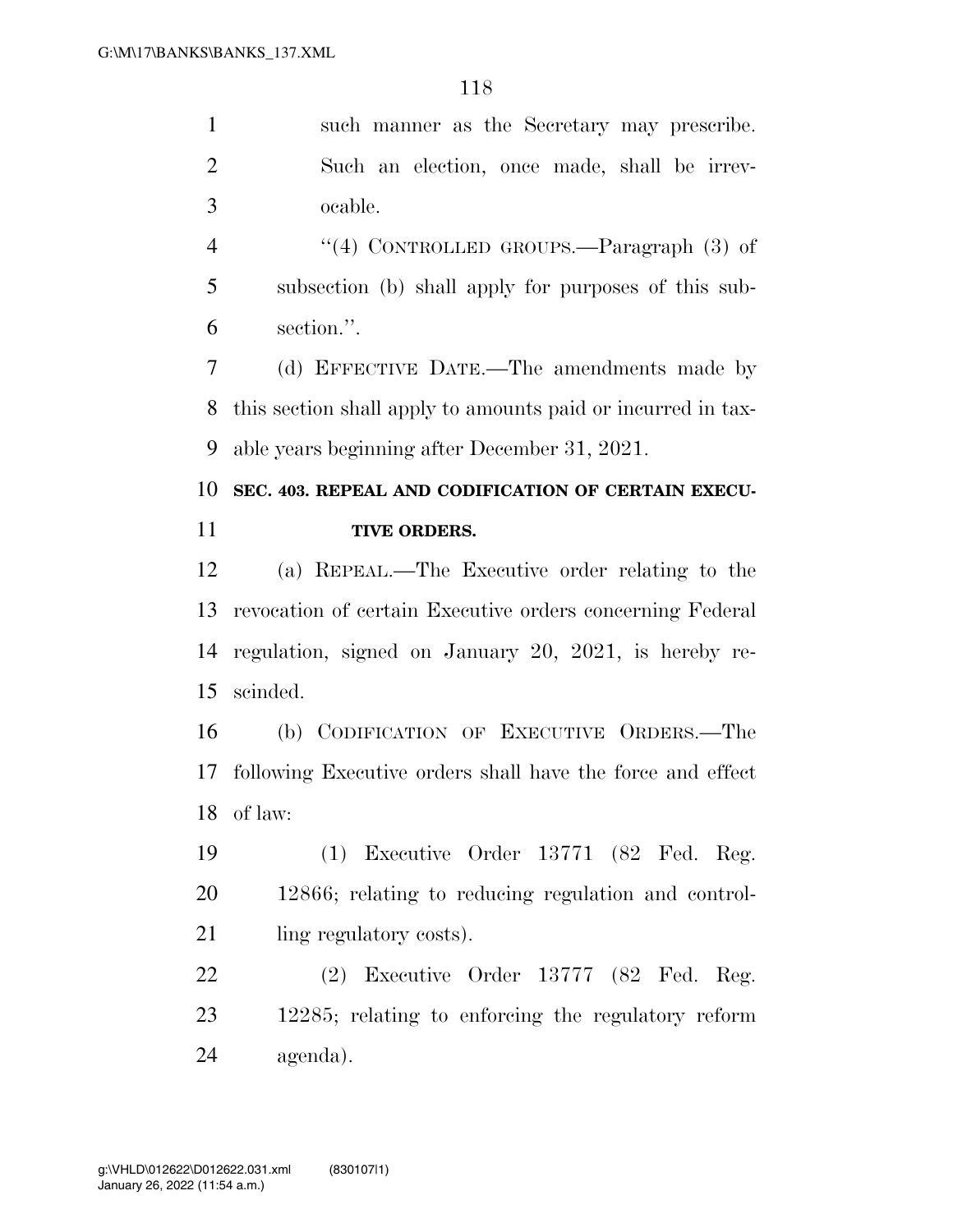such manner as the Secretary may prescribe. Such an election, once made, shall be irrevocable.

"(4) CONTROLLED GROUPS.—Paragraph (3) of subsection (b) shall apply for purposes of this subsection.".

(d) EFFECTIVE DATE.—The amendments made by this section shall apply to amounts paid or incurred in taxable years beginning after December 31, 2021.

**SEC. 403. REPEAL AND CODIFICATION OF CERTAIN EXECUTIVE ORDERS.**

(a) REPEAL.—The Executive order relating to the revocation of certain Executive orders concerning Federal regulation, signed on January 20, 2021, is hereby rescinded.

(b) CODIFICATION OF EXECUTIVE ORDERS.—The following Executive orders shall have the force and effect of law:

(1) Executive Order 13771 (82 Fed. Reg. 12866; relating to reducing regulation and controlling regulatory costs).

(2) Executive Order 13777 (82 Fed. Reg. 12285; relating to enforcing the regulatory reform agenda).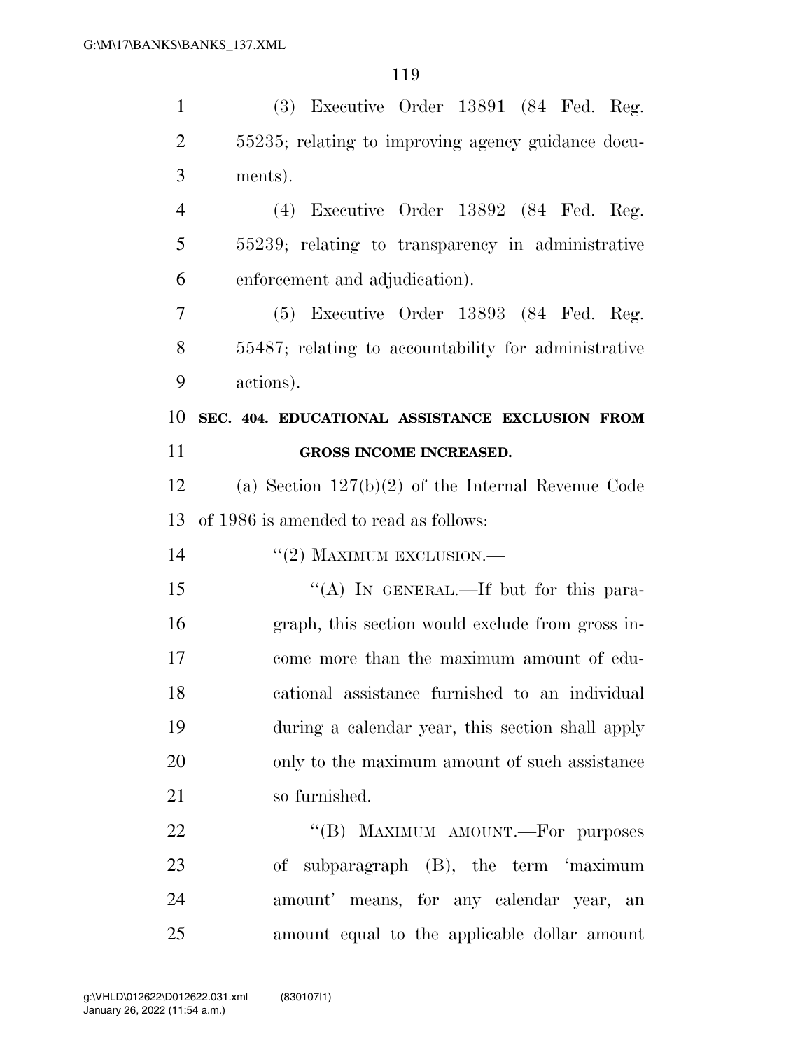(3) Executive Order 13891 (84 Fed. Reg. 55235; relating to improving agency guidance documents).

(4) Executive Order 13892 (84 Fed. Reg. 55239; relating to transparency in administrative enforcement and adjudication).

(5) Executive Order 13893 (84 Fed. Reg. 55487; relating to accountability for administrative actions).

**SEC. 404. EDUCATIONAL ASSISTANCE EXCLUSION FROM GROSS INCOME INCREASED.**

(a) Section 127(b)(2) of the Internal Revenue Code of 1986 is amended to read as follows:

"(2) MAXIMUM EXCLUSION.—

"(A) IN GENERAL.—If but for this paragraph, this section would exclude from gross income more than the maximum amount of educational assistance furnished to an individual during a calendar year, this section shall apply only to the maximum amount of such assistance so furnished.

"(B) MAXIMUM AMOUNT.—For purposes of subparagraph (B), the term 'maximum amount' means, for any calendar year, an amount equal to the applicable dollar amount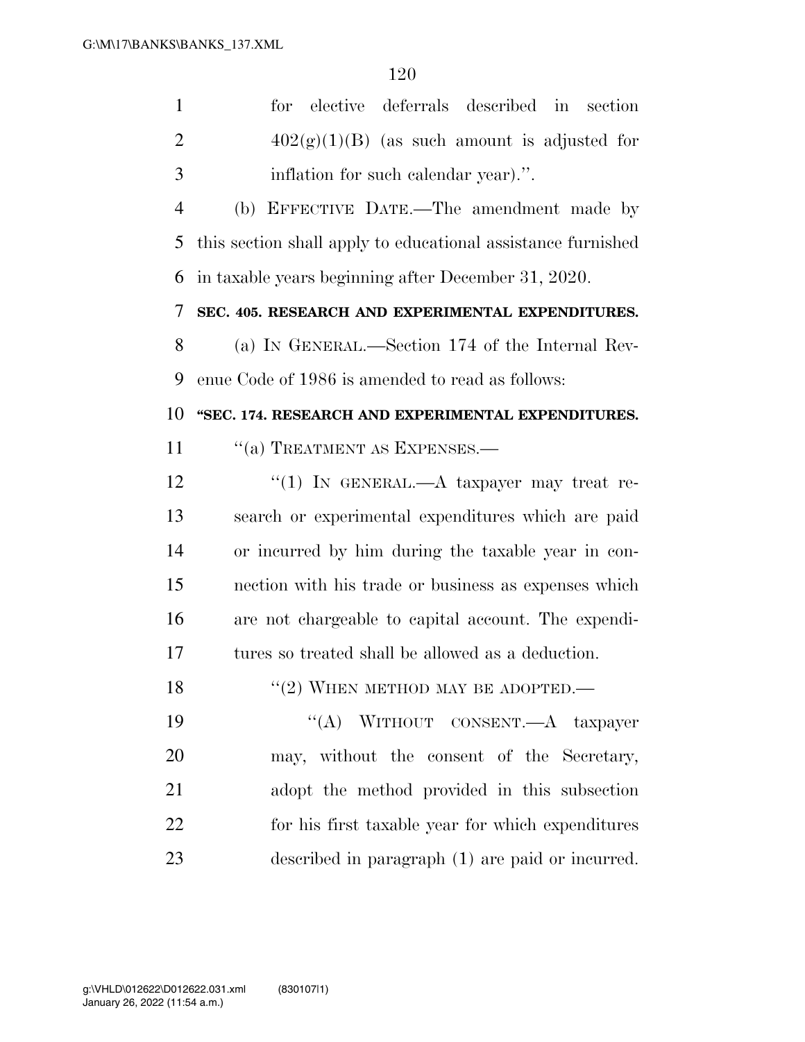for elective deferrals described in section 402(g)(1)(B) (as such amount is adjusted for inflation for such calendar year).''.

(b) EFFECTIVE DATE.—The amendment made by this section shall apply to educational assistance furnished in taxable years beginning after December 31, 2020.

**SEC. 405. RESEARCH AND EXPERIMENTAL EXPENDITURES.**

(a) IN GENERAL.—Section 174 of the Internal Revenue Code of 1986 is amended to read as follows:

**''SEC. 174. RESEARCH AND EXPERIMENTAL EXPENDITURES.**

''(a) TREATMENT AS EXPENSES.—

''(1) IN GENERAL.—A taxpayer may treat research or experimental expenditures which are paid or incurred by him during the taxable year in connection with his trade or business as expenses which are not chargeable to capital account. The expenditures so treated shall be allowed as a deduction.

''(2) WHEN METHOD MAY BE ADOPTED.—

''(A) WITHOUT CONSENT.—A taxpayer may, without the consent of the Secretary, adopt the method provided in this subsection for his first taxable year for which expenditures described in paragraph (1) are paid or incurred.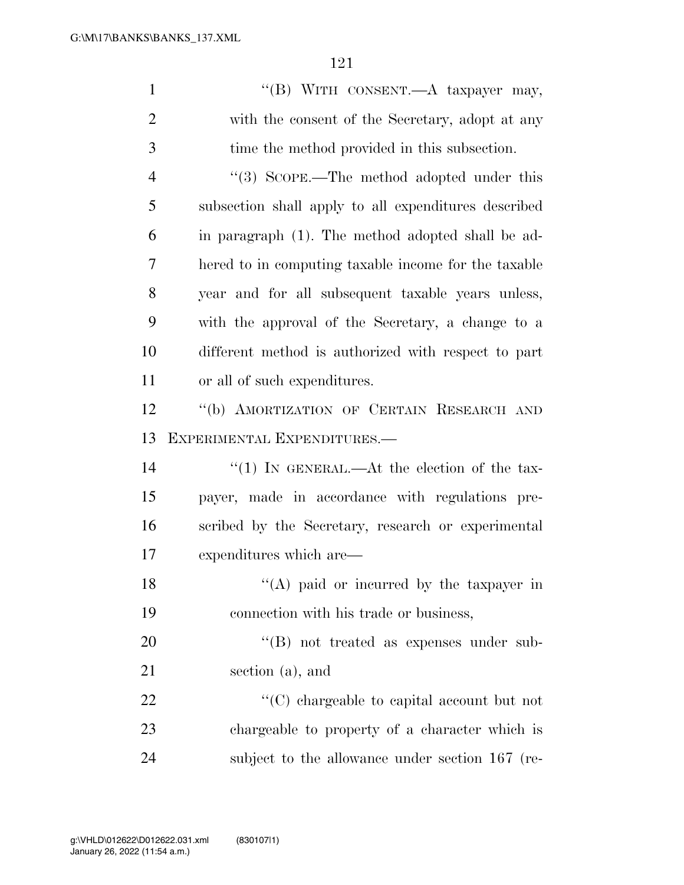"(B) WITH CONSENT.—A taxpayer may, with the consent of the Secretary, adopt at any time the method provided in this subsection.

"(3) SCOPE.—The method adopted under this subsection shall apply to all expenditures described in paragraph (1). The method adopted shall be adhered to in computing taxable income for the taxable year and for all subsequent taxable years unless, with the approval of the Secretary, a change to a different method is authorized with respect to part or all of such expenditures.

"(b) AMORTIZATION OF CERTAIN RESEARCH AND EXPERIMENTAL EXPENDITURES.—

"(1) IN GENERAL.—At the election of the taxpayer, made in accordance with regulations prescribed by the Secretary, research or experimental expenditures which are—

"(A) paid or incurred by the taxpayer in connection with his trade or business,

"(B) not treated as expenses under subsection (a), and

"(C) chargeable to capital account but not chargeable to property of a character which is subject to the allowance under section 167 (re-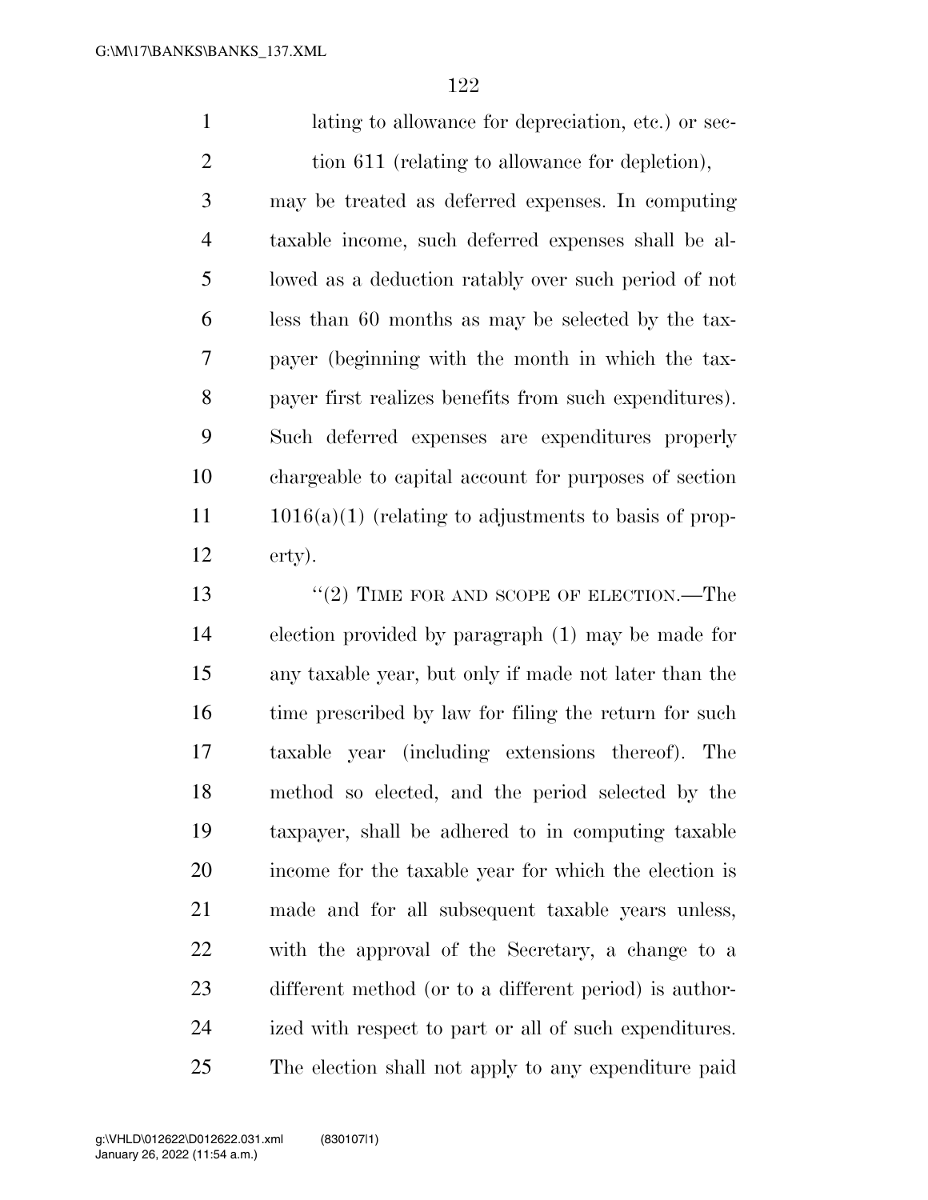lating to allowance for depreciation, etc.) or section 611 (relating to allowance for depletion), may be treated as deferred expenses. In computing taxable income, such deferred expenses shall be allowed as a deduction ratably over such period of not less than 60 months as may be selected by the taxpayer (beginning with the month in which the taxpayer first realizes benefits from such expenditures). Such deferred expenses are expenditures properly chargeable to capital account for purposes of section 1016(a)(1) (relating to adjustments to basis of property).

"(2) TIME FOR AND SCOPE OF ELECTION.—The election provided by paragraph (1) may be made for any taxable year, but only if made not later than the time prescribed by law for filing the return for such taxable year (including extensions thereof). The method so elected, and the period selected by the taxpayer, shall be adhered to in computing taxable income for the taxable year for which the election is made and for all subsequent taxable years unless, with the approval of the Secretary, a change to a different method (or to a different period) is authorized with respect to part or all of such expenditures. The election shall not apply to any expenditure paid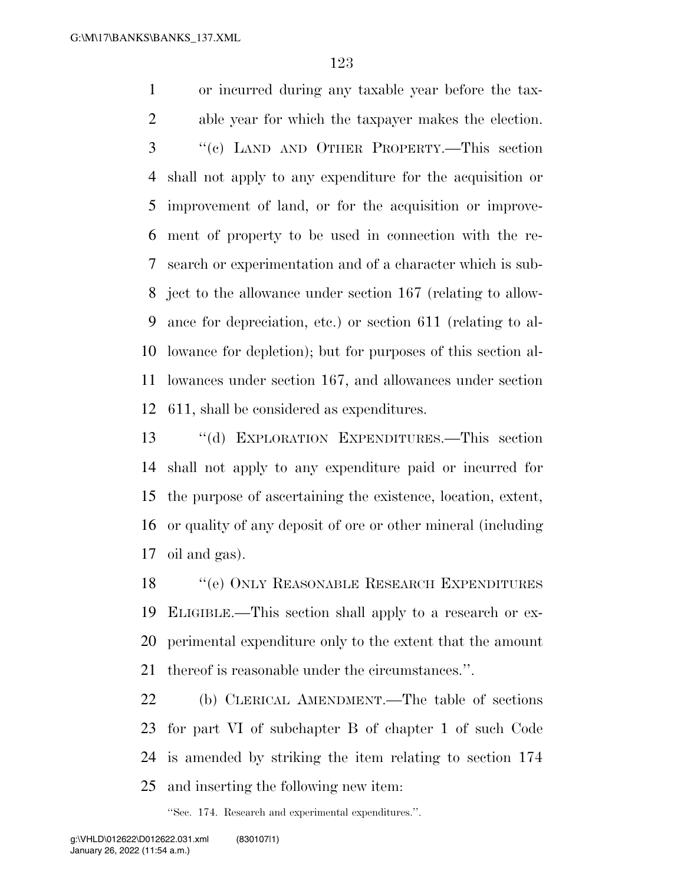or incurred during any taxable year before the taxable year for which the taxpayer makes the election.

"(c) LAND AND OTHER PROPERTY.—This section shall not apply to any expenditure for the acquisition or improvement of land, or for the acquisition or improvement of property to be used in connection with the research or experimentation and of a character which is subject to the allowance under section 167 (relating to allowance for depreciation, etc.) or section 611 (relating to allowance for depletion); but for purposes of this section allowances under section 167, and allowances under section 611, shall be considered as expenditures.

"(d) EXPLORATION EXPENDITURES.—This section shall not apply to any expenditure paid or incurred for the purpose of ascertaining the existence, location, extent, or quality of any deposit of ore or other mineral (including oil and gas).

"(e) ONLY REASONABLE RESEARCH EXPENDITURES ELIGIBLE.—This section shall apply to a research or experimental expenditure only to the extent that the amount thereof is reasonable under the circumstances.".

(b) CLERICAL AMENDMENT.—The table of sections for part VI of subchapter B of chapter 1 of such Code is amended by striking the item relating to section 174 and inserting the following new item:

"Sec. 174. Research and experimental expenditures.".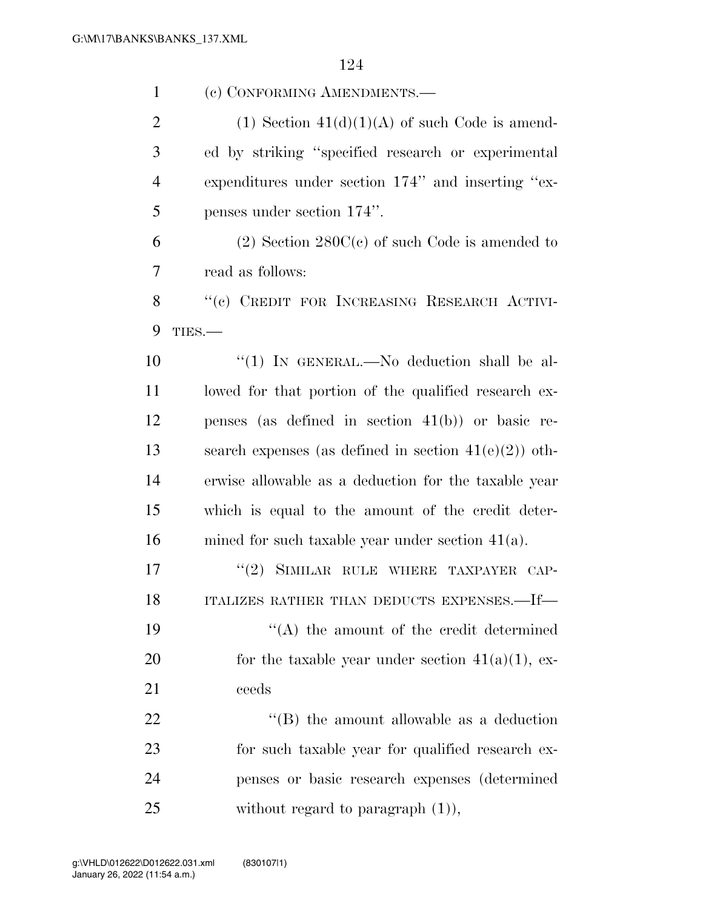(c) CONFORMING AMENDMENTS.—

(1) Section 41(d)(1)(A) of such Code is amended by striking "specified research or experimental expenditures under section 174" and inserting "expenses under section 174".

(2) Section 280C(c) of such Code is amended to read as follows:

"(c) CREDIT FOR INCREASING RESEARCH ACTIVITIES.—

"(1) IN GENERAL.—No deduction shall be allowed for that portion of the qualified research expenses (as defined in section 41(b)) or basic research expenses (as defined in section 41(e)(2)) otherwise allowable as a deduction for the taxable year which is equal to the amount of the credit determined for such taxable year under section 41(a).

"(2) SIMILAR RULE WHERE TAXPAYER CAPITALIZES RATHER THAN DEDUCTS EXPENSES.—If—

"(A) the amount of the credit determined for the taxable year under section 41(a)(1), exceeds

"(B) the amount allowable as a deduction for such taxable year for qualified research expenses or basic research expenses (determined without regard to paragraph (1)),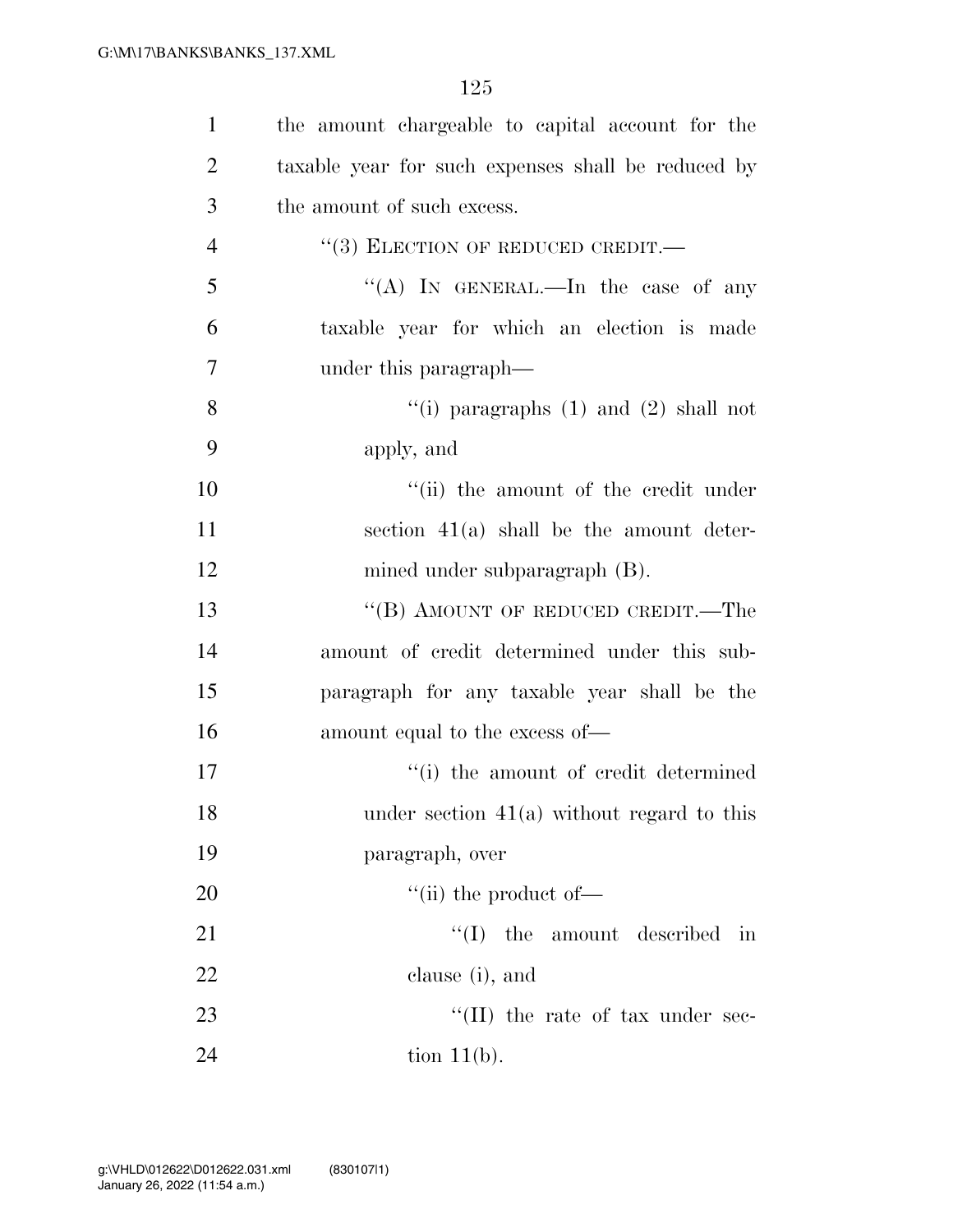the amount chargeable to capital account for the taxable year for such expenses shall be reduced by the amount of such excess.

"(3) ELECTION OF REDUCED CREDIT.—

"(A) IN GENERAL.—In the case of any taxable year for which an election is made under this paragraph—

"(i) paragraphs (1) and (2) shall not apply, and

"(ii) the amount of the credit under section 41(a) shall be the amount determined under subparagraph (B).

"(B) AMOUNT OF REDUCED CREDIT.—The amount of credit determined under this subparagraph for any taxable year shall be the amount equal to the excess of—

"(i) the amount of credit determined under section 41(a) without regard to this paragraph, over

"(ii) the product of—

"(I) the amount described in clause (i), and

"(II) the rate of tax under section 11(b).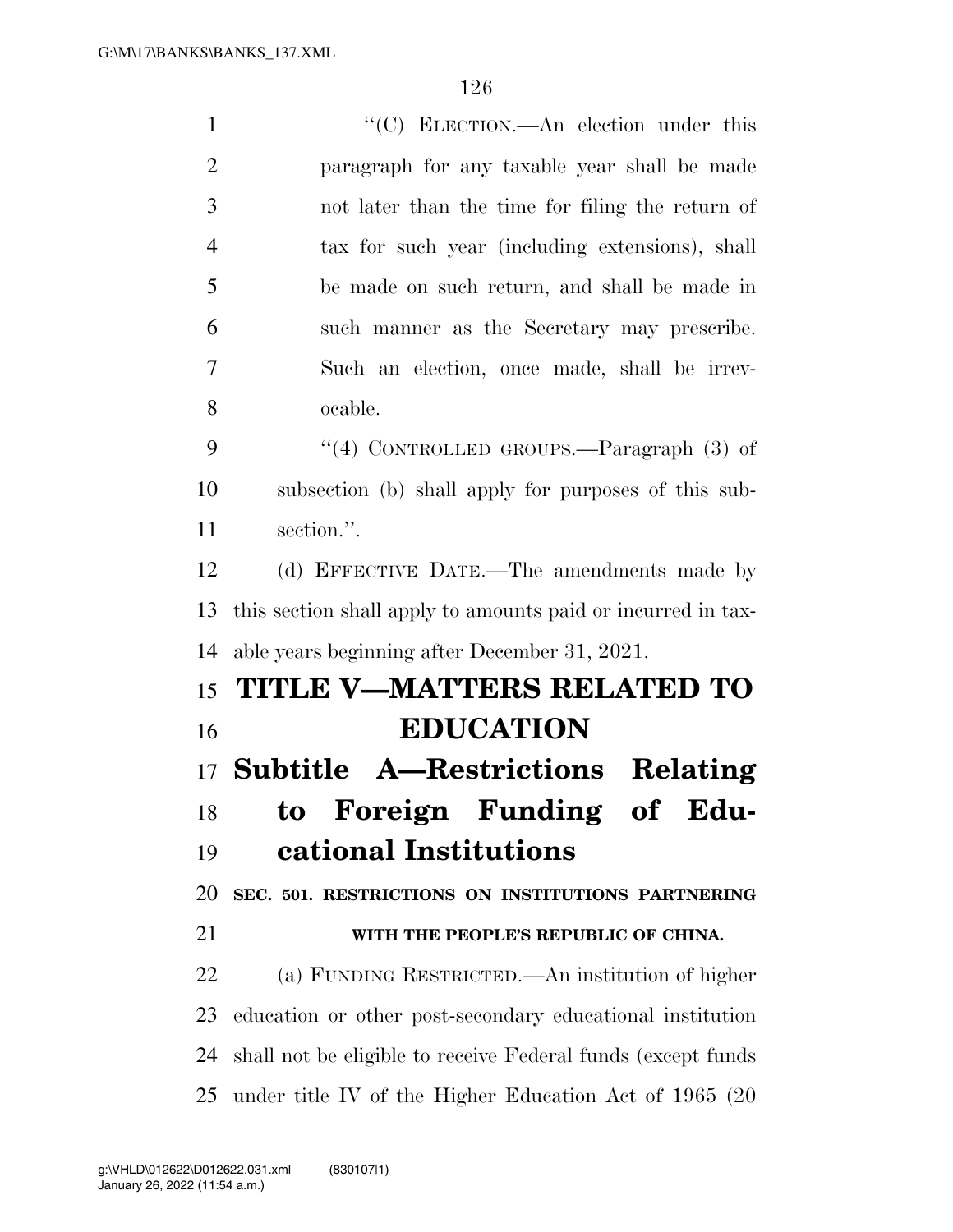"(C) ELECTION.—An election under this paragraph for any taxable year shall be made not later than the time for filing the return of tax for such year (including extensions), shall be made on such return, and shall be made in such manner as the Secretary may prescribe. Such an election, once made, shall be irrevocable.

"(4) CONTROLLED GROUPS.—Paragraph (3) of subsection (b) shall apply for purposes of this subsection.".

(d) EFFECTIVE DATE.—The amendments made by this section shall apply to amounts paid or incurred in taxable years beginning after December 31, 2021.

# TITLE V—MATTERS RELATED TO EDUCATION

## Subtitle A—Restrictions Relating to Foreign Funding of Educational Institutions

### SEC. 501. RESTRICTIONS ON INSTITUTIONS PARTNERING WITH THE PEOPLE'S REPUBLIC OF CHINA.

(a) FUNDING RESTRICTED.—An institution of higher education or other post-secondary educational institution shall not be eligible to receive Federal funds (except funds under title IV of the Higher Education Act of 1965 (20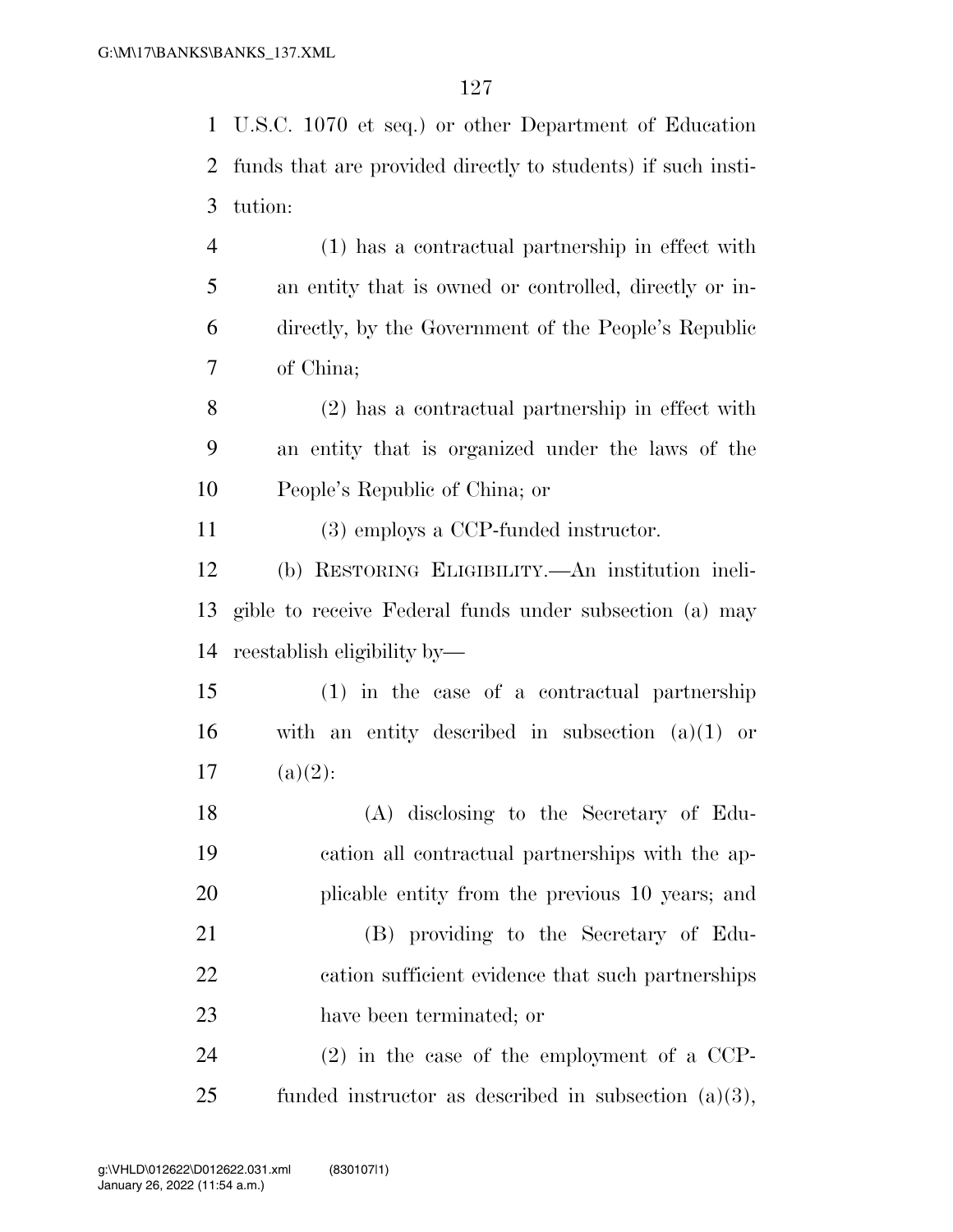U.S.C. 1070 et seq.) or other Department of Education funds that are provided directly to students) if such institution:

(1) has a contractual partnership in effect with an entity that is owned or controlled, directly or indirectly, by the Government of the People's Republic of China;

(2) has a contractual partnership in effect with an entity that is organized under the laws of the People's Republic of China; or

(3) employs a CCP-funded instructor.

(b) RESTORING ELIGIBILITY.—An institution ineligible to receive Federal funds under subsection (a) may reestablish eligibility by—

(1) in the case of a contractual partnership with an entity described in subsection (a)(1) or (a)(2):

(A) disclosing to the Secretary of Education all contractual partnerships with the applicable entity from the previous 10 years; and

(B) providing to the Secretary of Education sufficient evidence that such partnerships have been terminated; or

(2) in the case of the employment of a CCP-funded instructor as described in subsection (a)(3),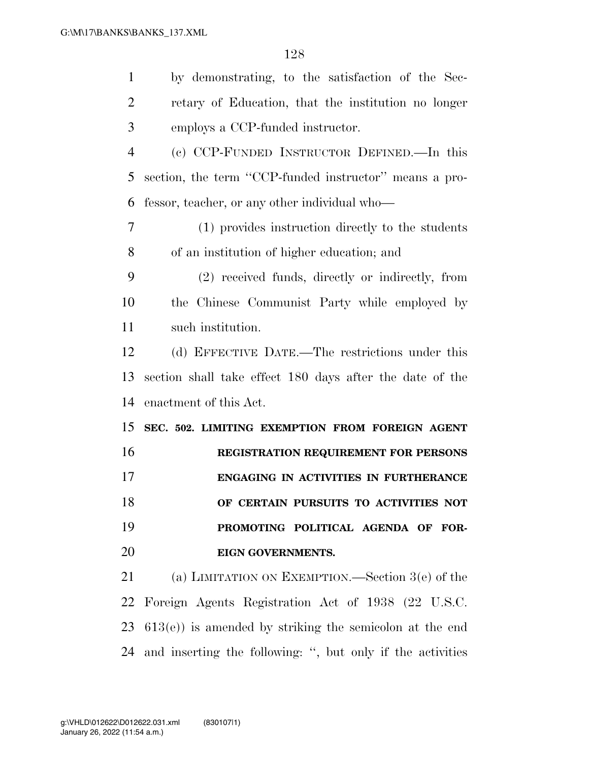by demonstrating, to the satisfaction of the Secretary of Education, that the institution no longer employs a CCP-funded instructor.

(c) CCP-FUNDED INSTRUCTOR DEFINED.—In this section, the term ''CCP-funded instructor'' means a professor, teacher, or any other individual who—

(1) provides instruction directly to the students of an institution of higher education; and

(2) received funds, directly or indirectly, from the Chinese Communist Party while employed by such institution.

(d) EFFECTIVE DATE.—The restrictions under this section shall take effect 180 days after the date of the enactment of this Act.

**SEC. 502. LIMITING EXEMPTION FROM FOREIGN AGENT REGISTRATION REQUIREMENT FOR PERSONS ENGAGING IN ACTIVITIES IN FURTHERANCE OF CERTAIN PURSUITS TO ACTIVITIES NOT PROMOTING POLITICAL AGENDA OF FOREIGN GOVERNMENTS.**

(a) LIMITATION ON EXEMPTION.—Section 3(e) of the Foreign Agents Registration Act of 1938 (22 U.S.C. 613(e)) is amended by striking the semicolon at the end and inserting the following: '', but only if the activities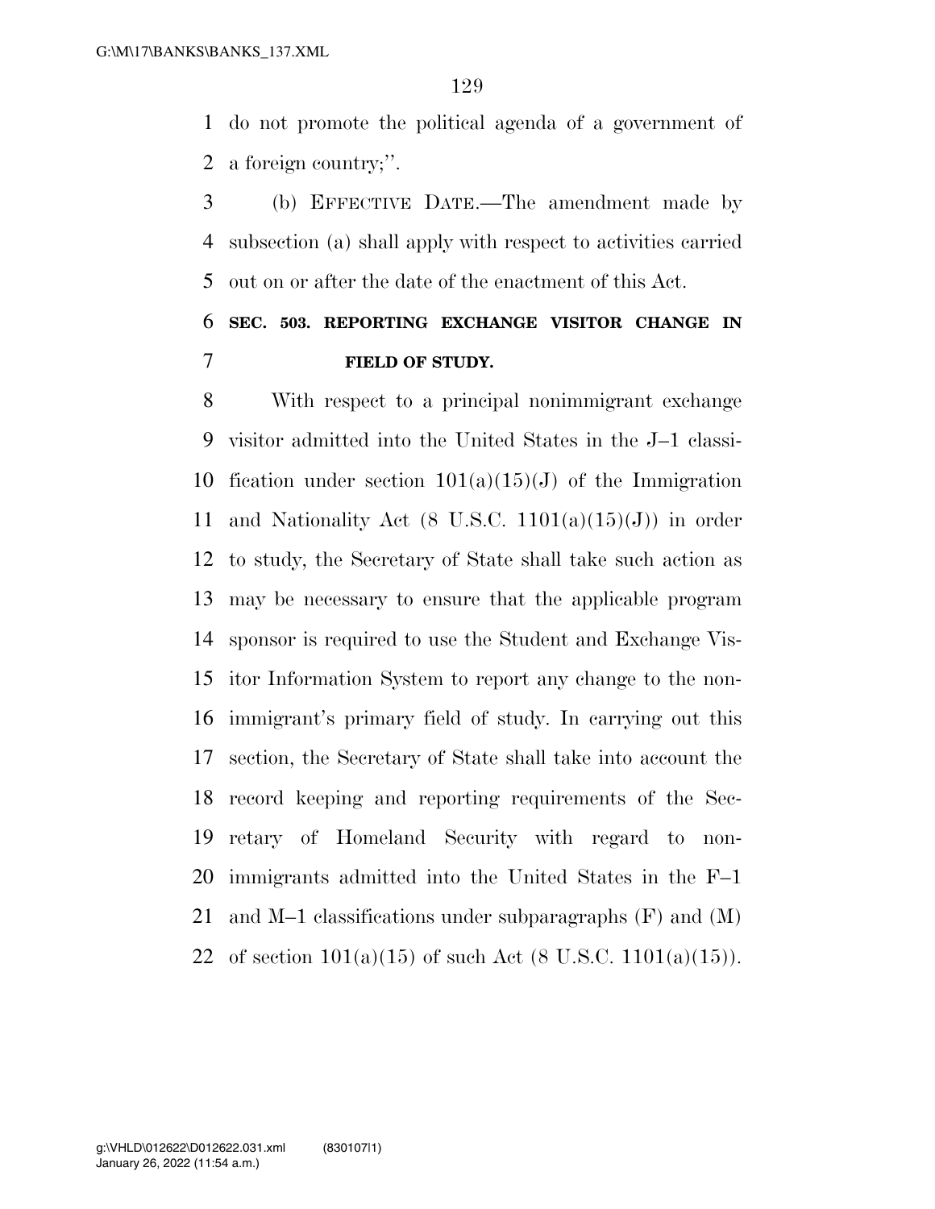do not promote the political agenda of a government of a foreign country;''.

(b) EFFECTIVE DATE.—The amendment made by subsection (a) shall apply with respect to activities carried out on or after the date of the enactment of this Act.

**SEC. 503. REPORTING EXCHANGE VISITOR CHANGE IN FIELD OF STUDY.**

With respect to a principal nonimmigrant exchange visitor admitted into the United States in the J–1 classification under section 101(a)(15)(J) of the Immigration and Nationality Act (8 U.S.C. 1101(a)(15)(J)) in order to study, the Secretary of State shall take such action as may be necessary to ensure that the applicable program sponsor is required to use the Student and Exchange Visitor Information System to report any change to the nonimmigrant's primary field of study. In carrying out this section, the Secretary of State shall take into account the record keeping and reporting requirements of the Secretary of Homeland Security with regard to nonimmigrants admitted into the United States in the F–1 and M–1 classifications under subparagraphs (F) and (M) of section 101(a)(15) of such Act (8 U.S.C. 1101(a)(15)).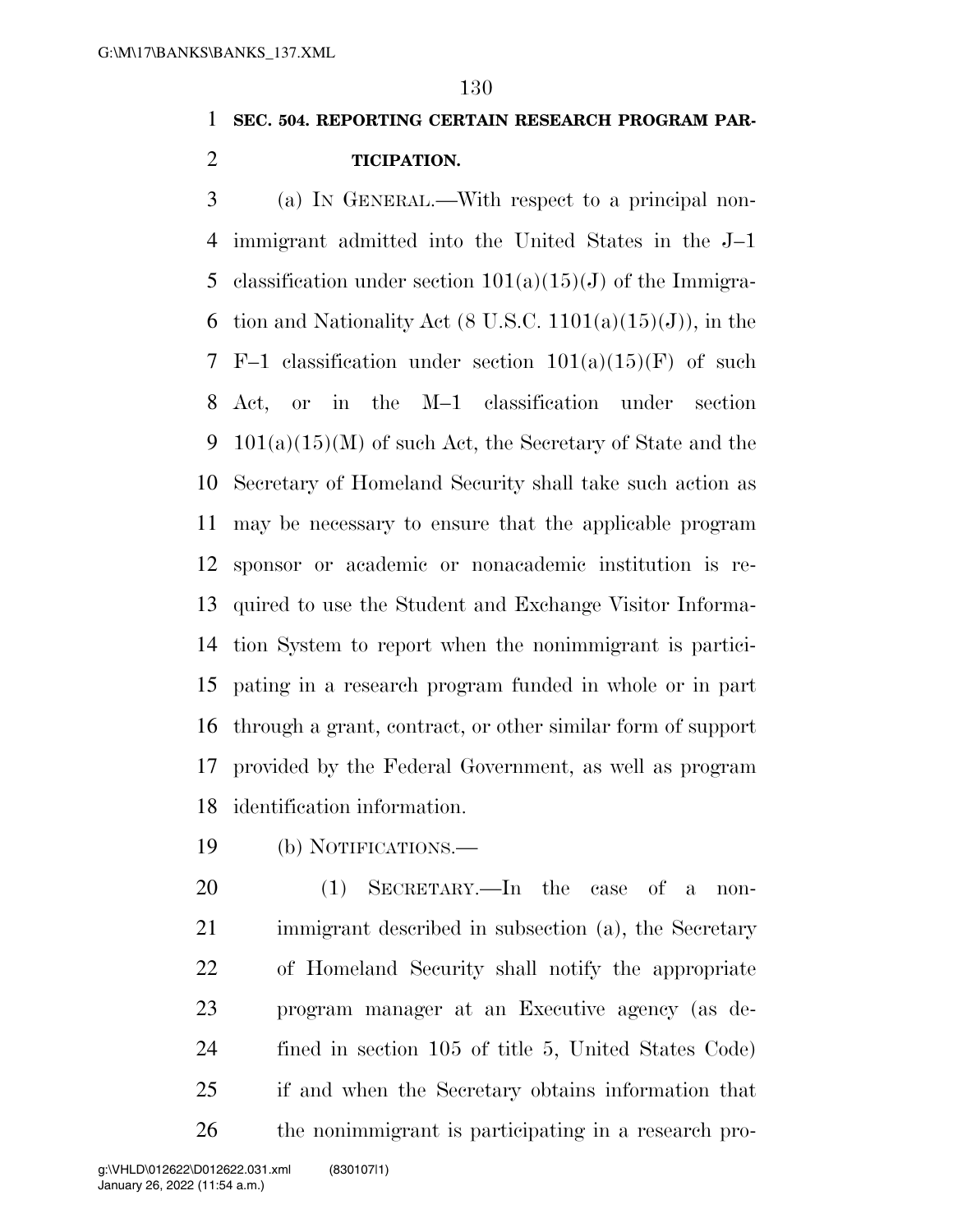**SEC. 504. REPORTING CERTAIN RESEARCH PROGRAM PARTICIPATION.**

(a) IN GENERAL.—With respect to a principal nonimmigrant admitted into the United States in the J–1 classification under section 101(a)(15)(J) of the Immigration and Nationality Act (8 U.S.C. 1101(a)(15)(J)), in the F–1 classification under section 101(a)(15)(F) of such Act, or in the M–1 classification under section 101(a)(15)(M) of such Act, the Secretary of State and the Secretary of Homeland Security shall take such action as may be necessary to ensure that the applicable program sponsor or academic or nonacademic institution is required to use the Student and Exchange Visitor Information System to report when the nonimmigrant is participating in a research program funded in whole or in part through a grant, contract, or other similar form of support provided by the Federal Government, as well as program identification information.

(b) NOTIFICATIONS.—

(1) SECRETARY.—In the case of a nonimmigrant described in subsection (a), the Secretary of Homeland Security shall notify the appropriate program manager at an Executive agency (as defined in section 105 of title 5, United States Code) if and when the Secretary obtains information that the nonimmigrant is participating in a research pro-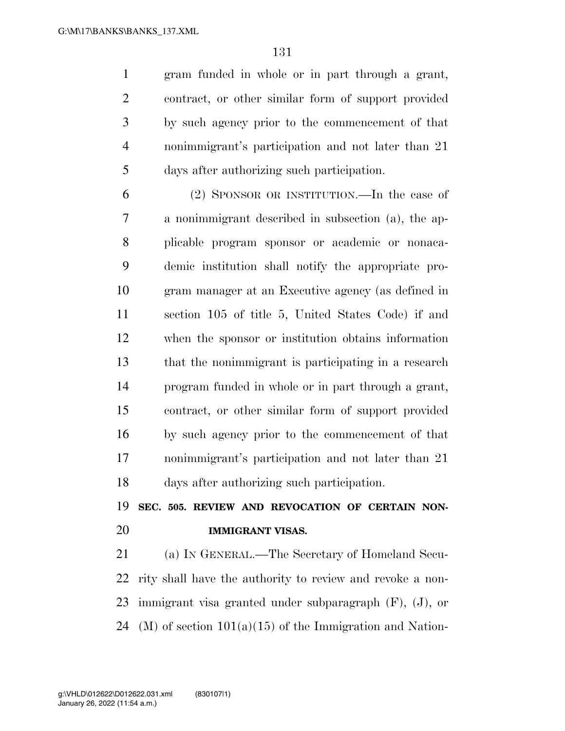gram funded in whole or in part through a grant, contract, or other similar form of support provided by such agency prior to the commencement of that nonimmigrant's participation and not later than 21 days after authorizing such participation.

(2) SPONSOR OR INSTITUTION.—In the case of a nonimmigrant described in subsection (a), the applicable program sponsor or academic or nonacademic institution shall notify the appropriate program manager at an Executive agency (as defined in section 105 of title 5, United States Code) if and when the sponsor or institution obtains information that the nonimmigrant is participating in a research program funded in whole or in part through a grant, contract, or other similar form of support provided by such agency prior to the commencement of that nonimmigrant's participation and not later than 21 days after authorizing such participation.

**SEC. 505. REVIEW AND REVOCATION OF CERTAIN NONIMMIGRANT VISAS.**

(a) IN GENERAL.—The Secretary of Homeland Security shall have the authority to review and revoke a nonimmigrant visa granted under subparagraph (F), (J), or (M) of section 101(a)(15) of the Immigration and Nation-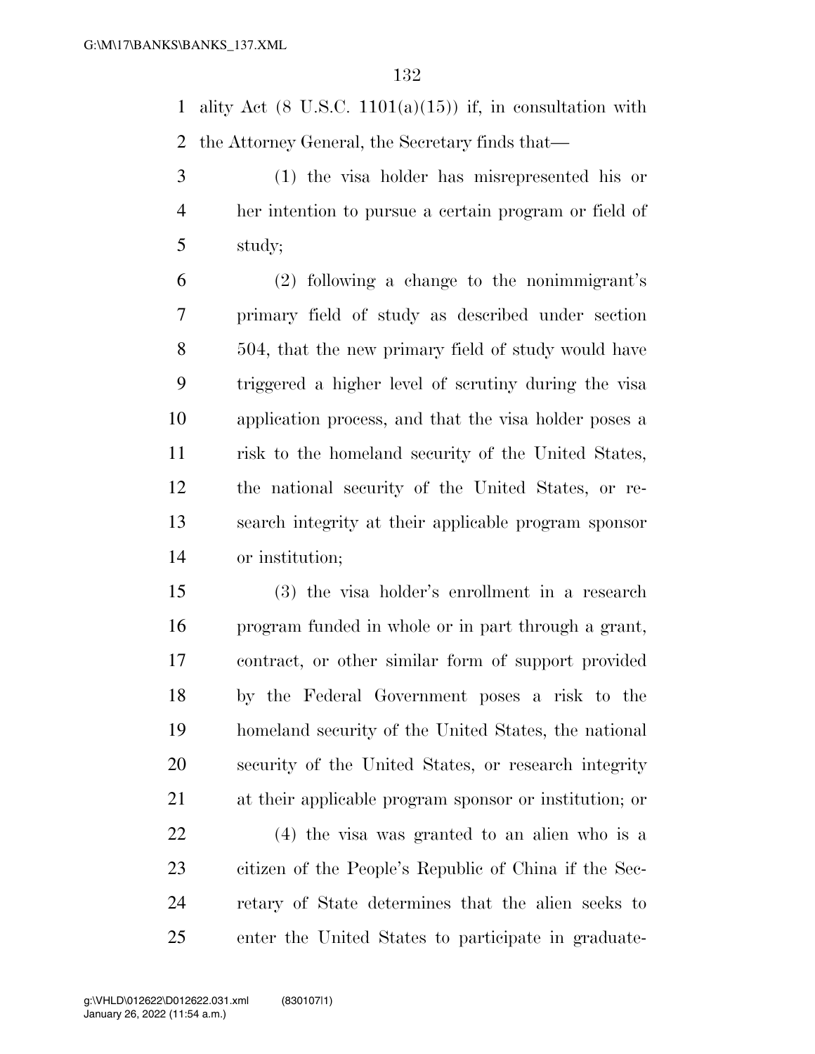ality Act (8 U.S.C. 1101(a)(15)) if, in consultation with the Attorney General, the Secretary finds that—

(1) the visa holder has misrepresented his or her intention to pursue a certain program or field of study;

(2) following a change to the nonimmigrant's primary field of study as described under section 504, that the new primary field of study would have triggered a higher level of scrutiny during the visa application process, and that the visa holder poses a risk to the homeland security of the United States, the national security of the United States, or research integrity at their applicable program sponsor or institution;

(3) the visa holder's enrollment in a research program funded in whole or in part through a grant, contract, or other similar form of support provided by the Federal Government poses a risk to the homeland security of the United States, the national security of the United States, or research integrity at their applicable program sponsor or institution; or

(4) the visa was granted to an alien who is a citizen of the People's Republic of China if the Secretary of State determines that the alien seeks to enter the United States to participate in graduate-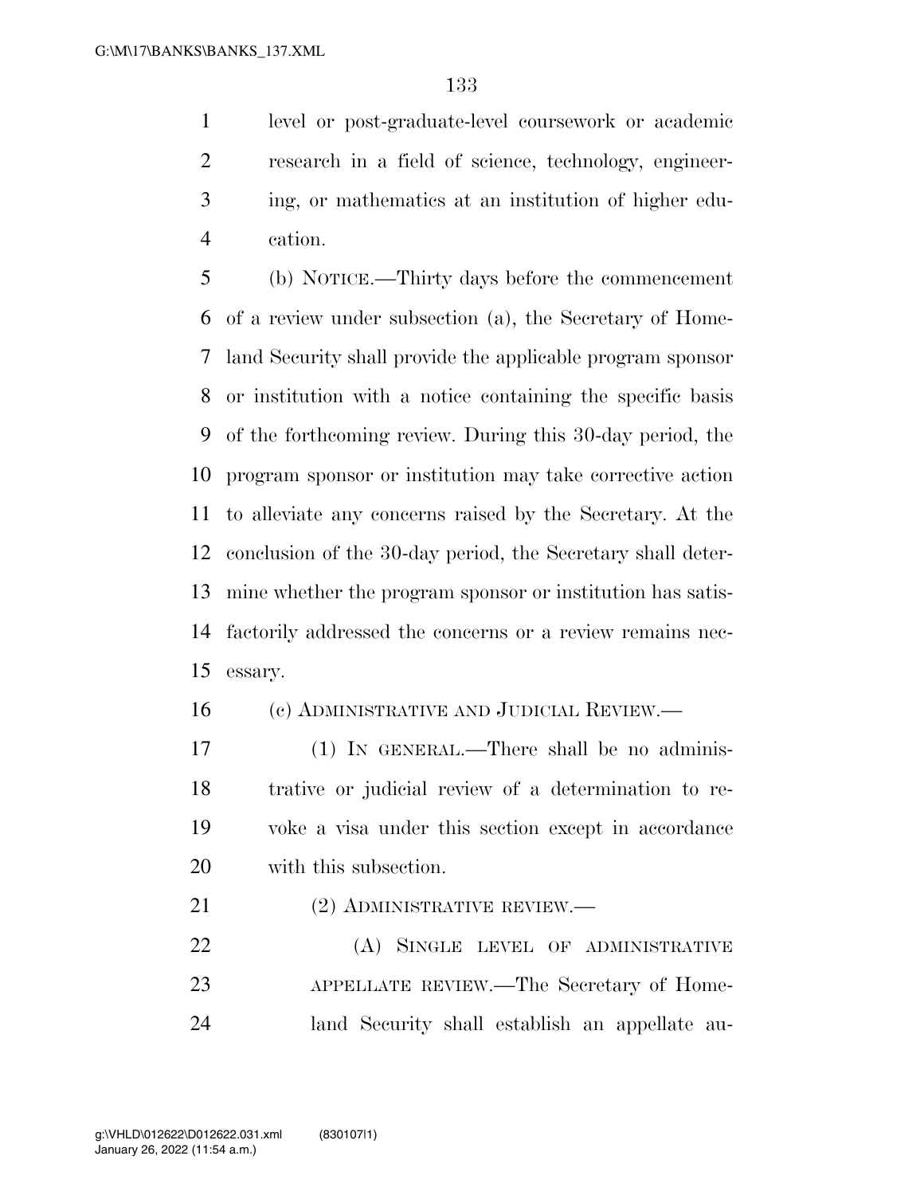level or post-graduate-level coursework or academic research in a field of science, technology, engineering, or mathematics at an institution of higher education.

(b) NOTICE.—Thirty days before the commencement of a review under subsection (a), the Secretary of Homeland Security shall provide the applicable program sponsor or institution with a notice containing the specific basis of the forthcoming review. During this 30-day period, the program sponsor or institution may take corrective action to alleviate any concerns raised by the Secretary. At the conclusion of the 30-day period, the Secretary shall determine whether the program sponsor or institution has satisfactorily addressed the concerns or a review remains necessary.

(c) ADMINISTRATIVE AND JUDICIAL REVIEW.—

(1) IN GENERAL.—There shall be no administrative or judicial review of a determination to revoke a visa under this section except in accordance with this subsection.

(2) ADMINISTRATIVE REVIEW.—

(A) SINGLE LEVEL OF ADMINISTRATIVE APPELLATE REVIEW.—The Secretary of Homeland Security shall establish an appellate au-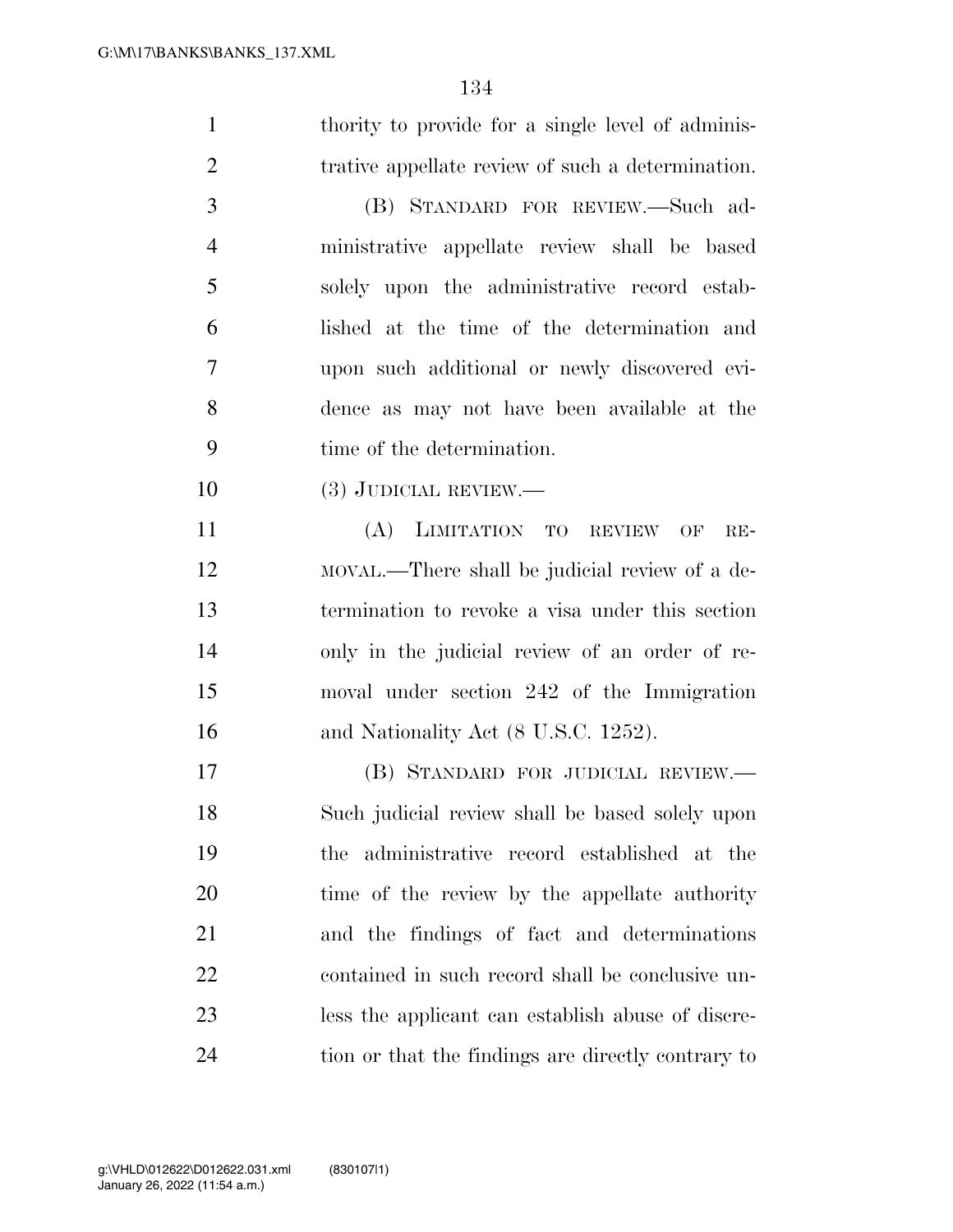thority to provide for a single level of administrative appellate review of such a determination.

(B) STANDARD FOR REVIEW.—Such administrative appellate review shall be based solely upon the administrative record established at the time of the determination and upon such additional or newly discovered evidence as may not have been available at the time of the determination.

(3) JUDICIAL REVIEW.—

(A) LIMITATION TO REVIEW OF REMOVAL.—There shall be judicial review of a determination to revoke a visa under this section only in the judicial review of an order of removal under section 242 of the Immigration and Nationality Act (8 U.S.C. 1252).

(B) STANDARD FOR JUDICIAL REVIEW.—Such judicial review shall be based solely upon the administrative record established at the time of the review by the appellate authority and the findings of fact and determinations contained in such record shall be conclusive unless the applicant can establish abuse of discretion or that the findings are directly contrary to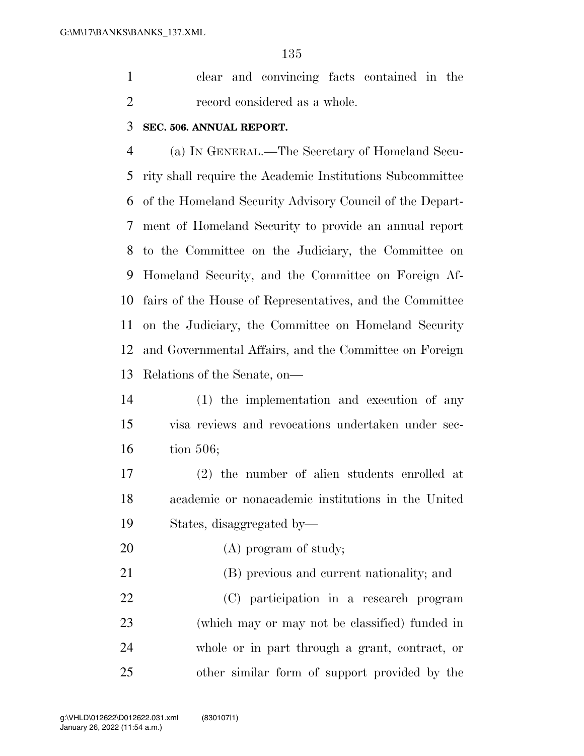clear and convincing facts contained in the record considered as a whole.

**SEC. 506. ANNUAL REPORT.**

(a) IN GENERAL.—The Secretary of Homeland Security shall require the Academic Institutions Subcommittee of the Homeland Security Advisory Council of the Department of Homeland Security to provide an annual report to the Committee on the Judiciary, the Committee on Homeland Security, and the Committee on Foreign Affairs of the House of Representatives, and the Committee on the Judiciary, the Committee on Homeland Security and Governmental Affairs, and the Committee on Foreign Relations of the Senate, on—

(1) the implementation and execution of any visa reviews and revocations undertaken under section 506;

(2) the number of alien students enrolled at academic or nonacademic institutions in the United States, disaggregated by—

(A) program of study;

(B) previous and current nationality; and

(C) participation in a research program (which may or may not be classified) funded in whole or in part through a grant, contract, or other similar form of support provided by the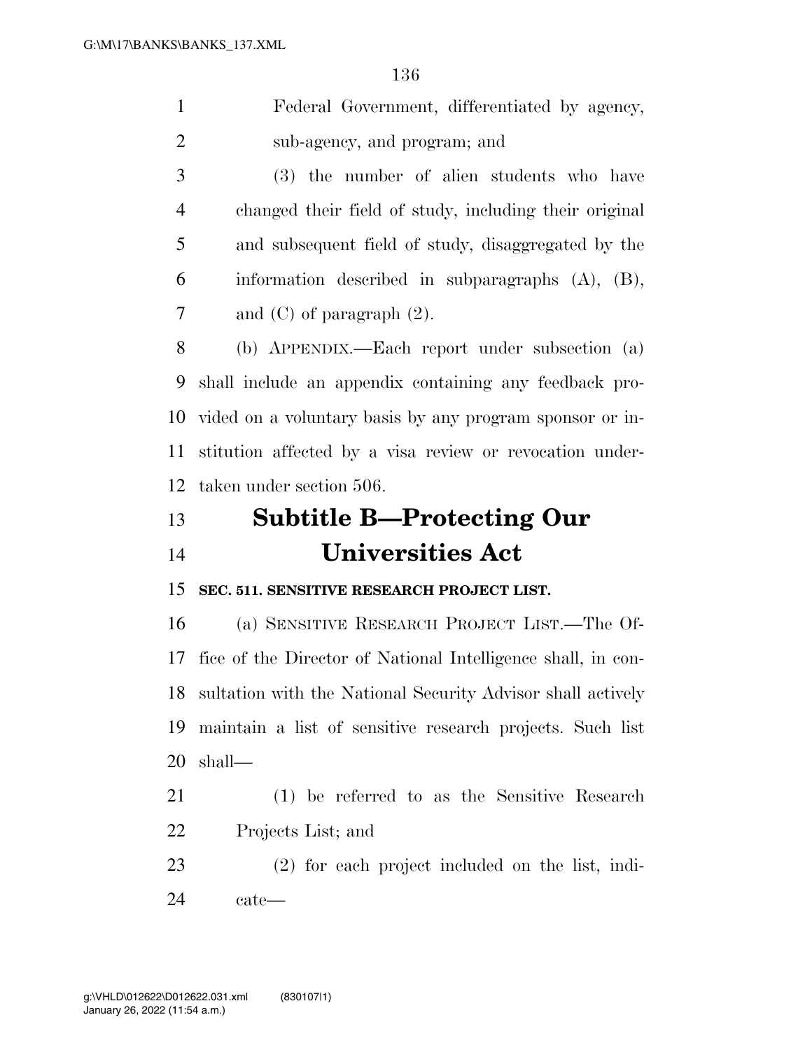Federal Government, differentiated by agency, sub-agency, and program; and

(3) the number of alien students who have changed their field of study, including their original and subsequent field of study, disaggregated by the information described in subparagraphs (A), (B), and (C) of paragraph (2).

(b) APPENDIX.—Each report under subsection (a) shall include an appendix containing any feedback provided on a voluntary basis by any program sponsor or institution affected by a visa review or revocation undertaken under section 506.

# Subtitle B—Protecting Our Universities Act

**SEC. 511. SENSITIVE RESEARCH PROJECT LIST.**

(a) SENSITIVE RESEARCH PROJECT LIST.—The Office of the Director of National Intelligence shall, in consultation with the National Security Advisor shall actively maintain a list of sensitive research projects. Such list shall—

(1) be referred to as the Sensitive Research Projects List; and

(2) for each project included on the list, indicate—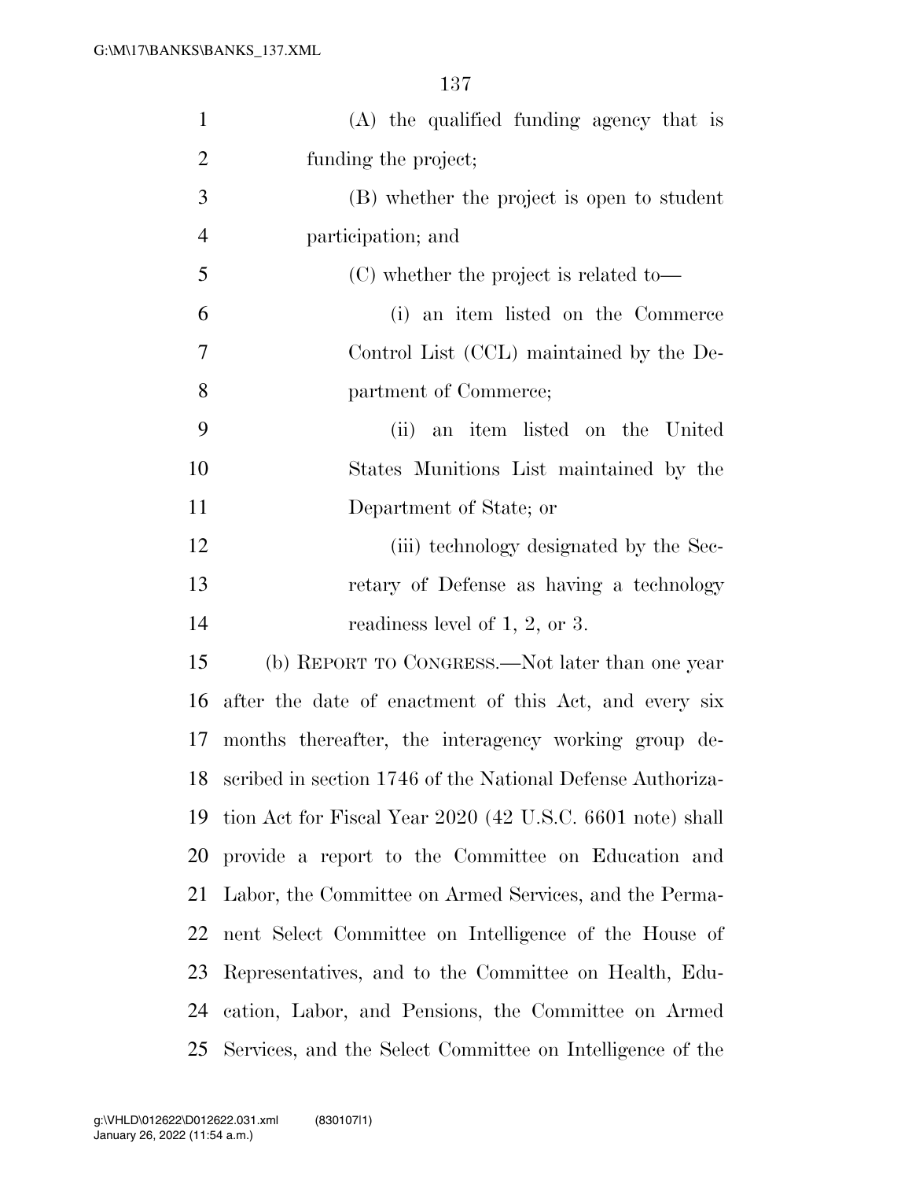(A) the qualified funding agency that is funding the project;

(B) whether the project is open to student participation; and

(C) whether the project is related to—

(i) an item listed on the Commerce Control List (CCL) maintained by the Department of Commerce;

(ii) an item listed on the United States Munitions List maintained by the Department of State; or

(iii) technology designated by the Secretary of Defense as having a technology readiness level of 1, 2, or 3.

(b) REPORT TO CONGRESS.—Not later than one year after the date of enactment of this Act, and every six months thereafter, the interagency working group described in section 1746 of the National Defense Authorization Act for Fiscal Year 2020 (42 U.S.C. 6601 note) shall provide a report to the Committee on Education and Labor, the Committee on Armed Services, and the Permanent Select Committee on Intelligence of the House of Representatives, and to the Committee on Health, Education, Labor, and Pensions, the Committee on Armed Services, and the Select Committee on Intelligence of the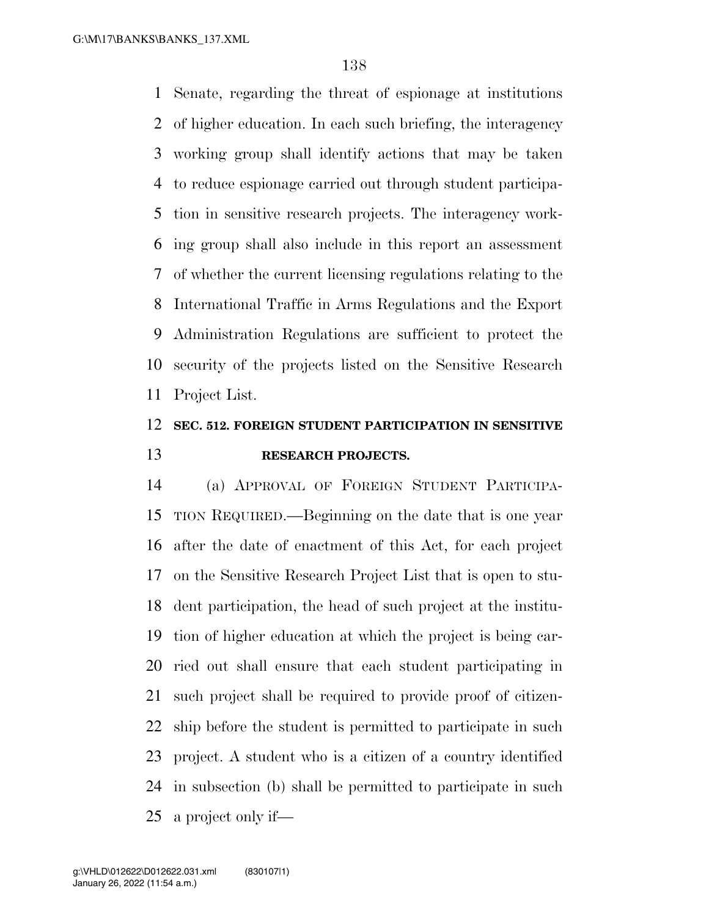Senate, regarding the threat of espionage at institutions of higher education. In each such briefing, the interagency working group shall identify actions that may be taken to reduce espionage carried out through student participation in sensitive research projects. The interagency working group shall also include in this report an assessment of whether the current licensing regulations relating to the International Traffic in Arms Regulations and the Export Administration Regulations are sufficient to protect the security of the projects listed on the Sensitive Research Project List.

### SEC. 512. FOREIGN STUDENT PARTICIPATION IN SENSITIVE RESEARCH PROJECTS.

(a) APPROVAL OF FOREIGN STUDENT PARTICIPATION REQUIRED.—Beginning on the date that is one year after the date of enactment of this Act, for each project on the Sensitive Research Project List that is open to student participation, the head of such project at the institution of higher education at which the project is being carried out shall ensure that each student participating in such project shall be required to provide proof of citizenship before the student is permitted to participate in such project. A student who is a citizen of a country identified in subsection (b) shall be permitted to participate in such a project only if—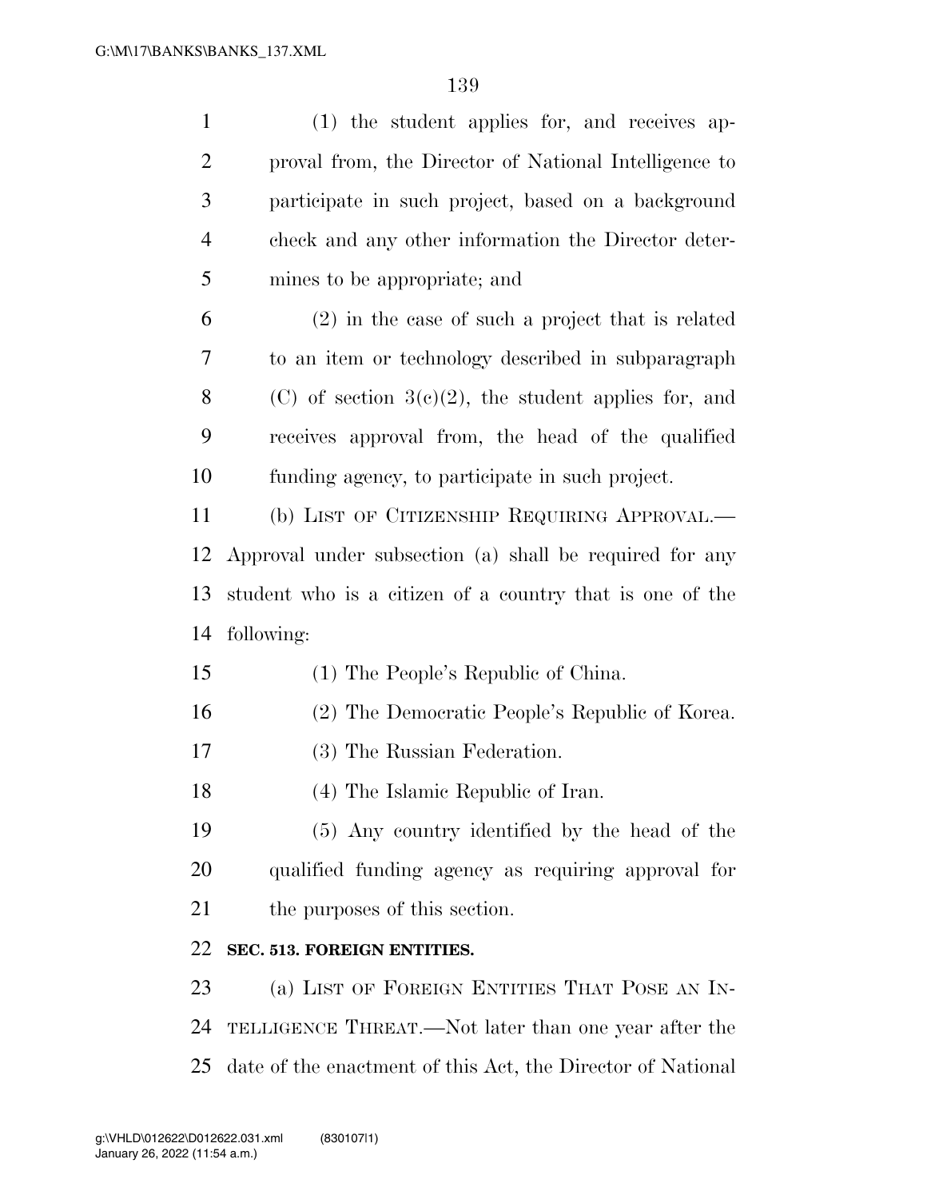(1) the student applies for, and receives approval from, the Director of National Intelligence to participate in such project, based on a background check and any other information the Director determines to be appropriate; and

(2) in the case of such a project that is related to an item or technology described in subparagraph (C) of section 3(c)(2), the student applies for, and receives approval from, the head of the qualified funding agency, to participate in such project.

(b) LIST OF CITIZENSHIP REQUIRING APPROVAL.—Approval under subsection (a) shall be required for any student who is a citizen of a country that is one of the following:

(1) The People's Republic of China.

(2) The Democratic People's Republic of Korea.

(3) The Russian Federation.

(4) The Islamic Republic of Iran.

(5) Any country identified by the head of the qualified funding agency as requiring approval for the purposes of this section.

**SEC. 513. FOREIGN ENTITIES.**

(a) LIST OF FOREIGN ENTITIES THAT POSE AN INTELLIGENCE THREAT.—Not later than one year after the date of the enactment of this Act, the Director of National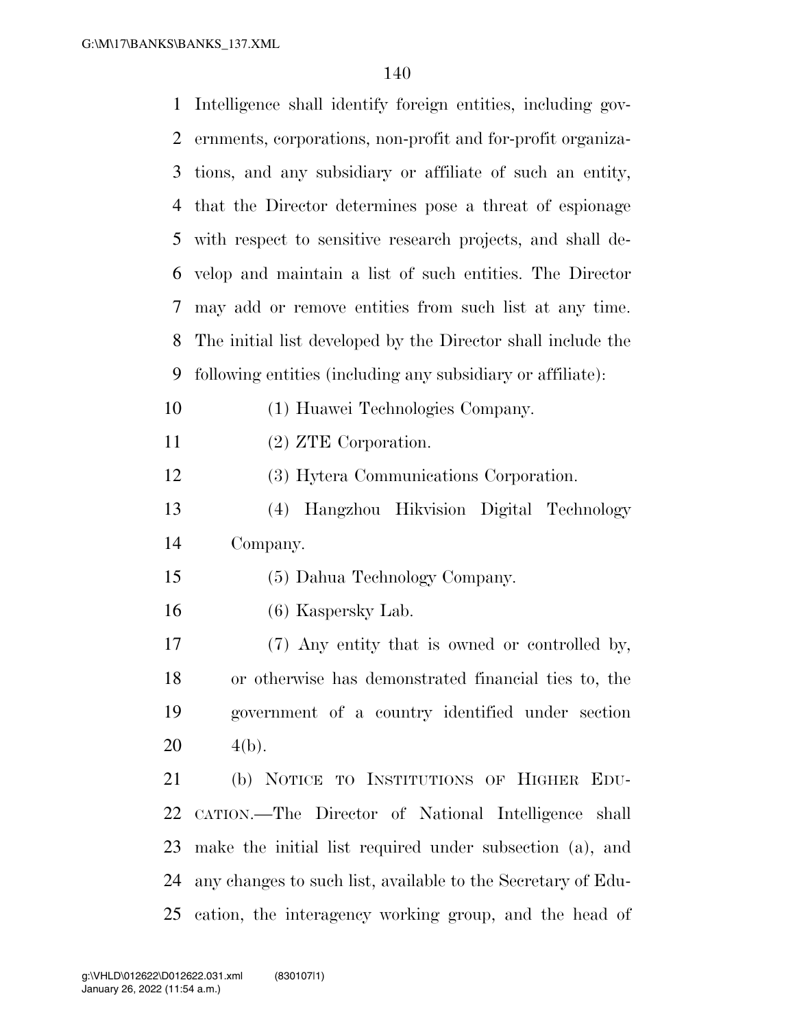Intelligence shall identify foreign entities, including governments, corporations, non-profit and for-profit organizations, and any subsidiary or affiliate of such an entity, that the Director determines pose a threat of espionage with respect to sensitive research projects, and shall develop and maintain a list of such entities. The Director may add or remove entities from such list at any time. The initial list developed by the Director shall include the following entities (including any subsidiary or affiliate):

(1) Huawei Technologies Company.

(2) ZTE Corporation.

(3) Hytera Communications Corporation.

(4) Hangzhou Hikvision Digital Technology Company.

(5) Dahua Technology Company.

(6) Kaspersky Lab.

(7) Any entity that is owned or controlled by, or otherwise has demonstrated financial ties to, the government of a country identified under section 4(b).

(b) NOTICE TO INSTITUTIONS OF HIGHER EDUCATION.—The Director of National Intelligence shall make the initial list required under subsection (a), and any changes to such list, available to the Secretary of Education, the interagency working group, and the head of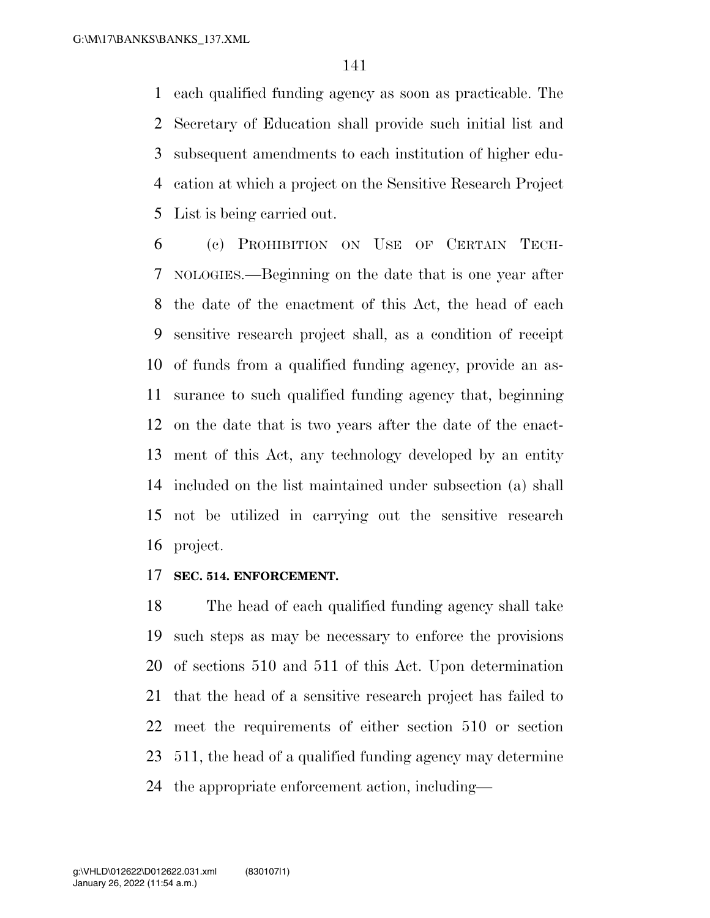each qualified funding agency as soon as practicable. The Secretary of Education shall provide such initial list and subsequent amendments to each institution of higher education at which a project on the Sensitive Research Project List is being carried out.

(c) PROHIBITION ON USE OF CERTAIN TECHNOLOGIES.—Beginning on the date that is one year after the date of the enactment of this Act, the head of each sensitive research project shall, as a condition of receipt of funds from a qualified funding agency, provide an assurance to such qualified funding agency that, beginning on the date that is two years after the date of the enactment of this Act, any technology developed by an entity included on the list maintained under subsection (a) shall not be utilized in carrying out the sensitive research project.

**SEC. 514. ENFORCEMENT.**

The head of each qualified funding agency shall take such steps as may be necessary to enforce the provisions of sections 510 and 511 of this Act. Upon determination that the head of a sensitive research project has failed to meet the requirements of either section 510 or section 511, the head of a qualified funding agency may determine the appropriate enforcement action, including—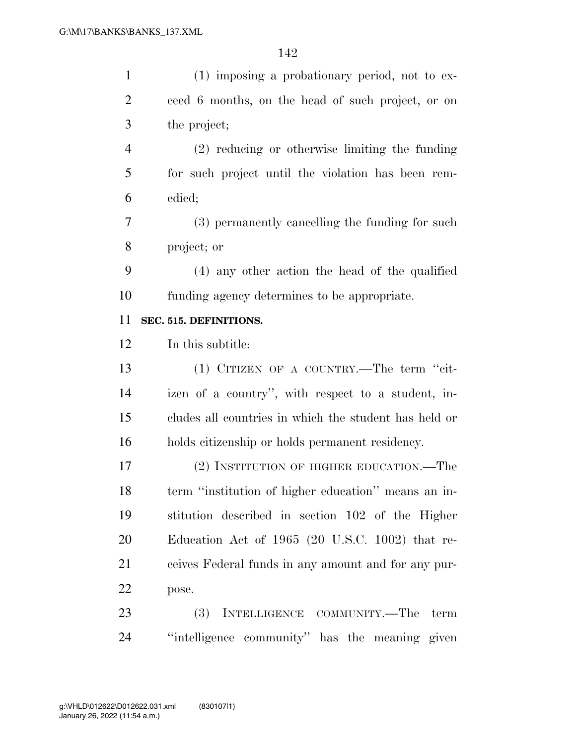(1) imposing a probationary period, not to exceed 6 months, on the head of such project, or on the project;

(2) reducing or otherwise limiting the funding for such project until the violation has been remedied;

(3) permanently cancelling the funding for such project; or

(4) any other action the head of the qualified funding agency determines to be appropriate.

**SEC. 515. DEFINITIONS.**

In this subtitle:

(1) CITIZEN OF A COUNTRY.—The term ''citizen of a country'', with respect to a student, includes all countries in which the student has held or holds citizenship or holds permanent residency.

(2) INSTITUTION OF HIGHER EDUCATION.—The term ''institution of higher education'' means an institution described in section 102 of the Higher Education Act of 1965 (20 U.S.C. 1002) that receives Federal funds in any amount and for any purpose.

(3) INTELLIGENCE COMMUNITY.—The term ''intelligence community'' has the meaning given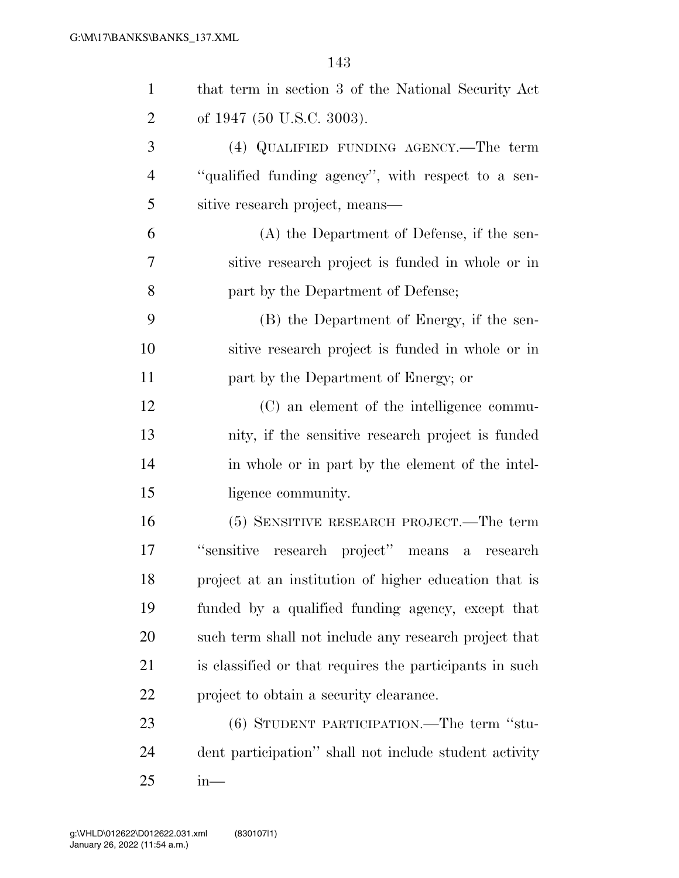that term in section 3 of the National Security Act of 1947 (50 U.S.C. 3003).

(4) QUALIFIED FUNDING AGENCY.—The term ''qualified funding agency'', with respect to a sensitive research project, means—

(A) the Department of Defense, if the sensitive research project is funded in whole or in part by the Department of Defense;

(B) the Department of Energy, if the sensitive research project is funded in whole or in part by the Department of Energy; or

(C) an element of the intelligence community, if the sensitive research project is funded in whole or in part by the element of the intelligence community.

(5) SENSITIVE RESEARCH PROJECT.—The term ''sensitive research project'' means a research project at an institution of higher education that is funded by a qualified funding agency, except that such term shall not include any research project that is classified or that requires the participants in such project to obtain a security clearance.

(6) STUDENT PARTICIPATION.—The term ''student participation'' shall not include student activity in—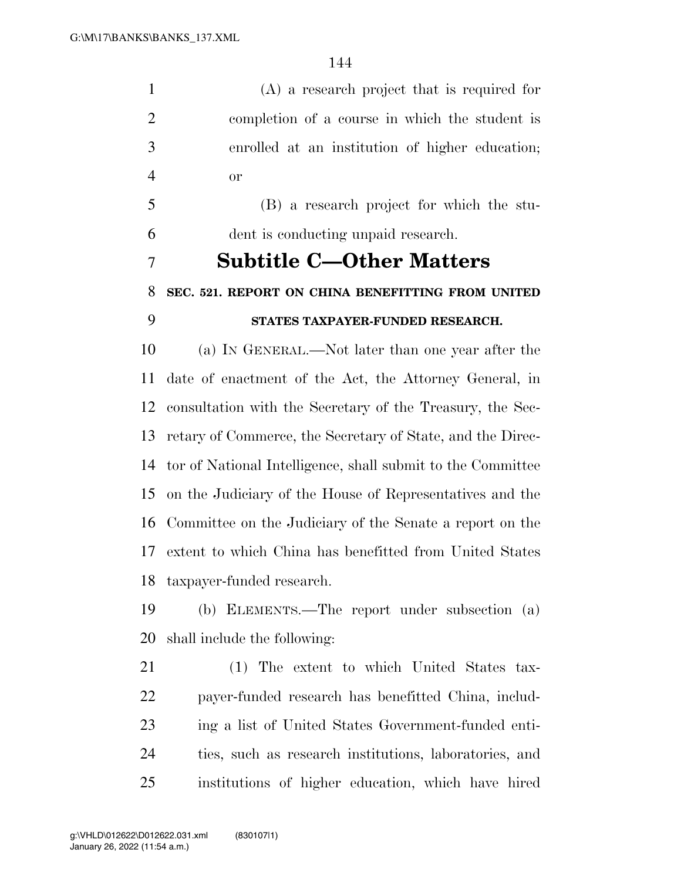(A) a research project that is required for completion of a course in which the student is enrolled at an institution of higher education; or

(B) a research project for which the student is conducting unpaid research.

## Subtitle C—Other Matters

### SEC. 521. REPORT ON CHINA BENEFITTING FROM UNITED STATES TAXPAYER-FUNDED RESEARCH.

(a) IN GENERAL.—Not later than one year after the date of enactment of the Act, the Attorney General, in consultation with the Secretary of the Treasury, the Secretary of Commerce, the Secretary of State, and the Director of National Intelligence, shall submit to the Committee on the Judiciary of the House of Representatives and the Committee on the Judiciary of the Senate a report on the extent to which China has benefitted from United States taxpayer-funded research.

(b) ELEMENTS.—The report under subsection (a) shall include the following:

(1) The extent to which United States taxpayer-funded research has benefitted China, including a list of United States Government-funded entities, such as research institutions, laboratories, and institutions of higher education, which have hired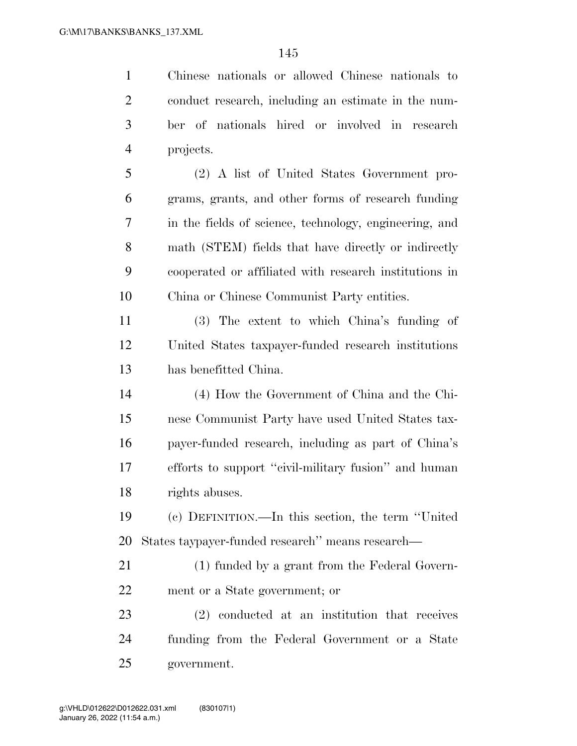Chinese nationals or allowed Chinese nationals to conduct research, including an estimate in the number of nationals hired or involved in research projects.

(2) A list of United States Government programs, grants, and other forms of research funding in the fields of science, technology, engineering, and math (STEM) fields that have directly or indirectly cooperated or affiliated with research institutions in China or Chinese Communist Party entities.

(3) The extent to which China's funding of United States taxpayer-funded research institutions has benefitted China.

(4) How the Government of China and the Chinese Communist Party have used United States taxpayer-funded research, including as part of China's efforts to support "civil-military fusion" and human rights abuses.

(c) DEFINITION.—In this section, the term "United States taypayer-funded research" means research—

(1) funded by a grant from the Federal Government or a State government; or

(2) conducted at an institution that receives funding from the Federal Government or a State government.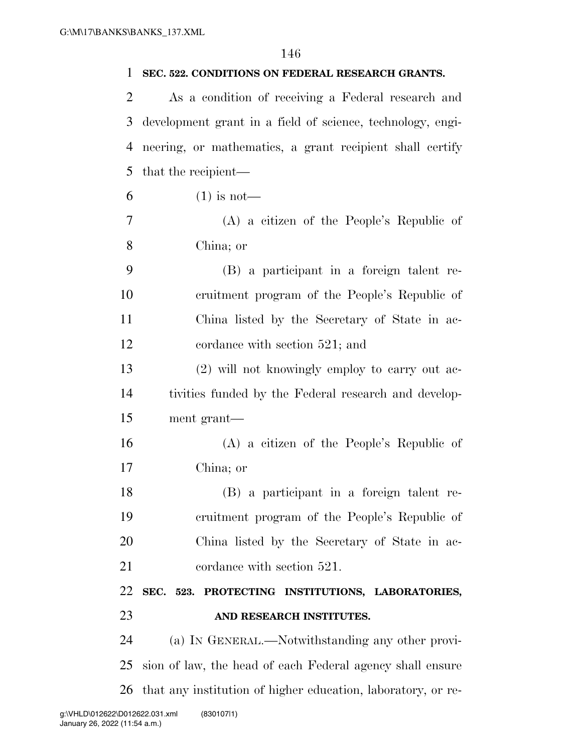**SEC. 522. CONDITIONS ON FEDERAL RESEARCH GRANTS.**

As a condition of receiving a Federal research and development grant in a field of science, technology, engineering, or mathematics, a grant recipient shall certify that the recipient—

(1) is not—

(A) a citizen of the People's Republic of China; or

(B) a participant in a foreign talent recruitment program of the People's Republic of China listed by the Secretary of State in accordance with section 521; and

(2) will not knowingly employ to carry out activities funded by the Federal research and development grant—

(A) a citizen of the People's Republic of China; or

(B) a participant in a foreign talent recruitment program of the People's Republic of China listed by the Secretary of State in accordance with section 521.

**SEC. 523. PROTECTING INSTITUTIONS, LABORATORIES, AND RESEARCH INSTITUTES.**

(a) IN GENERAL.—Notwithstanding any other provision of law, the head of each Federal agency shall ensure that any institution of higher education, laboratory, or re-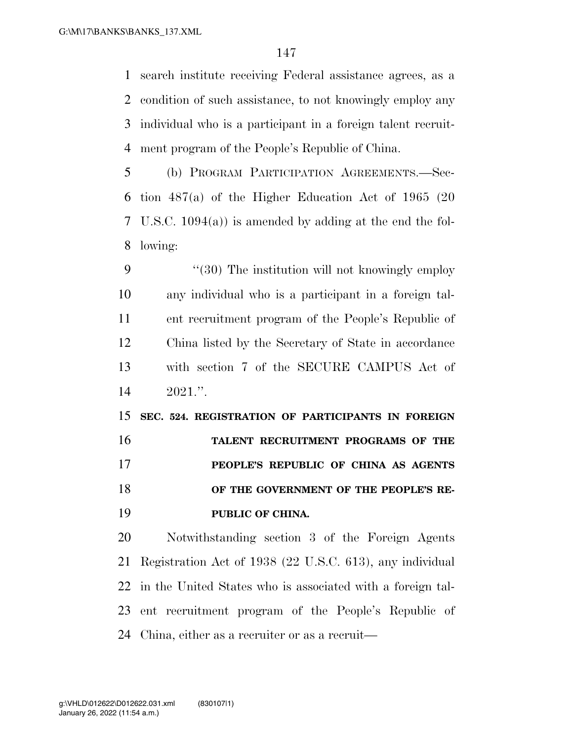search institute receiving Federal assistance agrees, as a condition of such assistance, to not knowingly employ any individual who is a participant in a foreign talent recruitment program of the People's Republic of China.

(b) PROGRAM PARTICIPATION AGREEMENTS.—Section 487(a) of the Higher Education Act of 1965 (20 U.S.C. 1094(a)) is amended by adding at the end the following:

"(30) The institution will not knowingly employ any individual who is a participant in a foreign talent recruitment program of the People's Republic of China listed by the Secretary of State in accordance with section 7 of the SECURE CAMPUS Act of 2021.".

**SEC. 524. REGISTRATION OF PARTICIPANTS IN FOREIGN TALENT RECRUITMENT PROGRAMS OF THE PEOPLE'S REPUBLIC OF CHINA AS AGENTS OF THE GOVERNMENT OF THE PEOPLE'S REPUBLIC OF CHINA.**

Notwithstanding section 3 of the Foreign Agents Registration Act of 1938 (22 U.S.C. 613), any individual in the United States who is associated with a foreign talent recruitment program of the People's Republic of China, either as a recruiter or as a recruit—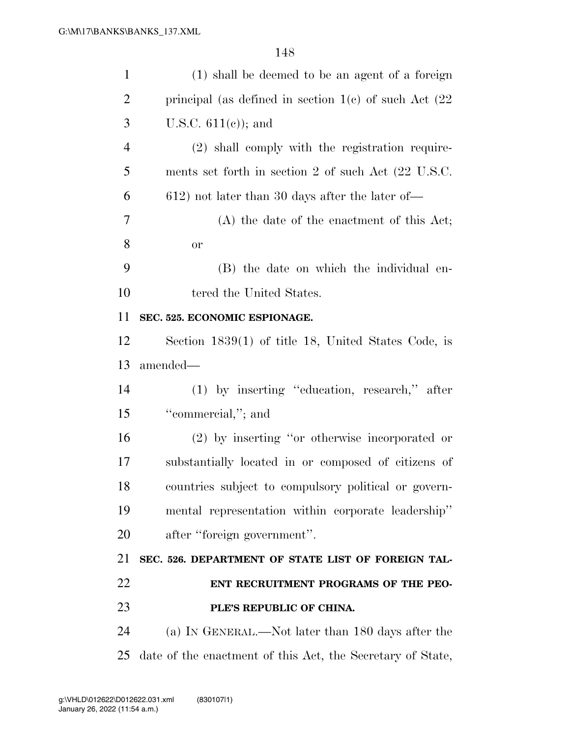(1) shall be deemed to be an agent of a foreign principal (as defined in section 1(c) of such Act (22 U.S.C. 611(c)); and

(2) shall comply with the registration requirements set forth in section 2 of such Act (22 U.S.C. 612) not later than 30 days after the later of—

(A) the date of the enactment of this Act; or

(B) the date on which the individual entered the United States.

**SEC. 525. ECONOMIC ESPIONAGE.**

Section 1839(1) of title 18, United States Code, is amended—

(1) by inserting ''education, research,'' after ''commercial,''; and

(2) by inserting ''or otherwise incorporated or substantially located in or composed of citizens of countries subject to compulsory political or governmental representation within corporate leadership'' after ''foreign government''.

**SEC. 526. DEPARTMENT OF STATE LIST OF FOREIGN TALENT RECRUITMENT PROGRAMS OF THE PEOPLE'S REPUBLIC OF CHINA.**

(a) IN GENERAL.—Not later than 180 days after the date of the enactment of this Act, the Secretary of State,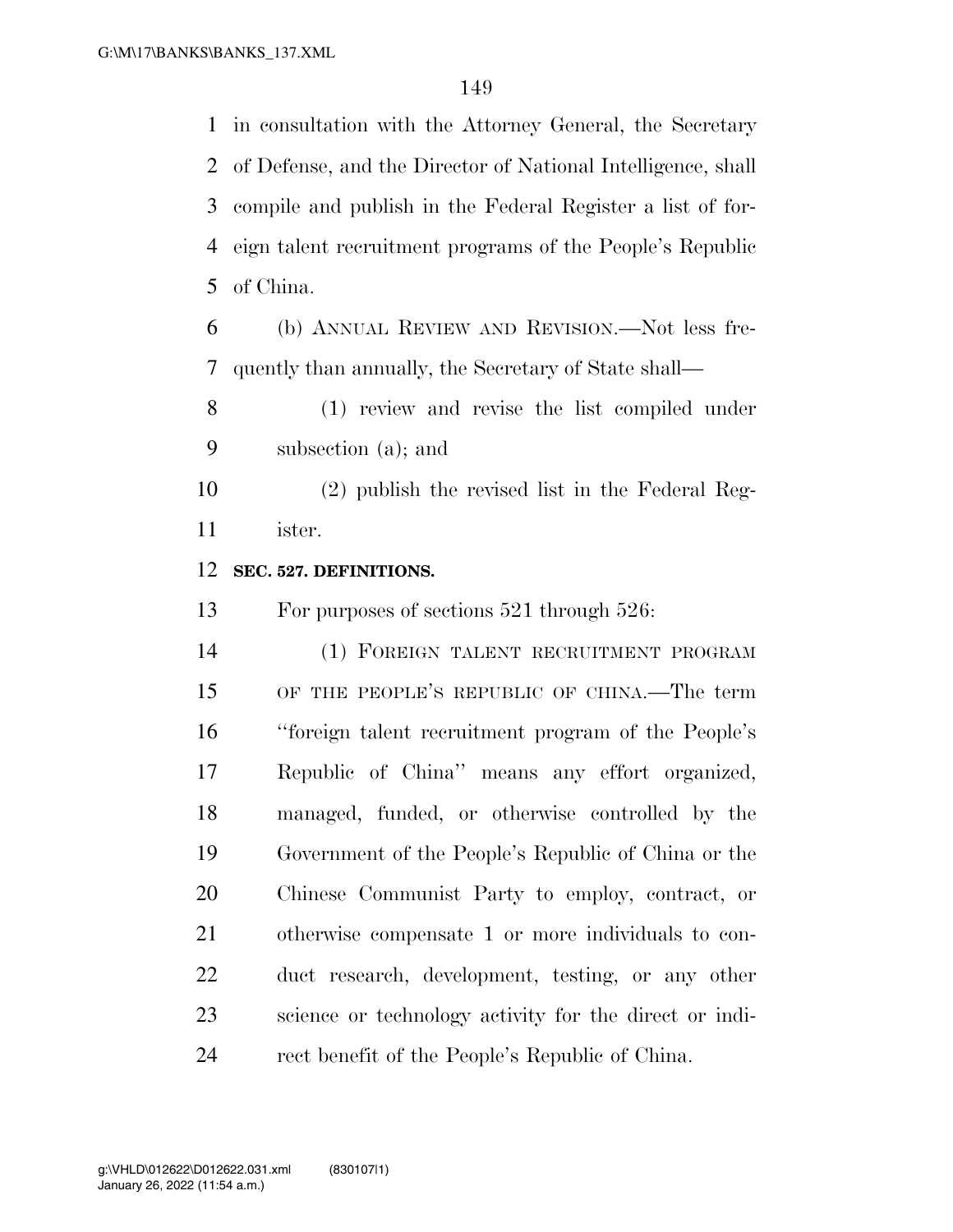in consultation with the Attorney General, the Secretary of Defense, and the Director of National Intelligence, shall compile and publish in the Federal Register a list of foreign talent recruitment programs of the People's Republic of China.

(b) ANNUAL REVIEW AND REVISION.—Not less frequently than annually, the Secretary of State shall—

(1) review and revise the list compiled under subsection (a); and

(2) publish the revised list in the Federal Register.

**SEC. 527. DEFINITIONS.**

For purposes of sections 521 through 526:

(1) FOREIGN TALENT RECRUITMENT PROGRAM OF THE PEOPLE'S REPUBLIC OF CHINA.—The term "foreign talent recruitment program of the People's Republic of China" means any effort organized, managed, funded, or otherwise controlled by the Government of the People's Republic of China or the Chinese Communist Party to employ, contract, or otherwise compensate 1 or more individuals to conduct research, development, testing, or any other science or technology activity for the direct or indirect benefit of the People's Republic of China.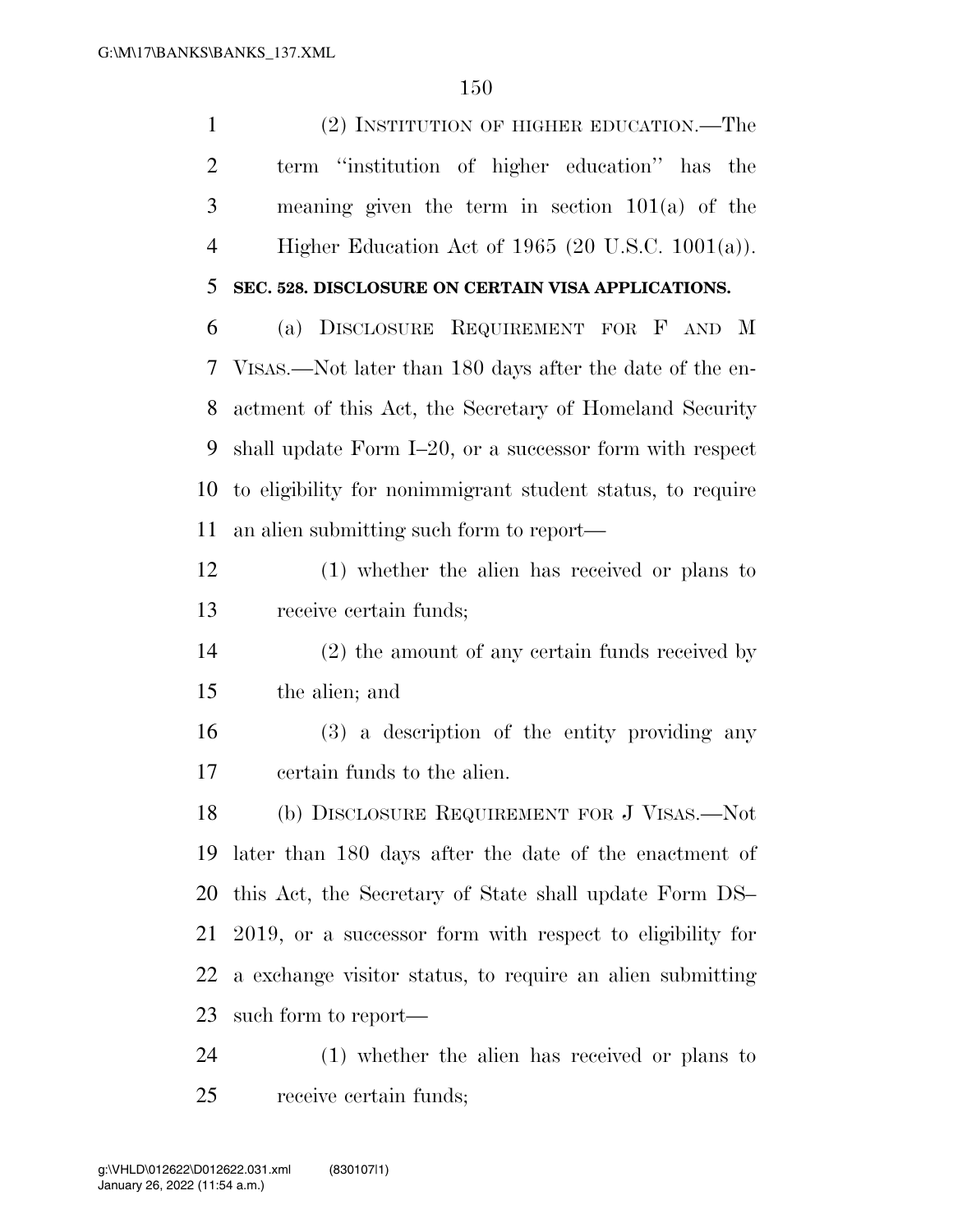(2) INSTITUTION OF HIGHER EDUCATION.—The term ''institution of higher education'' has the meaning given the term in section 101(a) of the Higher Education Act of 1965 (20 U.S.C. 1001(a)).

**SEC. 528. DISCLOSURE ON CERTAIN VISA APPLICATIONS.**

(a) DISCLOSURE REQUIREMENT FOR F AND M VISAS.—Not later than 180 days after the date of the enactment of this Act, the Secretary of Homeland Security shall update Form I–20, or a successor form with respect to eligibility for nonimmigrant student status, to require an alien submitting such form to report—

(1) whether the alien has received or plans to receive certain funds;

(2) the amount of any certain funds received by the alien; and

(3) a description of the entity providing any certain funds to the alien.

(b) DISCLOSURE REQUIREMENT FOR J VISAS.—Not later than 180 days after the date of the enactment of this Act, the Secretary of State shall update Form DS–2019, or a successor form with respect to eligibility for a exchange visitor status, to require an alien submitting such form to report—

(1) whether the alien has received or plans to receive certain funds;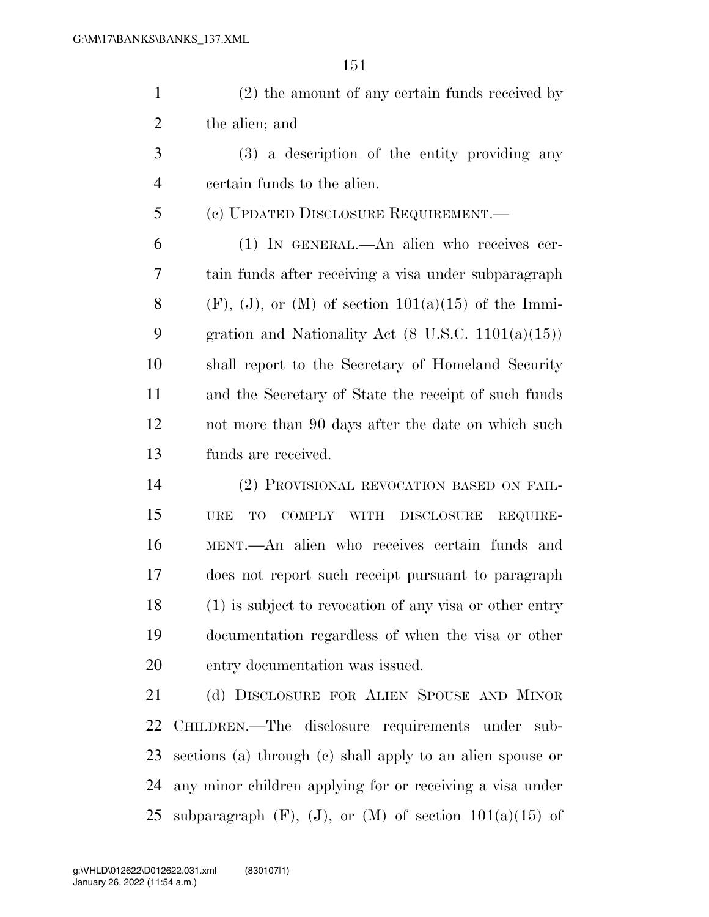(2) the amount of any certain funds received by the alien; and

(3) a description of the entity providing any certain funds to the alien.

(c) UPDATED DISCLOSURE REQUIREMENT.—

(1) IN GENERAL.—An alien who receives certain funds after receiving a visa under subparagraph (F), (J), or (M) of section 101(a)(15) of the Immigration and Nationality Act (8 U.S.C. 1101(a)(15)) shall report to the Secretary of Homeland Security and the Secretary of State the receipt of such funds not more than 90 days after the date on which such funds are received.

(2) PROVISIONAL REVOCATION BASED ON FAILURE TO COMPLY WITH DISCLOSURE REQUIREMENT.—An alien who receives certain funds and does not report such receipt pursuant to paragraph (1) is subject to revocation of any visa or other entry documentation regardless of when the visa or other entry documentation was issued.

(d) DISCLOSURE FOR ALIEN SPOUSE AND MINOR CHILDREN.—The disclosure requirements under subsections (a) through (c) shall apply to an alien spouse or any minor children applying for or receiving a visa under subparagraph (F), (J), or (M) of section 101(a)(15) of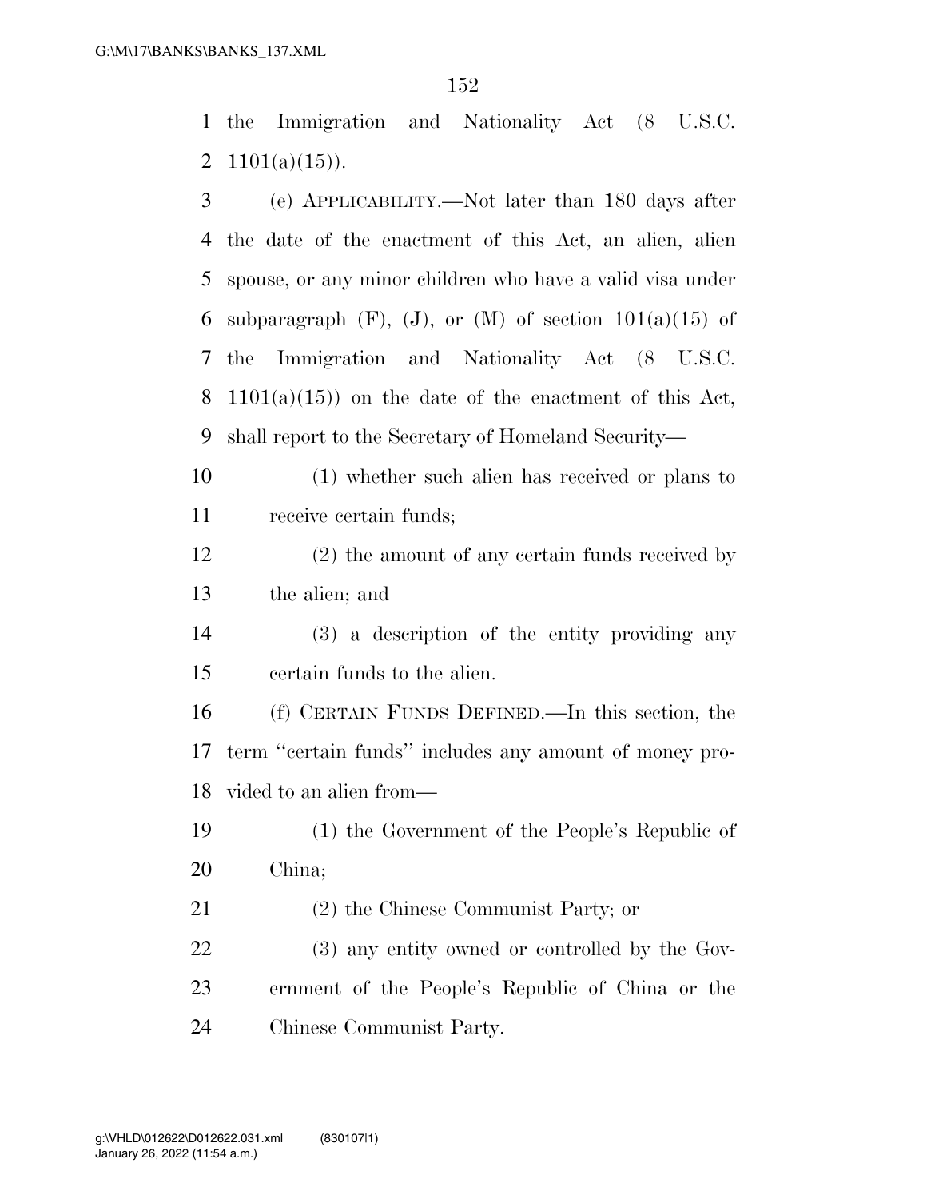the Immigration and Nationality Act (8 U.S.C. 1101(a)(15)).

(e) APPLICABILITY.—Not later than 180 days after the date of the enactment of this Act, an alien, alien spouse, or any minor children who have a valid visa under subparagraph (F), (J), or (M) of section 101(a)(15) of the Immigration and Nationality Act (8 U.S.C. 1101(a)(15)) on the date of the enactment of this Act, shall report to the Secretary of Homeland Security—

(1) whether such alien has received or plans to receive certain funds;

(2) the amount of any certain funds received by the alien; and

(3) a description of the entity providing any certain funds to the alien.

(f) CERTAIN FUNDS DEFINED.—In this section, the term "certain funds" includes any amount of money provided to an alien from—

(1) the Government of the People's Republic of China;

(2) the Chinese Communist Party; or

(3) any entity owned or controlled by the Government of the People's Republic of China or the Chinese Communist Party.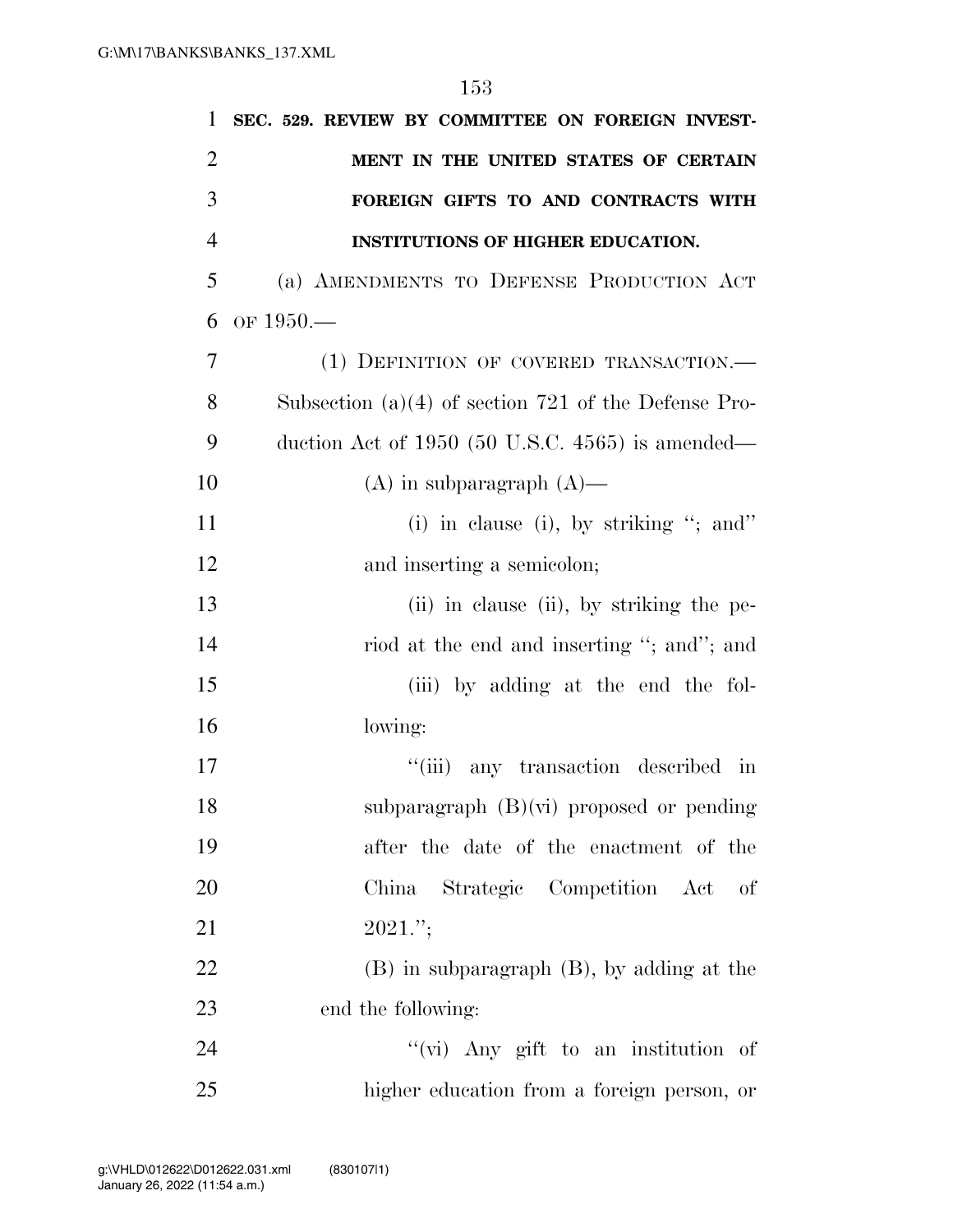**SEC. 529. REVIEW BY COMMITTEE ON FOREIGN INVESTMENT IN THE UNITED STATES OF CERTAIN FOREIGN GIFTS TO AND CONTRACTS WITH INSTITUTIONS OF HIGHER EDUCATION.**

(a) AMENDMENTS TO DEFENSE PRODUCTION ACT OF 1950.—

(1) DEFINITION OF COVERED TRANSACTION.— Subsection (a)(4) of section 721 of the Defense Production Act of 1950 (50 U.S.C. 4565) is amended—

(A) in subparagraph (A)—

(i) in clause (i), by striking ''; and'' and inserting a semicolon;

(ii) in clause (ii), by striking the period at the end and inserting ''; and''; and

(iii) by adding at the end the following:

''(iii) any transaction described in subparagraph (B)(vi) proposed or pending after the date of the enactment of the China Strategic Competition Act of 2021.'';

(B) in subparagraph (B), by adding at the end the following:

''(vi) Any gift to an institution of higher education from a foreign person, or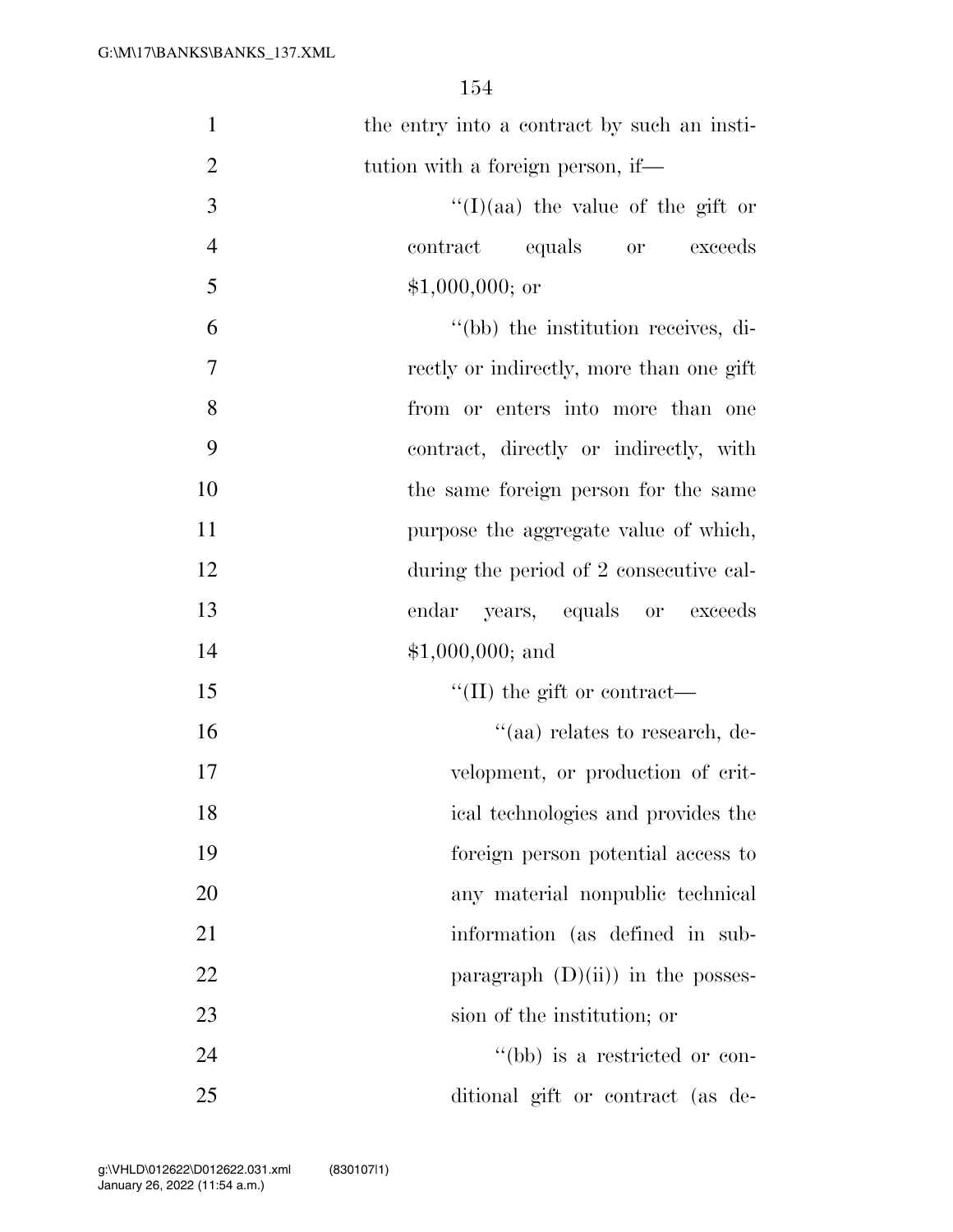the entry into a contract by such an institution with a foreign person, if—

''(I)(aa) the value of the gift or contract equals or exceeds $1,000,000; or

''(bb) the institution receives, directly or indirectly, more than one gift from or enters into more than one contract, directly or indirectly, with the same foreign person for the same purpose the aggregate value of which, during the period of 2 consecutive calendar years, equals or exceeds $1,000,000; and

''(II) the gift or contract—

''(aa) relates to research, development, or production of critical technologies and provides the foreign person potential access to any material nonpublic technical information (as defined in subparagraph (D)(ii)) in the possession of the institution; or

''(bb) is a restricted or conditional gift or contract (as de-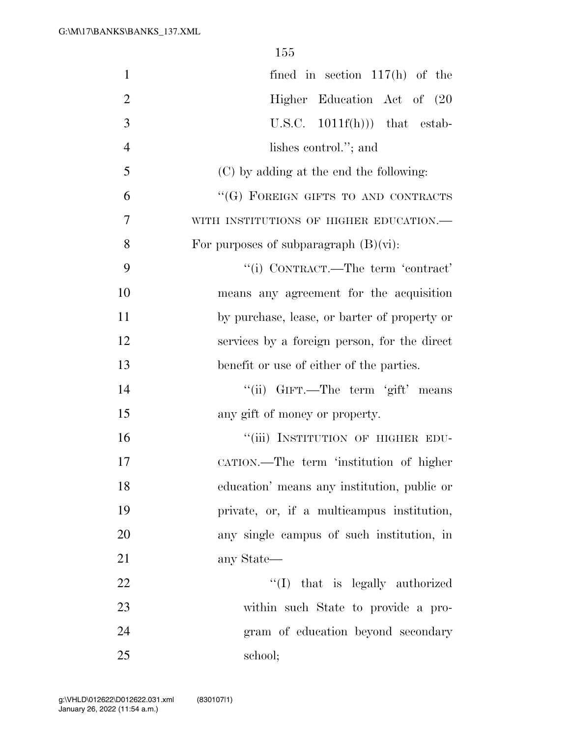fined in section 117(h) of the Higher Education Act of (20 U.S.C. 1011f(h))) that establishes control.''; and

(C) by adding at the end the following:

''(G) FOREIGN GIFTS TO AND CONTRACTS WITH INSTITUTIONS OF HIGHER EDUCATION.— For purposes of subparagraph (B)(vi):

''(i) CONTRACT.—The term 'contract' means any agreement for the acquisition by purchase, lease, or barter of property or services by a foreign person, for the direct benefit or use of either of the parties.

''(ii) GIFT.—The term 'gift' means any gift of money or property.

''(iii) INSTITUTION OF HIGHER EDUCATION.—The term 'institution of higher education' means any institution, public or private, or, if a multicampus institution, any single campus of such institution, in any State—

''(I) that is legally authorized within such State to provide a program of education beyond secondary school;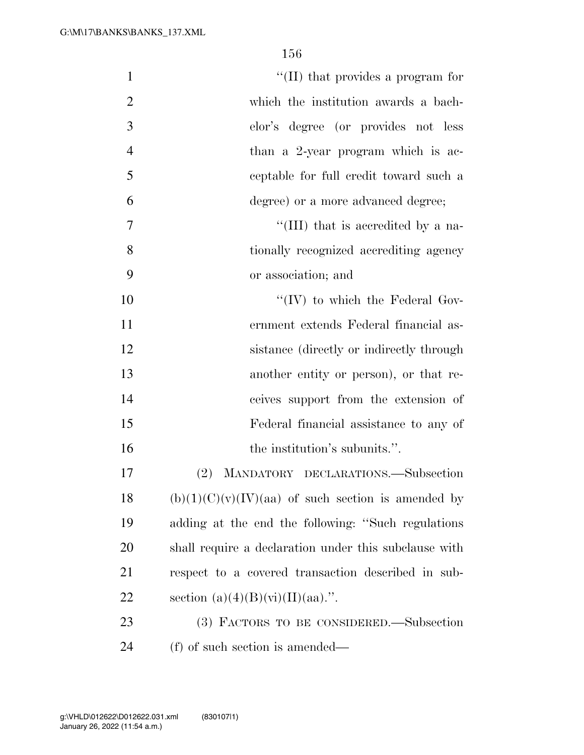"(II) that provides a program for which the institution awards a bachelor's degree (or provides not less than a 2-year program which is acceptable for full credit toward such a degree) or a more advanced degree;

"(III) that is accredited by a nationally recognized accrediting agency or association; and

"(IV) to which the Federal Government extends Federal financial assistance (directly or indirectly through another entity or person), or that receives support from the extension of Federal financial assistance to any of the institution's subunits.".

(2) MANDATORY DECLARATIONS.—Subsection (b)(1)(C)(v)(IV)(aa) of such section is amended by adding at the end the following: "Such regulations shall require a declaration under this subclause with respect to a covered transaction described in subsection (a)(4)(B)(vi)(II)(aa).".

(3) FACTORS TO BE CONSIDERED.—Subsection (f) of such section is amended—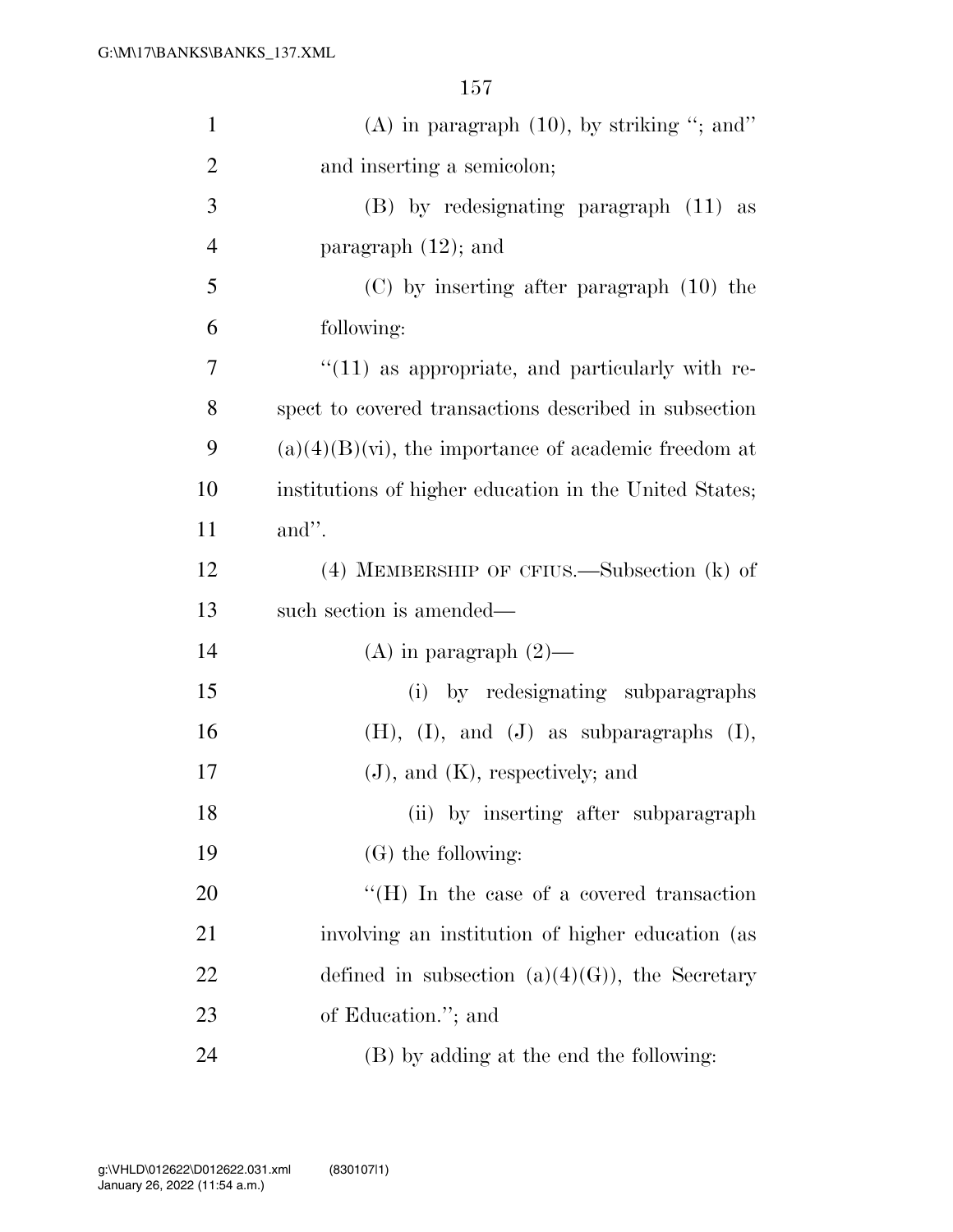(A) in paragraph (10), by striking "; and" and inserting a semicolon;

(B) by redesignating paragraph (11) as paragraph (12); and

(C) by inserting after paragraph (10) the following:

"(11) as appropriate, and particularly with respect to covered transactions described in subsection (a)(4)(B)(vi), the importance of academic freedom at institutions of higher education in the United States; and".

(4) MEMBERSHIP OF CFIUS.—Subsection (k) of such section is amended—

(A) in paragraph (2)—

(i) by redesignating subparagraphs (H), (I), and (J) as subparagraphs (I), (J), and (K), respectively; and

(ii) by inserting after subparagraph (G) the following:

"(H) In the case of a covered transaction involving an institution of higher education (as defined in subsection (a)(4)(G)), the Secretary of Education."; and

(B) by adding at the end the following: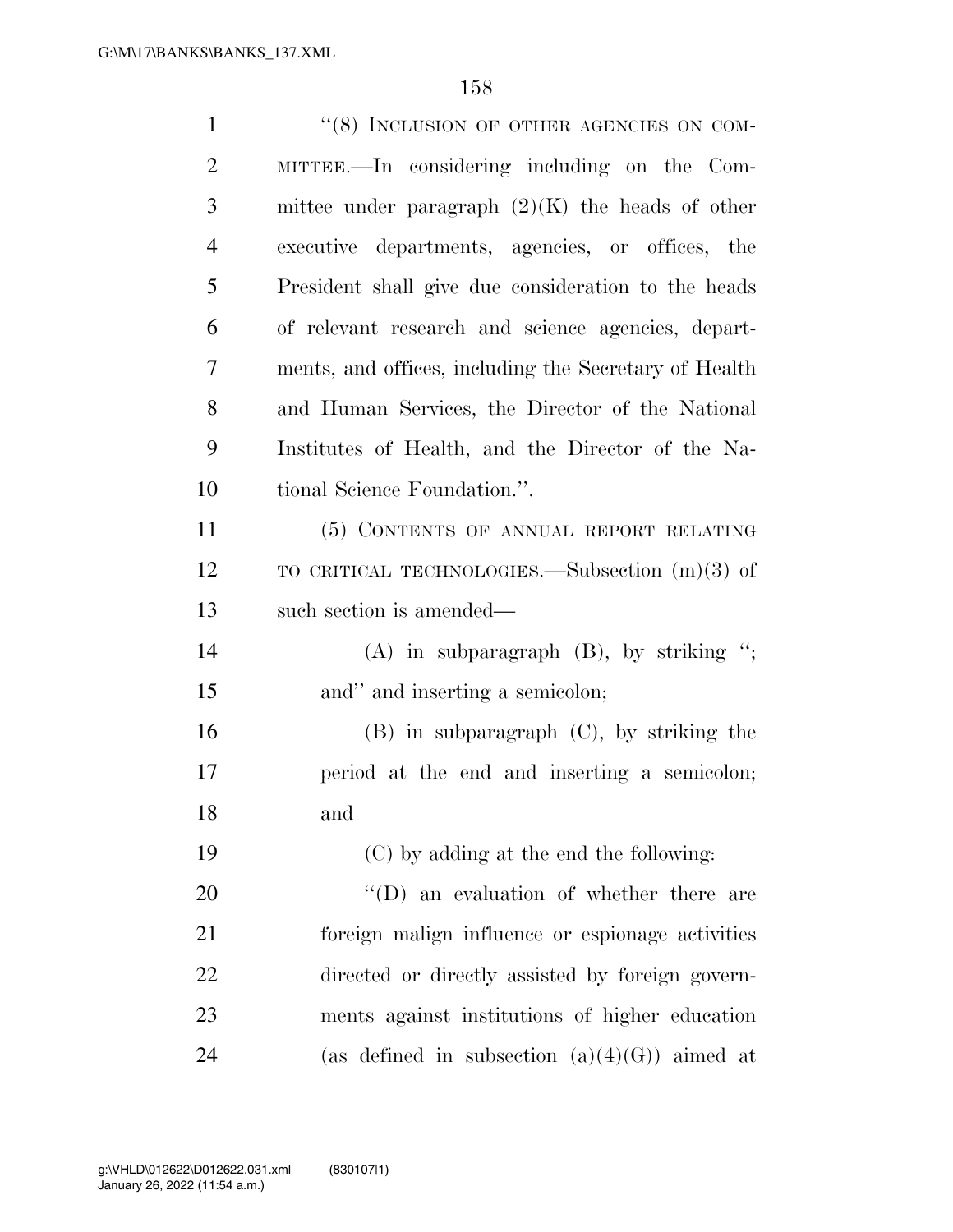"(8) INCLUSION OF OTHER AGENCIES ON COMMITTEE.—In considering including on the Committee under paragraph (2)(K) the heads of other executive departments, agencies, or offices, the President shall give due consideration to the heads of relevant research and science agencies, departments, and offices, including the Secretary of Health and Human Services, the Director of the National Institutes of Health, and the Director of the National Science Foundation.".

(5) CONTENTS OF ANNUAL REPORT RELATING TO CRITICAL TECHNOLOGIES.—Subsection (m)(3) of such section is amended—

(A) in subparagraph (B), by striking "; and" and inserting a semicolon;

(B) in subparagraph (C), by striking the period at the end and inserting a semicolon; and

(C) by adding at the end the following:

"(D) an evaluation of whether there are foreign malign influence or espionage activities directed or directly assisted by foreign governments against institutions of higher education (as defined in subsection (a)(4)(G)) aimed at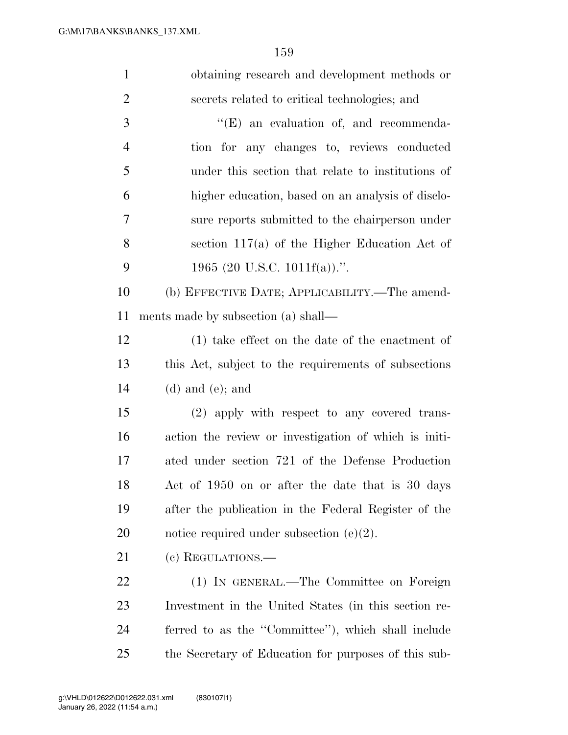obtaining research and development methods or secrets related to critical technologies; and

"(E) an evaluation of, and recommendation for any changes to, reviews conducted under this section that relate to institutions of higher education, based on an analysis of disclosure reports submitted to the chairperson under section 117(a) of the Higher Education Act of 1965 (20 U.S.C. 1011f(a)).".

(b) EFFECTIVE DATE; APPLICABILITY.—The amendments made by subsection (a) shall—

(1) take effect on the date of the enactment of this Act, subject to the requirements of subsections (d) and (e); and

(2) apply with respect to any covered transaction the review or investigation of which is initiated under section 721 of the Defense Production Act of 1950 on or after the date that is 30 days after the publication in the Federal Register of the notice required under subsection (e)(2).

(c) REGULATIONS.—

(1) IN GENERAL.—The Committee on Foreign Investment in the United States (in this section referred to as the "Committee"), which shall include the Secretary of Education for purposes of this sub-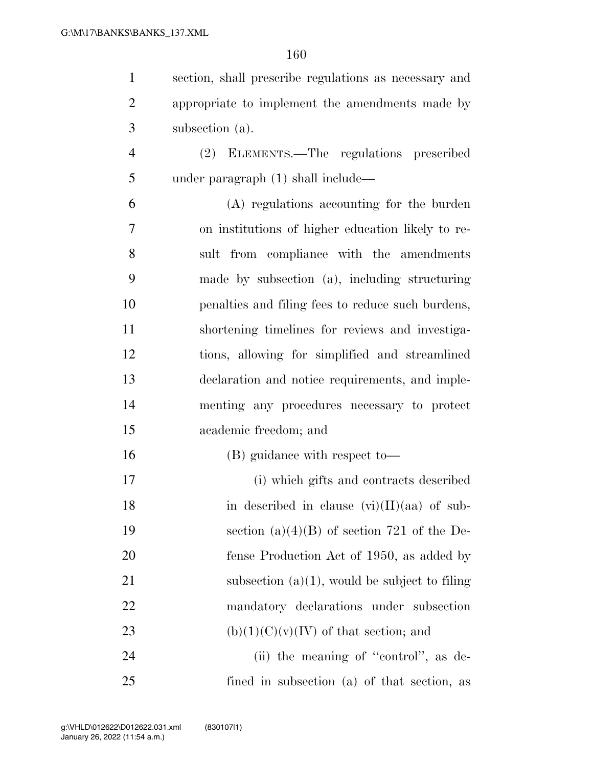section, shall prescribe regulations as necessary and appropriate to implement the amendments made by subsection (a).

(2) ELEMENTS.—The regulations prescribed under paragraph (1) shall include—

(A) regulations accounting for the burden on institutions of higher education likely to result from compliance with the amendments made by subsection (a), including structuring penalties and filing fees to reduce such burdens, shortening timelines for reviews and investigations, allowing for simplified and streamlined declaration and notice requirements, and implementing any procedures necessary to protect academic freedom; and

(B) guidance with respect to—

(i) which gifts and contracts described in described in clause (vi)(II)(aa) of subsection (a)(4)(B) of section 721 of the Defense Production Act of 1950, as added by subsection (a)(1), would be subject to filing mandatory declarations under subsection (b)(1)(C)(v)(IV) of that section; and

(ii) the meaning of "control", as defined in subsection (a) of that section, as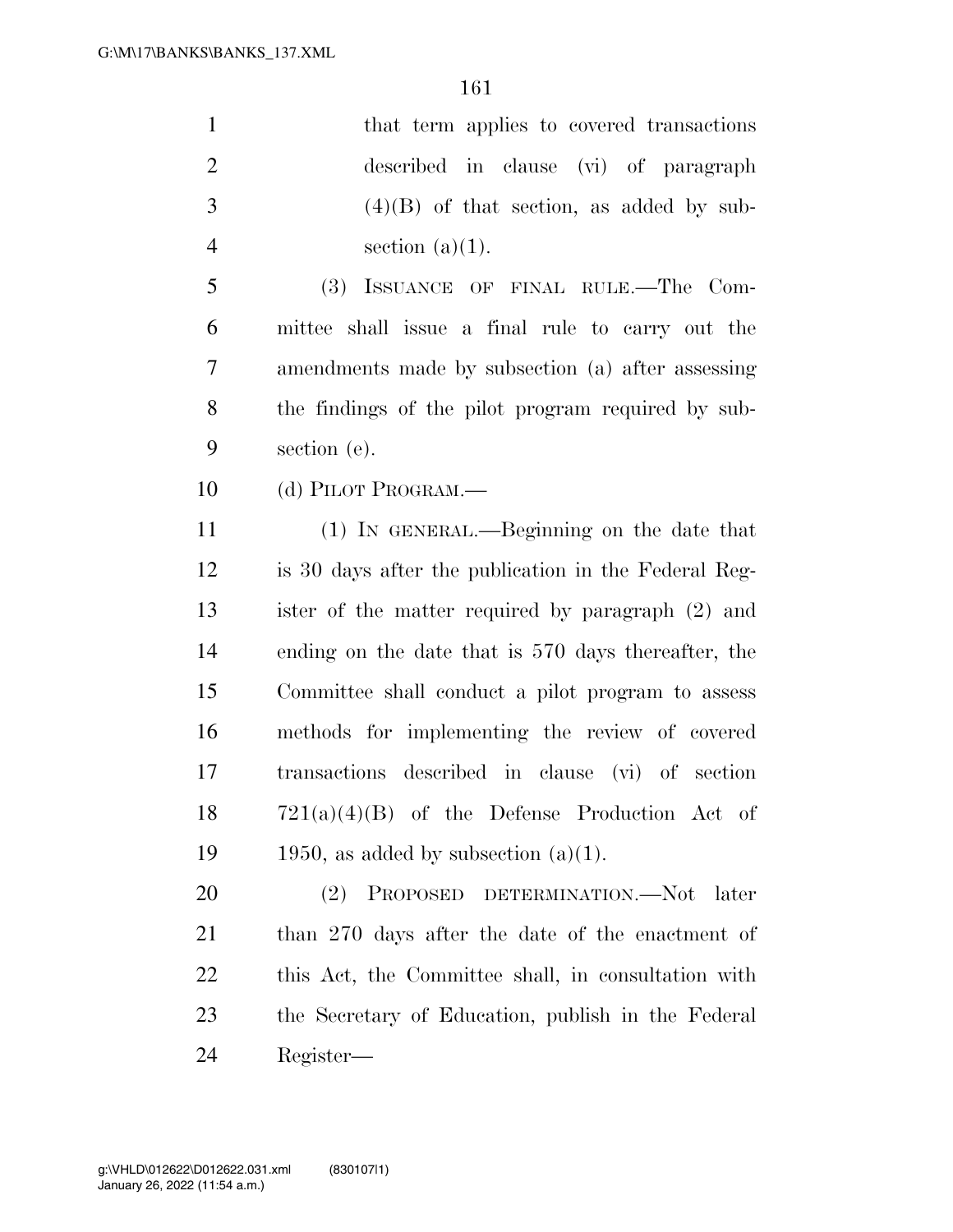that term applies to covered transactions described in clause (vi) of paragraph (4)(B) of that section, as added by subsection (a)(1).

(3) ISSUANCE OF FINAL RULE.—The Committee shall issue a final rule to carry out the amendments made by subsection (a) after assessing the findings of the pilot program required by subsection (e).

(d) PILOT PROGRAM.—

(1) IN GENERAL.—Beginning on the date that is 30 days after the publication in the Federal Register of the matter required by paragraph (2) and ending on the date that is 570 days thereafter, the Committee shall conduct a pilot program to assess methods for implementing the review of covered transactions described in clause (vi) of section 721(a)(4)(B) of the Defense Production Act of 1950, as added by subsection (a)(1).

(2) PROPOSED DETERMINATION.—Not later than 270 days after the date of the enactment of this Act, the Committee shall, in consultation with the Secretary of Education, publish in the Federal Register—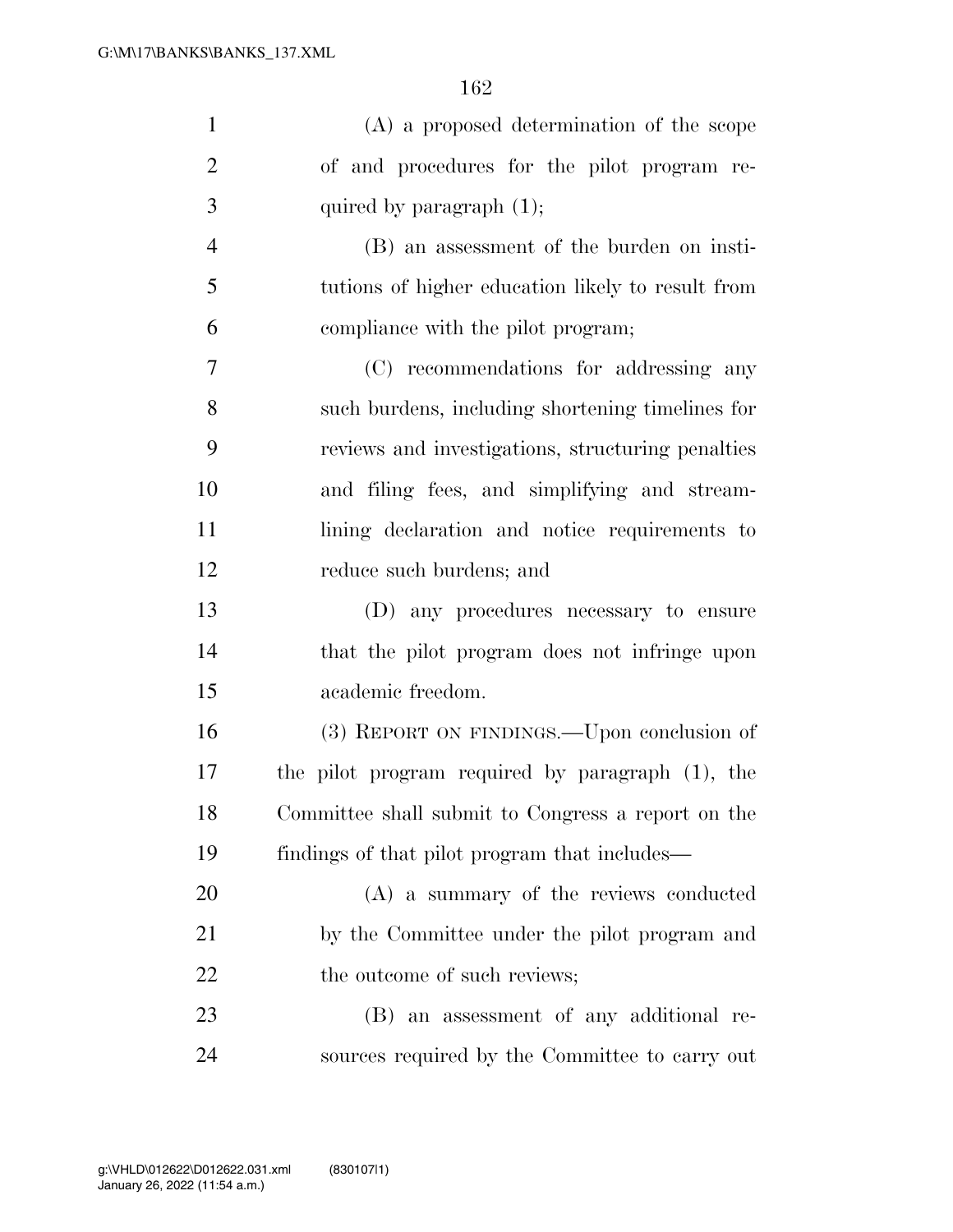(A) a proposed determination of the scope of and procedures for the pilot program required by paragraph (1);

(B) an assessment of the burden on institutions of higher education likely to result from compliance with the pilot program;

(C) recommendations for addressing any such burdens, including shortening timelines for reviews and investigations, structuring penalties and filing fees, and simplifying and streamlining declaration and notice requirements to reduce such burdens; and

(D) any procedures necessary to ensure that the pilot program does not infringe upon academic freedom.

(3) REPORT ON FINDINGS.—Upon conclusion of the pilot program required by paragraph (1), the Committee shall submit to Congress a report on the findings of that pilot program that includes—

(A) a summary of the reviews conducted by the Committee under the pilot program and the outcome of such reviews;

(B) an assessment of any additional resources required by the Committee to carry out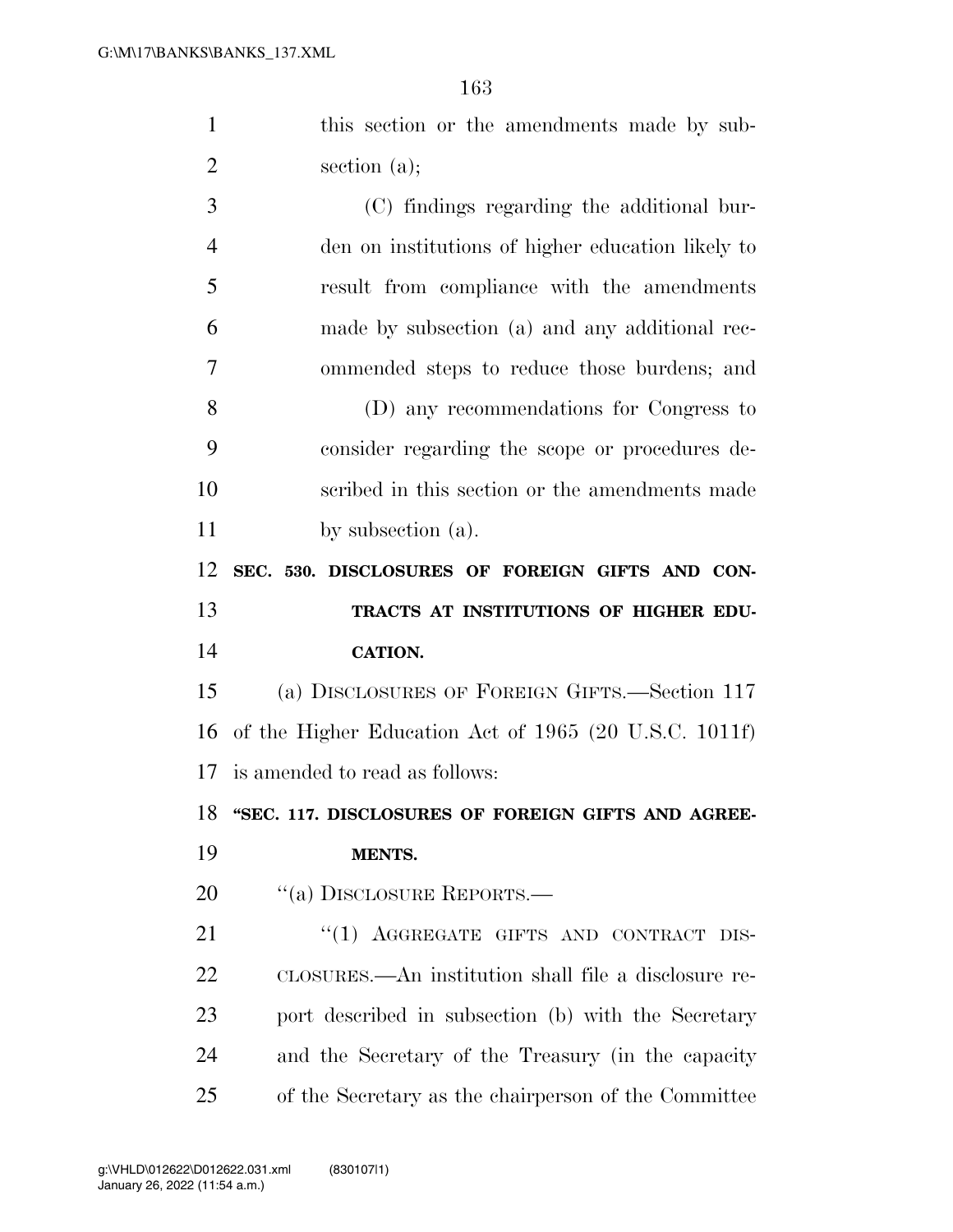this section or the amendments made by subsection (a);

(C) findings regarding the additional burden on institutions of higher education likely to result from compliance with the amendments made by subsection (a) and any additional recommended steps to reduce those burdens; and

(D) any recommendations for Congress to consider regarding the scope or procedures described in this section or the amendments made by subsection (a).

**SEC. 530. DISCLOSURES OF FOREIGN GIFTS AND CONTRACTS AT INSTITUTIONS OF HIGHER EDUCATION.**

(a) DISCLOSURES OF FOREIGN GIFTS.—Section 117 of the Higher Education Act of 1965 (20 U.S.C. 1011f) is amended to read as follows:

**"SEC. 117. DISCLOSURES OF FOREIGN GIFTS AND AGREEMENTS.**

"(a) DISCLOSURE REPORTS.—

"(1) AGGREGATE GIFTS AND CONTRACT DISCLOSURES.—An institution shall file a disclosure report described in subsection (b) with the Secretary and the Secretary of the Treasury (in the capacity of the Secretary as the chairperson of the Committee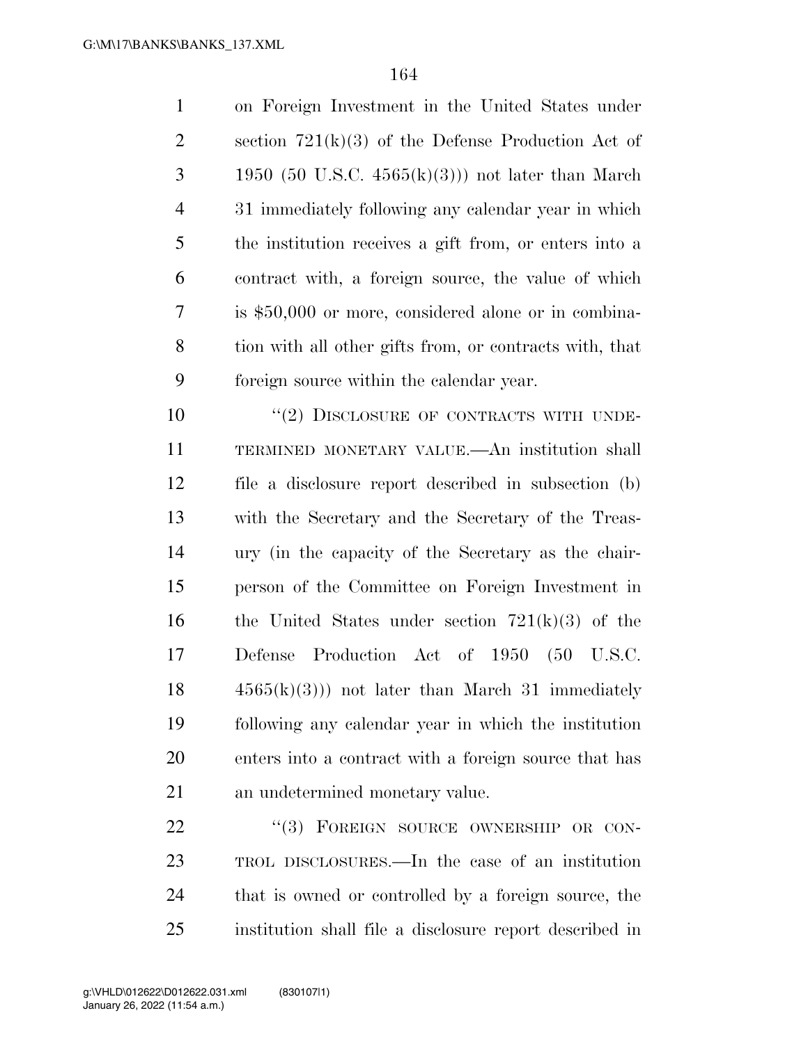on Foreign Investment in the United States under section 721(k)(3) of the Defense Production Act of 1950 (50 U.S.C. 4565(k)(3))) not later than March 31 immediately following any calendar year in which the institution receives a gift from, or enters into a contract with, a foreign source, the value of which is $50,000 or more, considered alone or in combination with all other gifts from, or contracts with, that foreign source within the calendar year.

"(2) DISCLOSURE OF CONTRACTS WITH UNDETERMINED MONETARY VALUE.—An institution shall file a disclosure report described in subsection (b) with the Secretary and the Secretary of the Treasury (in the capacity of the Secretary as the chairperson of the Committee on Foreign Investment in the United States under section 721(k)(3) of the Defense Production Act of 1950 (50 U.S.C. 4565(k)(3))) not later than March 31 immediately following any calendar year in which the institution enters into a contract with a foreign source that has an undetermined monetary value.

"(3) FOREIGN SOURCE OWNERSHIP OR CONTROL DISCLOSURES.—In the case of an institution that is owned or controlled by a foreign source, the institution shall file a disclosure report described in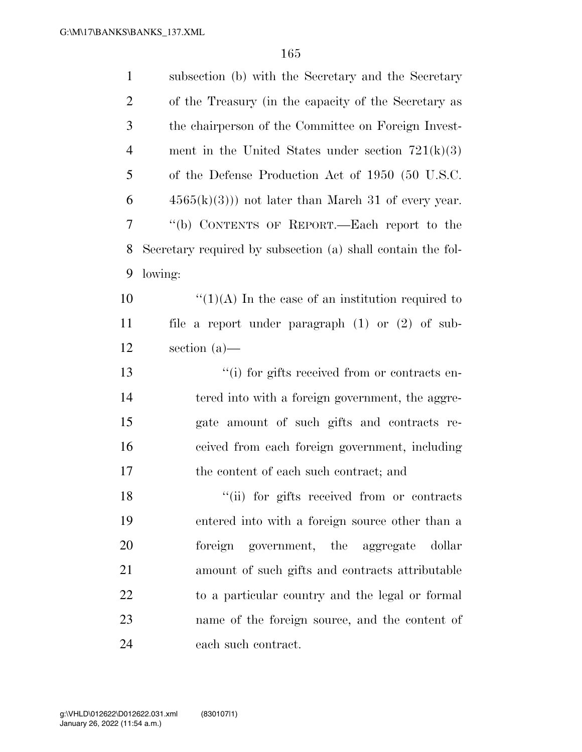subsection (b) with the Secretary and the Secretary of the Treasury (in the capacity of the Secretary as the chairperson of the Committee on Foreign Investment in the United States under section 721(k)(3) of the Defense Production Act of 1950 (50 U.S.C. 4565(k)(3))) not later than March 31 of every year.

''(b) CONTENTS OF REPORT.—Each report to the Secretary required by subsection (a) shall contain the following:

''(1)(A) In the case of an institution required to file a report under paragraph (1) or (2) of subsection (a)—

''(i) for gifts received from or contracts entered into with a foreign government, the aggregate amount of such gifts and contracts received from each foreign government, including the content of each such contract; and

''(ii) for gifts received from or contracts entered into with a foreign source other than a foreign government, the aggregate dollar amount of such gifts and contracts attributable to a particular country and the legal or formal name of the foreign source, and the content of each such contract.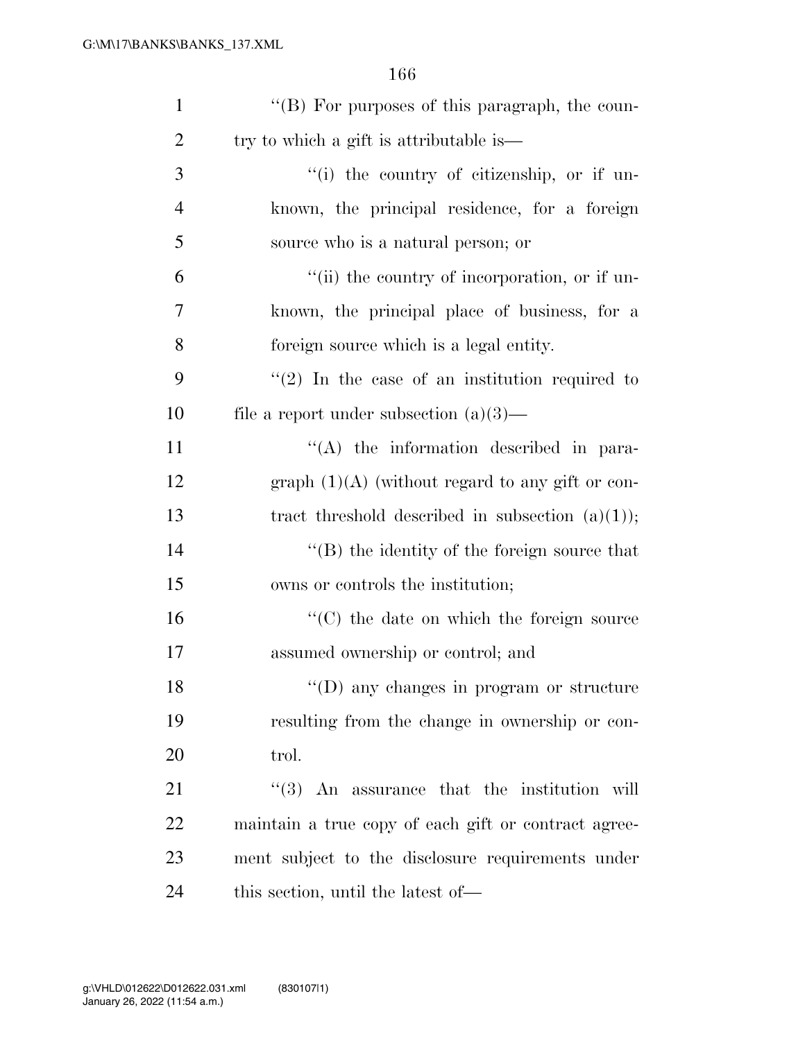''(B) For purposes of this paragraph, the country to which a gift is attributable is—

''(i) the country of citizenship, or if unknown, the principal residence, for a foreign source who is a natural person; or

''(ii) the country of incorporation, or if unknown, the principal place of business, for a foreign source which is a legal entity.

''(2) In the case of an institution required to file a report under subsection (a)(3)—

''(A) the information described in paragraph (1)(A) (without regard to any gift or contract threshold described in subsection (a)(1));

''(B) the identity of the foreign source that owns or controls the institution;

''(C) the date on which the foreign source assumed ownership or control; and

''(D) any changes in program or structure resulting from the change in ownership or control.

''(3) An assurance that the institution will maintain a true copy of each gift or contract agreement subject to the disclosure requirements under this section, until the latest of—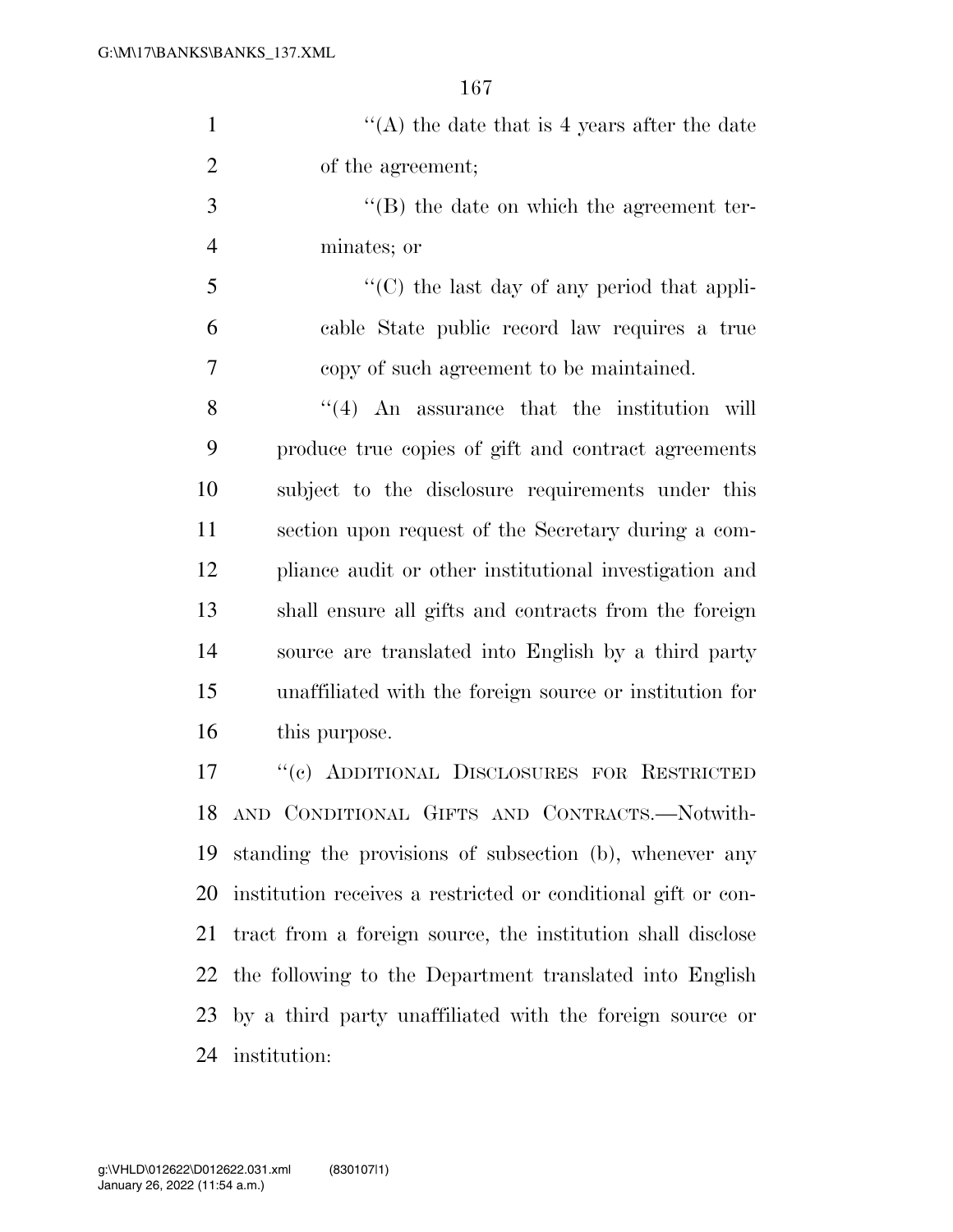"(A) the date that is 4 years after the date of the agreement;

"(B) the date on which the agreement terminates; or

"(C) the last day of any period that applicable State public record law requires a true copy of such agreement to be maintained.

"(4) An assurance that the institution will produce true copies of gift and contract agreements subject to the disclosure requirements under this section upon request of the Secretary during a compliance audit or other institutional investigation and shall ensure all gifts and contracts from the foreign source are translated into English by a third party unaffiliated with the foreign source or institution for this purpose.

"(c) ADDITIONAL DISCLOSURES FOR RESTRICTED AND CONDITIONAL GIFTS AND CONTRACTS.—Notwithstanding the provisions of subsection (b), whenever any institution receives a restricted or conditional gift or contract from a foreign source, the institution shall disclose the following to the Department translated into English by a third party unaffiliated with the foreign source or institution: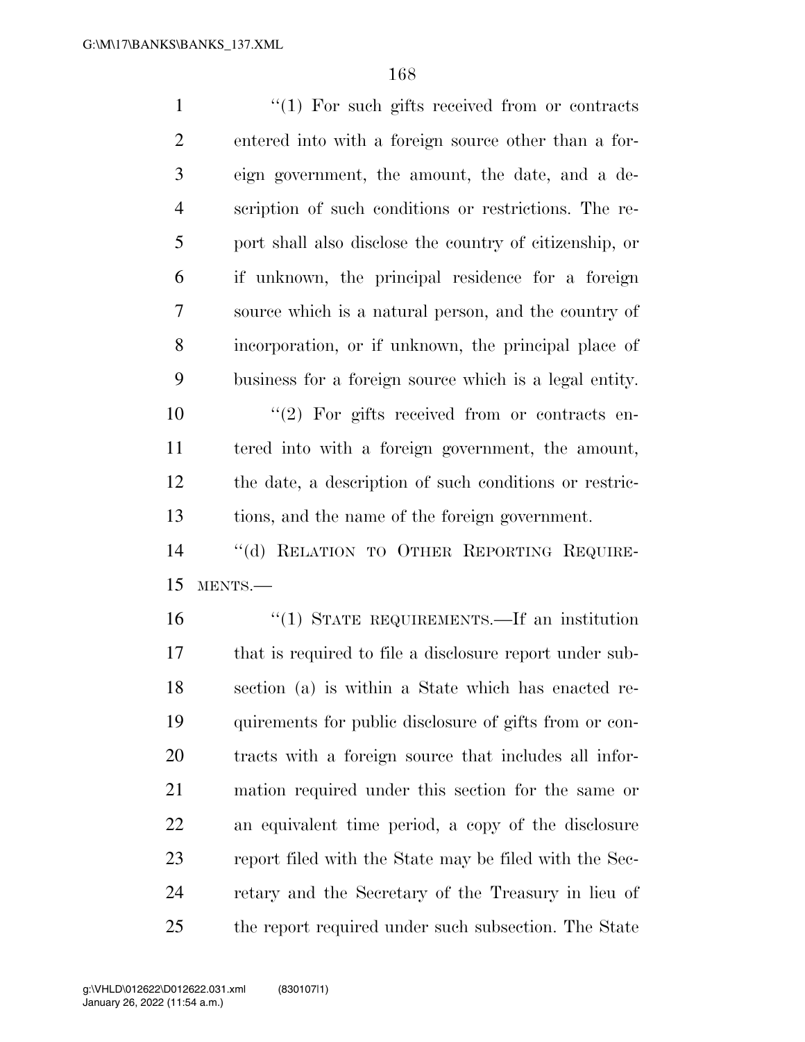''(1) For such gifts received from or contracts entered into with a foreign source other than a foreign government, the amount, the date, and a description of such conditions or restrictions. The report shall also disclose the country of citizenship, or if unknown, the principal residence for a foreign source which is a natural person, and the country of incorporation, or if unknown, the principal place of business for a foreign source which is a legal entity.

''(2) For gifts received from or contracts entered into with a foreign government, the amount, the date, a description of such conditions or restrictions, and the name of the foreign government.

''(d) RELATION TO OTHER REPORTING REQUIREMENTS.—

''(1) STATE REQUIREMENTS.—If an institution that is required to file a disclosure report under subsection (a) is within a State which has enacted requirements for public disclosure of gifts from or contracts with a foreign source that includes all information required under this section for the same or an equivalent time period, a copy of the disclosure report filed with the State may be filed with the Secretary and the Secretary of the Treasury in lieu of the report required under such subsection. The State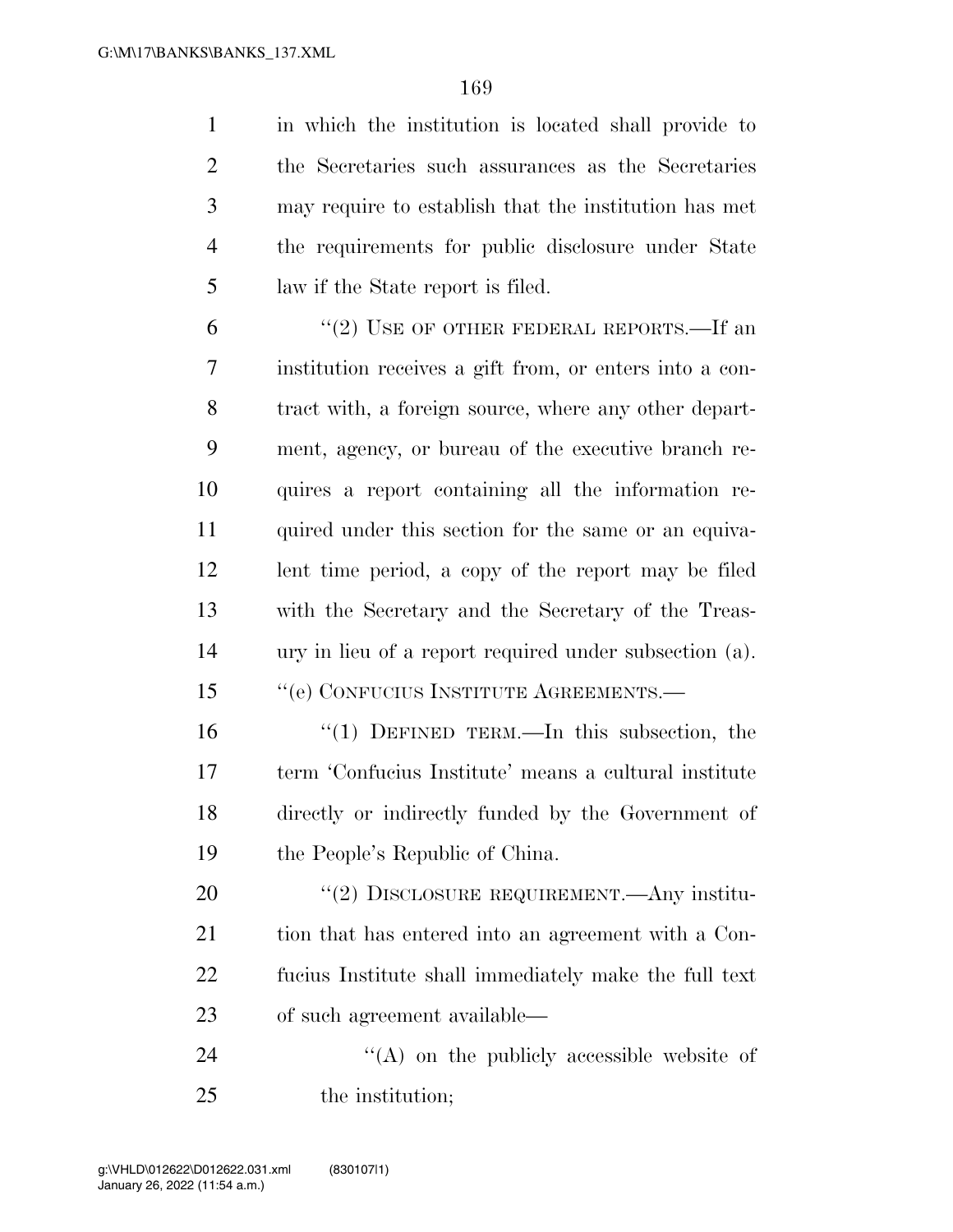in which the institution is located shall provide to the Secretaries such assurances as the Secretaries may require to establish that the institution has met the requirements for public disclosure under State law if the State report is filed.

''(2) USE OF OTHER FEDERAL REPORTS.—If an institution receives a gift from, or enters into a contract with, a foreign source, where any other department, agency, or bureau of the executive branch requires a report containing all the information required under this section for the same or an equivalent time period, a copy of the report may be filed with the Secretary and the Secretary of the Treasury in lieu of a report required under subsection (a).

''(e) CONFUCIUS INSTITUTE AGREEMENTS.—

''(1) DEFINED TERM.—In this subsection, the term 'Confucius Institute' means a cultural institute directly or indirectly funded by the Government of the People's Republic of China.

''(2) DISCLOSURE REQUIREMENT.—Any institution that has entered into an agreement with a Confucius Institute shall immediately make the full text of such agreement available—

''(A) on the publicly accessible website of the institution;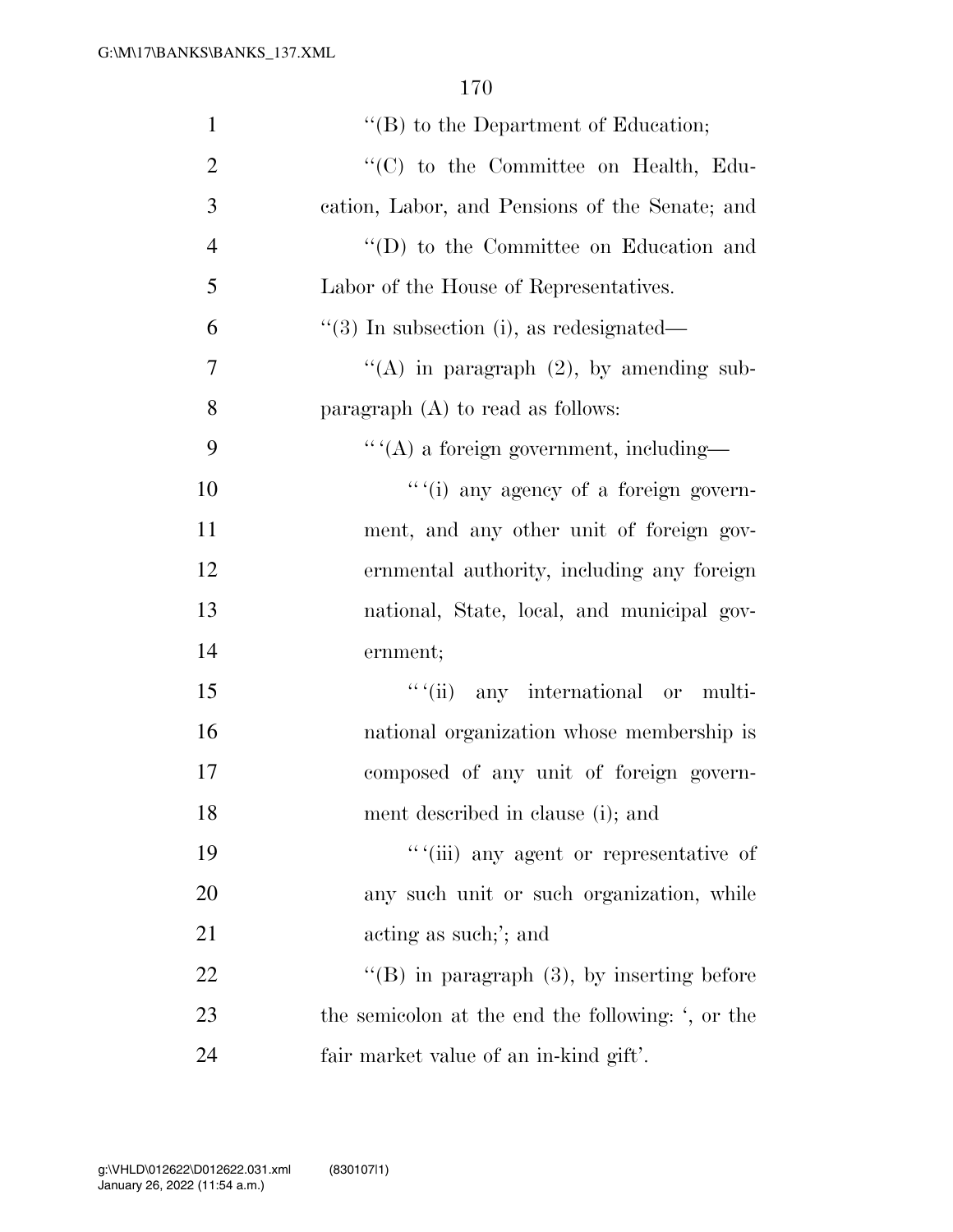''(B) to the Department of Education;

''(C) to the Committee on Health, Education, Labor, and Pensions of the Senate; and

''(D) to the Committee on Education and Labor of the House of Representatives.

''(3) In subsection (i), as redesignated—

''(A) in paragraph (2), by amending subparagraph (A) to read as follows:

'' '(A) a foreign government, including—

'' '(i) any agency of a foreign government, and any other unit of foreign governmental authority, including any foreign national, State, local, and municipal government;

'' '(ii) any international or multinational organization whose membership is composed of any unit of foreign government described in clause (i); and

'' '(iii) any agent or representative of any such unit or such organization, while acting as such;'; and

''(B) in paragraph (3), by inserting before the semicolon at the end the following: ', or the fair market value of an in-kind gift'.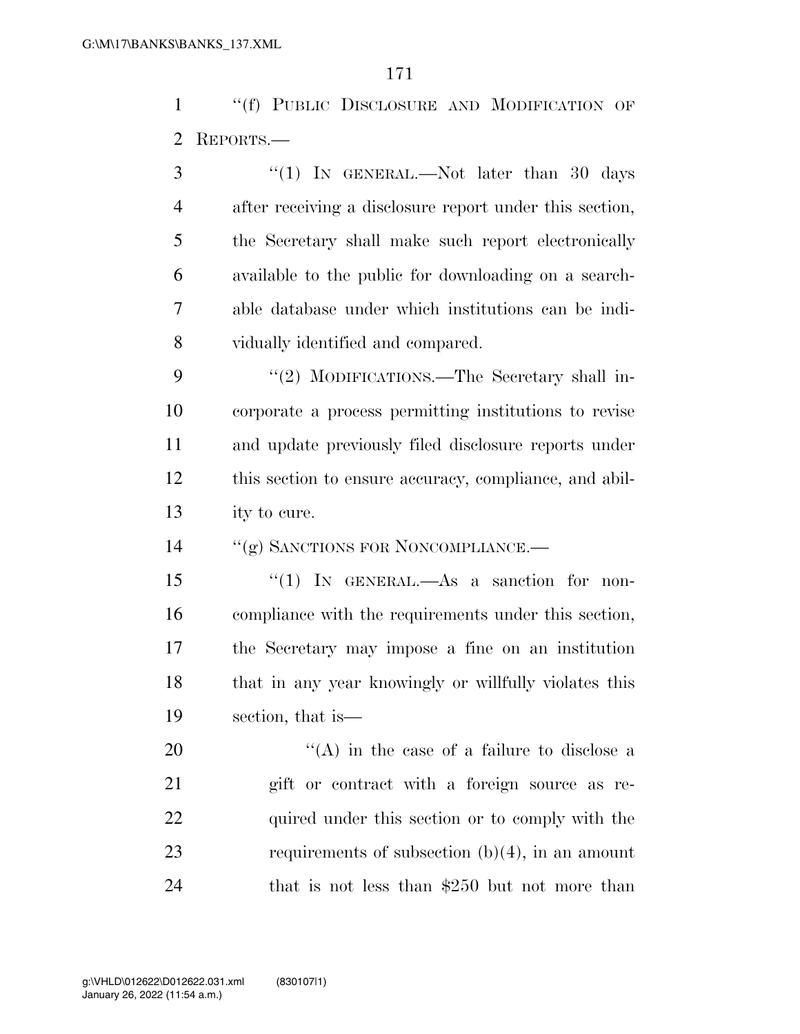"(f) PUBLIC DISCLOSURE AND MODIFICATION OF REPORTS.—

"(1) IN GENERAL.—Not later than 30 days after receiving a disclosure report under this section, the Secretary shall make such report electronically available to the public for downloading on a searchable database under which institutions can be individually identified and compared.

"(2) MODIFICATIONS.—The Secretary shall incorporate a process permitting institutions to revise and update previously filed disclosure reports under this section to ensure accuracy, compliance, and ability to cure.

"(g) SANCTIONS FOR NONCOMPLIANCE.—

"(1) IN GENERAL.—As a sanction for noncompliance with the requirements under this section, the Secretary may impose a fine on an institution that in any year knowingly or willfully violates this section, that is—

"(A) in the case of a failure to disclose a gift or contract with a foreign source as required under this section or to comply with the requirements of subsection (b)(4), in an amount that is not less than $250 but not more than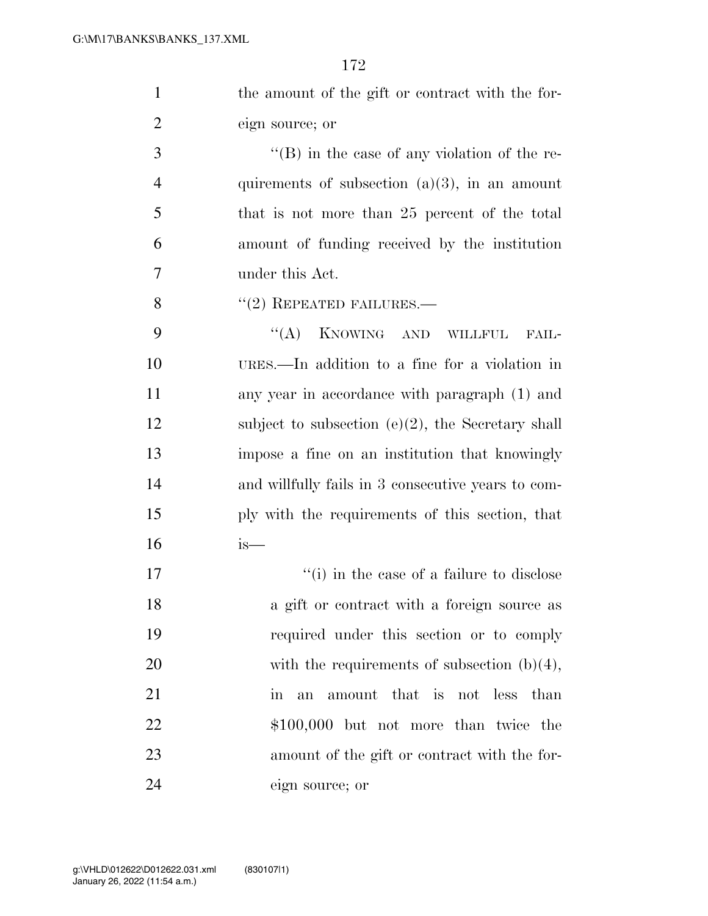the amount of the gift or contract with the foreign source; or

''(B) in the case of any violation of the requirements of subsection (a)(3), in an amount that is not more than 25 percent of the total amount of funding received by the institution under this Act.

''(2) REPEATED FAILURES.—

''(A) KNOWING AND WILLFUL FAILURES.—In addition to a fine for a violation in any year in accordance with paragraph (1) and subject to subsection (e)(2), the Secretary shall impose a fine on an institution that knowingly and willfully fails in 3 consecutive years to comply with the requirements of this section, that is—

''(i) in the case of a failure to disclose a gift or contract with a foreign source as required under this section or to comply with the requirements of subsection (b)(4), in an amount that is not less than $100,000 but not more than twice the amount of the gift or contract with the foreign source; or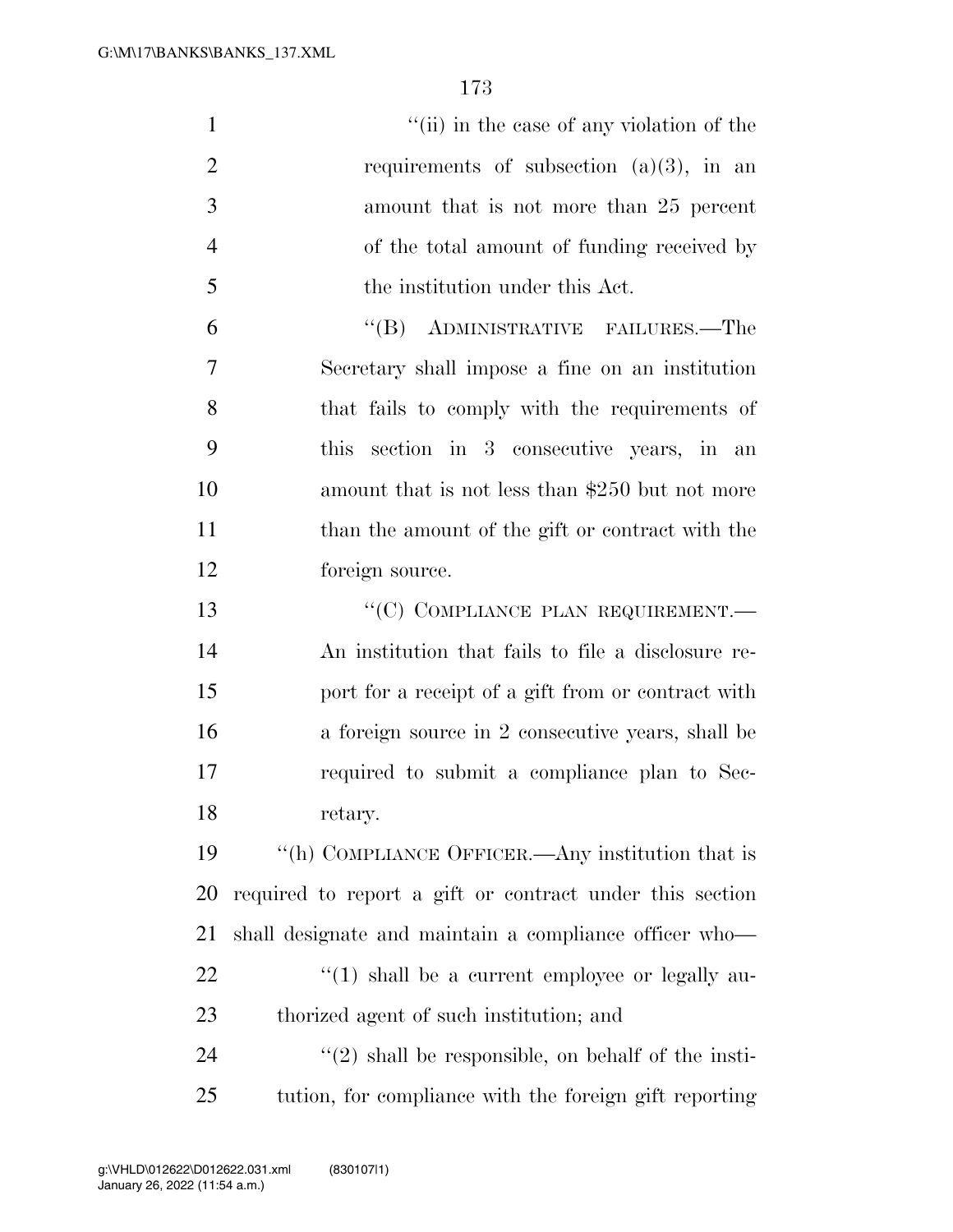''(ii) in the case of any violation of the requirements of subsection (a)(3), in an amount that is not more than 25 percent of the total amount of funding received by the institution under this Act.

''(B) ADMINISTRATIVE FAILURES.—The Secretary shall impose a fine on an institution that fails to comply with the requirements of this section in 3 consecutive years, in an amount that is not less than $250 but not more than the amount of the gift or contract with the foreign source.

''(C) COMPLIANCE PLAN REQUIREMENT.—An institution that fails to file a disclosure report for a receipt of a gift from or contract with a foreign source in 2 consecutive years, shall be required to submit a compliance plan to Secretary.

''(h) COMPLIANCE OFFICER.—Any institution that is required to report a gift or contract under this section shall designate and maintain a compliance officer who—

''(1) shall be a current employee or legally authorized agent of such institution; and

''(2) shall be responsible, on behalf of the institution, for compliance with the foreign gift reporting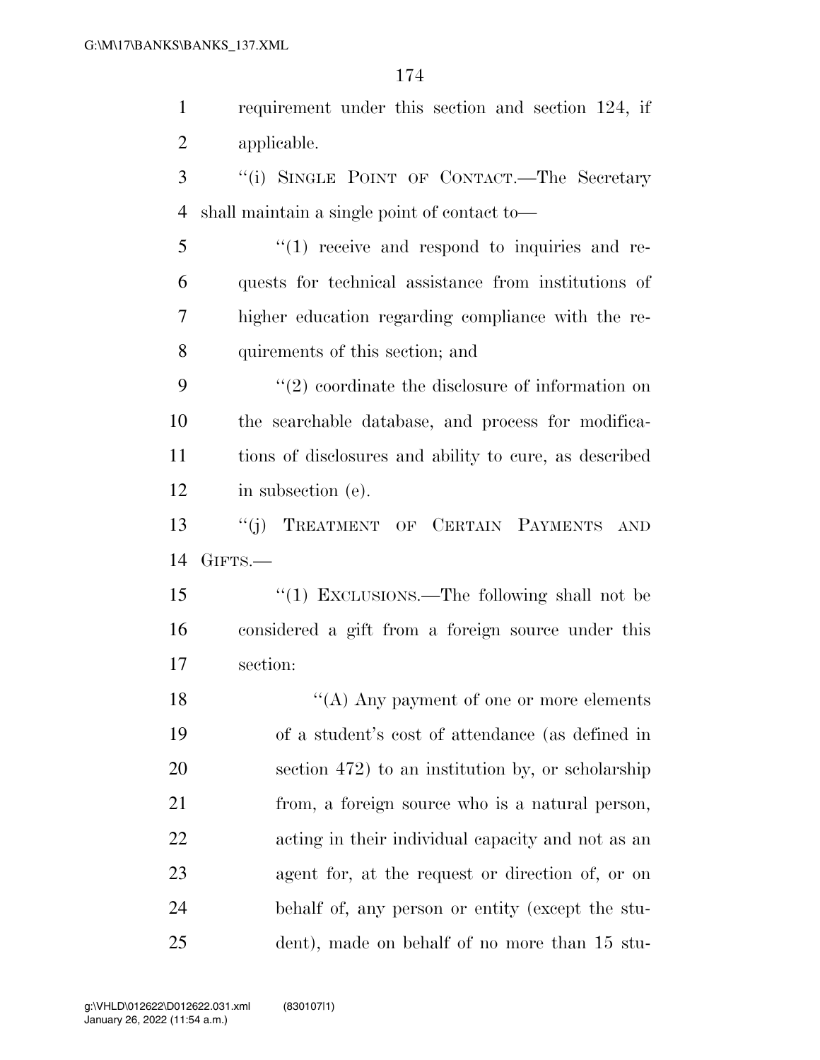requirement under this section and section 124, if applicable.

"(i) SINGLE POINT OF CONTACT.—The Secretary shall maintain a single point of contact to—

"(1) receive and respond to inquiries and requests for technical assistance from institutions of higher education regarding compliance with the requirements of this section; and

"(2) coordinate the disclosure of information on the searchable database, and process for modifications of disclosures and ability to cure, as described in subsection (e).

"(j) TREATMENT OF CERTAIN PAYMENTS AND GIFTS.—

"(1) EXCLUSIONS.—The following shall not be considered a gift from a foreign source under this section:

"(A) Any payment of one or more elements of a student's cost of attendance (as defined in section 472) to an institution by, or scholarship from, a foreign source who is a natural person, acting in their individual capacity and not as an agent for, at the request or direction of, or on behalf of, any person or entity (except the student), made on behalf of no more than 15 stu-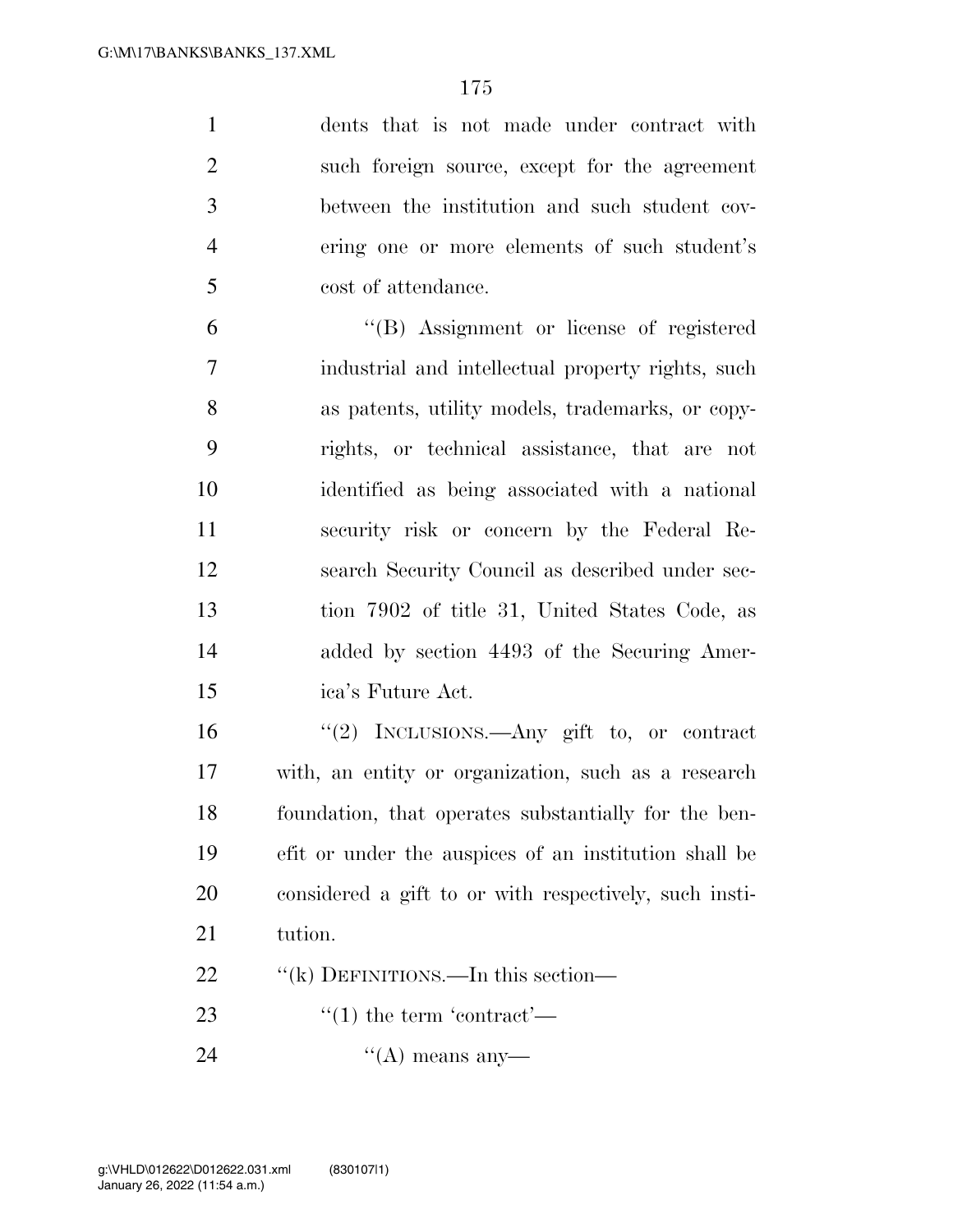dents that is not made under contract with such foreign source, except for the agreement between the institution and such student covering one or more elements of such student's cost of attendance.

"(B) Assignment or license of registered industrial and intellectual property rights, such as patents, utility models, trademarks, or copyrights, or technical assistance, that are not identified as being associated with a national security risk or concern by the Federal Research Security Council as described under section 7902 of title 31, United States Code, as added by section 4493 of the Securing America's Future Act.

"(2) INCLUSIONS.—Any gift to, or contract with, an entity or organization, such as a research foundation, that operates substantially for the benefit or under the auspices of an institution shall be considered a gift to or with respectively, such institution.

"(k) DEFINITIONS.—In this section—

"(1) the term 'contract'—

"(A) means any—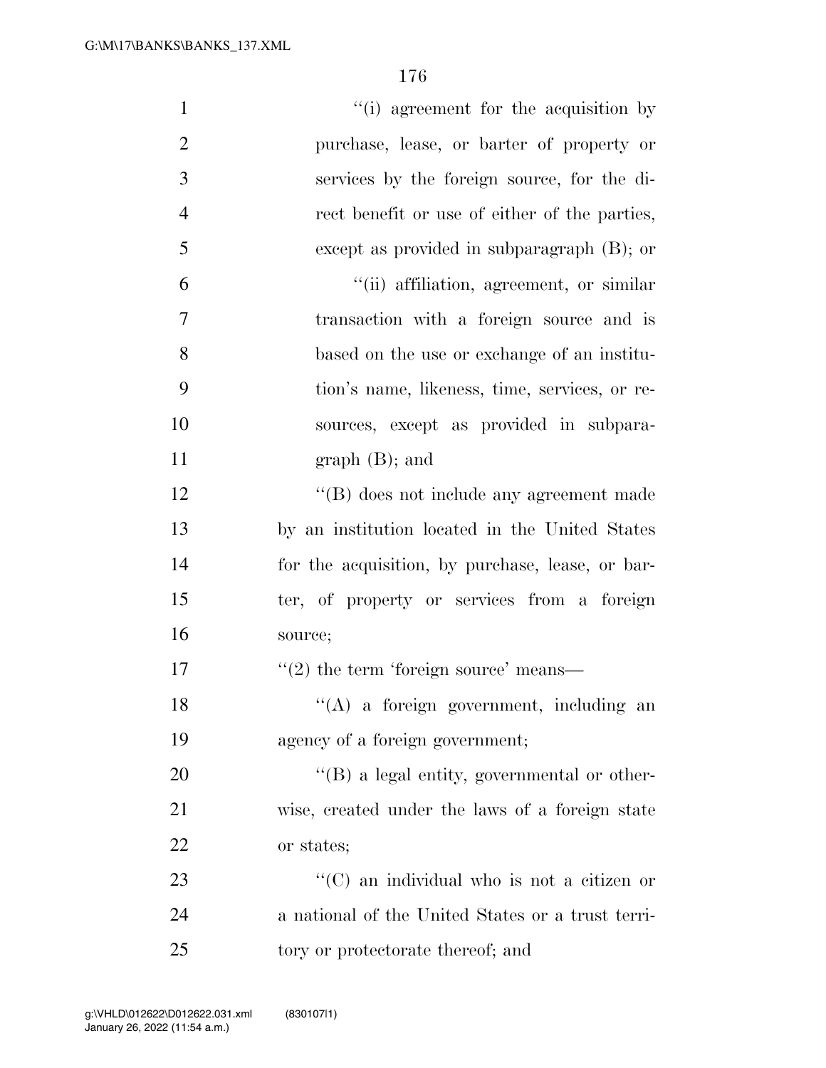"(i) agreement for the acquisition by purchase, lease, or barter of property or services by the foreign source, for the direct benefit or use of either of the parties, except as provided in subparagraph (B); or

"(ii) affiliation, agreement, or similar transaction with a foreign source and is based on the use or exchange of an institution's name, likeness, time, services, or resources, except as provided in subparagraph (B); and

"(B) does not include any agreement made by an institution located in the United States for the acquisition, by purchase, lease, or barter, of property or services from a foreign source;

"(2) the term 'foreign source' means—

"(A) a foreign government, including an agency of a foreign government;

"(B) a legal entity, governmental or otherwise, created under the laws of a foreign state or states;

"(C) an individual who is not a citizen or a national of the United States or a trust territory or protectorate thereof; and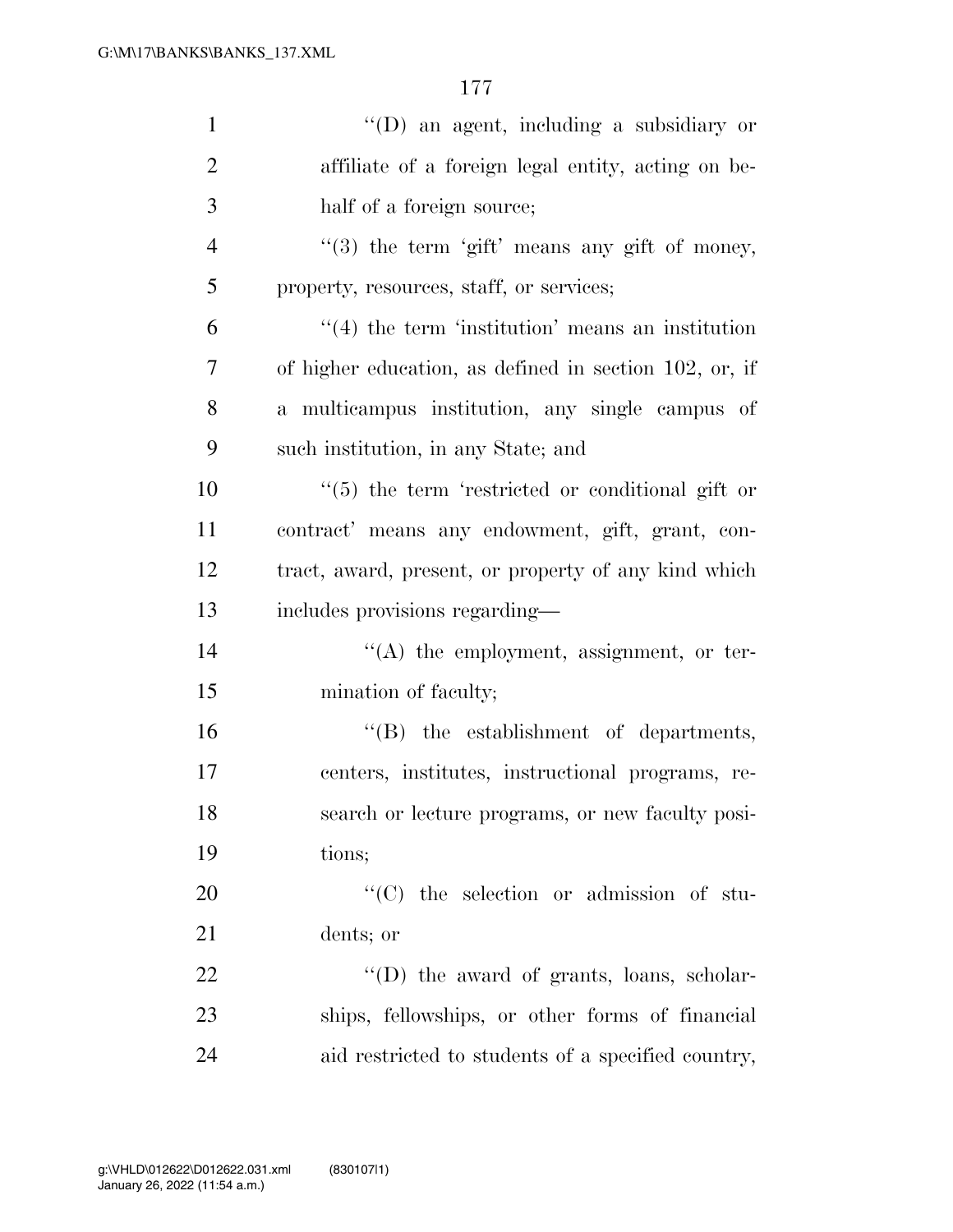"(D) an agent, including a subsidiary or affiliate of a foreign legal entity, acting on behalf of a foreign source;

"(3) the term 'gift' means any gift of money, property, resources, staff, or services;

"(4) the term 'institution' means an institution of higher education, as defined in section 102, or, if a multicampus institution, any single campus of such institution, in any State; and

"(5) the term 'restricted or conditional gift or contract' means any endowment, gift, grant, contract, award, present, or property of any kind which includes provisions regarding—

"(A) the employment, assignment, or termination of faculty;

"(B) the establishment of departments, centers, institutes, instructional programs, research or lecture programs, or new faculty positions;

"(C) the selection or admission of students; or

"(D) the award of grants, loans, scholarships, fellowships, or other forms of financial aid restricted to students of a specified country,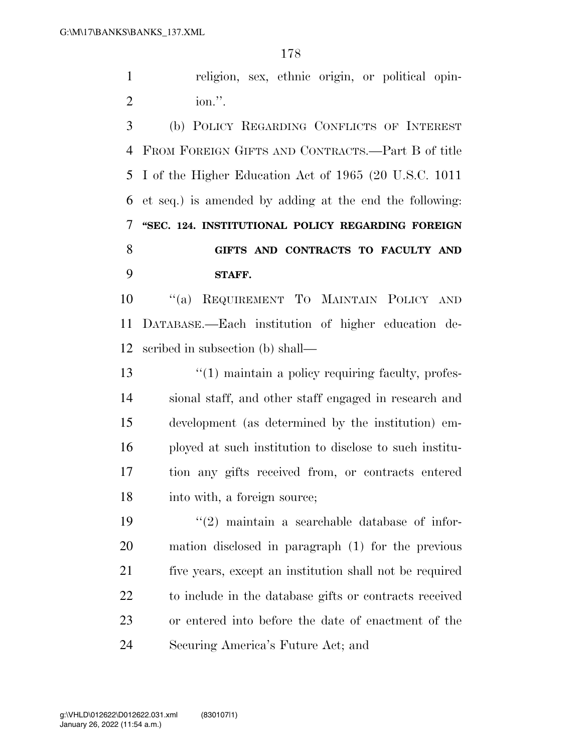religion, sex, ethnic origin, or political opinion.''.

(b) POLICY REGARDING CONFLICTS OF INTEREST FROM FOREIGN GIFTS AND CONTRACTS.—Part B of title I of the Higher Education Act of 1965 (20 U.S.C. 1011 et seq.) is amended by adding at the end the following:

**''SEC. 124. INSTITUTIONAL POLICY REGARDING FOREIGN GIFTS AND CONTRACTS TO FACULTY AND STAFF.**

''(a) REQUIREMENT TO MAINTAIN POLICY AND DATABASE.—Each institution of higher education described in subsection (b) shall—

''(1) maintain a policy requiring faculty, professional staff, and other staff engaged in research and development (as determined by the institution) employed at such institution to disclose to such institution any gifts received from, or contracts entered into with, a foreign source;

''(2) maintain a searchable database of information disclosed in paragraph (1) for the previous five years, except an institution shall not be required to include in the database gifts or contracts received or entered into before the date of enactment of the Securing America's Future Act; and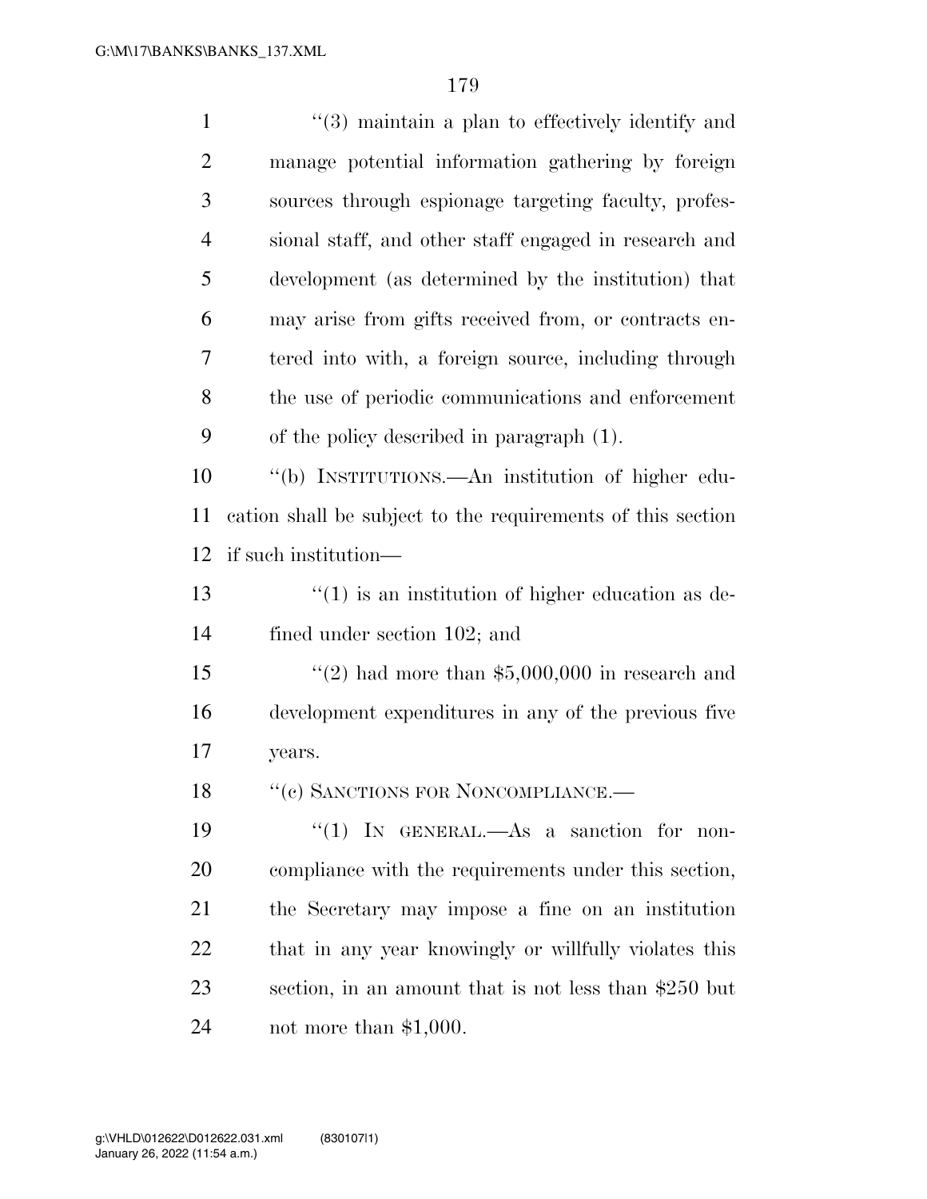''(3) maintain a plan to effectively identify and manage potential information gathering by foreign sources through espionage targeting faculty, professional staff, and other staff engaged in research and development (as determined by the institution) that may arise from gifts received from, or contracts entered into with, a foreign source, including through the use of periodic communications and enforcement of the policy described in paragraph (1).

''(b) INSTITUTIONS.—An institution of higher education shall be subject to the requirements of this section if such institution—

''(1) is an institution of higher education as defined under section 102; and

''(2) had more than $5,000,000 in research and development expenditures in any of the previous five years.

''(c) SANCTIONS FOR NONCOMPLIANCE.—

''(1) IN GENERAL.—As a sanction for noncompliance with the requirements under this section, the Secretary may impose a fine on an institution that in any year knowingly or willfully violates this section, in an amount that is not less than $250 but not more than $1,000.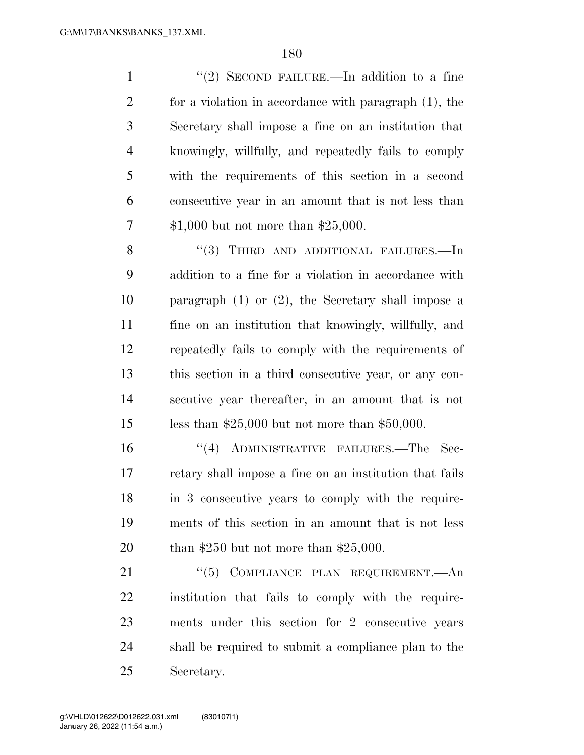''(2) SECOND FAILURE.—In addition to a fine for a violation in accordance with paragraph (1), the Secretary shall impose a fine on an institution that knowingly, willfully, and repeatedly fails to comply with the requirements of this section in a second consecutive year in an amount that is not less than $1,000 but not more than $25,000.

''(3) THIRD AND ADDITIONAL FAILURES.—In addition to a fine for a violation in accordance with paragraph (1) or (2), the Secretary shall impose a fine on an institution that knowingly, willfully, and repeatedly fails to comply with the requirements of this section in a third consecutive year, or any consecutive year thereafter, in an amount that is not less than $25,000 but not more than $50,000.

''(4) ADMINISTRATIVE FAILURES.—The Secretary shall impose a fine on an institution that fails in 3 consecutive years to comply with the requirements of this section in an amount that is not less than $250 but not more than $25,000.

''(5) COMPLIANCE PLAN REQUIREMENT.—An institution that fails to comply with the requirements under this section for 2 consecutive years shall be required to submit a compliance plan to the Secretary.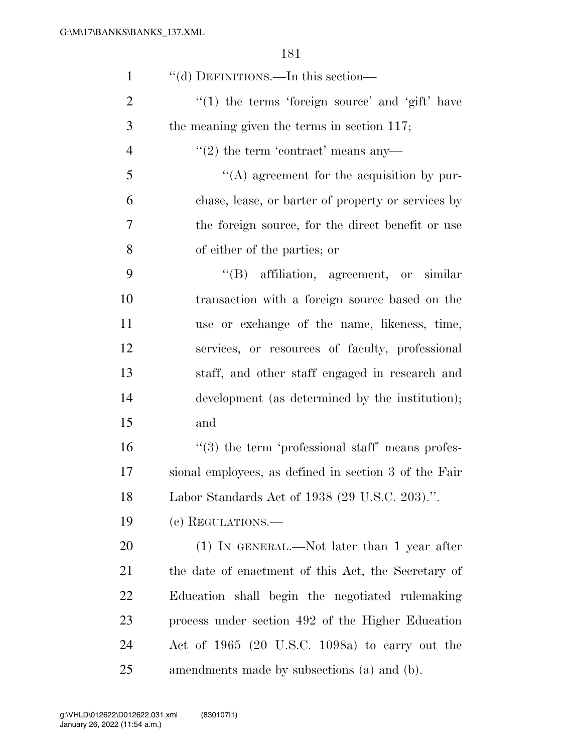"(d) DEFINITIONS.—In this section—

"(1) the terms 'foreign source' and 'gift' have the meaning given the terms in section 117;

"(2) the term 'contract' means any—

"(A) agreement for the acquisition by purchase, lease, or barter of property or services by the foreign source, for the direct benefit or use of either of the parties; or

"(B) affiliation, agreement, or similar transaction with a foreign source based on the use or exchange of the name, likeness, time, services, or resources of faculty, professional staff, and other staff engaged in research and development (as determined by the institution); and

"(3) the term 'professional staff' means professional employees, as defined in section 3 of the Fair Labor Standards Act of 1938 (29 U.S.C. 203).".

(c) REGULATIONS.—

(1) IN GENERAL.—Not later than 1 year after the date of enactment of this Act, the Secretary of Education shall begin the negotiated rulemaking process under section 492 of the Higher Education Act of 1965 (20 U.S.C. 1098a) to carry out the amendments made by subsections (a) and (b).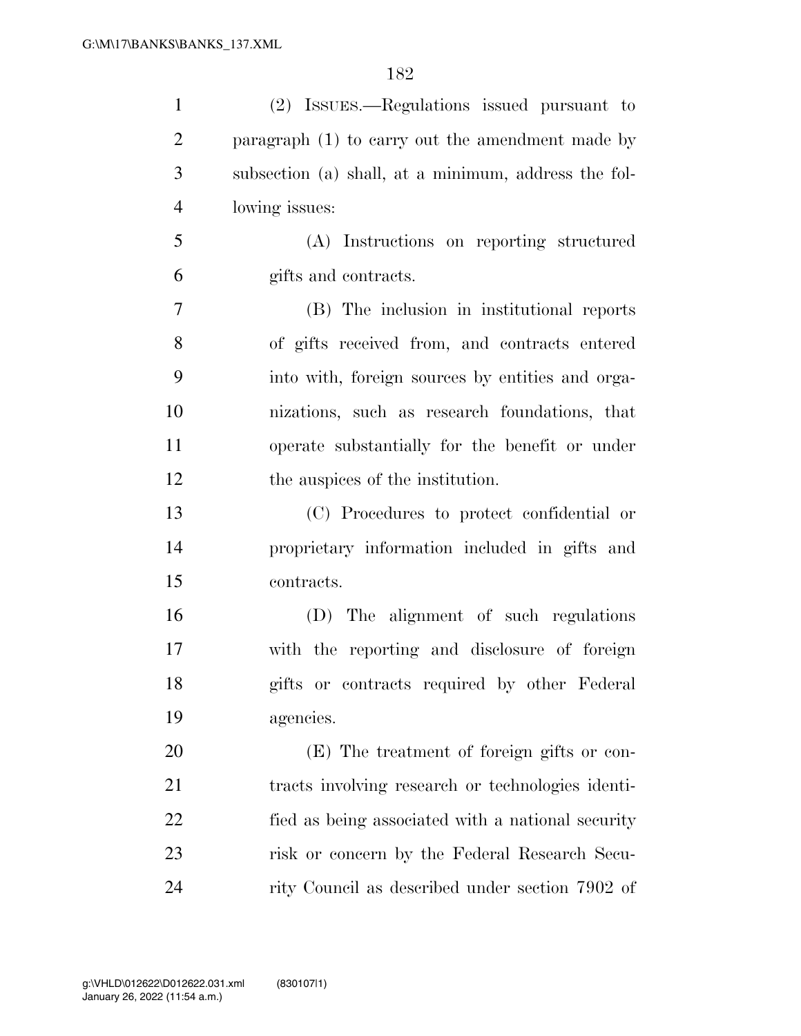(2) ISSUES.—Regulations issued pursuant to paragraph (1) to carry out the amendment made by subsection (a) shall, at a minimum, address the following issues:

(A) Instructions on reporting structured gifts and contracts.

(B) The inclusion in institutional reports of gifts received from, and contracts entered into with, foreign sources by entities and organizations, such as research foundations, that operate substantially for the benefit or under the auspices of the institution.

(C) Procedures to protect confidential or proprietary information included in gifts and contracts.

(D) The alignment of such regulations with the reporting and disclosure of foreign gifts or contracts required by other Federal agencies.

(E) The treatment of foreign gifts or contracts involving research or technologies identified as being associated with a national security risk or concern by the Federal Research Security Council as described under section 7902 of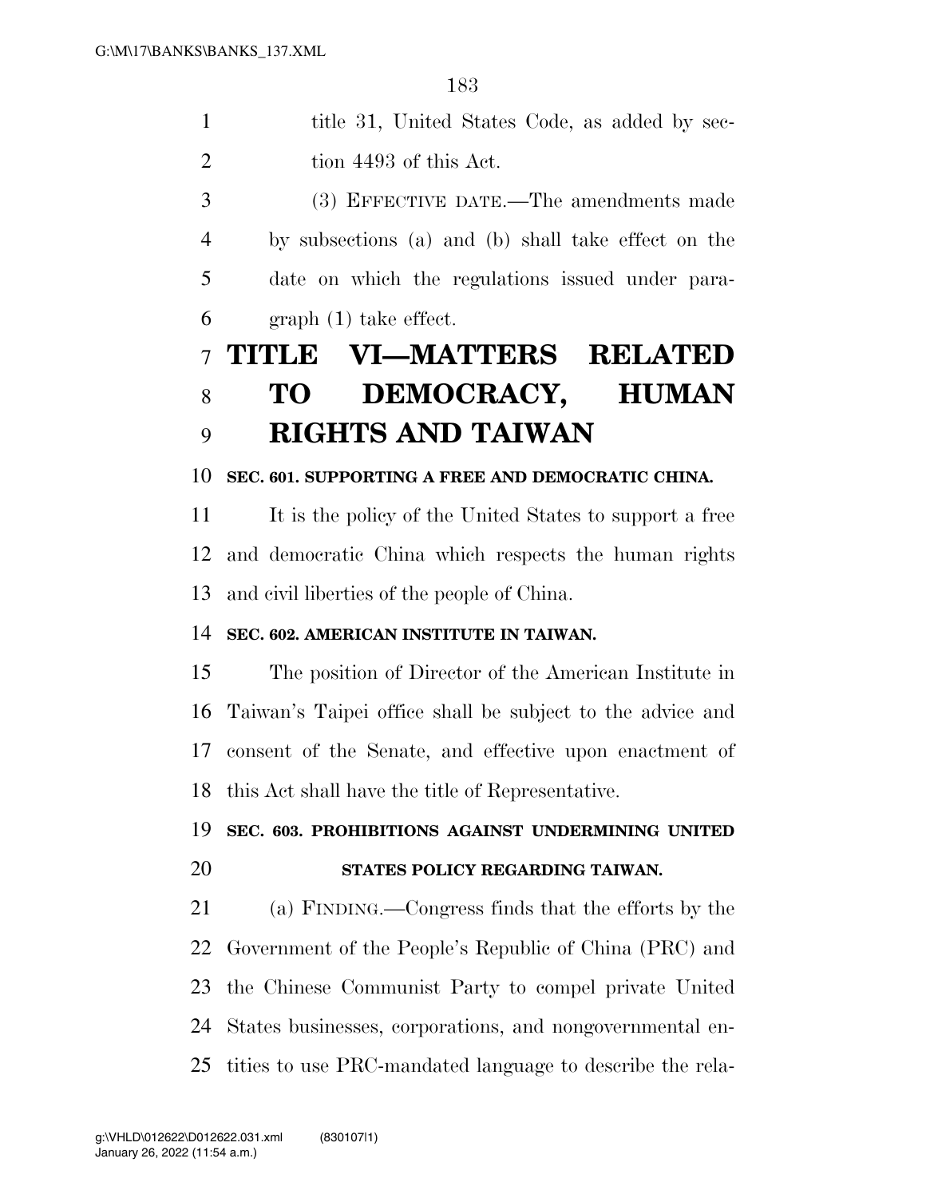title 31, United States Code, as added by section 4493 of this Act.

(3) EFFECTIVE DATE.—The amendments made by subsections (a) and (b) shall take effect on the date on which the regulations issued under paragraph (1) take effect.

# TITLE VI—MATTERS RELATED TO DEMOCRACY, HUMAN RIGHTS AND TAIWAN

### SEC. 601. SUPPORTING A FREE AND DEMOCRATIC CHINA.

It is the policy of the United States to support a free and democratic China which respects the human rights and civil liberties of the people of China.

### SEC. 602. AMERICAN INSTITUTE IN TAIWAN.

The position of Director of the American Institute in Taiwan's Taipei office shall be subject to the advice and consent of the Senate, and effective upon enactment of this Act shall have the title of Representative.

### SEC. 603. PROHIBITIONS AGAINST UNDERMINING UNITED STATES POLICY REGARDING TAIWAN.

(a) FINDING.—Congress finds that the efforts by the Government of the People's Republic of China (PRC) and the Chinese Communist Party to compel private United States businesses, corporations, and nongovernmental entities to use PRC-mandated language to describe the rela-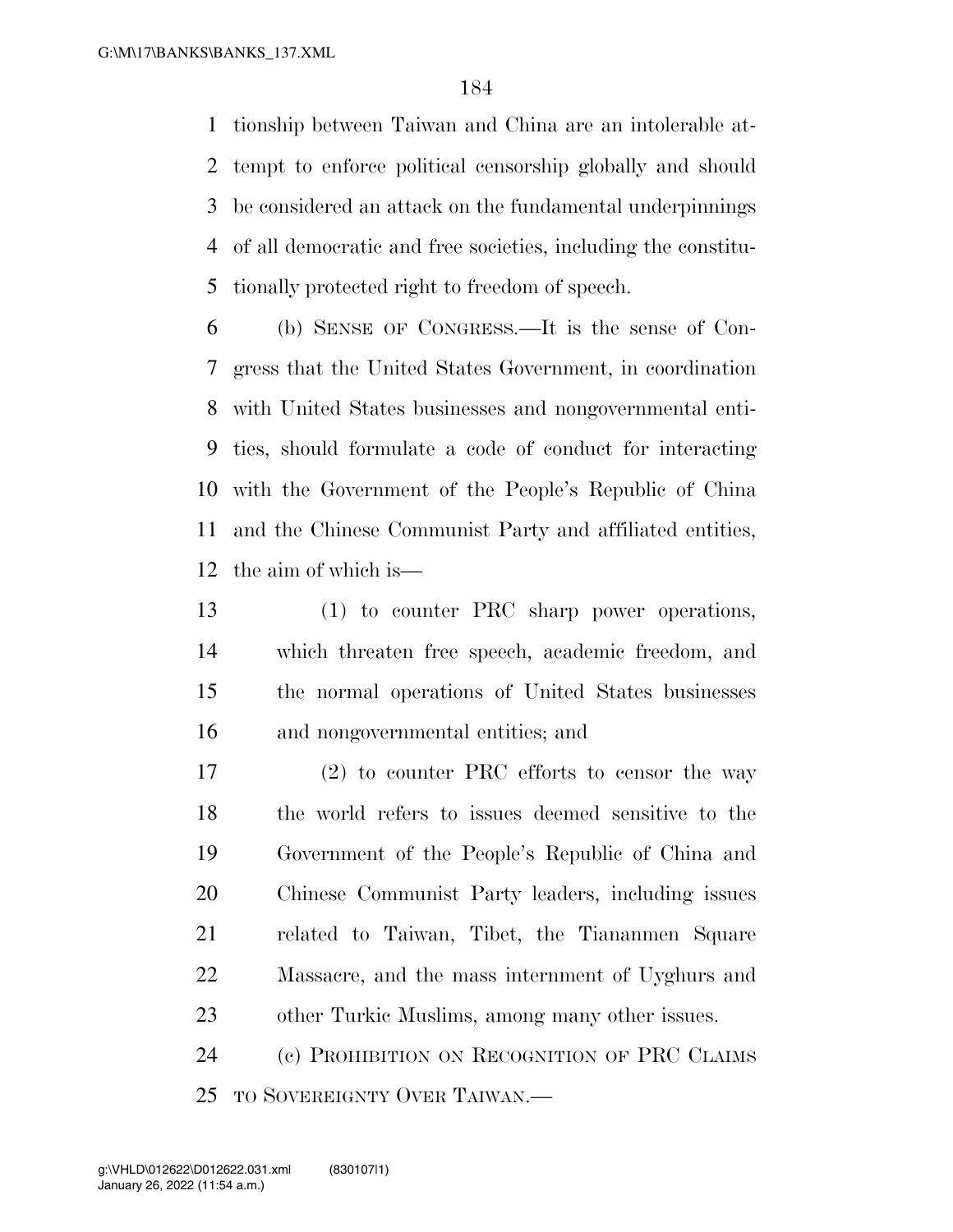tionship between Taiwan and China are an intolerable attempt to enforce political censorship globally and should be considered an attack on the fundamental underpinnings of all democratic and free societies, including the constitutionally protected right to freedom of speech.

(b) SENSE OF CONGRESS.—It is the sense of Congress that the United States Government, in coordination with United States businesses and nongovernmental entities, should formulate a code of conduct for interacting with the Government of the People's Republic of China and the Chinese Communist Party and affiliated entities, the aim of which is—

(1) to counter PRC sharp power operations, which threaten free speech, academic freedom, and the normal operations of United States businesses and nongovernmental entities; and

(2) to counter PRC efforts to censor the way the world refers to issues deemed sensitive to the Government of the People's Republic of China and Chinese Communist Party leaders, including issues related to Taiwan, Tibet, the Tiananmen Square Massacre, and the mass internment of Uyghurs and other Turkic Muslims, among many other issues.

(c) PROHIBITION ON RECOGNITION OF PRC CLAIMS TO SOVEREIGNTY OVER TAIWAN.—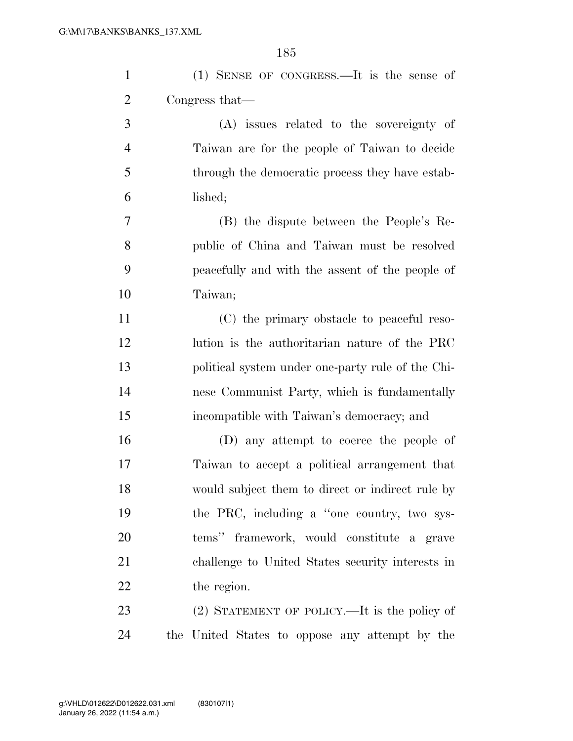(1) SENSE OF CONGRESS.—It is the sense of Congress that—

(A) issues related to the sovereignty of Taiwan are for the people of Taiwan to decide through the democratic process they have established;

(B) the dispute between the People's Republic of China and Taiwan must be resolved peacefully and with the assent of the people of Taiwan;

(C) the primary obstacle to peaceful resolution is the authoritarian nature of the PRC political system under one-party rule of the Chinese Communist Party, which is fundamentally incompatible with Taiwan's democracy; and

(D) any attempt to coerce the people of Taiwan to accept a political arrangement that would subject them to direct or indirect rule by the PRC, including a "one country, two systems" framework, would constitute a grave challenge to United States security interests in the region.

(2) STATEMENT OF POLICY.—It is the policy of the United States to oppose any attempt by the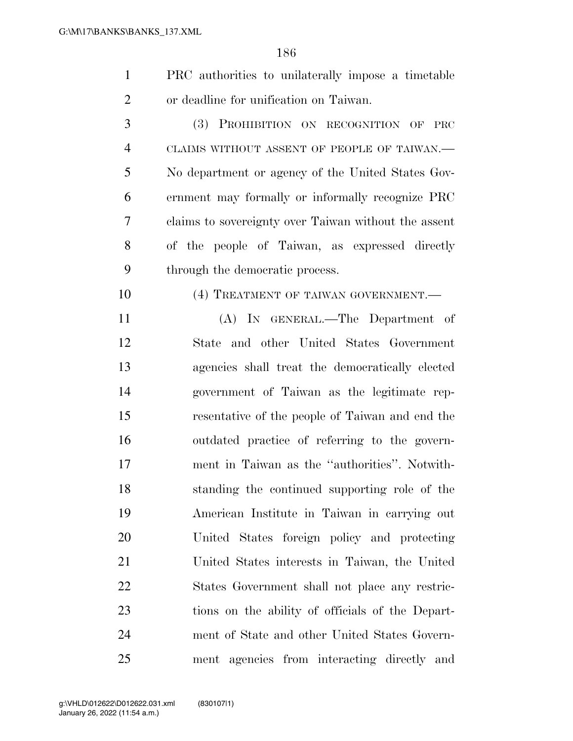PRC authorities to unilaterally impose a timetable or deadline for unification on Taiwan.

(3) PROHIBITION ON RECOGNITION OF PRC CLAIMS WITHOUT ASSENT OF PEOPLE OF TAIWAN.—No department or agency of the United States Government may formally or informally recognize PRC claims to sovereignty over Taiwan without the assent of the people of Taiwan, as expressed directly through the democratic process.

(4) TREATMENT OF TAIWAN GOVERNMENT.—

(A) IN GENERAL.—The Department of State and other United States Government agencies shall treat the democratically elected government of Taiwan as the legitimate representative of the people of Taiwan and end the outdated practice of referring to the government in Taiwan as the ''authorities''. Notwithstanding the continued supporting role of the American Institute in Taiwan in carrying out United States foreign policy and protecting United States interests in Taiwan, the United States Government shall not place any restrictions on the ability of officials of the Department of State and other United States Government agencies from interacting directly and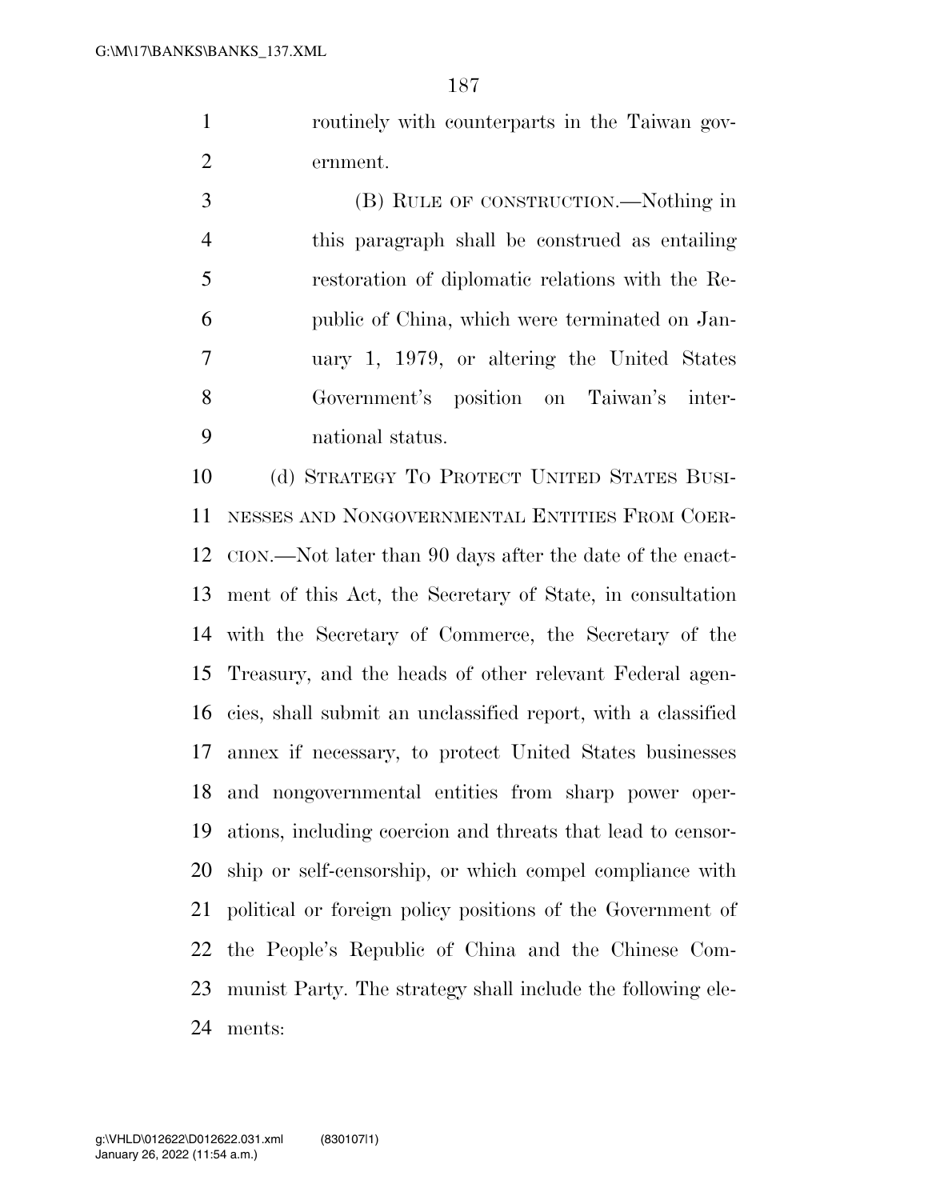routinely with counterparts in the Taiwan government.

(B) RULE OF CONSTRUCTION.—Nothing in this paragraph shall be construed as entailing restoration of diplomatic relations with the Republic of China, which were terminated on January 1, 1979, or altering the United States Government's position on Taiwan's international status.

(d) STRATEGY TO PROTECT UNITED STATES BUSINESSES AND NONGOVERNMENTAL ENTITIES FROM COERCION.—Not later than 90 days after the date of the enactment of this Act, the Secretary of State, in consultation with the Secretary of Commerce, the Secretary of the Treasury, and the heads of other relevant Federal agencies, shall submit an unclassified report, with a classified annex if necessary, to protect United States businesses and nongovernmental entities from sharp power operations, including coercion and threats that lead to censorship or self-censorship, or which compel compliance with political or foreign policy positions of the Government of the People's Republic of China and the Chinese Communist Party. The strategy shall include the following elements: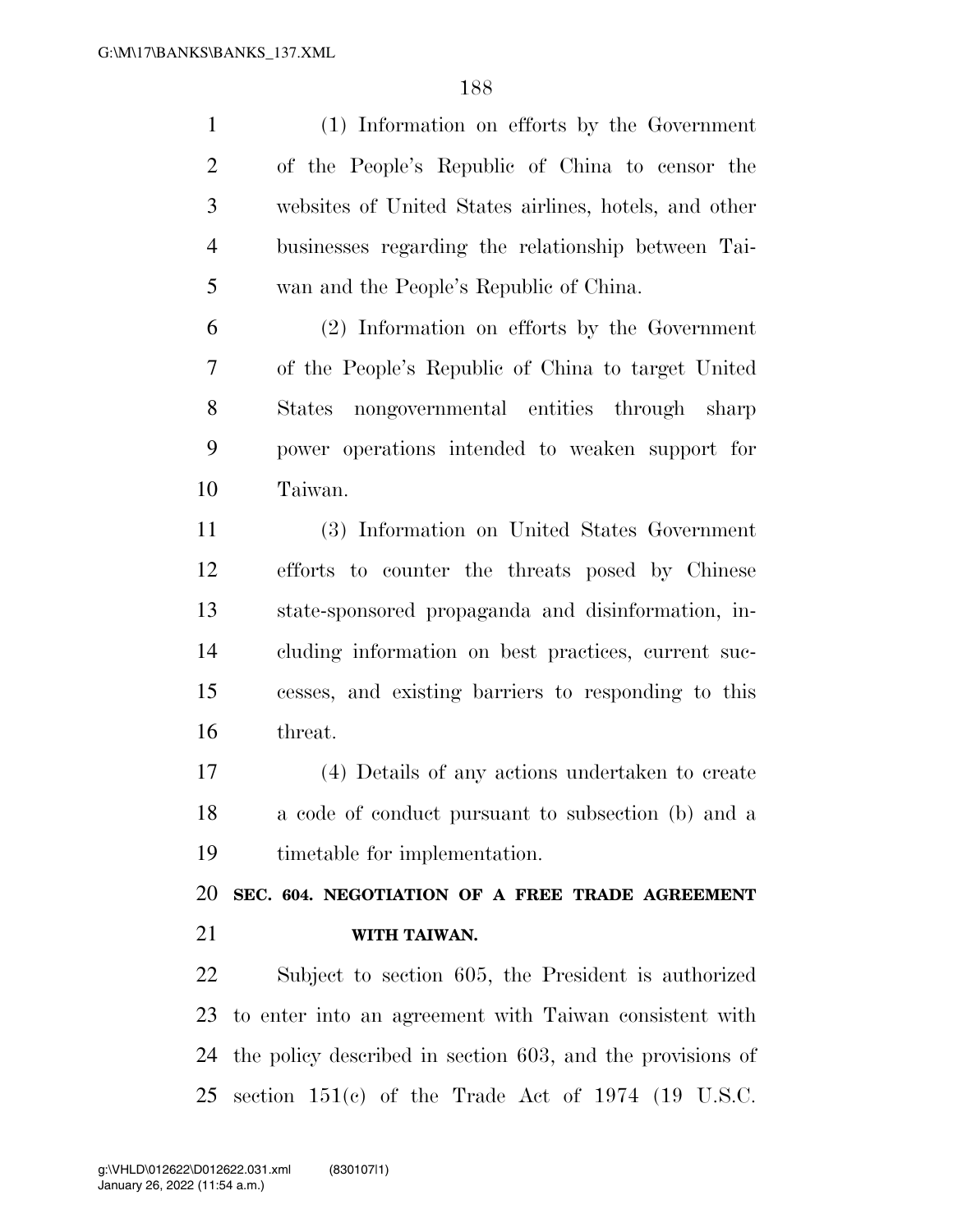(1) Information on efforts by the Government of the People's Republic of China to censor the websites of United States airlines, hotels, and other businesses regarding the relationship between Taiwan and the People's Republic of China.

(2) Information on efforts by the Government of the People's Republic of China to target United States nongovernmental entities through sharp power operations intended to weaken support for Taiwan.

(3) Information on United States Government efforts to counter the threats posed by Chinese state-sponsored propaganda and disinformation, including information on best practices, current successes, and existing barriers to responding to this threat.

(4) Details of any actions undertaken to create a code of conduct pursuant to subsection (b) and a timetable for implementation.

**SEC. 604. NEGOTIATION OF A FREE TRADE AGREEMENT WITH TAIWAN.**

Subject to section 605, the President is authorized to enter into an agreement with Taiwan consistent with the policy described in section 603, and the provisions of section 151(c) of the Trade Act of 1974 (19 U.S.C.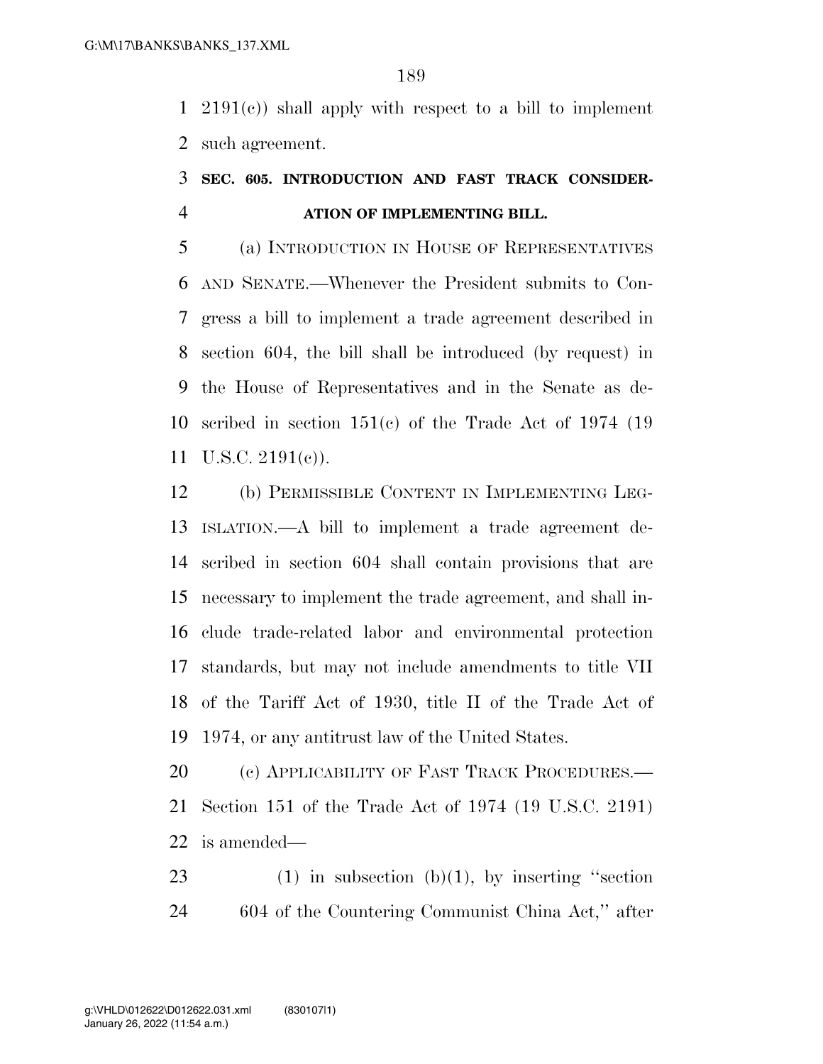2191(c)) shall apply with respect to a bill to implement such agreement.

### SEC. 605. INTRODUCTION AND FAST TRACK CONSIDERATION OF IMPLEMENTING BILL.

(a) INTRODUCTION IN HOUSE OF REPRESENTATIVES AND SENATE.—Whenever the President submits to Congress a bill to implement a trade agreement described in section 604, the bill shall be introduced (by request) in the House of Representatives and in the Senate as described in section 151(c) of the Trade Act of 1974 (19 U.S.C. 2191(c)).

(b) PERMISSIBLE CONTENT IN IMPLEMENTING LEGISLATION.—A bill to implement a trade agreement described in section 604 shall contain provisions that are necessary to implement the trade agreement, and shall include trade-related labor and environmental protection standards, but may not include amendments to title VII of the Tariff Act of 1930, title II of the Trade Act of 1974, or any antitrust law of the United States.

(c) APPLICABILITY OF FAST TRACK PROCEDURES.—Section 151 of the Trade Act of 1974 (19 U.S.C. 2191) is amended—

(1) in subsection (b)(1), by inserting ''section 604 of the Countering Communist China Act,'' after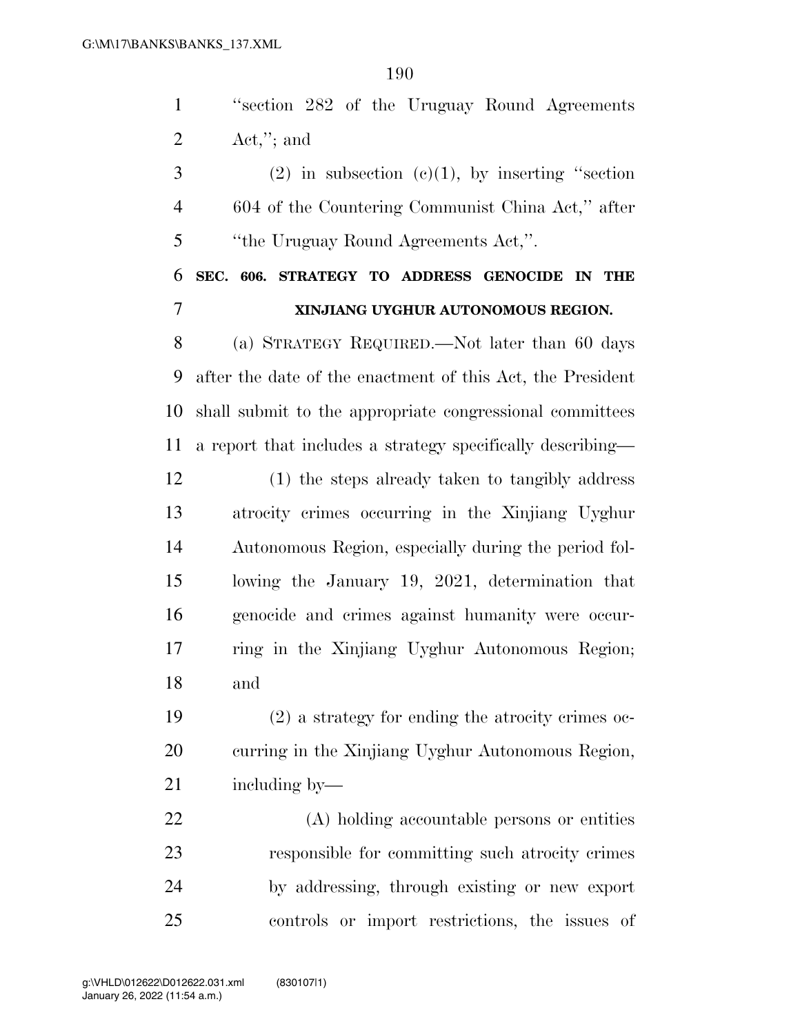"section 282 of the Uruguay Round Agreements Act,"; and

(2) in subsection (c)(1), by inserting "section 604 of the Countering Communist China Act," after "the Uruguay Round Agreements Act,".

**SEC. 606. STRATEGY TO ADDRESS GENOCIDE IN THE XINJIANG UYGHUR AUTONOMOUS REGION.**

(a) STRATEGY REQUIRED.—Not later than 60 days after the date of the enactment of this Act, the President shall submit to the appropriate congressional committees a report that includes a strategy specifically describing—

(1) the steps already taken to tangibly address atrocity crimes occurring in the Xinjiang Uyghur Autonomous Region, especially during the period following the January 19, 2021, determination that genocide and crimes against humanity were occurring in the Xinjiang Uyghur Autonomous Region; and

(2) a strategy for ending the atrocity crimes occurring in the Xinjiang Uyghur Autonomous Region, including by—

(A) holding accountable persons or entities responsible for committing such atrocity crimes by addressing, through existing or new export controls or import restrictions, the issues of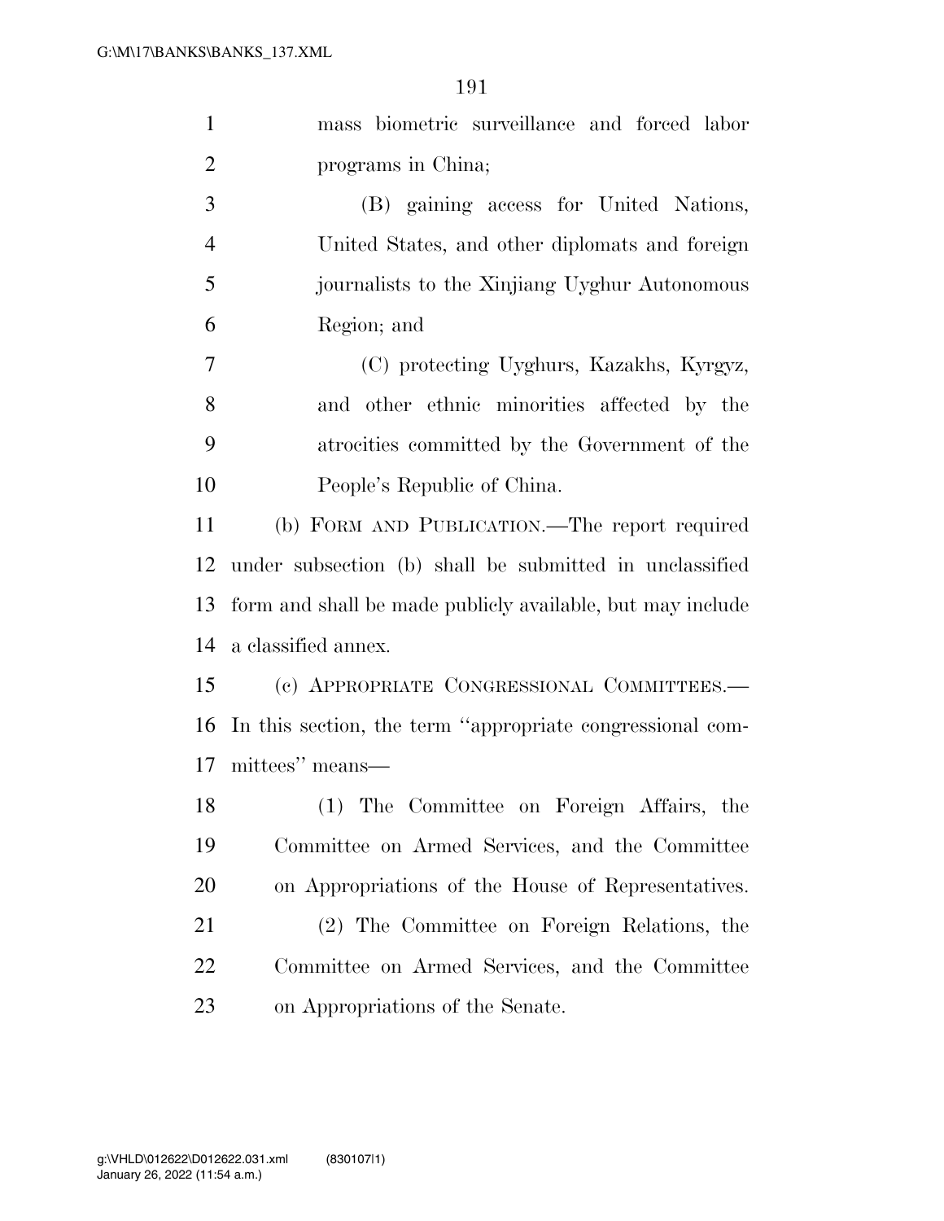mass biometric surveillance and forced labor programs in China;

(B) gaining access for United Nations, United States, and other diplomats and foreign journalists to the Xinjiang Uyghur Autonomous Region; and

(C) protecting Uyghurs, Kazakhs, Kyrgyz, and other ethnic minorities affected by the atrocities committed by the Government of the People's Republic of China.

(b) FORM AND PUBLICATION.—The report required under subsection (b) shall be submitted in unclassified form and shall be made publicly available, but may include a classified annex.

(c) APPROPRIATE CONGRESSIONAL COMMITTEES.—In this section, the term ''appropriate congressional committees'' means—

(1) The Committee on Foreign Affairs, the Committee on Armed Services, and the Committee on Appropriations of the House of Representatives.

(2) The Committee on Foreign Relations, the Committee on Armed Services, and the Committee on Appropriations of the Senate.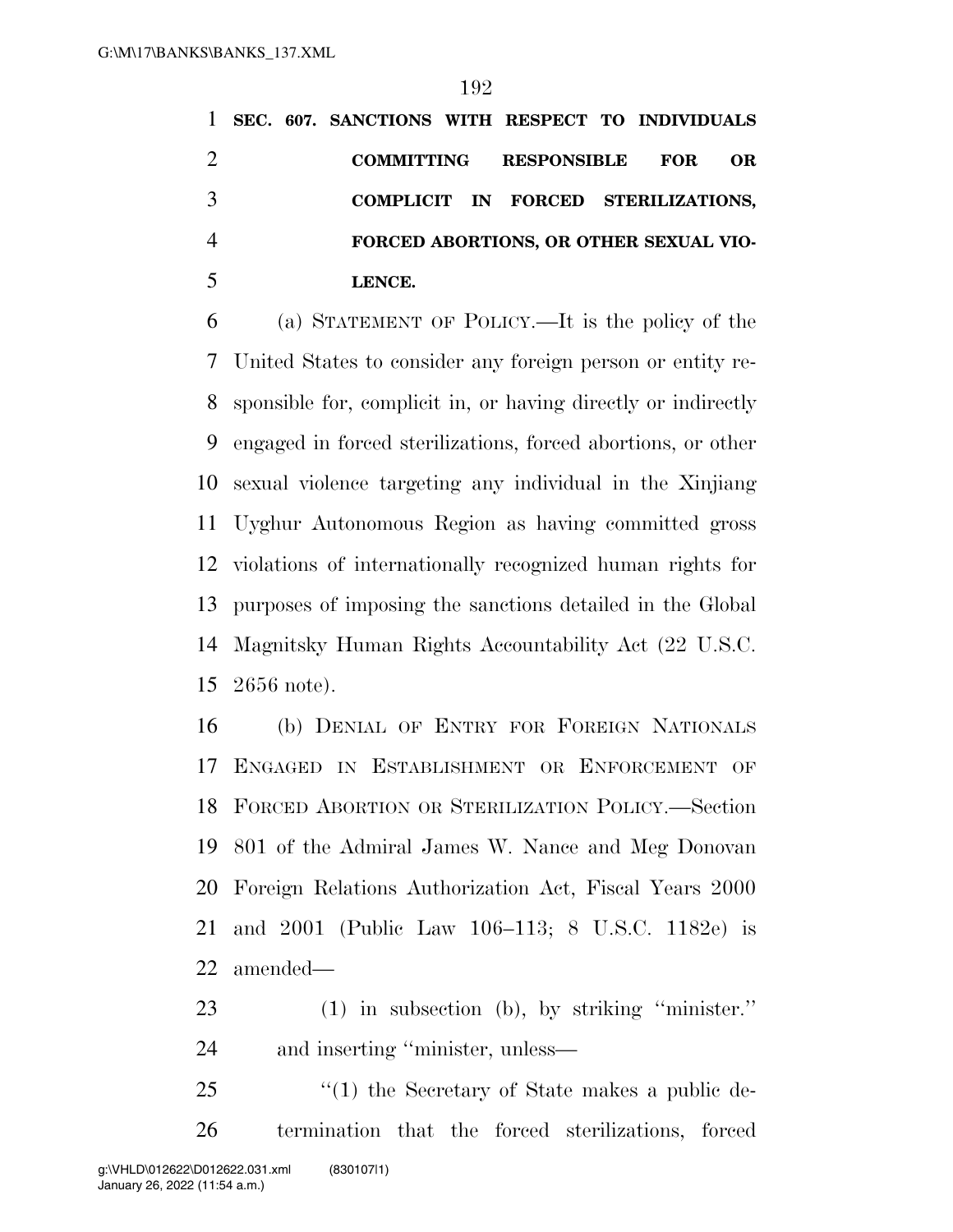**SEC. 607. SANCTIONS WITH RESPECT TO INDIVIDUALS COMMITTING RESPONSIBLE FOR OR COMPLICIT IN FORCED STERILIZATIONS, FORCED ABORTIONS, OR OTHER SEXUAL VIOLENCE.**

(a) STATEMENT OF POLICY.—It is the policy of the United States to consider any foreign person or entity responsible for, complicit in, or having directly or indirectly engaged in forced sterilizations, forced abortions, or other sexual violence targeting any individual in the Xinjiang Uyghur Autonomous Region as having committed gross violations of internationally recognized human rights for purposes of imposing the sanctions detailed in the Global Magnitsky Human Rights Accountability Act (22 U.S.C. 2656 note).

(b) DENIAL OF ENTRY FOR FOREIGN NATIONALS ENGAGED IN ESTABLISHMENT OR ENFORCEMENT OF FORCED ABORTION OR STERILIZATION POLICY.—Section 801 of the Admiral James W. Nance and Meg Donovan Foreign Relations Authorization Act, Fiscal Years 2000 and 2001 (Public Law 106–113; 8 U.S.C. 1182e) is amended—

(1) in subsection (b), by striking "minister." and inserting "minister, unless—

"(1) the Secretary of State makes a public determination that the forced sterilizations, forced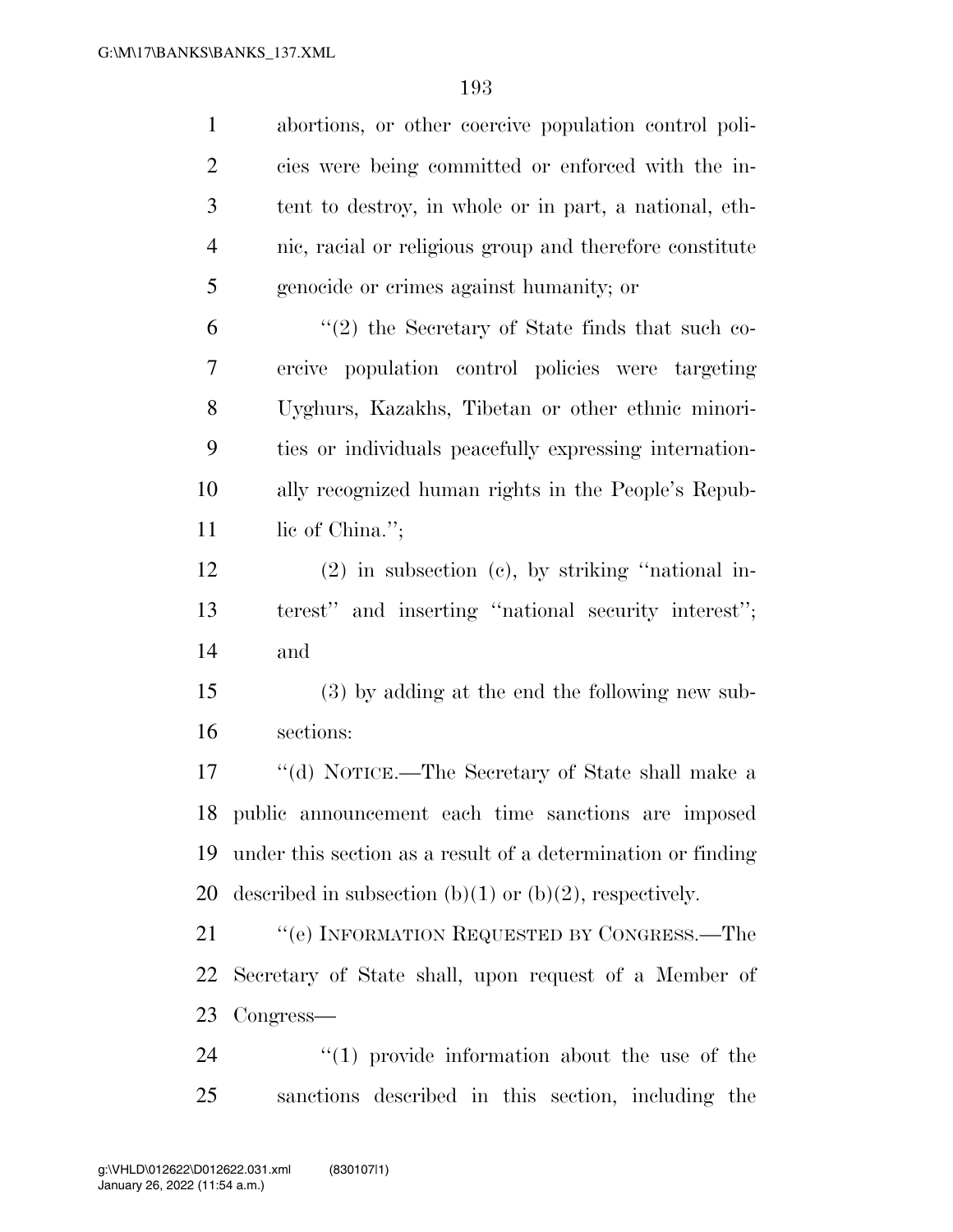abortions, or other coercive population control policies were being committed or enforced with the intent to destroy, in whole or in part, a national, ethnic, racial or religious group and therefore constitute genocide or crimes against humanity; or

"(2) the Secretary of State finds that such coercive population control policies were targeting Uyghurs, Kazakhs, Tibetan or other ethnic minorities or individuals peacefully expressing internationally recognized human rights in the People's Republic of China.";

(2) in subsection (c), by striking "national interest" and inserting "national security interest"; and

(3) by adding at the end the following new subsections:

"(d) NOTICE.—The Secretary of State shall make a public announcement each time sanctions are imposed under this section as a result of a determination or finding described in subsection (b)(1) or (b)(2), respectively.

"(e) INFORMATION REQUESTED BY CONGRESS.—The Secretary of State shall, upon request of a Member of Congress—

"(1) provide information about the use of the sanctions described in this section, including the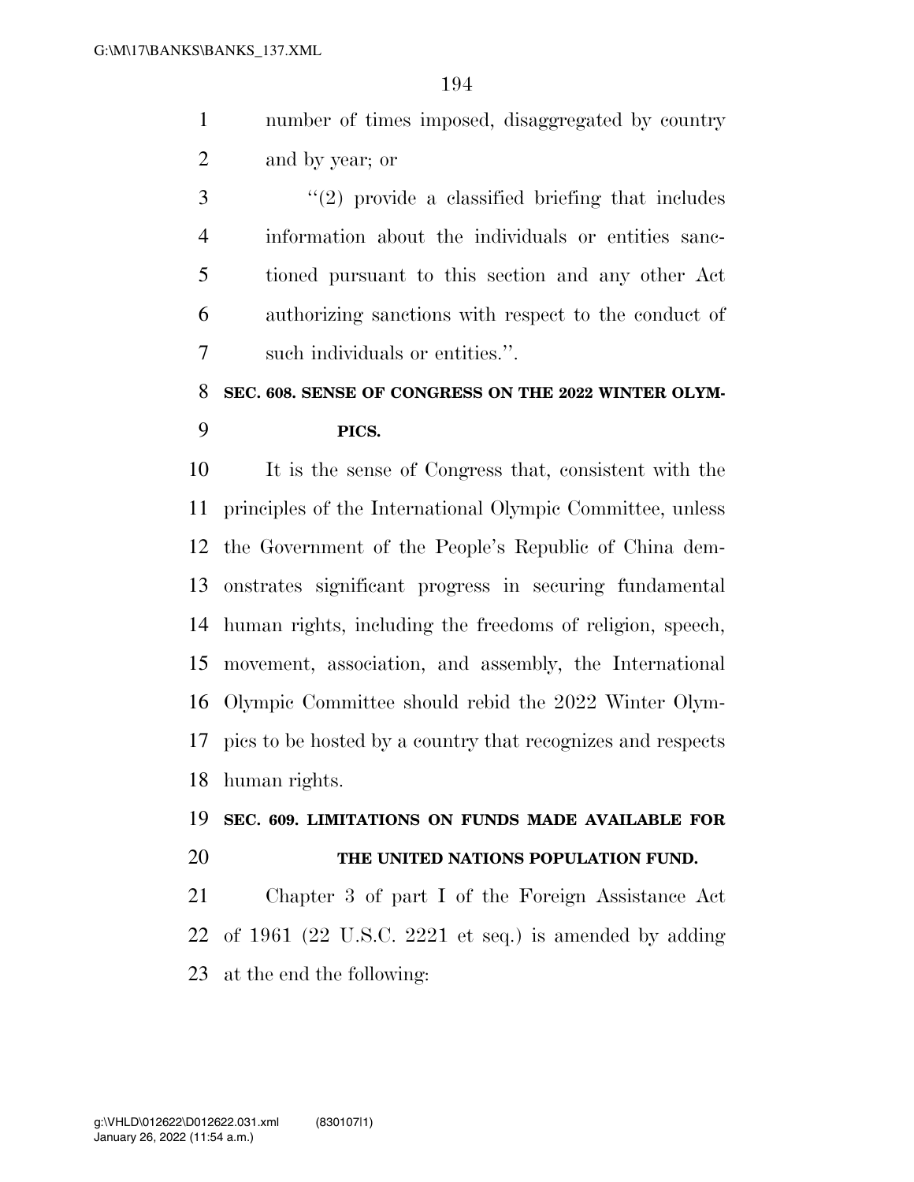number of times imposed, disaggregated by country and by year; or

''(2) provide a classified briefing that includes information about the individuals or entities sanctioned pursuant to this section and any other Act authorizing sanctions with respect to the conduct of such individuals or entities.''.

**SEC. 608. SENSE OF CONGRESS ON THE 2022 WINTER OLYMPICS.**

It is the sense of Congress that, consistent with the principles of the International Olympic Committee, unless the Government of the People's Republic of China demonstrates significant progress in securing fundamental human rights, including the freedoms of religion, speech, movement, association, and assembly, the International Olympic Committee should rebid the 2022 Winter Olympics to be hosted by a country that recognizes and respects human rights.

**SEC. 609. LIMITATIONS ON FUNDS MADE AVAILABLE FOR THE UNITED NATIONS POPULATION FUND.**

Chapter 3 of part I of the Foreign Assistance Act of 1961 (22 U.S.C. 2221 et seq.) is amended by adding at the end the following: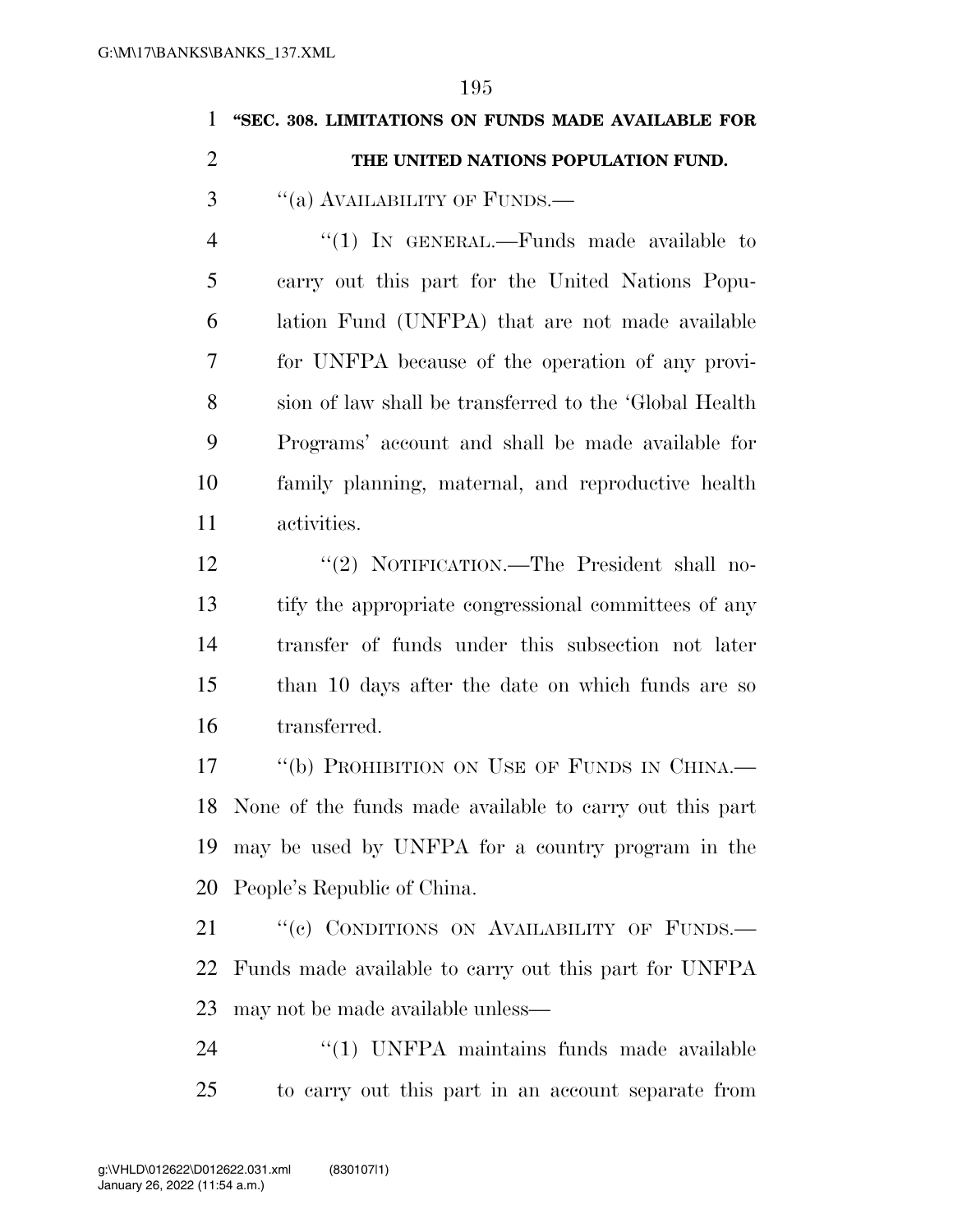**"SEC. 308. LIMITATIONS ON FUNDS MADE AVAILABLE FOR THE UNITED NATIONS POPULATION FUND.**

"(a) AVAILABILITY OF FUNDS.—

"(1) IN GENERAL.—Funds made available to carry out this part for the United Nations Population Fund (UNFPA) that are not made available for UNFPA because of the operation of any provision of law shall be transferred to the 'Global Health Programs' account and shall be made available for family planning, maternal, and reproductive health activities.

"(2) NOTIFICATION.—The President shall notify the appropriate congressional committees of any transfer of funds under this subsection not later than 10 days after the date on which funds are so transferred.

"(b) PROHIBITION ON USE OF FUNDS IN CHINA.—None of the funds made available to carry out this part may be used by UNFPA for a country program in the People's Republic of China.

"(c) CONDITIONS ON AVAILABILITY OF FUNDS.—Funds made available to carry out this part for UNFPA may not be made available unless—

"(1) UNFPA maintains funds made available to carry out this part in an account separate from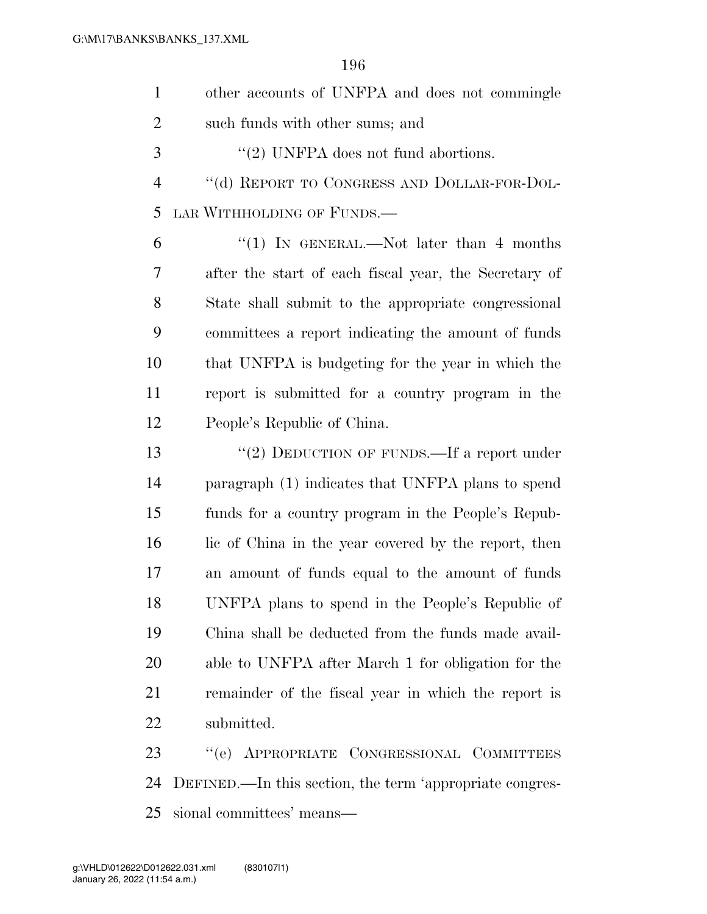other accounts of UNFPA and does not commingle such funds with other sums; and

''(2) UNFPA does not fund abortions.

''(d) REPORT TO CONGRESS AND DOLLAR-FOR-DOLLAR WITHHOLDING OF FUNDS.—

''(1) IN GENERAL.—Not later than 4 months after the start of each fiscal year, the Secretary of State shall submit to the appropriate congressional committees a report indicating the amount of funds that UNFPA is budgeting for the year in which the report is submitted for a country program in the People's Republic of China.

''(2) DEDUCTION OF FUNDS.—If a report under paragraph (1) indicates that UNFPA plans to spend funds for a country program in the People's Republic of China in the year covered by the report, then an amount of funds equal to the amount of funds UNFPA plans to spend in the People's Republic of China shall be deducted from the funds made available to UNFPA after March 1 for obligation for the remainder of the fiscal year in which the report is submitted.

''(e) APPROPRIATE CONGRESSIONAL COMMITTEES DEFINED.—In this section, the term 'appropriate congressional committees' means—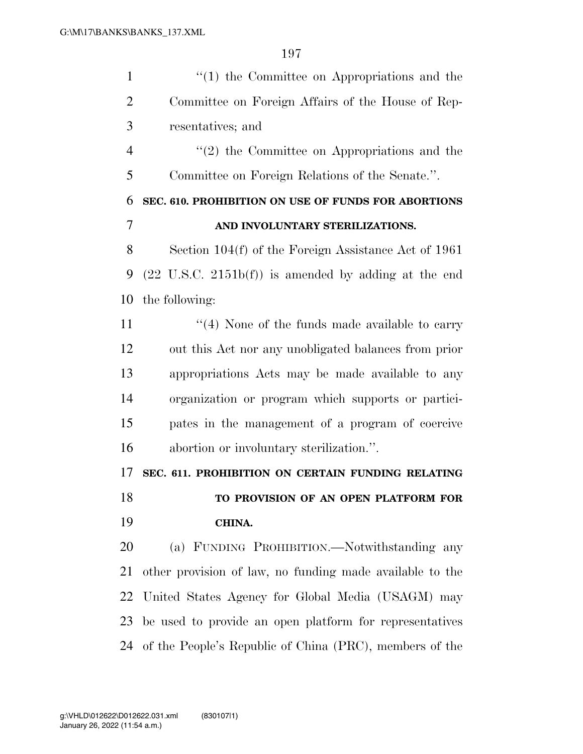"(1) the Committee on Appropriations and the Committee on Foreign Affairs of the House of Representatives; and

"(2) the Committee on Appropriations and the Committee on Foreign Relations of the Senate.".

**SEC. 610. PROHIBITION ON USE OF FUNDS FOR ABORTIONS AND INVOLUNTARY STERILIZATIONS.**

Section 104(f) of the Foreign Assistance Act of 1961 (22 U.S.C. 2151b(f)) is amended by adding at the end the following:

"(4) None of the funds made available to carry out this Act nor any unobligated balances from prior appropriations Acts may be made available to any organization or program which supports or participates in the management of a program of coercive abortion or involuntary sterilization.".

**SEC. 611. PROHIBITION ON CERTAIN FUNDING RELATING TO PROVISION OF AN OPEN PLATFORM FOR CHINA.**

(a) FUNDING PROHIBITION.—Notwithstanding any other provision of law, no funding made available to the United States Agency for Global Media (USAGM) may be used to provide an open platform for representatives of the People's Republic of China (PRC), members of the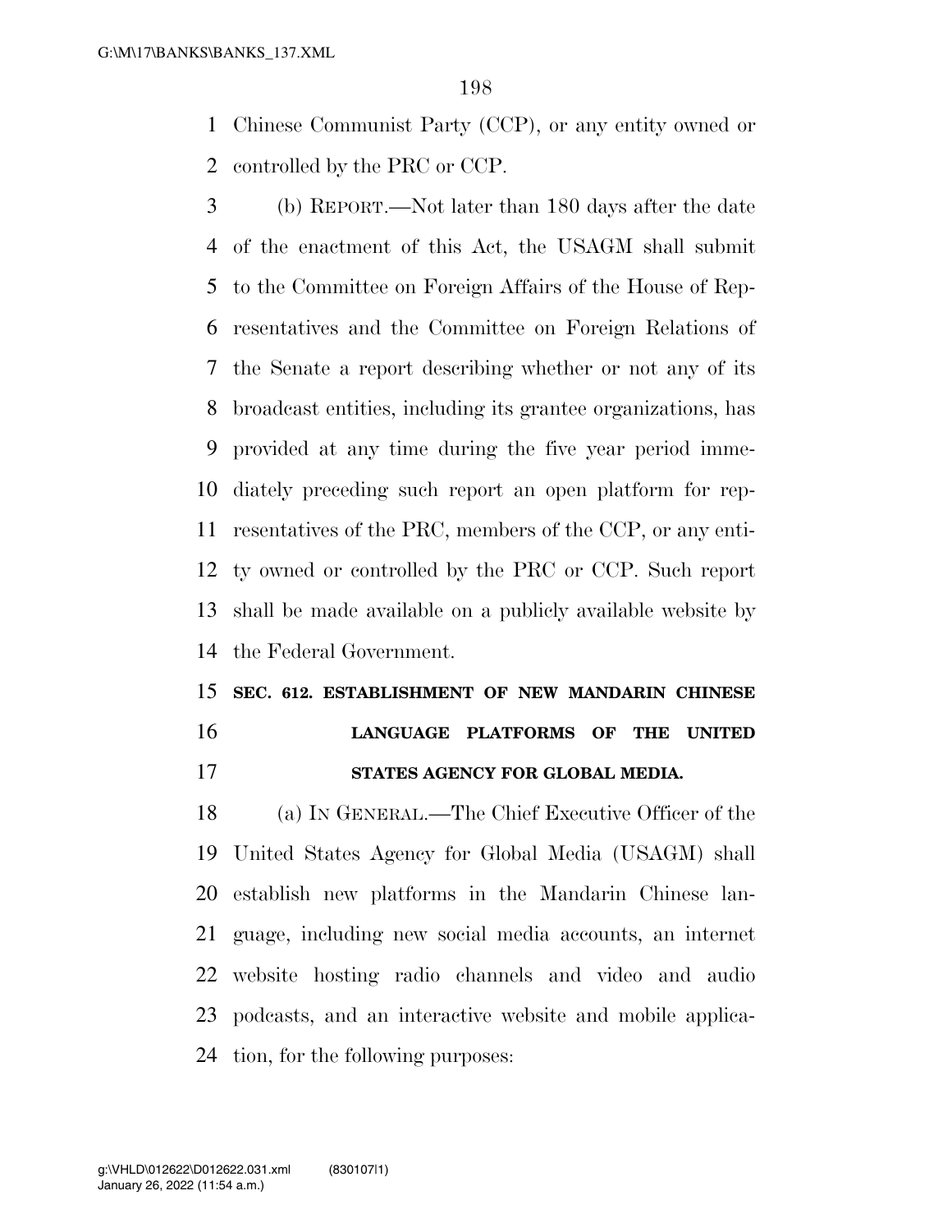Chinese Communist Party (CCP), or any entity owned or controlled by the PRC or CCP.

(b) REPORT.—Not later than 180 days after the date of the enactment of this Act, the USAGM shall submit to the Committee on Foreign Affairs of the House of Representatives and the Committee on Foreign Relations of the Senate a report describing whether or not any of its broadcast entities, including its grantee organizations, has provided at any time during the five year period immediately preceding such report an open platform for representatives of the PRC, members of the CCP, or any entity owned or controlled by the PRC or CCP. Such report shall be made available on a publicly available website by the Federal Government.

**SEC. 612. ESTABLISHMENT OF NEW MANDARIN CHINESE LANGUAGE PLATFORMS OF THE UNITED STATES AGENCY FOR GLOBAL MEDIA.**

(a) IN GENERAL.—The Chief Executive Officer of the United States Agency for Global Media (USAGM) shall establish new platforms in the Mandarin Chinese language, including new social media accounts, an internet website hosting radio channels and video and audio podcasts, and an interactive website and mobile application, for the following purposes: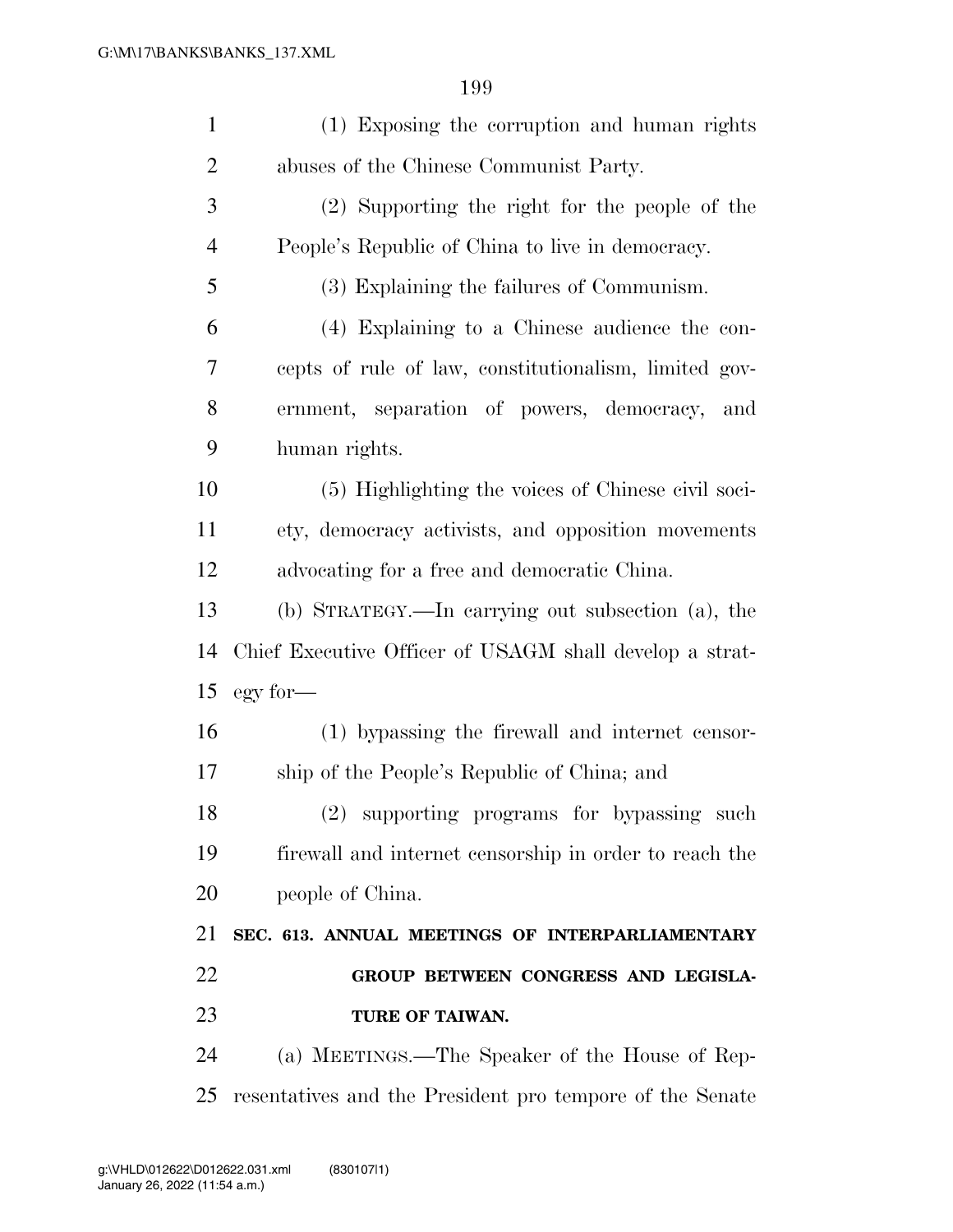(1) Exposing the corruption and human rights abuses of the Chinese Communist Party.

(2) Supporting the right for the people of the People's Republic of China to live in democracy.

(3) Explaining the failures of Communism.

(4) Explaining to a Chinese audience the concepts of rule of law, constitutionalism, limited government, separation of powers, democracy, and human rights.

(5) Highlighting the voices of Chinese civil society, democracy activists, and opposition movements advocating for a free and democratic China.

(b) STRATEGY.—In carrying out subsection (a), the Chief Executive Officer of USAGM shall develop a strategy for—

(1) bypassing the firewall and internet censorship of the People's Republic of China; and

(2) supporting programs for bypassing such firewall and internet censorship in order to reach the people of China.

**SEC. 613. ANNUAL MEETINGS OF INTERPARLIAMENTARY GROUP BETWEEN CONGRESS AND LEGISLATURE OF TAIWAN.**

(a) MEETINGS.—The Speaker of the House of Representatives and the President pro tempore of the Senate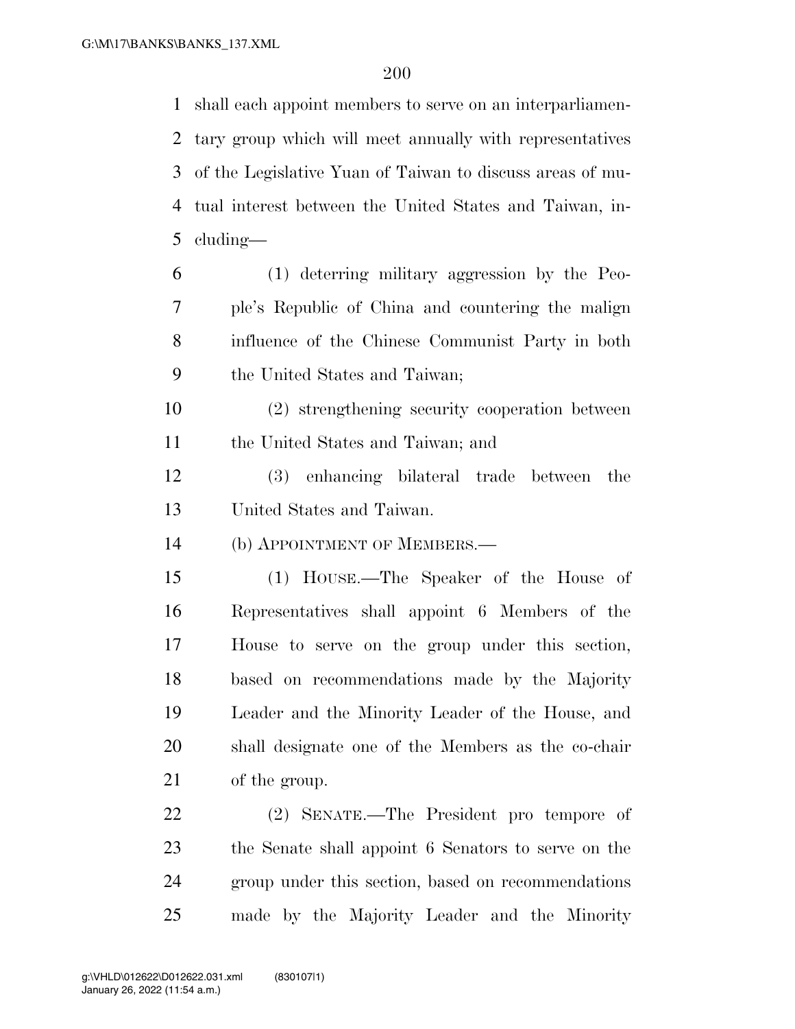shall each appoint members to serve on an interparliamentary group which will meet annually with representatives of the Legislative Yuan of Taiwan to discuss areas of mutual interest between the United States and Taiwan, including—

(1) deterring military aggression by the People's Republic of China and countering the malign influence of the Chinese Communist Party in both the United States and Taiwan;

(2) strengthening security cooperation between the United States and Taiwan; and

(3) enhancing bilateral trade between the United States and Taiwan.

(b) APPOINTMENT OF MEMBERS.—

(1) HOUSE.—The Speaker of the House of Representatives shall appoint 6 Members of the House to serve on the group under this section, based on recommendations made by the Majority Leader and the Minority Leader of the House, and shall designate one of the Members as the co-chair of the group.

(2) SENATE.—The President pro tempore of the Senate shall appoint 6 Senators to serve on the group under this section, based on recommendations made by the Majority Leader and the Minority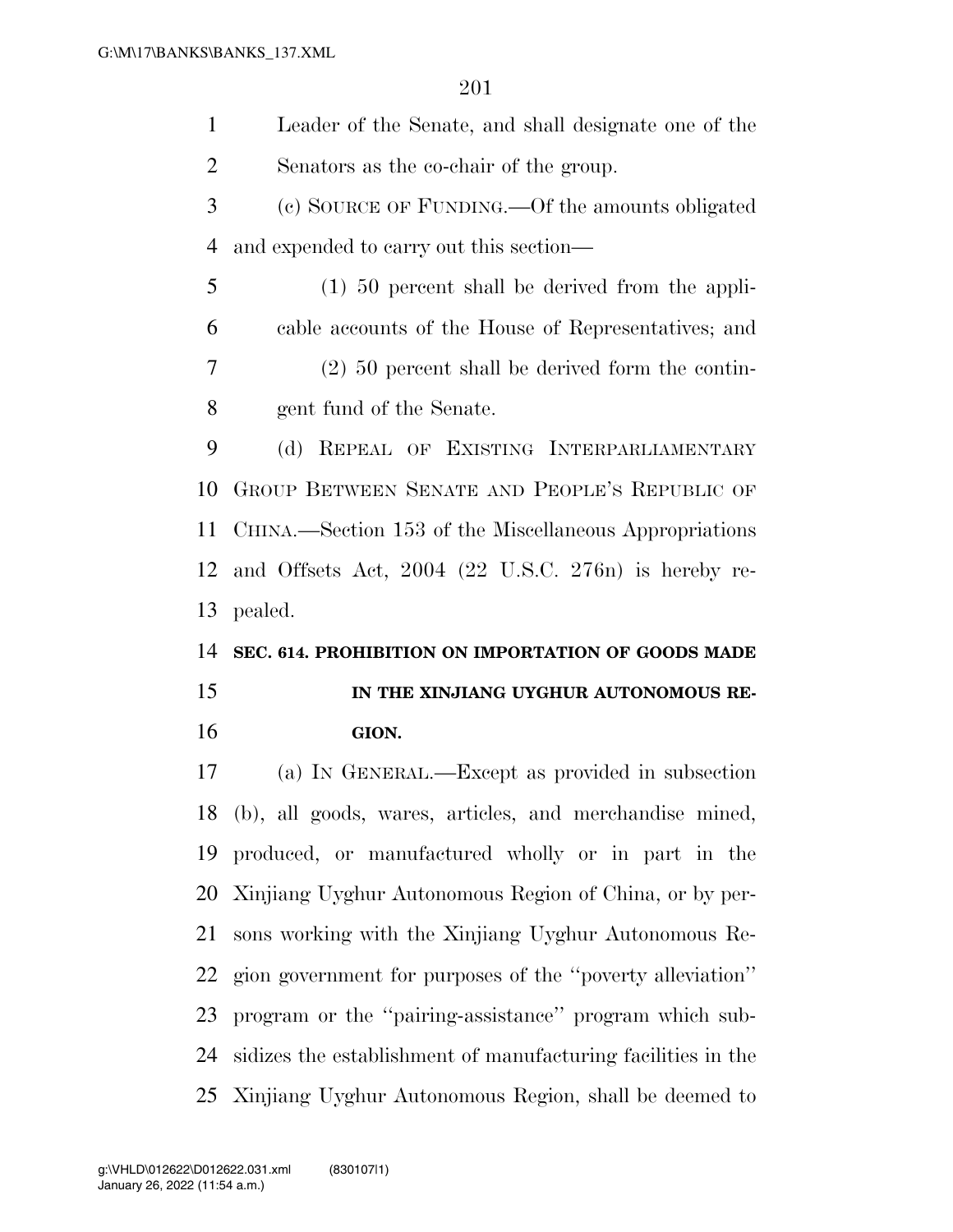Leader of the Senate, and shall designate one of the Senators as the co-chair of the group.

(c) SOURCE OF FUNDING.—Of the amounts obligated and expended to carry out this section—

(1) 50 percent shall be derived from the applicable accounts of the House of Representatives; and

(2) 50 percent shall be derived form the contingent fund of the Senate.

(d) REPEAL OF EXISTING INTERPARLIAMENTARY GROUP BETWEEN SENATE AND PEOPLE'S REPUBLIC OF CHINA.—Section 153 of the Miscellaneous Appropriations and Offsets Act, 2004 (22 U.S.C. 276n) is hereby repealed.

**SEC. 614. PROHIBITION ON IMPORTATION OF GOODS MADE IN THE XINJIANG UYGHUR AUTONOMOUS REGION.**

(a) IN GENERAL.—Except as provided in subsection (b), all goods, wares, articles, and merchandise mined, produced, or manufactured wholly or in part in the Xinjiang Uyghur Autonomous Region of China, or by persons working with the Xinjiang Uyghur Autonomous Region government for purposes of the ''poverty alleviation'' program or the ''pairing-assistance'' program which subsidizes the establishment of manufacturing facilities in the Xinjiang Uyghur Autonomous Region, shall be deemed to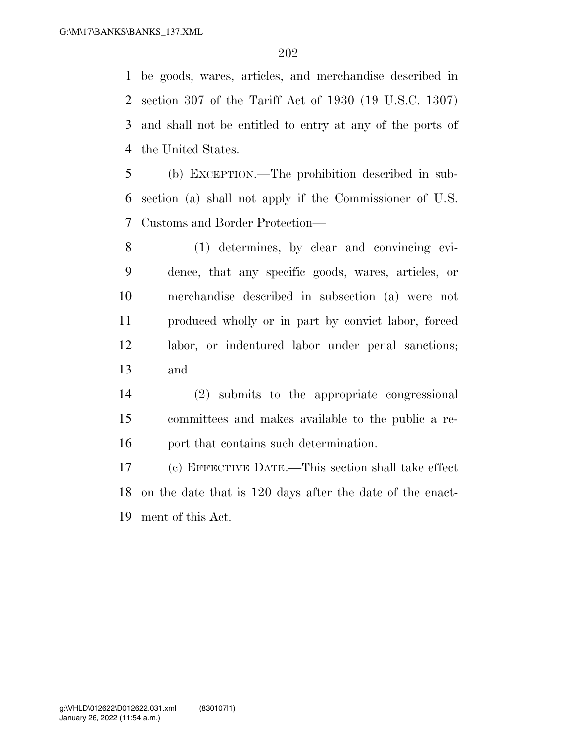be goods, wares, articles, and merchandise described in section 307 of the Tariff Act of 1930 (19 U.S.C. 1307) and shall not be entitled to entry at any of the ports of the United States.

(b) EXCEPTION.—The prohibition described in subsection (a) shall not apply if the Commissioner of U.S. Customs and Border Protection—

(1) determines, by clear and convincing evidence, that any specific goods, wares, articles, or merchandise described in subsection (a) were not produced wholly or in part by convict labor, forced labor, or indentured labor under penal sanctions; and

(2) submits to the appropriate congressional committees and makes available to the public a report that contains such determination.

(c) EFFECTIVE DATE.—This section shall take effect on the date that is 120 days after the date of the enactment of this Act.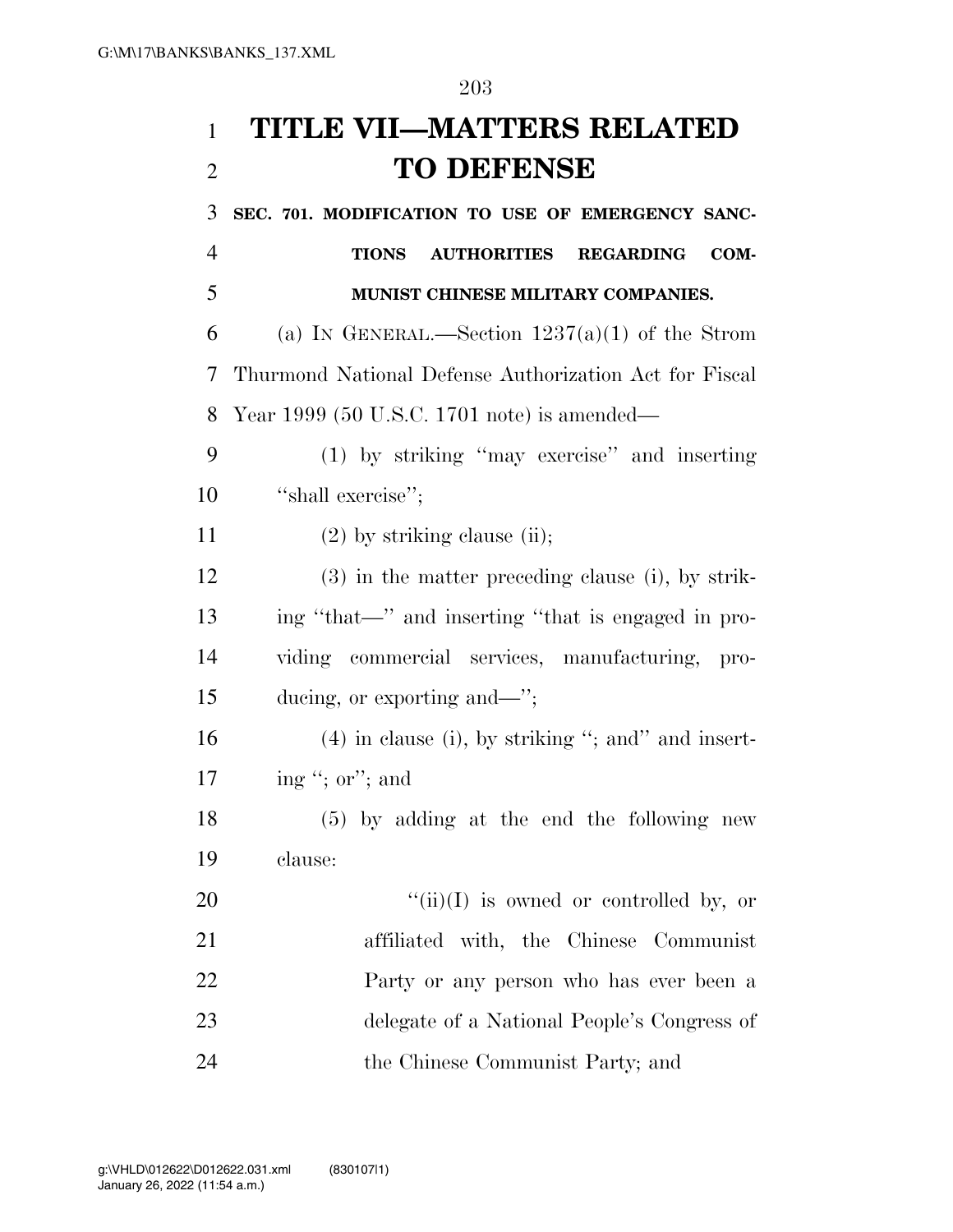# TITLE VII—MATTERS RELATED TO DEFENSE

## SEC. 701. MODIFICATION TO USE OF EMERGENCY SANCTIONS AUTHORITIES REGARDING COMMUNIST CHINESE MILITARY COMPANIES.

(a) IN GENERAL.—Section 1237(a)(1) of the Strom Thurmond National Defense Authorization Act for Fiscal Year 1999 (50 U.S.C. 1701 note) is amended—

(1) by striking ''may exercise'' and inserting ''shall exercise'';

(2) by striking clause (ii);

(3) in the matter preceding clause (i), by striking ''that—'' and inserting ''that is engaged in providing commercial services, manufacturing, producing, or exporting and—'';

(4) in clause (i), by striking ''; and'' and inserting ''; or''; and

(5) by adding at the end the following new clause:

''(ii)(I) is owned or controlled by, or affiliated with, the Chinese Communist Party or any person who has ever been a delegate of a National People's Congress of the Chinese Communist Party; and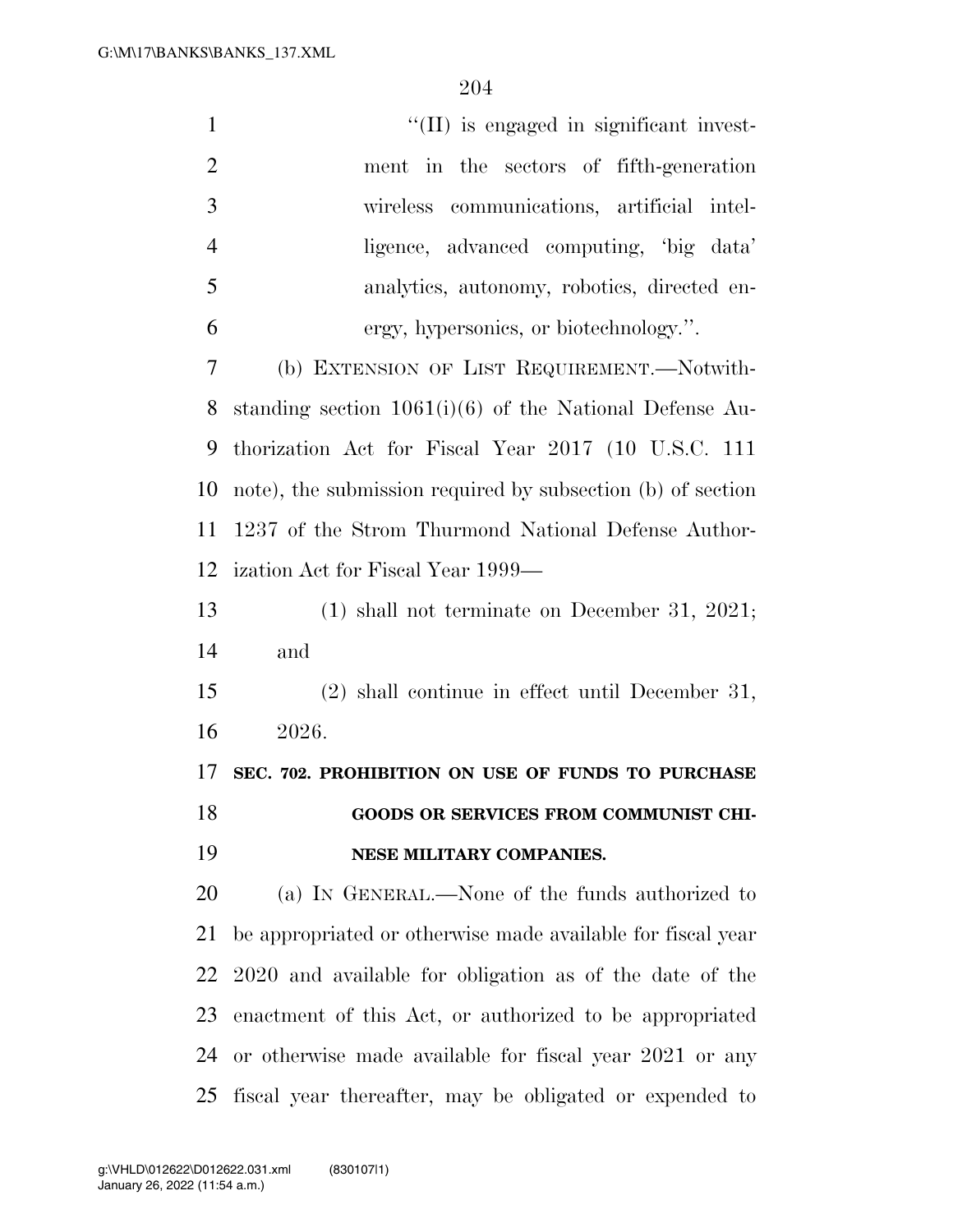"(II) is engaged in significant investment in the sectors of fifth-generation wireless communications, artificial intelligence, advanced computing, 'big data' analytics, autonomy, robotics, directed energy, hypersonics, or biotechnology.".

(b) EXTENSION OF LIST REQUIREMENT.—Notwithstanding section 1061(i)(6) of the National Defense Authorization Act for Fiscal Year 2017 (10 U.S.C. 111 note), the submission required by subsection (b) of section 1237 of the Strom Thurmond National Defense Authorization Act for Fiscal Year 1999—

(1) shall not terminate on December 31, 2021; and

(2) shall continue in effect until December 31, 2026.

**SEC. 702. PROHIBITION ON USE OF FUNDS TO PURCHASE GOODS OR SERVICES FROM COMMUNIST CHINESE MILITARY COMPANIES.**

(a) IN GENERAL.—None of the funds authorized to be appropriated or otherwise made available for fiscal year 2020 and available for obligation as of the date of the enactment of this Act, or authorized to be appropriated or otherwise made available for fiscal year 2021 or any fiscal year thereafter, may be obligated or expended to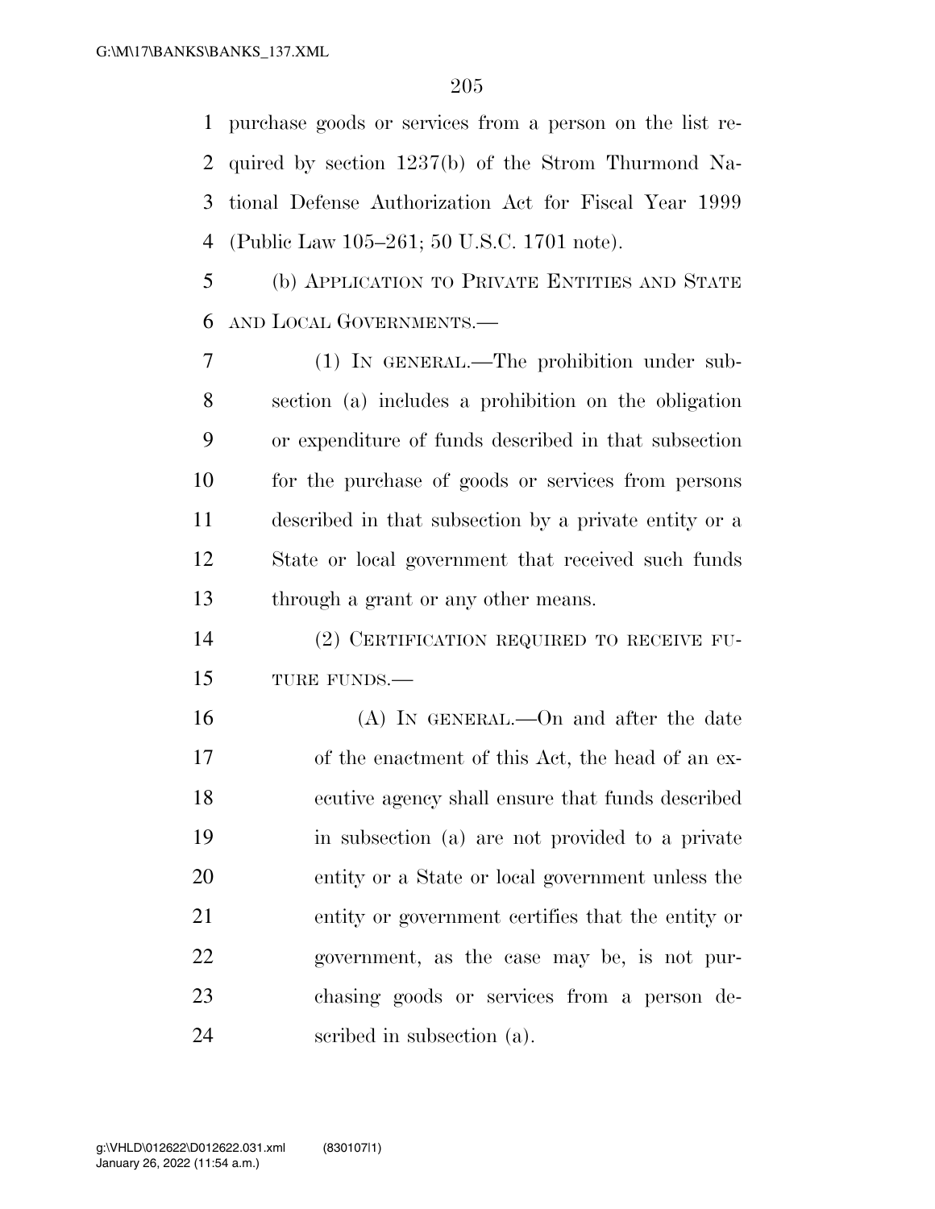purchase goods or services from a person on the list required by section 1237(b) of the Strom Thurmond National Defense Authorization Act for Fiscal Year 1999 (Public Law 105–261; 50 U.S.C. 1701 note).

(b) APPLICATION TO PRIVATE ENTITIES AND STATE AND LOCAL GOVERNMENTS.—

(1) IN GENERAL.—The prohibition under subsection (a) includes a prohibition on the obligation or expenditure of funds described in that subsection for the purchase of goods or services from persons described in that subsection by a private entity or a State or local government that received such funds through a grant or any other means.

(2) CERTIFICATION REQUIRED TO RECEIVE FUTURE FUNDS.—

(A) IN GENERAL.—On and after the date of the enactment of this Act, the head of an executive agency shall ensure that funds described in subsection (a) are not provided to a private entity or a State or local government unless the entity or government certifies that the entity or government, as the case may be, is not purchasing goods or services from a person described in subsection (a).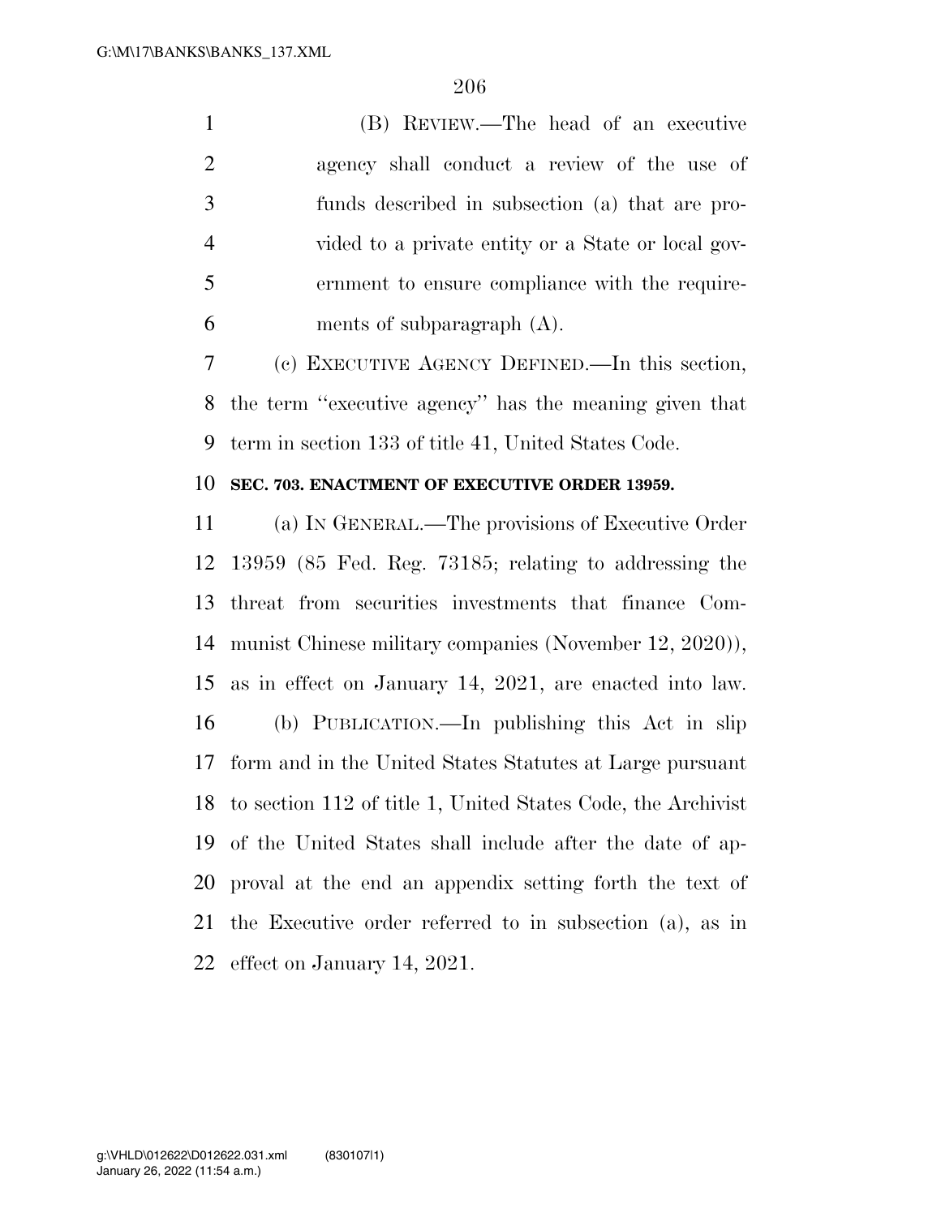(B) REVIEW.—The head of an executive agency shall conduct a review of the use of funds described in subsection (a) that are provided to a private entity or a State or local government to ensure compliance with the requirements of subparagraph (A).

(c) EXECUTIVE AGENCY DEFINED.—In this section, the term ''executive agency'' has the meaning given that term in section 133 of title 41, United States Code.

**SEC. 703. ENACTMENT OF EXECUTIVE ORDER 13959.**

(a) IN GENERAL.—The provisions of Executive Order 13959 (85 Fed. Reg. 73185; relating to addressing the threat from securities investments that finance Communist Chinese military companies (November 12, 2020)), as in effect on January 14, 2021, are enacted into law.

(b) PUBLICATION.—In publishing this Act in slip form and in the United States Statutes at Large pursuant to section 112 of title 1, United States Code, the Archivist of the United States shall include after the date of approval at the end an appendix setting forth the text of the Executive order referred to in subsection (a), as in effect on January 14, 2021.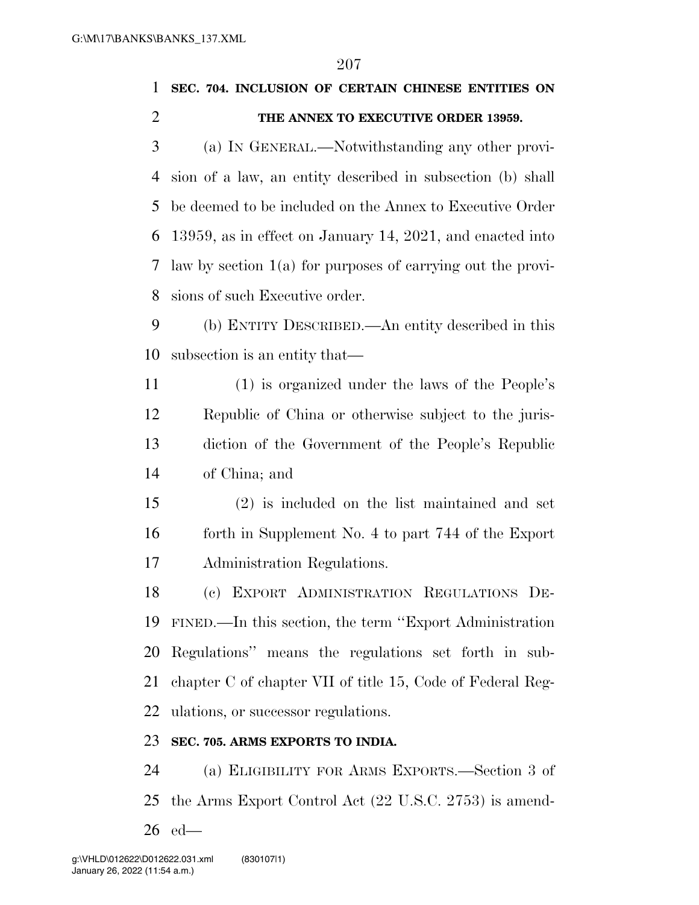**SEC. 704. INCLUSION OF CERTAIN CHINESE ENTITIES ON THE ANNEX TO EXECUTIVE ORDER 13959.**

(a) IN GENERAL.—Notwithstanding any other provision of a law, an entity described in subsection (b) shall be deemed to be included on the Annex to Executive Order 13959, as in effect on January 14, 2021, and enacted into law by section 1(a) for purposes of carrying out the provisions of such Executive order.

(b) ENTITY DESCRIBED.—An entity described in this subsection is an entity that—

(1) is organized under the laws of the People's Republic of China or otherwise subject to the jurisdiction of the Government of the People's Republic of China; and

(2) is included on the list maintained and set forth in Supplement No. 4 to part 744 of the Export Administration Regulations.

(c) EXPORT ADMINISTRATION REGULATIONS DEFINED.—In this section, the term "Export Administration Regulations" means the regulations set forth in subchapter C of chapter VII of title 15, Code of Federal Regulations, or successor regulations.

**SEC. 705. ARMS EXPORTS TO INDIA.**

(a) ELIGIBILITY FOR ARMS EXPORTS.—Section 3 of the Arms Export Control Act (22 U.S.C. 2753) is amended—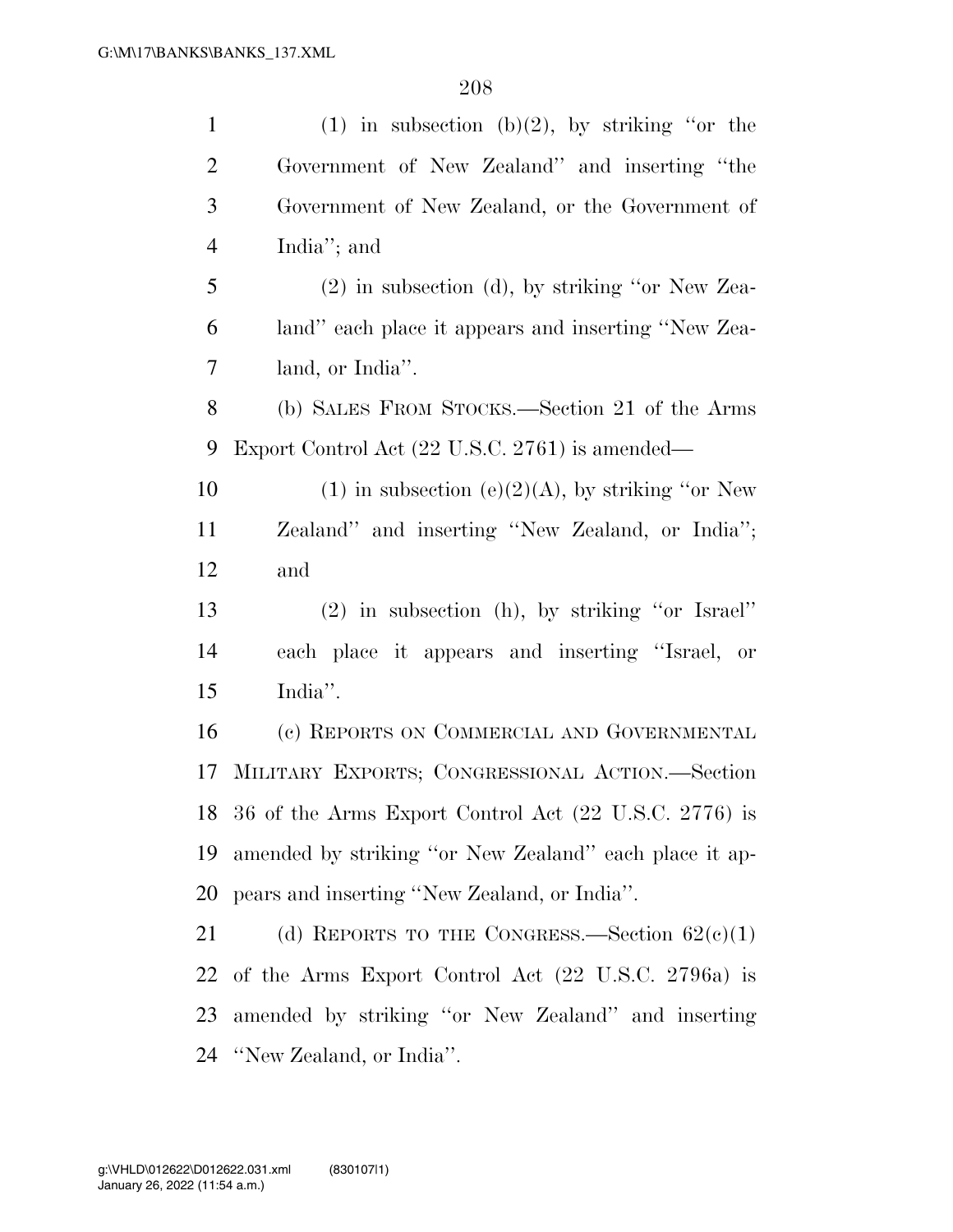(1) in subsection (b)(2), by striking ''or the Government of New Zealand'' and inserting ''the Government of New Zealand, or the Government of India''; and

(2) in subsection (d), by striking ''or New Zealand'' each place it appears and inserting ''New Zealand, or India''.

(b) SALES FROM STOCKS.—Section 21 of the Arms Export Control Act (22 U.S.C. 2761) is amended—

(1) in subsection (e)(2)(A), by striking ''or New Zealand'' and inserting ''New Zealand, or India''; and

(2) in subsection (h), by striking ''or Israel'' each place it appears and inserting ''Israel, or India''.

(c) REPORTS ON COMMERCIAL AND GOVERNMENTAL MILITARY EXPORTS; CONGRESSIONAL ACTION.—Section 36 of the Arms Export Control Act (22 U.S.C. 2776) is amended by striking ''or New Zealand'' each place it appears and inserting ''New Zealand, or India''.

(d) REPORTS TO THE CONGRESS.—Section 62(c)(1) of the Arms Export Control Act (22 U.S.C. 2796a) is amended by striking ''or New Zealand'' and inserting ''New Zealand, or India''.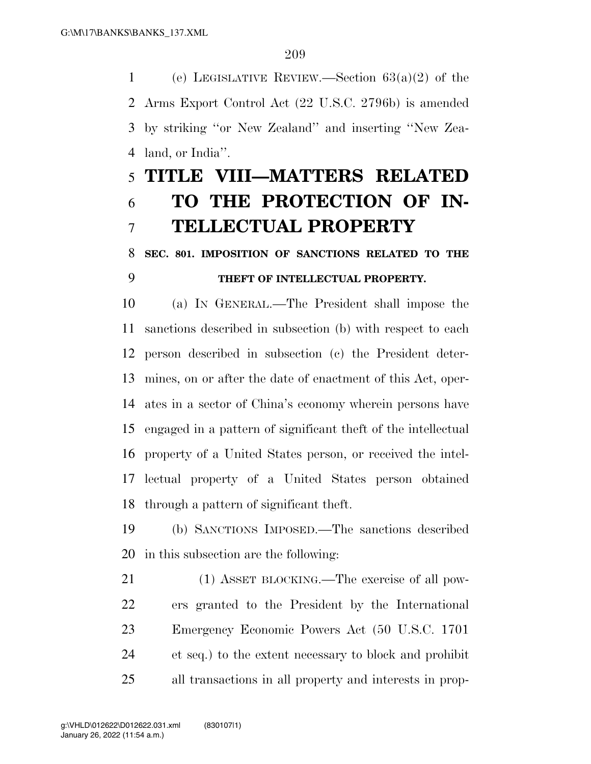(e) LEGISLATIVE REVIEW.—Section 63(a)(2) of the Arms Export Control Act (22 U.S.C. 2796b) is amended by striking ''or New Zealand'' and inserting ''New Zealand, or India''.

# TITLE VIII—MATTERS RELATED TO THE PROTECTION OF INTELLECTUAL PROPERTY

## SEC. 801. IMPOSITION OF SANCTIONS RELATED TO THE THEFT OF INTELLECTUAL PROPERTY.

(a) IN GENERAL.—The President shall impose the sanctions described in subsection (b) with respect to each person described in subsection (c) the President determines, on or after the date of enactment of this Act, operates in a sector of China's economy wherein persons have engaged in a pattern of significant theft of the intellectual property of a United States person, or received the intellectual property of a United States person obtained through a pattern of significant theft.

(b) SANCTIONS IMPOSED.—The sanctions described in this subsection are the following:

(1) ASSET BLOCKING.—The exercise of all powers granted to the President by the International Emergency Economic Powers Act (50 U.S.C. 1701 et seq.) to the extent necessary to block and prohibit all transactions in all property and interests in prop-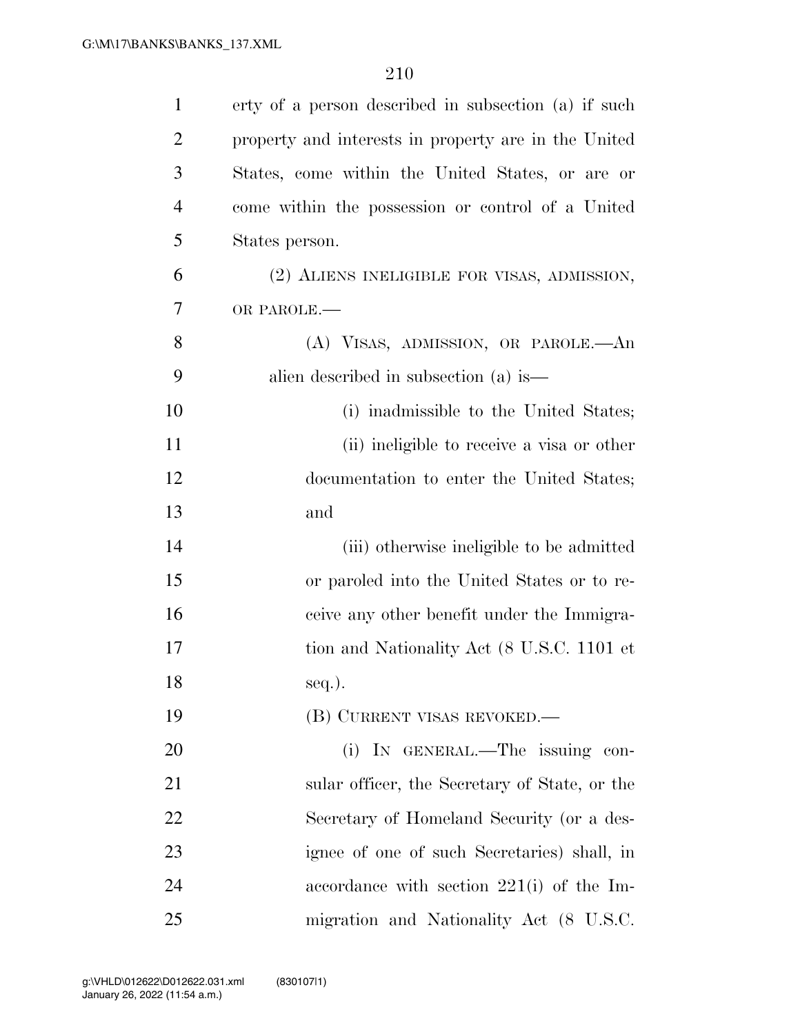erty of a person described in subsection (a) if such property and interests in property are in the United States, come within the United States, or are or come within the possession or control of a United States person.

(2) ALIENS INELIGIBLE FOR VISAS, ADMISSION, OR PAROLE.—

(A) VISAS, ADMISSION, OR PAROLE.—An alien described in subsection (a) is—

(i) inadmissible to the United States;

(ii) ineligible to receive a visa or other documentation to enter the United States; and

(iii) otherwise ineligible to be admitted or paroled into the United States or to receive any other benefit under the Immigration and Nationality Act (8 U.S.C. 1101 et seq.).

(B) CURRENT VISAS REVOKED.—

(i) IN GENERAL.—The issuing consular officer, the Secretary of State, or the Secretary of Homeland Security (or a designee of one of such Secretaries) shall, in accordance with section 221(i) of the Immigration and Nationality Act (8 U.S.C.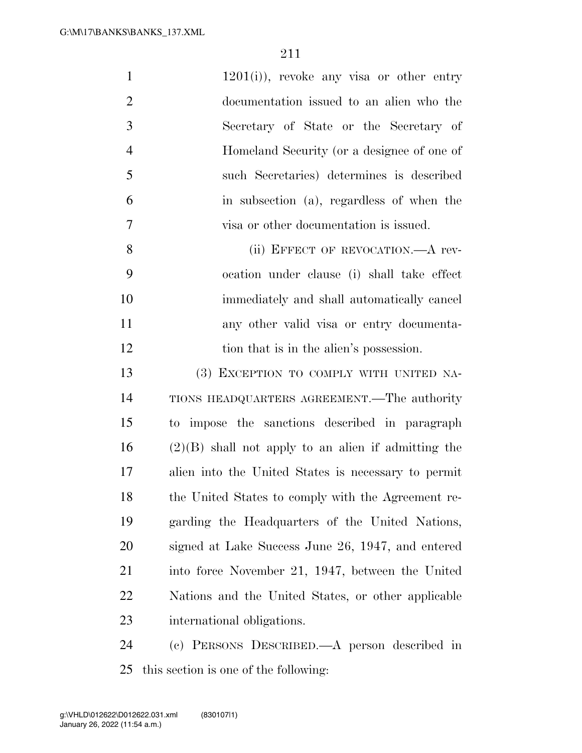1201(i)), revoke any visa or other entry documentation issued to an alien who the Secretary of State or the Secretary of Homeland Security (or a designee of one of such Secretaries) determines is described in subsection (a), regardless of when the visa or other documentation is issued.

(ii) EFFECT OF REVOCATION.—A revocation under clause (i) shall take effect immediately and shall automatically cancel any other valid visa or entry documentation that is in the alien's possession.

(3) EXCEPTION TO COMPLY WITH UNITED NATIONS HEADQUARTERS AGREEMENT.—The authority to impose the sanctions described in paragraph (2)(B) shall not apply to an alien if admitting the alien into the United States is necessary to permit the United States to comply with the Agreement regarding the Headquarters of the United Nations, signed at Lake Success June 26, 1947, and entered into force November 21, 1947, between the United Nations and the United States, or other applicable international obligations.

(c) PERSONS DESCRIBED.—A person described in this section is one of the following: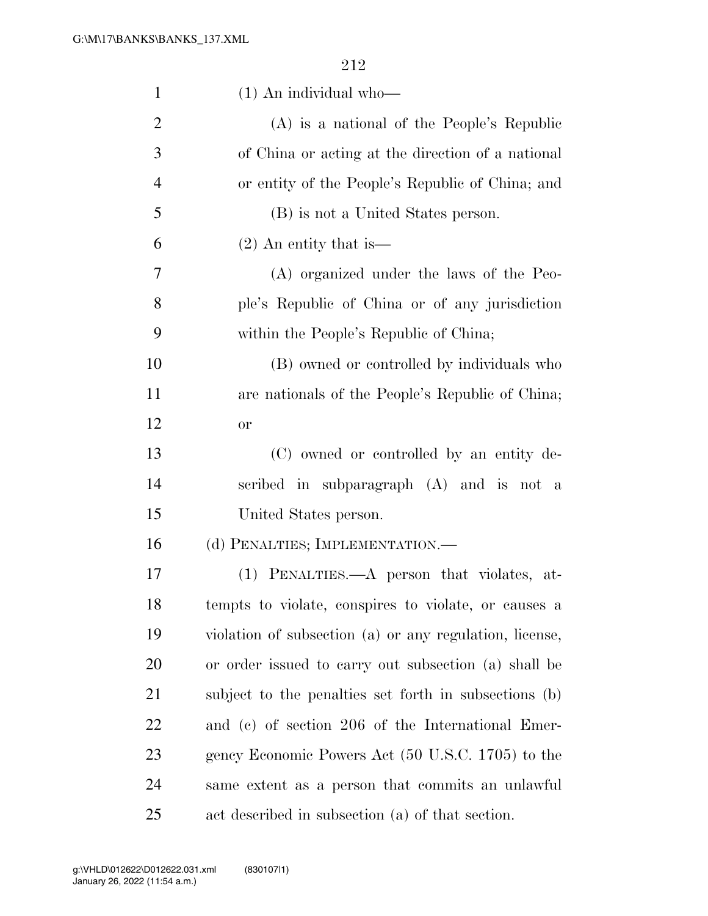(1) An individual who—

(A) is a national of the People's Republic of China or acting at the direction of a national or entity of the People's Republic of China; and

(B) is not a United States person.

(2) An entity that is—

(A) organized under the laws of the People's Republic of China or of any jurisdiction within the People's Republic of China;

(B) owned or controlled by individuals who are nationals of the People's Republic of China; or

(C) owned or controlled by an entity described in subparagraph (A) and is not a United States person.

(d) PENALTIES; IMPLEMENTATION.—

(1) PENALTIES.—A person that violates, attempts to violate, conspires to violate, or causes a violation of subsection (a) or any regulation, license, or order issued to carry out subsection (a) shall be subject to the penalties set forth in subsections (b) and (c) of section 206 of the International Emergency Economic Powers Act (50 U.S.C. 1705) to the same extent as a person that commits an unlawful act described in subsection (a) of that section.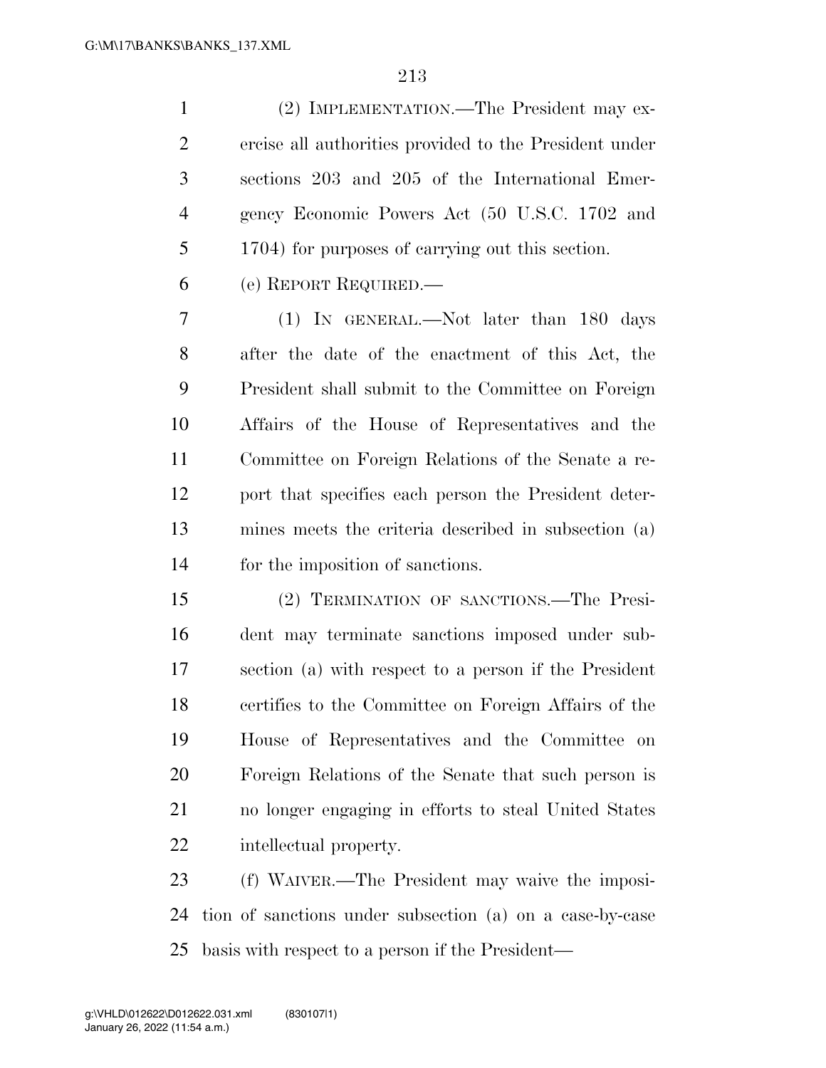(2) IMPLEMENTATION.—The President may exercise all authorities provided to the President under sections 203 and 205 of the International Emergency Economic Powers Act (50 U.S.C. 1702 and 1704) for purposes of carrying out this section.

(e) REPORT REQUIRED.—

(1) IN GENERAL.—Not later than 180 days after the date of the enactment of this Act, the President shall submit to the Committee on Foreign Affairs of the House of Representatives and the Committee on Foreign Relations of the Senate a report that specifies each person the President determines meets the criteria described in subsection (a) for the imposition of sanctions.

(2) TERMINATION OF SANCTIONS.—The President may terminate sanctions imposed under subsection (a) with respect to a person if the President certifies to the Committee on Foreign Affairs of the House of Representatives and the Committee on Foreign Relations of the Senate that such person is no longer engaging in efforts to steal United States intellectual property.

(f) WAIVER.—The President may waive the imposition of sanctions under subsection (a) on a case-by-case basis with respect to a person if the President—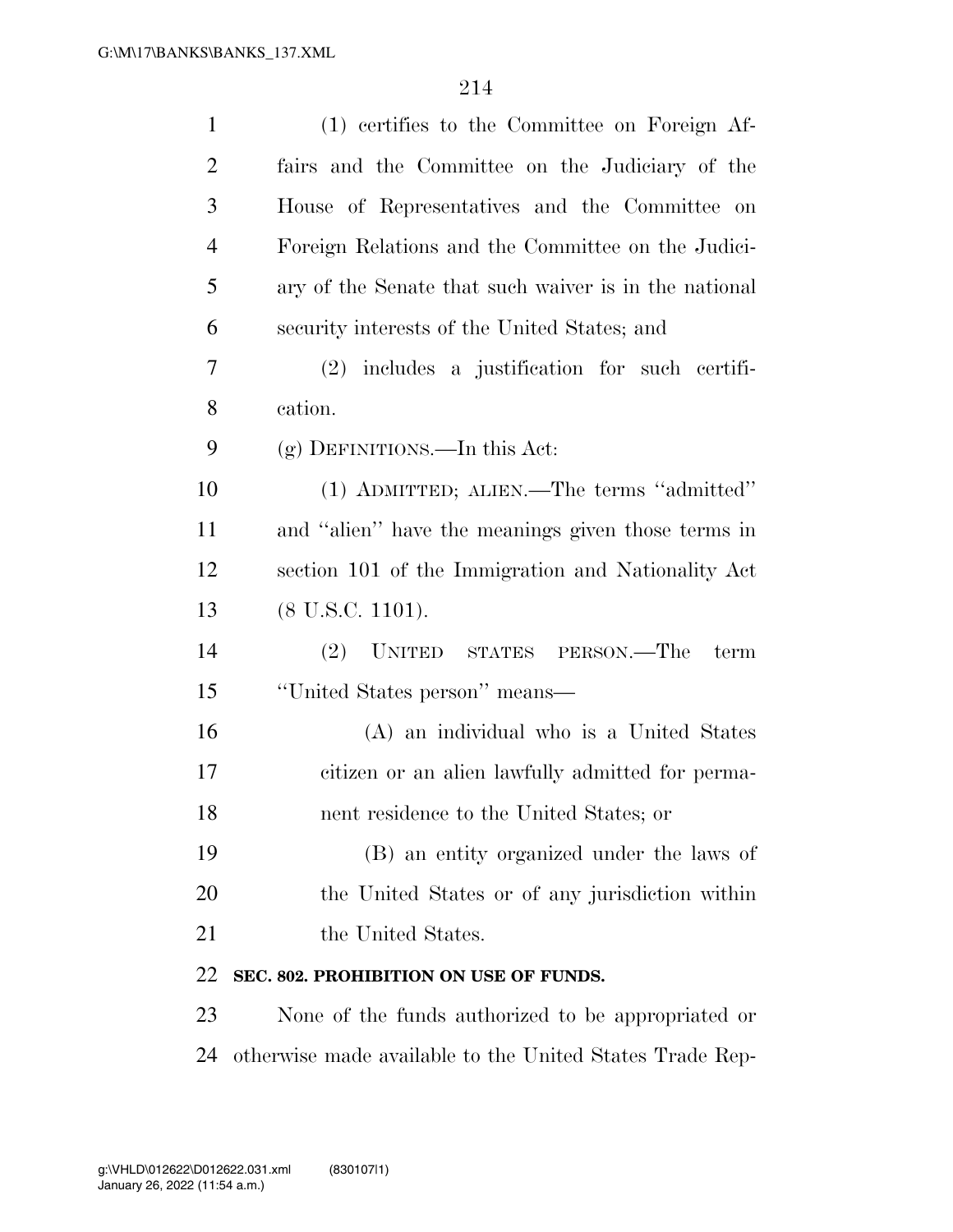(1) certifies to the Committee on Foreign Affairs and the Committee on the Judiciary of the House of Representatives and the Committee on Foreign Relations and the Committee on the Judiciary of the Senate that such waiver is in the national security interests of the United States; and

(2) includes a justification for such certification.

(g) DEFINITIONS.—In this Act:

(1) ADMITTED; ALIEN.—The terms ''admitted'' and ''alien'' have the meanings given those terms in section 101 of the Immigration and Nationality Act (8 U.S.C. 1101).

(2) UNITED STATES PERSON.—The term ''United States person'' means—

(A) an individual who is a United States citizen or an alien lawfully admitted for permanent residence to the United States; or

(B) an entity organized under the laws of the United States or of any jurisdiction within the United States.

**SEC. 802. PROHIBITION ON USE OF FUNDS.**

None of the funds authorized to be appropriated or otherwise made available to the United States Trade Rep-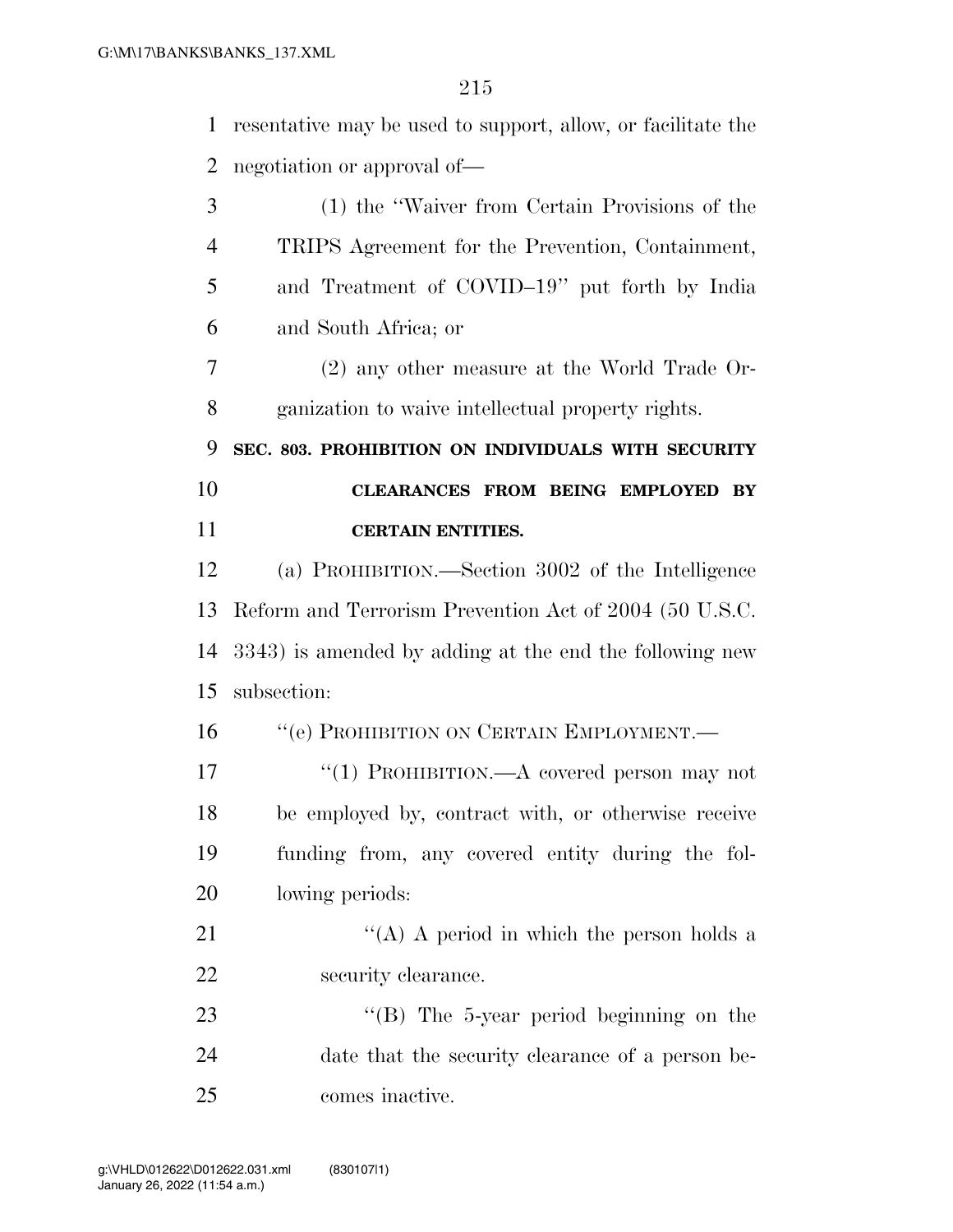resentative may be used to support, allow, or facilitate the negotiation or approval of—

(1) the ''Waiver from Certain Provisions of the TRIPS Agreement for the Prevention, Containment, and Treatment of COVID–19'' put forth by India and South Africa; or

(2) any other measure at the World Trade Organization to waive intellectual property rights.

**SEC. 803. PROHIBITION ON INDIVIDUALS WITH SECURITY CLEARANCES FROM BEING EMPLOYED BY CERTAIN ENTITIES.**

(a) PROHIBITION.—Section 3002 of the Intelligence Reform and Terrorism Prevention Act of 2004 (50 U.S.C. 3343) is amended by adding at the end the following new subsection:

''(e) PROHIBITION ON CERTAIN EMPLOYMENT.—

''(1) PROHIBITION.—A covered person may not be employed by, contract with, or otherwise receive funding from, any covered entity during the following periods:

''(A) A period in which the person holds a security clearance.

''(B) The 5-year period beginning on the date that the security clearance of a person becomes inactive.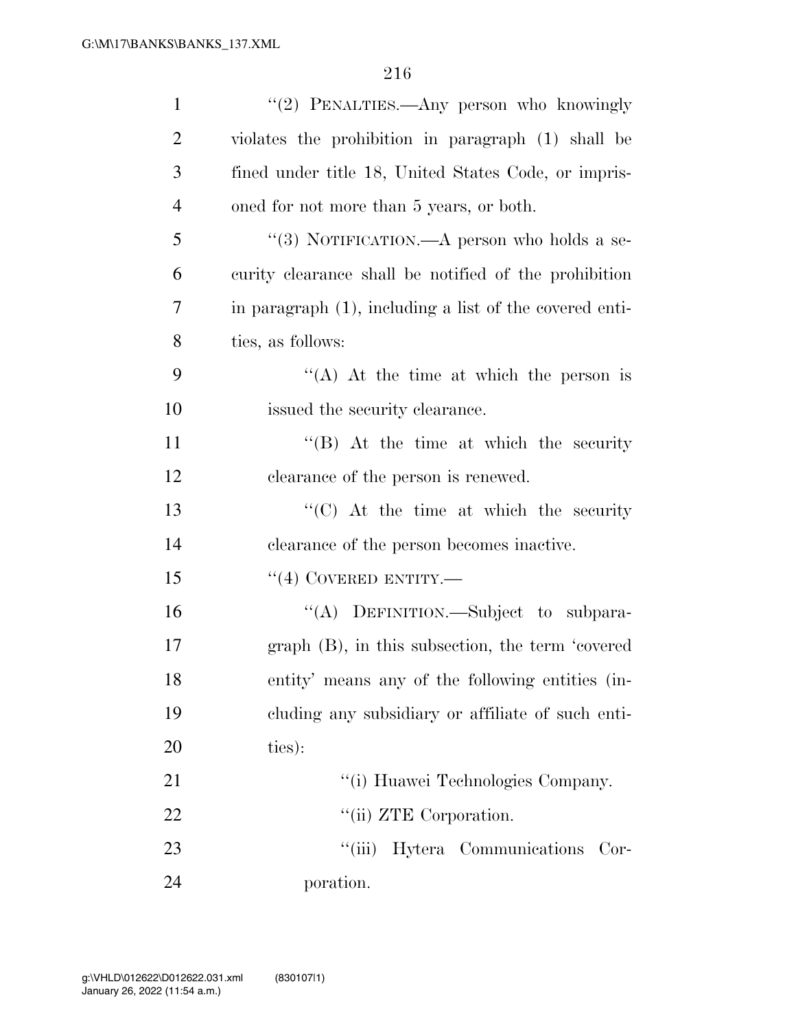''(2) PENALTIES.—Any person who knowingly violates the prohibition in paragraph (1) shall be fined under title 18, United States Code, or imprisoned for not more than 5 years, or both.

''(3) NOTIFICATION.—A person who holds a security clearance shall be notified of the prohibition in paragraph (1), including a list of the covered entities, as follows:

''(A) At the time at which the person is issued the security clearance.

''(B) At the time at which the security clearance of the person is renewed.

''(C) At the time at which the security clearance of the person becomes inactive.

''(4) COVERED ENTITY.—

''(A) DEFINITION.—Subject to subparagraph (B), in this subsection, the term 'covered entity' means any of the following entities (including any subsidiary or affiliate of such entities):

''(i) Huawei Technologies Company.

''(ii) ZTE Corporation.

''(iii) Hytera Communications Corporation.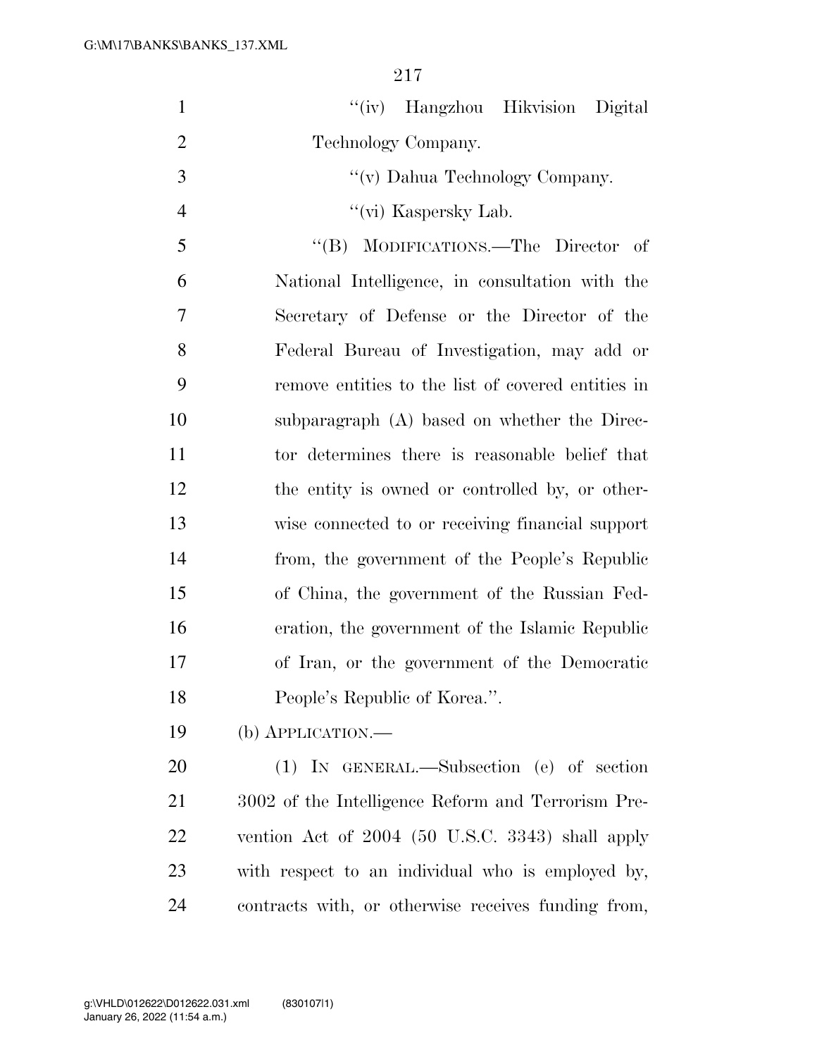"(iv) Hangzhou Hikvision Digital Technology Company.

"(v) Dahua Technology Company.

"(vi) Kaspersky Lab.

"(B) MODIFICATIONS.—The Director of National Intelligence, in consultation with the Secretary of Defense or the Director of the Federal Bureau of Investigation, may add or remove entities to the list of covered entities in subparagraph (A) based on whether the Director determines there is reasonable belief that the entity is owned or controlled by, or otherwise connected to or receiving financial support from, the government of the People's Republic of China, the government of the Russian Federation, the government of the Islamic Republic of Iran, or the government of the Democratic People's Republic of Korea.".

(b) APPLICATION.—

(1) IN GENERAL.—Subsection (e) of section 3002 of the Intelligence Reform and Terrorism Prevention Act of 2004 (50 U.S.C. 3343) shall apply with respect to an individual who is employed by, contracts with, or otherwise receives funding from,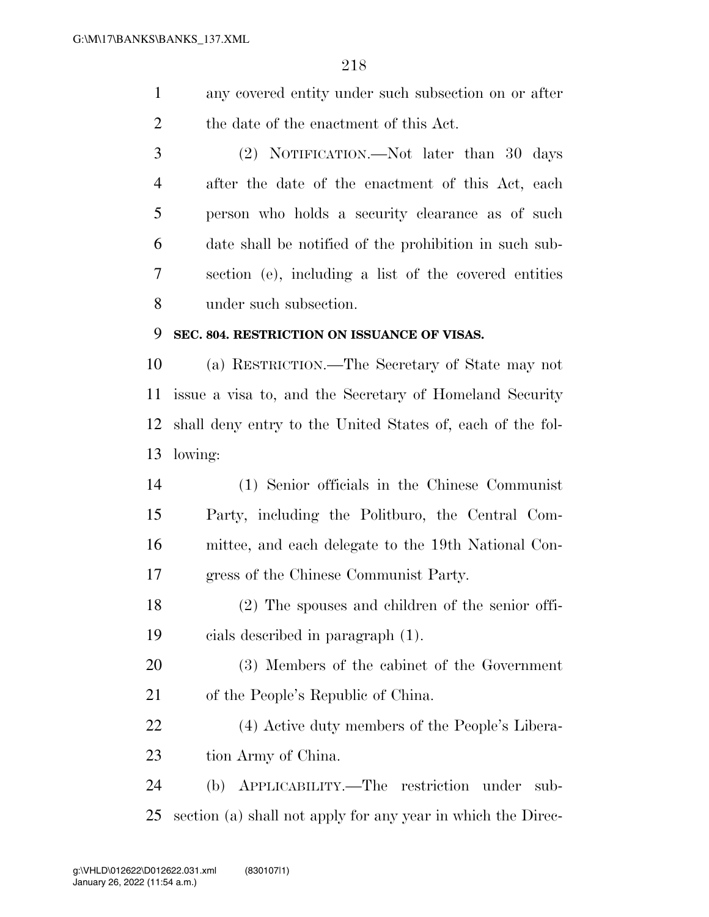any covered entity under such subsection on or after the date of the enactment of this Act.

(2) NOTIFICATION.—Not later than 30 days after the date of the enactment of this Act, each person who holds a security clearance as of such date shall be notified of the prohibition in such subsection (e), including a list of the covered entities under such subsection.

**SEC. 804. RESTRICTION ON ISSUANCE OF VISAS.**

(a) RESTRICTION.—The Secretary of State may not issue a visa to, and the Secretary of Homeland Security shall deny entry to the United States of, each of the following:

(1) Senior officials in the Chinese Communist Party, including the Politburo, the Central Committee, and each delegate to the 19th National Congress of the Chinese Communist Party.

(2) The spouses and children of the senior officials described in paragraph (1).

(3) Members of the cabinet of the Government of the People's Republic of China.

(4) Active duty members of the People's Liberation Army of China.

(b) APPLICABILITY.—The restriction under subsection (a) shall not apply for any year in which the Direc-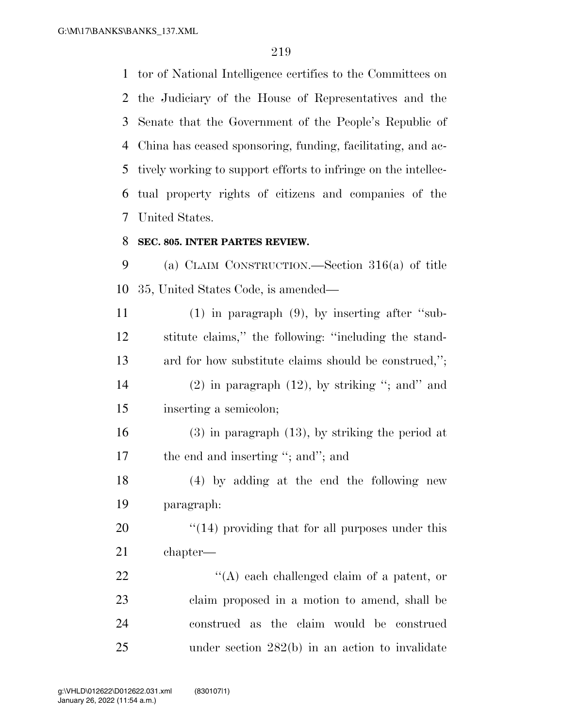tor of National Intelligence certifies to the Committees on the Judiciary of the House of Representatives and the Senate that the Government of the People's Republic of China has ceased sponsoring, funding, facilitating, and actively working to support efforts to infringe on the intellectual property rights of citizens and companies of the United States.

**SEC. 805. INTER PARTES REVIEW.**

(a) CLAIM CONSTRUCTION.—Section 316(a) of title 35, United States Code, is amended—

(1) in paragraph (9), by inserting after ''substitute claims,'' the following: ''including the standard for how substitute claims should be construed,'';

(2) in paragraph (12), by striking ''; and'' and inserting a semicolon;

(3) in paragraph (13), by striking the period at the end and inserting ''; and''; and

(4) by adding at the end the following new paragraph:

''(14) providing that for all purposes under this chapter—

''(A) each challenged claim of a patent, or claim proposed in a motion to amend, shall be construed as the claim would be construed under section 282(b) in an action to invalidate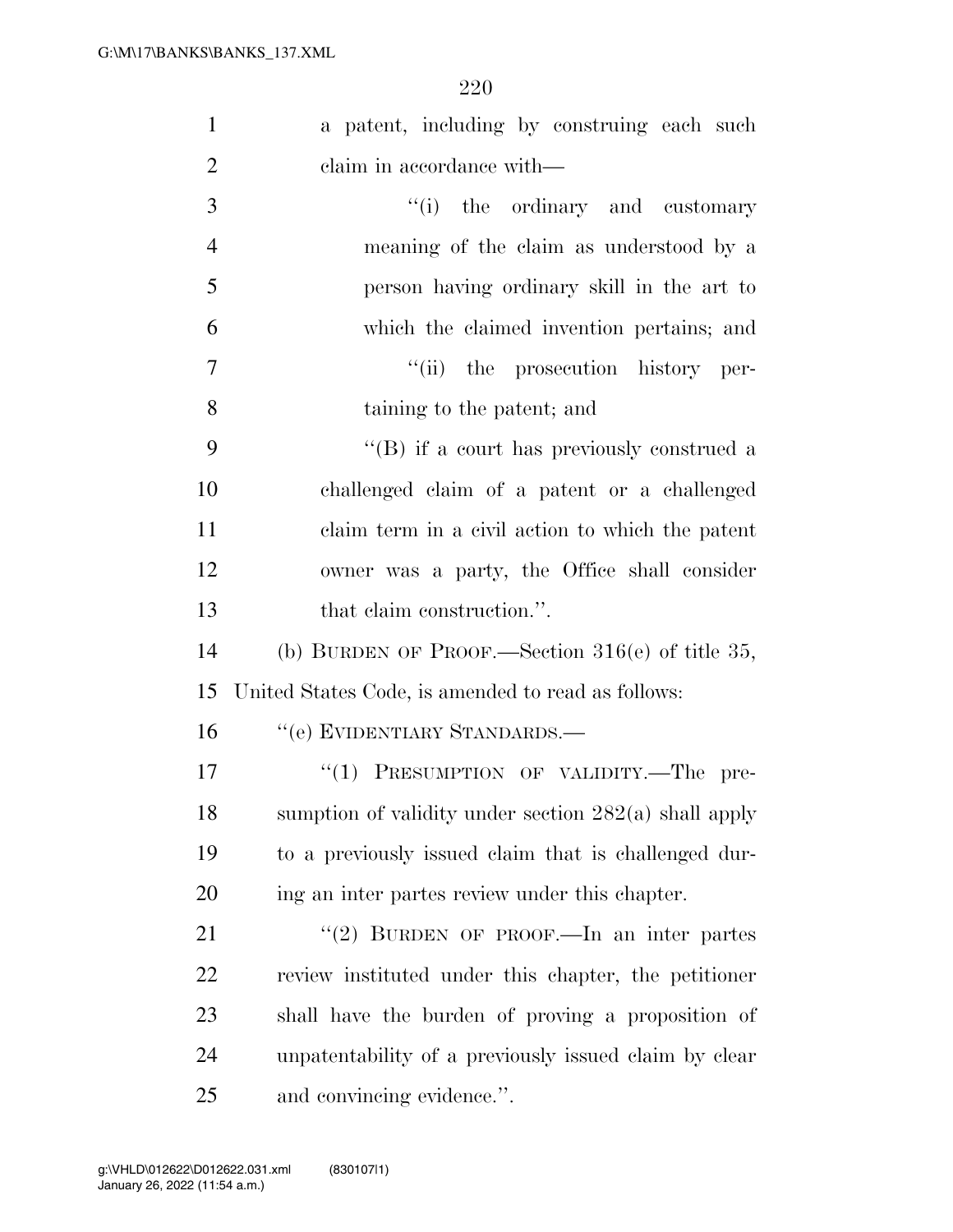a patent, including by construing each such claim in accordance with—

"(i) the ordinary and customary meaning of the claim as understood by a person having ordinary skill in the art to which the claimed invention pertains; and

"(ii) the prosecution history pertaining to the patent; and

"(B) if a court has previously construed a challenged claim of a patent or a challenged claim term in a civil action to which the patent owner was a party, the Office shall consider that claim construction.".

(b) BURDEN OF PROOF.—Section 316(e) of title 35, United States Code, is amended to read as follows:

"(e) EVIDENTIARY STANDARDS.—

"(1) PRESUMPTION OF VALIDITY.—The presumption of validity under section 282(a) shall apply to a previously issued claim that is challenged during an inter partes review under this chapter.

"(2) BURDEN OF PROOF.—In an inter partes review instituted under this chapter, the petitioner shall have the burden of proving a proposition of unpatentability of a previously issued claim by clear and convincing evidence.".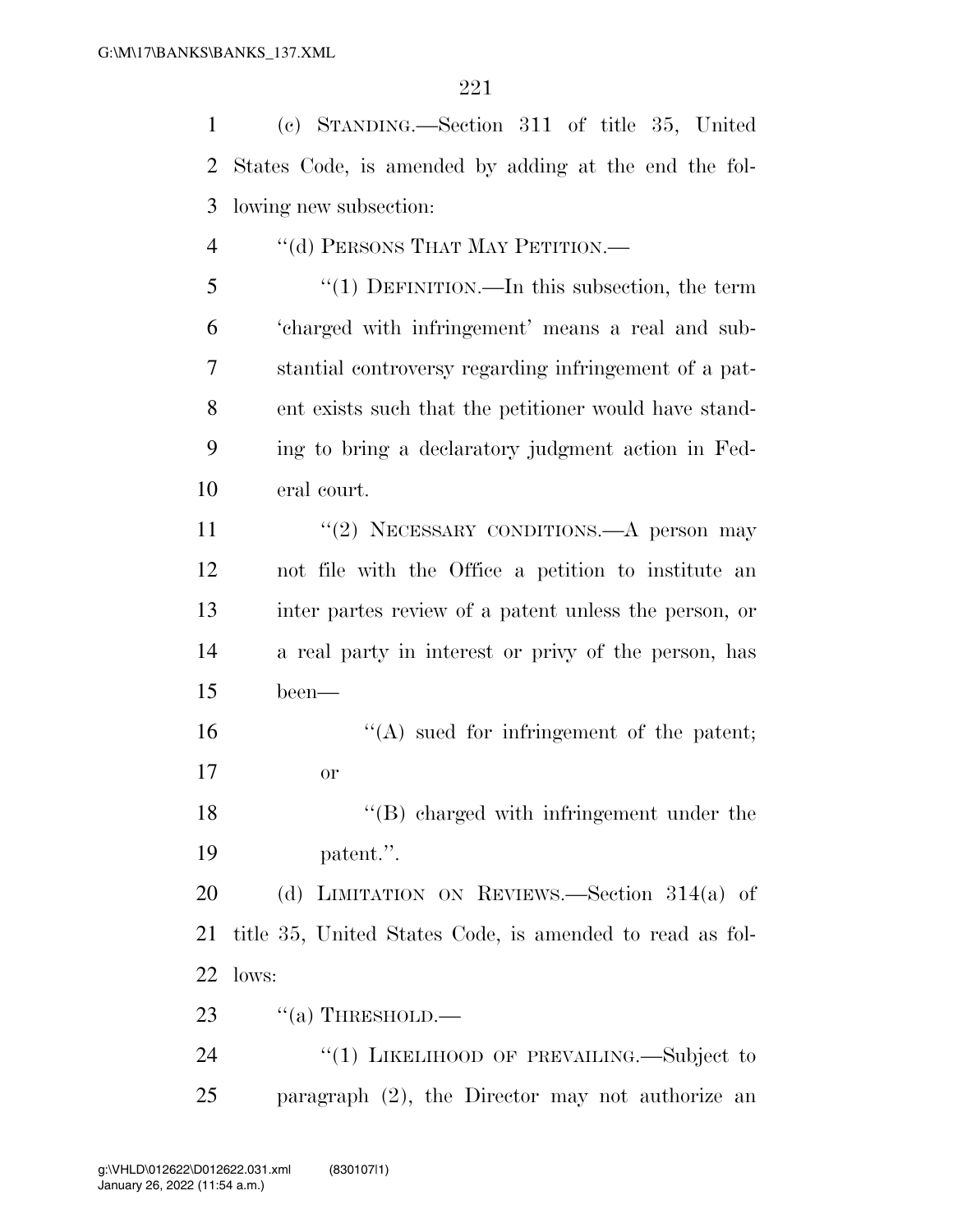(c) STANDING.—Section 311 of title 35, United States Code, is amended by adding at the end the following new subsection:

"(d) PERSONS THAT MAY PETITION.—

"(1) DEFINITION.—In this subsection, the term 'charged with infringement' means a real and substantial controversy regarding infringement of a patent exists such that the petitioner would have standing to bring a declaratory judgment action in Federal court.

"(2) NECESSARY CONDITIONS.—A person may not file with the Office a petition to institute an inter partes review of a patent unless the person, or a real party in interest or privy of the person, has been—

"(A) sued for infringement of the patent; or

"(B) charged with infringement under the patent.".

(d) LIMITATION ON REVIEWS.—Section 314(a) of title 35, United States Code, is amended to read as follows:

"(a) THRESHOLD.—

"(1) LIKELIHOOD OF PREVAILING.—Subject to paragraph (2), the Director may not authorize an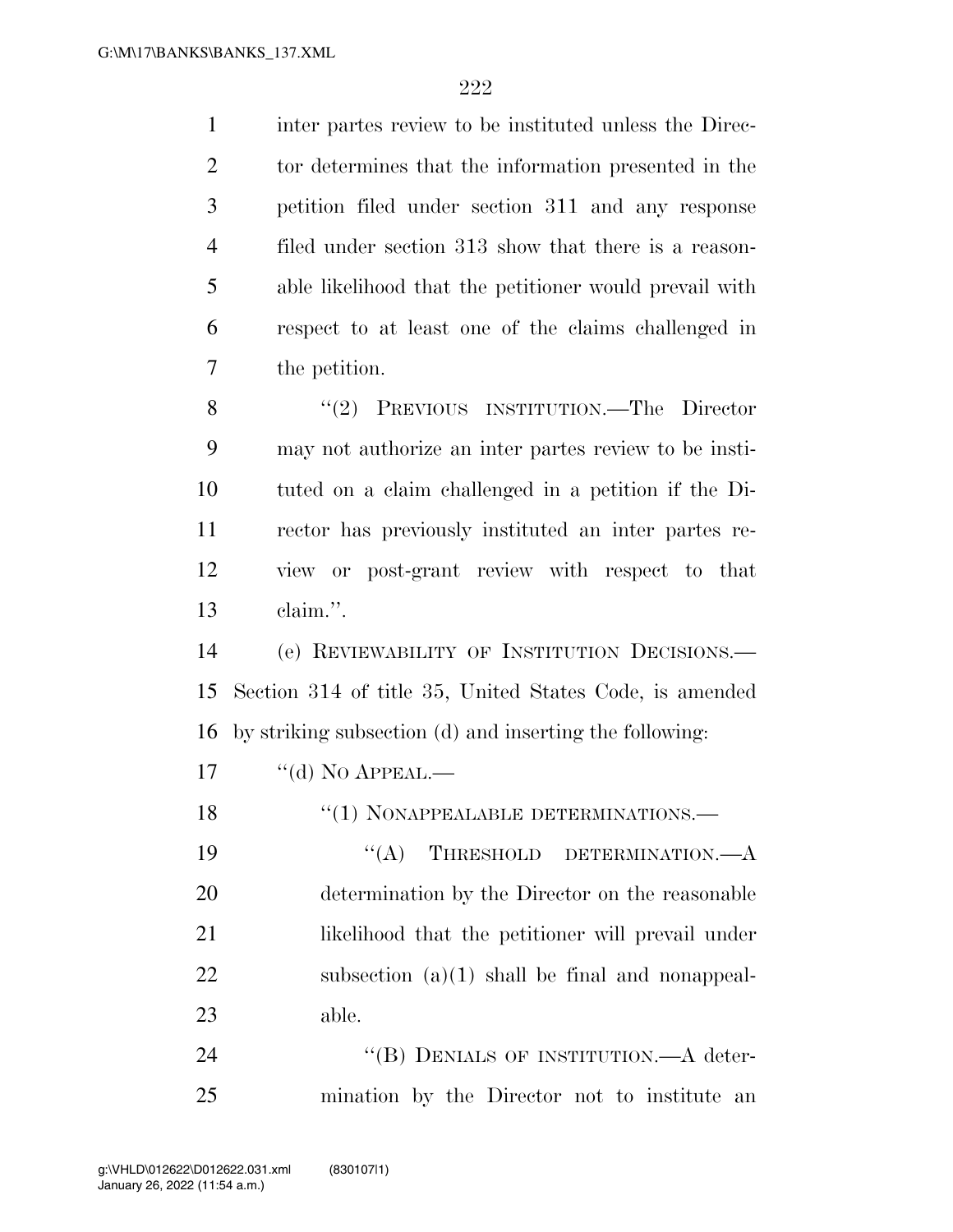inter partes review to be instituted unless the Director determines that the information presented in the petition filed under section 311 and any response filed under section 313 show that there is a reasonable likelihood that the petitioner would prevail with respect to at least one of the claims challenged in the petition.

"(2) PREVIOUS INSTITUTION.—The Director may not authorize an inter partes review to be instituted on a claim challenged in a petition if the Director has previously instituted an inter partes review or post-grant review with respect to that claim.".

(e) REVIEWABILITY OF INSTITUTION DECISIONS.—Section 314 of title 35, United States Code, is amended by striking subsection (d) and inserting the following:

"(d) NO APPEAL.—

"(1) NONAPPEALABLE DETERMINATIONS.—

"(A) THRESHOLD DETERMINATION.—A determination by the Director on the reasonable likelihood that the petitioner will prevail under subsection (a)(1) shall be final and nonappealable.

"(B) DENIALS OF INSTITUTION.—A determination by the Director not to institute an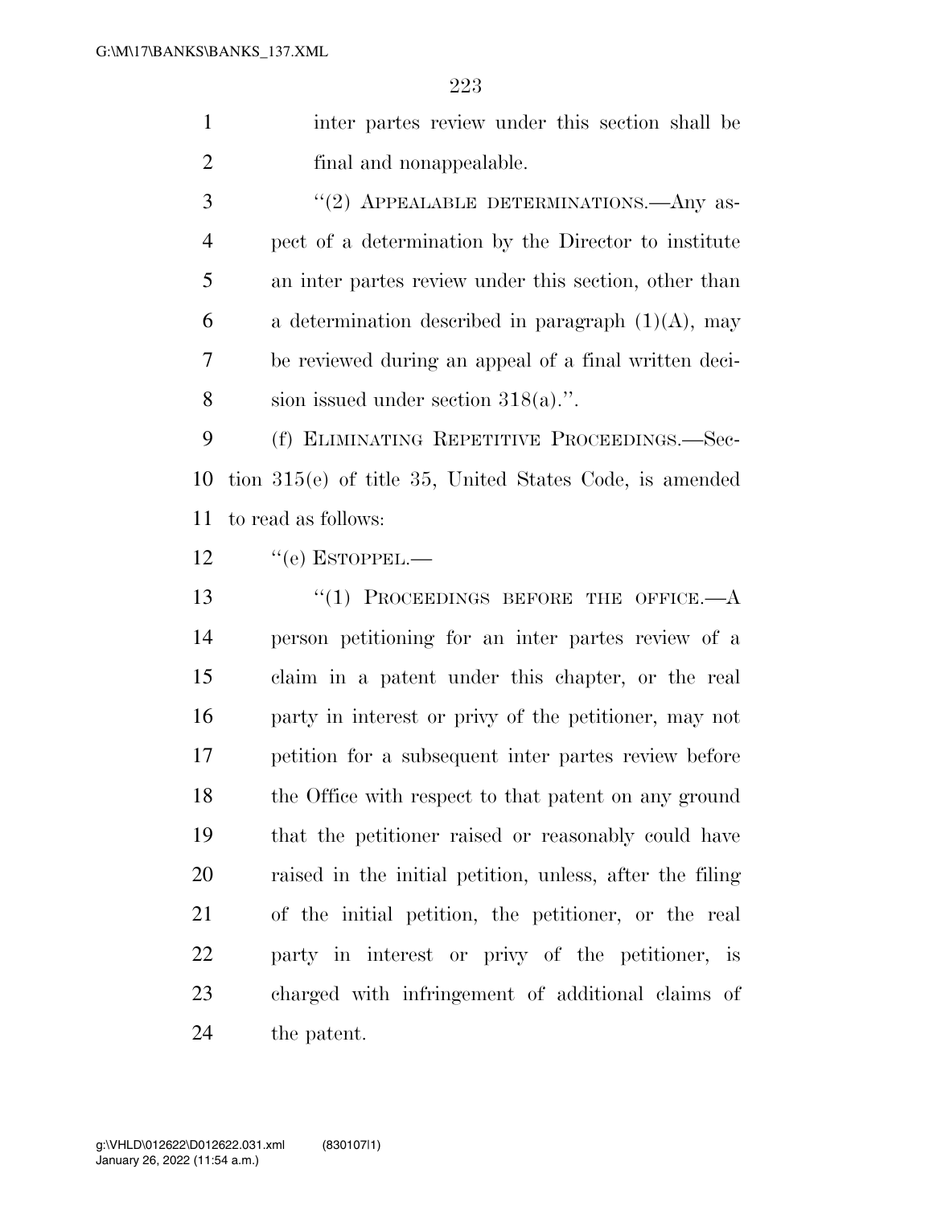inter partes review under this section shall be final and nonappealable.

"(2) APPEALABLE DETERMINATIONS.—Any aspect of a determination by the Director to institute an inter partes review under this section, other than a determination described in paragraph (1)(A), may be reviewed during an appeal of a final written decision issued under section 318(a).".

(f) ELIMINATING REPETITIVE PROCEEDINGS.—Section 315(e) of title 35, United States Code, is amended to read as follows:

"(e) ESTOPPEL.—

"(1) PROCEEDINGS BEFORE THE OFFICE.—A person petitioning for an inter partes review of a claim in a patent under this chapter, or the real party in interest or privy of the petitioner, may not petition for a subsequent inter partes review before the Office with respect to that patent on any ground that the petitioner raised or reasonably could have raised in the initial petition, unless, after the filing of the initial petition, the petitioner, or the real party in interest or privy of the petitioner, is charged with infringement of additional claims of the patent.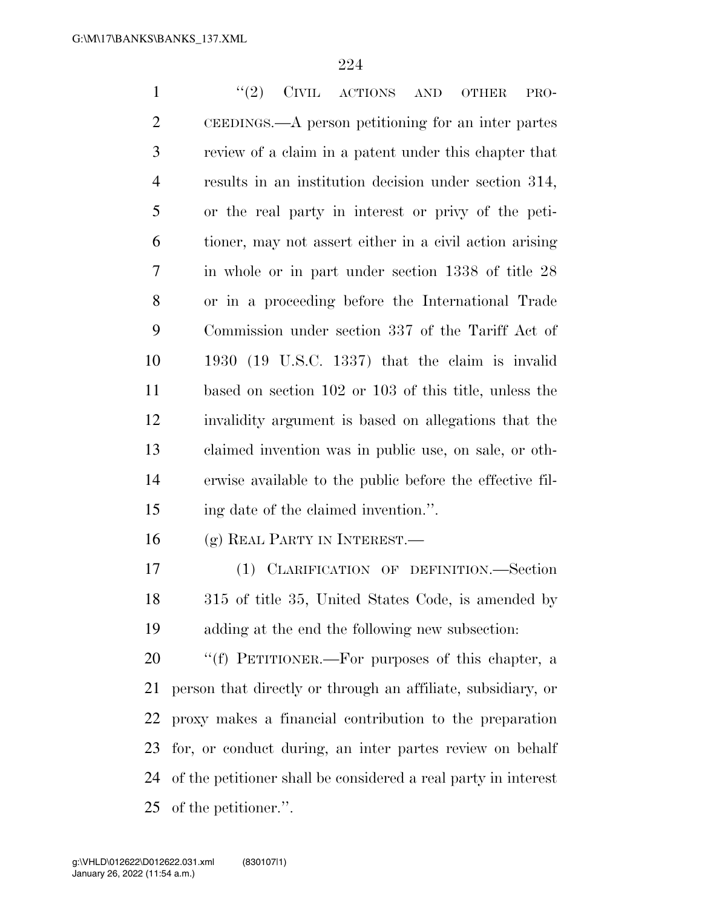"(2) CIVIL ACTIONS AND OTHER PROCEEDINGS.—A person petitioning for an inter partes review of a claim in a patent under this chapter that results in an institution decision under section 314, or the real party in interest or privy of the petitioner, may not assert either in a civil action arising in whole or in part under section 1338 of title 28 or in a proceeding before the International Trade Commission under section 337 of the Tariff Act of 1930 (19 U.S.C. 1337) that the claim is invalid based on section 102 or 103 of this title, unless the invalidity argument is based on allegations that the claimed invention was in public use, on sale, or otherwise available to the public before the effective filing date of the claimed invention.".

(g) REAL PARTY IN INTEREST.—

(1) CLARIFICATION OF DEFINITION.—Section 315 of title 35, United States Code, is amended by adding at the end the following new subsection:

"(f) PETITIONER.—For purposes of this chapter, a person that directly or through an affiliate, subsidiary, or proxy makes a financial contribution to the preparation for, or conduct during, an inter partes review on behalf of the petitioner shall be considered a real party in interest of the petitioner.".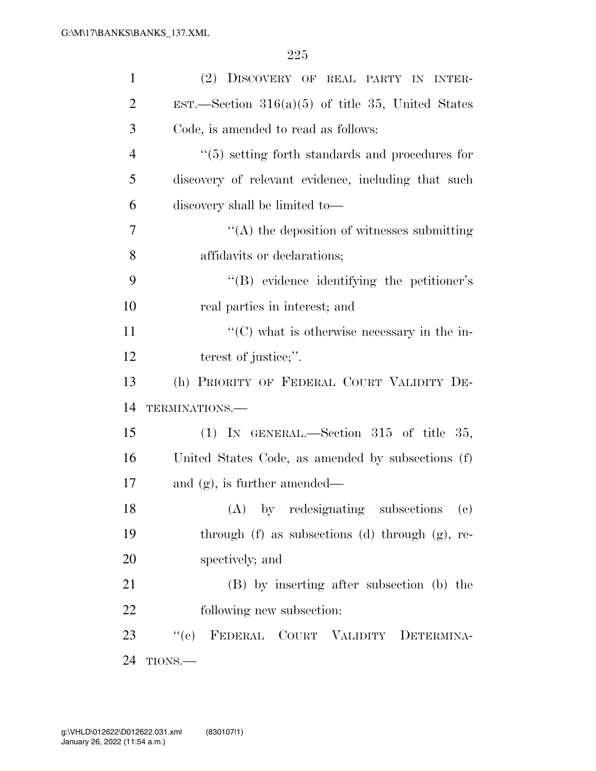(2) Discovery of real party in interest.—Section 316(a)(5) of title 35, United States Code, is amended to read as follows:

"(5) setting forth standards and procedures for discovery of relevant evidence, including that such discovery shall be limited to—

"(A) the deposition of witnesses submitting affidavits or declarations;

"(B) evidence identifying the petitioner's real parties in interest; and

"(C) what is otherwise necessary in the interest of justice;".

(h) Priority of Federal Court Validity Determinations.—

(1) In general.—Section 315 of title 35, United States Code, as amended by subsections (f) and (g), is further amended—

(A) by redesignating subsections (c) through (f) as subsections (d) through (g), respectively; and

(B) by inserting after subsection (b) the following new subsection:

"(c) Federal Court Validity Determinations.—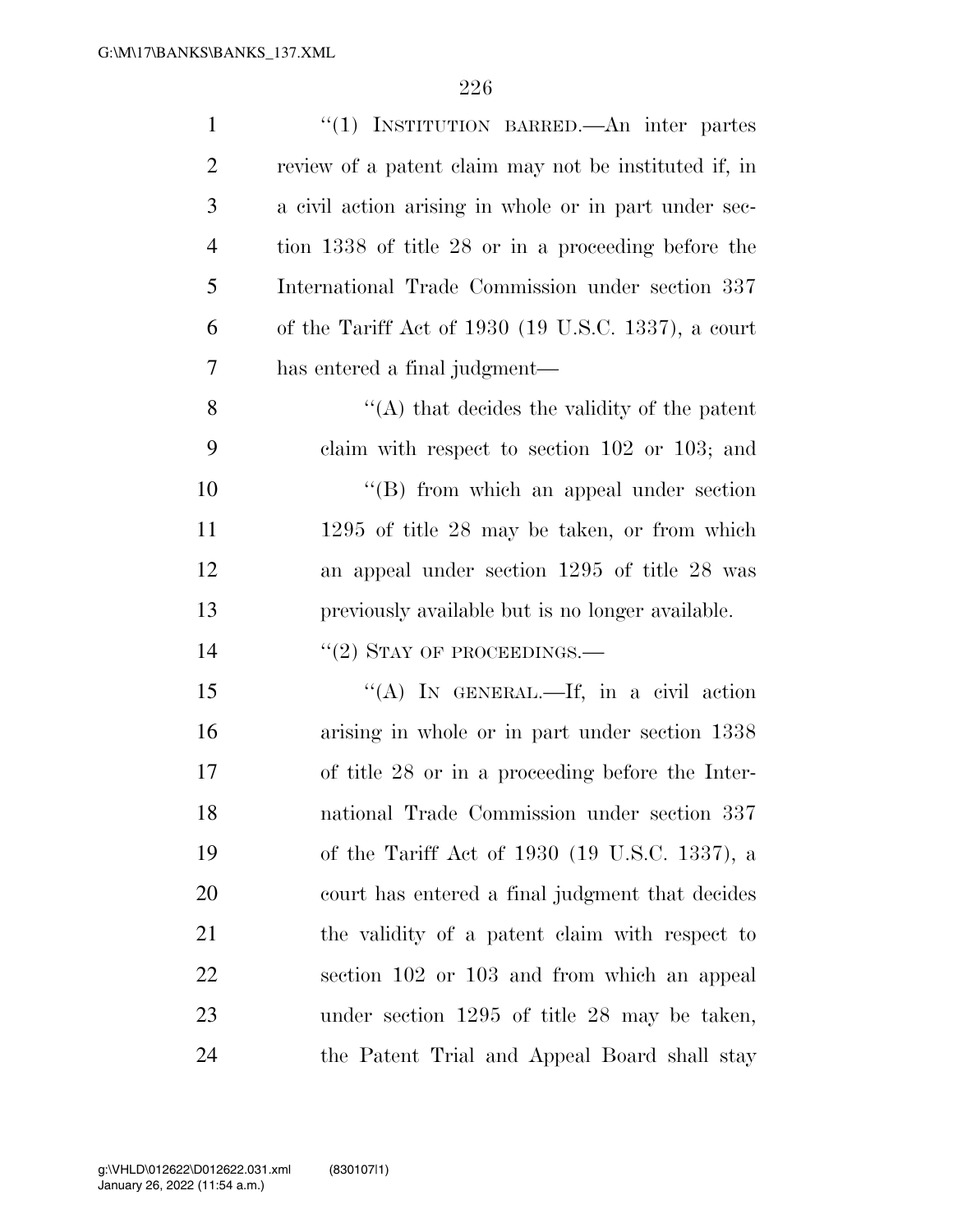"(1) INSTITUTION BARRED.—An inter partes review of a patent claim may not be instituted if, in a civil action arising in whole or in part under section 1338 of title 28 or in a proceeding before the International Trade Commission under section 337 of the Tariff Act of 1930 (19 U.S.C. 1337), a court has entered a final judgment—

"(A) that decides the validity of the patent claim with respect to section 102 or 103; and

"(B) from which an appeal under section 1295 of title 28 may be taken, or from which an appeal under section 1295 of title 28 was previously available but is no longer available.

"(2) STAY OF PROCEEDINGS.—

"(A) IN GENERAL.—If, in a civil action arising in whole or in part under section 1338 of title 28 or in a proceeding before the International Trade Commission under section 337 of the Tariff Act of 1930 (19 U.S.C. 1337), a court has entered a final judgment that decides the validity of a patent claim with respect to section 102 or 103 and from which an appeal under section 1295 of title 28 may be taken, the Patent Trial and Appeal Board shall stay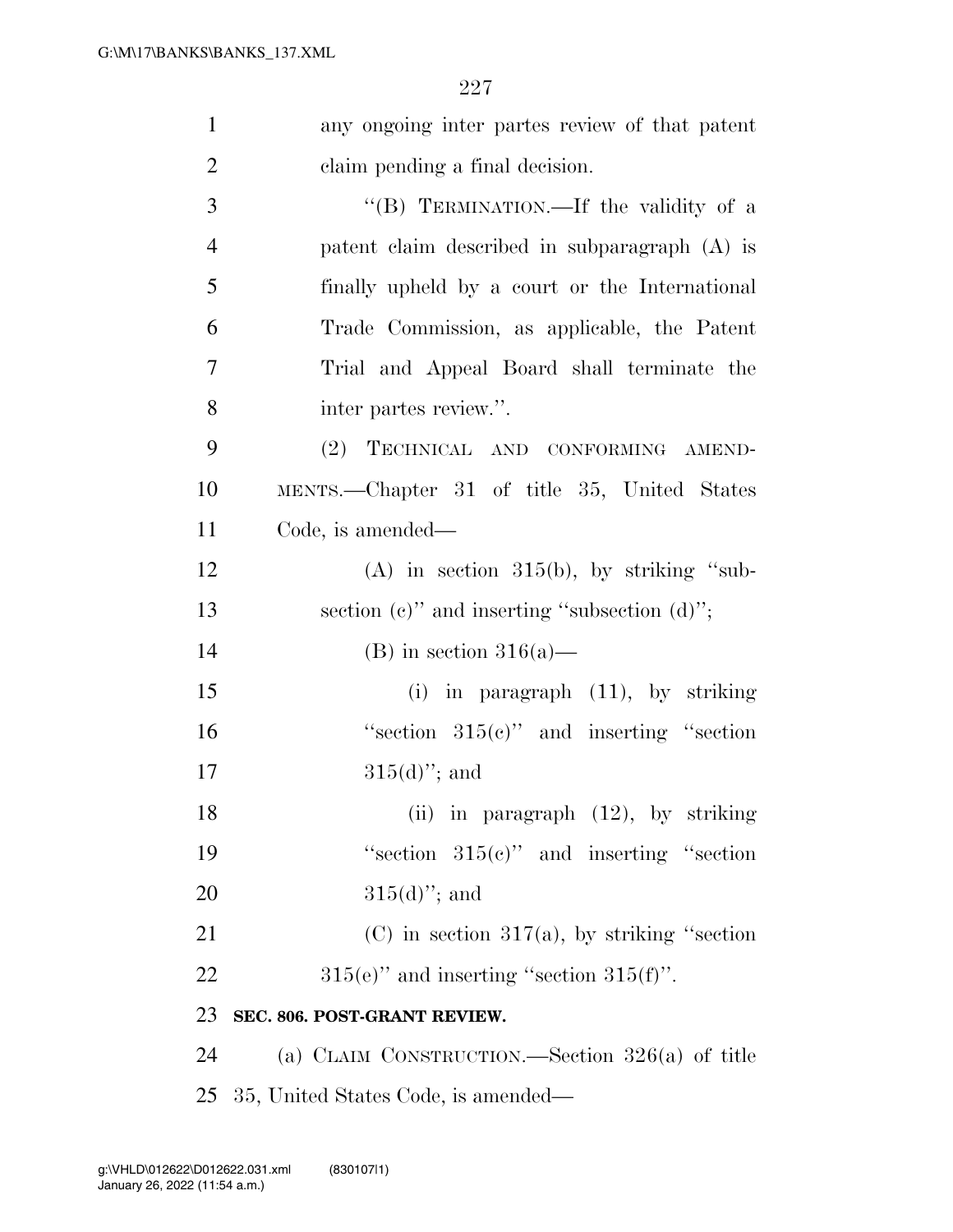any ongoing inter partes review of that patent claim pending a final decision.

"(B) TERMINATION.—If the validity of a patent claim described in subparagraph (A) is finally upheld by a court or the International Trade Commission, as applicable, the Patent Trial and Appeal Board shall terminate the inter partes review.".

(2) TECHNICAL AND CONFORMING AMENDMENTS.—Chapter 31 of title 35, United States Code, is amended—

(A) in section 315(b), by striking "subsection (c)" and inserting "subsection (d)";

(B) in section 316(a)—

(i) in paragraph (11), by striking "section 315(c)" and inserting "section 315(d)"; and

(ii) in paragraph (12), by striking "section 315(c)" and inserting "section 315(d)"; and

(C) in section 317(a), by striking "section 315(e)" and inserting "section 315(f)".

**SEC. 806. POST-GRANT REVIEW.**

(a) CLAIM CONSTRUCTION.—Section 326(a) of title 35, United States Code, is amended—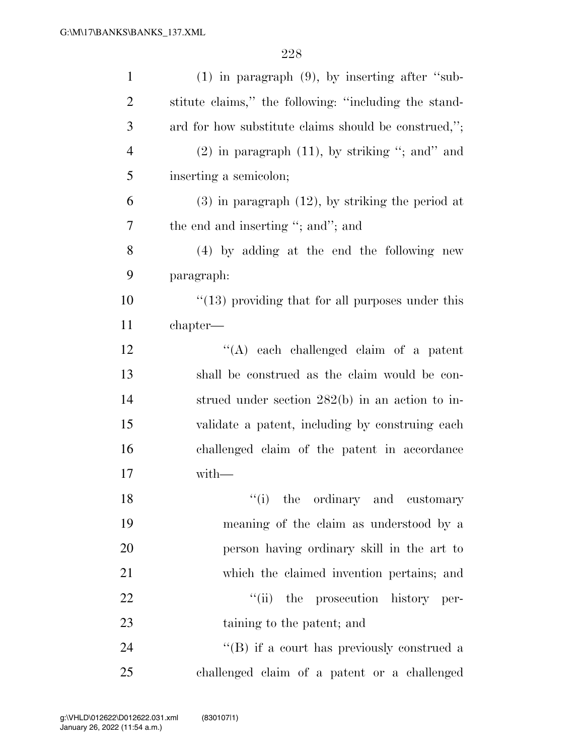(1) in paragraph (9), by inserting after "substitute claims," the following: "including the standard for how substitute claims should be construed,";

(2) in paragraph (11), by striking "; and" and inserting a semicolon;

(3) in paragraph (12), by striking the period at the end and inserting "; and"; and

(4) by adding at the end the following new paragraph:

"(13) providing that for all purposes under this chapter—

"(A) each challenged claim of a patent shall be construed as the claim would be construed under section 282(b) in an action to invalidate a patent, including by construing each challenged claim of the patent in accordance with—

"(i) the ordinary and customary meaning of the claim as understood by a person having ordinary skill in the art to which the claimed invention pertains; and

"(ii) the prosecution history pertaining to the patent; and

"(B) if a court has previously construed a challenged claim of a patent or a challenged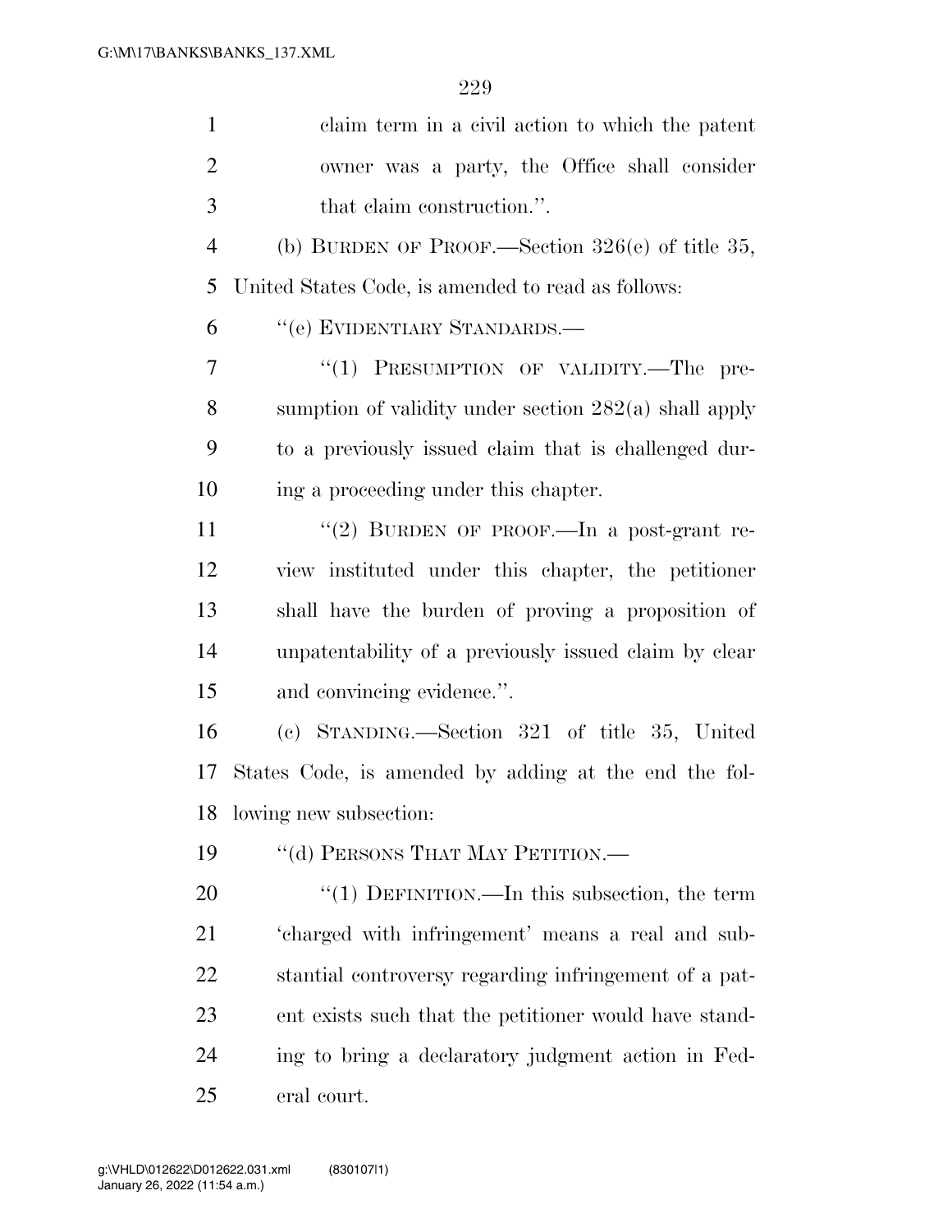claim term in a civil action to which the patent owner was a party, the Office shall consider that claim construction.''.

(b) BURDEN OF PROOF.—Section 326(e) of title 35, United States Code, is amended to read as follows:

''(e) EVIDENTIARY STANDARDS.—

''(1) PRESUMPTION OF VALIDITY.—The presumption of validity under section 282(a) shall apply to a previously issued claim that is challenged during a proceeding under this chapter.

''(2) BURDEN OF PROOF.—In a post-grant review instituted under this chapter, the petitioner shall have the burden of proving a proposition of unpatentability of a previously issued claim by clear and convincing evidence.''.

(c) STANDING.—Section 321 of title 35, United States Code, is amended by adding at the end the following new subsection:

''(d) PERSONS THAT MAY PETITION.—

''(1) DEFINITION.—In this subsection, the term 'charged with infringement' means a real and substantial controversy regarding infringement of a patent exists such that the petitioner would have standing to bring a declaratory judgment action in Federal court.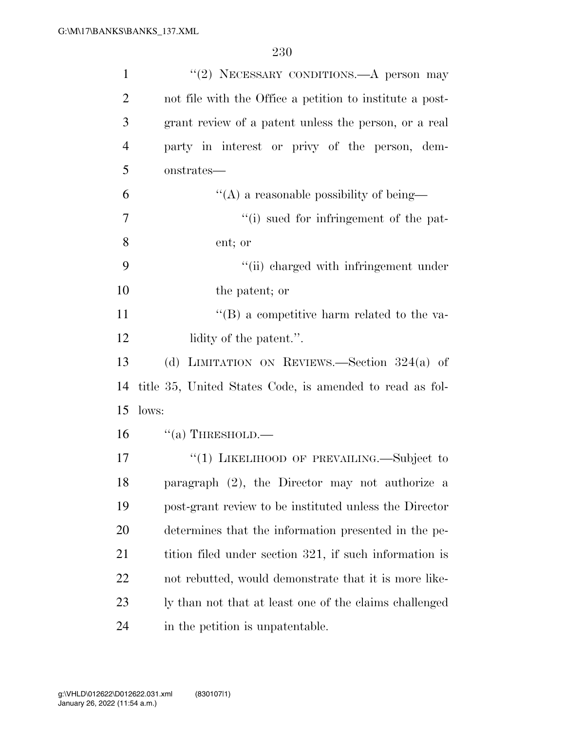''(2) NECESSARY CONDITIONS.—A person may not file with the Office a petition to institute a post-grant review of a patent unless the person, or a real party in interest or privy of the person, demonstrates—

''(A) a reasonable possibility of being—

''(i) sued for infringement of the patent; or

''(ii) charged with infringement under the patent; or

''(B) a competitive harm related to the validity of the patent.''.

(d) LIMITATION ON REVIEWS.—Section 324(a) of title 35, United States Code, is amended to read as follows:

''(a) THRESHOLD.—

''(1) LIKELIHOOD OF PREVAILING.—Subject to paragraph (2), the Director may not authorize a post-grant review to be instituted unless the Director determines that the information presented in the petition filed under section 321, if such information is not rebutted, would demonstrate that it is more likely than not that at least one of the claims challenged in the petition is unpatentable.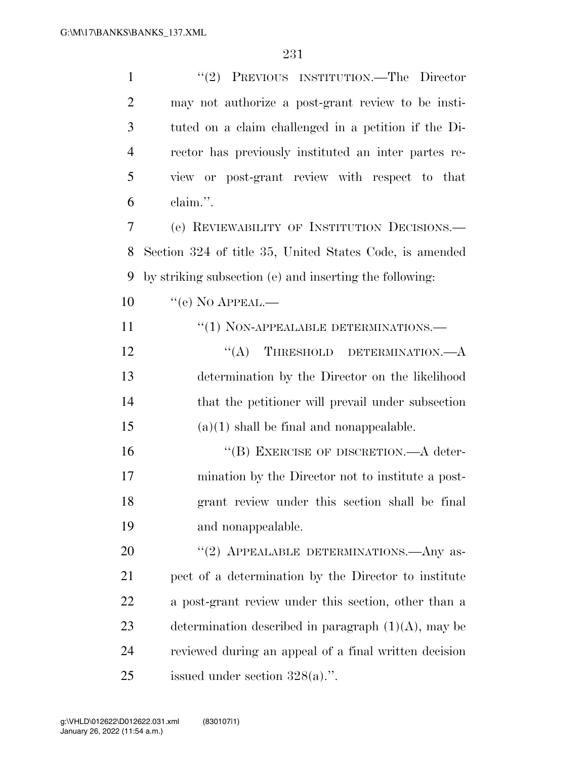"(2) PREVIOUS INSTITUTION.—The Director may not authorize a post-grant review to be instituted on a claim challenged in a petition if the Director has previously instituted an inter partes review or post-grant review with respect to that claim.".

(e) REVIEWABILITY OF INSTITUTION DECISIONS.—Section 324 of title 35, United States Code, is amended by striking subsection (e) and inserting the following:

"(e) NO APPEAL.—

"(1) NON-APPEALABLE DETERMINATIONS.—

"(A) THRESHOLD DETERMINATION.—A determination by the Director on the likelihood that the petitioner will prevail under subsection (a)(1) shall be final and nonappealable.

"(B) EXERCISE OF DISCRETION.—A determination by the Director not to institute a post-grant review under this section shall be final and nonappealable.

"(2) APPEALABLE DETERMINATIONS.—Any aspect of a determination by the Director to institute a post-grant review under this section, other than a determination described in paragraph (1)(A), may be reviewed during an appeal of a final written decision issued under section 328(a).".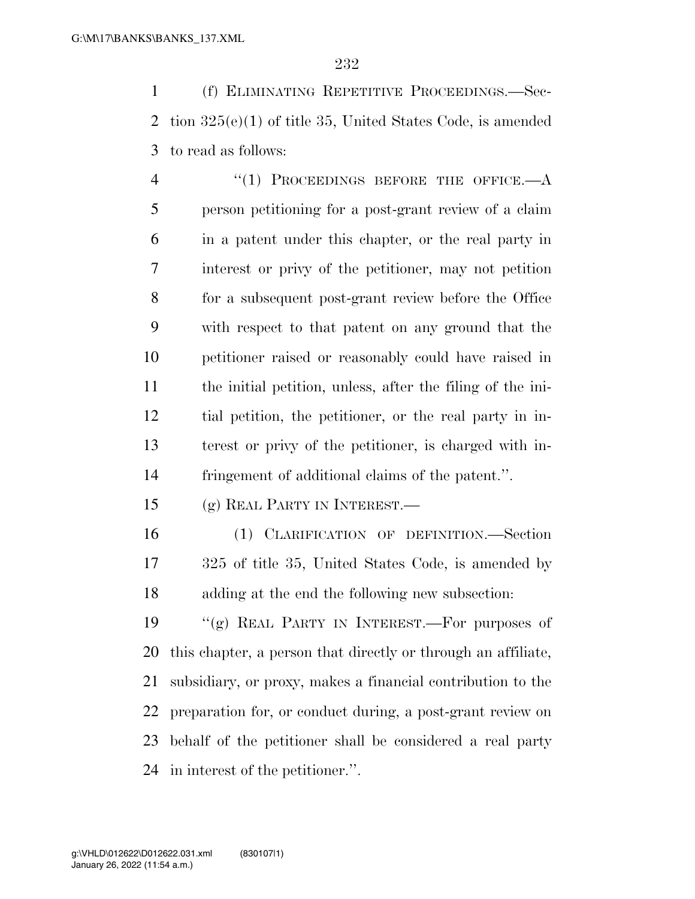(f) ELIMINATING REPETITIVE PROCEEDINGS.—Section 325(e)(1) of title 35, United States Code, is amended to read as follows:

> "(1) PROCEEDINGS BEFORE THE OFFICE.—A person petitioning for a post-grant review of a claim in a patent under this chapter, or the real party in interest or privy of the petitioner, may not petition for a subsequent post-grant review before the Office with respect to that patent on any ground that the petitioner raised or reasonably could have raised in the initial petition, unless, after the filing of the initial petition, the petitioner, or the real party in interest or privy of the petitioner, is charged with infringement of additional claims of the patent.".

(g) REAL PARTY IN INTEREST.—

> (1) CLARIFICATION OF DEFINITION.—Section 325 of title 35, United States Code, is amended by adding at the end the following new subsection:

"(g) REAL PARTY IN INTEREST.—For purposes of this chapter, a person that directly or through an affiliate, subsidiary, or proxy, makes a financial contribution to the preparation for, or conduct during, a post-grant review on behalf of the petitioner shall be considered a real party in interest of the petitioner.".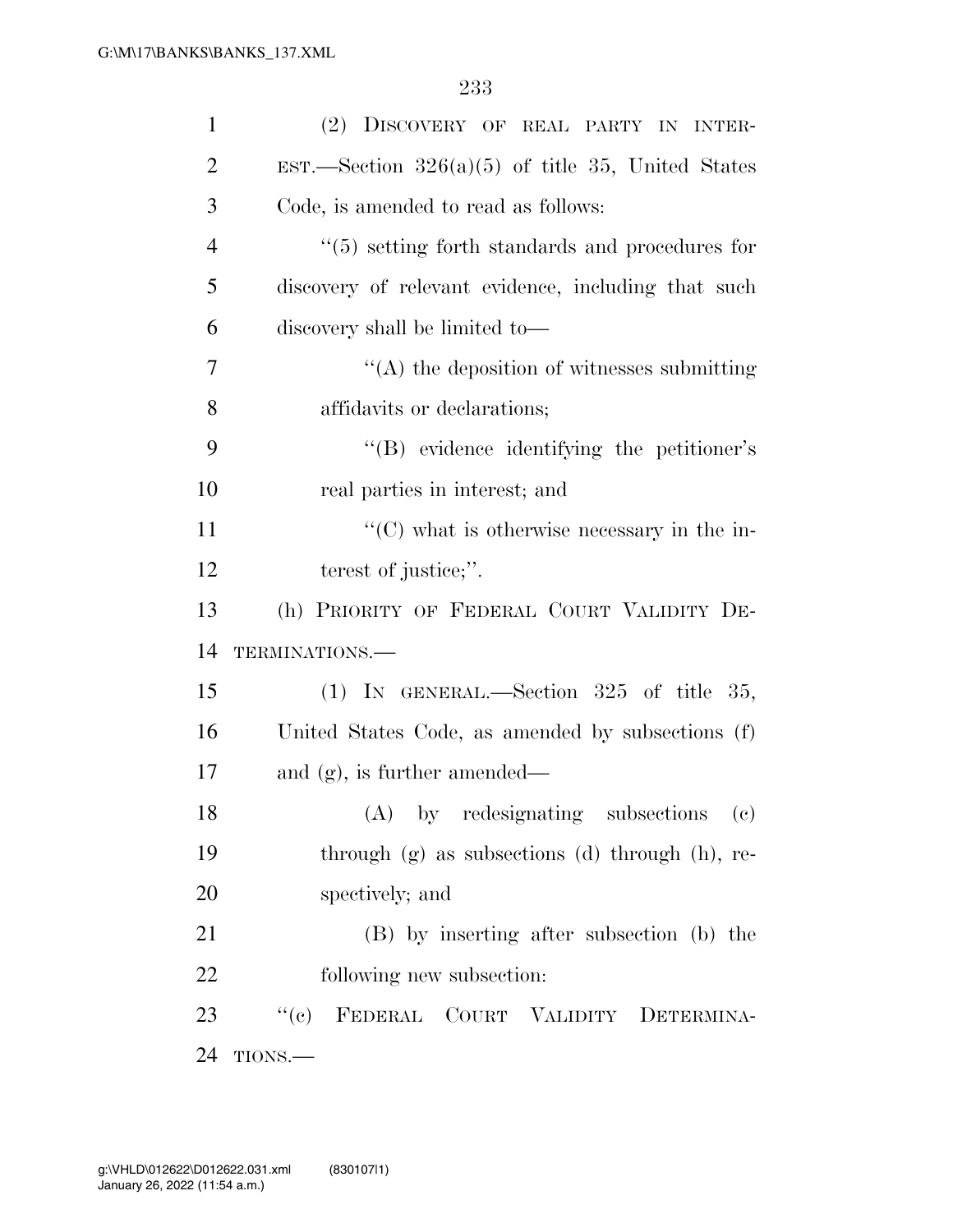(2) DISCOVERY OF REAL PARTY IN INTEREST.—Section 326(a)(5) of title 35, United States Code, is amended to read as follows:

"(5) setting forth standards and procedures for discovery of relevant evidence, including that such discovery shall be limited to—

"(A) the deposition of witnesses submitting affidavits or declarations;

"(B) evidence identifying the petitioner's real parties in interest; and

"(C) what is otherwise necessary in the interest of justice;".

(h) PRIORITY OF FEDERAL COURT VALIDITY DETERMINATIONS.—

(1) IN GENERAL.—Section 325 of title 35, United States Code, as amended by subsections (f) and (g), is further amended—

(A) by redesignating subsections (c) through (g) as subsections (d) through (h), respectively; and

(B) by inserting after subsection (b) the following new subsection:

"(c) FEDERAL COURT VALIDITY DETERMINATIONS.—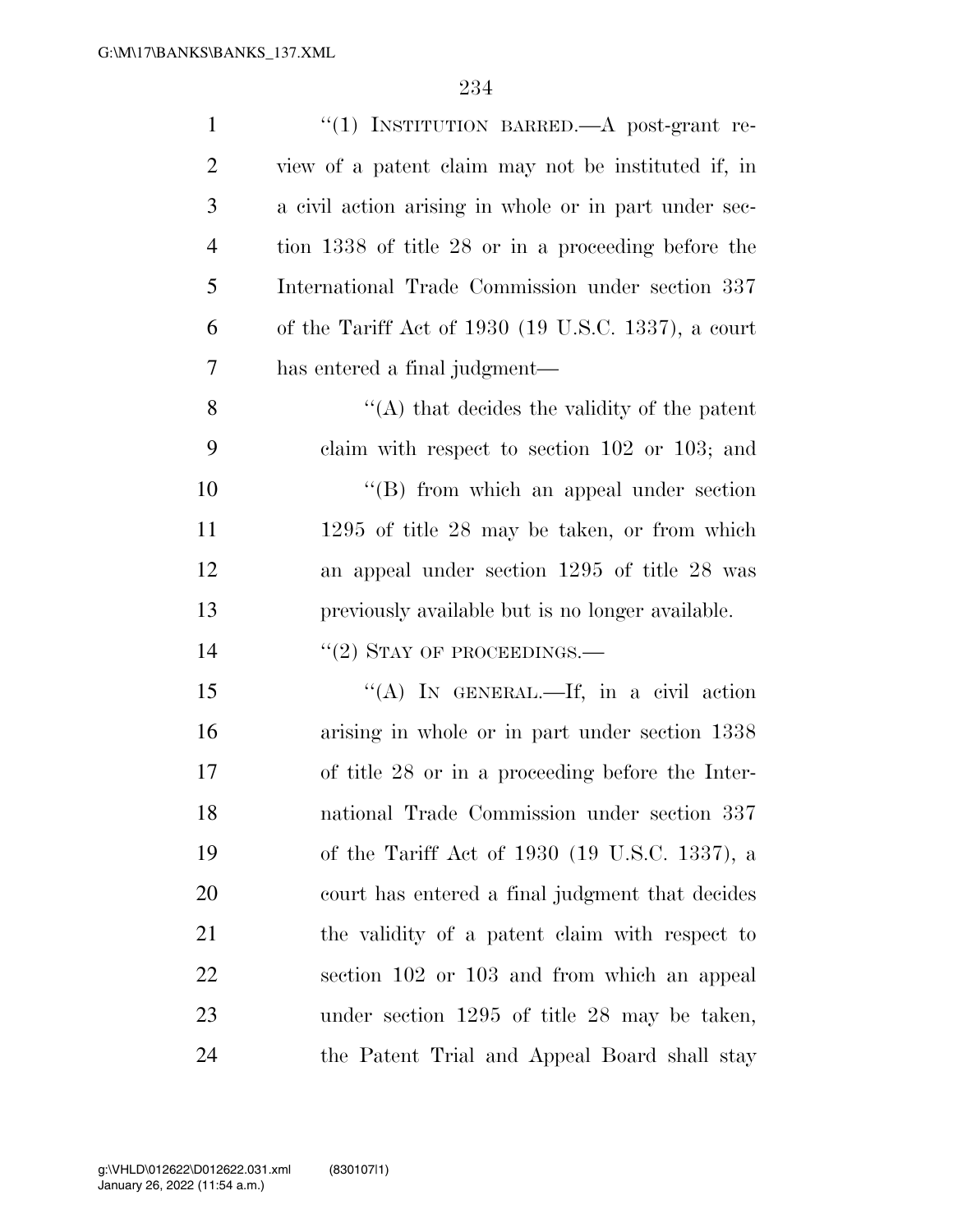"(1) INSTITUTION BARRED.—A post-grant review of a patent claim may not be instituted if, in a civil action arising in whole or in part under section 1338 of title 28 or in a proceeding before the International Trade Commission under section 337 of the Tariff Act of 1930 (19 U.S.C. 1337), a court has entered a final judgment—

"(A) that decides the validity of the patent claim with respect to section 102 or 103; and

"(B) from which an appeal under section 1295 of title 28 may be taken, or from which an appeal under section 1295 of title 28 was previously available but is no longer available.

"(2) STAY OF PROCEEDINGS.—

"(A) IN GENERAL.—If, in a civil action arising in whole or in part under section 1338 of title 28 or in a proceeding before the International Trade Commission under section 337 of the Tariff Act of 1930 (19 U.S.C. 1337), a court has entered a final judgment that decides the validity of a patent claim with respect to section 102 or 103 and from which an appeal under section 1295 of title 28 may be taken, the Patent Trial and Appeal Board shall stay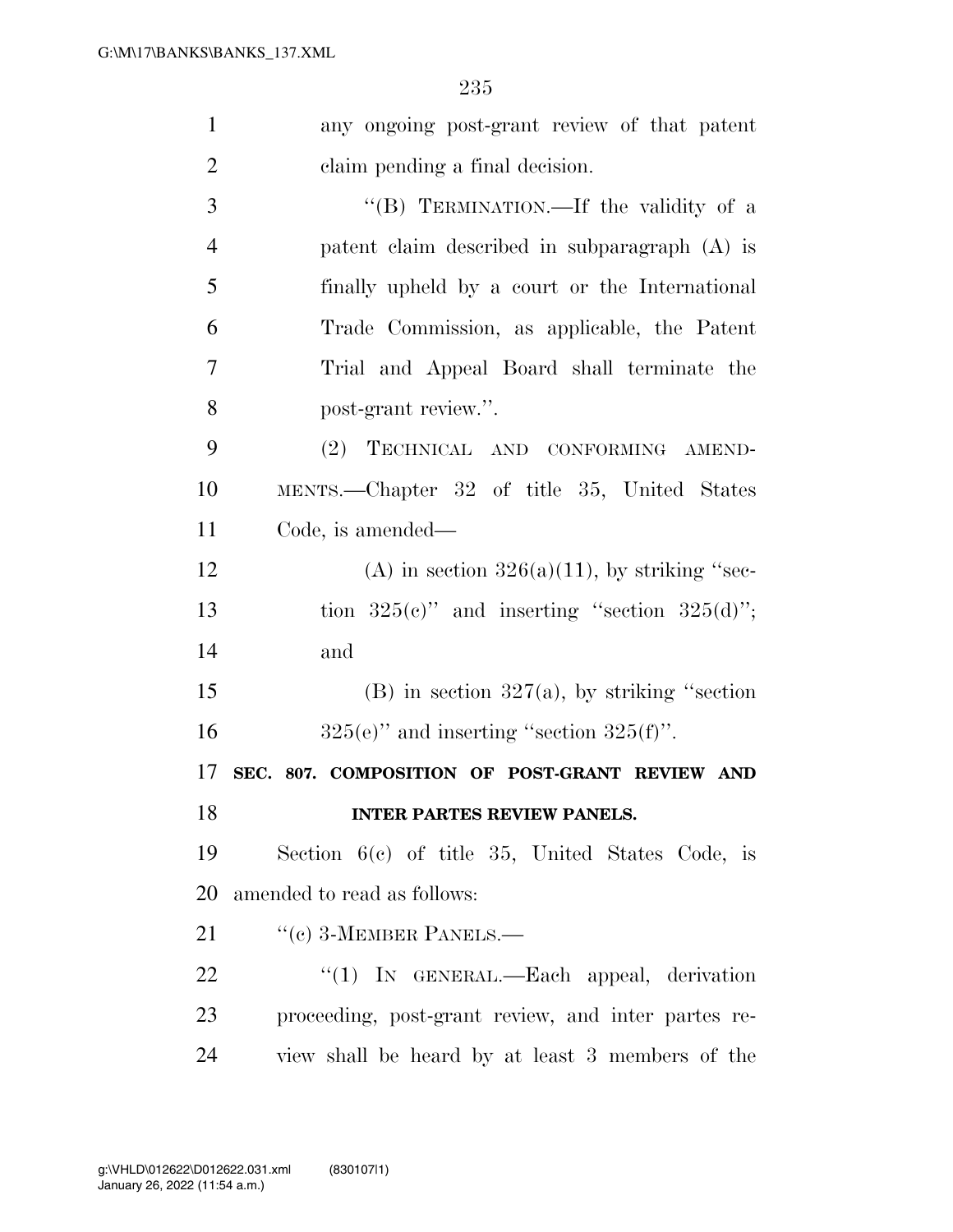any ongoing post-grant review of that patent claim pending a final decision.

"(B) TERMINATION.—If the validity of a patent claim described in subparagraph (A) is finally upheld by a court or the International Trade Commission, as applicable, the Patent Trial and Appeal Board shall terminate the post-grant review.".

(2) TECHNICAL AND CONFORMING AMENDMENTS.—Chapter 32 of title 35, United States Code, is amended—

(A) in section 326(a)(11), by striking "section 325(c)" and inserting "section 325(d)"; and

(B) in section 327(a), by striking "section 325(e)" and inserting "section 325(f)".

**SEC. 807. COMPOSITION OF POST-GRANT REVIEW AND INTER PARTES REVIEW PANELS.**

Section 6(c) of title 35, United States Code, is amended to read as follows:

"(c) 3-MEMBER PANELS.—

"(1) IN GENERAL.—Each appeal, derivation proceeding, post-grant review, and inter partes review shall be heard by at least 3 members of the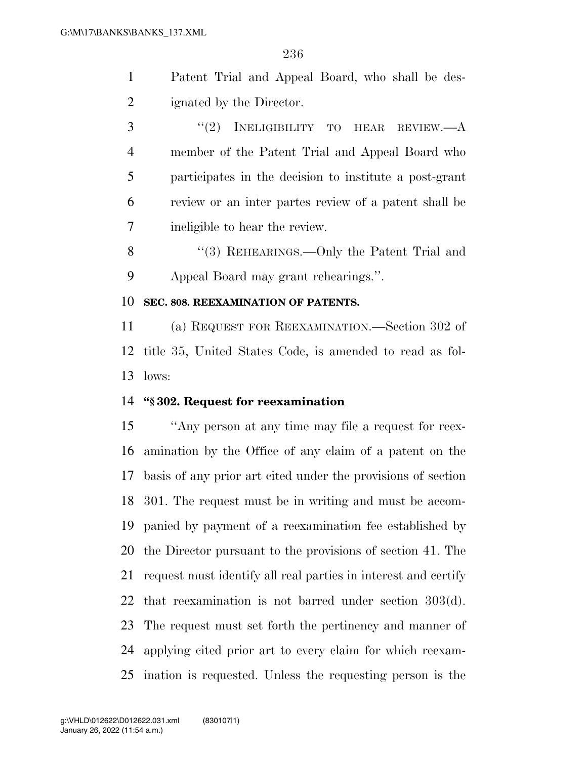Patent Trial and Appeal Board, who shall be designated by the Director.

"(2) INELIGIBILITY TO HEAR REVIEW.—A member of the Patent Trial and Appeal Board who participates in the decision to institute a post-grant review or an inter partes review of a patent shall be ineligible to hear the review.

"(3) REHEARINGS.—Only the Patent Trial and Appeal Board may grant rehearings.".

**SEC. 808. REEXAMINATION OF PATENTS.**

(a) REQUEST FOR REEXAMINATION.—Section 302 of title 35, United States Code, is amended to read as follows:

**"§ 302. Request for reexamination**

"Any person at any time may file a request for reexamination by the Office of any claim of a patent on the basis of any prior art cited under the provisions of section 301. The request must be in writing and must be accompanied by payment of a reexamination fee established by the Director pursuant to the provisions of section 41. The request must identify all real parties in interest and certify that reexamination is not barred under section 303(d). The request must set forth the pertinency and manner of applying cited prior art to every claim for which reexamination is requested. Unless the requesting person is the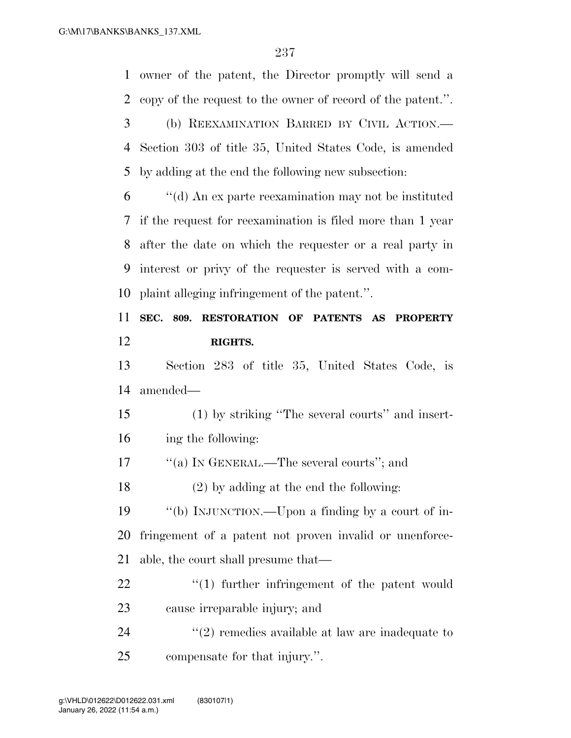owner of the patent, the Director promptly will send a copy of the request to the owner of record of the patent.''.

(b) REEXAMINATION BARRED BY CIVIL ACTION.—Section 303 of title 35, United States Code, is amended by adding at the end the following new subsection:

''(d) An ex parte reexamination may not be instituted if the request for reexamination is filed more than 1 year after the date on which the requester or a real party in interest or privy of the requester is served with a complaint alleging infringement of the patent.''.

**SEC. 809. RESTORATION OF PATENTS AS PROPERTY RIGHTS.**

Section 283 of title 35, United States Code, is amended—

(1) by striking ''The several courts'' and inserting the following:

''(a) IN GENERAL.—The several courts''; and

(2) by adding at the end the following:

''(b) INJUNCTION.—Upon a finding by a court of infringement of a patent not proven invalid or unenforceable, the court shall presume that—

''(1) further infringement of the patent would cause irreparable injury; and

''(2) remedies available at law are inadequate to compensate for that injury.''.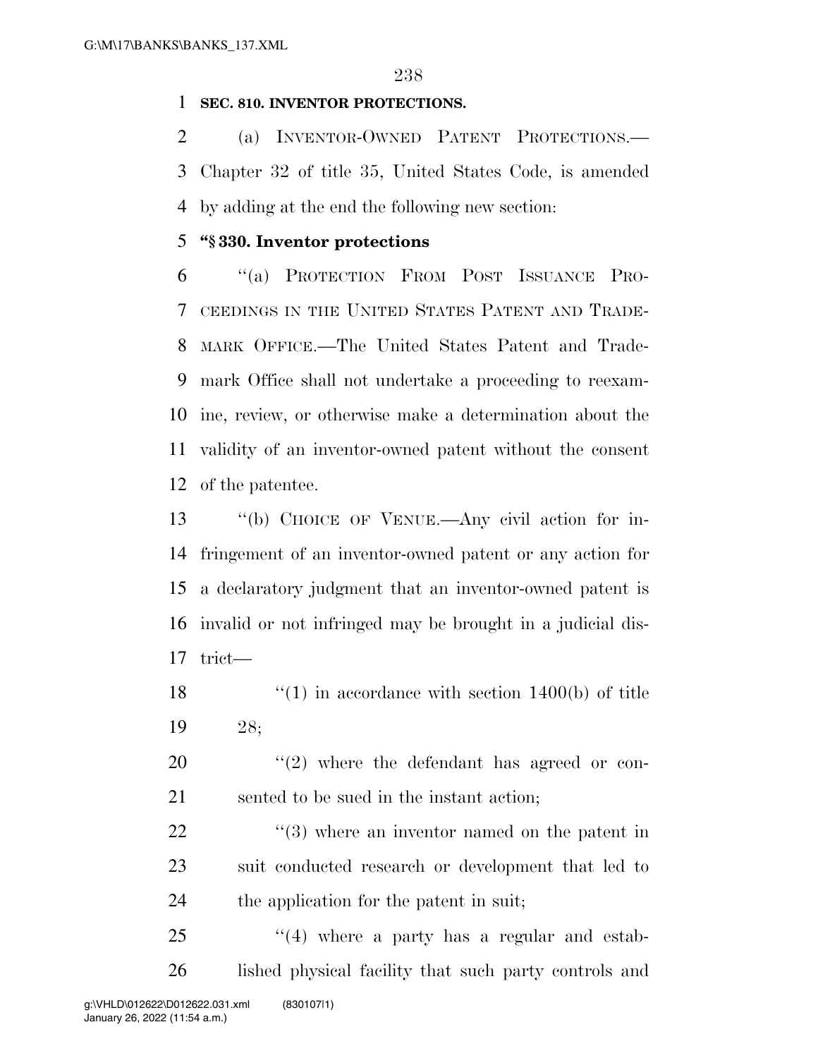**SEC. 810. INVENTOR PROTECTIONS.**

(a) INVENTOR-OWNED PATENT PROTECTIONS.—Chapter 32 of title 35, United States Code, is amended by adding at the end the following new section:

**"§ 330. Inventor protections**

"(a) PROTECTION FROM POST ISSUANCE PROCEEDINGS IN THE UNITED STATES PATENT AND TRADEMARK OFFICE.—The United States Patent and Trademark Office shall not undertake a proceeding to reexamine, review, or otherwise make a determination about the validity of an inventor-owned patent without the consent of the patentee.

"(b) CHOICE OF VENUE.—Any civil action for infringement of an inventor-owned patent or any action for a declaratory judgment that an inventor-owned patent is invalid or not infringed may be brought in a judicial district—

"(1) in accordance with section 1400(b) of title 28;

"(2) where the defendant has agreed or consented to be sued in the instant action;

"(3) where an inventor named on the patent in suit conducted research or development that led to the application for the patent in suit;

"(4) where a party has a regular and established physical facility that such party controls and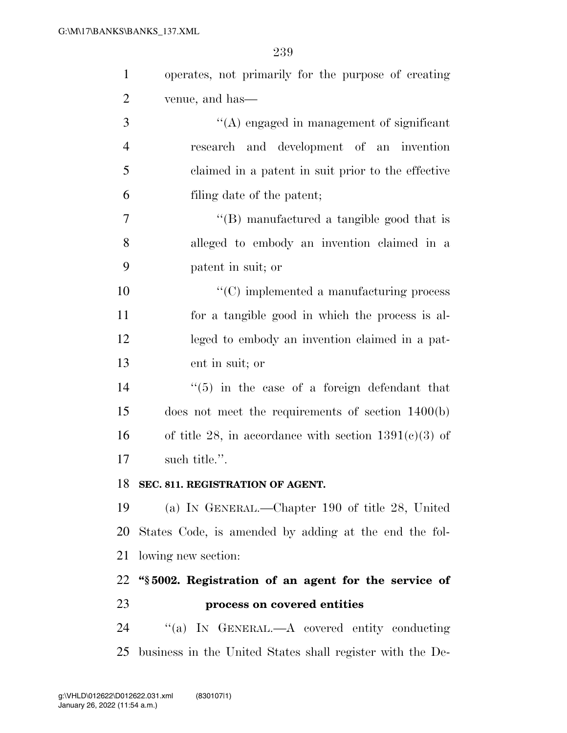operates, not primarily for the purpose of creating venue, and has—

"(A) engaged in management of significant research and development of an invention claimed in a patent in suit prior to the effective filing date of the patent;

"(B) manufactured a tangible good that is alleged to embody an invention claimed in a patent in suit; or

"(C) implemented a manufacturing process for a tangible good in which the process is alleged to embody an invention claimed in a patent in suit; or

"(5) in the case of a foreign defendant that does not meet the requirements of section 1400(b) of title 28, in accordance with section 1391(c)(3) of such title.".

**SEC. 811. REGISTRATION OF AGENT.**

(a) IN GENERAL.—Chapter 190 of title 28, United States Code, is amended by adding at the end the following new section:

**"§ 5002. Registration of an agent for the service of process on covered entities**

"(a) IN GENERAL.—A covered entity conducting business in the United States shall register with the De-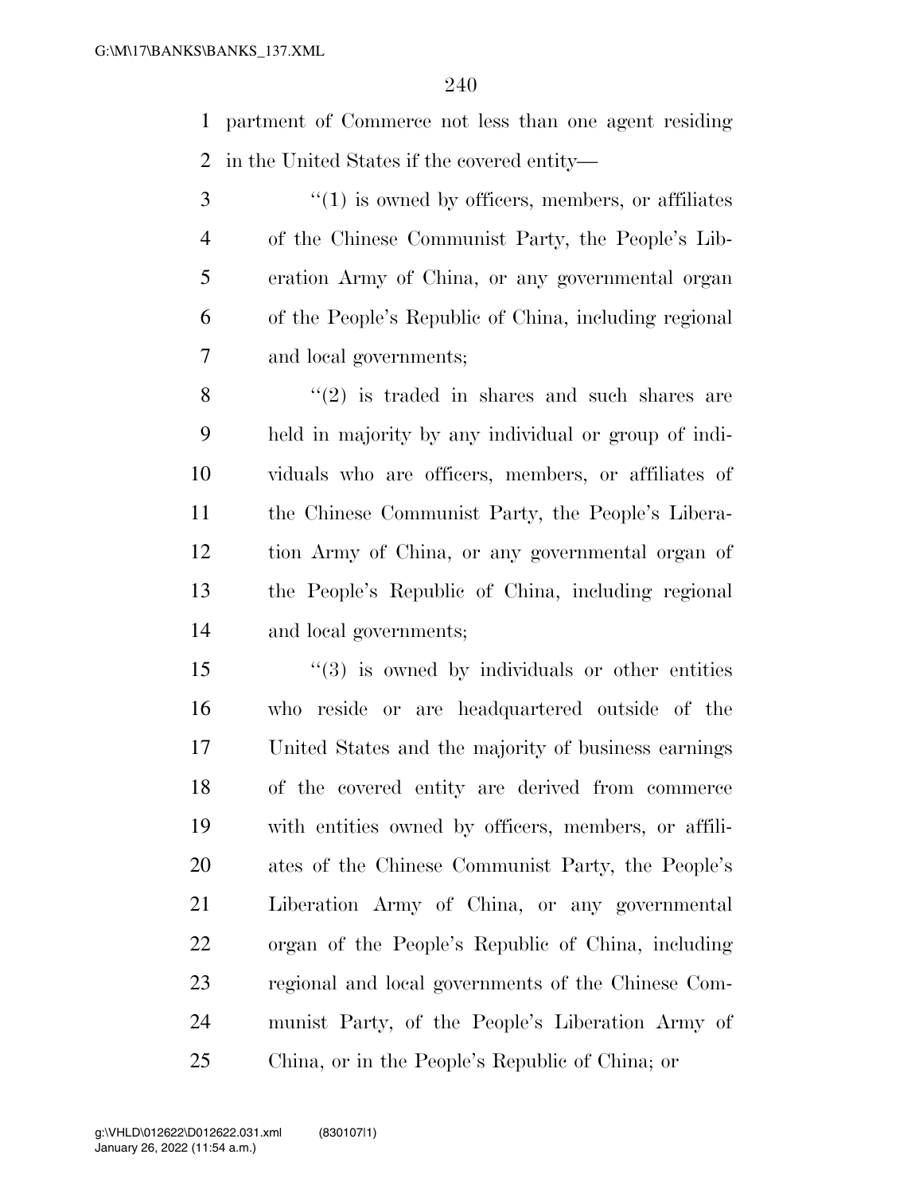partment of Commerce not less than one agent residing in the United States if the covered entity—

"(1) is owned by officers, members, or affiliates of the Chinese Communist Party, the People's Liberation Army of China, or any governmental organ of the People's Republic of China, including regional and local governments;

"(2) is traded in shares and such shares are held in majority by any individual or group of individuals who are officers, members, or affiliates of the Chinese Communist Party, the People's Liberation Army of China, or any governmental organ of the People's Republic of China, including regional and local governments;

"(3) is owned by individuals or other entities who reside or are headquartered outside of the United States and the majority of business earnings of the covered entity are derived from commerce with entities owned by officers, members, or affiliates of the Chinese Communist Party, the People's Liberation Army of China, or any governmental organ of the People's Republic of China, including regional and local governments of the Chinese Communist Party, of the People's Liberation Army of China, or in the People's Republic of China; or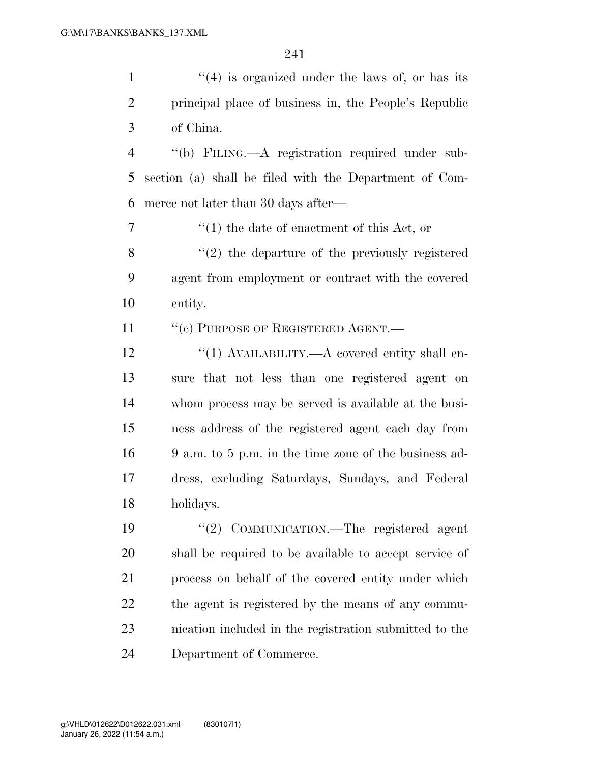"(4) is organized under the laws of, or has its principal place of business in, the People's Republic of China.

"(b) FILING.—A registration required under subsection (a) shall be filed with the Department of Commerce not later than 30 days after—

"(1) the date of enactment of this Act, or

"(2) the departure of the previously registered agent from employment or contract with the covered entity.

"(c) PURPOSE OF REGISTERED AGENT.—

"(1) AVAILABILITY.—A covered entity shall ensure that not less than one registered agent on whom process may be served is available at the business address of the registered agent each day from 9 a.m. to 5 p.m. in the time zone of the business address, excluding Saturdays, Sundays, and Federal holidays.

"(2) COMMUNICATION.—The registered agent shall be required to be available to accept service of process on behalf of the covered entity under which the agent is registered by the means of any communication included in the registration submitted to the Department of Commerce.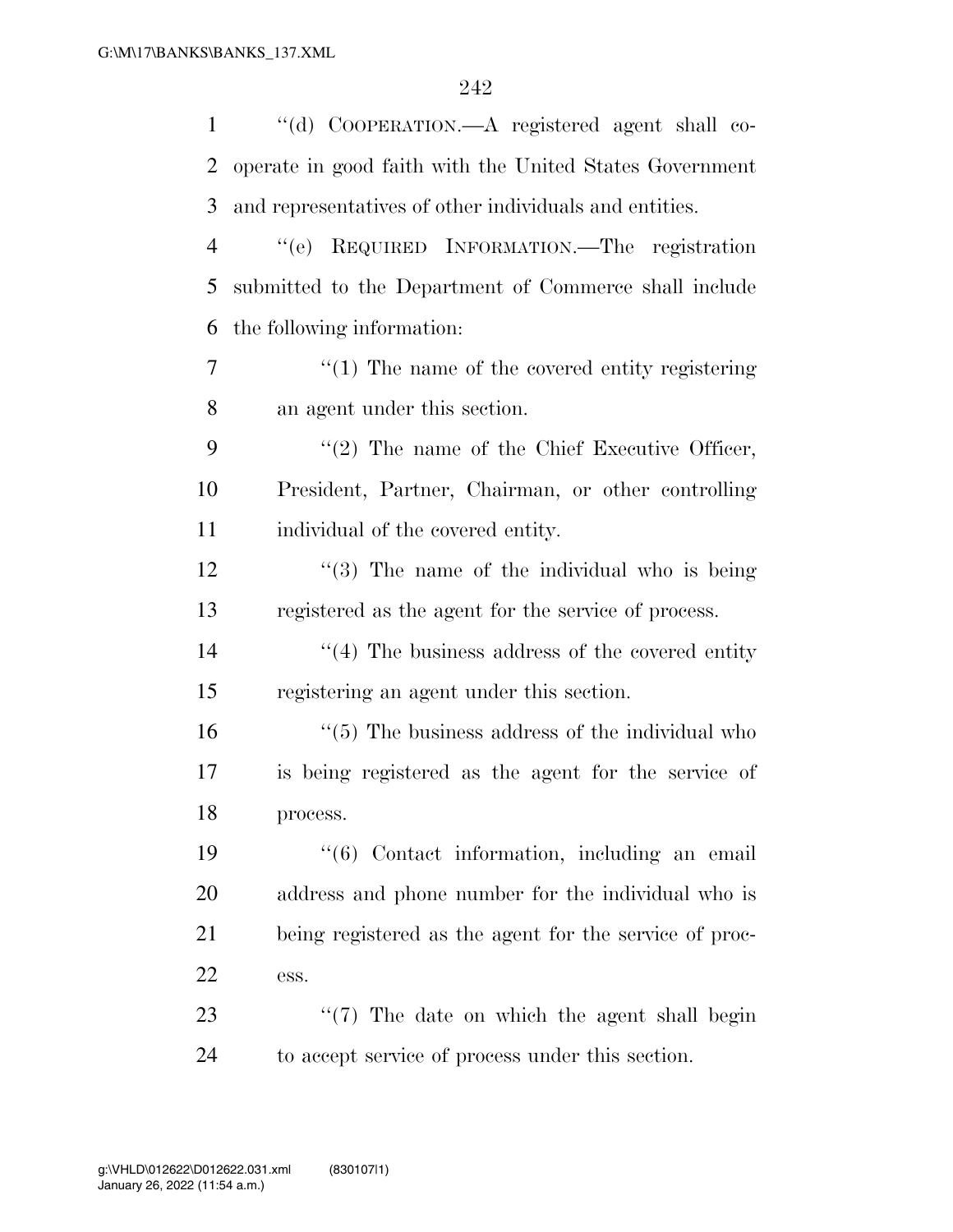''(d) COOPERATION.—A registered agent shall cooperate in good faith with the United States Government and representatives of other individuals and entities.

''(e) REQUIRED INFORMATION.—The registration submitted to the Department of Commerce shall include the following information:

''(1) The name of the covered entity registering an agent under this section.

''(2) The name of the Chief Executive Officer, President, Partner, Chairman, or other controlling individual of the covered entity.

''(3) The name of the individual who is being registered as the agent for the service of process.

''(4) The business address of the covered entity registering an agent under this section.

''(5) The business address of the individual who is being registered as the agent for the service of process.

''(6) Contact information, including an email address and phone number for the individual who is being registered as the agent for the service of process.

''(7) The date on which the agent shall begin to accept service of process under this section.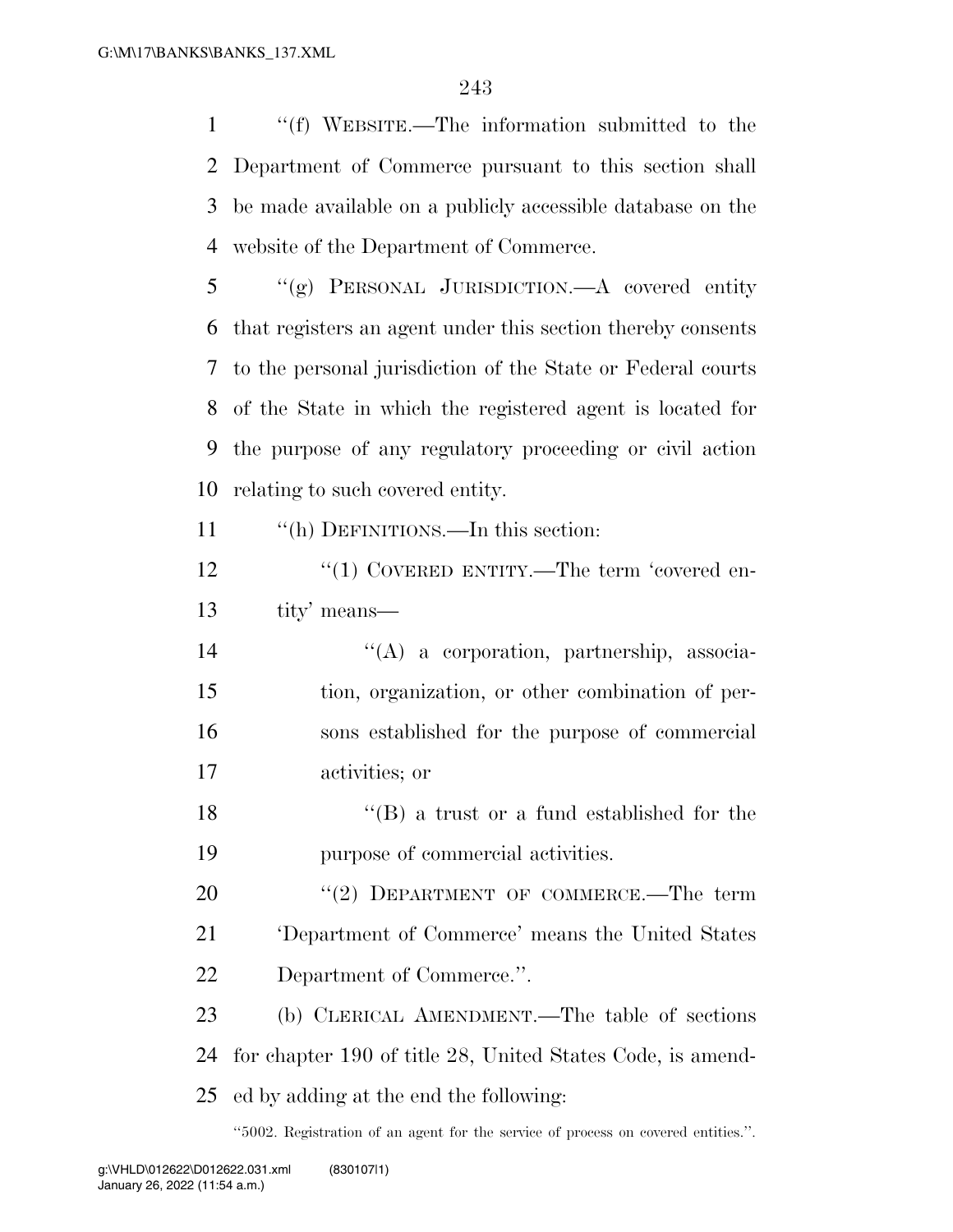"(f) WEBSITE.—The information submitted to the Department of Commerce pursuant to this section shall be made available on a publicly accessible database on the website of the Department of Commerce.

"(g) PERSONAL JURISDICTION.—A covered entity that registers an agent under this section thereby consents to the personal jurisdiction of the State or Federal courts of the State in which the registered agent is located for the purpose of any regulatory proceeding or civil action relating to such covered entity.

"(h) DEFINITIONS.—In this section:

"(1) COVERED ENTITY.—The term 'covered entity' means—

"(A) a corporation, partnership, association, organization, or other combination of persons established for the purpose of commercial activities; or

"(B) a trust or a fund established for the purpose of commercial activities.

"(2) DEPARTMENT OF COMMERCE.—The term 'Department of Commerce' means the United States Department of Commerce.".

(b) CLERICAL AMENDMENT.—The table of sections for chapter 190 of title 28, United States Code, is amended by adding at the end the following:

"5002. Registration of an agent for the service of process on covered entities.".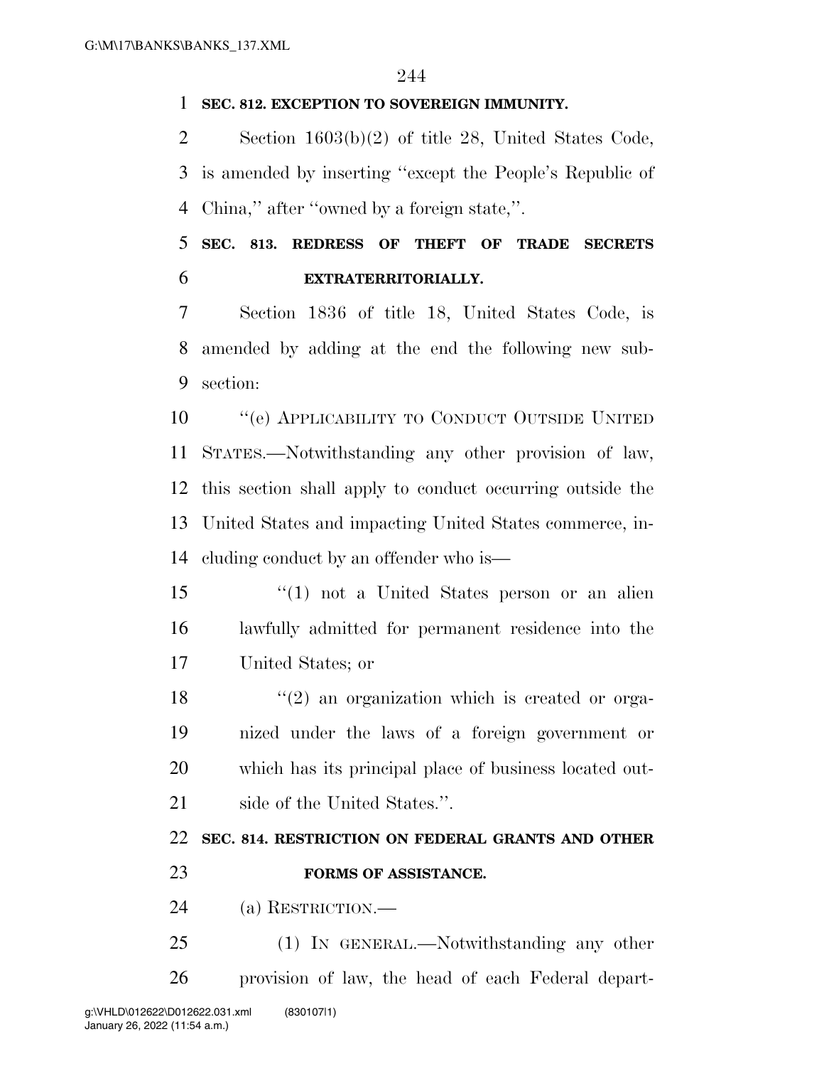**SEC. 812. EXCEPTION TO SOVEREIGN IMMUNITY.**

Section 1603(b)(2) of title 28, United States Code, is amended by inserting ''except the People's Republic of China,'' after ''owned by a foreign state,''.

**SEC. 813. REDRESS OF THEFT OF TRADE SECRETS EXTRATERRITORIALLY.**

Section 1836 of title 18, United States Code, is amended by adding at the end the following new subsection:

''(e) APPLICABILITY TO CONDUCT OUTSIDE UNITED STATES.—Notwithstanding any other provision of law, this section shall apply to conduct occurring outside the United States and impacting United States commerce, including conduct by an offender who is—

''(1) not a United States person or an alien lawfully admitted for permanent residence into the United States; or

''(2) an organization which is created or organized under the laws of a foreign government or which has its principal place of business located outside of the United States.''.

**SEC. 814. RESTRICTION ON FEDERAL GRANTS AND OTHER FORMS OF ASSISTANCE.**

(a) RESTRICTION.—

(1) IN GENERAL.—Notwithstanding any other provision of law, the head of each Federal depart-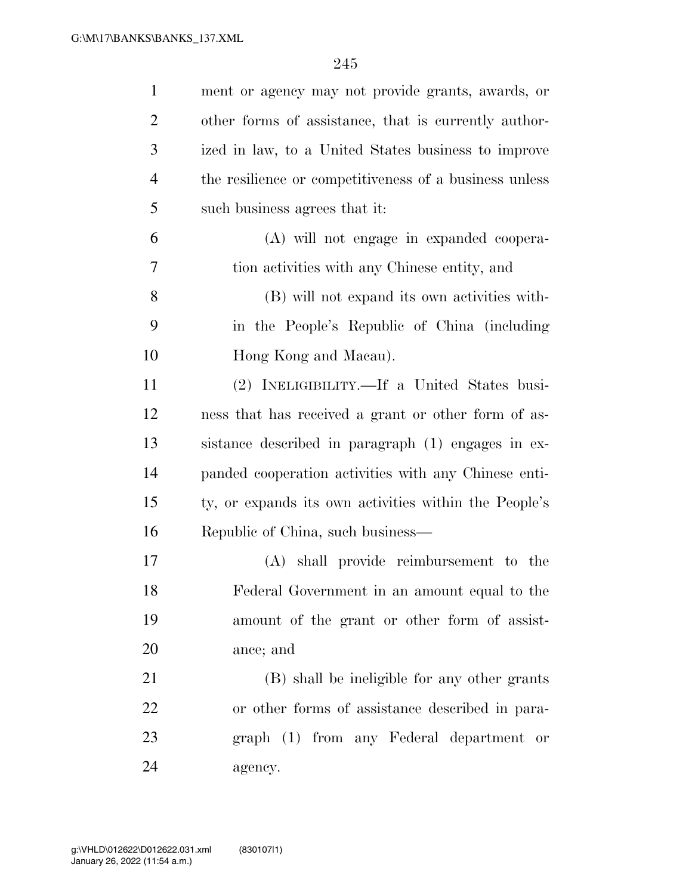ment or agency may not provide grants, awards, or other forms of assistance, that is currently authorized in law, to a United States business to improve the resilience or competitiveness of a business unless such business agrees that it:

(A) will not engage in expanded cooperation activities with any Chinese entity, and

(B) will not expand its own activities within the People's Republic of China (including Hong Kong and Macau).

(2) INELIGIBILITY.—If a United States business that has received a grant or other form of assistance described in paragraph (1) engages in expanded cooperation activities with any Chinese entity, or expands its own activities within the People's Republic of China, such business—

(A) shall provide reimbursement to the Federal Government in an amount equal to the amount of the grant or other form of assistance; and

(B) shall be ineligible for any other grants or other forms of assistance described in paragraph (1) from any Federal department or agency.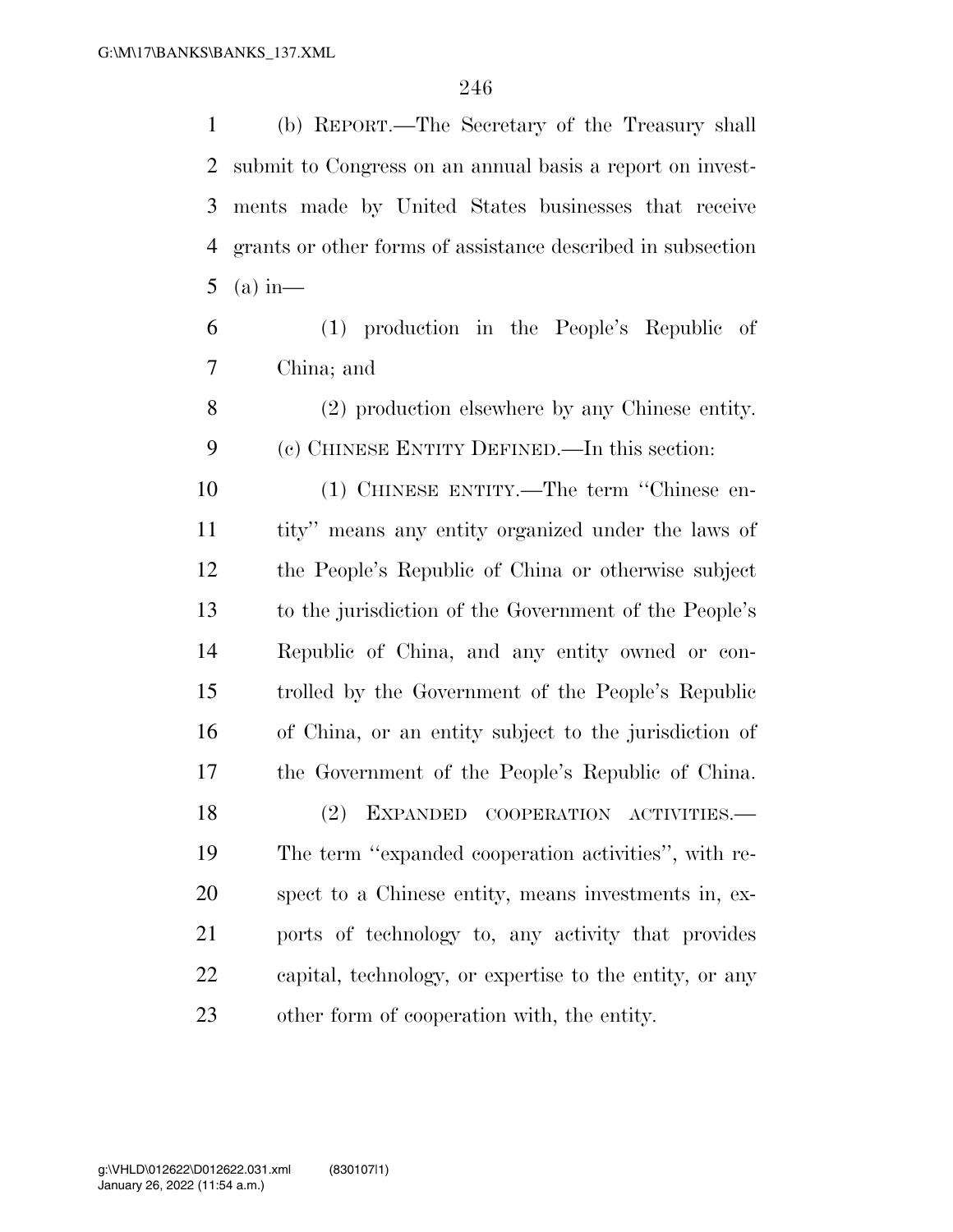(b) REPORT.—The Secretary of the Treasury shall submit to Congress on an annual basis a report on investments made by United States businesses that receive grants or other forms of assistance described in subsection (a) in—

(1) production in the People's Republic of China; and

(2) production elsewhere by any Chinese entity.

(c) CHINESE ENTITY DEFINED.—In this section:

(1) CHINESE ENTITY.—The term "Chinese entity" means any entity organized under the laws of the People's Republic of China or otherwise subject to the jurisdiction of the Government of the People's Republic of China, and any entity owned or controlled by the Government of the People's Republic of China, or an entity subject to the jurisdiction of the Government of the People's Republic of China.

(2) EXPANDED COOPERATION ACTIVITIES.—The term "expanded cooperation activities", with respect to a Chinese entity, means investments in, exports of technology to, any activity that provides capital, technology, or expertise to the entity, or any other form of cooperation with, the entity.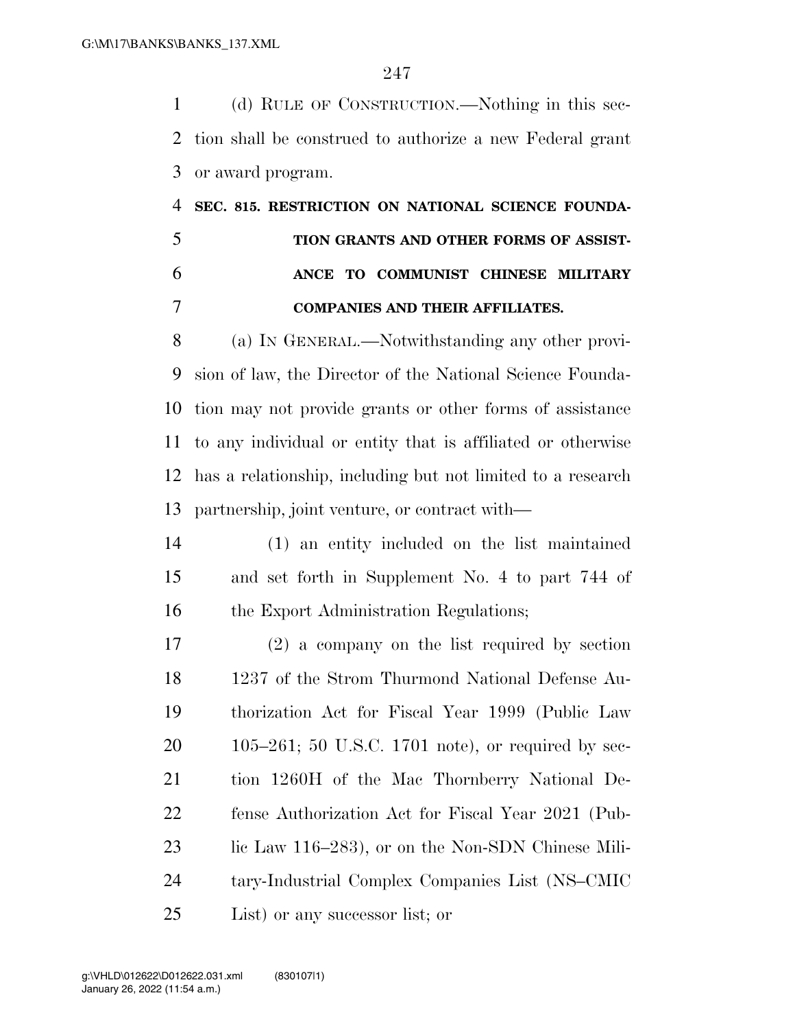(d) RULE OF CONSTRUCTION.—Nothing in this section shall be construed to authorize a new Federal grant or award program.

**SEC. 815. RESTRICTION ON NATIONAL SCIENCE FOUNDATION GRANTS AND OTHER FORMS OF ASSISTANCE TO COMMUNIST CHINESE MILITARY COMPANIES AND THEIR AFFILIATES.**

(a) IN GENERAL.—Notwithstanding any other provision of law, the Director of the National Science Foundation may not provide grants or other forms of assistance to any individual or entity that is affiliated or otherwise has a relationship, including but not limited to a research partnership, joint venture, or contract with—

(1) an entity included on the list maintained and set forth in Supplement No. 4 to part 744 of the Export Administration Regulations;

(2) a company on the list required by section 1237 of the Strom Thurmond National Defense Authorization Act for Fiscal Year 1999 (Public Law 105–261; 50 U.S.C. 1701 note), or required by section 1260H of the Mac Thornberry National Defense Authorization Act for Fiscal Year 2021 (Public Law 116–283), or on the Non-SDN Chinese Military-Industrial Complex Companies List (NS–CMIC List) or any successor list; or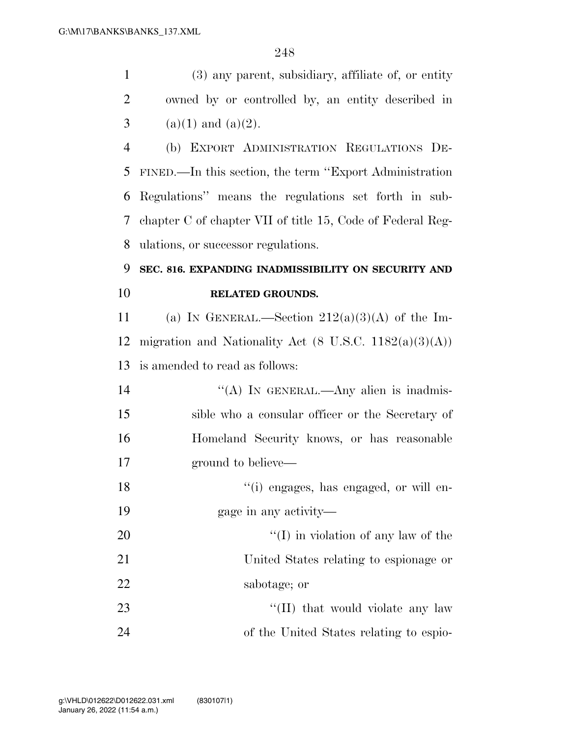(3) any parent, subsidiary, affiliate of, or entity owned by or controlled by, an entity described in (a)(1) and (a)(2).

(b) EXPORT ADMINISTRATION REGULATIONS DEFINED.—In this section, the term ''Export Administration Regulations'' means the regulations set forth in subchapter C of chapter VII of title 15, Code of Federal Regulations, or successor regulations.

**SEC. 816. EXPANDING INADMISSIBILITY ON SECURITY AND RELATED GROUNDS.**

(a) IN GENERAL.—Section 212(a)(3)(A) of the Immigration and Nationality Act (8 U.S.C. 1182(a)(3)(A)) is amended to read as follows:

''(A) IN GENERAL.—Any alien is inadmissible who a consular officer or the Secretary of Homeland Security knows, or has reasonable ground to believe—

''(i) engages, has engaged, or will engage in any activity—

''(I) in violation of any law of the United States relating to espionage or sabotage; or

''(II) that would violate any law of the United States relating to espio-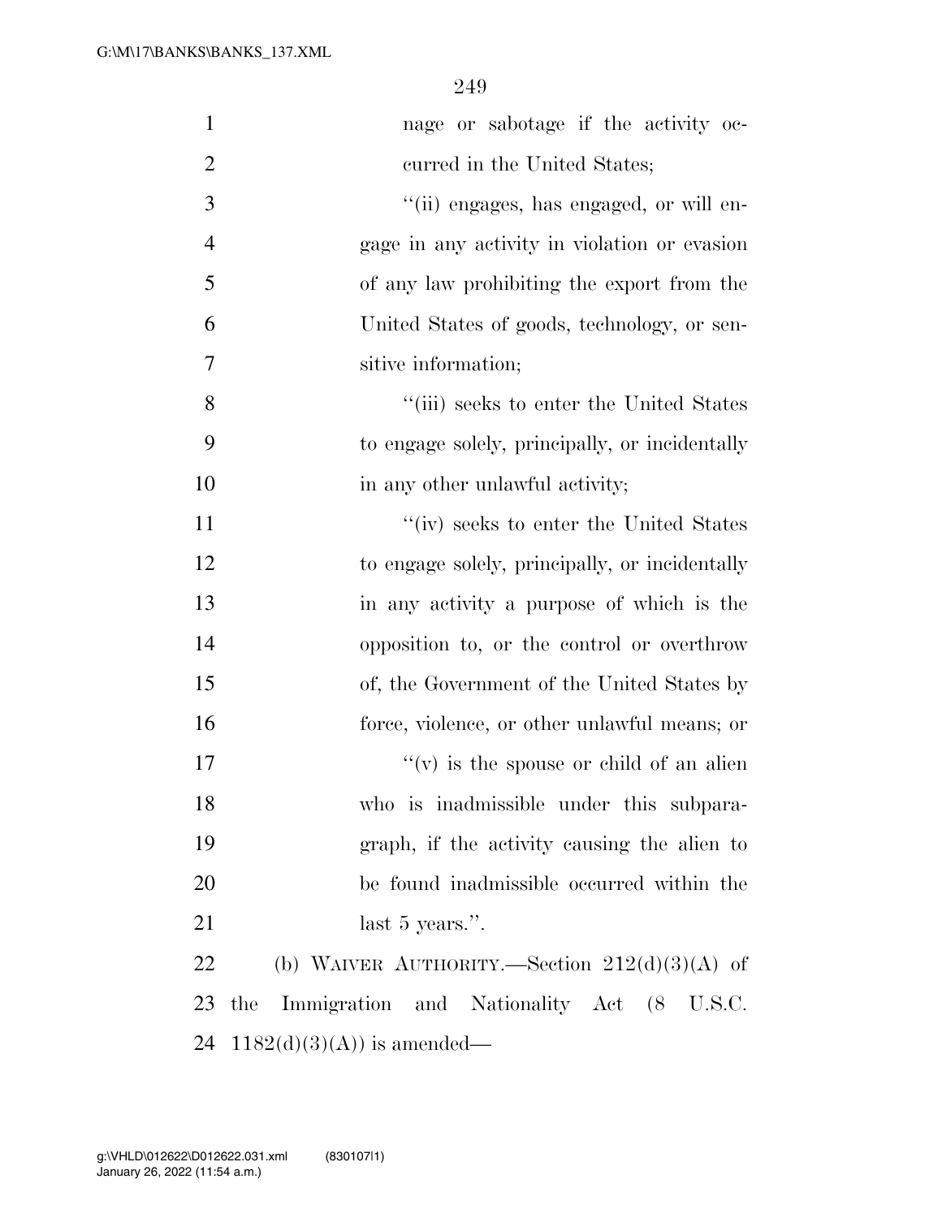nage or sabotage if the activity occurred in the United States;

''(ii) engages, has engaged, or will engage in any activity in violation or evasion of any law prohibiting the export from the United States of goods, technology, or sensitive information;

''(iii) seeks to enter the United States to engage solely, principally, or incidentally in any other unlawful activity;

''(iv) seeks to enter the United States to engage solely, principally, or incidentally in any activity a purpose of which is the opposition to, or the control or overthrow of, the Government of the United States by force, violence, or other unlawful means; or

''(v) is the spouse or child of an alien who is inadmissible under this subparagraph, if the activity causing the alien to be found inadmissible occurred within the last 5 years.''.

(b) WAIVER AUTHORITY.—Section 212(d)(3)(A) of the Immigration and Nationality Act (8 U.S.C. 1182(d)(3)(A)) is amended—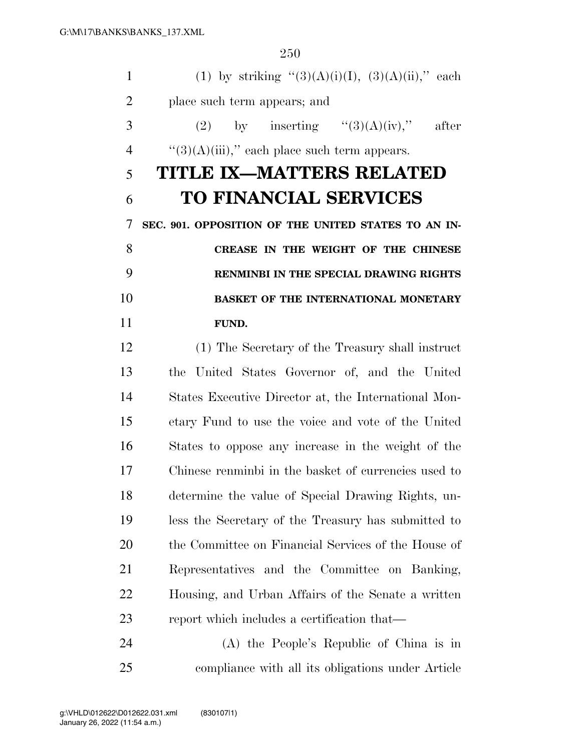(1) by striking "(3)(A)(i)(I), (3)(A)(ii)," each place such term appears; and

(2) by inserting "(3)(A)(iv)," after "(3)(A)(iii)," each place such term appears.

# TITLE IX—MATTERS RELATED TO FINANCIAL SERVICES

### SEC. 901. OPPOSITION OF THE UNITED STATES TO AN INCREASE IN THE WEIGHT OF THE CHINESE RENMINBI IN THE SPECIAL DRAWING RIGHTS BASKET OF THE INTERNATIONAL MONETARY FUND.

(1) The Secretary of the Treasury shall instruct the United States Governor of, and the United States Executive Director at, the International Monetary Fund to use the voice and vote of the United States to oppose any increase in the weight of the Chinese renminbi in the basket of currencies used to determine the value of Special Drawing Rights, unless the Secretary of the Treasury has submitted to the Committee on Financial Services of the House of Representatives and the Committee on Banking, Housing, and Urban Affairs of the Senate a written report which includes a certification that—

(A) the People's Republic of China is in compliance with all its obligations under Article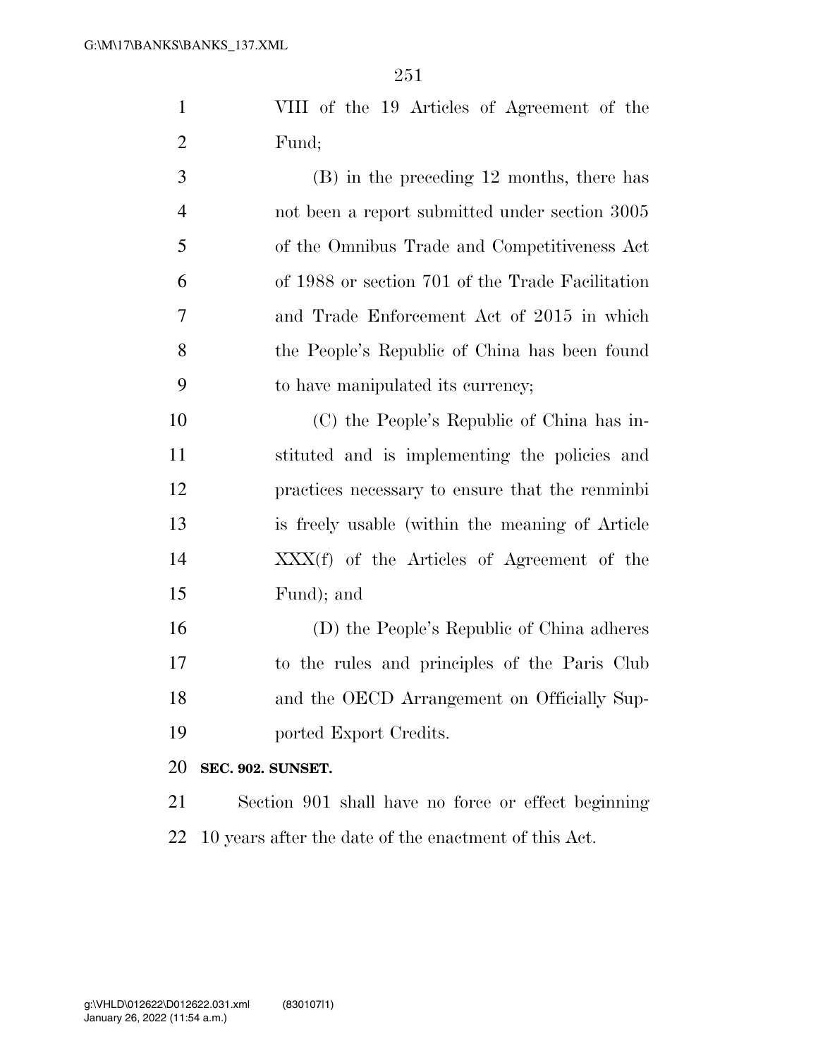VIII of the Articles of Agreement of the Fund;

(B) in the preceding 12 months, there has not been a report submitted under section 3005 of the Omnibus Trade and Competitiveness Act of 1988 or section 701 of the Trade Facilitation and Trade Enforcement Act of 2015 in which the People's Republic of China has been found to have manipulated its currency;

(C) the People's Republic of China has instituted and is implementing the policies and practices necessary to ensure that the renminbi is freely usable (within the meaning of Article XXX(f) of the Articles of Agreement of the Fund); and

(D) the People's Republic of China adheres to the rules and principles of the Paris Club and the OECD Arrangement on Officially Supported Export Credits.

**SEC. 902. SUNSET.**

Section 901 shall have no force or effect beginning 10 years after the date of the enactment of this Act.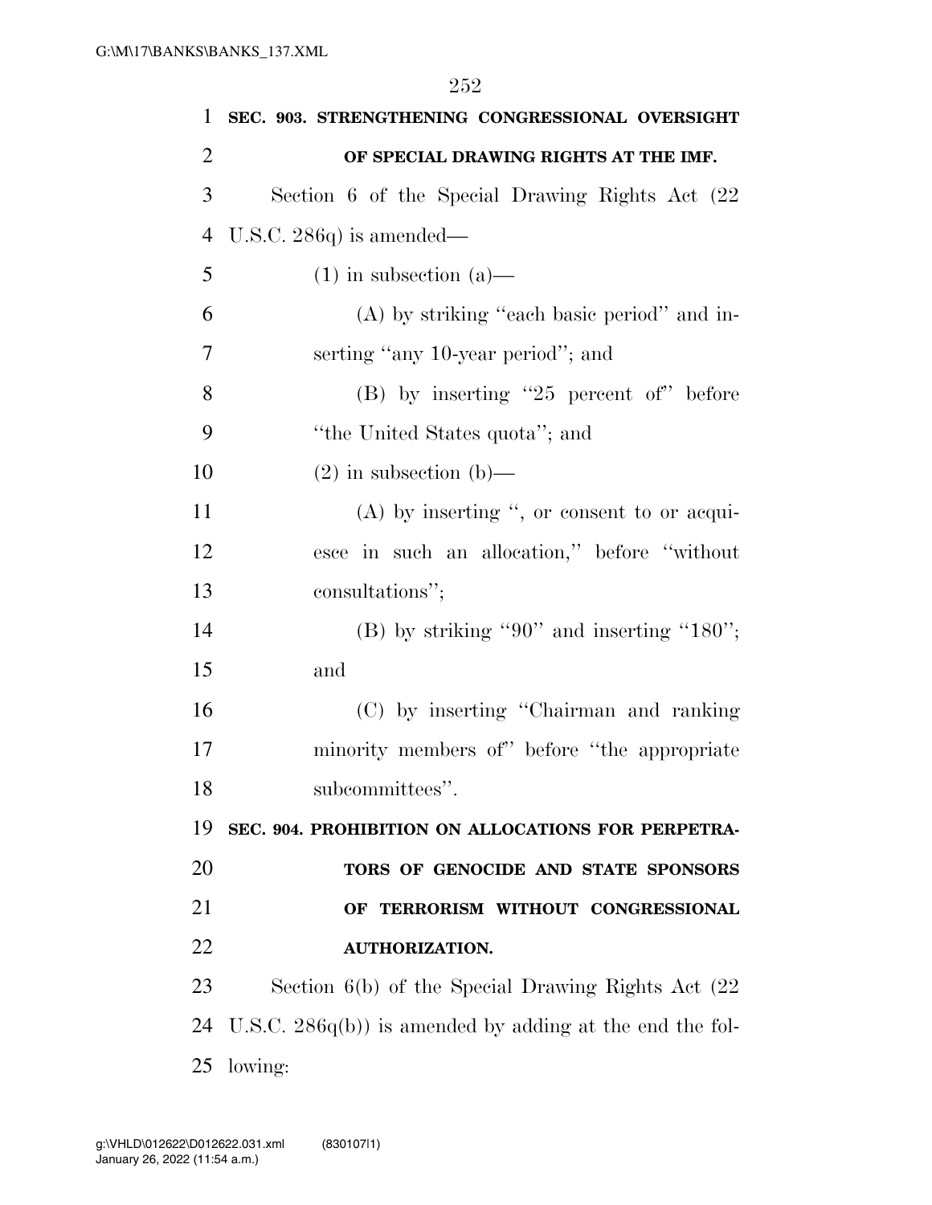**SEC. 903. STRENGTHENING CONGRESSIONAL OVERSIGHT OF SPECIAL DRAWING RIGHTS AT THE IMF.**

Section 6 of the Special Drawing Rights Act (22 U.S.C. 286q) is amended—

(1) in subsection (a)—

(A) by striking "each basic period" and inserting "any 10-year period"; and

(B) by inserting "25 percent of" before "the United States quota"; and

(2) in subsection (b)—

(A) by inserting ", or consent to or acquiesce in such an allocation," before "without consultations";

(B) by striking "90" and inserting "180"; and

(C) by inserting "Chairman and ranking minority members of" before "the appropriate subcommittees".

**SEC. 904. PROHIBITION ON ALLOCATIONS FOR PERPETRATORS OF GENOCIDE AND STATE SPONSORS OF TERRORISM WITHOUT CONGRESSIONAL AUTHORIZATION.**

Section 6(b) of the Special Drawing Rights Act (22 U.S.C. 286q(b)) is amended by adding at the end the following: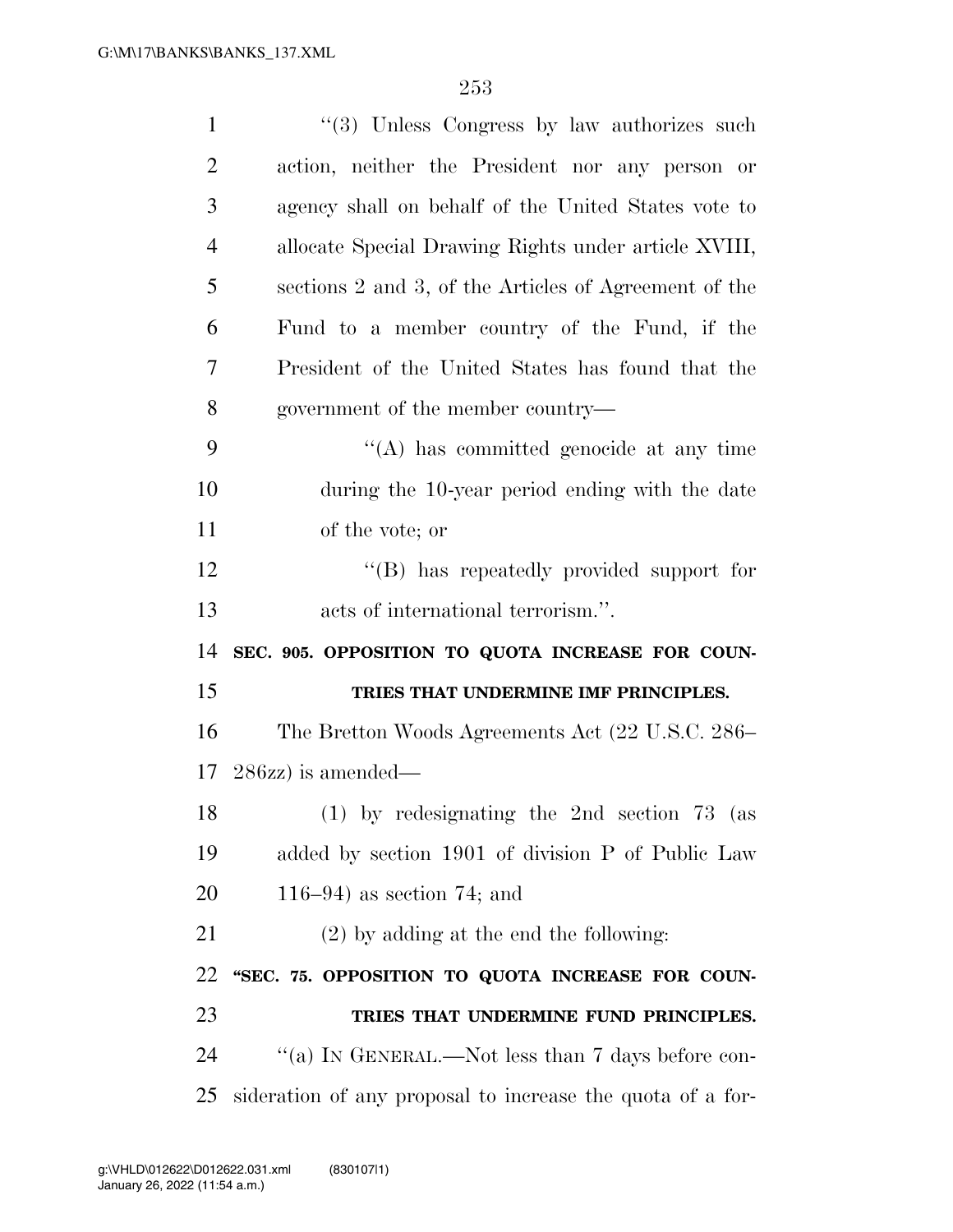"(3) Unless Congress by law authorizes such action, neither the President nor any person or agency shall on behalf of the United States vote to allocate Special Drawing Rights under article XVIII, sections 2 and 3, of the Articles of Agreement of the Fund to a member country of the Fund, if the President of the United States has found that the government of the member country—

"(A) has committed genocide at any time during the 10-year period ending with the date of the vote; or

"(B) has repeatedly provided support for acts of international terrorism.".

**SEC. 905. OPPOSITION TO QUOTA INCREASE FOR COUNTRIES THAT UNDERMINE IMF PRINCIPLES.**

The Bretton Woods Agreements Act (22 U.S.C. 286–286zz) is amended—

(1) by redesignating the 2nd section 73 (as added by section 1901 of division P of Public Law 116–94) as section 74; and

(2) by adding at the end the following:

**"SEC. 75. OPPOSITION TO QUOTA INCREASE FOR COUNTRIES THAT UNDERMINE FUND PRINCIPLES.**

"(a) IN GENERAL.—Not less than 7 days before consideration of any proposal to increase the quota of a for-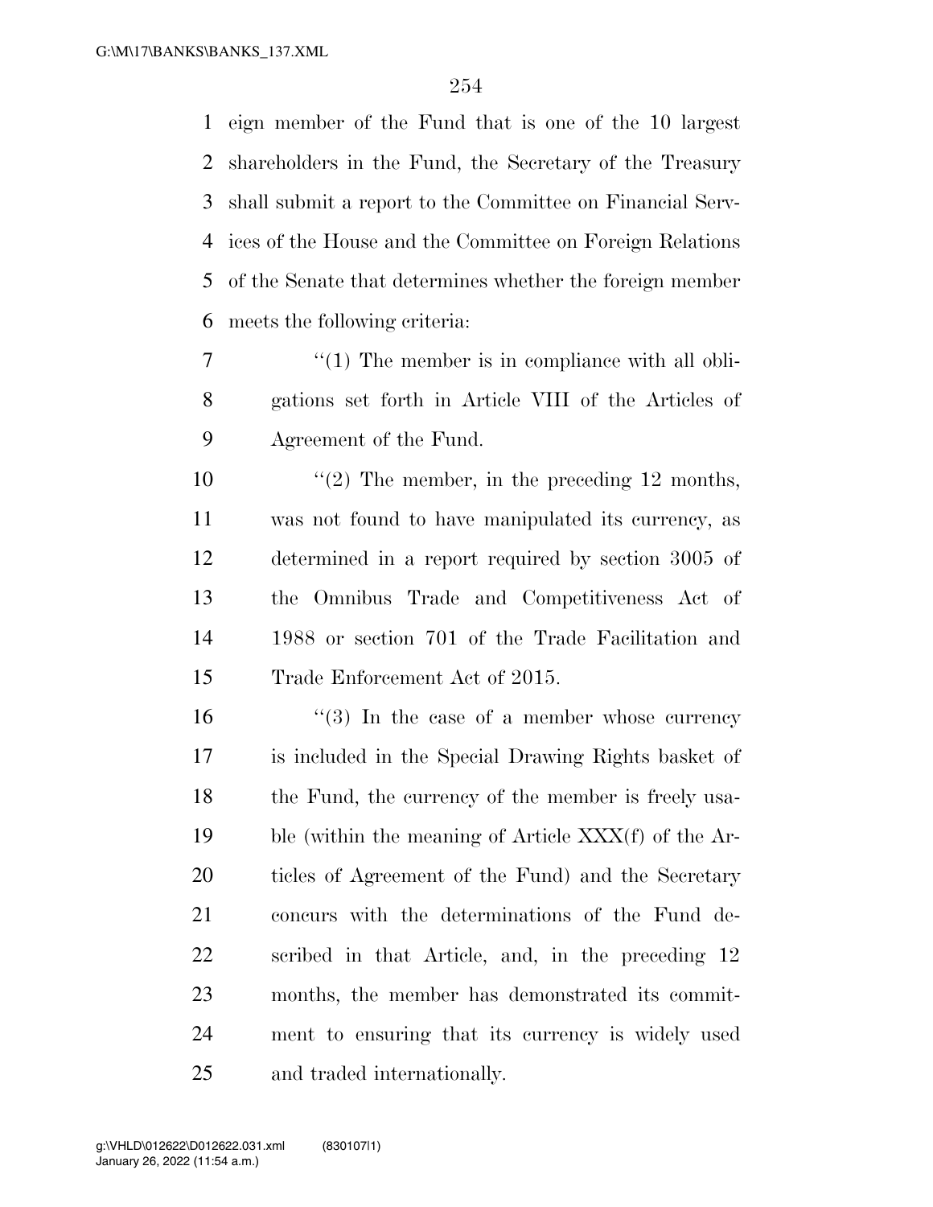eign member of the Fund that is one of the 10 largest shareholders in the Fund, the Secretary of the Treasury shall submit a report to the Committee on Financial Services of the House and the Committee on Foreign Relations of the Senate that determines whether the foreign member meets the following criteria:

"(1) The member is in compliance with all obligations set forth in Article VIII of the Articles of Agreement of the Fund.

"(2) The member, in the preceding 12 months, was not found to have manipulated its currency, as determined in a report required by section 3005 of the Omnibus Trade and Competitiveness Act of 1988 or section 701 of the Trade Facilitation and Trade Enforcement Act of 2015.

"(3) In the case of a member whose currency is included in the Special Drawing Rights basket of the Fund, the currency of the member is freely usable (within the meaning of Article XXX(f) of the Articles of Agreement of the Fund) and the Secretary concurs with the determinations of the Fund described in that Article, and, in the preceding 12 months, the member has demonstrated its commitment to ensuring that its currency is widely used and traded internationally.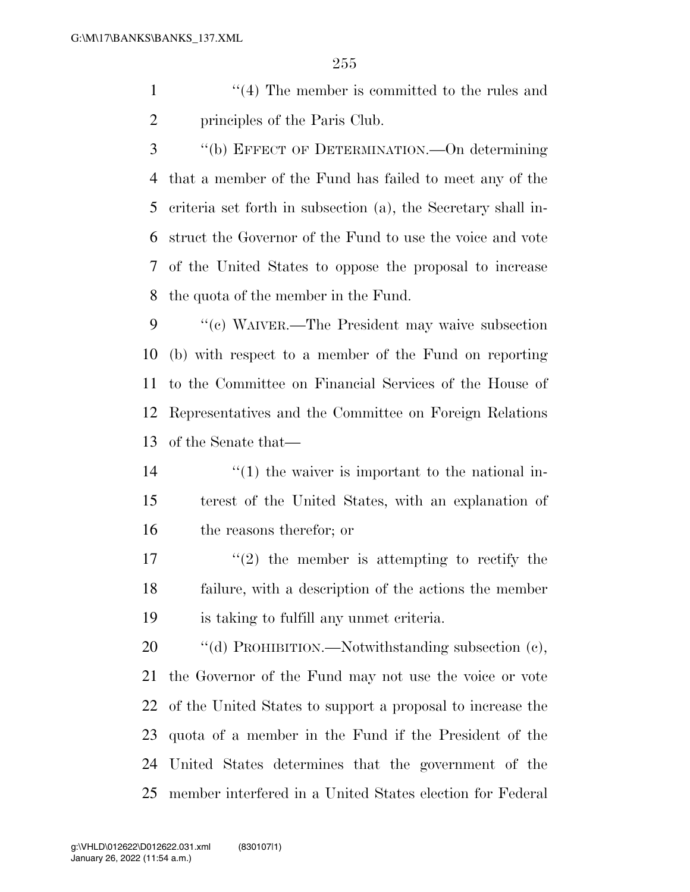"(4) The member is committed to the rules and principles of the Paris Club.

"(b) EFFECT OF DETERMINATION.—On determining that a member of the Fund has failed to meet any of the criteria set forth in subsection (a), the Secretary shall instruct the Governor of the Fund to use the voice and vote of the United States to oppose the proposal to increase the quota of the member in the Fund.

"(c) WAIVER.—The President may waive subsection (b) with respect to a member of the Fund on reporting to the Committee on Financial Services of the House of Representatives and the Committee on Foreign Relations of the Senate that—

"(1) the waiver is important to the national interest of the United States, with an explanation of the reasons therefor; or

"(2) the member is attempting to rectify the failure, with a description of the actions the member is taking to fulfill any unmet criteria.

"(d) PROHIBITION.—Notwithstanding subsection (c), the Governor of the Fund may not use the voice or vote of the United States to support a proposal to increase the quota of a member in the Fund if the President of the United States determines that the government of the member interfered in a United States election for Federal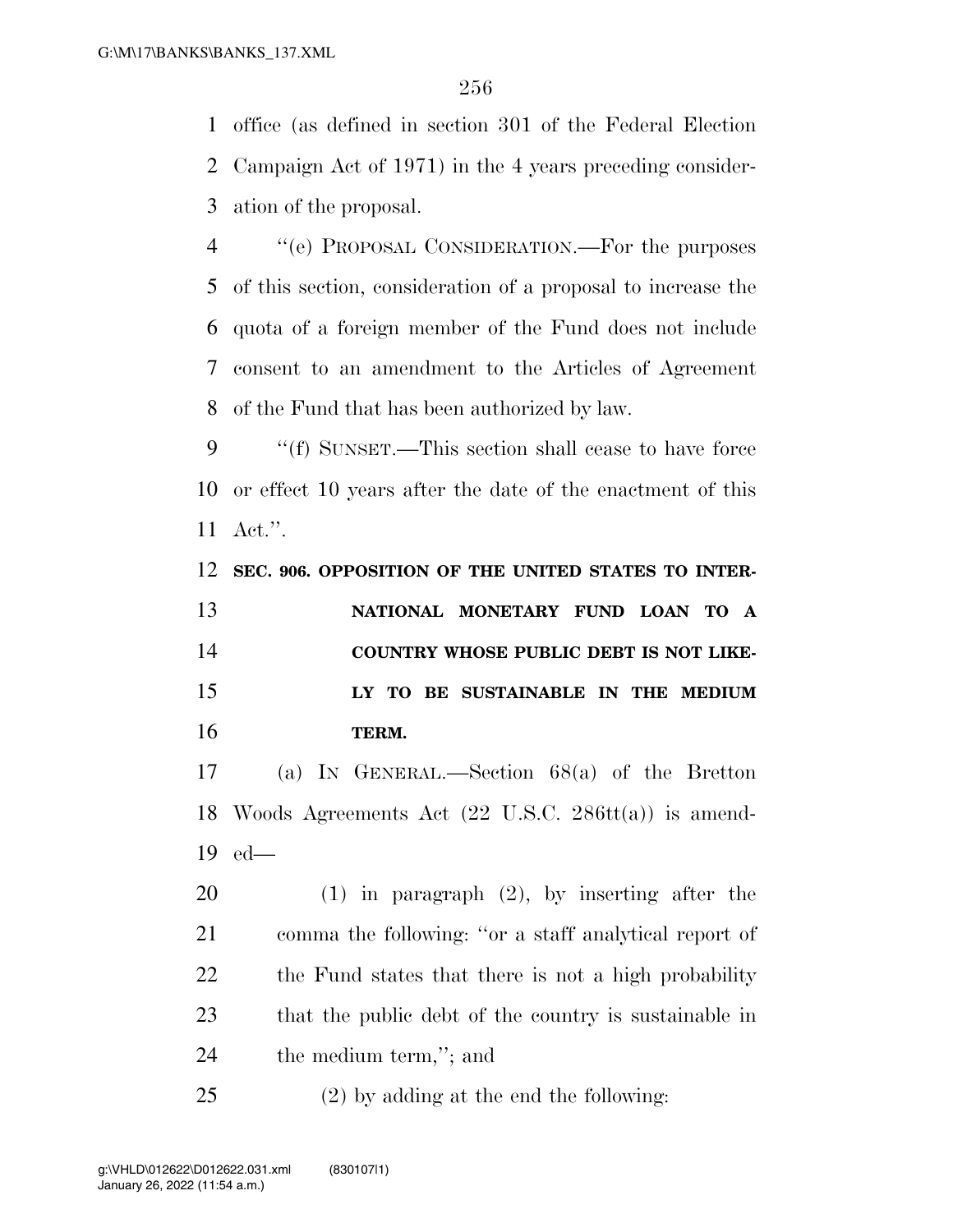office (as defined in section 301 of the Federal Election Campaign Act of 1971) in the 4 years preceding consideration of the proposal.

"(e) PROPOSAL CONSIDERATION.—For the purposes of this section, consideration of a proposal to increase the quota of a foreign member of the Fund does not include consent to an amendment to the Articles of Agreement of the Fund that has been authorized by law.

"(f) SUNSET.—This section shall cease to have force or effect 10 years after the date of the enactment of this Act.".

**SEC. 906. OPPOSITION OF THE UNITED STATES TO INTERNATIONAL MONETARY FUND LOAN TO A COUNTRY WHOSE PUBLIC DEBT IS NOT LIKELY TO BE SUSTAINABLE IN THE MEDIUM TERM.**

(a) IN GENERAL.—Section 68(a) of the Bretton Woods Agreements Act (22 U.S.C. 286tt(a)) is amended—

(1) in paragraph (2), by inserting after the comma the following: "or a staff analytical report of the Fund states that there is not a high probability that the public debt of the country is sustainable in the medium term,"; and

(2) by adding at the end the following: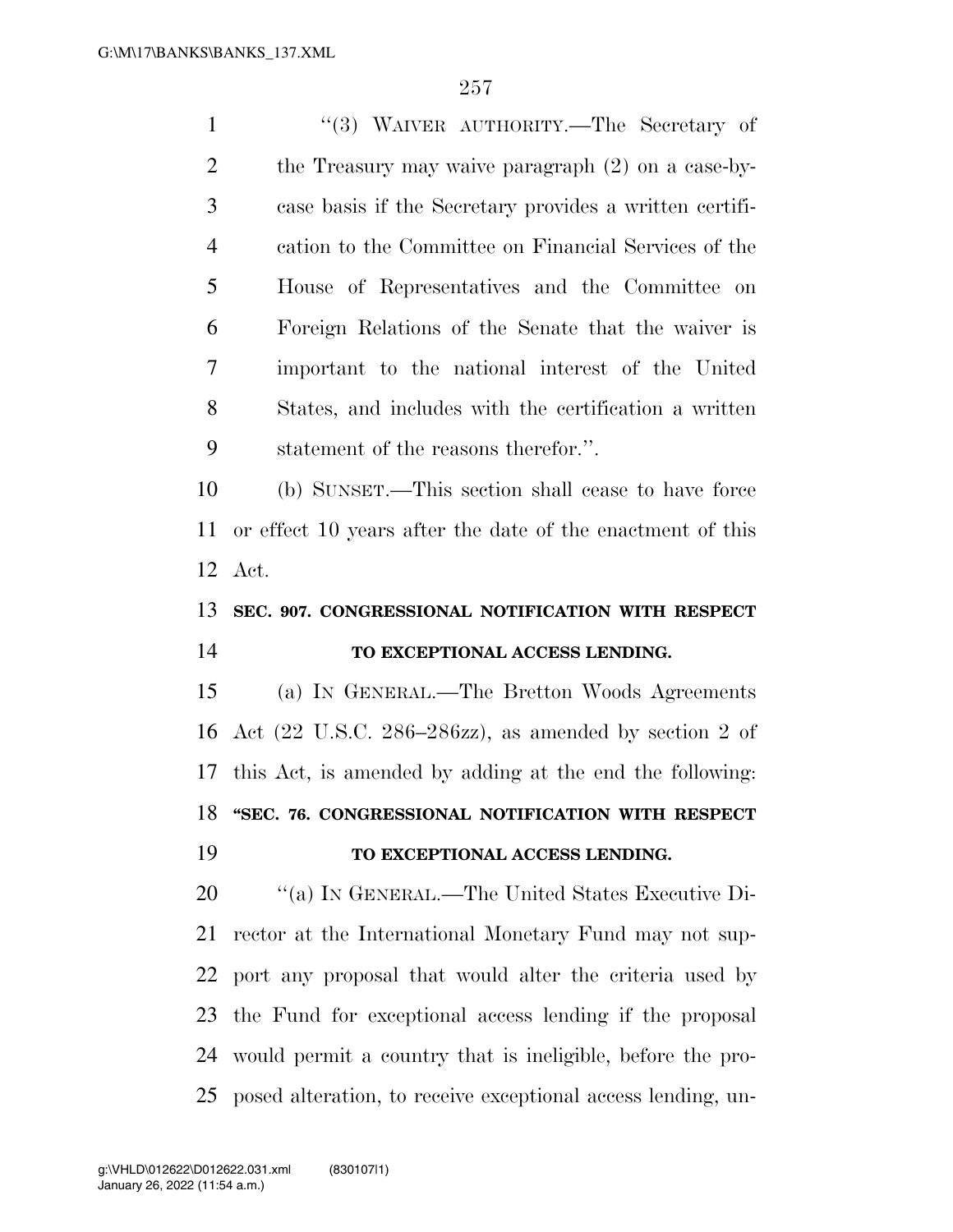"(3) WAIVER AUTHORITY.—The Secretary of the Treasury may waive paragraph (2) on a case-by-case basis if the Secretary provides a written certification to the Committee on Financial Services of the House of Representatives and the Committee on Foreign Relations of the Senate that the waiver is important to the national interest of the United States, and includes with the certification a written statement of the reasons therefor.".

(b) SUNSET.—This section shall cease to have force or effect 10 years after the date of the enactment of this Act.

### SEC. 907. CONGRESSIONAL NOTIFICATION WITH RESPECT TO EXCEPTIONAL ACCESS LENDING.

(a) IN GENERAL.—The Bretton Woods Agreements Act (22 U.S.C. 286–286zz), as amended by section 2 of this Act, is amended by adding at the end the following:

### "SEC. 76. CONGRESSIONAL NOTIFICATION WITH RESPECT TO EXCEPTIONAL ACCESS LENDING.

"(a) IN GENERAL.—The United States Executive Director at the International Monetary Fund may not support any proposal that would alter the criteria used by the Fund for exceptional access lending if the proposal would permit a country that is ineligible, before the proposed alteration, to receive exceptional access lending, un-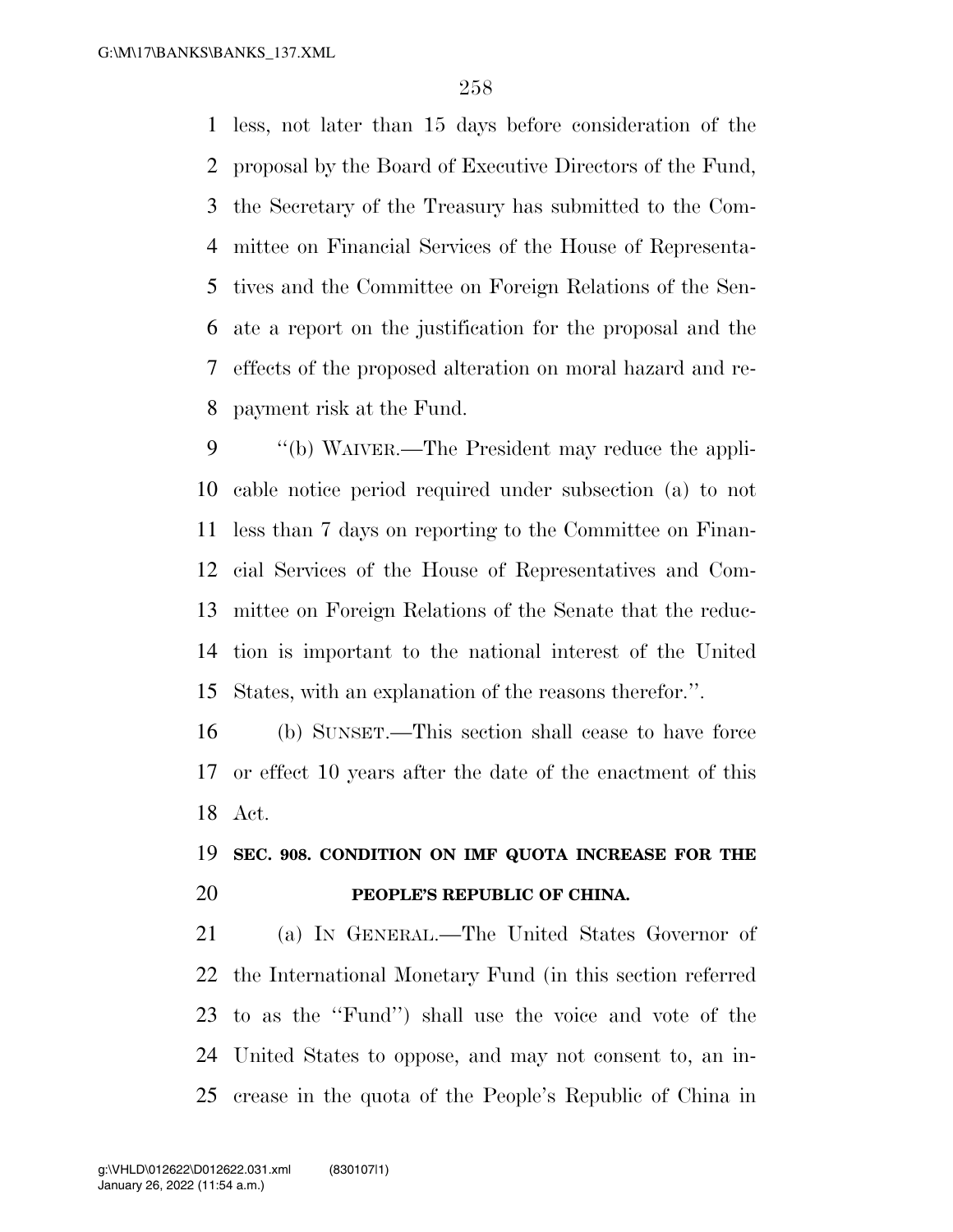less, not later than 15 days before consideration of the proposal by the Board of Executive Directors of the Fund, the Secretary of the Treasury has submitted to the Committee on Financial Services of the House of Representatives and the Committee on Foreign Relations of the Senate a report on the justification for the proposal and the effects of the proposed alteration on moral hazard and repayment risk at the Fund.

''(b) WAIVER.—The President may reduce the applicable notice period required under subsection (a) to not less than 7 days on reporting to the Committee on Financial Services of the House of Representatives and Committee on Foreign Relations of the Senate that the reduction is important to the national interest of the United States, with an explanation of the reasons therefor.''.

(b) SUNSET.—This section shall cease to have force or effect 10 years after the date of the enactment of this Act.

**SEC. 908. CONDITION ON IMF QUOTA INCREASE FOR THE PEOPLE'S REPUBLIC OF CHINA.**

(a) IN GENERAL.—The United States Governor of the International Monetary Fund (in this section referred to as the ''Fund'') shall use the voice and vote of the United States to oppose, and may not consent to, an increase in the quota of the People's Republic of China in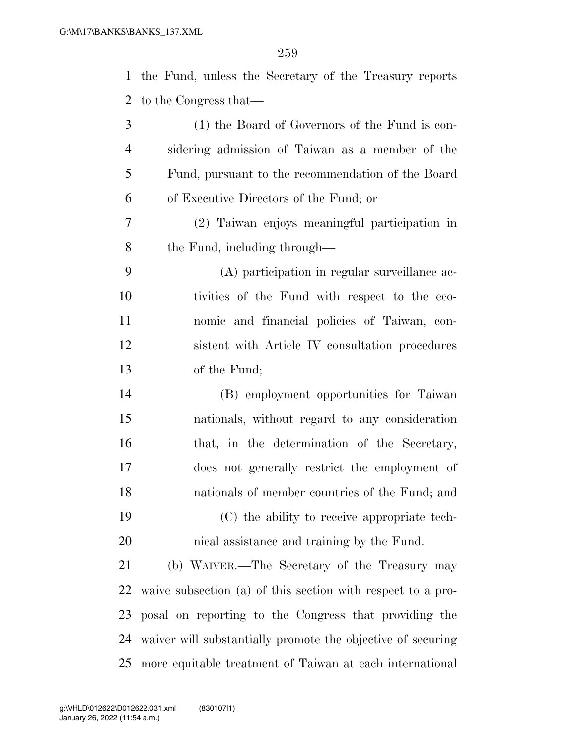the Fund, unless the Secretary of the Treasury reports to the Congress that—

(1) the Board of Governors of the Fund is considering admission of Taiwan as a member of the Fund, pursuant to the recommendation of the Board of Executive Directors of the Fund; or

(2) Taiwan enjoys meaningful participation in the Fund, including through—

(A) participation in regular surveillance activities of the Fund with respect to the economic and financial policies of Taiwan, consistent with Article IV consultation procedures of the Fund;

(B) employment opportunities for Taiwan nationals, without regard to any consideration that, in the determination of the Secretary, does not generally restrict the employment of nationals of member countries of the Fund; and

(C) the ability to receive appropriate technical assistance and training by the Fund.

(b) WAIVER.—The Secretary of the Treasury may waive subsection (a) of this section with respect to a proposal on reporting to the Congress that providing the waiver will substantially promote the objective of securing more equitable treatment of Taiwan at each international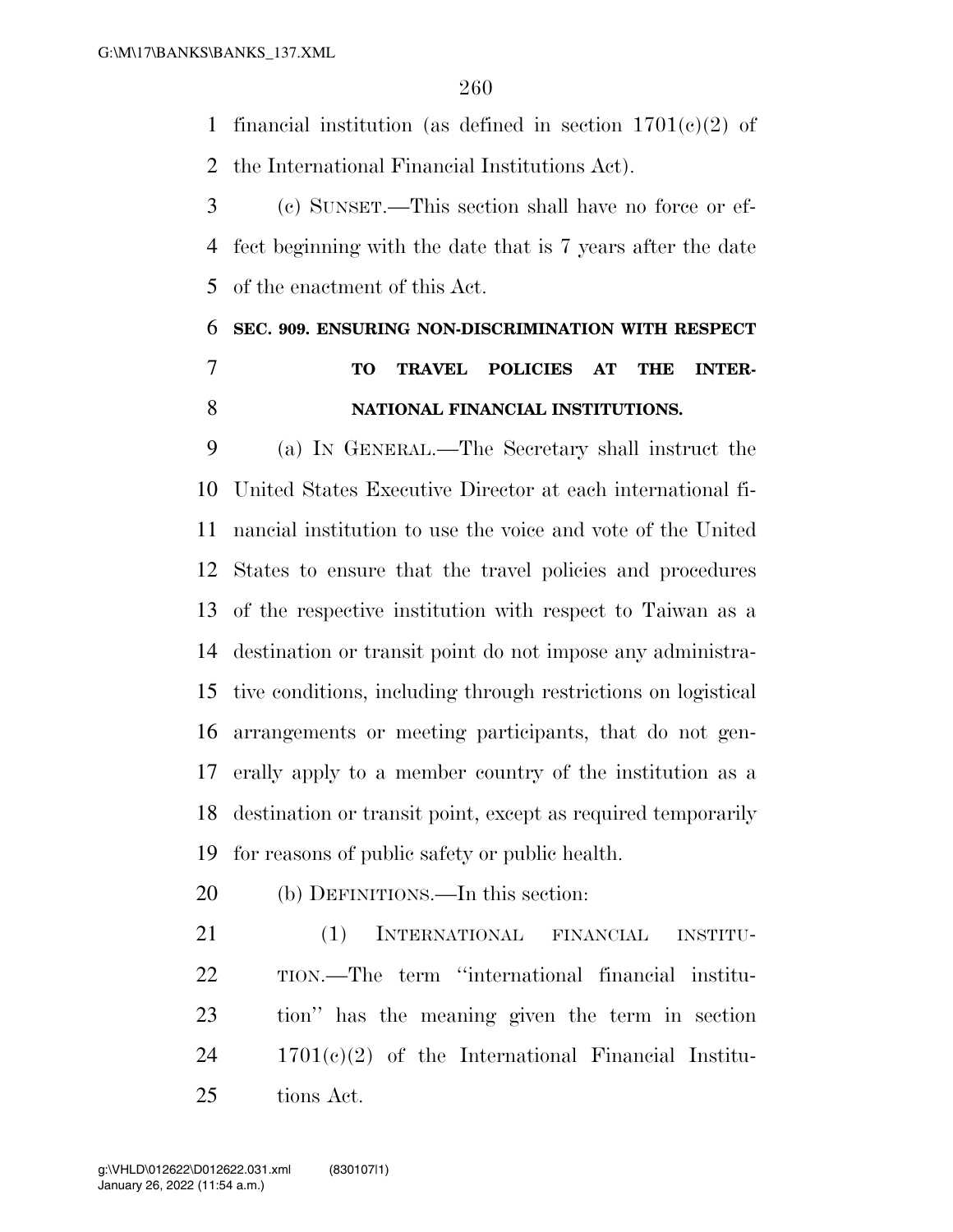financial institution (as defined in section 1701(c)(2) of the International Financial Institutions Act).

(c) SUNSET.—This section shall have no force or effect beginning with the date that is 7 years after the date of the enactment of this Act.

### SEC. 909. ENSURING NON-DISCRIMINATION WITH RESPECT TO TRAVEL POLICIES AT THE INTERNATIONAL FINANCIAL INSTITUTIONS.

(a) IN GENERAL.—The Secretary shall instruct the United States Executive Director at each international financial institution to use the voice and vote of the United States to ensure that the travel policies and procedures of the respective institution with respect to Taiwan as a destination or transit point do not impose any administrative conditions, including through restrictions on logistical arrangements or meeting participants, that do not generally apply to a member country of the institution as a destination or transit point, except as required temporarily for reasons of public safety or public health.

(b) DEFINITIONS.—In this section:

(1) INTERNATIONAL FINANCIAL INSTITUTION.—The term "international financial institution" has the meaning given the term in section 1701(c)(2) of the International Financial Institutions Act.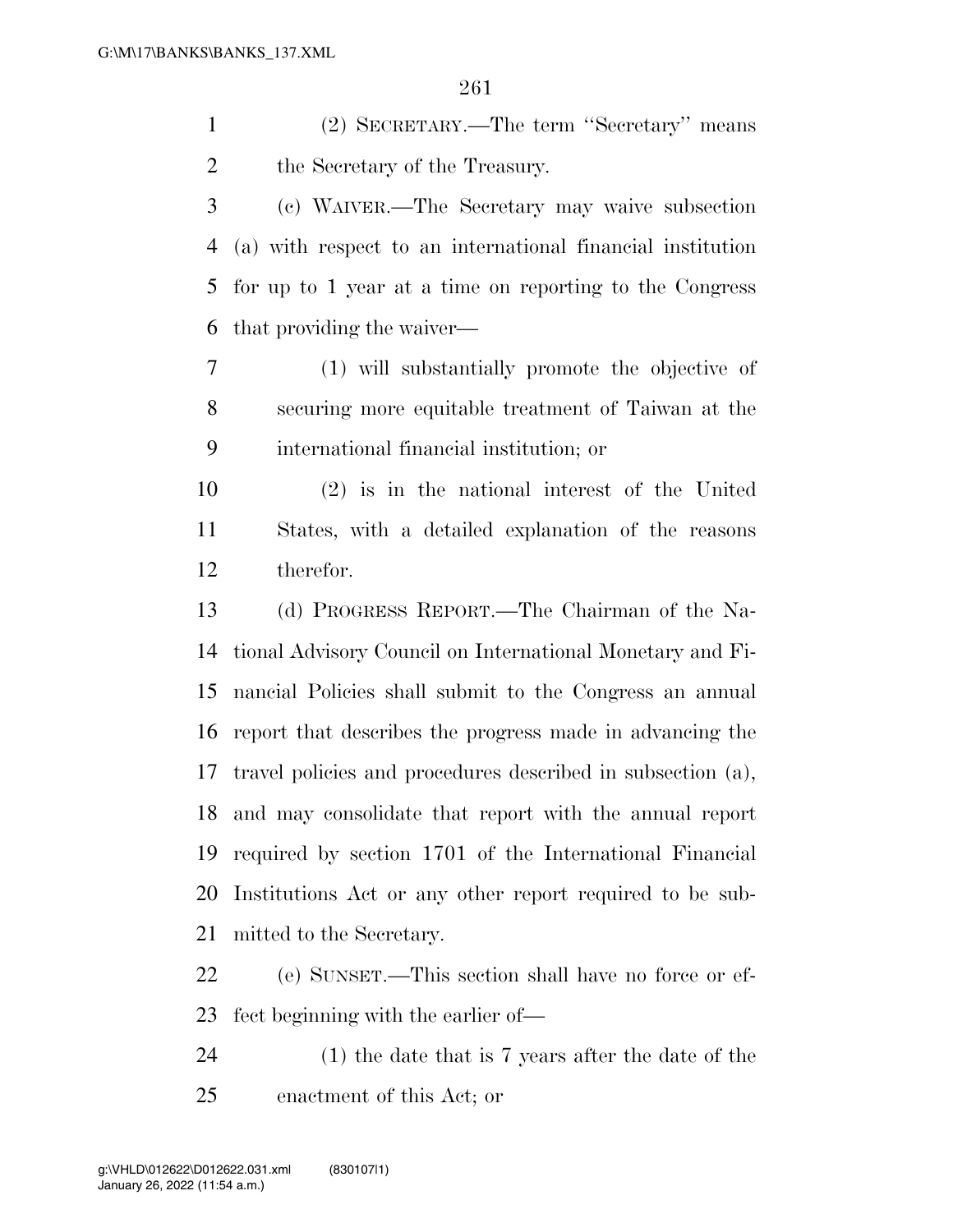(2) SECRETARY.—The term ''Secretary'' means the Secretary of the Treasury.

(c) WAIVER.—The Secretary may waive subsection (a) with respect to an international financial institution for up to 1 year at a time on reporting to the Congress that providing the waiver—

(1) will substantially promote the objective of securing more equitable treatment of Taiwan at the international financial institution; or

(2) is in the national interest of the United States, with a detailed explanation of the reasons therefor.

(d) PROGRESS REPORT.—The Chairman of the National Advisory Council on International Monetary and Financial Policies shall submit to the Congress an annual report that describes the progress made in advancing the travel policies and procedures described in subsection (a), and may consolidate that report with the annual report required by section 1701 of the International Financial Institutions Act or any other report required to be submitted to the Secretary.

(e) SUNSET.—This section shall have no force or effect beginning with the earlier of—

(1) the date that is 7 years after the date of the enactment of this Act; or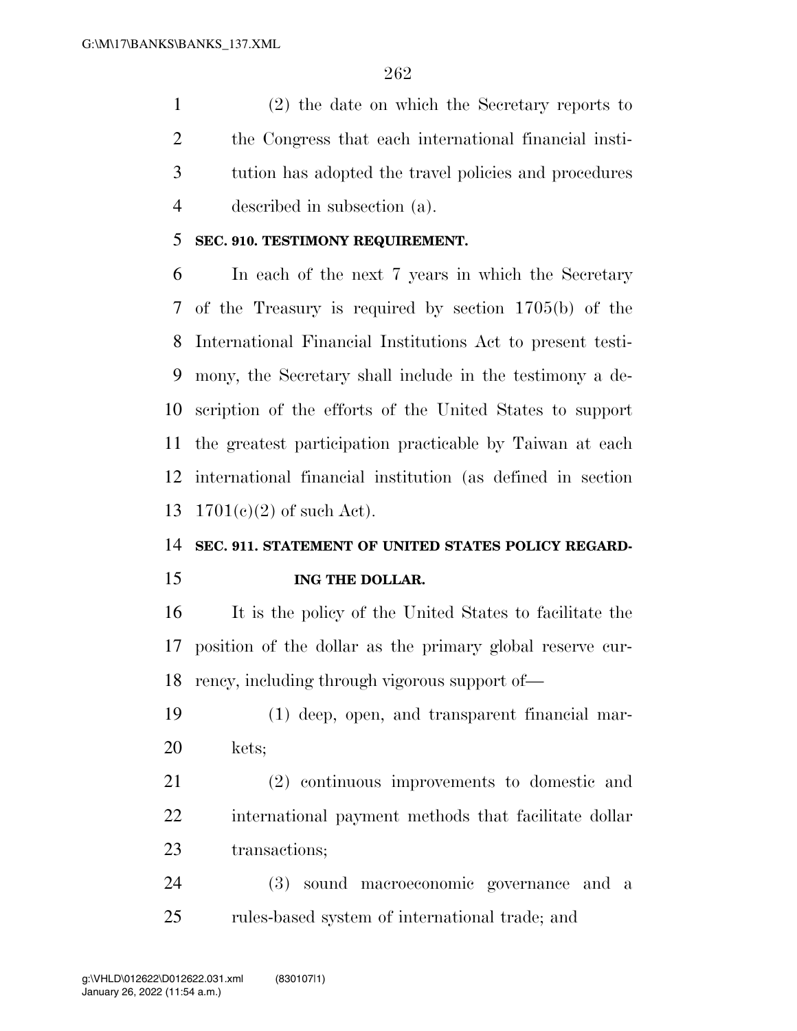(2) the date on which the Secretary reports to the Congress that each international financial institution has adopted the travel policies and procedures described in subsection (a).

### SEC. 910. TESTIMONY REQUIREMENT.

In each of the next 7 years in which the Secretary of the Treasury is required by section 1705(b) of the International Financial Institutions Act to present testimony, the Secretary shall include in the testimony a description of the efforts of the United States to support the greatest participation practicable by Taiwan at each international financial institution (as defined in section 1701(c)(2) of such Act).

### SEC. 911. STATEMENT OF UNITED STATES POLICY REGARDING THE DOLLAR.

It is the policy of the United States to facilitate the position of the dollar as the primary global reserve currency, including through vigorous support of—

(1) deep, open, and transparent financial markets;

(2) continuous improvements to domestic and international payment methods that facilitate dollar transactions;

(3) sound macroeconomic governance and a rules-based system of international trade; and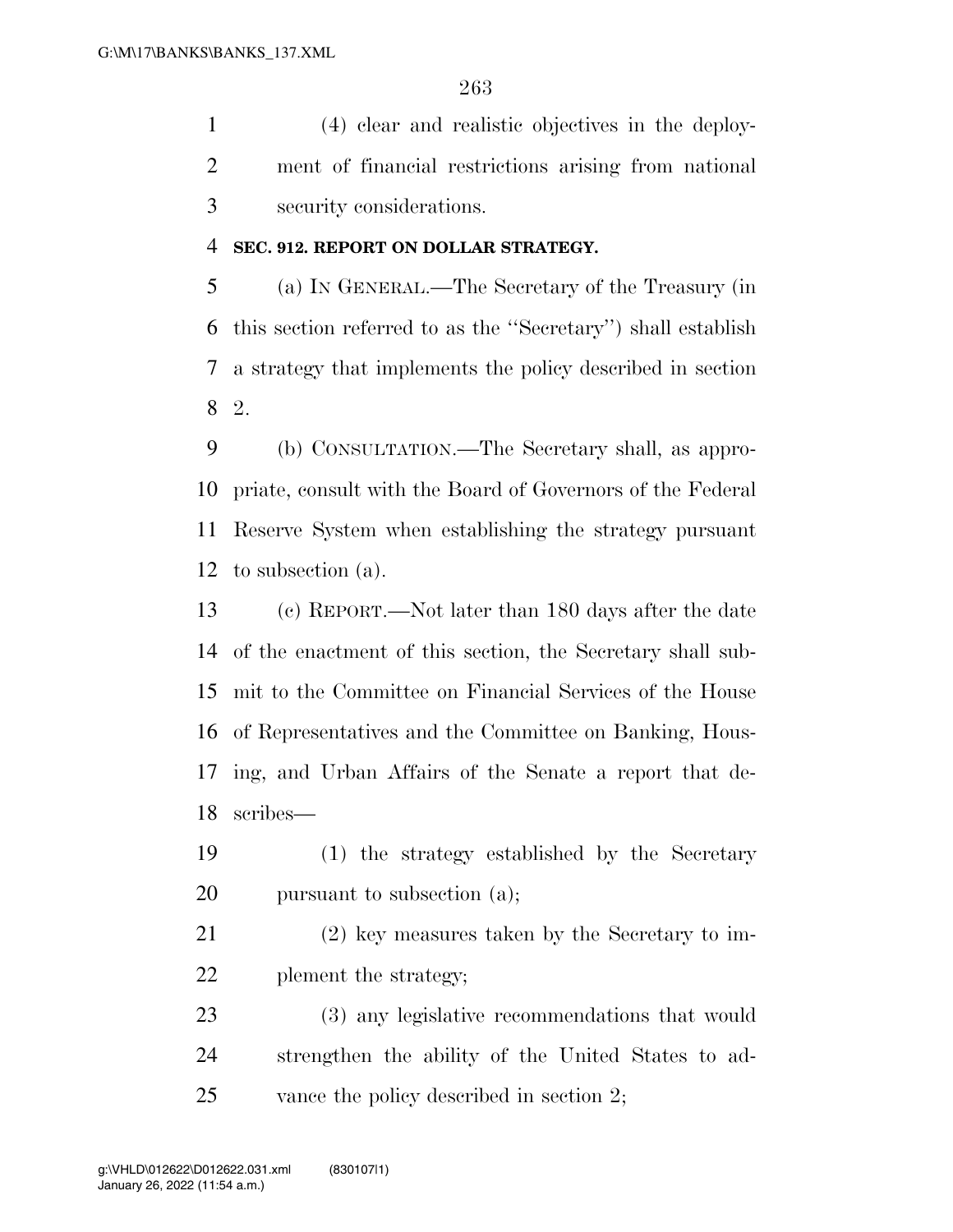(4) clear and realistic objectives in the deployment of financial restrictions arising from national security considerations.

**SEC. 912. REPORT ON DOLLAR STRATEGY.**

(a) IN GENERAL.—The Secretary of the Treasury (in this section referred to as the ''Secretary'') shall establish a strategy that implements the policy described in section 2.

(b) CONSULTATION.—The Secretary shall, as appropriate, consult with the Board of Governors of the Federal Reserve System when establishing the strategy pursuant to subsection (a).

(c) REPORT.—Not later than 180 days after the date of the enactment of this section, the Secretary shall submit to the Committee on Financial Services of the House of Representatives and the Committee on Banking, Housing, and Urban Affairs of the Senate a report that describes—

(1) the strategy established by the Secretary pursuant to subsection (a);

(2) key measures taken by the Secretary to implement the strategy;

(3) any legislative recommendations that would strengthen the ability of the United States to advance the policy described in section 2;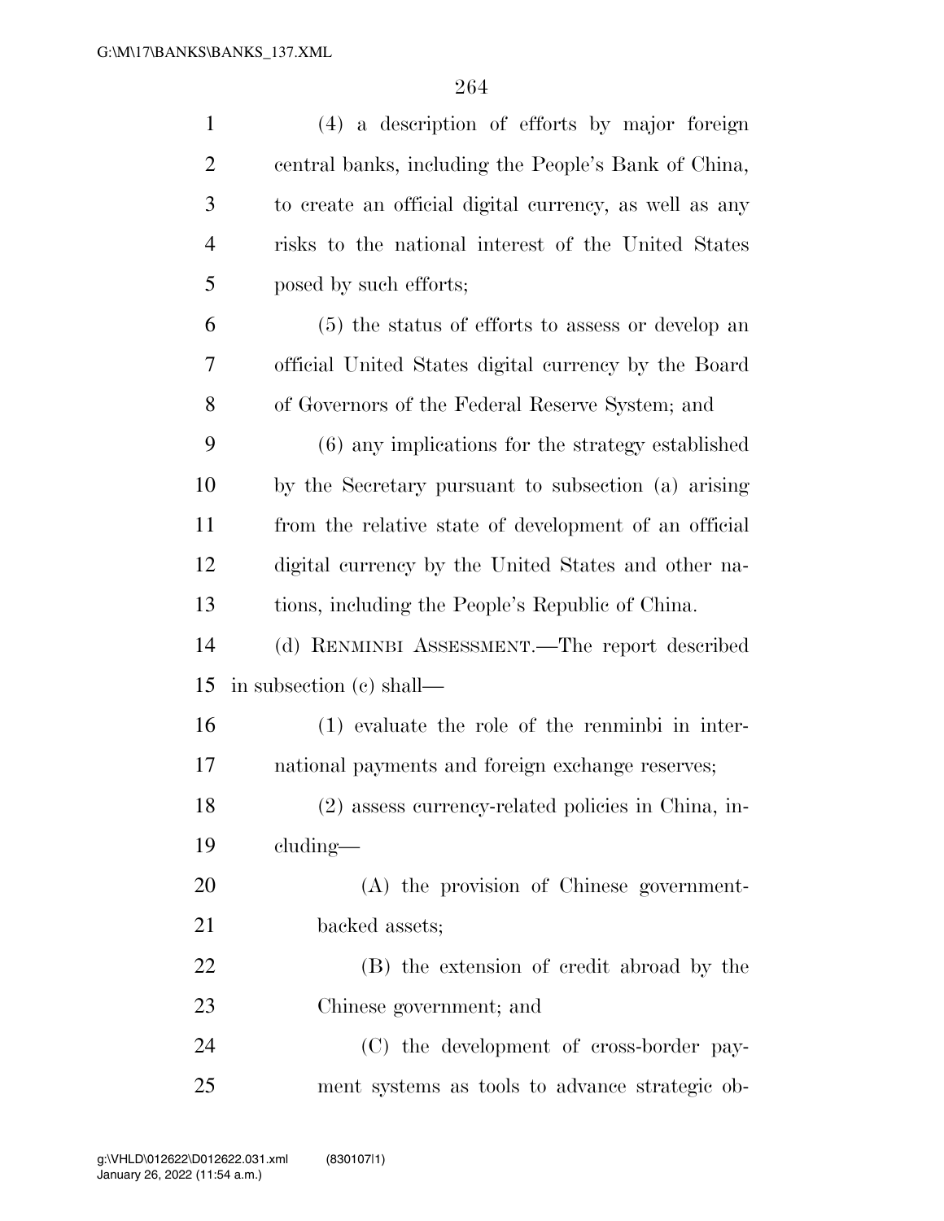(4) a description of efforts by major foreign central banks, including the People's Bank of China, to create an official digital currency, as well as any risks to the national interest of the United States posed by such efforts;

(5) the status of efforts to assess or develop an official United States digital currency by the Board of Governors of the Federal Reserve System; and

(6) any implications for the strategy established by the Secretary pursuant to subsection (a) arising from the relative state of development of an official digital currency by the United States and other nations, including the People's Republic of China.

(d) RENMINBI ASSESSMENT.—The report described in subsection (c) shall—

(1) evaluate the role of the renminbi in international payments and foreign exchange reserves;

(2) assess currency-related policies in China, including—

(A) the provision of Chinese government-backed assets;

(B) the extension of credit abroad by the Chinese government; and

(C) the development of cross-border payment systems as tools to advance strategic ob-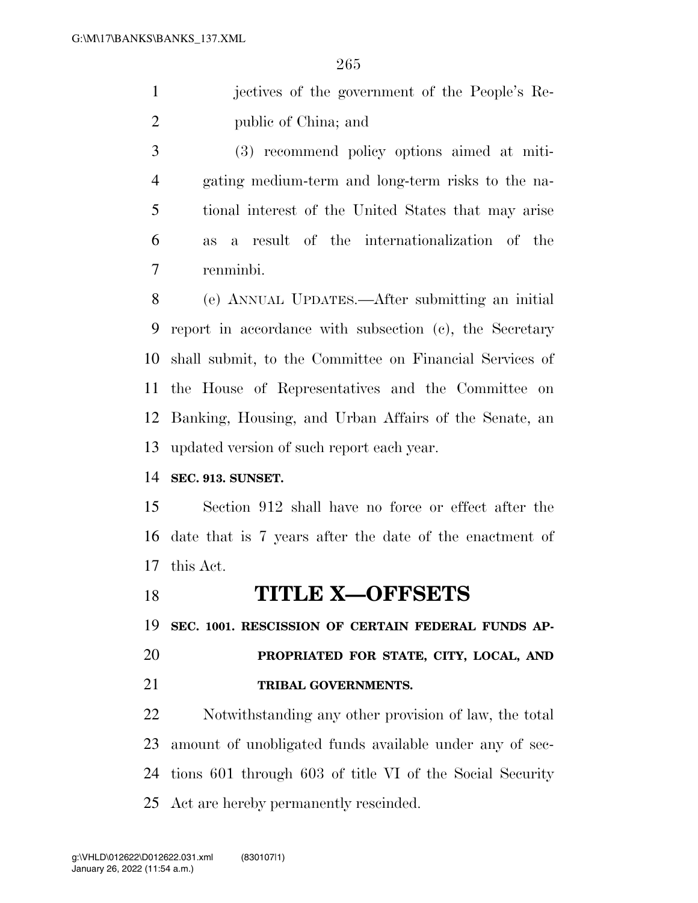jectives of the government of the People's Republic of China; and

(3) recommend policy options aimed at mitigating medium-term and long-term risks to the national interest of the United States that may arise as a result of the internationalization of the renminbi.

(e) ANNUAL UPDATES.—After submitting an initial report in accordance with subsection (c), the Secretary shall submit, to the Committee on Financial Services of the House of Representatives and the Committee on Banking, Housing, and Urban Affairs of the Senate, an updated version of such report each year.

**SEC. 913. SUNSET.**

Section 912 shall have no force or effect after the date that is 7 years after the date of the enactment of this Act.

# TITLE X—OFFSETS

**SEC. 1001. RESCISSION OF CERTAIN FEDERAL FUNDS APPROPRIATED FOR STATE, CITY, LOCAL, AND TRIBAL GOVERNMENTS.**

Notwithstanding any other provision of law, the total amount of unobligated funds available under any of sections 601 through 603 of title VI of the Social Security Act are hereby permanently rescinded.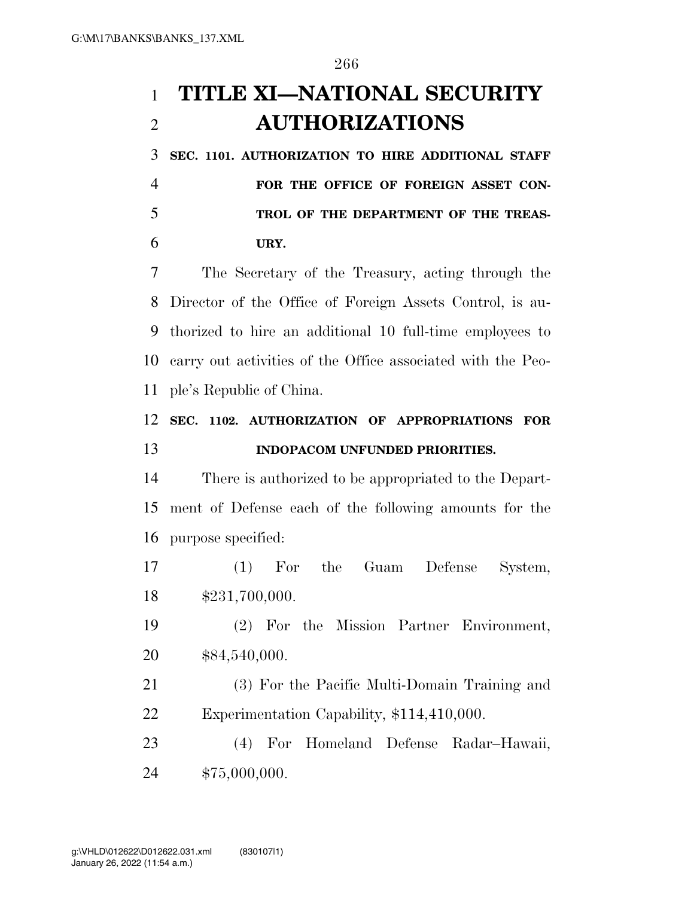# TITLE XI—NATIONAL SECURITY AUTHORIZATIONS

**SEC. 1101. AUTHORIZATION TO HIRE ADDITIONAL STAFF FOR THE OFFICE OF FOREIGN ASSET CONTROL OF THE DEPARTMENT OF THE TREASURY.**

The Secretary of the Treasury, acting through the Director of the Office of Foreign Assets Control, is authorized to hire an additional 10 full-time employees to carry out activities of the Office associated with the People's Republic of China.

**SEC. 1102. AUTHORIZATION OF APPROPRIATIONS FOR INDOPACOM UNFUNDED PRIORITIES.**

There is authorized to be appropriated to the Department of Defense each of the following amounts for the purpose specified:

(1) For the Guam Defense System, $231,700,000.

(2) For the Mission Partner Environment, $84,540,000.

(3) For the Pacific Multi-Domain Training and Experimentation Capability, $114,410,000.

(4) For Homeland Defense Radar–Hawaii, $75,000,000.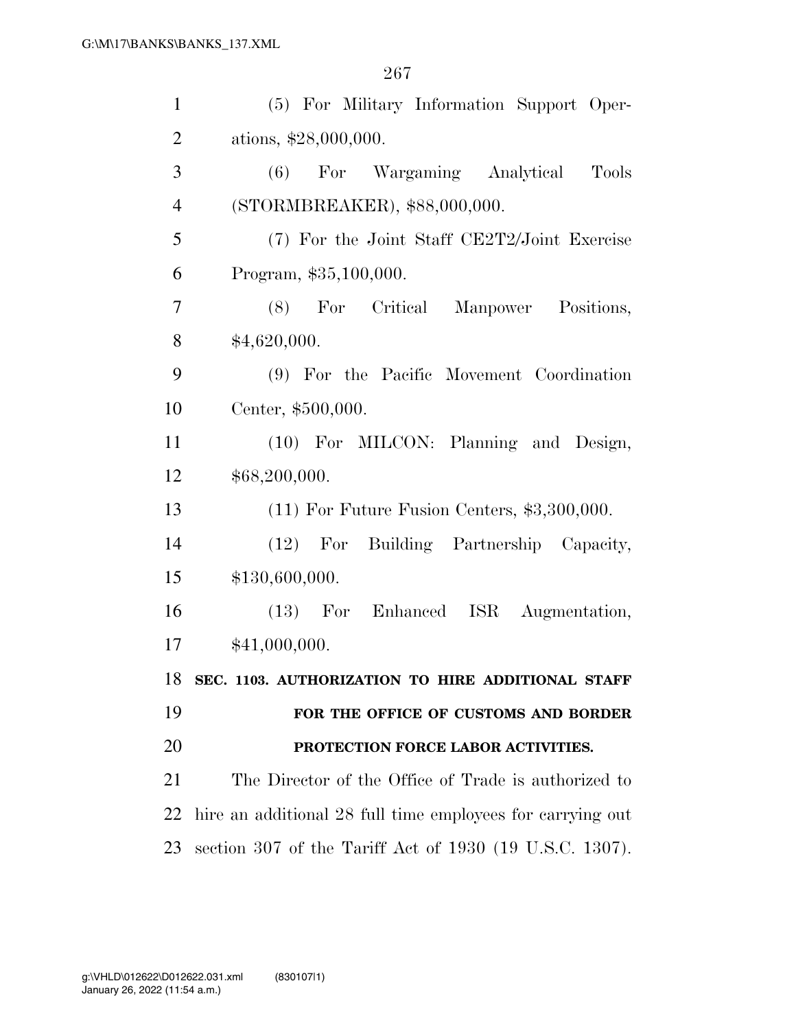(5) For Military Information Support Operations, $28,000,000.

(6) For Wargaming Analytical Tools (STORMBREAKER), $88,000,000.

(7) For the Joint Staff CE2T2/Joint Exercise Program, $35,100,000.

(8) For Critical Manpower Positions, $4,620,000.

(9) For the Pacific Movement Coordination Center, $500,000.

(10) For MILCON: Planning and Design, $68,200,000.

(11) For Future Fusion Centers, $3,300,000.

(12) For Building Partnership Capacity, $130,600,000.

(13) For Enhanced ISR Augmentation, $41,000,000.

**SEC. 1103. AUTHORIZATION TO HIRE ADDITIONAL STAFF FOR THE OFFICE OF CUSTOMS AND BORDER PROTECTION FORCE LABOR ACTIVITIES.**

The Director of the Office of Trade is authorized to hire an additional 28 full time employees for carrying out section 307 of the Tariff Act of 1930 (19 U.S.C. 1307).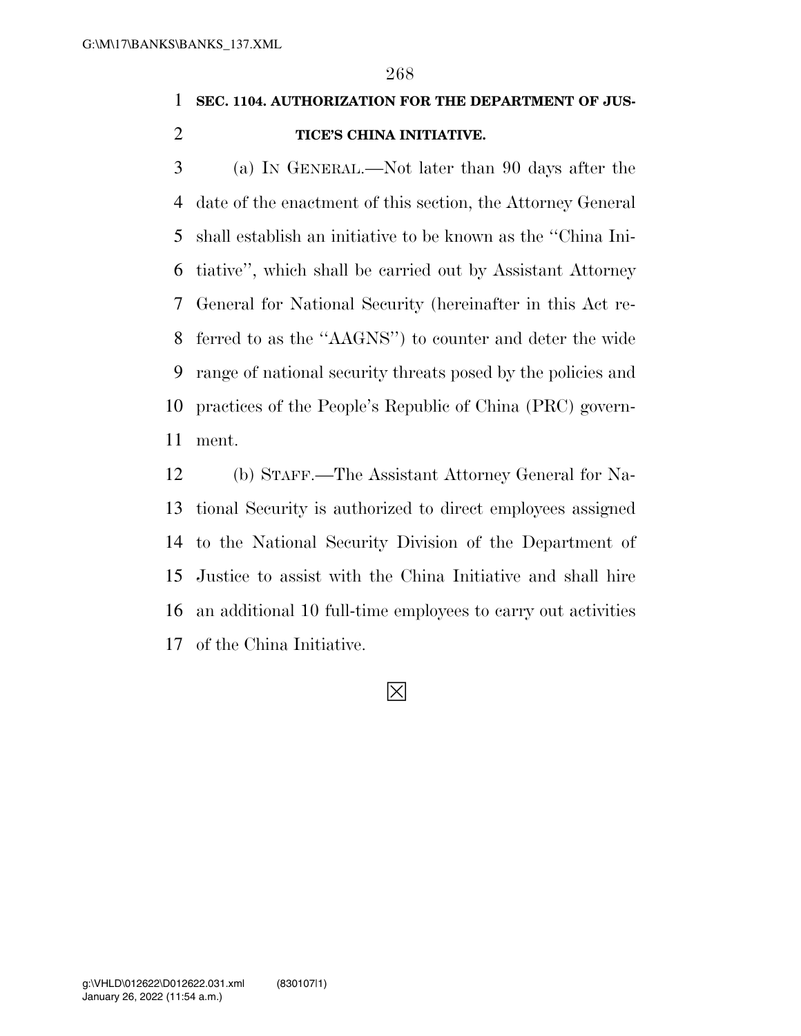### SEC. 1104. AUTHORIZATION FOR THE DEPARTMENT OF JUSTICE'S CHINA INITIATIVE.

(a) IN GENERAL.—Not later than 90 days after the date of the enactment of this section, the Attorney General shall establish an initiative to be known as the ''China Initiative'', which shall be carried out by Assistant Attorney General for National Security (hereinafter in this Act referred to as the ''AAGNS'') to counter and deter the wide range of national security threats posed by the policies and practices of the People's Republic of China (PRC) government.

(b) STAFF.—The Assistant Attorney General for National Security is authorized to direct employees assigned to the National Security Division of the Department of Justice to assist with the China Initiative and shall hire an additional 10 full-time employees to carry out activities of the China Initiative.

☒